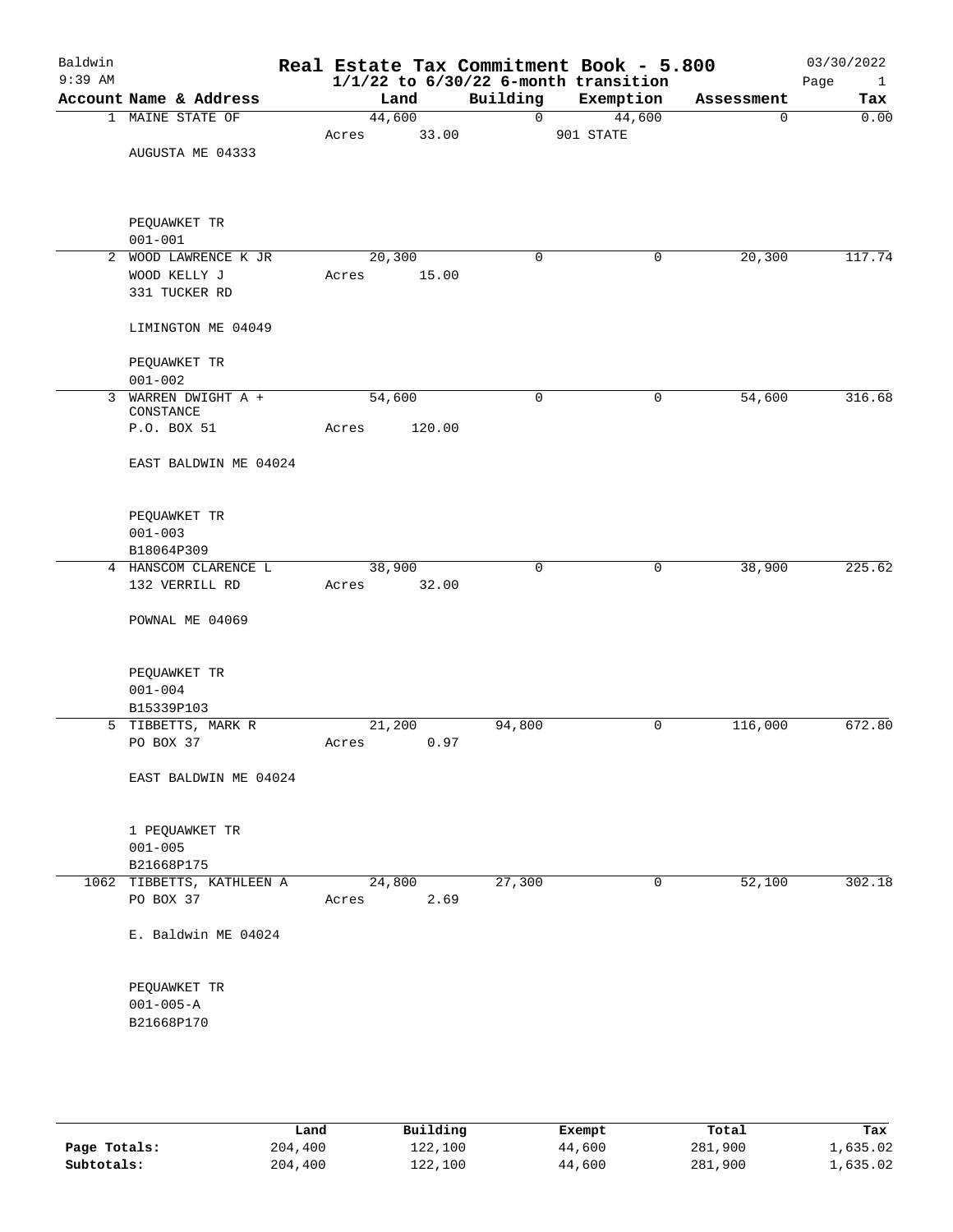# Baldwin Real Estate Tax Commitment Book - 5.800

9:39 AM — 1/1/22 to 6/30/22 6-month transition — 03/30/2022 — Page 1

| Account | Name & Address | Land | Building | Exemption | Assessment | Tax |
|---|---|---|---|---|---|---|
| 1 | MAINE STATE OF<br>AUGUSTA ME 04333<br>PEQUAWKET TR<br>001-001 | 44,600<br>Acres 33.00 | 0 | 44,600<br>901 STATE | 0 | 0.00 |
| 2 | WOOD LAWRENCE K JR<br>WOOD KELLY J<br>331 TUCKER RD<br>LIMINGTON ME 04049<br>PEQUAWKET TR<br>001-002 | 20,300<br>Acres 15.00 | 0 | 0 | 20,300 | 117.74 |
| 3 | WARREN DWIGHT A + CONSTANCE<br>P.O. BOX 51<br>EAST BALDWIN ME 04024<br>PEQUAWKET TR<br>001-003<br>B18064P309 | 54,600<br>Acres 120.00 | 0 | 0 | 54,600 | 316.68 |
| 4 | HANSCOM CLARENCE L<br>132 VERRILL RD<br>POWNAL ME 04069<br>PEQUAWKET TR<br>001-004<br>B15339P103 | 38,900<br>Acres 32.00 | 0 | 0 | 38,900 | 225.62 |
| 5 | TIBBETTS, MARK R<br>PO BOX 37<br>EAST BALDWIN ME 04024<br>1 PEQUAWKET TR<br>001-005<br>B21668P175 | 21,200<br>Acres 0.97 | 94,800 | 0 | 116,000 | 672.80 |
| 1062 | TIBBETTS, KATHLEEN A<br>PO BOX 37<br>E. Baldwin ME 04024<br>PEQUAWKET TR<br>001-005-A<br>B21668P170 | 24,800<br>Acres 2.69 | 27,300 | 0 | 52,100 | 302.18 |

| | Land | Building | Exempt | Total | Tax |
|---|---|---|---|---|---|
| **Page Totals:** | 204,400 | 122,100 | 44,600 | 281,900 | 1,635.02 |
| **Subtotals:** | 204,400 | 122,100 | 44,600 | 281,900 | 1,635.02 |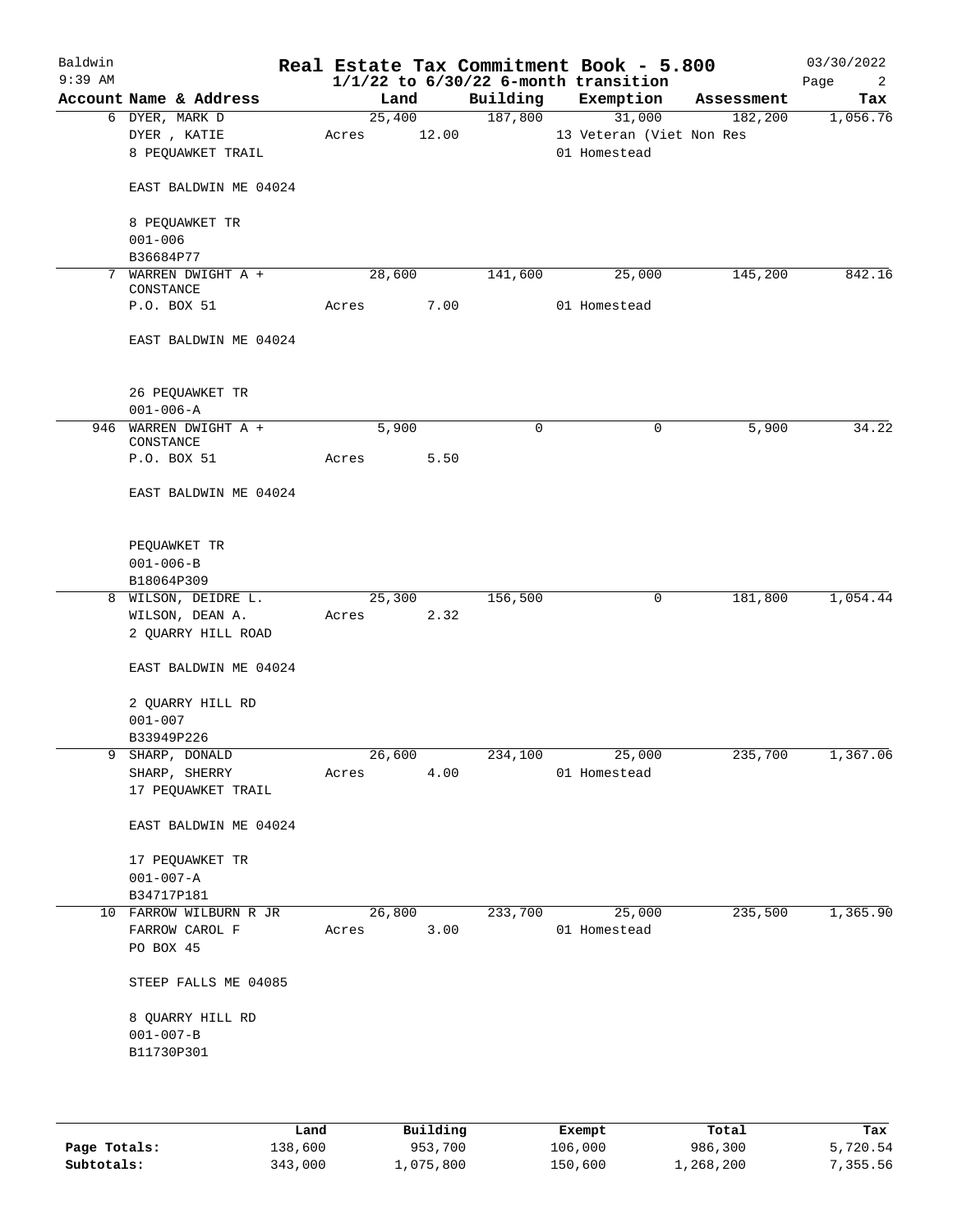Baldwin
9:39 AM

# Real Estate Tax Commitment Book - 5.800
## 1/1/22 to 6/30/22 6-month transition

03/30/2022

| Account Name & Address | Land | Building | Exemption | Assessment | Tax |
|---|---|---|---|---|---|
| 6 DYER, MARK D | 25,400 | 187,800 | 31,000 | 182,200 | 1,056.76 |
| DYER , KATIE | Acres 12.00 | | 13 Veteran (Viet Non Res | | |
| 8 PEQUAWKET TRAIL | | | 01 Homestead | | |
| EAST BALDWIN ME 04024 | | | | | |
| 8 PEQUAWKET TR | | | | | |
| 001-006 | | | | | |
| B36684P77 | | | | | |
| 7 WARREN DWIGHT A + CONSTANCE | 28,600 | 141,600 | 25,000 | 145,200 | 842.16 |
| P.O. BOX 51 | Acres 7.00 | | 01 Homestead | | |
| EAST BALDWIN ME 04024 | | | | | |
| 26 PEQUAWKET TR | | | | | |
| 001-006-A | | | | | |
| 946 WARREN DWIGHT A + CONSTANCE | 5,900 | 0 | 0 | 5,900 | 34.22 |
| P.O. BOX 51 | Acres 5.50 | | | | |
| EAST BALDWIN ME 04024 | | | | | |
| PEQUAWKET TR | | | | | |
| 001-006-B | | | | | |
| B18064P309 | | | | | |
| 8 WILSON, DEIDRE L. | 25,300 | 156,500 | 0 | 181,800 | 1,054.44 |
| WILSON, DEAN A. | Acres 2.32 | | | | |
| 2 QUARRY HILL ROAD | | | | | |
| EAST BALDWIN ME 04024 | | | | | |
| 2 QUARRY HILL RD | | | | | |
| 001-007 | | | | | |
| B33949P226 | | | | | |
| 9 SHARP, DONALD | 26,600 | 234,100 | 25,000 | 235,700 | 1,367.06 |
| SHARP, SHERRY | Acres 4.00 | | 01 Homestead | | |
| 17 PEQUAWKET TRAIL | | | | | |
| EAST BALDWIN ME 04024 | | | | | |
| 17 PEQUAWKET TR | | | | | |
| 001-007-A | | | | | |
| B34717P181 | | | | | |
| 10 FARROW WILBURN R JR | 26,800 | 233,700 | 25,000 | 235,500 | 1,365.90 |
| FARROW CAROL F | Acres 3.00 | | 01 Homestead | | |
| PO BOX 45 | | | | | |
| STEEP FALLS ME 04085 | | | | | |
| 8 QUARRY HILL RD | | | | | |
| 001-007-B | | | | | |
| B11730P301 | | | | | |

| | Land | Building | Exempt | Total | Tax |
|---|---|---|---|---|---|
| Page Totals: | 138,600 | 953,700 | 106,000 | 986,300 | 5,720.54 |
| Subtotals: | 343,000 | 1,075,800 | 150,600 | 1,268,200 | 7,355.56 |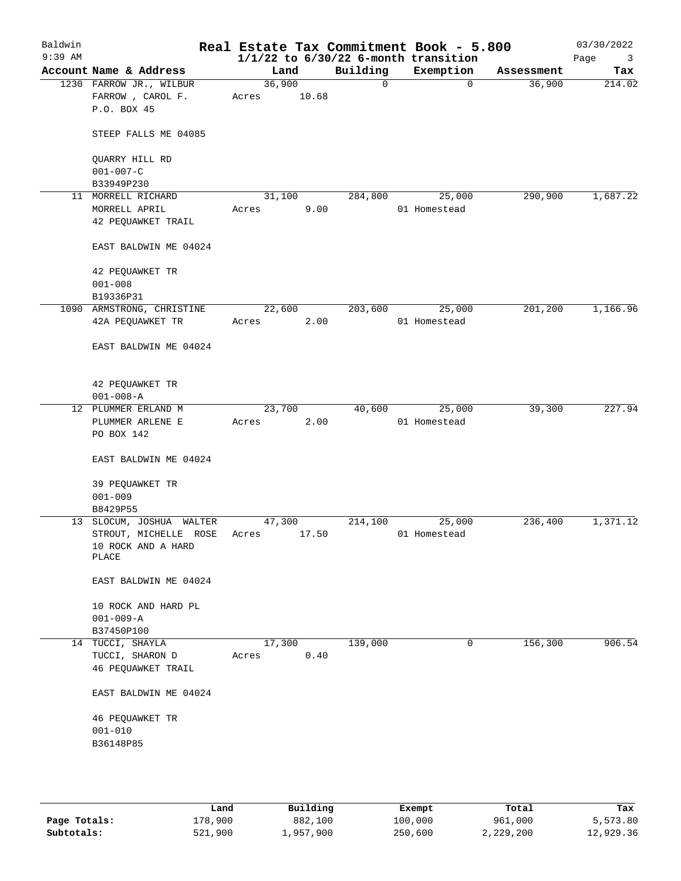Baldwin 9:39 AM

# Real Estate Tax Commitment Book - 5.800
## 1/1/22 to 6/30/22 6-month transition

03/30/2022

| Account Name & Address | Land | Building | Exemption | Assessment | Tax |
|---|---|---|---|---|---|
| 1230 FARROW JR., WILBUR<br>FARROW , CAROL F.<br>P.O. BOX 45<br><br>STEEP FALLS ME 04085<br><br>QUARRY HILL RD<br>001-007-C<br>B33949P230 | 36,900<br>Acres 10.68 | 0 | 0 | 36,900 | 214.02 |
| 11 MORRELL RICHARD<br>MORRELL APRIL<br>42 PEQUAWKET TRAIL<br><br>EAST BALDWIN ME 04024<br><br>42 PEQUAWKET TR<br>001-008<br>B19336P31 | 31,100<br>Acres 9.00 | 284,800 | 25,000<br>01 Homestead | 290,900 | 1,687.22 |
| 1090 ARMSTRONG, CHRISTINE<br>42A PEQUAWKET TR<br><br>EAST BALDWIN ME 04024<br><br>42 PEQUAWKET TR<br>001-008-A | 22,600<br>Acres 2.00 | 203,600 | 25,000<br>01 Homestead | 201,200 | 1,166.96 |
| 12 PLUMMER ERLAND M<br>PLUMMER ARLENE E<br>PO BOX 142<br><br>EAST BALDWIN ME 04024<br><br>39 PEQUAWKET TR<br>001-009<br>B8429P55 | 23,700<br>Acres 2.00 | 40,600 | 25,000<br>01 Homestead | 39,300 | 227.94 |
| 13 SLOCUM, JOSHUA WALTER<br>STROUT, MICHELLE ROSE<br>10 ROCK AND A HARD PLACE<br><br>EAST BALDWIN ME 04024<br><br>10 ROCK AND HARD PL<br>001-009-A<br>B37450P100 | 47,300<br>Acres 17.50 | 214,100 | 25,000<br>01 Homestead | 236,400 | 1,371.12 |
| 14 TUCCI, SHAYLA<br>TUCCI, SHARON D<br>46 PEQUAWKET TRAIL<br><br>EAST BALDWIN ME 04024<br><br>46 PEQUAWKET TR<br>001-010<br>B36148P85 | 17,300<br>Acres 0.40 | 139,000 | 0 | 156,300 | 906.54 |

| | Land | Building | Exempt | Total | Tax |
|---|---|---|---|---|---|
| **Page Totals:** | 178,900 | 882,100 | 100,000 | 961,000 | 5,573.80 |
| **Subtotals:** | 521,900 | 1,957,900 | 250,600 | 2,229,200 | 12,929.36 |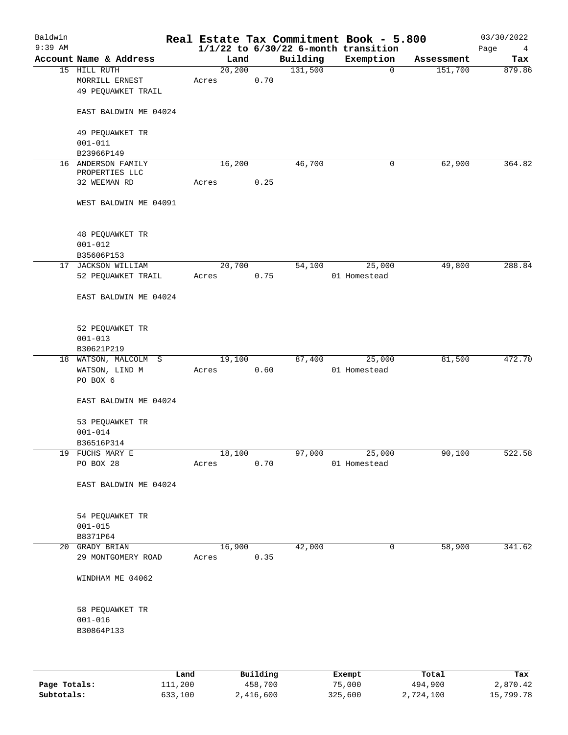Baldwin 9:39 AM

# Real Estate Tax Commitment Book - 5.800

1/1/22 to 6/30/22 6-month transition

03/30/2022

| Account | Name & Address | Land | Building | Exemption | Assessment | Tax |
|---|---|---|---|---|---|---|
| 15 | HILL RUTH<br>MORRILL ERNEST<br>49 PEQUAWKET TRAIL<br><br>EAST BALDWIN ME 04024<br><br>49 PEQUAWKET TR<br>001-011<br>B23966P149 | 20,200<br>Acres 0.70 | 131,500 | 0 | 151,700 | 879.86 |
| 16 | ANDERSON FAMILY PROPERTIES LLC<br>32 WEEMAN RD<br><br>WEST BALDWIN ME 04091<br><br>48 PEQUAWKET TR<br>001-012<br>B35606P153 | 16,200<br>Acres 0.25 | 46,700 | 0 | 62,900 | 364.82 |
| 17 | JACKSON WILLIAM<br>52 PEQUAWKET TRAIL<br><br>EAST BALDWIN ME 04024<br><br>52 PEQUAWKET TR<br>001-013<br>B30621P219 | 20,700<br>Acres 0.75 | 54,100 | 25,000<br>01 Homestead | 49,800 | 288.84 |
| 18 | WATSON, MALCOLM S<br>WATSON, LIND M<br>PO BOX 6<br><br>EAST BALDWIN ME 04024<br><br>53 PEQUAWKET TR<br>001-014<br>B36516P314 | 19,100<br>Acres 0.60 | 87,400 | 25,000<br>01 Homestead | 81,500 | 472.70 |
| 19 | FUCHS MARY E<br>PO BOX 28<br><br>EAST BALDWIN ME 04024<br><br>54 PEQUAWKET TR<br>001-015<br>B8371P64 | 18,100<br>Acres 0.70 | 97,000 | 25,000<br>01 Homestead | 90,100 | 522.58 |
| 20 | GRADY BRIAN<br>29 MONTGOMERY ROAD<br><br>WINDHAM ME 04062<br><br>58 PEQUAWKET TR<br>001-016<br>B30864P133 | 16,900<br>Acres 0.35 | 42,000 | 0 | 58,900 | 341.62 |

| | Land | Building | Exempt | Total | Tax |
|---|---|---|---|---|---|
| Page Totals: | 111,200 | 458,700 | 75,000 | 494,900 | 2,870.42 |
| Subtotals: | 633,100 | 2,416,600 | 325,600 | 2,724,100 | 15,799.78 |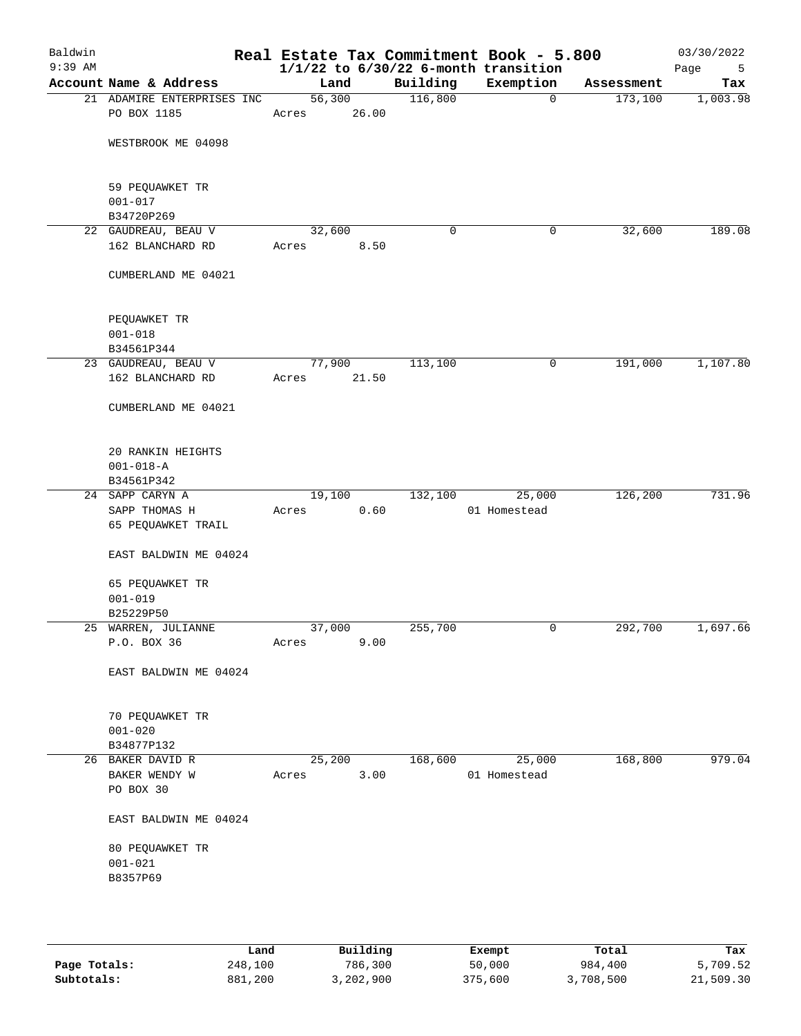# Real Estate Tax Commitment Book - 5.800

Baldwin
9:39 AM

1/1/22 to 6/30/22 6-month transition

03/30/2022

| Account | Name & Address | Land | Building | Exemption | Assessment | Tax |
|---|---|---|---|---|---|---|
| 21 | ADAMIRE ENTERPRISES INC<br>PO BOX 1185<br><br>WESTBROOK ME 04098<br><br>59 PEQUAWKET TR<br>001-017<br>B34720P269 | 56,300<br>Acres 26.00 | 116,800 | 0 | 173,100 | 1,003.98 |
| 22 | GAUDREAU, BEAU V<br>162 BLANCHARD RD<br><br>CUMBERLAND ME 04021<br><br>PEQUAWKET TR<br>001-018<br>B34561P344 | 32,600<br>Acres 8.50 | 0 | 0 | 32,600 | 189.08 |
| 23 | GAUDREAU, BEAU V<br>162 BLANCHARD RD<br><br>CUMBERLAND ME 04021<br><br>20 RANKIN HEIGHTS<br>001-018-A<br>B34561P342 | 77,900<br>Acres 21.50 | 113,100 | 0 | 191,000 | 1,107.80 |
| 24 | SAPP CARYN A<br>SAPP THOMAS H<br>65 PEQUAWKET TRAIL<br><br>EAST BALDWIN ME 04024<br><br>65 PEQUAWKET TR<br>001-019<br>B25229P50 | 19,100<br>Acres 0.60 | 132,100 | 25,000<br>01 Homestead | 126,200 | 731.96 |
| 25 | WARREN, JULIANNE<br>P.O. BOX 36<br><br>EAST BALDWIN ME 04024<br><br>70 PEQUAWKET TR<br>001-020<br>B34877P132 | 37,000<br>Acres 9.00 | 255,700 | 0 | 292,700 | 1,697.66 |
| 26 | BAKER DAVID R<br>BAKER WENDY W<br>PO BOX 30<br><br>EAST BALDWIN ME 04024<br><br>80 PEQUAWKET TR<br>001-021<br>B8357P69 | 25,200<br>Acres 3.00 | 168,600 | 25,000<br>01 Homestead | 168,800 | 979.04 |

| | Land | Building | Exempt | Total | Tax |
|---|---|---|---|---|---|
| Page Totals: | 248,100 | 786,300 | 50,000 | 984,400 | 5,709.52 |
| Subtotals: | 881,200 | 3,202,900 | 375,600 | 3,708,500 | 21,509.30 |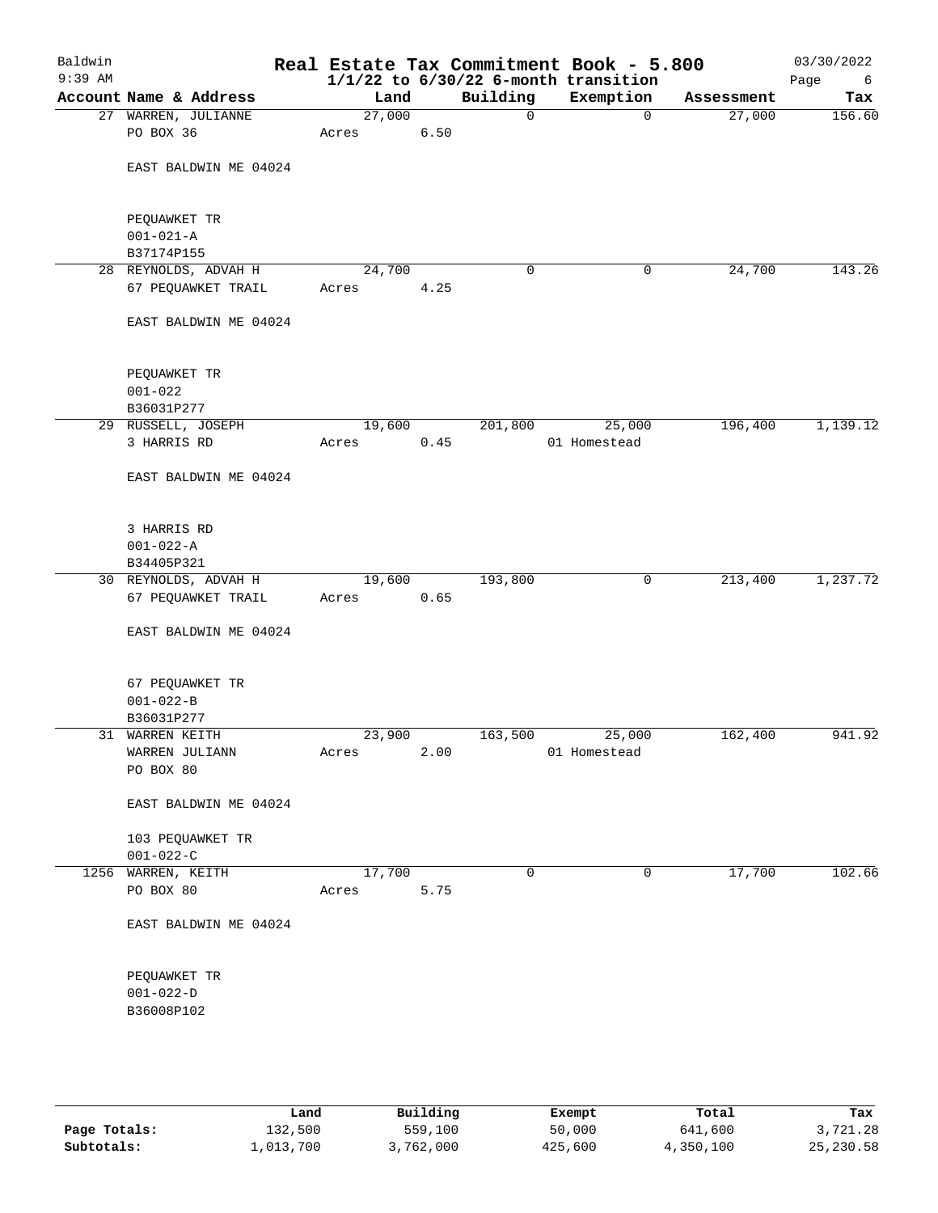Baldwin
9:39 AM

# Real Estate Tax Commitment Book - 5.800
## 1/1/22 to 6/30/22 6-month transition

03/30/2022

| Account | Name & Address | Land | Building | Exemption | Assessment | Tax |
|---|---|---|---|---|---|---|
| 27 | WARREN, JULIANNE<br>PO BOX 36<br><br>EAST BALDWIN ME 04024<br><br>PEQUAWKET TR<br>001-021-A<br>B37174P155 | 27,000<br>Acres 6.50 | 0 | 0 | 27,000 | 156.60 |
| 28 | REYNOLDS, ADVAH H<br>67 PEQUAWKET TRAIL<br><br>EAST BALDWIN ME 04024<br><br>PEQUAWKET TR<br>001-022<br>B36031P277 | 24,700<br>Acres 4.25 | 0 | 0 | 24,700 | 143.26 |
| 29 | RUSSELL, JOSEPH<br>3 HARRIS RD<br><br>EAST BALDWIN ME 04024<br><br>3 HARRIS RD<br>001-022-A<br>B34405P321 | 19,600<br>Acres 0.45 | 201,800 | 25,000<br>01 Homestead | 196,400 | 1,139.12 |
| 30 | REYNOLDS, ADVAH H<br>67 PEQUAWKET TRAIL<br><br>EAST BALDWIN ME 04024<br><br>67 PEQUAWKET TR<br>001-022-B<br>B36031P277 | 19,600<br>Acres 0.65 | 193,800 | 0 | 213,400 | 1,237.72 |
| 31 | WARREN KEITH<br>WARREN JULIANN<br>PO BOX 80<br><br>EAST BALDWIN ME 04024<br><br>103 PEQUAWKET TR<br>001-022-C | 23,900<br>Acres 2.00 | 163,500 | 25,000<br>01 Homestead | 162,400 | 941.92 |
| 1256 | WARREN, KEITH<br>PO BOX 80<br><br>EAST BALDWIN ME 04024<br><br>PEQUAWKET TR<br>001-022-D<br>B36008P102 | 17,700<br>Acres 5.75 | 0 | 0 | 17,700 | 102.66 |

| | Land | Building | Exempt | Total | Tax |
|---|---|---|---|---|---|
| Page Totals: | 132,500 | 559,100 | 50,000 | 641,600 | 3,721.28 |
| Subtotals: | 1,013,700 | 3,762,000 | 425,600 | 4,350,100 | 25,230.58 |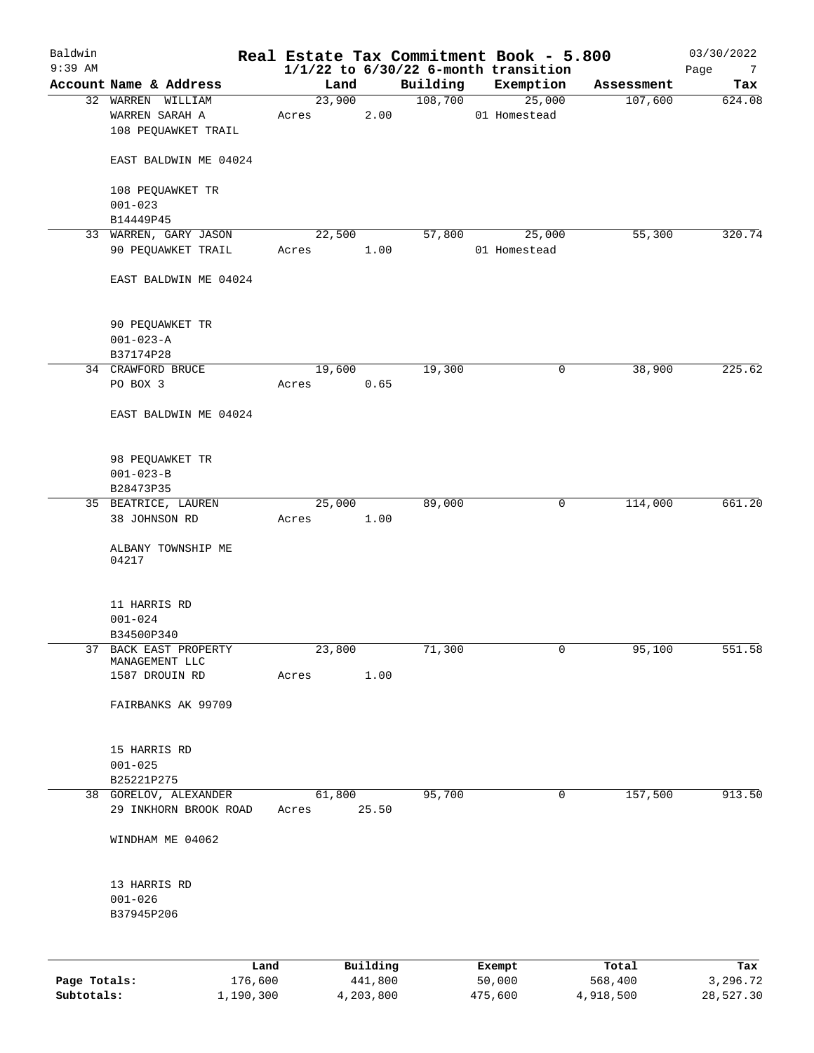Baldwin 9:39 AM

# Real Estate Tax Commitment Book - 5.800
## 1/1/22 to 6/30/22 6-month transition

03/30/2022

| Account | Name & Address | Land | Building | Exemption | Assessment | Tax |
|---|---|---|---|---|---|---|
| 32 | WARREN WILLIAM<br>WARREN SARAH A<br>108 PEQUAWKET TRAIL<br><br>EAST BALDWIN ME 04024<br><br>108 PEQUAWKET TR<br>001-023<br>B14449P45 | 23,900<br>Acres 2.00 | 108,700 | 25,000<br>01 Homestead | 107,600 | 624.08 |
| 33 | WARREN, GARY JASON<br>90 PEQUAWKET TRAIL<br><br>EAST BALDWIN ME 04024<br><br>90 PEQUAWKET TR<br>001-023-A<br>B37174P28 | 22,500<br>Acres 1.00 | 57,800 | 25,000<br>01 Homestead | 55,300 | 320.74 |
| 34 | CRAWFORD BRUCE<br>PO BOX 3<br><br>EAST BALDWIN ME 04024<br><br>98 PEQUAWKET TR<br>001-023-B<br>B28473P35 | 19,600<br>Acres 0.65 | 19,300 | 0 | 38,900 | 225.62 |
| 35 | BEATRICE, LAUREN<br>38 JOHNSON RD<br><br>ALBANY TOWNSHIP ME 04217<br><br>11 HARRIS RD<br>001-024<br>B34500P340 | 25,000<br>Acres 1.00 | 89,000 | 0 | 114,000 | 661.20 |
| 37 | BACK EAST PROPERTY MANAGEMENT LLC<br>1587 DROUIN RD<br><br>FAIRBANKS AK 99709<br><br>15 HARRIS RD<br>001-025<br>B25221P275 | 23,800<br>Acres 1.00 | 71,300 | 0 | 95,100 | 551.58 |
| 38 | GORELOV, ALEXANDER<br>29 INKHORN BROOK ROAD<br><br>WINDHAM ME 04062<br><br>13 HARRIS RD<br>001-026<br>B37945P206 | 61,800<br>Acres 25.50 | 95,700 | 0 | 157,500 | 913.50 |

| | Land | Building | Exempt | Total | Tax |
|---|---|---|---|---|---|
| Page Totals: | 176,600 | 441,800 | 50,000 | 568,400 | 3,296.72 |
| Subtotals: | 1,190,300 | 4,203,800 | 475,600 | 4,918,500 | 28,527.30 |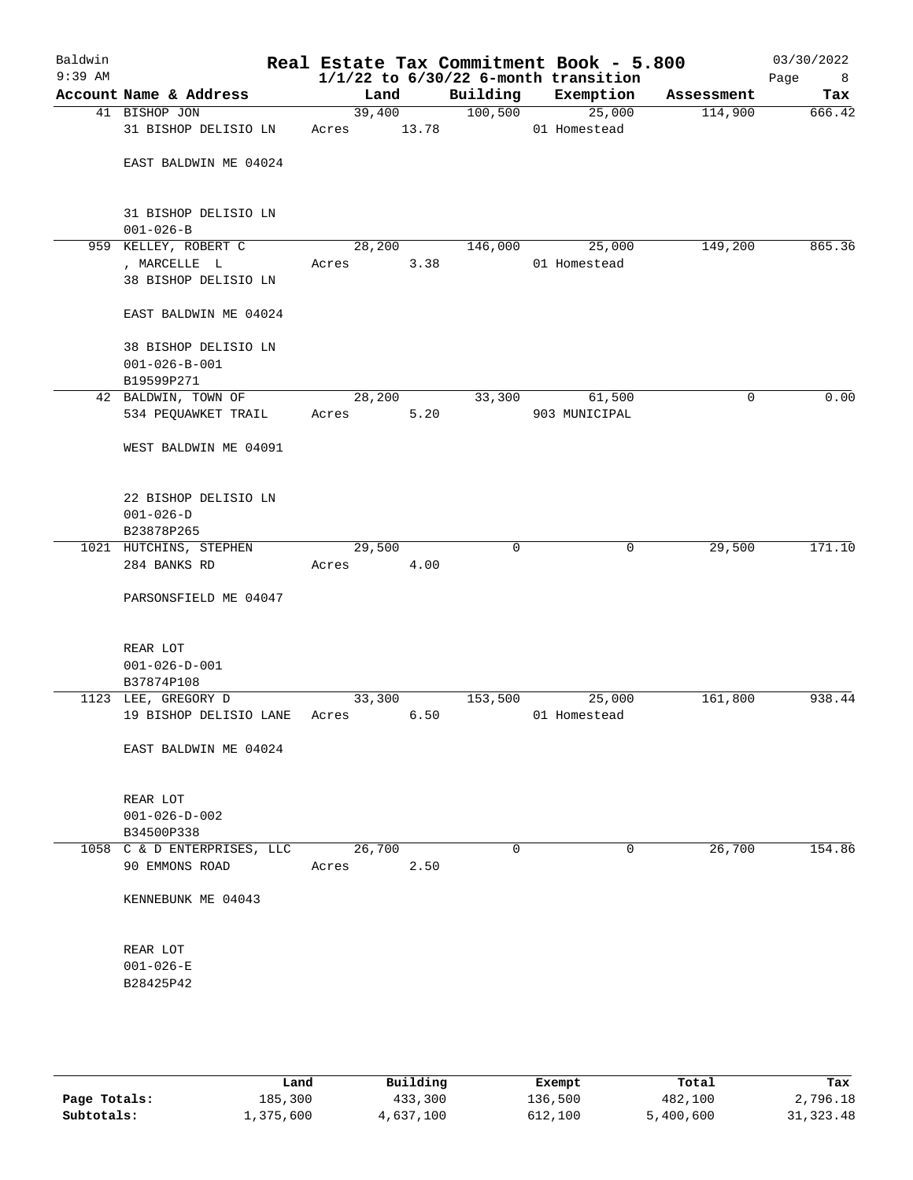# Baldwin Real Estate Tax Commitment Book - 5.800

9:39 AM — 1/1/22 to 6/30/22 6-month transition — 03/30/2022

| Account | Name & Address | Land | Building | Exemption | Assessment | Tax |
|---|---|---|---|---|---|---|
| 41 | BISHOP JON<br>31 BISHOP DELISIO LN<br><br>EAST BALDWIN ME 04024<br><br>31 BISHOP DELISIO LN<br>001-026-B | 39,400<br>Acres 13.78 | 100,500 | 25,000<br>01 Homestead | 114,900 | 666.42 |
| 959 | KELLEY, ROBERT C<br>, MARCELLE L<br>38 BISHOP DELISIO LN<br><br>EAST BALDWIN ME 04024<br><br>38 BISHOP DELISIO LN<br>001-026-B-001<br>B19599P271 | 28,200<br>Acres 3.38 | 146,000 | 25,000<br>01 Homestead | 149,200 | 865.36 |
| 42 | BALDWIN, TOWN OF<br>534 PEQUAWKET TRAIL<br><br>WEST BALDWIN ME 04091<br><br>22 BISHOP DELISIO LN<br>001-026-D<br>B23878P265 | 28,200<br>Acres 5.20 | 33,300 | 61,500<br>903 MUNICIPAL | 0 | 0.00 |
| 1021 | HUTCHINS, STEPHEN<br>284 BANKS RD<br><br>PARSONSFIELD ME 04047<br><br>REAR LOT<br>001-026-D-001<br>B37874P108 | 29,500<br>Acres 4.00 | 0 | 0 | 29,500 | 171.10 |
| 1123 | LEE, GREGORY D<br>19 BISHOP DELISIO LANE<br><br>EAST BALDWIN ME 04024<br><br>REAR LOT<br>001-026-D-002<br>B34500P338 | 33,300<br>Acres 6.50 | 153,500 | 25,000<br>01 Homestead | 161,800 | 938.44 |
| 1058 | C & D ENTERPRISES, LLC<br>90 EMMONS ROAD<br><br>KENNEBUNK ME 04043<br><br>REAR LOT<br>001-026-E<br>B28425P42 | 26,700<br>Acres 2.50 | 0 | 0 | 26,700 | 154.86 |

| | Land | Building | Exempt | Total | Tax |
|---|---|---|---|---|---|
| Page Totals: | 185,300 | 433,300 | 136,500 | 482,100 | 2,796.18 |
| Subtotals: | 1,375,600 | 4,637,100 | 612,100 | 5,400,600 | 31,323.48 |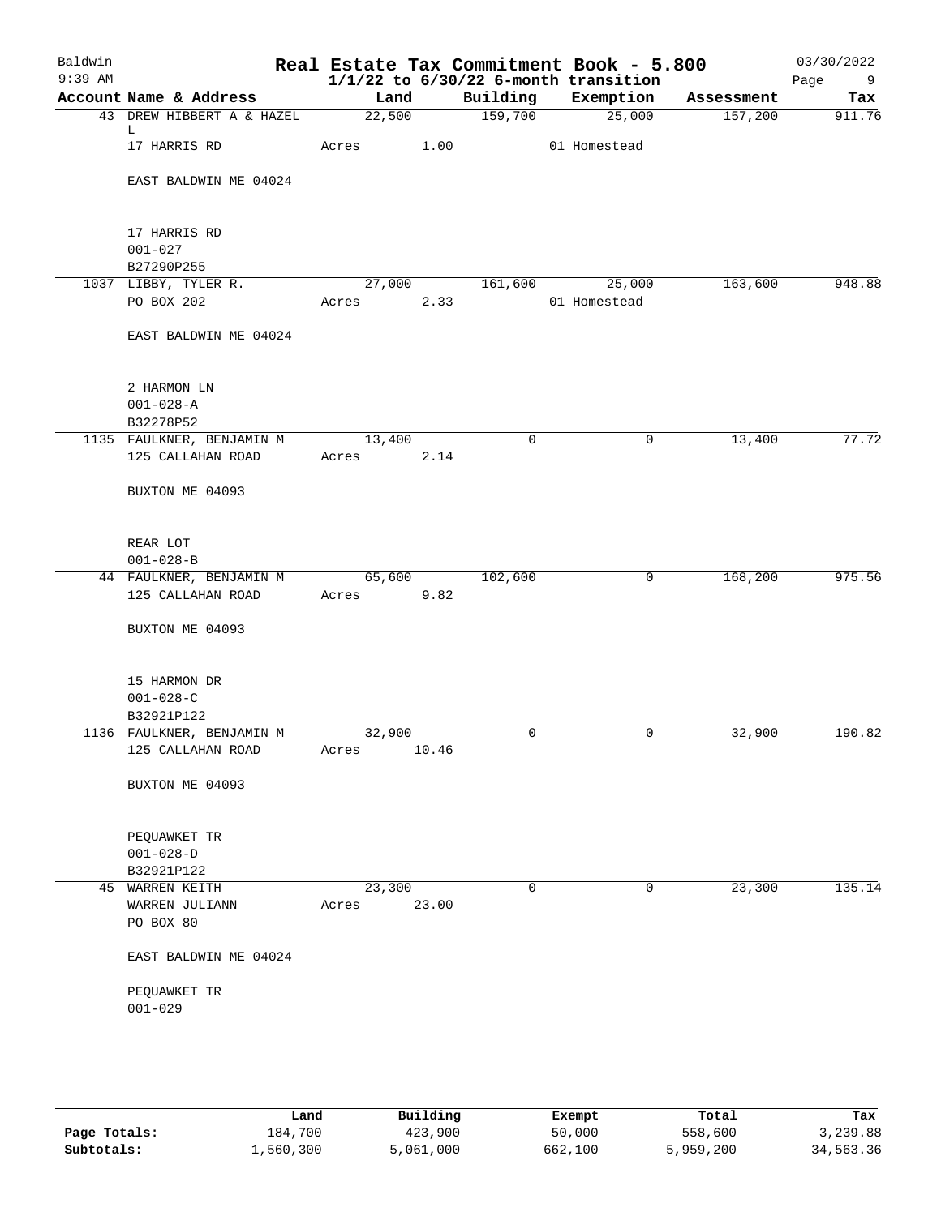# Baldwin — Real Estate Tax Commitment Book - 5.800

9:39 AM — 1/1/22 to 6/30/22 6-month transition — 03/30/2022

| Account Name & Address | Land | Building | Exemption | Assessment | Tax |
|---|---|---|---|---|---|
| 43 DREW HIBBERT A & HAZEL L<br>17 HARRIS RD<br>EAST BALDWIN ME 04024<br><br>17 HARRIS RD<br>001-027<br>B27290P255 | 22,500<br>Acres 1.00 | 159,700 | 25,000<br>01 Homestead | 157,200 | 911.76 |
| 1037 LIBBY, TYLER R.<br>PO BOX 202<br>EAST BALDWIN ME 04024<br><br>2 HARMON LN<br>001-028-A<br>B32278P52 | 27,000<br>Acres 2.33 | 161,600 | 25,000<br>01 Homestead | 163,600 | 948.88 |
| 1135 FAULKNER, BENJAMIN M<br>125 CALLAHAN ROAD<br>BUXTON ME 04093<br><br>REAR LOT<br>001-028-B | 13,400<br>Acres 2.14 | 0 | 0 | 13,400 | 77.72 |
| 44 FAULKNER, BENJAMIN M<br>125 CALLAHAN ROAD<br>BUXTON ME 04093<br><br>15 HARMON DR<br>001-028-C<br>B32921P122 | 65,600<br>Acres 9.82 | 102,600 | 0 | 168,200 | 975.56 |
| 1136 FAULKNER, BENJAMIN M<br>125 CALLAHAN ROAD<br>BUXTON ME 04093<br><br>PEQUAWKET TR<br>001-028-D<br>B32921P122 | 32,900<br>Acres 10.46 | 0 | 0 | 32,900 | 190.82 |
| 45 WARREN KEITH<br>WARREN JULIANN<br>PO BOX 80<br>EAST BALDWIN ME 04024<br><br>PEQUAWKET TR<br>001-029 | 23,300<br>Acres 23.00 | 0 | 0 | 23,300 | 135.14 |

| | Land | Building | Exempt | Total | Tax |
|---|---|---|---|---|---|
| Page Totals: | 184,700 | 423,900 | 50,000 | 558,600 | 3,239.88 |
| Subtotals: | 1,560,300 | 5,061,000 | 662,100 | 5,959,200 | 34,563.36 |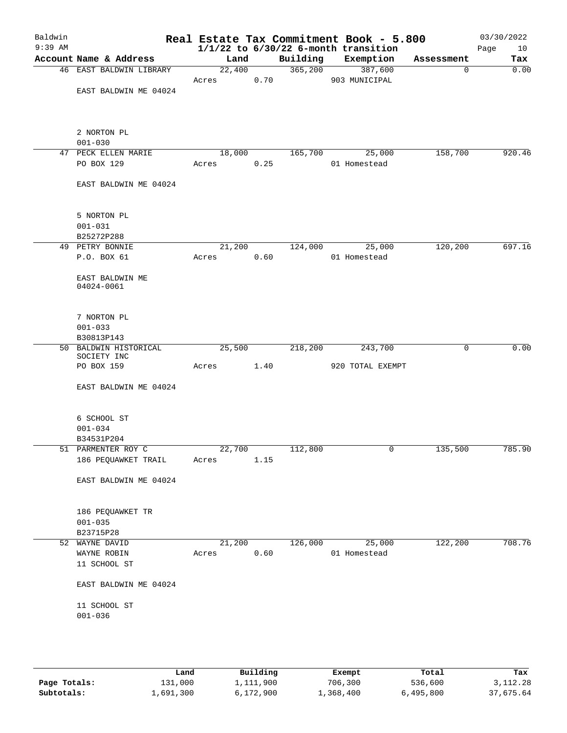# Real Estate Tax Commitment Book - 5.800

Baldwin
9:39 AM

1/1/22 to 6/30/22 6-month transition

03/30/2022

| Account | Name & Address | Land | Building | Exemption | Assessment | Tax |
|---|---|---|---|---|---|---|
| 46 | EAST BALDWIN LIBRARY<br><br>EAST BALDWIN ME 04024<br><br>2 NORTON PL<br>001-030 | 22,400<br>Acres 0.70 | 365,200 | 387,600<br>903 MUNICIPAL | 0 | 0.00 |
| 47 | PECK ELLEN MARIE<br>PO BOX 129<br><br>EAST BALDWIN ME 04024<br><br>5 NORTON PL<br>001-031<br>B25272P288 | 18,000<br>Acres 0.25 | 165,700 | 25,000<br>01 Homestead | 158,700 | 920.46 |
| 49 | PETRY BONNIE<br>P.O. BOX 61<br><br>EAST BALDWIN ME<br>04024-0061<br><br>7 NORTON PL<br>001-033<br>B30813P143 | 21,200<br>Acres 0.60 | 124,000 | 25,000<br>01 Homestead | 120,200 | 697.16 |
| 50 | BALDWIN HISTORICAL SOCIETY INC<br>PO BOX 159<br><br>EAST BALDWIN ME 04024<br><br>6 SCHOOL ST<br>001-034<br>B34531P204 | 25,500<br>Acres 1.40 | 218,200 | 243,700<br>920 TOTAL EXEMPT | 0 | 0.00 |
| 51 | PARMENTER ROY C<br>186 PEQUAWKET TRAIL<br><br>EAST BALDWIN ME 04024<br><br>186 PEQUAWKET TR<br>001-035<br>B23715P28 | 22,700<br>Acres 1.15 | 112,800 | 0 | 135,500 | 785.90 |
| 52 | WAYNE DAVID<br>WAYNE ROBIN<br>11 SCHOOL ST<br><br>EAST BALDWIN ME 04024<br><br>11 SCHOOL ST<br>001-036 | 21,200<br>Acres 0.60 | 126,000 | 25,000<br>01 Homestead | 122,200 | 708.76 |

| | Land | Building | Exempt | Total | Tax |
|---|---|---|---|---|---|
| **Page Totals:** | 131,000 | 1,111,900 | 706,300 | 536,600 | 3,112.28 |
| **Subtotals:** | 1,691,300 | 6,172,900 | 1,368,400 | 6,495,800 | 37,675.64 |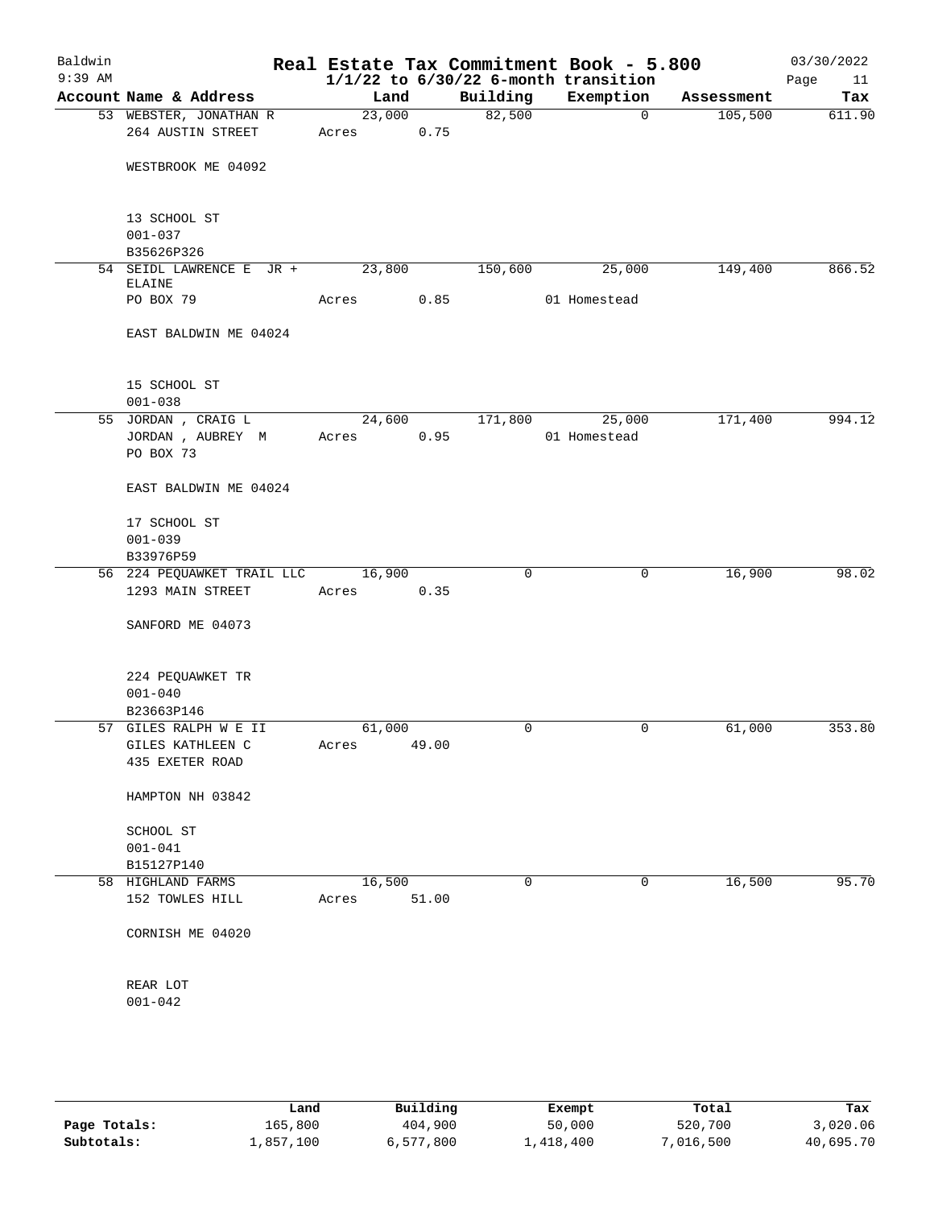# Baldwin Real Estate Tax Commitment Book - 5.800

1/1/22 to 6/30/22 6-month transition

03/30/2022 9:39 AM

| Account Name & Address | Land | Building | Exemption | Assessment | Tax |
|---|---|---|---|---|---|
| 53 WEBSTER, JONATHAN R<br>264 AUSTIN STREET<br><br>WESTBROOK ME 04092<br><br>13 SCHOOL ST<br>001-037<br>B35626P326 | 23,000<br>Acres 0.75 | 82,500 | 0 | 105,500 | 611.90 |
| 54 SEIDL LAWRENCE E JR + ELAINE<br>PO BOX 79<br><br>EAST BALDWIN ME 04024<br><br>15 SCHOOL ST<br>001-038 | 23,800<br>Acres 0.85 | 150,600 | 25,000<br>01 Homestead | 149,400 | 866.52 |
| 55 JORDAN , CRAIG L<br>JORDAN , AUBREY M<br>PO BOX 73<br><br>EAST BALDWIN ME 04024<br><br>17 SCHOOL ST<br>001-039<br>B33976P59 | 24,600<br>Acres 0.95 | 171,800 | 25,000<br>01 Homestead | 171,400 | 994.12 |
| 56 224 PEQUAWKET TRAIL LLC<br>1293 MAIN STREET<br><br>SANFORD ME 04073<br><br>224 PEQUAWKET TR<br>001-040<br>B23663P146 | 16,900<br>Acres 0.35 | 0 | 0 | 16,900 | 98.02 |
| 57 GILES RALPH W E II<br>GILES KATHLEEN C<br>435 EXETER ROAD<br><br>HAMPTON NH 03842<br><br>SCHOOL ST<br>001-041<br>B15127P140 | 61,000<br>Acres 49.00 | 0 | 0 | 61,000 | 353.80 |
| 58 HIGHLAND FARMS<br>152 TOWLES HILL<br><br>CORNISH ME 04020<br><br>REAR LOT<br>001-042 | 16,500<br>Acres 51.00 | 0 | 0 | 16,500 | 95.70 |

| | Land | Building | Exempt | Total | Tax |
|---|---|---|---|---|---|
| Page Totals: | 165,800 | 404,900 | 50,000 | 520,700 | 3,020.06 |
| Subtotals: | 1,857,100 | 6,577,800 | 1,418,400 | 7,016,500 | 40,695.70 |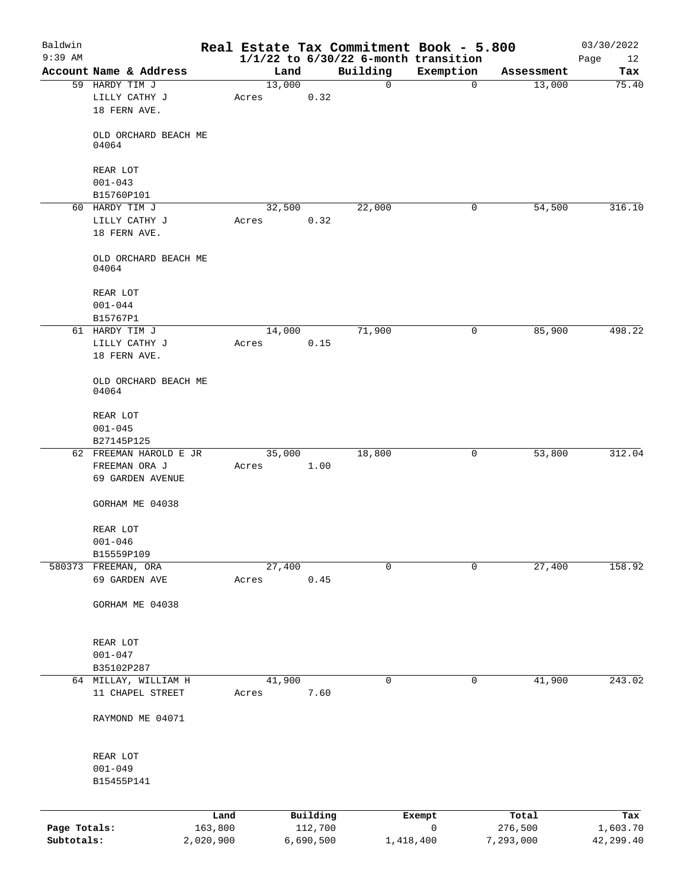# Real Estate Tax Commitment Book - 5.800

Baldwin
9:39 AM

1/1/22 to 6/30/22 6-month transition

03/30/2022

| Account | Name & Address | Land | Building | Exemption | Assessment | Tax |
|---|---|---|---|---|---|---|
| 59 | HARDY TIM J<br>LILLY CATHY J<br>18 FERN AVE.<br><br>OLD ORCHARD BEACH ME 04064<br><br>REAR LOT<br>001-043<br>B15760P101 | 13,000<br>Acres 0.32 | 0 | 0 | 13,000 | 75.40 |
| 60 | HARDY TIM J<br>LILLY CATHY J<br>18 FERN AVE.<br><br>OLD ORCHARD BEACH ME 04064<br><br>REAR LOT<br>001-044<br>B15767P1 | 32,500<br>Acres 0.32 | 22,000 | 0 | 54,500 | 316.10 |
| 61 | HARDY TIM J<br>LILLY CATHY J<br>18 FERN AVE.<br><br>OLD ORCHARD BEACH ME 04064<br><br>REAR LOT<br>001-045<br>B27145P125 | 14,000<br>Acres 0.15 | 71,900 | 0 | 85,900 | 498.22 |
| 62 | FREEMAN HAROLD E JR<br>FREEMAN ORA J<br>69 GARDEN AVENUE<br><br>GORHAM ME 04038<br><br>REAR LOT<br>001-046<br>B15559P109 | 35,000<br>Acres 1.00 | 18,800 | 0 | 53,800 | 312.04 |
| 580373 | FREEMAN, ORA<br>69 GARDEN AVE<br><br>GORHAM ME 04038<br><br>REAR LOT<br>001-047<br>B35102P287 | 27,400<br>Acres 0.45 | 0 | 0 | 27,400 | 158.92 |
| 64 | MILLAY, WILLIAM H<br>11 CHAPEL STREET<br><br>RAYMOND ME 04071<br><br>REAR LOT<br>001-049<br>B15455P141 | 41,900<br>Acres 7.60 | 0 | 0 | 41,900 | 243.02 |

| | Land | Building | Exempt | Total | Tax |
|---|---|---|---|---|---|
| Page Totals: | 163,800 | 112,700 | 0 | 276,500 | 1,603.70 |
| Subtotals: | 2,020,900 | 6,690,500 | 1,418,400 | 7,293,000 | 42,299.40 |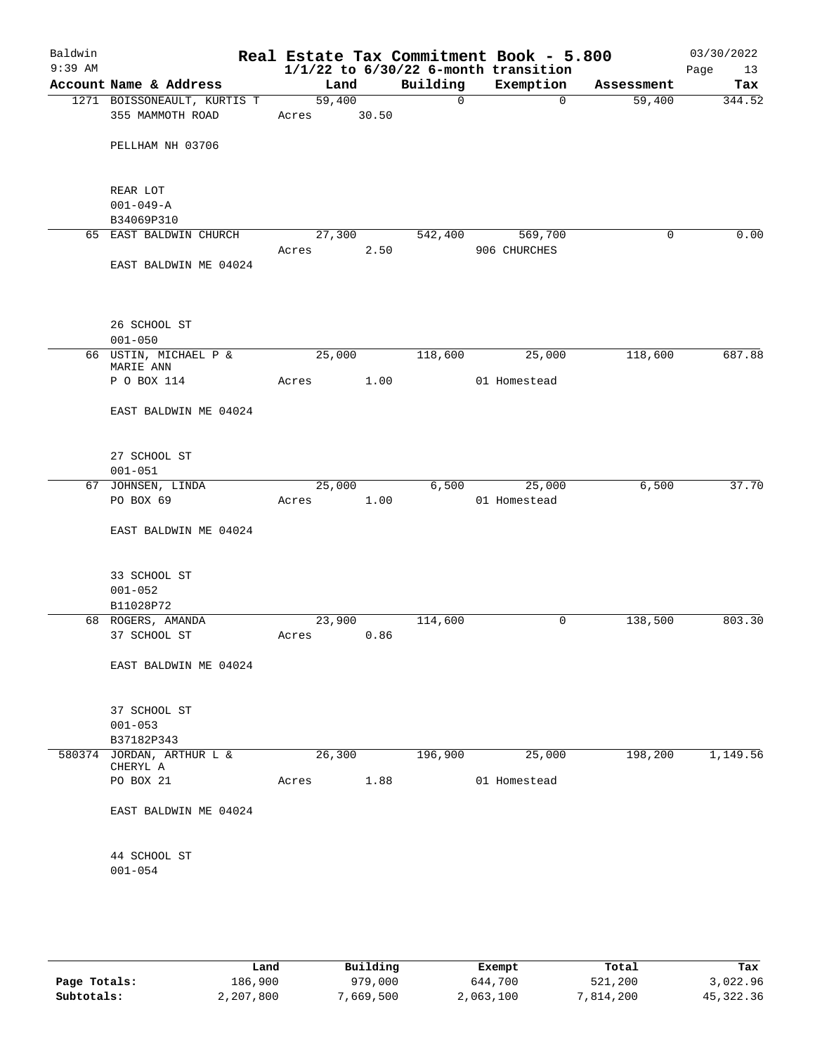# Real Estate Tax Commitment Book - 5.800

Baldwin
9:39 AM

**1/1/22 to 6/30/22 6-month transition**

03/30/2022

| Account | Name & Address | Land | Building | Exemption | Assessment | Tax |
|---|---|---|---|---|---|---|
| 1271 | BOISSONEAULT, KURTIS T<br>355 MAMMOTH ROAD<br>PELLHAM NH 03706<br>REAR LOT<br>001-049-A<br>B34069P310 | 59,400<br>Acres 30.50 | 0 | 0 | 59,400 | 344.52 |
| 65 | EAST BALDWIN CHURCH<br>EAST BALDWIN ME 04024<br>26 SCHOOL ST<br>001-050 | 27,300<br>Acres 2.50 | 542,400 | 569,700<br>906 CHURCHES | 0 | 0.00 |
| 66 | USTIN, MICHAEL P &<br>MARIE ANN<br>P O BOX 114<br>EAST BALDWIN ME 04024<br>27 SCHOOL ST<br>001-051 | 25,000<br>Acres 1.00 | 118,600 | 25,000<br>01 Homestead | 118,600 | 687.88 |
| 67 | JOHNSEN, LINDA<br>PO BOX 69<br>EAST BALDWIN ME 04024<br>33 SCHOOL ST<br>001-052<br>B11028P72 | 25,000<br>Acres 1.00 | 6,500 | 25,000<br>01 Homestead | 6,500 | 37.70 |
| 68 | ROGERS, AMANDA<br>37 SCHOOL ST<br>EAST BALDWIN ME 04024<br>37 SCHOOL ST<br>001-053<br>B37182P343 | 23,900<br>Acres 0.86 | 114,600 | 0 | 138,500 | 803.30 |
| 580374 | JORDAN, ARTHUR L &<br>CHERYL A<br>PO BOX 21<br>EAST BALDWIN ME 04024<br>44 SCHOOL ST<br>001-054 | 26,300<br>Acres 1.88 | 196,900 | 25,000<br>01 Homestead | 198,200 | 1,149.56 |

| | Land | Building | Exempt | Total | Tax |
|---|---|---|---|---|---|
| **Page Totals:** | 186,900 | 979,000 | 644,700 | 521,200 | 3,022.96 |
| **Subtotals:** | 2,207,800 | 7,669,500 | 2,063,100 | 7,814,200 | 45,322.36 |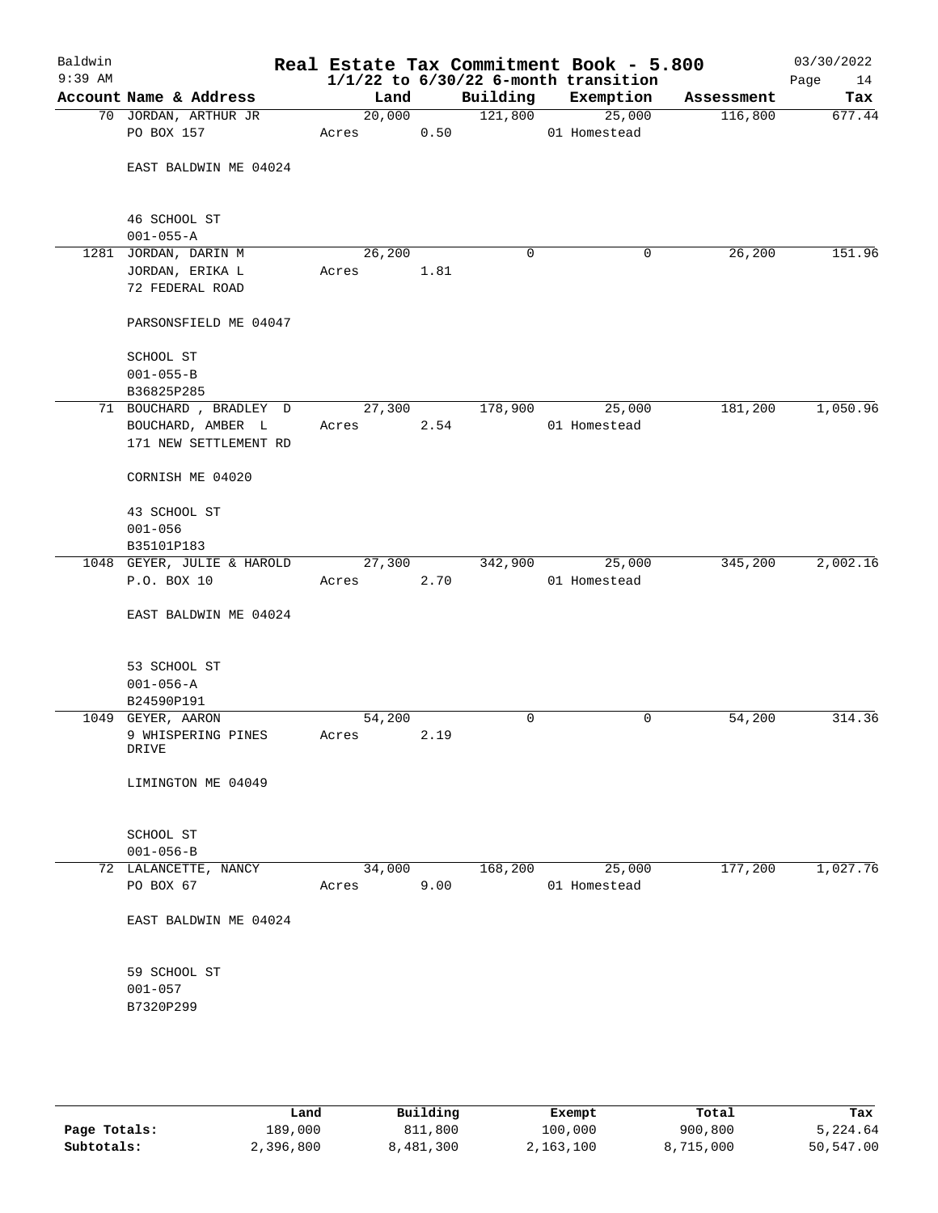# Baldwin

**Real Estate Tax Commitment Book - 5.800**
**1/1/22 to 6/30/22 6-month transition**

9:39 AM — 03/30/2022 — Page 14

| Account Name & Address | Land | Building | Exemption | Assessment | Tax |
|---|---|---|---|---|---|
| 70 JORDAN, ARTHUR JR<br>PO BOX 157<br><br>EAST BALDWIN ME 04024<br><br>46 SCHOOL ST<br>001-055-A | 20,000<br>Acres 0.50 | 121,800 | 25,000<br>01 Homestead | 116,800 | 677.44 |
| 1281 JORDAN, DARIN M<br>JORDAN, ERIKA L<br>72 FEDERAL ROAD<br><br>PARSONSFIELD ME 04047<br><br>SCHOOL ST<br>001-055-B<br>B36825P285 | 26,200<br>Acres 1.81 | 0 | 0 | 26,200 | 151.96 |
| 71 BOUCHARD , BRADLEY D<br>BOUCHARD, AMBER L<br>171 NEW SETTLEMENT RD<br><br>CORNISH ME 04020<br><br>43 SCHOOL ST<br>001-056<br>B35101P183 | 27,300<br>Acres 2.54 | 178,900 | 25,000<br>01 Homestead | 181,200 | 1,050.96 |
| 1048 GEYER, JULIE & HAROLD<br>P.O. BOX 10<br><br>EAST BALDWIN ME 04024<br><br>53 SCHOOL ST<br>001-056-A<br>B24590P191 | 27,300<br>Acres 2.70 | 342,900 | 25,000<br>01 Homestead | 345,200 | 2,002.16 |
| 1049 GEYER, AARON<br>9 WHISPERING PINES DRIVE<br><br>LIMINGTON ME 04049<br><br>SCHOOL ST<br>001-056-B | 54,200<br>Acres 2.19 | 0 | 0 | 54,200 | 314.36 |
| 72 LALANCETTE, NANCY<br>PO BOX 67<br><br>EAST BALDWIN ME 04024<br><br>59 SCHOOL ST<br>001-057<br>B7320P299 | 34,000<br>Acres 9.00 | 168,200 | 25,000<br>01 Homestead | 177,200 | 1,027.76 |

| | Land | Building | Exempt | Total | Tax |
|---|---|---|---|---|---|
| **Page Totals:** | 189,000 | 811,800 | 100,000 | 900,800 | 5,224.64 |
| **Subtotals:** | 2,396,800 | 8,481,300 | 2,163,100 | 8,715,000 | 50,547.00 |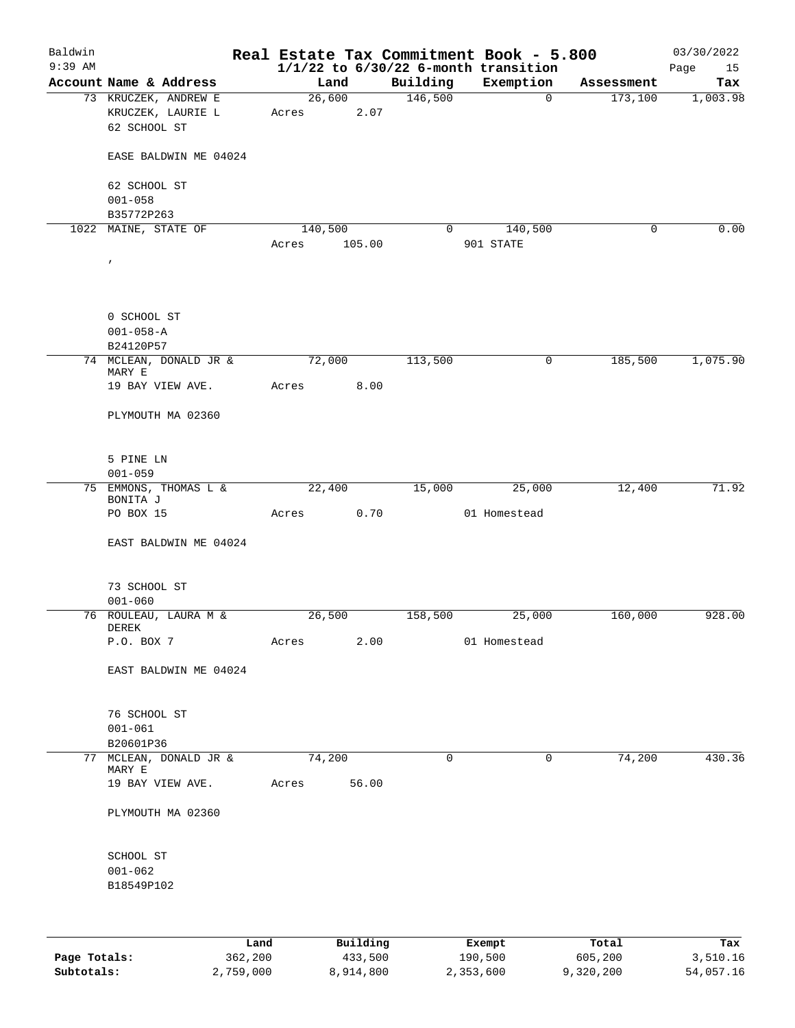# Real Estate Tax Commitment Book - 5.800

Baldwin
9:39 AM

$1/1/22$ to $6/30/22$ 6-month transition

03/30/2022

| Account | Name & Address | Land | Building | Exemption | Assessment | Tax |
|---|---|---|---|---|---|---|
| 73 | KRUCZEK, ANDREW E<br>KRUCZEK, LAURIE L<br>62 SCHOOL ST<br><br>EASE BALDWIN ME 04024<br><br>62 SCHOOL ST<br>001-058<br>B35772P263 | 26,600<br>Acres 2.07 | 146,500 | 0 | 173,100 | 1,003.98 |
| 1022 | MAINE, STATE OF<br><br>,<br><br>0 SCHOOL ST<br>001-058-A<br>B24120P57 | 140,500<br>Acres 105.00 | 0 | 140,500<br>901 STATE | 0 | 0.00 |
| 74 | MCLEAN, DONALD JR & MARY E<br>19 BAY VIEW AVE.<br><br>PLYMOUTH MA 02360<br><br>5 PINE LN<br>001-059 | 72,000<br>Acres 8.00 | 113,500 | 0 | 185,500 | 1,075.90 |
| 75 | EMMONS, THOMAS L & BONITA J<br>PO BOX 15<br><br>EAST BALDWIN ME 04024<br><br>73 SCHOOL ST<br>001-060 | 22,400<br>Acres 0.70 | 15,000 | 25,000<br>01 Homestead | 12,400 | 71.92 |
| 76 | ROULEAU, LAURA M & DEREK<br>P.O. BOX 7<br><br>EAST BALDWIN ME 04024<br><br>76 SCHOOL ST<br>001-061<br>B20601P36 | 26,500<br>Acres 2.00 | 158,500 | 25,000<br>01 Homestead | 160,000 | 928.00 |
| 77 | MCLEAN, DONALD JR & MARY E<br>19 BAY VIEW AVE.<br><br>PLYMOUTH MA 02360<br><br>SCHOOL ST<br>001-062<br>B18549P102 | 74,200<br>Acres 56.00 | 0 | 0 | 74,200 | 430.36 |

| | Land | Building | Exempt | Total | Tax |
|---|---|---|---|---|---|
| **Page Totals:** | 362,200 | 433,500 | 190,500 | 605,200 | 3,510.16 |
| **Subtotals:** | 2,759,000 | 8,914,800 | 2,353,600 | 9,320,200 | 54,057.16 |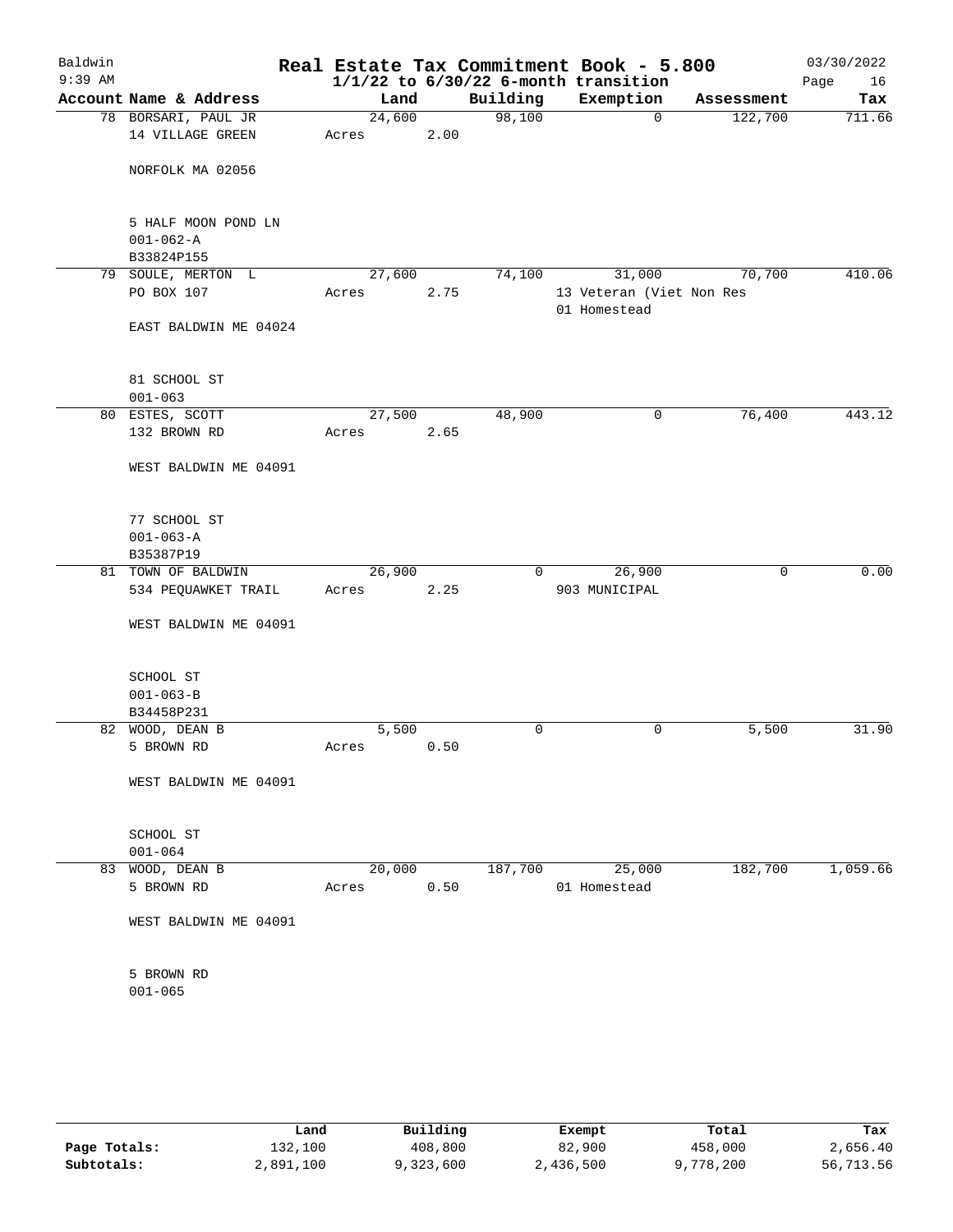Baldwin 9:39 AM

# Real Estate Tax Commitment Book - 5.800
## 1/1/22 to 6/30/22 6-month transition

03/30/2022 Page 16

| Account Name & Address | Land | Building | Exemption | Assessment | Tax |
|---|---|---|---|---|---|
| 78 BORSARI, PAUL JR<br>14 VILLAGE GREEN<br><br>NORFOLK MA 02056<br><br>5 HALF MOON POND LN<br>001-062-A<br>B33824P155 | 24,600<br>Acres 2.00 | 98,100 | 0 | 122,700 | 711.66 |
| 79 SOULE, MERTON L<br>PO BOX 107<br><br>EAST BALDWIN ME 04024<br><br>81 SCHOOL ST<br>001-063 | 27,600<br>Acres 2.75 | 74,100 | 31,000<br>13 Veteran (Viet Non Res<br>01 Homestead | 70,700 | 410.06 |
| 80 ESTES, SCOTT<br>132 BROWN RD<br><br>WEST BALDWIN ME 04091<br><br>77 SCHOOL ST<br>001-063-A<br>B35387P19 | 27,500<br>Acres 2.65 | 48,900 | 0 | 76,400 | 443.12 |
| 81 TOWN OF BALDWIN<br>534 PEQUAWKET TRAIL<br><br>WEST BALDWIN ME 04091<br><br>SCHOOL ST<br>001-063-B<br>B34458P231 | 26,900<br>Acres 2.25 | 0 | 26,900<br>903 MUNICIPAL | 0 | 0.00 |
| 82 WOOD, DEAN B<br>5 BROWN RD<br><br>WEST BALDWIN ME 04091<br><br>SCHOOL ST<br>001-064 | 5,500<br>Acres 0.50 | 0 | 0 | 5,500 | 31.90 |
| 83 WOOD, DEAN B<br>5 BROWN RD<br><br>WEST BALDWIN ME 04091<br><br>5 BROWN RD<br>001-065 | 20,000<br>Acres 0.50 | 187,700 | 25,000<br>01 Homestead | 182,700 | 1,059.66 |

| | Land | Building | Exempt | Total | Tax |
|---|---|---|---|---|---|
| Page Totals: | 132,100 | 408,800 | 82,900 | 458,000 | 2,656.40 |
| Subtotals: | 2,891,100 | 9,323,600 | 2,436,500 | 9,778,200 | 56,713.56 |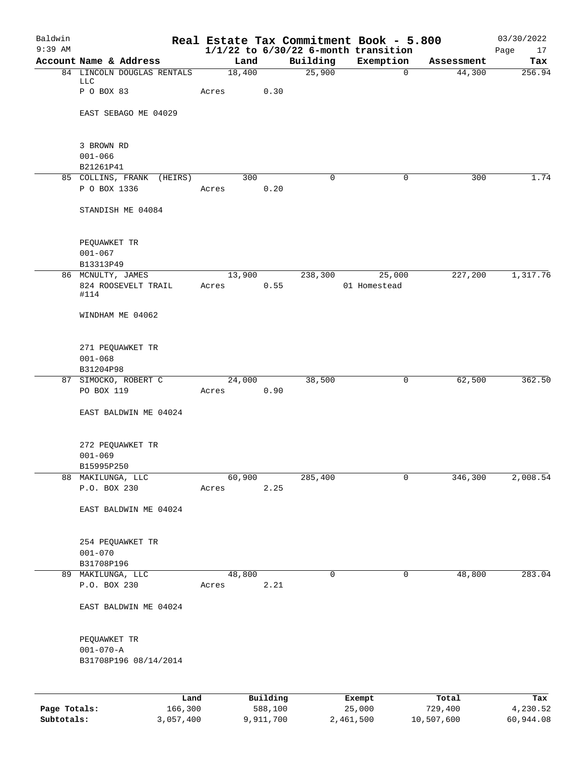# Real Estate Tax Commitment Book - 5.800

Baldwin
9:39 AM

$1/1/22$ to $6/30/22$ 6-month transition

03/30/2022

| Account Name & Address | Land | Building | Exemption | Assessment | Tax |
|---|---|---|---|---|---|
| 84 LINCOLN DOUGLAS RENTALS LLC | 18,400 | 25,900 | 0 | 44,300 | 256.94 |
| P O BOX 83 | Acres 0.30 | | | | |
| EAST SEBAGO ME 04029 | | | | | |
| 3 BROWN RD | | | | | |
| 001-066 | | | | | |
| B21261P41 | | | | | |
| 85 COLLINS, FRANK (HEIRS) | 300 | 0 | 0 | 300 | 1.74 |
| P O BOX 1336 | Acres 0.20 | | | | |
| STANDISH ME 04084 | | | | | |
| PEQUAWKET TR | | | | | |
| 001-067 | | | | | |
| B13313P49 | | | | | |
| 86 MCNULTY, JAMES | 13,900 | 238,300 | 25,000 | 227,200 | 1,317.76 |
| 824 ROOSEVELT TRAIL #114 | Acres 0.55 | | 01 Homestead | | |
| WINDHAM ME 04062 | | | | | |
| 271 PEQUAWKET TR | | | | | |
| 001-068 | | | | | |
| B31204P98 | | | | | |
| 87 SIMOCKO, ROBERT C | 24,000 | 38,500 | 0 | 62,500 | 362.50 |
| PO BOX 119 | Acres 0.90 | | | | |
| EAST BALDWIN ME 04024 | | | | | |
| 272 PEQUAWKET TR | | | | | |
| 001-069 | | | | | |
| B15995P250 | | | | | |
| 88 MAKILUNGA, LLC | 60,900 | 285,400 | 0 | 346,300 | 2,008.54 |
| P.O. BOX 230 | Acres 2.25 | | | | |
| EAST BALDWIN ME 04024 | | | | | |
| 254 PEQUAWKET TR | | | | | |
| 001-070 | | | | | |
| B31708P196 | | | | | |
| 89 MAKILUNGA, LLC | 48,800 | 0 | 0 | 48,800 | 283.04 |
| P.O. BOX 230 | Acres 2.21 | | | | |
| EAST BALDWIN ME 04024 | | | | | |
| PEQUAWKET TR | | | | | |
| 001-070-A | | | | | |
| B31708P196 08/14/2014 | | | | | |

| | Land | Building | Exempt | Total | Tax |
|---|---|---|---|---|---|
| Page Totals: | 166,300 | 588,100 | 25,000 | 729,400 | 4,230.52 |
| Subtotals: | 3,057,400 | 9,911,700 | 2,461,500 | 10,507,600 | 60,944.08 |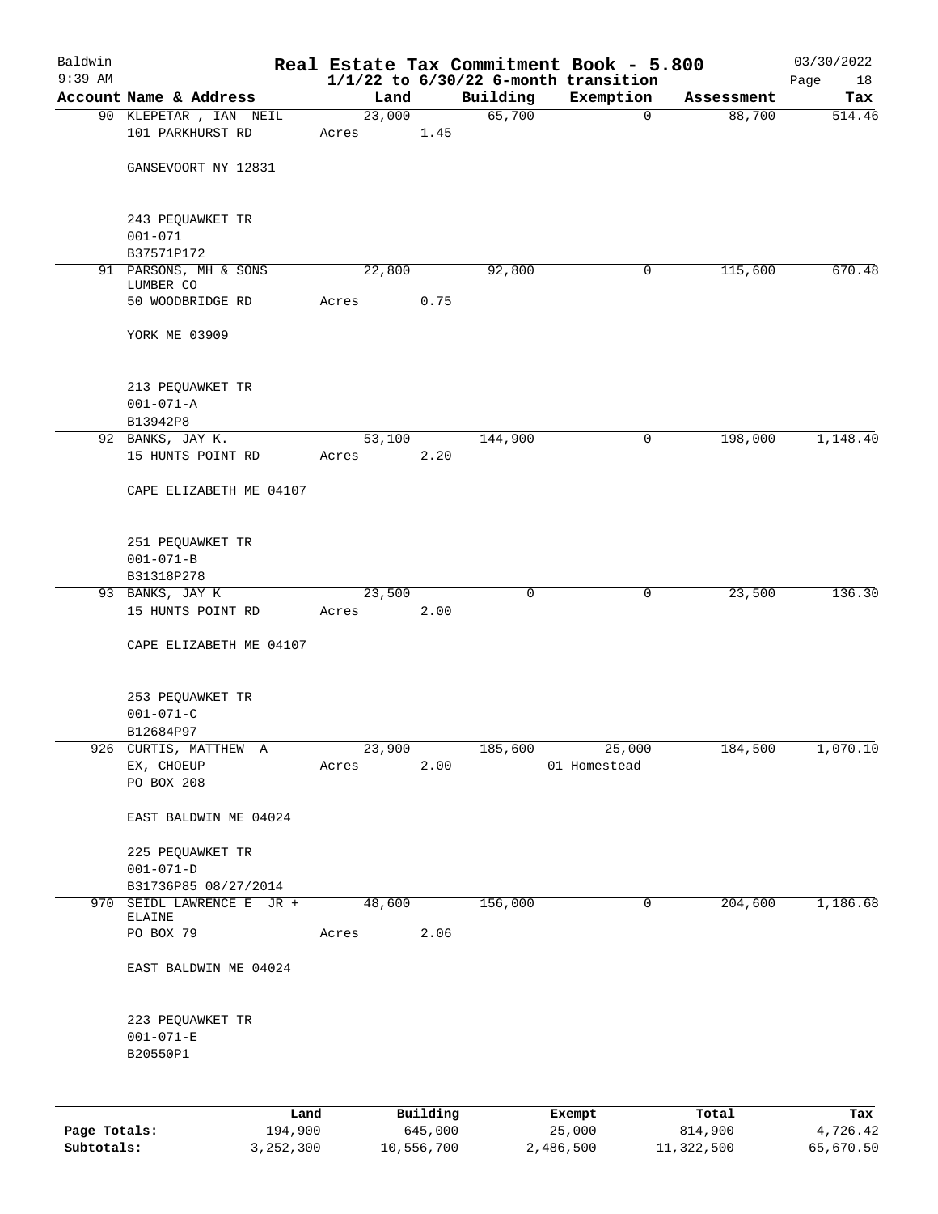# Real Estate Tax Commitment Book - 5.800

Baldwin
9:39 AM

$1/1/22$ to $6/30/22$ 6-month transition

03/30/2022

| Account Name & Address | Land | Building | Exemption | Assessment | Tax |
|---|---|---|---|---|---|
| 90 KLEPETAR , IAN NEIL<br>101 PARKHURST RD<br><br>GANSEVOORT NY 12831<br><br>243 PEQUAWKET TR<br>001-071<br>B37571P172 | 23,000<br>Acres 1.45 | 65,700 | 0 | 88,700 | 514.46 |
| 91 PARSONS, MH & SONS LUMBER CO<br>50 WOODBRIDGE RD<br><br>YORK ME 03909<br><br>213 PEQUAWKET TR<br>001-071-A<br>B13942P8 | 22,800<br>Acres 0.75 | 92,800 | 0 | 115,600 | 670.48 |
| 92 BANKS, JAY K.<br>15 HUNTS POINT RD<br><br>CAPE ELIZABETH ME 04107<br><br>251 PEQUAWKET TR<br>001-071-B<br>B31318P278 | 53,100<br>Acres 2.20 | 144,900 | 0 | 198,000 | 1,148.40 |
| 93 BANKS, JAY K<br>15 HUNTS POINT RD<br><br>CAPE ELIZABETH ME 04107<br><br>253 PEQUAWKET TR<br>001-071-C<br>B12684P97 | 23,500<br>Acres 2.00 | 0 | 0 | 23,500 | 136.30 |
| 926 CURTIS, MATTHEW A<br>EX, CHOEUP<br>PO BOX 208<br><br>EAST BALDWIN ME 04024<br><br>225 PEQUAWKET TR<br>001-071-D<br>B31736P85 08/27/2014 | 23,900<br>Acres 2.00 | 185,600 | 25,000<br>01 Homestead | 184,500 | 1,070.10 |
| 970 SEIDL LAWRENCE E JR + ELAINE<br>PO BOX 79<br><br>EAST BALDWIN ME 04024<br><br>223 PEQUAWKET TR<br>001-071-E<br>B20550P1 | 48,600<br>Acres 2.06 | 156,000 | 0 | 204,600 | 1,186.68 |

| | Land | Building | Exempt | Total | Tax |
|---|---|---|---|---|---|
| Page Totals: | 194,900 | 645,000 | 25,000 | 814,900 | 4,726.42 |
| Subtotals: | 3,252,300 | 10,556,700 | 2,486,500 | 11,322,500 | 65,670.50 |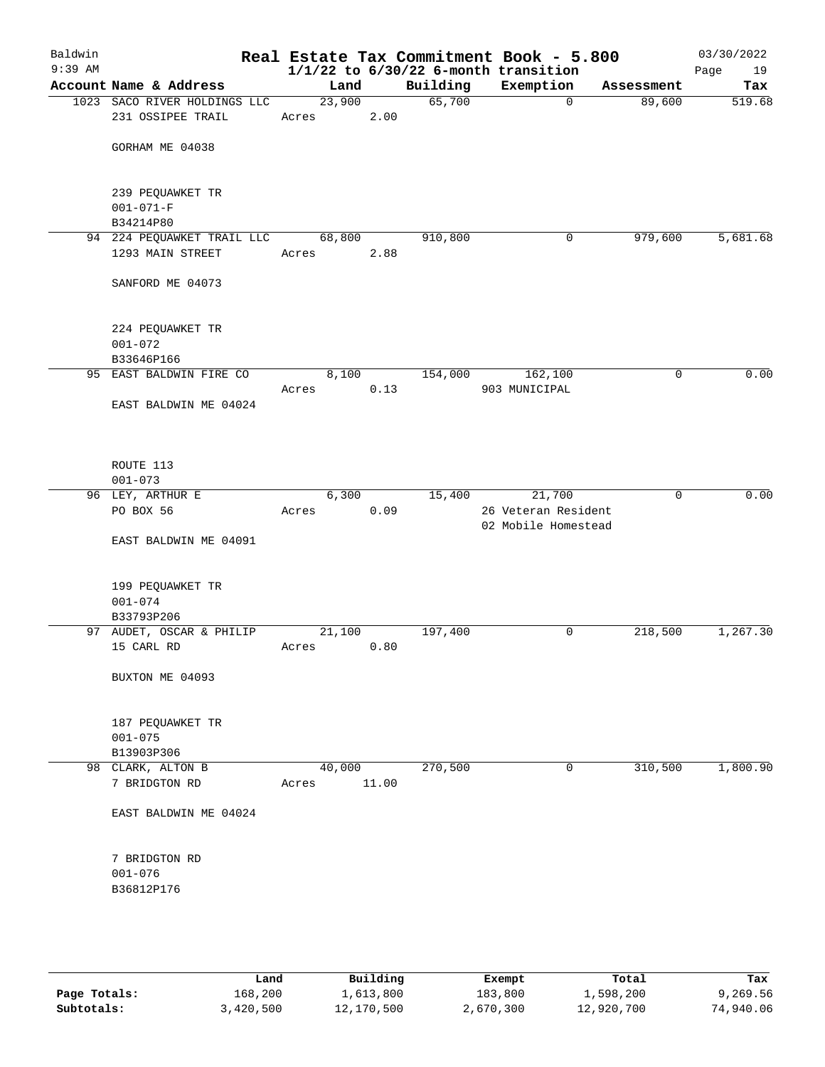Baldwin 9:39 AM

# Real Estate Tax Commitment Book - 5.800

1/1/22 to 6/30/22 6-month transition

03/30/2022

| Account | Name & Address | Land | Building | Exemption | Assessment | Tax |
|---|---|---|---|---|---|---|
| 1023 | SACO RIVER HOLDINGS LLC<br>231 OSSIPEE TRAIL<br><br>GORHAM ME 04038<br><br>239 PEQUAWKET TR<br>001-071-F<br>B34214P80 | 23,900<br>Acres 2.00 | 65,700 | 0 | 89,600 | 519.68 |
| 94 | 224 PEQUAWKET TRAIL LLC<br>1293 MAIN STREET<br><br>SANFORD ME 04073<br><br>224 PEQUAWKET TR<br>001-072<br>B33646P166 | 68,800<br>Acres 2.88 | 910,800 | 0 | 979,600 | 5,681.68 |
| 95 | EAST BALDWIN FIRE CO<br><br>EAST BALDWIN ME 04024<br><br>ROUTE 113<br>001-073 | 8,100<br>Acres 0.13 | 154,000 | 162,100<br>903 MUNICIPAL | 0 | 0.00 |
| 96 | LEY, ARTHUR E<br>PO BOX 56<br><br>EAST BALDWIN ME 04091<br><br>199 PEQUAWKET TR<br>001-074<br>B33793P206 | 6,300<br>Acres 0.09 | 15,400 | 21,700<br>26 Veteran Resident<br>02 Mobile Homestead | 0 | 0.00 |
| 97 | AUDET, OSCAR & PHILIP<br>15 CARL RD<br><br>BUXTON ME 04093<br><br>187 PEQUAWKET TR<br>001-075<br>B13903P306 | 21,100<br>Acres 0.80 | 197,400 | 0 | 218,500 | 1,267.30 |
| 98 | CLARK, ALTON B<br>7 BRIDGTON RD<br><br>EAST BALDWIN ME 04024<br><br>7 BRIDGTON RD<br>001-076<br>B36812P176 | 40,000<br>Acres 11.00 | 270,500 | 0 | 310,500 | 1,800.90 |

|  | Land | Building | Exempt | Total | Tax |
|---|---|---|---|---|---|
| Page Totals: | 168,200 | 1,613,800 | 183,800 | 1,598,200 | 9,269.56 |
| Subtotals: | 3,420,500 | 12,170,500 | 2,670,300 | 12,920,700 | 74,940.06 |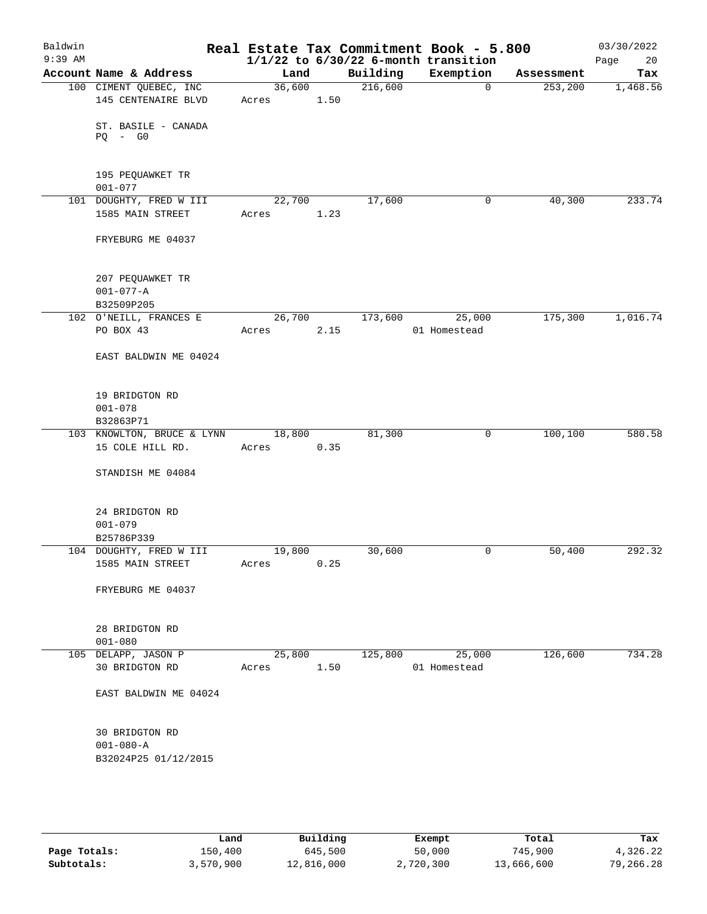Baldwin 9:39 AM

# Real Estate Tax Commitment Book - 5.800

1/1/22 to 6/30/22 6-month transition

03/30/2022

| Account | Name & Address | Land | Building | Exemption | Assessment | Tax |
|---|---|---|---|---|---|---|
| 100 | CIMENT QUEBEC, INC<br>145 CENTENAIRE BLVD<br><br>ST. BASILE - CANADA<br>PQ - G0<br><br>195 PEQUAWKET TR<br>001-077 | 36,600<br>Acres 1.50 | 216,600 | 0 | 253,200 | 1,468.56 |
| 101 | DOUGHTY, FRED W III<br>1585 MAIN STREET<br><br>FRYEBURG ME 04037<br><br>207 PEQUAWKET TR<br>001-077-A<br>B32509P205 | 22,700<br>Acres 1.23 | 17,600 | 0 | 40,300 | 233.74 |
| 102 | O'NEILL, FRANCES E<br>PO BOX 43<br><br>EAST BALDWIN ME 04024<br><br>19 BRIDGTON RD<br>001-078<br>B32863P71 | 26,700<br>Acres 2.15 | 173,600 | 25,000<br>01 Homestead | 175,300 | 1,016.74 |
| 103 | KNOWLTON, BRUCE & LYNN<br>15 COLE HILL RD.<br><br>STANDISH ME 04084<br><br>24 BRIDGTON RD<br>001-079<br>B25786P339 | 18,800<br>Acres 0.35 | 81,300 | 0 | 100,100 | 580.58 |
| 104 | DOUGHTY, FRED W III<br>1585 MAIN STREET<br><br>FRYEBURG ME 04037<br><br>28 BRIDGTON RD<br>001-080 | 19,800<br>Acres 0.25 | 30,600 | 0 | 50,400 | 292.32 |
| 105 | DELAPP, JASON P<br>30 BRIDGTON RD<br><br>EAST BALDWIN ME 04024<br><br>30 BRIDGTON RD<br>001-080-A<br>B32024P25 01/12/2015 | 25,800<br>Acres 1.50 | 125,800 | 25,000<br>01 Homestead | 126,600 | 734.28 |

| | Land | Building | Exempt | Total | Tax |
|---|---|---|---|---|---|
| Page Totals: | 150,400 | 645,500 | 50,000 | 745,900 | 4,326.22 |
| Subtotals: | 3,570,900 | 12,816,000 | 2,720,300 | 13,666,600 | 79,266.28 |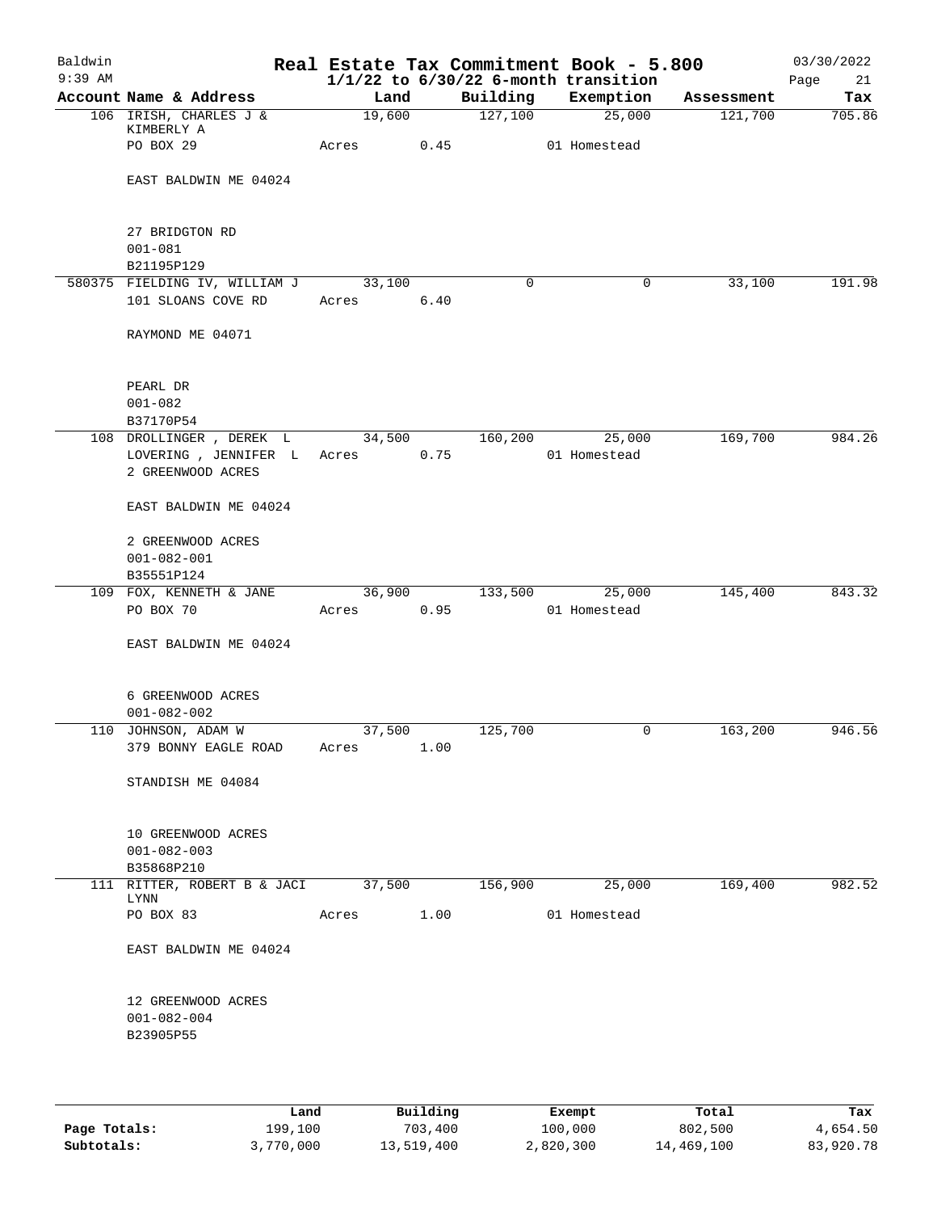# Real Estate Tax Commitment Book - 5.800

Baldwin 9:39 AM — 1/1/22 to 6/30/22 6-month transition — 03/30/2022

| Account Name & Address | Land | Building | Exemption | Assessment | Tax |
|---|---|---|---|---|---|
| 106 IRISH, CHARLES J & KIMBERLY A<br>PO BOX 29<br>EAST BALDWIN ME 04024<br>27 BRIDGTON RD<br>001-081<br>B21195P129 | 19,600<br>Acres 0.45 | 127,100 | 25,000<br>01 Homestead | 121,700 | 705.86 |
| 580375 FIELDING IV, WILLIAM J<br>101 SLOANS COVE RD<br>RAYMOND ME 04071<br>PEARL DR<br>001-082<br>B37170P54 | 33,100<br>Acres 6.40 | 0 | 0 | 33,100 | 191.98 |
| 108 DROLLINGER , DEREK L<br>LOVERING , JENNIFER L<br>2 GREENWOOD ACRES<br>EAST BALDWIN ME 04024<br>2 GREENWOOD ACRES<br>001-082-001<br>B35551P124 | 34,500<br>Acres 0.75 | 160,200 | 25,000<br>01 Homestead | 169,700 | 984.26 |
| 109 FOX, KENNETH & JANE<br>PO BOX 70<br>EAST BALDWIN ME 04024<br>6 GREENWOOD ACRES<br>001-082-002 | 36,900<br>Acres 0.95 | 133,500 | 25,000<br>01 Homestead | 145,400 | 843.32 |
| 110 JOHNSON, ADAM W<br>379 BONNY EAGLE ROAD<br>STANDISH ME 04084<br>10 GREENWOOD ACRES<br>001-082-003<br>B35868P210 | 37,500<br>Acres 1.00 | 125,700 | 0 | 163,200 | 946.56 |
| 111 RITTER, ROBERT B & JACI LYNN<br>PO BOX 83<br>EAST BALDWIN ME 04024<br>12 GREENWOOD ACRES<br>001-082-004<br>B23905P55 | 37,500<br>Acres 1.00 | 156,900 | 25,000<br>01 Homestead | 169,400 | 982.52 |

| | Land | Building | Exempt | Total | Tax |
|---|---|---|---|---|---|
| Page Totals: | 199,100 | 703,400 | 100,000 | 802,500 | 4,654.50 |
| Subtotals: | 3,770,000 | 13,519,400 | 2,820,300 | 14,469,100 | 83,920.78 |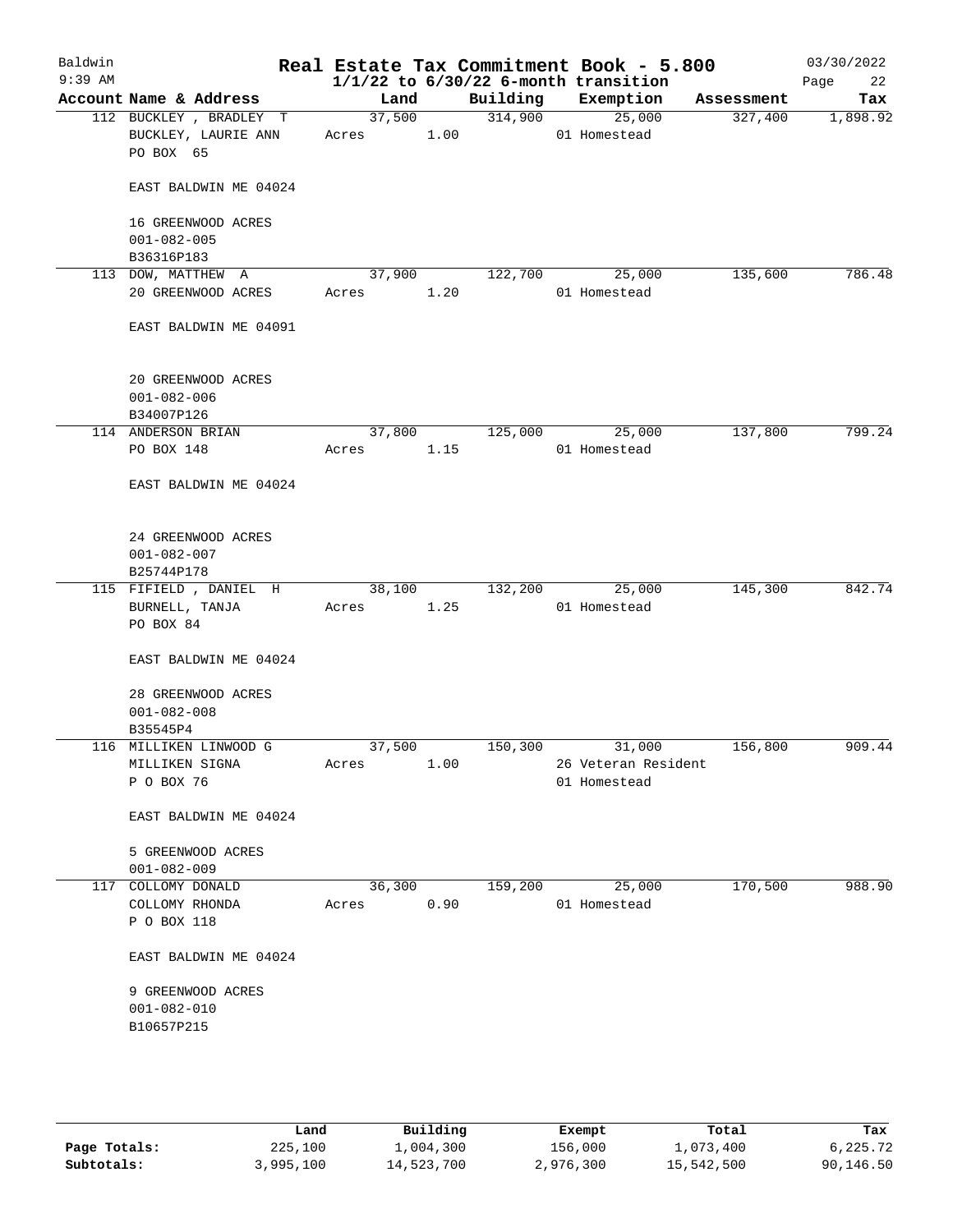# Real Estate Tax Commitment Book - 5.800

Baldwin 9:39 AM — 03/30/2022

1/1/22 to 6/30/22 6-month transition

| Account Name & Address | Land | Building | Exemption | Assessment | Tax |
|---|---|---|---|---|---|
| 112 BUCKLEY , BRADLEY T<br>BUCKLEY, LAURIE ANN<br>PO BOX 65<br><br>EAST BALDWIN ME 04024<br><br>16 GREENWOOD ACRES<br>001-082-005<br>B36316P183 | 37,500<br>Acres 1.00 | 314,900 | 25,000<br>01 Homestead | 327,400 | 1,898.92 |
| 113 DOW, MATTHEW A<br>20 GREENWOOD ACRES<br><br>EAST BALDWIN ME 04091<br><br>20 GREENWOOD ACRES<br>001-082-006<br>B34007P126 | 37,900<br>Acres 1.20 | 122,700 | 25,000<br>01 Homestead | 135,600 | 786.48 |
| 114 ANDERSON BRIAN<br>PO BOX 148<br><br>EAST BALDWIN ME 04024<br><br>24 GREENWOOD ACRES<br>001-082-007<br>B25744P178 | 37,800<br>Acres 1.15 | 125,000 | 25,000<br>01 Homestead | 137,800 | 799.24 |
| 115 FIFIELD , DANIEL H<br>BURNELL, TANJA<br>PO BOX 84<br><br>EAST BALDWIN ME 04024<br><br>28 GREENWOOD ACRES<br>001-082-008<br>B35545P4 | 38,100<br>Acres 1.25 | 132,200 | 25,000<br>01 Homestead | 145,300 | 842.74 |
| 116 MILLIKEN LINWOOD G<br>MILLIKEN SIGNA<br>P O BOX 76<br><br>EAST BALDWIN ME 04024<br><br>5 GREENWOOD ACRES<br>001-082-009 | 37,500<br>Acres 1.00 | 150,300 | 31,000<br>26 Veteran Resident<br>01 Homestead | 156,800 | 909.44 |
| 117 COLLOMY DONALD<br>COLLOMY RHONDA<br>P O BOX 118<br><br>EAST BALDWIN ME 04024<br><br>9 GREENWOOD ACRES<br>001-082-010<br>B10657P215 | 36,300<br>Acres 0.90 | 159,200 | 25,000<br>01 Homestead | 170,500 | 988.90 |

| | Land | Building | Exempt | Total | Tax |
|---|---|---|---|---|---|
| Page Totals: | 225,100 | 1,004,300 | 156,000 | 1,073,400 | 6,225.72 |
| Subtotals: | 3,995,100 | 14,523,700 | 2,976,300 | 15,542,500 | 90,146.50 |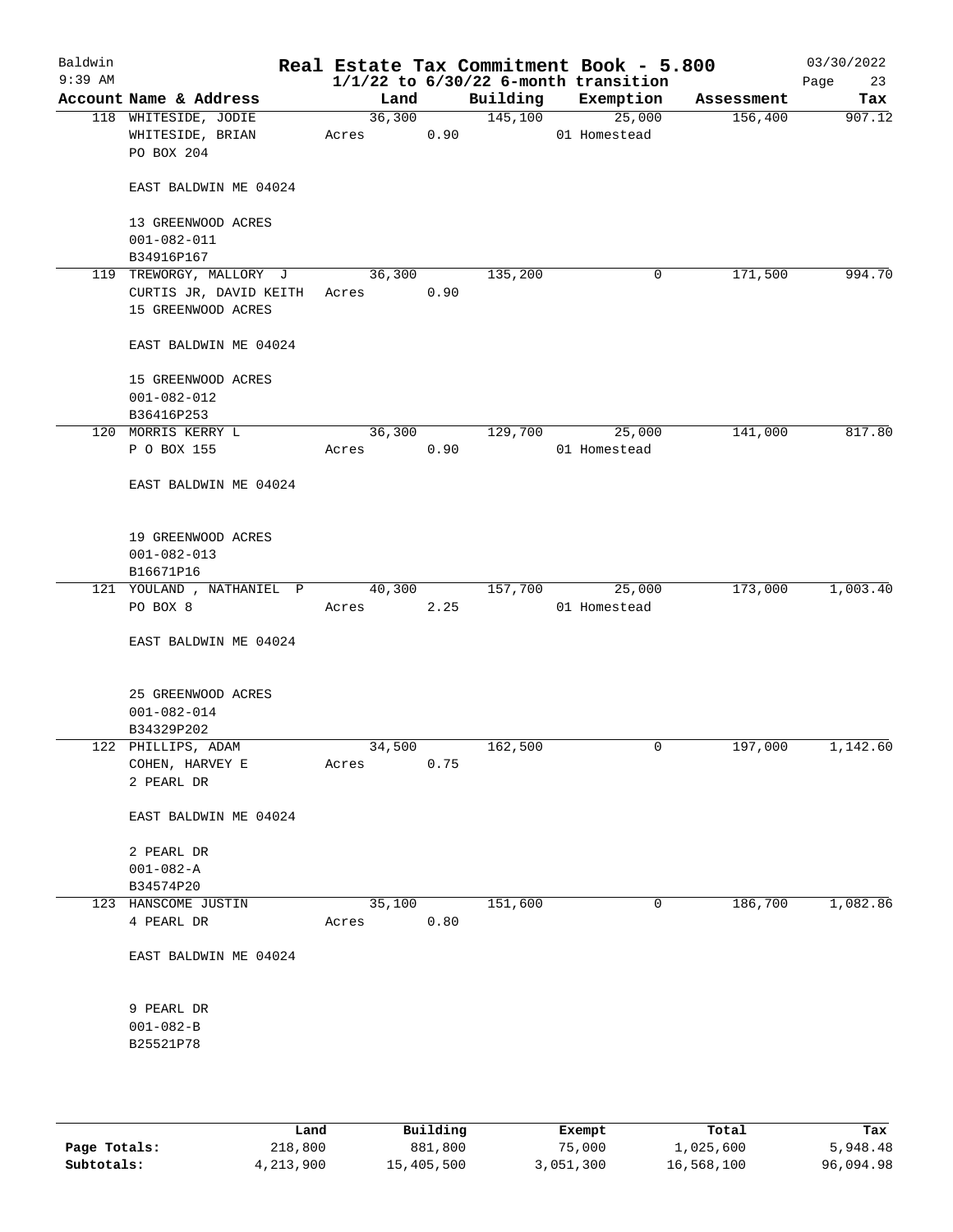# Baldwin — Real Estate Tax Commitment Book - 5.800

9:39 AM — 1/1/22 to 6/30/22 6-month transition — 03/30/2022

| Account Name & Address | Land | Building | Exemption | Assessment | Tax |
|---|---|---|---|---|---|
| 118 WHITESIDE, JODIE<br>WHITESIDE, BRIAN<br>PO BOX 204<br><br>EAST BALDWIN ME 04024<br><br>13 GREENWOOD ACRES<br>001-082-011<br>B34916P167 | 36,300<br>Acres 0.90 | 145,100 | 25,000<br>01 Homestead | 156,400 | 907.12 |
| 119 TREWORGY, MALLORY J<br>CURTIS JR, DAVID KEITH<br>15 GREENWOOD ACRES<br><br>EAST BALDWIN ME 04024<br><br>15 GREENWOOD ACRES<br>001-082-012<br>B36416P253 | 36,300<br>Acres 0.90 | 135,200 | 0 | 171,500 | 994.70 |
| 120 MORRIS KERRY L<br>P O BOX 155<br><br>EAST BALDWIN ME 04024<br><br>19 GREENWOOD ACRES<br>001-082-013<br>B16671P16 | 36,300<br>Acres 0.90 | 129,700 | 25,000<br>01 Homestead | 141,000 | 817.80 |
| 121 YOULAND , NATHANIEL P<br>PO BOX 8<br><br>EAST BALDWIN ME 04024<br><br>25 GREENWOOD ACRES<br>001-082-014<br>B34329P202 | 40,300<br>Acres 2.25 | 157,700 | 25,000<br>01 Homestead | 173,000 | 1,003.40 |
| 122 PHILLIPS, ADAM<br>COHEN, HARVEY E<br>2 PEARL DR<br><br>EAST BALDWIN ME 04024<br><br>2 PEARL DR<br>001-082-A<br>B34574P20 | 34,500<br>Acres 0.75 | 162,500 | 0 | 197,000 | 1,142.60 |
| 123 HANSCOME JUSTIN<br>4 PEARL DR<br><br>EAST BALDWIN ME 04024<br><br>9 PEARL DR<br>001-082-B<br>B25521P78 | 35,100<br>Acres 0.80 | 151,600 | 0 | 186,700 | 1,082.86 |

| | Land | Building | Exempt | Total | Tax |
|---|---|---|---|---|---|
| **Page Totals:** | 218,800 | 881,800 | 75,000 | 1,025,600 | 5,948.48 |
| **Subtotals:** | 4,213,900 | 15,405,500 | 3,051,300 | 16,568,100 | 96,094.98 |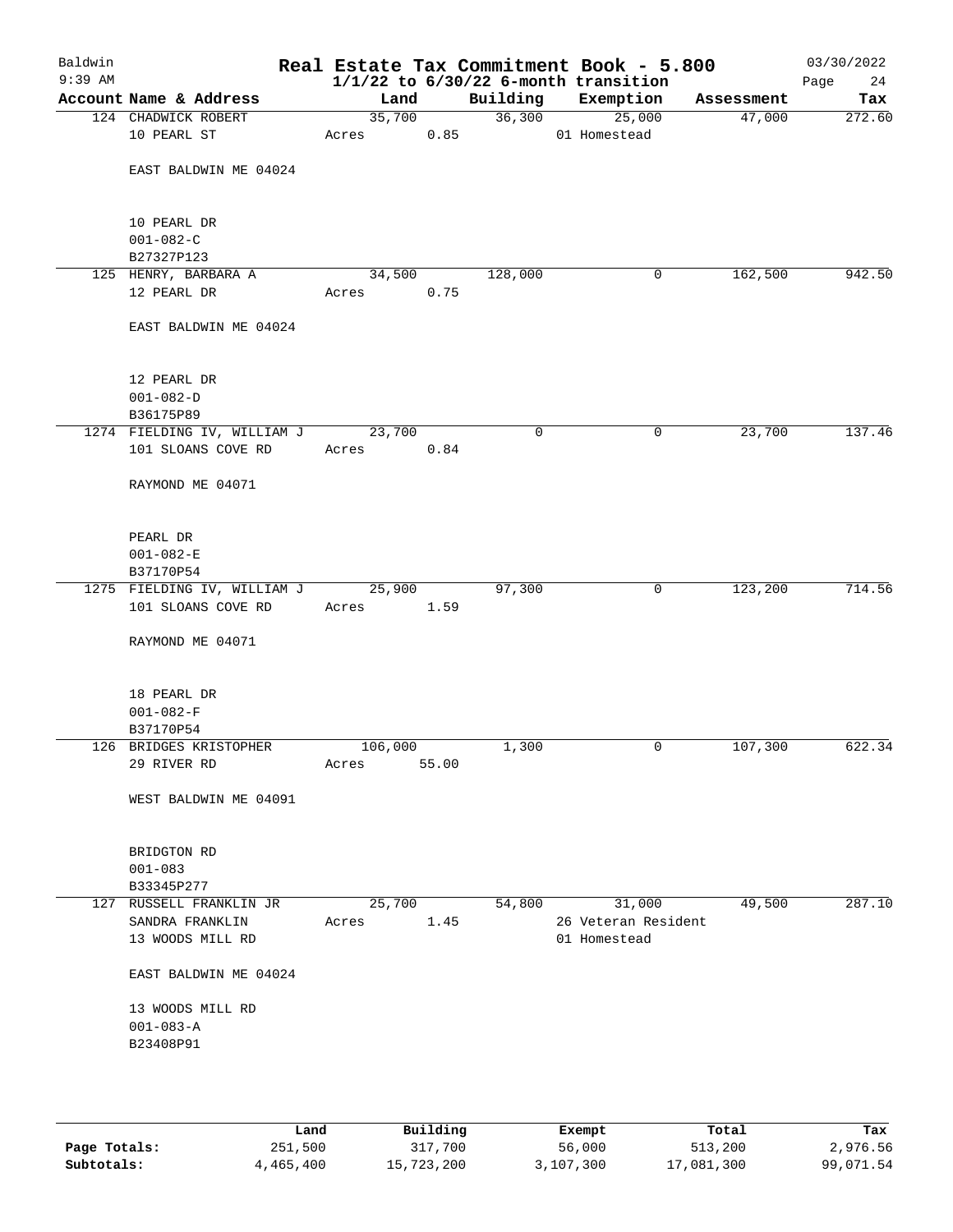Baldwin 9:39 AM

# Real Estate Tax Commitment Book - 5.800
## 1/1/22 to 6/30/22 6-month transition

03/30/2022

| Account Name & Address | Land | Building | Exemption | Assessment | Tax |
|---|---|---|---|---|---|
| 124 CHADWICK ROBERT<br>10 PEARL ST<br><br>EAST BALDWIN ME 04024<br><br>10 PEARL DR<br>001-082-C<br>B27327P123 | 35,700<br>Acres 0.85 | 36,300 | 25,000<br>01 Homestead | 47,000 | 272.60 |
| 125 HENRY, BARBARA A<br>12 PEARL DR<br><br>EAST BALDWIN ME 04024<br><br>12 PEARL DR<br>001-082-D<br>B36175P89 | 34,500<br>Acres 0.75 | 128,000 | 0 | 162,500 | 942.50 |
| 1274 FIELDING IV, WILLIAM J<br>101 SLOANS COVE RD<br><br>RAYMOND ME 04071<br><br>PEARL DR<br>001-082-E<br>B37170P54 | 23,700<br>Acres 0.84 | 0 | 0 | 23,700 | 137.46 |
| 1275 FIELDING IV, WILLIAM J<br>101 SLOANS COVE RD<br><br>RAYMOND ME 04071<br><br>18 PEARL DR<br>001-082-F<br>B37170P54 | 25,900<br>Acres 1.59 | 97,300 | 0 | 123,200 | 714.56 |
| 126 BRIDGES KRISTOPHER<br>29 RIVER RD<br><br>WEST BALDWIN ME 04091<br><br>BRIDGTON RD<br>001-083<br>B33345P277 | 106,000<br>Acres 55.00 | 1,300 | 0 | 107,300 | 622.34 |
| 127 RUSSELL FRANKLIN JR<br>SANDRA FRANKLIN<br>13 WOODS MILL RD<br><br>EAST BALDWIN ME 04024<br><br>13 WOODS MILL RD<br>001-083-A<br>B23408P91 | 25,700<br>Acres 1.45 | 54,800 | 31,000<br>26 Veteran Resident<br>01 Homestead | 49,500 | 287.10 |

| | Land | Building | Exempt | Total | Tax |
|---|---|---|---|---|---|
| Page Totals: | 251,500 | 317,700 | 56,000 | 513,200 | 2,976.56 |
| Subtotals: | 4,465,400 | 15,723,200 | 3,107,300 | 17,081,300 | 99,071.54 |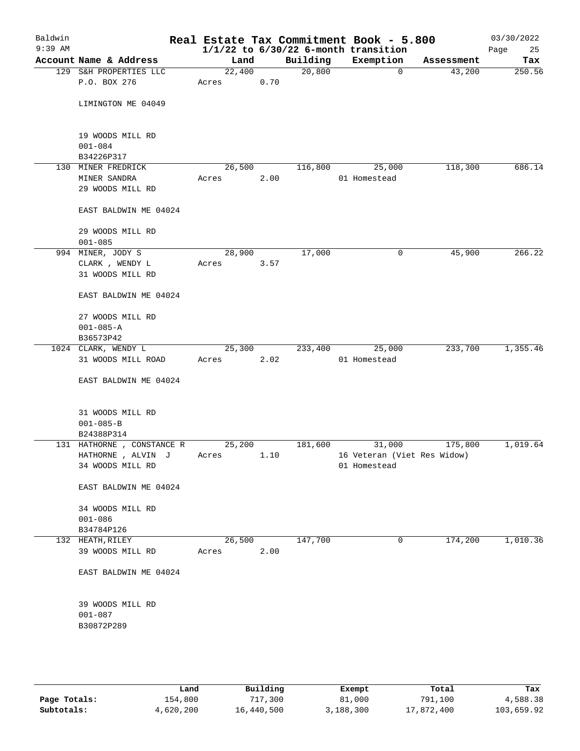# Real Estate Tax Commitment Book - 5.800

Baldwin
9:39 AM

**1/1/22 to 6/30/22 6-month transition**

03/30/2022

| Account Name & Address | Land | Building | Exemption | Assessment | Tax |
|---|---|---|---|---|---|
| 129 S&H PROPERTIES LLC<br>P.O. BOX 276<br><br>LIMINGTON ME 04049<br><br>19 WOODS MILL RD<br>001-084<br>B34226P317 | 22,400<br>Acres 0.70 | 20,800 | 0 | 43,200 | 250.56 |
| 130 MINER FREDRICK<br>MINER SANDRA<br>29 WOODS MILL RD<br><br>EAST BALDWIN ME 04024<br><br>29 WOODS MILL RD<br>001-085 | 26,500<br>Acres 2.00 | 116,800 | 25,000<br>01 Homestead | 118,300 | 686.14 |
| 994 MINER, JODY S<br>CLARK , WENDY L<br>31 WOODS MILL RD<br><br>EAST BALDWIN ME 04024<br><br>27 WOODS MILL RD<br>001-085-A<br>B36573P42 | 28,900<br>Acres 3.57 | 17,000 | 0 | 45,900 | 266.22 |
| 1024 CLARK, WENDY L<br>31 WOODS MILL ROAD<br><br>EAST BALDWIN ME 04024<br><br>31 WOODS MILL RD<br>001-085-B<br>B24388P314 | 25,300<br>Acres 2.02 | 233,400 | 25,000<br>01 Homestead | 233,700 | 1,355.46 |
| 131 HATHORNE , CONSTANCE R<br>HATHORNE , ALVIN J<br>34 WOODS MILL RD<br><br>EAST BALDWIN ME 04024<br><br>34 WOODS MILL RD<br>001-086<br>B34784P126 | 25,200<br>Acres 1.10 | 181,600 | 31,000<br>16 Veteran (Viet Res Widow)<br>01 Homestead | 175,800 | 1,019.64 |
| 132 HEATH,RILEY<br>39 WOODS MILL RD<br><br>EAST BALDWIN ME 04024<br><br>39 WOODS MILL RD<br>001-087<br>B30872P289 | 26,500<br>Acres 2.00 | 147,700 | 0 | 174,200 | 1,010.36 |

| | Land | Building | Exempt | Total | Tax |
|---|---|---|---|---|---|
| **Page Totals:** | 154,800 | 717,300 | 81,000 | 791,100 | 4,588.38 |
| **Subtotals:** | 4,620,200 | 16,440,500 | 3,188,300 | 17,872,400 | 103,659.92 |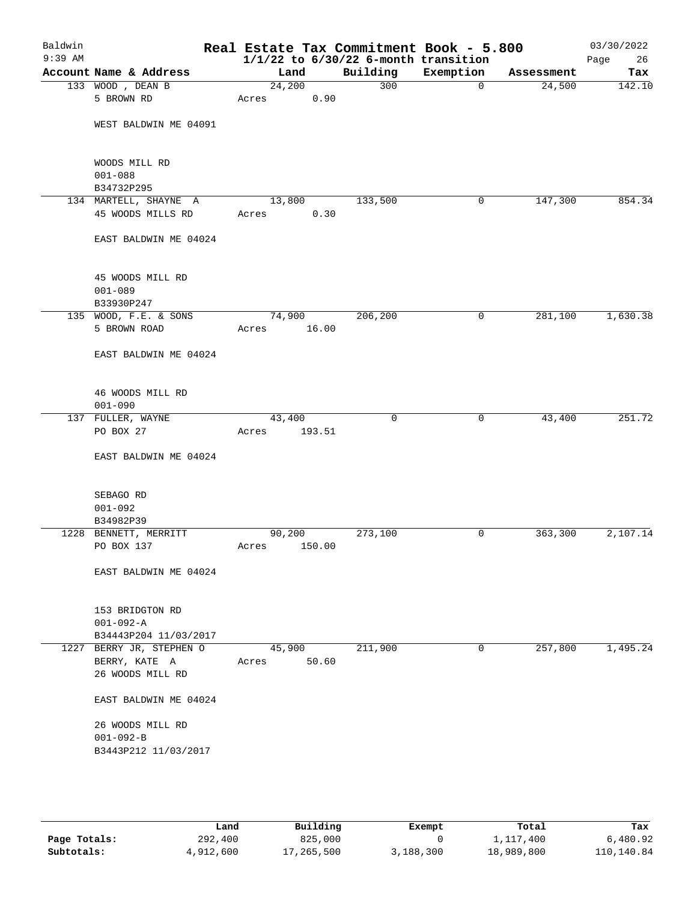Baldwin 9:39 AM

# Real Estate Tax Commitment Book - 5.800

1/1/22 to 6/30/22 6-month transition

03/30/2022

| Account Name & Address | Land | Building | Exemption | Assessment | Tax |
|---|---|---|---|---|---|
| 133 WOOD , DEAN B<br>5 BROWN RD<br><br>WEST BALDWIN ME 04091<br><br>WOODS MILL RD<br>001-088<br>B34732P295 | 24,200<br>Acres 0.90 | 300 | 0 | 24,500 | 142.10 |
| 134 MARTELL, SHAYNE A<br>45 WOODS MILLS RD<br><br>EAST BALDWIN ME 04024<br><br>45 WOODS MILL RD<br>001-089<br>B33930P247 | 13,800<br>Acres 0.30 | 133,500 | 0 | 147,300 | 854.34 |
| 135 WOOD, F.E. & SONS<br>5 BROWN ROAD<br><br>EAST BALDWIN ME 04024<br><br>46 WOODS MILL RD<br>001-090 | 74,900<br>Acres 16.00 | 206,200 | 0 | 281,100 | 1,630.38 |
| 137 FULLER, WAYNE<br>PO BOX 27<br><br>EAST BALDWIN ME 04024<br><br>SEBAGO RD<br>001-092<br>B34982P39 | 43,400<br>Acres 193.51 | 0 | 0 | 43,400 | 251.72 |
| 1228 BENNETT, MERRITT<br>PO BOX 137<br><br>EAST BALDWIN ME 04024<br><br>153 BRIDGTON RD<br>001-092-A<br>B34443P204 11/03/2017 | 90,200<br>Acres 150.00 | 273,100 | 0 | 363,300 | 2,107.14 |
| 1227 BERRY JR, STEPHEN O<br>BERRY, KATE A<br>26 WOODS MILL RD<br><br>EAST BALDWIN ME 04024<br><br>26 WOODS MILL RD<br>001-092-B<br>B3443P212 11/03/2017 | 45,900<br>Acres 50.60 | 211,900 | 0 | 257,800 | 1,495.24 |

| | Land | Building | Exempt | Total | Tax |
|---|---|---|---|---|---|
| **Page Totals:** | 292,400 | 825,000 | 0 | 1,117,400 | 6,480.92 |
| **Subtotals:** | 4,912,600 | 17,265,500 | 3,188,300 | 18,989,800 | 110,140.84 |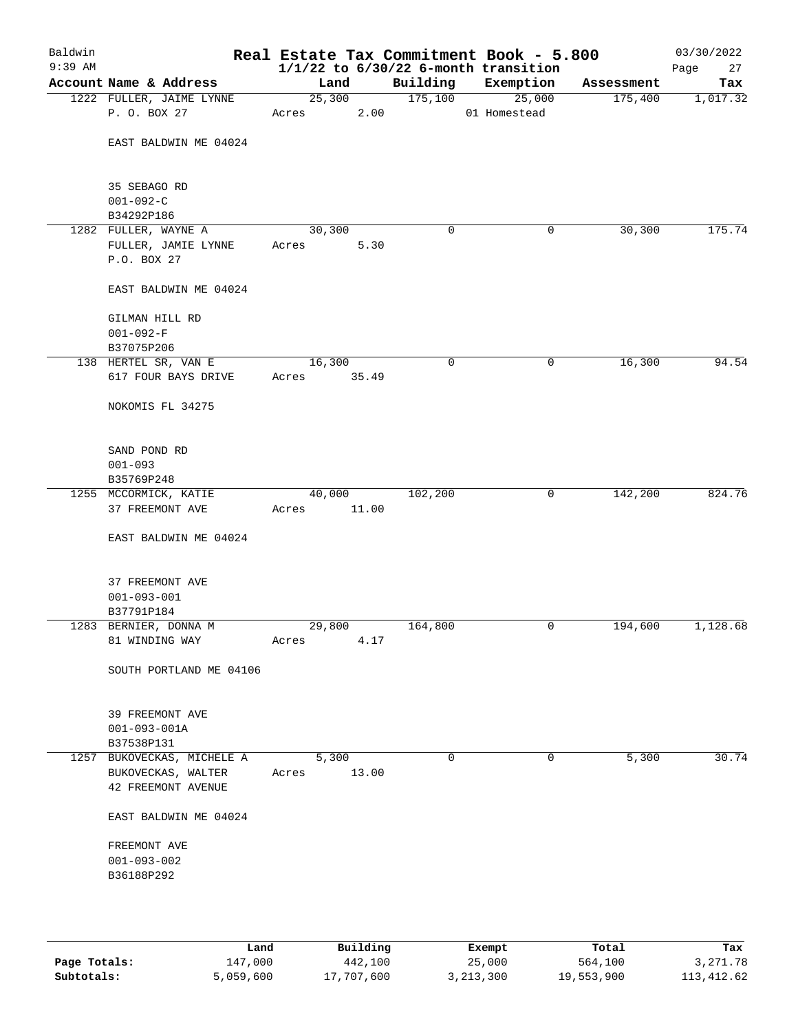Baldwin 9:39 AM

# Real Estate Tax Commitment Book - 5.800

1/1/22 to 6/30/22 6-month transition

03/30/2022 Page 27

| Account Name & Address | Land | Building | Exemption | Assessment | Tax |
|---|---|---|---|---|---|
| 1222 FULLER, JAIME LYNNE | 25,300 | 175,100 | 25,000 | 175,400 | 1,017.32 |
| P. O. BOX 27 | Acres 2.00 | | 01 Homestead | | |
| EAST BALDWIN ME 04024 | | | | | |
| 35 SEBAGO RD | | | | | |
| 001-092-C | | | | | |
| B34292P186 | | | | | |
| 1282 FULLER, WAYNE A | 30,300 | 0 | 0 | 30,300 | 175.74 |
| FULLER, JAMIE LYNNE | Acres 5.30 | | | | |
| P.O. BOX 27 | | | | | |
| EAST BALDWIN ME 04024 | | | | | |
| GILMAN HILL RD | | | | | |
| 001-092-F | | | | | |
| B37075P206 | | | | | |
| 138 HERTEL SR, VAN E | 16,300 | 0 | 0 | 16,300 | 94.54 |
| 617 FOUR BAYS DRIVE | Acres 35.49 | | | | |
| NOKOMIS FL 34275 | | | | | |
| SAND POND RD | | | | | |
| 001-093 | | | | | |
| B35769P248 | | | | | |
| 1255 MCCORMICK, KATIE | 40,000 | 102,200 | 0 | 142,200 | 824.76 |
| 37 FREEMONT AVE | Acres 11.00 | | | | |
| EAST BALDWIN ME 04024 | | | | | |
| 37 FREEMONT AVE | | | | | |
| 001-093-001 | | | | | |
| B37791P184 | | | | | |
| 1283 BERNIER, DONNA M | 29,800 | 164,800 | 0 | 194,600 | 1,128.68 |
| 81 WINDING WAY | Acres 4.17 | | | | |
| SOUTH PORTLAND ME 04106 | | | | | |
| 39 FREEMONT AVE | | | | | |
| 001-093-001A | | | | | |
| B37538P131 | | | | | |
| 1257 BUKOVECKAS, MICHELE A | 5,300 | 0 | 0 | 5,300 | 30.74 |
| BUKOVECKAS, WALTER | Acres 13.00 | | | | |
| 42 FREEMONT AVENUE | | | | | |
| EAST BALDWIN ME 04024 | | | | | |
| FREEMONT AVE | | | | | |
| 001-093-002 | | | | | |
| B36188P292 | | | | | |

| | Land | Building | Exempt | Total | Tax |
|---|---|---|---|---|---|
| Page Totals: | 147,000 | 442,100 | 25,000 | 564,100 | 3,271.78 |
| Subtotals: | 5,059,600 | 17,707,600 | 3,213,300 | 19,553,900 | 113,412.62 |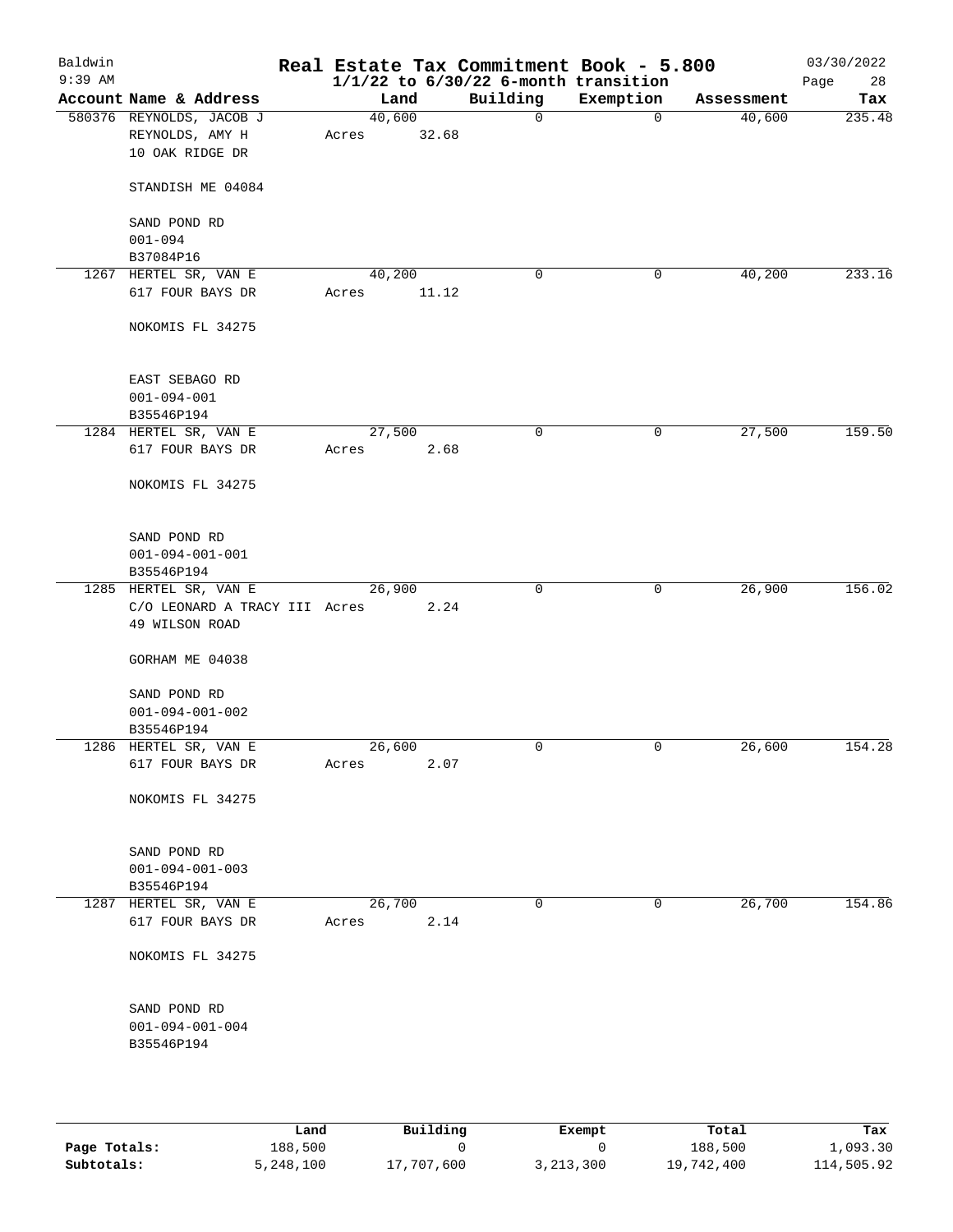Baldwin 9:39 AM

# Real Estate Tax Commitment Book - 5.800

## 1/1/22 to 6/30/22 6-month transition

03/30/2022

| Account | Name & Address | Land | Building | Exemption | Assessment | Tax |
|---|---|---|---|---|---|---|
| 580376 | REYNOLDS, JACOB J<br>REYNOLDS, AMY H<br>10 OAK RIDGE DR<br>STANDISH ME 04084<br>SAND POND RD<br>001-094<br>B37084P16 | 40,600<br>Acres 32.68 | 0 | 0 | 40,600 | 235.48 |
| 1267 | HERTEL SR, VAN E<br>617 FOUR BAYS DR<br>NOKOMIS FL 34275<br>EAST SEBAGO RD<br>001-094-001<br>B35546P194 | 40,200<br>Acres 11.12 | 0 | 0 | 40,200 | 233.16 |
| 1284 | HERTEL SR, VAN E<br>617 FOUR BAYS DR<br>NOKOMIS FL 34275<br>SAND POND RD<br>001-094-001-001<br>B35546P194 | 27,500<br>Acres 2.68 | 0 | 0 | 27,500 | 159.50 |
| 1285 | HERTEL SR, VAN E<br>C/O LEONARD A TRACY III<br>49 WILSON ROAD<br>GORHAM ME 04038<br>SAND POND RD<br>001-094-001-002<br>B35546P194 | 26,900<br>Acres 2.24 | 0 | 0 | 26,900 | 156.02 |
| 1286 | HERTEL SR, VAN E<br>617 FOUR BAYS DR<br>NOKOMIS FL 34275<br>SAND POND RD<br>001-094-001-003<br>B35546P194 | 26,600<br>Acres 2.07 | 0 | 0 | 26,600 | 154.28 |
| 1287 | HERTEL SR, VAN E<br>617 FOUR BAYS DR<br>NOKOMIS FL 34275<br>SAND POND RD<br>001-094-001-004<br>B35546P194 | 26,700<br>Acres 2.14 | 0 | 0 | 26,700 | 154.86 |

| | Land | Building | Exempt | Total | Tax |
|---|---|---|---|---|---|
| Page Totals: | 188,500 | 0 | 0 | 188,500 | 1,093.30 |
| Subtotals: | 5,248,100 | 17,707,600 | 3,213,300 | 19,742,400 | 114,505.92 |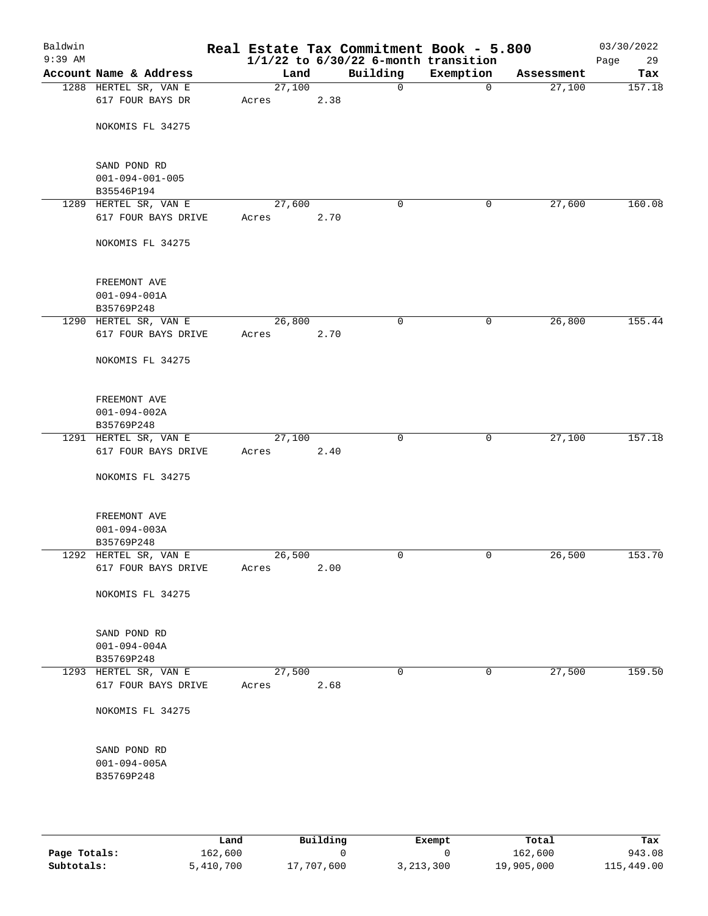# Real Estate Tax Commitment Book - 5.800

Baldwin 9:39 AM — 1/1/22 to 6/30/22 6-month transition — 03/30/2022

| Account Name & Address | Land | Building | Exemption | Assessment | Tax |
|---|---|---|---|---|---|
| 1288 HERTEL SR, VAN E<br>617 FOUR BAYS DR<br><br>NOKOMIS FL 34275<br><br>SAND POND RD<br>001-094-001-005<br>B35546P194 | 27,100<br>Acres 2.38 | 0 | 0 | 27,100 | 157.18 |
| 1289 HERTEL SR, VAN E<br>617 FOUR BAYS DRIVE<br><br>NOKOMIS FL 34275<br><br>FREEMONT AVE<br>001-094-001A<br>B35769P248 | 27,600<br>Acres 2.70 | 0 | 0 | 27,600 | 160.08 |
| 1290 HERTEL SR, VAN E<br>617 FOUR BAYS DRIVE<br><br>NOKOMIS FL 34275<br><br>FREEMONT AVE<br>001-094-002A<br>B35769P248 | 26,800<br>Acres 2.70 | 0 | 0 | 26,800 | 155.44 |
| 1291 HERTEL SR, VAN E<br>617 FOUR BAYS DRIVE<br><br>NOKOMIS FL 34275<br><br>FREEMONT AVE<br>001-094-003A<br>B35769P248 | 27,100<br>Acres 2.40 | 0 | 0 | 27,100 | 157.18 |
| 1292 HERTEL SR, VAN E<br>617 FOUR BAYS DRIVE<br><br>NOKOMIS FL 34275<br><br>SAND POND RD<br>001-094-004A<br>B35769P248 | 26,500<br>Acres 2.00 | 0 | 0 | 26,500 | 153.70 |
| 1293 HERTEL SR, VAN E<br>617 FOUR BAYS DRIVE<br><br>NOKOMIS FL 34275<br><br>SAND POND RD<br>001-094-005A<br>B35769P248 | 27,500<br>Acres 2.68 | 0 | 0 | 27,500 | 159.50 |

| | Land | Building | Exempt | Total | Tax |
|---|---|---|---|---|---|
| Page Totals: | 162,600 | 0 | 0 | 162,600 | 943.08 |
| Subtotals: | 5,410,700 | 17,707,600 | 3,213,300 | 19,905,000 | 115,449.00 |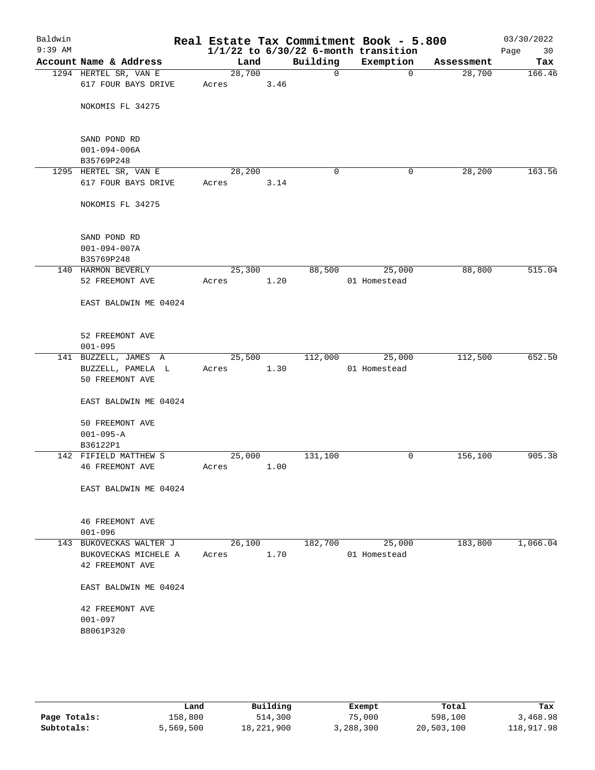# Real Estate Tax Commitment Book - 5.800

Baldwin
9:39 AM

$1/1/22$ to $6/30/22$ 6-month transition

03/30/2022

| Account | Name & Address | Land | Building | Exemption | Assessment | Tax |
|---|---|---|---|---|---|---|
| 1294 | HERTEL SR, VAN E<br>617 FOUR BAYS DRIVE<br>NOKOMIS FL 34275<br><br>SAND POND RD<br>001-094-006A<br>B35769P248 | 28,700<br>Acres 3.46 | 0 | 0 | 28,700 | 166.46 |
| 1295 | HERTEL SR, VAN E<br>617 FOUR BAYS DRIVE<br>NOKOMIS FL 34275<br><br>SAND POND RD<br>001-094-007A<br>B35769P248 | 28,200<br>Acres 3.14 | 0 | 0 | 28,200 | 163.56 |
| 140 | HARMON BEVERLY<br>52 FREEMONT AVE<br>EAST BALDWIN ME 04024<br><br>52 FREEMONT AVE<br>001-095 | 25,300<br>Acres 1.20 | 88,500 | 25,000<br>01 Homestead | 88,800 | 515.04 |
| 141 | BUZZELL, JAMES A<br>BUZZELL, PAMELA L<br>50 FREEMONT AVE<br>EAST BALDWIN ME 04024<br><br>50 FREEMONT AVE<br>001-095-A<br>B36122P1 | 25,500<br>Acres 1.30 | 112,000 | 25,000<br>01 Homestead | 112,500 | 652.50 |
| 142 | FIFIELD MATTHEW S<br>46 FREEMONT AVE<br>EAST BALDWIN ME 04024<br><br>46 FREEMONT AVE<br>001-096 | 25,000<br>Acres 1.00 | 131,100 | 0 | 156,100 | 905.38 |
| 143 | BUKOVECKAS WALTER J<br>BUKOVECKAS MICHELE A<br>42 FREEMONT AVE<br>EAST BALDWIN ME 04024<br><br>42 FREEMONT AVE<br>001-097<br>B8061P320 | 26,100<br>Acres 1.70 | 182,700 | 25,000<br>01 Homestead | 183,800 | 1,066.04 |

| | Land | Building | Exempt | Total | Tax |
|---|---|---|---|---|---|
| Page Totals: | 158,800 | 514,300 | 75,000 | 598,100 | 3,468.98 |
| Subtotals: | 5,569,500 | 18,221,900 | 3,288,300 | 20,503,100 | 118,917.98 |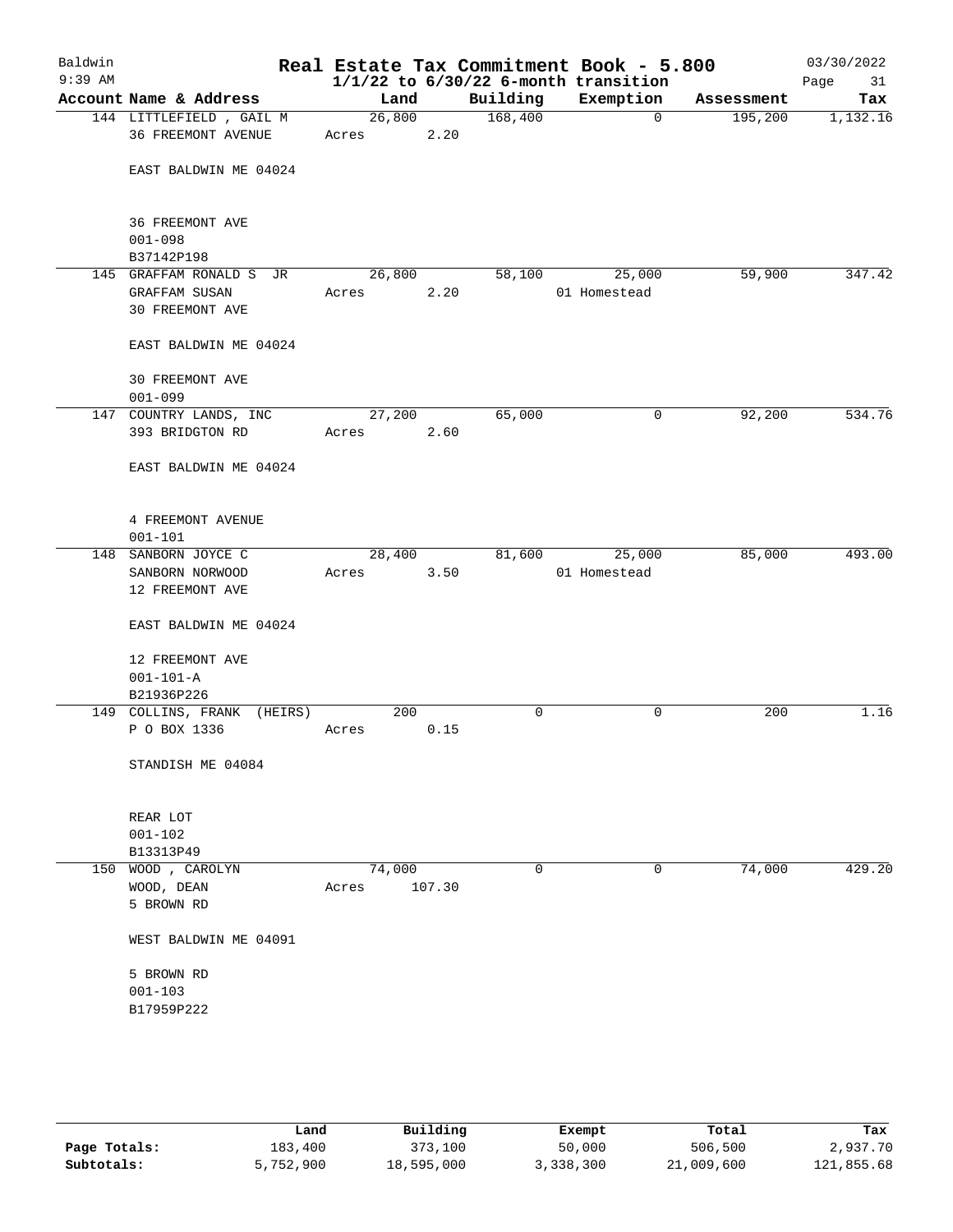# Baldwin — Real Estate Tax Commitment Book - 5.800

9:39 AM — 1/1/22 to 6/30/22 6-month transition — 03/30/2022

| Account Name & Address | Land | Building | Exemption | Assessment | Tax |
|---|---|---|---|---|---|
| 144 LITTLEFIELD , GAIL M<br>36 FREEMONT AVENUE<br><br>EAST BALDWIN ME 04024<br><br>36 FREEMONT AVE<br>001-098<br>B37142P198 | 26,800<br>Acres 2.20 | 168,400 | 0 | 195,200 | 1,132.16 |
| 145 GRAFFAM RONALD S JR<br>GRAFFAM SUSAN<br>30 FREEMONT AVE<br><br>EAST BALDWIN ME 04024<br><br>30 FREEMONT AVE<br>001-099 | 26,800<br>Acres 2.20 | 58,100 | 25,000<br>01 Homestead | 59,900 | 347.42 |
| 147 COUNTRY LANDS, INC<br>393 BRIDGTON RD<br><br>EAST BALDWIN ME 04024<br><br>4 FREEMONT AVENUE<br>001-101 | 27,200<br>Acres 2.60 | 65,000 | 0 | 92,200 | 534.76 |
| 148 SANBORN JOYCE C<br>SANBORN NORWOOD<br>12 FREEMONT AVE<br><br>EAST BALDWIN ME 04024<br><br>12 FREEMONT AVE<br>001-101-A<br>B21936P226 | 28,400<br>Acres 3.50 | 81,600 | 25,000<br>01 Homestead | 85,000 | 493.00 |
| 149 COLLINS, FRANK (HEIRS)<br>P O BOX 1336<br><br>STANDISH ME 04084<br><br>REAR LOT<br>001-102<br>B13313P49 | 200<br>Acres 0.15 | 0 | 0 | 200 | 1.16 |
| 150 WOOD , CAROLYN<br>WOOD, DEAN<br>5 BROWN RD<br><br>WEST BALDWIN ME 04091<br><br>5 BROWN RD<br>001-103<br>B17959P222 | 74,000<br>Acres 107.30 | 0 | 0 | 74,000 | 429.20 |

| | Land | Building | Exempt | Total | Tax |
|---|---|---|---|---|---|
| **Page Totals:** | 183,400 | 373,100 | 50,000 | 506,500 | 2,937.70 |
| **Subtotals:** | 5,752,900 | 18,595,000 | 3,338,300 | 21,009,600 | 121,855.68 |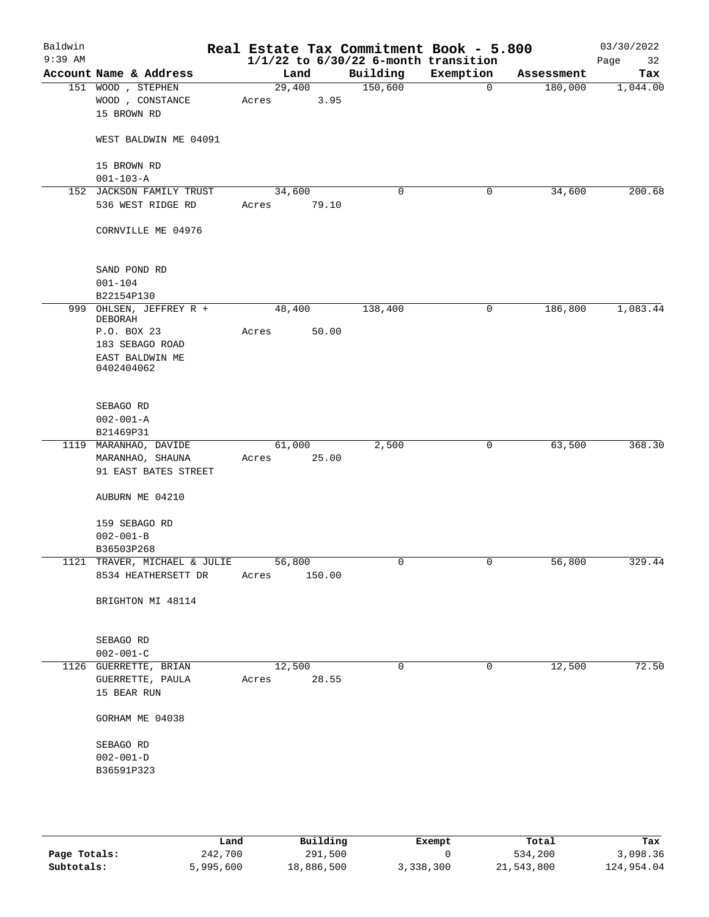# Baldwin — Real Estate Tax Commitment Book - 5.800

9:39 AM — 1/1/22 to 6/30/22 6-month transition — 03/30/2022

| Account | Name & Address | Land | Building | Exemption | Assessment | Tax |
|---|---|---|---|---|---|---|
| 151 | WOOD , STEPHEN<br>WOOD , CONSTANCE<br>15 BROWN RD<br><br>WEST BALDWIN ME 04091<br><br>15 BROWN RD<br>001-103-A | 29,400<br>Acres 3.95 | 150,600 | 0 | 180,000 | 1,044.00 |
| 152 | JACKSON FAMILY TRUST<br>536 WEST RIDGE RD<br><br>CORNVILLE ME 04976<br><br>SAND POND RD<br>001-104<br>B22154P130 | 34,600<br>Acres 79.10 | 0 | 0 | 34,600 | 200.68 |
| 999 | OHLSEN, JEFFREY R + DEBORAH<br>P.O. BOX 23<br>183 SEBAGO ROAD<br>EAST BALDWIN ME 0402404062<br><br>SEBAGO RD<br>002-001-A<br>B21469P31 | 48,400<br>Acres 50.00 | 138,400 | 0 | 186,800 | 1,083.44 |
| 1119 | MARANHAO, DAVIDE<br>MARANHAO, SHAUNA<br>91 EAST BATES STREET<br><br>AUBURN ME 04210<br><br>159 SEBAGO RD<br>002-001-B<br>B36503P268 | 61,000<br>Acres 25.00 | 2,500 | 0 | 63,500 | 368.30 |
| 1121 | TRAVER, MICHAEL & JULIE<br>8534 HEATHERSETT DR<br><br>BRIGHTON MI 48114<br><br>SEBAGO RD<br>002-001-C | 56,800<br>Acres 150.00 | 0 | 0 | 56,800 | 329.44 |
| 1126 | GUERRETTE, BRIAN<br>GUERRETTE, PAULA<br>15 BEAR RUN<br><br>GORHAM ME 04038<br><br>SEBAGO RD<br>002-001-D<br>B36591P323 | 12,500<br>Acres 28.55 | 0 | 0 | 12,500 | 72.50 |

| | Land | Building | Exempt | Total | Tax |
|---|---|---|---|---|---|
| Page Totals: | 242,700 | 291,500 | 0 | 534,200 | 3,098.36 |
| Subtotals: | 5,995,600 | 18,886,500 | 3,338,300 | 21,543,800 | 124,954.04 |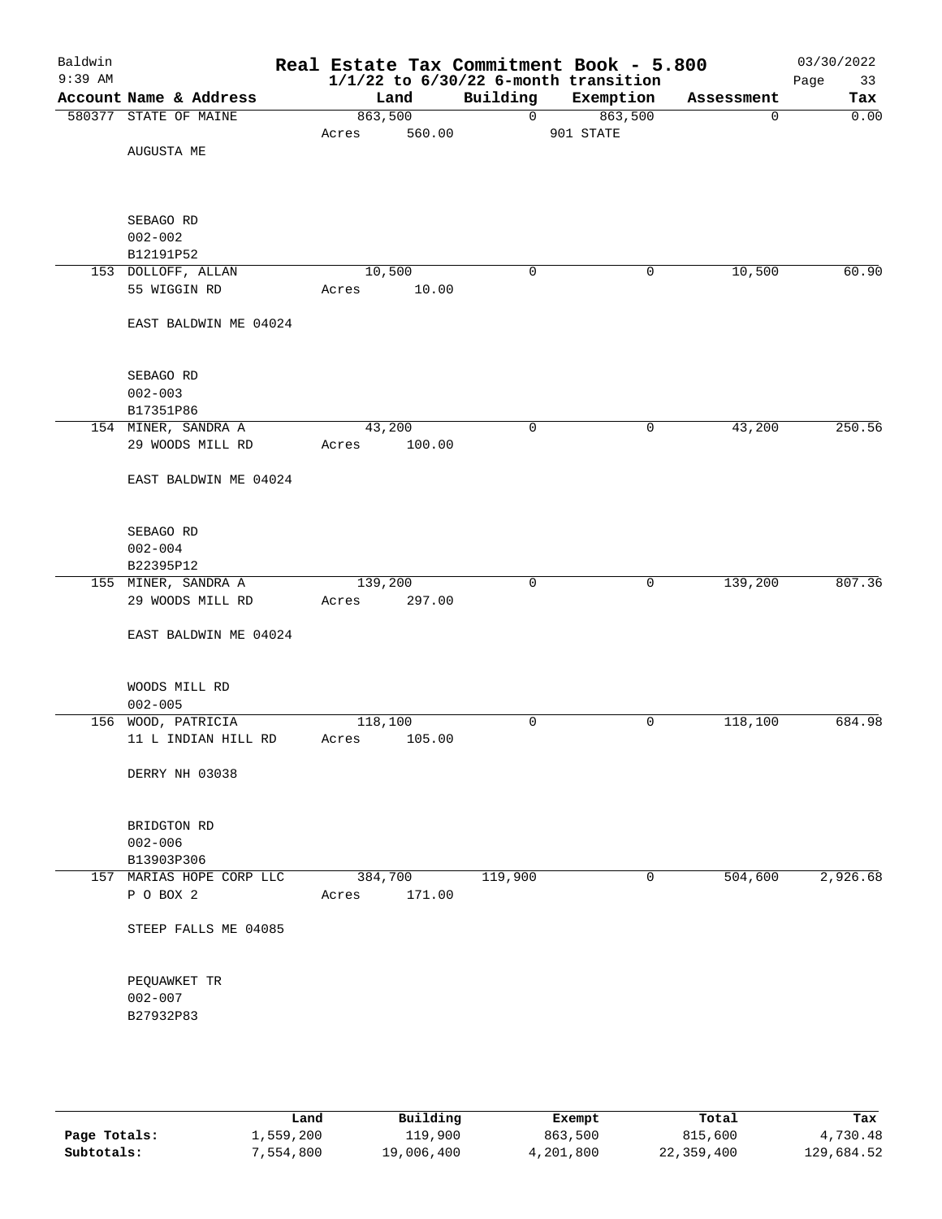# Real Estate Tax Commitment Book - 5.800

Baldwin
9:39 AM

1/1/22 to 6/30/22 6-month transition

03/30/2022

| Account Name & Address | Land | Building | Exemption | Assessment | Tax |
|---|---|---|---|---|---|
| 580377 STATE OF MAINE | 863,500 | 0 | 863,500 | 0 | 0.00 |
| | Acres 560.00 | | 901 STATE | | |
| AUGUSTA ME | | | | | |
| SEBAGO RD | | | | | |
| 002-002 | | | | | |
| B12191P52 | | | | | |
| 153 DOLLOFF, ALLAN | 10,500 | 0 | 0 | 10,500 | 60.90 |
| 55 WIGGIN RD | Acres 10.00 | | | | |
| EAST BALDWIN ME 04024 | | | | | |
| SEBAGO RD | | | | | |
| 002-003 | | | | | |
| B17351P86 | | | | | |
| 154 MINER, SANDRA A | 43,200 | 0 | 0 | 43,200 | 250.56 |
| 29 WOODS MILL RD | Acres 100.00 | | | | |
| EAST BALDWIN ME 04024 | | | | | |
| SEBAGO RD | | | | | |
| 002-004 | | | | | |
| B22395P12 | | | | | |
| 155 MINER, SANDRA A | 139,200 | 0 | 0 | 139,200 | 807.36 |
| 29 WOODS MILL RD | Acres 297.00 | | | | |
| EAST BALDWIN ME 04024 | | | | | |
| WOODS MILL RD | | | | | |
| 002-005 | | | | | |
| 156 WOOD, PATRICIA | 118,100 | 0 | 0 | 118,100 | 684.98 |
| 11 L INDIAN HILL RD | Acres 105.00 | | | | |
| DERRY NH 03038 | | | | | |
| BRIDGTON RD | | | | | |
| 002-006 | | | | | |
| B13903P306 | | | | | |
| 157 MARIAS HOPE CORP LLC | 384,700 | 119,900 | 0 | 504,600 | 2,926.68 |
| P O BOX 2 | Acres 171.00 | | | | |
| STEEP FALLS ME 04085 | | | | | |
| PEQUAWKET TR | | | | | |
| 002-007 | | | | | |
| B27932P83 | | | | | |

| | Land | Building | Exempt | Total | Tax |
|---|---|---|---|---|---|
| Page Totals: | 1,559,200 | 119,900 | 863,500 | 815,600 | 4,730.48 |
| Subtotals: | 7,554,800 | 19,006,400 | 4,201,800 | 22,359,400 | 129,684.52 |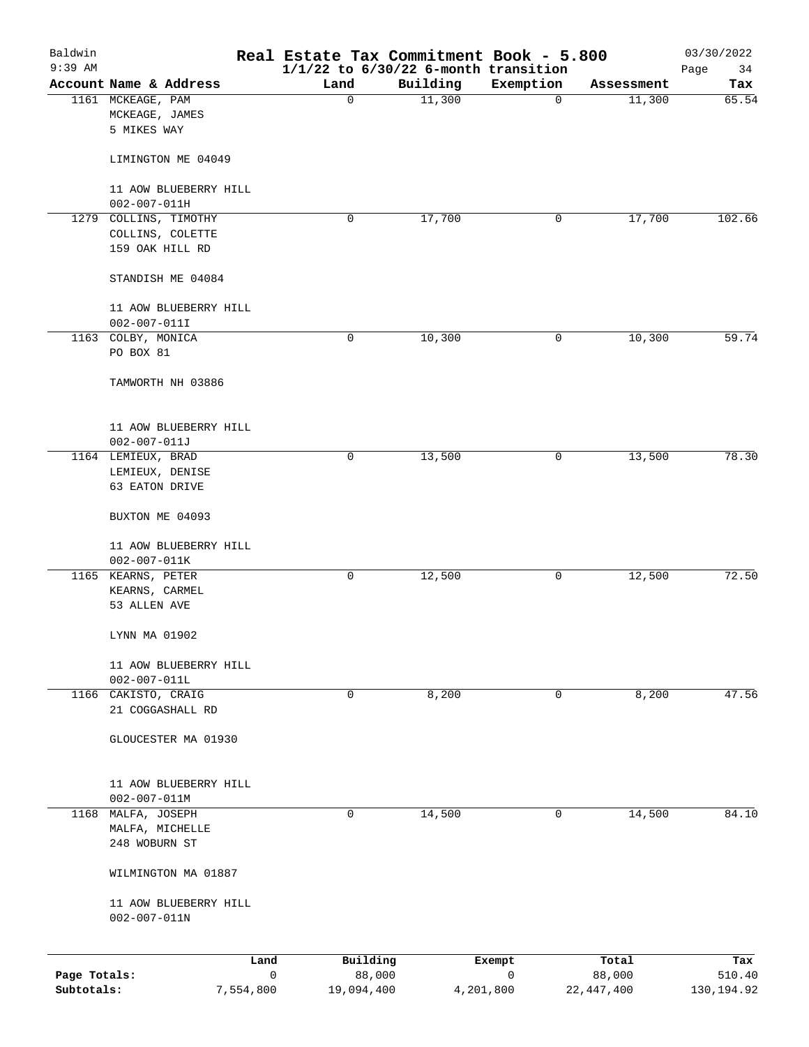# Baldwin Real Estate Tax Commitment Book - 5.800

9:39 AM — 1/1/22 to 6/30/22 6-month transition — 03/30/2022

| Account | Name & Address | Land | Building | Exemption | Assessment | Tax |
|---|---|---|---|---|---|---|
| 1161 | MCKEAGE, PAM<br>MCKEAGE, JAMES<br>5 MIKES WAY<br><br>LIMINGTON ME 04049<br><br>11 AOW BLUEBERRY HILL<br>002-007-011H | 0 | 11,300 | 0 | 11,300 | 65.54 |
| 1279 | COLLINS, TIMOTHY<br>COLLINS, COLETTE<br>159 OAK HILL RD<br><br>STANDISH ME 04084<br><br>11 AOW BLUEBERRY HILL<br>002-007-011I | 0 | 17,700 | 0 | 17,700 | 102.66 |
| 1163 | COLBY, MONICA<br>PO BOX 81<br><br>TAMWORTH NH 03886<br><br>11 AOW BLUEBERRY HILL<br>002-007-011J | 0 | 10,300 | 0 | 10,300 | 59.74 |
| 1164 | LEMIEUX, BRAD<br>LEMIEUX, DENISE<br>63 EATON DRIVE<br><br>BUXTON ME 04093<br><br>11 AOW BLUEBERRY HILL<br>002-007-011K | 0 | 13,500 | 0 | 13,500 | 78.30 |
| 1165 | KEARNS, PETER<br>KEARNS, CARMEL<br>53 ALLEN AVE<br><br>LYNN MA 01902<br><br>11 AOW BLUEBERRY HILL<br>002-007-011L | 0 | 12,500 | 0 | 12,500 | 72.50 |
| 1166 | CAKISTO, CRAIG<br>21 COGGASHALL RD<br><br>GLOUCESTER MA 01930<br><br>11 AOW BLUEBERRY HILL<br>002-007-011M | 0 | 8,200 | 0 | 8,200 | 47.56 |
| 1168 | MALFA, JOSEPH<br>MALFA, MICHELLE<br>248 WOBURN ST<br><br>WILMINGTON MA 01887<br><br>11 AOW BLUEBERRY HILL<br>002-007-011N | 0 | 14,500 | 0 | 14,500 | 84.10 |

| | Land | Building | Exempt | Total | Tax |
|---|---|---|---|---|---|
| Page Totals: | 0 | 88,000 | 0 | 88,000 | 510.40 |
| Subtotals: | 7,554,800 | 19,094,400 | 4,201,800 | 22,447,400 | 130,194.92 |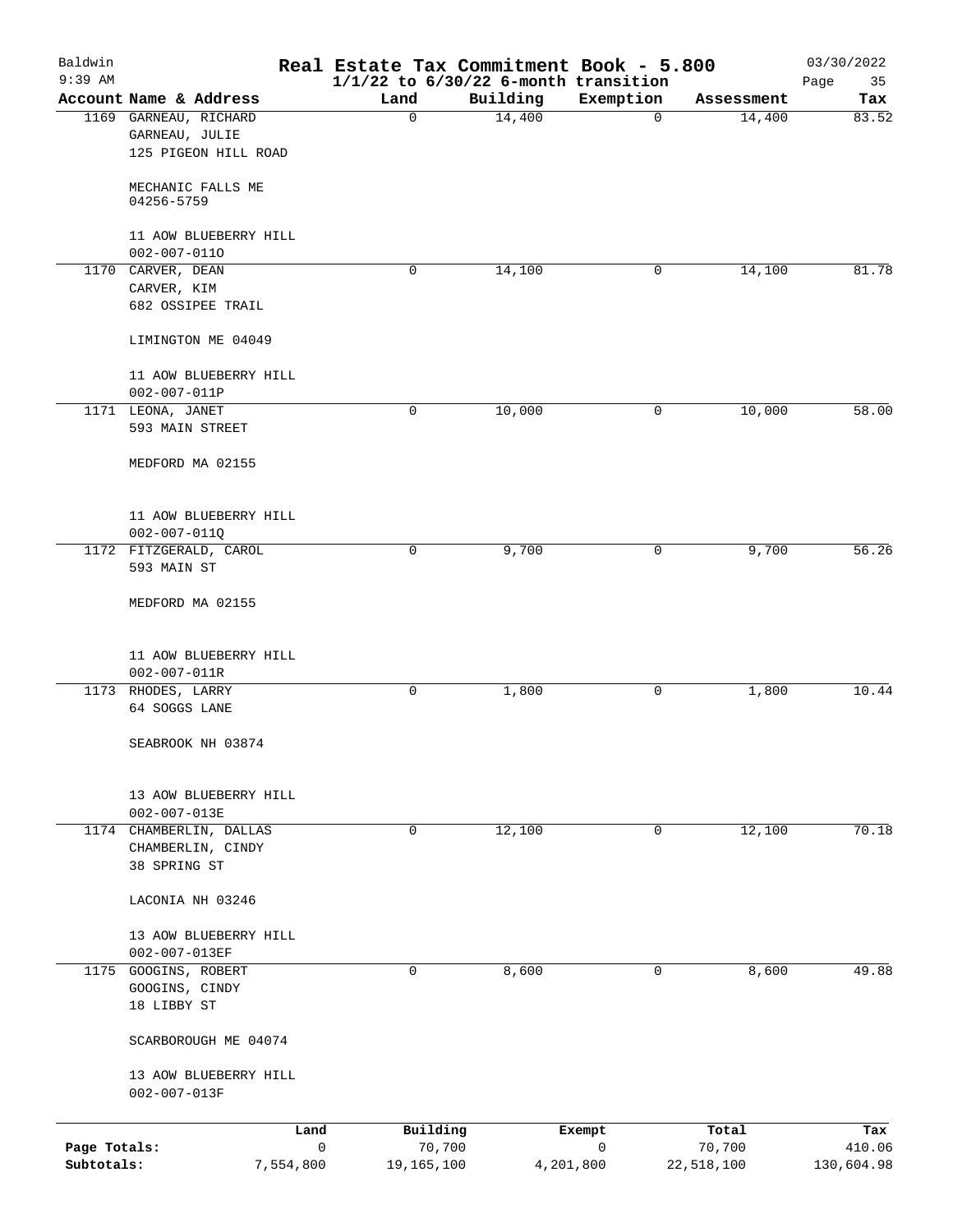# Baldwin Real Estate Tax Commitment Book - 5.800

9:39 AM — 1/1/22 to 6/30/22 6-month transition — 03/30/2022

| Account | Name & Address | Land | Building | Exemption | Assessment | Tax |
|---|---|---|---|---|---|---|
| 1169 | GARNEAU, RICHARD<br>GARNEAU, JULIE<br>125 PIGEON HILL ROAD<br><br>MECHANIC FALLS ME<br>04256-5759<br><br>11 AOW BLUEBERRY HILL<br>002-007-011O | 0 | 14,400 | 0 | 14,400 | 83.52 |
| 1170 | CARVER, DEAN<br>CARVER, KIM<br>682 OSSIPEE TRAIL<br><br>LIMINGTON ME 04049<br><br>11 AOW BLUEBERRY HILL<br>002-007-011P | 0 | 14,100 | 0 | 14,100 | 81.78 |
| 1171 | LEONA, JANET<br>593 MAIN STREET<br><br>MEDFORD MA 02155<br><br>11 AOW BLUEBERRY HILL<br>002-007-011Q | 0 | 10,000 | 0 | 10,000 | 58.00 |
| 1172 | FITZGERALD, CAROL<br>593 MAIN ST<br><br>MEDFORD MA 02155<br><br>11 AOW BLUEBERRY HILL<br>002-007-011R | 0 | 9,700 | 0 | 9,700 | 56.26 |
| 1173 | RHODES, LARRY<br>64 SOGGS LANE<br><br>SEABROOK NH 03874<br><br>13 AOW BLUEBERRY HILL<br>002-007-013E | 0 | 1,800 | 0 | 1,800 | 10.44 |
| 1174 | CHAMBERLIN, DALLAS<br>CHAMBERLIN, CINDY<br>38 SPRING ST<br><br>LACONIA NH 03246<br><br>13 AOW BLUEBERRY HILL<br>002-007-013EF | 0 | 12,100 | 0 | 12,100 | 70.18 |
| 1175 | GOOGINS, ROBERT<br>GOOGINS, CINDY<br>18 LIBBY ST<br><br>SCARBOROUGH ME 04074<br><br>13 AOW BLUEBERRY HILL<br>002-007-013F | 0 | 8,600 | 0 | 8,600 | 49.88 |

| | Land | Building | Exempt | Total | Tax |
|---|---|---|---|---|---|
| Page Totals: | 0 | 70,700 | 0 | 70,700 | 410.06 |
| Subtotals: | 7,554,800 | 19,165,100 | 4,201,800 | 22,518,100 | 130,604.98 |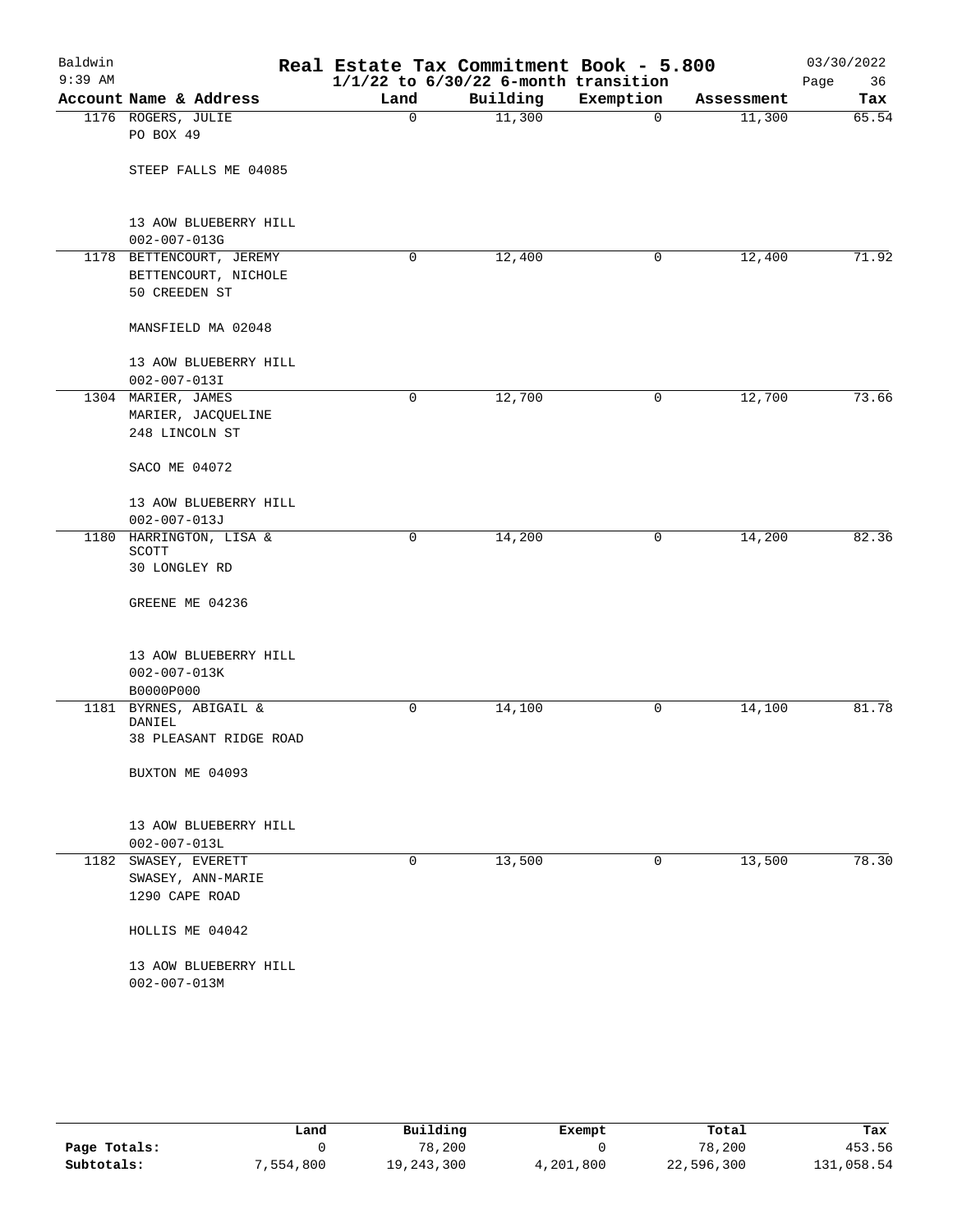# Real Estate Tax Commitment Book - 5.800

Baldwin
9:39 AM

$1/1/22$ to $6/30/22$ 6-month transition

03/30/2022

| Account Name & Address | Land | Building | Exemption | Assessment | Tax |
|---|---|---|---|---|---|
| 1176 ROGERS, JULIE<br>PO BOX 49<br><br>STEEP FALLS ME 04085<br><br>13 AOW BLUEBERRY HILL<br>002-007-013G | 0 | 11,300 | 0 | 11,300 | 65.54 |
| 1178 BETTENCOURT, JEREMY<br>BETTENCOURT, NICHOLE<br>50 CREEDEN ST<br><br>MANSFIELD MA 02048<br><br>13 AOW BLUEBERRY HILL<br>002-007-013I | 0 | 12,400 | 0 | 12,400 | 71.92 |
| 1304 MARIER, JAMES<br>MARIER, JACQUELINE<br>248 LINCOLN ST<br><br>SACO ME 04072<br><br>13 AOW BLUEBERRY HILL<br>002-007-013J | 0 | 12,700 | 0 | 12,700 | 73.66 |
| 1180 HARRINGTON, LISA & SCOTT<br>30 LONGLEY RD<br><br>GREENE ME 04236<br><br>13 AOW BLUEBERRY HILL<br>002-007-013K<br>B0000P000 | 0 | 14,200 | 0 | 14,200 | 82.36 |
| 1181 BYRNES, ABIGAIL & DANIEL<br>38 PLEASANT RIDGE ROAD<br><br>BUXTON ME 04093<br><br>13 AOW BLUEBERRY HILL<br>002-007-013L | 0 | 14,100 | 0 | 14,100 | 81.78 |
| 1182 SWASEY, EVERETT<br>SWASEY, ANN-MARIE<br>1290 CAPE ROAD<br><br>HOLLIS ME 04042<br><br>13 AOW BLUEBERRY HILL<br>002-007-013M | 0 | 13,500 | 0 | 13,500 | 78.30 |

| | Land | Building | Exempt | Total | Tax |
|---|---|---|---|---|---|
| **Page Totals:** | 0 | 78,200 | 0 | 78,200 | 453.56 |
| **Subtotals:** | 7,554,800 | 19,243,300 | 4,201,800 | 22,596,300 | 131,058.54 |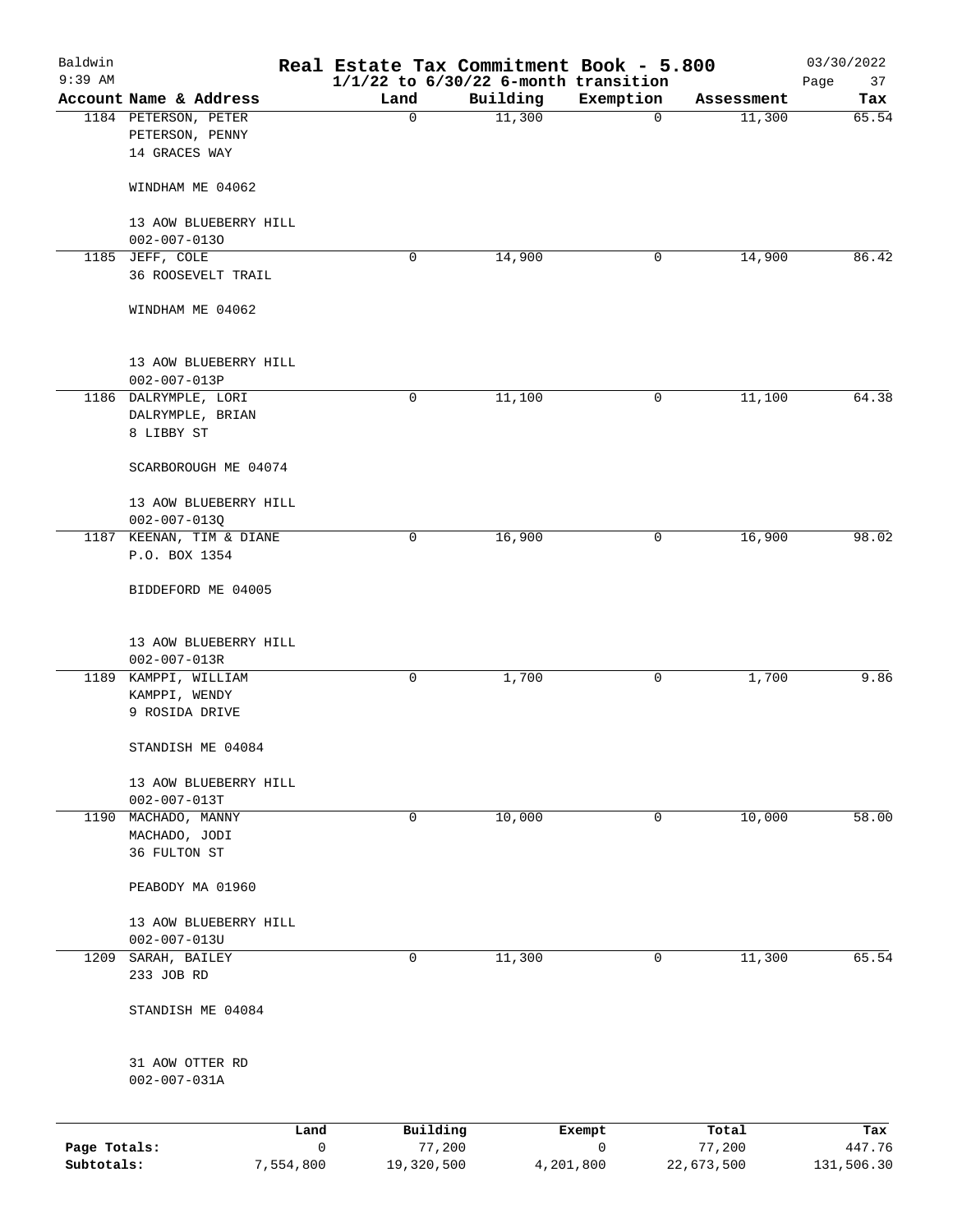# Real Estate Tax Commitment Book - 5.800

Baldwin
9:39 AM

03/30/2022

$1/1/22$ to $6/30/22$ 6-month transition

| Account Name & Address | Land | Building | Exemption | Assessment | Tax |
|---|---|---|---|---|---|
| 1184 PETERSON, PETER<br>PETERSON, PENNY<br>14 GRACES WAY<br><br>WINDHAM ME 04062<br><br>13 AOW BLUEBERRY HILL<br>002-007-013O | 0 | 11,300 | 0 | 11,300 | 65.54 |
| 1185 JEFF, COLE<br>36 ROOSEVELT TRAIL<br><br>WINDHAM ME 04062<br><br>13 AOW BLUEBERRY HILL<br>002-007-013P | 0 | 14,900 | 0 | 14,900 | 86.42 |
| 1186 DALRYMPLE, LORI<br>DALRYMPLE, BRIAN<br>8 LIBBY ST<br><br>SCARBOROUGH ME 04074<br><br>13 AOW BLUEBERRY HILL<br>002-007-013Q | 0 | 11,100 | 0 | 11,100 | 64.38 |
| 1187 KEENAN, TIM & DIANE<br>P.O. BOX 1354<br><br>BIDDEFORD ME 04005<br><br>13 AOW BLUEBERRY HILL<br>002-007-013R | 0 | 16,900 | 0 | 16,900 | 98.02 |
| 1189 KAMPPI, WILLIAM<br>KAMPPI, WENDY<br>9 ROSIDA DRIVE<br><br>STANDISH ME 04084<br><br>13 AOW BLUEBERRY HILL<br>002-007-013T | 0 | 1,700 | 0 | 1,700 | 9.86 |
| 1190 MACHADO, MANNY<br>MACHADO, JODI<br>36 FULTON ST<br><br>PEABODY MA 01960<br><br>13 AOW BLUEBERRY HILL<br>002-007-013U | 0 | 10,000 | 0 | 10,000 | 58.00 |
| 1209 SARAH, BAILEY<br>233 JOB RD<br><br>STANDISH ME 04084<br><br>31 AOW OTTER RD<br>002-007-031A | 0 | 11,300 | 0 | 11,300 | 65.54 |

| | Land | Building | Exempt | Total | Tax |
|---|---|---|---|---|---|
| Page Totals: | 0 | 77,200 | 0 | 77,200 | 447.76 |
| Subtotals: | 7,554,800 | 19,320,500 | 4,201,800 | 22,673,500 | 131,506.30 |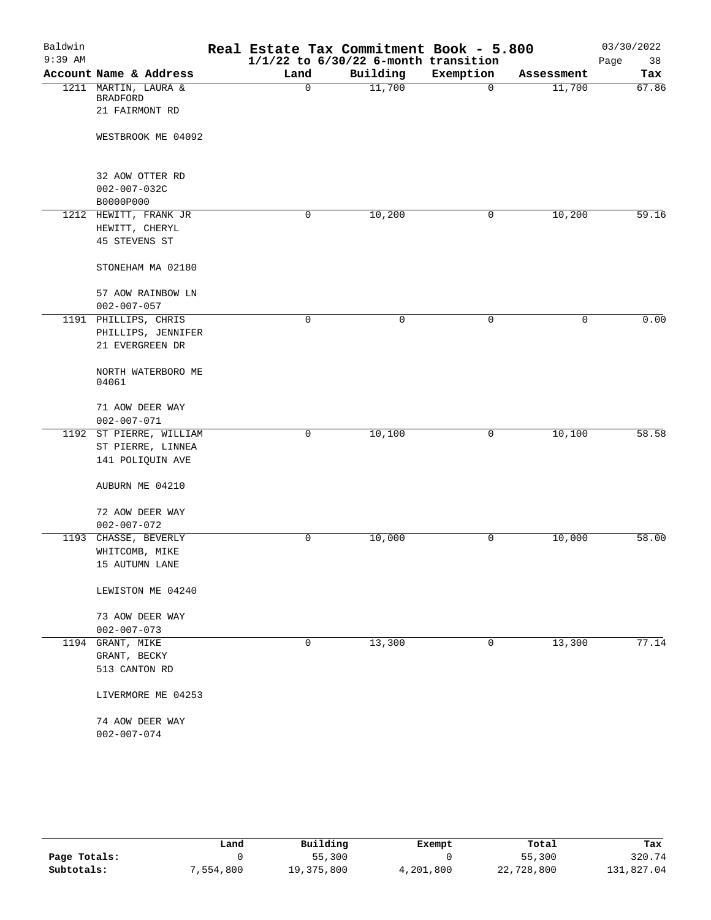# Real Estate Tax Commitment Book - 5.800

Baldwin
9:39 AM

$1/1/22$ to $6/30/22$ 6-month transition

03/30/2022

| Account | Name & Address | Land | Building | Exemption | Assessment | Tax |
|---|---|---|---|---|---|---|
| 1211 | MARTIN, LAURA & BRADFORD<br>21 FAIRMONT RD<br><br>WESTBROOK ME 04092<br><br>32 AOW OTTER RD<br>002-007-032C<br>B0000P000 | 0 | 11,700 | 0 | 11,700 | 67.86 |
| 1212 | HEWITT, FRANK JR<br>HEWITT, CHERYL<br>45 STEVENS ST<br><br>STONEHAM MA 02180<br><br>57 AOW RAINBOW LN<br>002-007-057 | 0 | 10,200 | 0 | 10,200 | 59.16 |
| 1191 | PHILLIPS, CHRIS<br>PHILLIPS, JENNIFER<br>21 EVERGREEN DR<br><br>NORTH WATERBORO ME 04061<br><br>71 AOW DEER WAY<br>002-007-071 | 0 | 0 | 0 | 0 | 0.00 |
| 1192 | ST PIERRE, WILLIAM<br>ST PIERRE, LINNEA<br>141 POLIQUIN AVE<br><br>AUBURN ME 04210<br><br>72 AOW DEER WAY<br>002-007-072 | 0 | 10,100 | 0 | 10,100 | 58.58 |
| 1193 | CHASSE, BEVERLY<br>WHITCOMB, MIKE<br>15 AUTUMN LANE<br><br>LEWISTON ME 04240<br><br>73 AOW DEER WAY<br>002-007-073 | 0 | 10,000 | 0 | 10,000 | 58.00 |
| 1194 | GRANT, MIKE<br>GRANT, BECKY<br>513 CANTON RD<br><br>LIVERMORE ME 04253<br><br>74 AOW DEER WAY<br>002-007-074 | 0 | 13,300 | 0 | 13,300 | 77.14 |

| | Land | Building | Exempt | Total | Tax |
|---|---|---|---|---|---|
| Page Totals: | 0 | 55,300 | 0 | 55,300 | 320.74 |
| Subtotals: | 7,554,800 | 19,375,800 | 4,201,800 | 22,728,800 | 131,827.04 |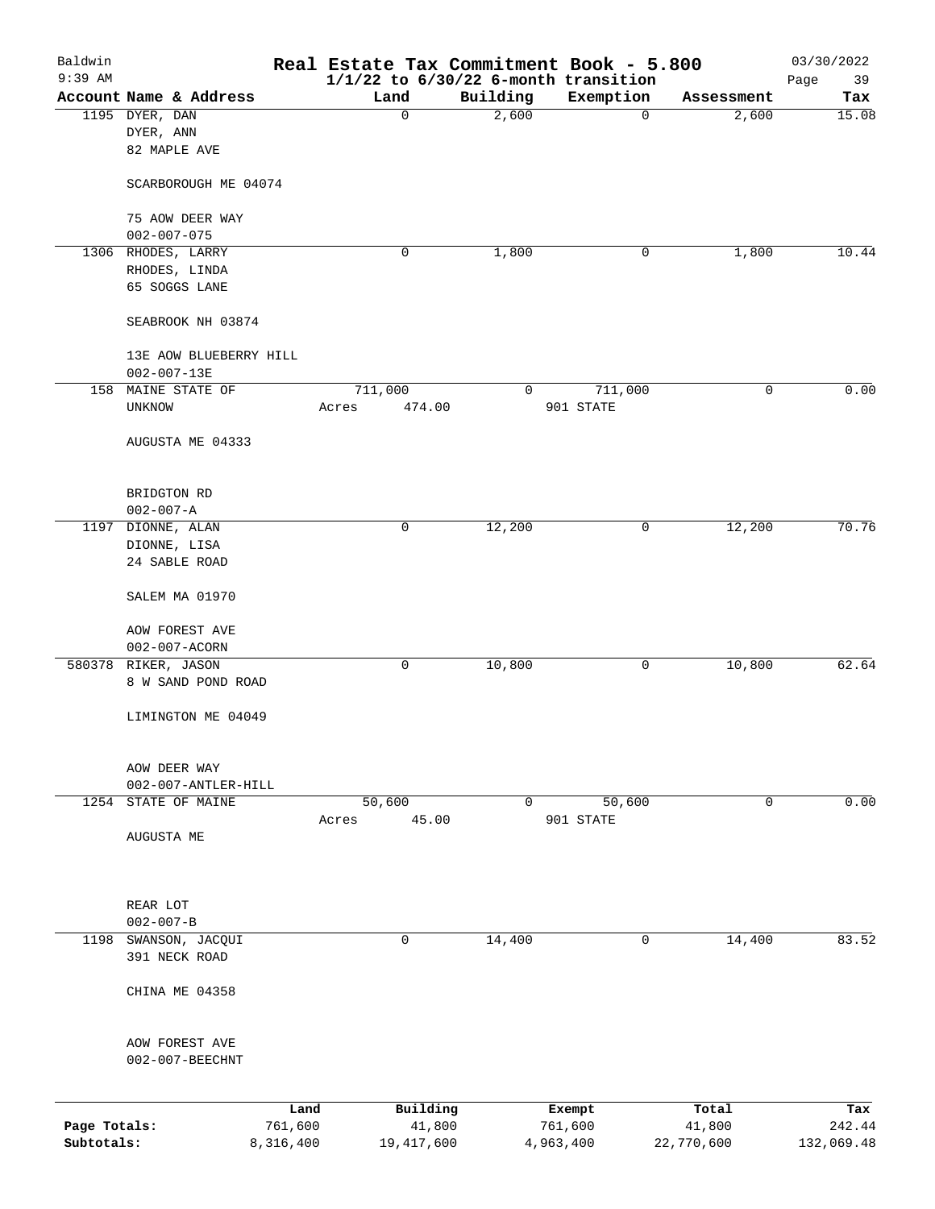# Baldwin — Real Estate Tax Commitment Book - 5.800

9:39 AM — 1/1/22 to 6/30/22 6-month transition — 03/30/2022

| Account | Name & Address | Land | Building | Exemption | Assessment | Tax |
|---|---|---|---|---|---|---|
| 1195 | DYER, DAN<br>DYER, ANN<br>82 MAPLE AVE<br><br>SCARBOROUGH ME 04074<br><br>75 AOW DEER WAY<br>002-007-075 | 0 | 2,600 | 0 | 2,600 | 15.08 |
| 1306 | RHODES, LARRY<br>RHODES, LINDA<br>65 SOGGS LANE<br><br>SEABROOK NH 03874<br><br>13E AOW BLUEBERRY HILL<br>002-007-13E | 0 | 1,800 | 0 | 1,800 | 10.44 |
| 158 | MAINE STATE OF<br>UNKNOW<br><br>AUGUSTA ME 04333<br><br>BRIDGTON RD<br>002-007-A | 711,000<br>Acres 474.00 | 0 | 711,000<br>901 STATE | 0 | 0.00 |
| 1197 | DIONNE, ALAN<br>DIONNE, LISA<br>24 SABLE ROAD<br><br>SALEM MA 01970<br><br>AOW FOREST AVE<br>002-007-ACORN | 0 | 12,200 | 0 | 12,200 | 70.76 |
| 580378 | RIKER, JASON<br>8 W SAND POND ROAD<br><br>LIMINGTON ME 04049<br><br>AOW DEER WAY<br>002-007-ANTLER-HILL | 0 | 10,800 | 0 | 10,800 | 62.64 |
| 1254 | STATE OF MAINE<br><br>AUGUSTA ME<br><br>REAR LOT<br>002-007-B | 50,600<br>Acres 45.00 | 0 | 50,600<br>901 STATE | 0 | 0.00 |
| 1198 | SWANSON, JACQUI<br>391 NECK ROAD<br><br>CHINA ME 04358<br><br>AOW FOREST AVE<br>002-007-BEECHNT | 0 | 14,400 | 0 | 14,400 | 83.52 |

| | Land | Building | Exempt | Total | Tax |
|---|---|---|---|---|---|
| Page Totals: | 761,600 | 41,800 | 761,600 | 41,800 | 242.44 |
| Subtotals: | 8,316,400 | 19,417,600 | 4,963,400 | 22,770,600 | 132,069.48 |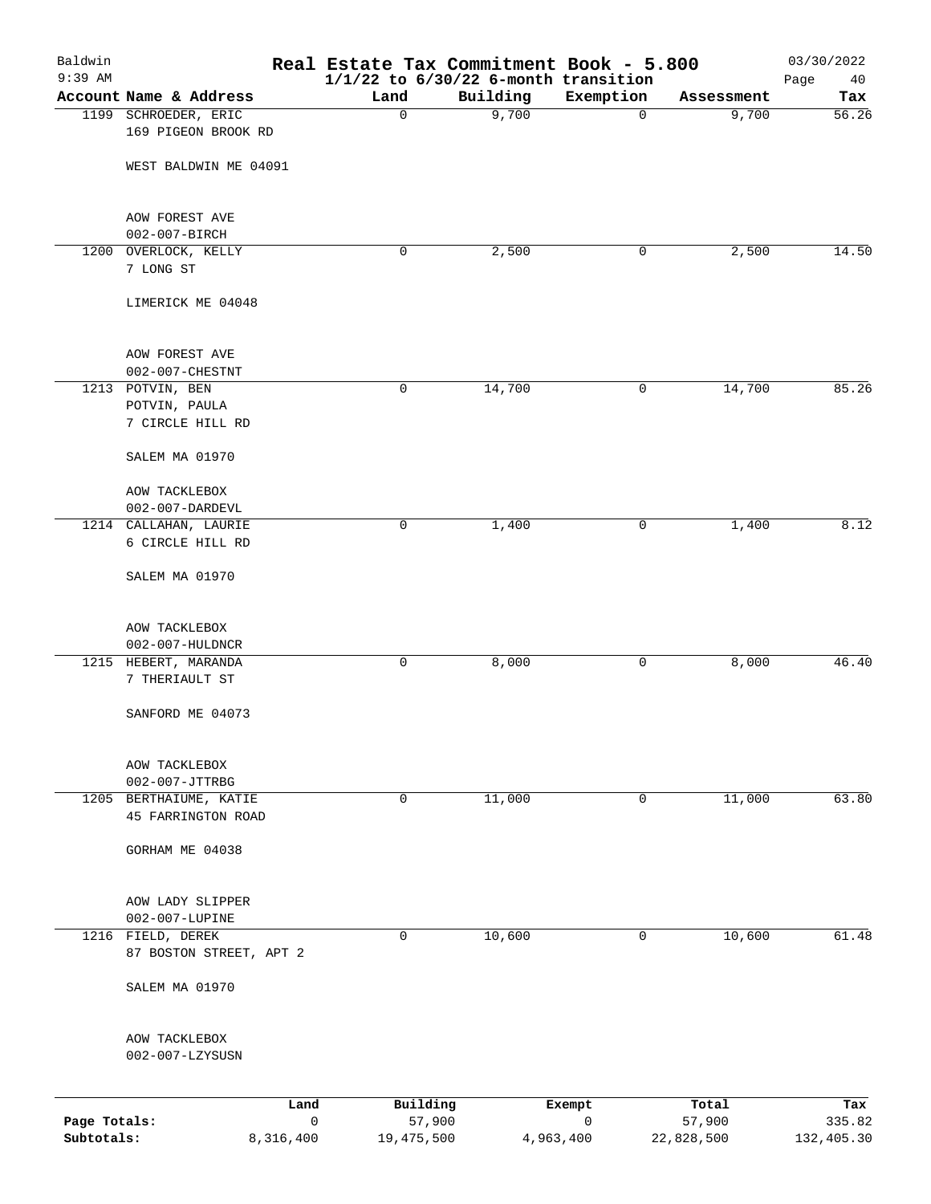# Real Estate Tax Commitment Book - 5.800

Baldwin 9:39 AM — 03/30/2022

1/1/22 to 6/30/22 6-month transition

| Account Name & Address | Land | Building | Exemption | Assessment | Tax |
|---|---|---|---|---|---|
| 1199 SCHROEDER, ERIC<br>169 PIGEON BROOK RD<br><br>WEST BALDWIN ME 04091<br><br>AOW FOREST AVE<br>002-007-BIRCH | 0 | 9,700 | 0 | 9,700 | 56.26 |
| 1200 OVERLOCK, KELLY<br>7 LONG ST<br><br>LIMERICK ME 04048<br><br>AOW FOREST AVE<br>002-007-CHESTNT | 0 | 2,500 | 0 | 2,500 | 14.50 |
| 1213 POTVIN, BEN<br>POTVIN, PAULA<br>7 CIRCLE HILL RD<br><br>SALEM MA 01970<br><br>AOW TACKLEBOX<br>002-007-DARDEVL | 0 | 14,700 | 0 | 14,700 | 85.26 |
| 1214 CALLAHAN, LAURIE<br>6 CIRCLE HILL RD<br><br>SALEM MA 01970<br><br>AOW TACKLEBOX<br>002-007-HULDNCR | 0 | 1,400 | 0 | 1,400 | 8.12 |
| 1215 HEBERT, MARANDA<br>7 THERIAULT ST<br><br>SANFORD ME 04073<br><br>AOW TACKLEBOX<br>002-007-JTTRBG | 0 | 8,000 | 0 | 8,000 | 46.40 |
| 1205 BERTHIAUME, KATIE<br>45 FARRINGTON ROAD<br><br>GORHAM ME 04038<br><br>AOW LADY SLIPPER<br>002-007-LUPINE | 0 | 11,000 | 0 | 11,000 | 63.80 |
| 1216 FIELD, DEREK<br>87 BOSTON STREET, APT 2<br><br>SALEM MA 01970<br><br>AOW TACKLEBOX<br>002-007-LZYSUSN | 0 | 10,600 | 0 | 10,600 | 61.48 |

| | Land | Building | Exempt | Total | Tax |
|---|---|---|---|---|---|
| Page Totals: | 0 | 57,900 | 0 | 57,900 | 335.82 |
| Subtotals: | 8,316,400 | 19,475,500 | 4,963,400 | 22,828,500 | 132,405.30 |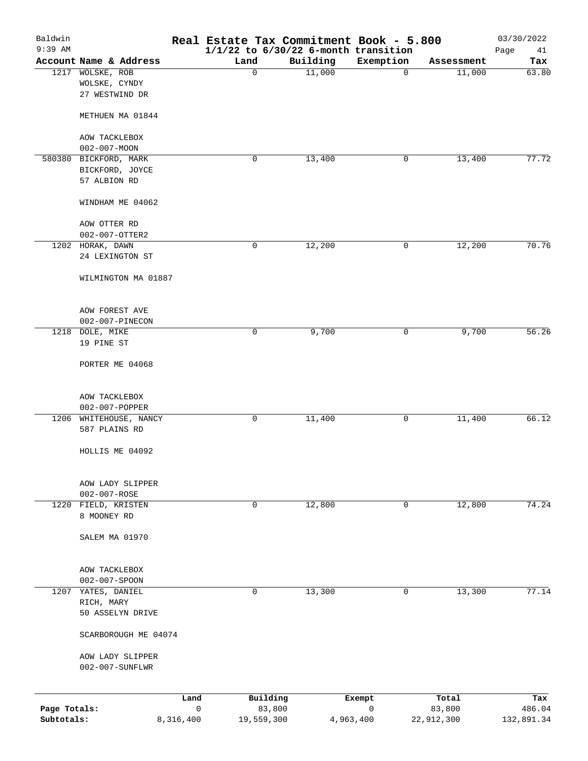Baldwin
9:39 AM

# Real Estate Tax Commitment Book - 5.800
## 1/1/22 to 6/30/22 6-month transition

03/30/2022
Page 41

| Account | Name & Address | Land | Building | Exemption | Assessment | Tax |
|---|---|---|---|---|---|---|
| 1217 | WOLSKE, ROB<br>WOLSKE, CYNDY<br>27 WESTWIND DR<br><br>METHUEN MA 01844<br><br>AOW TACKLEBOX<br>002-007-MOON | 0 | 11,000 | 0 | 11,000 | 63.80 |
| 580380 | BICKFORD, MARK<br>BICKFORD, JOYCE<br>57 ALBION RD<br><br>WINDHAM ME 04062<br><br>AOW OTTER RD<br>002-007-OTTER2 | 0 | 13,400 | 0 | 13,400 | 77.72 |
| 1202 | HORAK, DAWN<br>24 LEXINGTON ST<br><br>WILMINGTON MA 01887<br><br>AOW FOREST AVE<br>002-007-PINECON | 0 | 12,200 | 0 | 12,200 | 70.76 |
| 1218 | DOLE, MIKE<br>19 PINE ST<br><br>PORTER ME 04068<br><br>AOW TACKLEBOX<br>002-007-POPPER | 0 | 9,700 | 0 | 9,700 | 56.26 |
| 1206 | WHITEHOUSE, NANCY<br>587 PLAINS RD<br><br>HOLLIS ME 04092<br><br>AOW LADY SLIPPER<br>002-007-ROSE | 0 | 11,400 | 0 | 11,400 | 66.12 |
| 1220 | FIELD, KRISTEN<br>8 MOONEY RD<br><br>SALEM MA 01970<br><br>AOW TACKLEBOX<br>002-007-SPOON | 0 | 12,800 | 0 | 12,800 | 74.24 |
| 1207 | YATES, DANIEL<br>RICH, MARY<br>50 ASSELYN DRIVE<br><br>SCARBOROUGH ME 04074<br><br>AOW LADY SLIPPER<br>002-007-SUNFLWR | 0 | 13,300 | 0 | 13,300 | 77.14 |

| | Land | Building | Exempt | Total | Tax |
|---|---|---|---|---|---|
| Page Totals: | 0 | 83,800 | 0 | 83,800 | 486.04 |
| Subtotals: | 8,316,400 | 19,559,300 | 4,963,400 | 22,912,300 | 132,891.34 |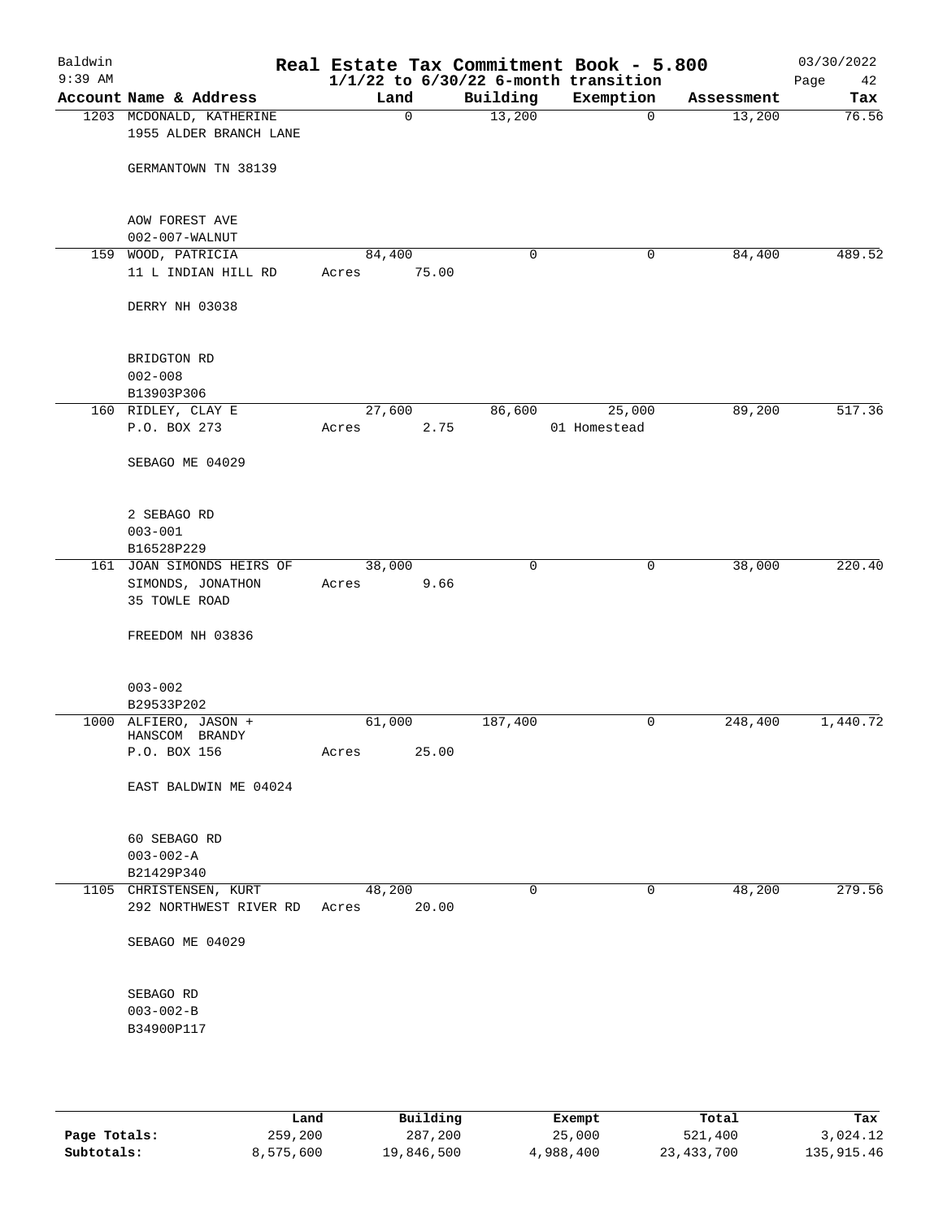# Real Estate Tax Commitment Book - 5.800

Baldwin
9:39 AM

$1/1/22$ to $6/30/22$ 6-month transition

03/30/2022

| Account | Name & Address | Land | Building | Exemption | Assessment | Tax |
|---|---|---|---|---|---|---|
| 1203 | MCDONALD, KATHERINE<br>1955 ALDER BRANCH LANE<br><br>GERMANTOWN TN 38139<br><br>AOW FOREST AVE<br>002-007-WALNUT | 0 | 13,200 | 0 | 13,200 | 76.56 |
| 159 | WOOD, PATRICIA<br>11 L INDIAN HILL RD<br><br>DERRY NH 03038<br><br>BRIDGTON RD<br>002-008<br>B13903P306 | 84,400<br>Acres 75.00 | 0 | 0 | 84,400 | 489.52 |
| 160 | RIDLEY, CLAY E<br>P.O. BOX 273<br><br>SEBAGO ME 04029<br><br>2 SEBAGO RD<br>003-001<br>B16528P229 | 27,600<br>Acres 2.75 | 86,600 | 25,000<br>01 Homestead | 89,200 | 517.36 |
| 161 | JOAN SIMONDS HEIRS OF<br>SIMONDS, JONATHON<br>35 TOWLE ROAD<br><br>FREEDOM NH 03836<br><br>003-002<br>B29533P202 | 38,000<br>Acres 9.66 | 0 | 0 | 38,000 | 220.40 |
| 1000 | ALFIERO, JASON +<br>HANSCOM BRANDY<br>P.O. BOX 156<br><br>EAST BALDWIN ME 04024<br><br>60 SEBAGO RD<br>003-002-A<br>B21429P340 | 61,000<br>Acres 25.00 | 187,400 | 0 | 248,400 | 1,440.72 |
| 1105 | CHRISTENSEN, KURT<br>292 NORTHWEST RIVER RD<br><br>SEBAGO ME 04029<br><br>SEBAGO RD<br>003-002-B<br>B34900P117 | 48,200<br>Acres 20.00 | 0 | 0 | 48,200 | 279.56 |

| | Land | Building | Exempt | Total | Tax |
|---|---|---|---|---|---|
| Page Totals: | 259,200 | 287,200 | 25,000 | 521,400 | 3,024.12 |
| Subtotals: | 8,575,600 | 19,846,500 | 4,988,400 | 23,433,700 | 135,915.46 |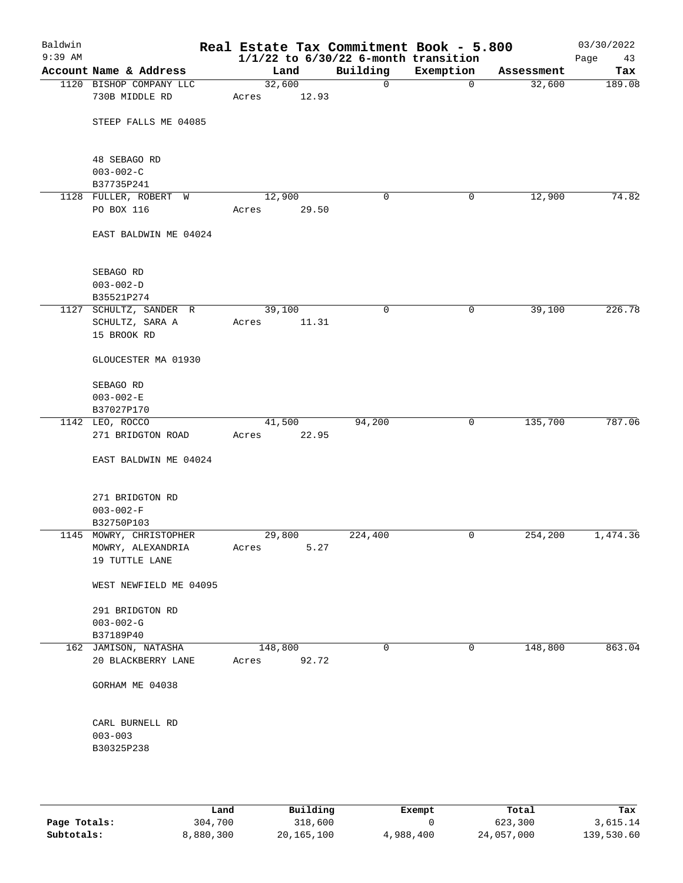Baldwin
9:39 AM

# Real Estate Tax Commitment Book - 5.800
## 1/1/22 to 6/30/22 6-month transition

03/30/2022

| Account Name & Address | Land | Building | Exemption | Assessment | Tax |
|---|---|---|---|---|---|
| 1120 BISHOP COMPANY LLC<br>730B MIDDLE RD<br><br>STEEP FALLS ME 04085<br><br>48 SEBAGO RD<br>003-002-C<br>B37735P241 | 32,600<br>Acres 12.93 | 0 | 0 | 32,600 | 189.08 |
| 1128 FULLER, ROBERT W<br>PO BOX 116<br><br>EAST BALDWIN ME 04024<br><br>SEBAGO RD<br>003-002-D<br>B35521P274 | 12,900<br>Acres 29.50 | 0 | 0 | 12,900 | 74.82 |
| 1127 SCHULTZ, SANDER R<br>SCHULTZ, SARA A<br>15 BROOK RD<br><br>GLOUCESTER MA 01930<br><br>SEBAGO RD<br>003-002-E<br>B37027P170 | 39,100<br>Acres 11.31 | 0 | 0 | 39,100 | 226.78 |
| 1142 LEO, ROCCO<br>271 BRIDGTON ROAD<br><br>EAST BALDWIN ME 04024<br><br>271 BRIDGTON RD<br>003-002-F<br>B32750P103 | 41,500<br>Acres 22.95 | 94,200 | 0 | 135,700 | 787.06 |
| 1145 MOWRY, CHRISTOPHER<br>MOWRY, ALEXANDRIA<br>19 TUTTLE LANE<br><br>WEST NEWFIELD ME 04095<br><br>291 BRIDGTON RD<br>003-002-G<br>B37189P40 | 29,800<br>Acres 5.27 | 224,400 | 0 | 254,200 | 1,474.36 |
| 162 JAMISON, NATASHA<br>20 BLACKBERRY LANE<br><br>GORHAM ME 04038<br><br>CARL BURNELL RD<br>003-003<br>B30325P238 | 148,800<br>Acres 92.72 | 0 | 0 | 148,800 | 863.04 |

| | Land | Building | Exempt | Total | Tax |
|---|---|---|---|---|---|
| Page Totals: | 304,700 | 318,600 | 0 | 623,300 | 3,615.14 |
| Subtotals: | 8,880,300 | 20,165,100 | 4,988,400 | 24,057,000 | 139,530.60 |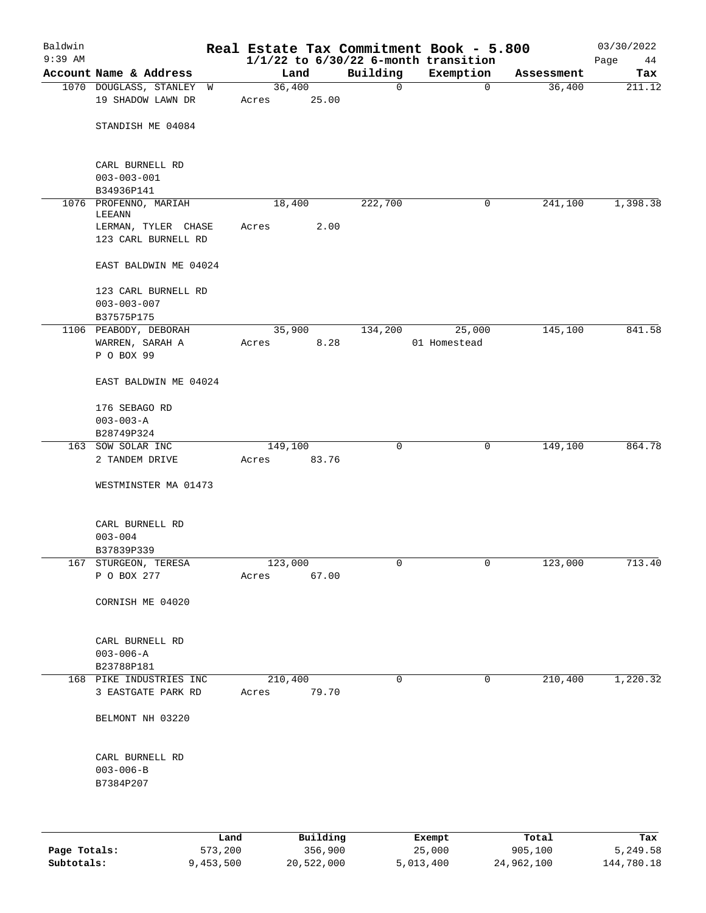# Real Estate Tax Commitment Book - 5.800

Baldwin 9:39 AM — 03/30/2022

$1/1/22$ to $6/30/22$ 6-month transition

| Account Name & Address | Land | Building | Exemption | Assessment | Tax |
|---|---|---|---|---|---|
| 1070 DOUGLASS, STANLEY W<br>19 SHADOW LAWN DR<br>STANDISH ME 04084<br><br>CARL BURNELL RD<br>003-003-001<br>B34936P141 | 36,400<br>Acres 25.00 | 0 | 0 | 36,400 | 211.12 |
| 1076 PROFENNO, MARIAH LEEANN<br>LERMAN, TYLER CHASE<br>123 CARL BURNELL RD<br>EAST BALDWIN ME 04024<br><br>123 CARL BURNELL RD<br>003-003-007<br>B37575P175 | 18,400<br>Acres 2.00 | 222,700 | 0 | 241,100 | 1,398.38 |
| 1106 PEABODY, DEBORAH<br>WARREN, SARAH A<br>P O BOX 99<br>EAST BALDWIN ME 04024<br><br>176 SEBAGO RD<br>003-003-A<br>B28749P324 | 35,900<br>Acres 8.28 | 134,200 | 25,000<br>01 Homestead | 145,100 | 841.58 |
| 163 SOW SOLAR INC<br>2 TANDEM DRIVE<br>WESTMINSTER MA 01473<br><br>CARL BURNELL RD<br>003-004<br>B37839P339 | 149,100<br>Acres 83.76 | 0 | 0 | 149,100 | 864.78 |
| 167 STURGEON, TERESA<br>P O BOX 277<br>CORNISH ME 04020<br><br>CARL BURNELL RD<br>003-006-A<br>B23788P181 | 123,000<br>Acres 67.00 | 0 | 0 | 123,000 | 713.40 |
| 168 PIKE INDUSTRIES INC<br>3 EASTGATE PARK RD<br>BELMONT NH 03220<br><br>CARL BURNELL RD<br>003-006-B<br>B7384P207 | 210,400<br>Acres 79.70 | 0 | 0 | 210,400 | 1,220.32 |

| | Land | Building | Exempt | Total | Tax |
|---|---|---|---|---|---|
| Page Totals: | 573,200 | 356,900 | 25,000 | 905,100 | 5,249.58 |
| Subtotals: | 9,453,500 | 20,522,000 | 5,013,400 | 24,962,100 | 144,780.18 |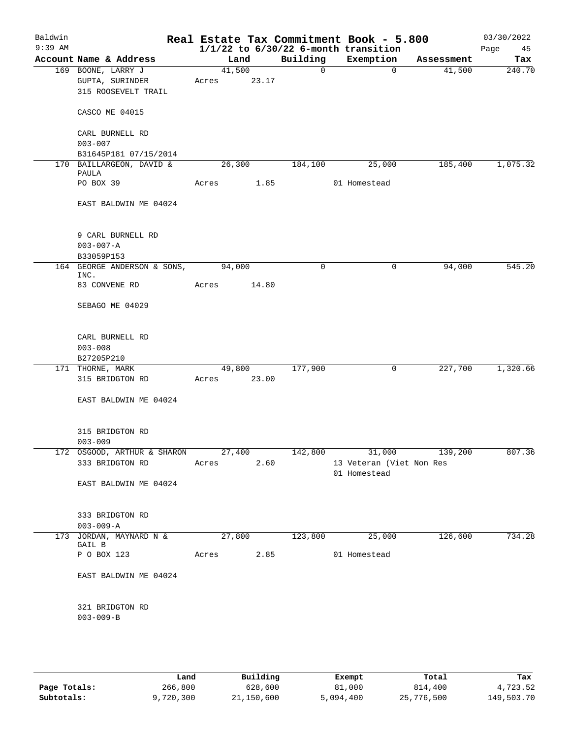Baldwin 9:39 AM

# Real Estate Tax Commitment Book - 5.800

1/1/22 to 6/30/22 6-month transition

03/30/2022

| Account Name & Address | Land | Building | Exemption | Assessment | Tax |
|---|---|---|---|---|---|
| 169 BOONE, LARRY J | 41,500 | 0 | 0 | 41,500 | 240.70 |
| GUPTA, SURINDER | Acres 23.17 | | | | |
| 315 ROOSEVELT TRAIL | | | | | |
| CASCO ME 04015 | | | | | |
| CARL BURNELL RD | | | | | |
| 003-007 | | | | | |
| B31645P181 07/15/2014 | | | | | |
| 170 BAILLARGEON, DAVID & PAULA | 26,300 | 184,100 | 25,000 | 185,400 | 1,075.32 |
| PO BOX 39 | Acres 1.85 | | 01 Homestead | | |
| EAST BALDWIN ME 04024 | | | | | |
| 9 CARL BURNELL RD | | | | | |
| 003-007-A | | | | | |
| B33059P153 | | | | | |
| 164 GEORGE ANDERSON & SONS, INC. | 94,000 | 0 | 0 | 94,000 | 545.20 |
| 83 CONVENE RD | Acres 14.80 | | | | |
| SEBAGO ME 04029 | | | | | |
| CARL BURNELL RD | | | | | |
| 003-008 | | | | | |
| B27205P210 | | | | | |
| 171 THORNE, MARK | 49,800 | 177,900 | 0 | 227,700 | 1,320.66 |
| 315 BRIDGTON RD | Acres 23.00 | | | | |
| EAST BALDWIN ME 04024 | | | | | |
| 315 BRIDGTON RD | | | | | |
| 003-009 | | | | | |
| 172 OSGOOD, ARTHUR & SHARON | 27,400 | 142,800 | 31,000 | 139,200 | 807.36 |
| 333 BRIDGTON RD | Acres 2.60 | | 13 Veteran (Viet Non Res | | |
| | | | 01 Homestead | | |
| EAST BALDWIN ME 04024 | | | | | |
| 333 BRIDGTON RD | | | | | |
| 003-009-A | | | | | |
| 173 JORDAN, MAYNARD N & GAIL B | 27,800 | 123,800 | 25,000 | 126,600 | 734.28 |
| P O BOX 123 | Acres 2.85 | | 01 Homestead | | |
| EAST BALDWIN ME 04024 | | | | | |
| 321 BRIDGTON RD | | | | | |
| 003-009-B | | | | | |

| | Land | Building | Exempt | Total | Tax |
|---|---|---|---|---|---|
| Page Totals: | 266,800 | 628,600 | 81,000 | 814,400 | 4,723.52 |
| Subtotals: | 9,720,300 | 21,150,600 | 5,094,400 | 25,776,500 | 149,503.70 |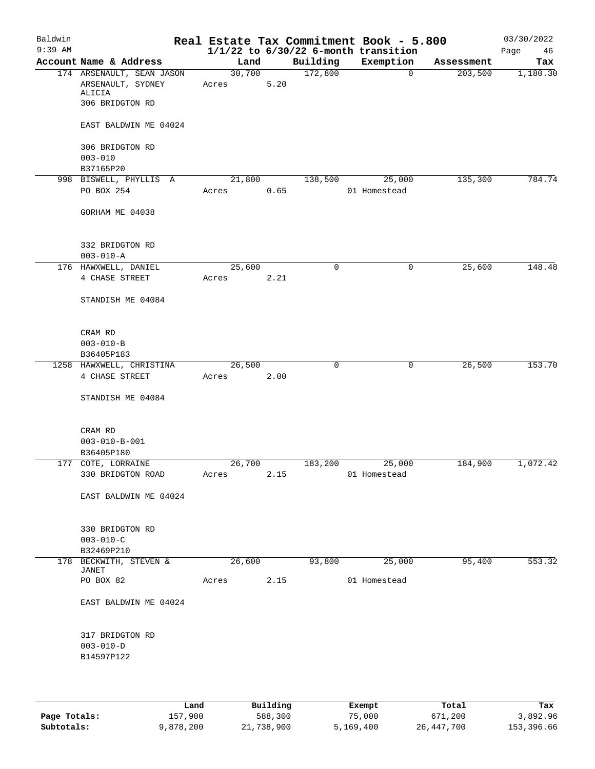# Real Estate Tax Commitment Book - 5.800

Baldwin
9:39 AM

## 1/1/22 to 6/30/22 6-month transition

03/30/2022

| Account | Name & Address | Land | Building | Exemption | Assessment | Tax |
|---|---|---|---|---|---|---|
| 174 | ARSENAULT, SEAN JASON<br>ARSENAULT, SYDNEY ALICIA<br>306 BRIDGTON RD<br><br>EAST BALDWIN ME 04024<br><br>306 BRIDGTON RD<br>003-010<br>B37165P20 | 30,700<br>Acres 5.20 | 172,800 | 0 | 203,500 | 1,180.30 |
| 998 | BISWELL, PHYLLIS A<br>PO BOX 254<br><br>GORHAM ME 04038<br><br>332 BRIDGTON RD<br>003-010-A | 21,800<br>Acres 0.65 | 138,500 | 25,000<br>01 Homestead | 135,300 | 784.74 |
| 176 | HAWXWELL, DANIEL<br>4 CHASE STREET<br><br>STANDISH ME 04084<br><br>CRAM RD<br>003-010-B<br>B36405P183 | 25,600<br>Acres 2.21 | 0 | 0 | 25,600 | 148.48 |
| 1258 | HAWXWELL, CHRISTINA<br>4 CHASE STREET<br><br>STANDISH ME 04084<br><br>CRAM RD<br>003-010-B-001<br>B36405P180 | 26,500<br>Acres 2.00 | 0 | 0 | 26,500 | 153.70 |
| 177 | COTE, LORRAINE<br>330 BRIDGTON ROAD<br><br>EAST BALDWIN ME 04024<br><br>330 BRIDGTON RD<br>003-010-C<br>B32469P210 | 26,700<br>Acres 2.15 | 183,200 | 25,000<br>01 Homestead | 184,900 | 1,072.42 |
| 178 | BECKWITH, STEVEN & JANET<br>PO BOX 82<br><br>EAST BALDWIN ME 04024<br><br>317 BRIDGTON RD<br>003-010-D<br>B14597P122 | 26,600<br>Acres 2.15 | 93,800 | 25,000<br>01 Homestead | 95,400 | 553.32 |

| | Land | Building | Exempt | Total | Tax |
|---|---|---|---|---|---|
| **Page Totals:** | 157,900 | 588,300 | 75,000 | 671,200 | 3,892.96 |
| **Subtotals:** | 9,878,200 | 21,738,900 | 5,169,400 | 26,447,700 | 153,396.66 |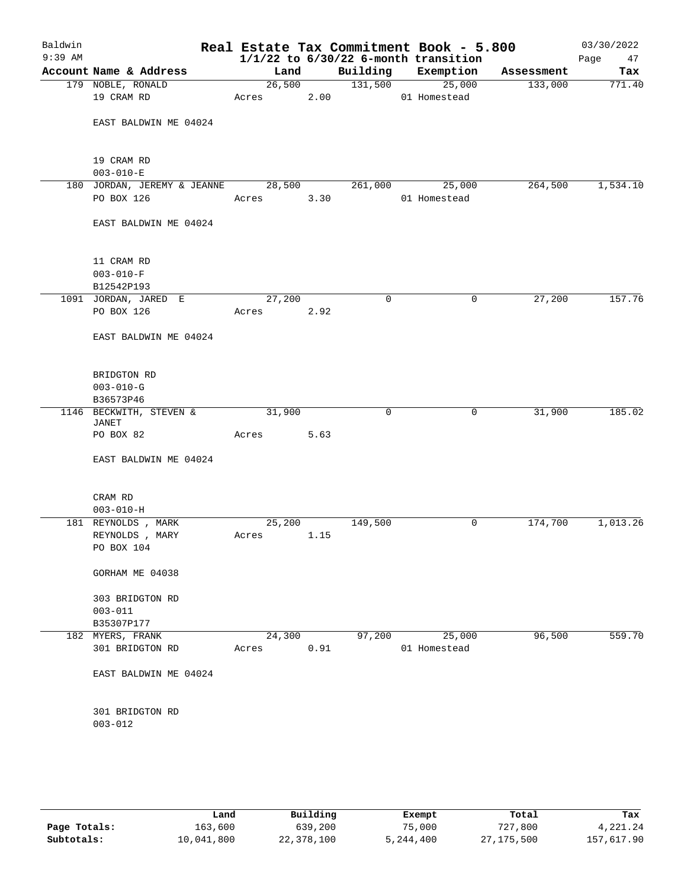# Real Estate Tax Commitment Book - 5.800

Baldwin
9:39 AM

$1/1/22$ to $6/30/22$ 6-month transition

03/30/2022

| Account | Name & Address | Land | Building | Exemption | Assessment | Tax |
|---|---|---|---|---|---|---|
| 179 | NOBLE, RONALD<br>19 CRAM RD<br><br>EAST BALDWIN ME 04024<br><br>19 CRAM RD<br>003-010-E | 26,500<br>Acres 2.00 | 131,500 | 25,000<br>01 Homestead | 133,000 | 771.40 |
| 180 | JORDAN, JEREMY & JEANNE<br>PO BOX 126<br><br>EAST BALDWIN ME 04024<br><br>11 CRAM RD<br>003-010-F<br>B12542P193 | 28,500<br>Acres 3.30 | 261,000 | 25,000<br>01 Homestead | 264,500 | 1,534.10 |
| 1091 | JORDAN, JARED E<br>PO BOX 126<br><br>EAST BALDWIN ME 04024<br><br>BRIDGTON RD<br>003-010-G<br>B36573P46 | 27,200<br>Acres 2.92 | 0 | 0 | 27,200 | 157.76 |
| 1146 | BECKWITH, STEVEN & JANET<br>PO BOX 82<br><br>EAST BALDWIN ME 04024<br><br>CRAM RD<br>003-010-H | 31,900<br>Acres 5.63 | 0 | 0 | 31,900 | 185.02 |
| 181 | REYNOLDS , MARK<br>REYNOLDS , MARY<br>PO BOX 104<br><br>GORHAM ME 04038<br><br>303 BRIDGTON RD<br>003-011<br>B35307P177 | 25,200<br>Acres 1.15 | 149,500 | 0 | 174,700 | 1,013.26 |
| 182 | MYERS, FRANK<br>301 BRIDGTON RD<br><br>EAST BALDWIN ME 04024<br><br>301 BRIDGTON RD<br>003-012 | 24,300<br>Acres 0.91 | 97,200 | 25,000<br>01 Homestead | 96,500 | 559.70 |

| | Land | Building | Exempt | Total | Tax |
|---|---|---|---|---|---|
| Page Totals: | 163,600 | 639,200 | 75,000 | 727,800 | 4,221.24 |
| Subtotals: | 10,041,800 | 22,378,100 | 5,244,400 | 27,175,500 | 157,617.90 |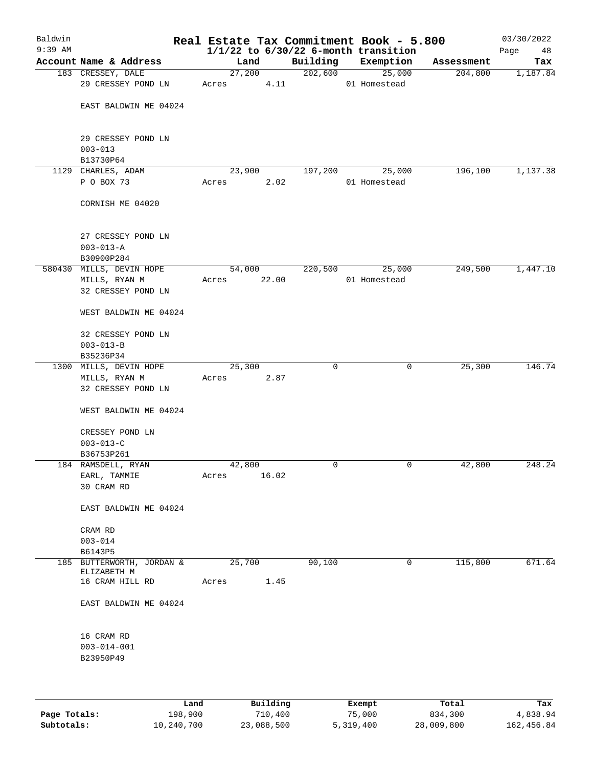# Real Estate Tax Commitment Book - 5.800

Baldwin
9:39 AM

$1/1/22$ to $6/30/22$ 6-month transition

03/30/2022

| Account | Name & Address | Land | Building | Exemption | Assessment | Tax |
|---|---|---|---|---|---|---|
| 183 | CRESSEY, DALE<br>29 CRESSEY POND LN<br><br>EAST BALDWIN ME 04024<br><br>29 CRESSEY POND LN<br>003-013<br>B13730P64 | 27,200<br>Acres 4.11 | 202,600 | 25,000<br>01 Homestead | 204,800 | 1,187.84 |
| 1129 | CHARLES, ADAM<br>P O BOX 73<br><br>CORNISH ME 04020<br><br>27 CRESSEY POND LN<br>003-013-A<br>B30900P284 | 23,900<br>Acres 2.02 | 197,200 | 25,000<br>01 Homestead | 196,100 | 1,137.38 |
| 580430 | MILLS, DEVIN HOPE<br>MILLS, RYAN M<br>32 CRESSEY POND LN<br><br>WEST BALDWIN ME 04024<br><br>32 CRESSEY POND LN<br>003-013-B<br>B35236P34 | 54,000<br>Acres 22.00 | 220,500 | 25,000<br>01 Homestead | 249,500 | 1,447.10 |
| 1300 | MILLS, DEVIN HOPE<br>MILLS, RYAN M<br>32 CRESSEY POND LN<br><br>WEST BALDWIN ME 04024<br><br>CRESSEY POND LN<br>003-013-C<br>B36753P261 | 25,300<br>Acres 2.87 | 0 | 0 | 25,300 | 146.74 |
| 184 | RAMSDELL, RYAN<br>EARL, TAMMIE<br>30 CRAM RD<br><br>EAST BALDWIN ME 04024<br><br>CRAM RD<br>003-014<br>B6143P5 | 42,800<br>Acres 16.02 | 0 | 0 | 42,800 | 248.24 |
| 185 | BUTTERWORTH, JORDAN &<br>ELIZABETH M<br>16 CRAM HILL RD<br><br>EAST BALDWIN ME 04024<br><br>16 CRAM RD<br>003-014-001<br>B23950P49 | 25,700<br>Acres 1.45 | 90,100 | 0 | 115,800 | 671.64 |

| | Land | Building | Exempt | Total | Tax |
|---|---|---|---|---|---|
| Page Totals: | 198,900 | 710,400 | 75,000 | 834,300 | 4,838.94 |
| Subtotals: | 10,240,700 | 23,088,500 | 5,319,400 | 28,009,800 | 162,456.84 |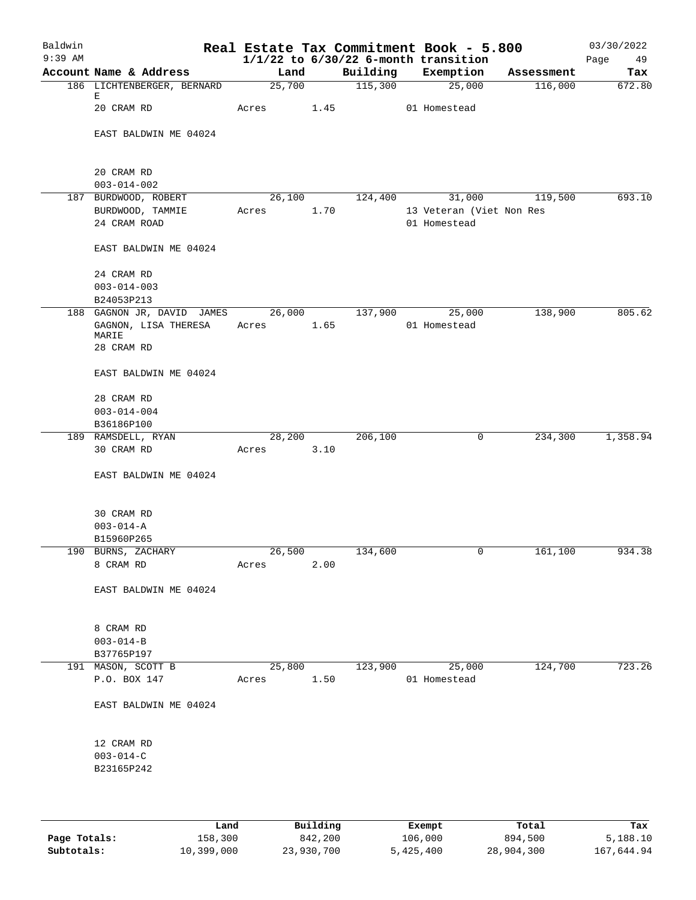# Real Estate Tax Commitment Book - 5.800

Baldwin 9:39 AM — 03/30/2022

1/1/22 to 6/30/22 6-month transition

| Account Name & Address | Land | Building | Exemption | Assessment | Tax |
|---|---|---|---|---|---|
| 186 LICHTENBERGER, BERNARD E<br>20 CRAM RD<br>EAST BALDWIN ME 04024<br><br>20 CRAM RD<br>003-014-002 | 25,700<br>Acres 1.45 | 115,300 | 25,000<br>01 Homestead | 116,000 | 672.80 |
| 187 BURDWOOD, ROBERT<br>BURDWOOD, TAMMIE<br>24 CRAM ROAD<br>EAST BALDWIN ME 04024<br><br>24 CRAM RD<br>003-014-003<br>B24053P213 | 26,100<br>Acres 1.70 | 124,400 | 31,000<br>13 Veteran (Viet Non Res<br>01 Homestead | 119,500 | 693.10 |
| 188 GAGNON JR, DAVID JAMES<br>GAGNON, LISA THERESA MARIE<br>28 CRAM RD<br>EAST BALDWIN ME 04024<br><br>28 CRAM RD<br>003-014-004<br>B36186P100 | 26,000<br>Acres 1.65 | 137,900 | 25,000<br>01 Homestead | 138,900 | 805.62 |
| 189 RAMSDELL, RYAN<br>30 CRAM RD<br>EAST BALDWIN ME 04024<br><br>30 CRAM RD<br>003-014-A<br>B15960P265 | 28,200<br>Acres 3.10 | 206,100 | 0 | 234,300 | 1,358.94 |
| 190 BURNS, ZACHARY<br>8 CRAM RD<br>EAST BALDWIN ME 04024<br><br>8 CRAM RD<br>003-014-B<br>B37765P197 | 26,500<br>Acres 2.00 | 134,600 | 0 | 161,100 | 934.38 |
| 191 MASON, SCOTT B<br>P.O. BOX 147<br>EAST BALDWIN ME 04024<br><br>12 CRAM RD<br>003-014-C<br>B23165P242 | 25,800<br>Acres 1.50 | 123,900 | 25,000<br>01 Homestead | 124,700 | 723.26 |

| | Land | Building | Exempt | Total | Tax |
|---|---|---|---|---|---|
| Page Totals: | 158,300 | 842,200 | 106,000 | 894,500 | 5,188.10 |
| Subtotals: | 10,399,000 | 23,930,700 | 5,425,400 | 28,904,300 | 167,644.94 |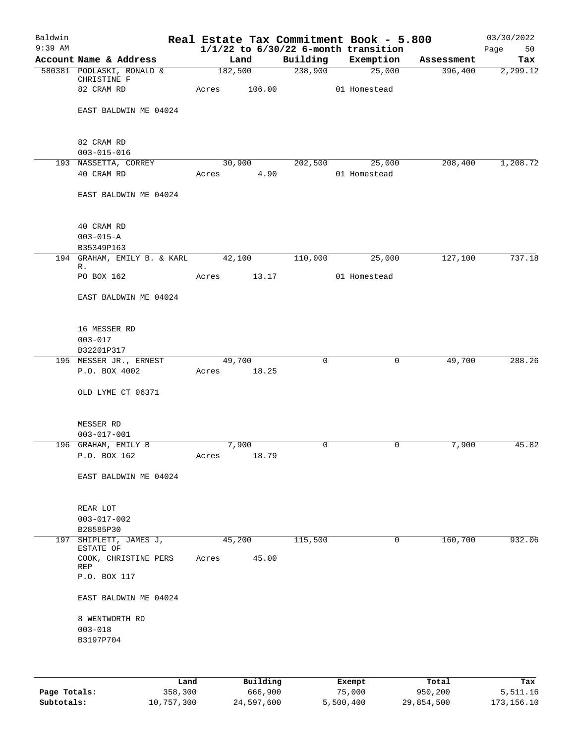# Real Estate Tax Commitment Book - 5.800

Baldwin 9:39 AM — 1/1/22 to 6/30/22 6-month transition — 03/30/2022

| Account | Name & Address | Land | Building | Exemption | Assessment | Tax |
|---|---|---|---|---|---|---|
| 580381 | PODLASKI, RONALD & CHRISTINE F<br>82 CRAM RD<br>EAST BALDWIN ME 04024<br>82 CRAM RD<br>003-015-016 | 182,500<br>Acres 106.00 | 238,900 | 25,000<br>01 Homestead | 396,400 | 2,299.12 |
| 193 | NASSETTA, CORREY<br>40 CRAM RD<br>EAST BALDWIN ME 04024<br>40 CRAM RD<br>003-015-A<br>B35349P163 | 30,900<br>Acres 4.90 | 202,500 | 25,000<br>01 Homestead | 208,400 | 1,208.72 |
| 194 | GRAHAM, EMILY B. & KARL R.<br>PO BOX 162<br>EAST BALDWIN ME 04024<br>16 MESSER RD<br>003-017<br>B32201P317 | 42,100<br>Acres 13.17 | 110,000 | 25,000<br>01 Homestead | 127,100 | 737.18 |
| 195 | MESSER JR., ERNEST<br>P.O. BOX 4002<br>OLD LYME CT 06371<br>MESSER RD<br>003-017-001 | 49,700<br>Acres 18.25 | 0 | 0 | 49,700 | 288.26 |
| 196 | GRAHAM, EMILY B<br>P.O. BOX 162<br>EAST BALDWIN ME 04024<br>REAR LOT<br>003-017-002<br>B28585P30 | 7,900<br>Acres 18.79 | 0 | 0 | 7,900 | 45.82 |
| 197 | SHIPLETT, JAMES J, ESTATE OF<br>COOK, CHRISTINE PERS REP<br>P.O. BOX 117<br>EAST BALDWIN ME 04024<br>8 WENTWORTH RD<br>003-018<br>B3197P704 | 45,200<br>Acres 45.00 | 115,500 | 0 | 160,700 | 932.06 |

| | Land | Building | Exempt | Total | Tax |
|---|---|---|---|---|---|
| Page Totals: | 358,300 | 666,900 | 75,000 | 950,200 | 5,511.16 |
| Subtotals: | 10,757,300 | 24,597,600 | 5,500,400 | 29,854,500 | 173,156.10 |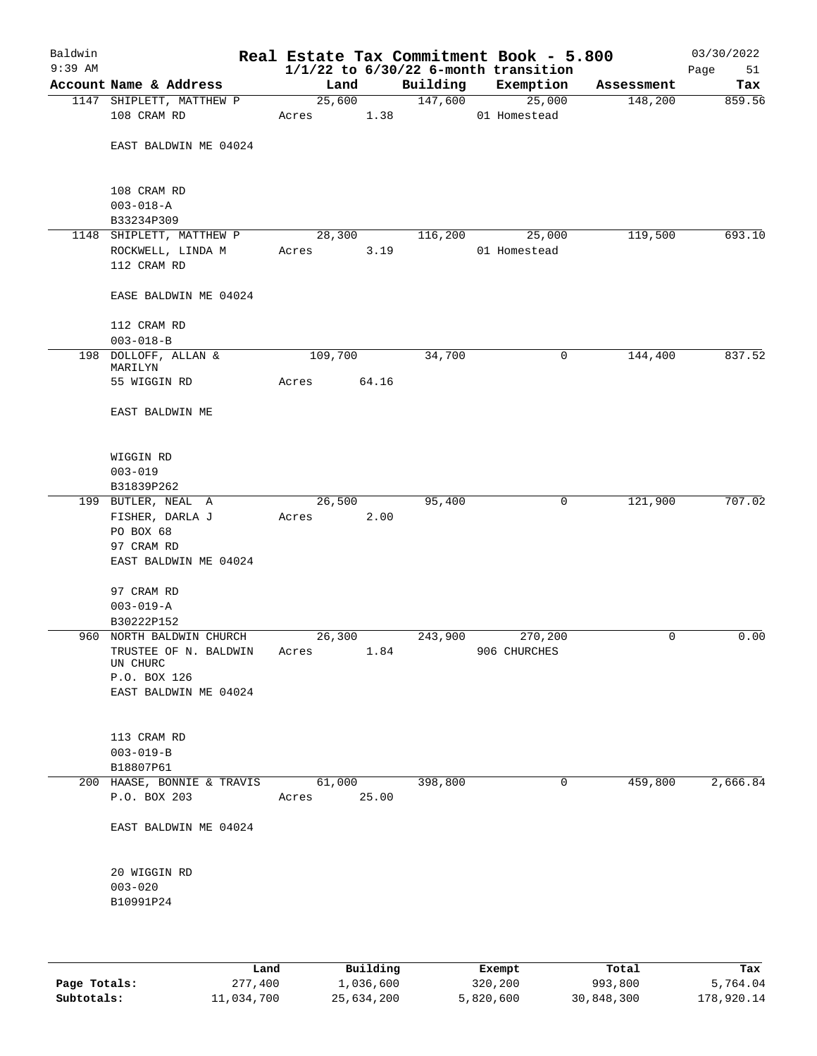# Baldwin — Real Estate Tax Commitment Book - 5.800

9:39 AM — $1/1/22$ to $6/30/22$ 6-month transition — 03/30/2022

| Account | Name & Address | Land | Building | Exemption | Assessment | Tax |
|---|---|---|---|---|---|---|
| 1147 | SHIPLETT, MATTHEW P<br>108 CRAM RD<br><br>EAST BALDWIN ME 04024<br><br>108 CRAM RD<br>003-018-A<br>B33234P309 | 25,600<br>Acres 1.38 | 147,600 | 25,000<br>01 Homestead | 148,200 | 859.56 |
| 1148 | SHIPLETT, MATTHEW P<br>ROCKWELL, LINDA M<br>112 CRAM RD<br><br>EASE BALDWIN ME 04024<br><br>112 CRAM RD<br>003-018-B | 28,300<br>Acres 3.19 | 116,200 | 25,000<br>01 Homestead | 119,500 | 693.10 |
| 198 | DOLLOFF, ALLAN & MARILYN<br>55 WIGGIN RD<br><br>EAST BALDWIN ME<br><br>WIGGIN RD<br>003-019<br>B31839P262 | 109,700<br>Acres 64.16 | 34,700 | 0 | 144,400 | 837.52 |
| 199 | BUTLER, NEAL A<br>FISHER, DARLA J<br>PO BOX 68<br>97 CRAM RD<br>EAST BALDWIN ME 04024<br><br>97 CRAM RD<br>003-019-A<br>B30222P152 | 26,500<br>Acres 2.00 | 95,400 | 0 | 121,900 | 707.02 |
| 960 | NORTH BALDWIN CHURCH<br>TRUSTEE OF N. BALDWIN UN CHURC<br>P.O. BOX 126<br>EAST BALDWIN ME 04024<br><br>113 CRAM RD<br>003-019-B<br>B18807P61 | 26,300<br>Acres 1.84 | 243,900 | 270,200<br>906 CHURCHES | 0 | 0.00 |
| 200 | HAASE, BONNIE & TRAVIS<br>P.O. BOX 203<br><br>EAST BALDWIN ME 04024<br><br>20 WIGGIN RD<br>003-020<br>B10991P24 | 61,000<br>Acres 25.00 | 398,800 | 0 | 459,800 | 2,666.84 |

| | Land | Building | Exempt | Total | Tax |
|---|---|---|---|---|---|
| Page Totals: | 277,400 | 1,036,600 | 320,200 | 993,800 | 5,764.04 |
| Subtotals: | 11,034,700 | 25,634,200 | 5,820,600 | 30,848,300 | 178,920.14 |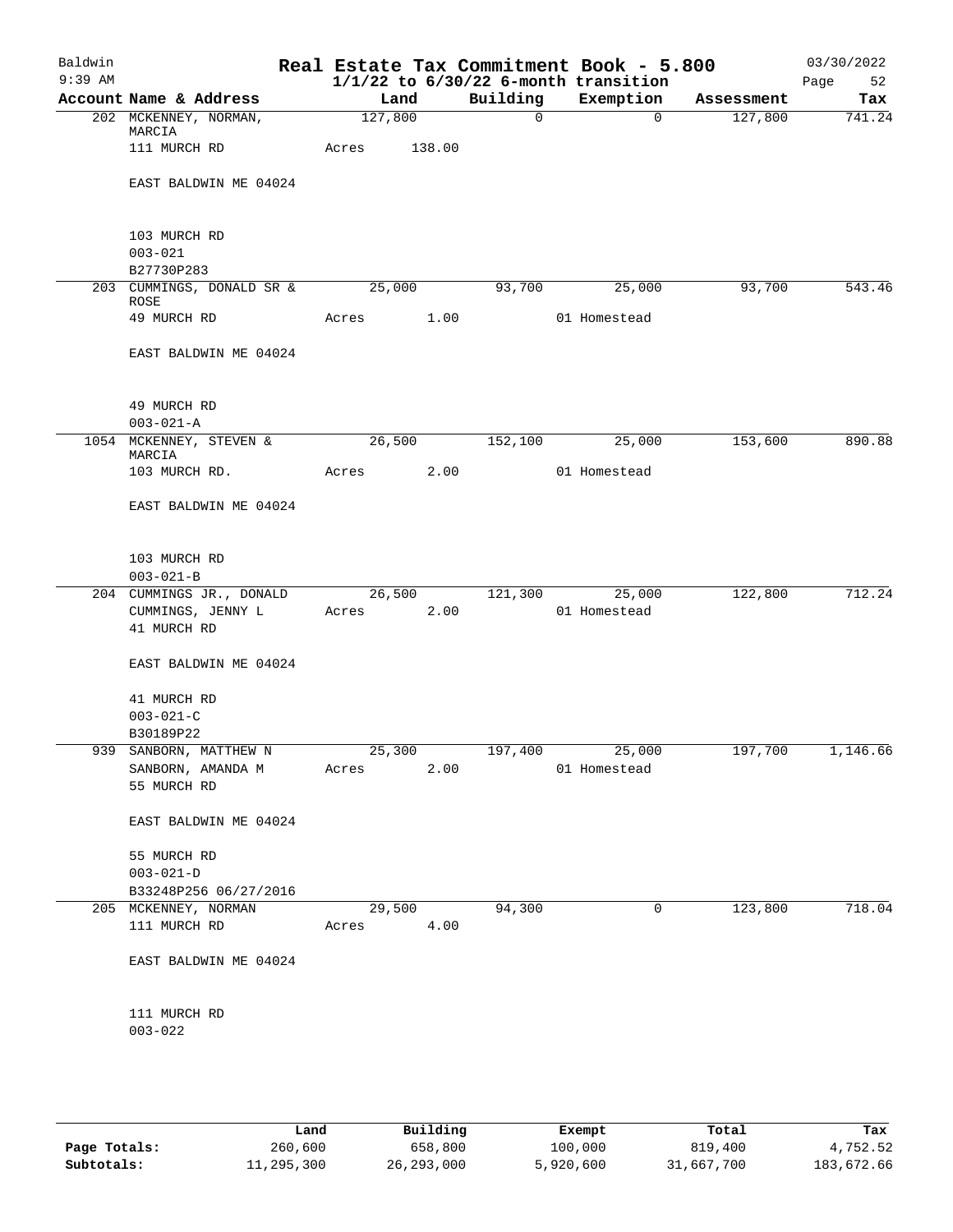Baldwin
9:39 AM

# Real Estate Tax Commitment Book - 5.800

1/1/22 to 6/30/22 6-month transition

03/30/2022

| Account | Name & Address | Land | Building | Exemption | Assessment | Tax |
|---|---|---|---|---|---|---|
| 202 | MCKENNEY, NORMAN, MARCIA<br>111 MURCH RD<br>EAST BALDWIN ME 04024<br>103 MURCH RD<br>003-021<br>B27730P283 | 127,800<br>Acres 138.00 | 0 | 0 | 127,800 | 741.24 |
| 203 | CUMMINGS, DONALD SR & ROSE<br>49 MURCH RD<br>EAST BALDWIN ME 04024<br>49 MURCH RD<br>003-021-A | 25,000<br>Acres 1.00 | 93,700 | 25,000<br>01 Homestead | 93,700 | 543.46 |
| 1054 | MCKENNEY, STEVEN & MARCIA<br>103 MURCH RD.<br>EAST BALDWIN ME 04024<br>103 MURCH RD<br>003-021-B | 26,500<br>Acres 2.00 | 152,100 | 25,000<br>01 Homestead | 153,600 | 890.88 |
| 204 | CUMMINGS JR., DONALD<br>CUMMINGS, JENNY L<br>41 MURCH RD<br>EAST BALDWIN ME 04024<br>41 MURCH RD<br>003-021-C<br>B30189P22 | 26,500<br>Acres 2.00 | 121,300 | 25,000<br>01 Homestead | 122,800 | 712.24 |
| 939 | SANBORN, MATTHEW N<br>SANBORN, AMANDA M<br>55 MURCH RD<br>EAST BALDWIN ME 04024<br>55 MURCH RD<br>003-021-D<br>B33248P256 06/27/2016 | 25,300<br>Acres 2.00 | 197,400 | 25,000<br>01 Homestead | 197,700 | 1,146.66 |
| 205 | MCKENNEY, NORMAN<br>111 MURCH RD<br>EAST BALDWIN ME 04024<br>111 MURCH RD<br>003-022 | 29,500<br>Acres 4.00 | 94,300 | 0 | 123,800 | 718.04 |

| | Land | Building | Exempt | Total | Tax |
|---|---|---|---|---|---|
| Page Totals: | 260,600 | 658,800 | 100,000 | 819,400 | 4,752.52 |
| Subtotals: | 11,295,300 | 26,293,000 | 5,920,600 | 31,667,700 | 183,672.66 |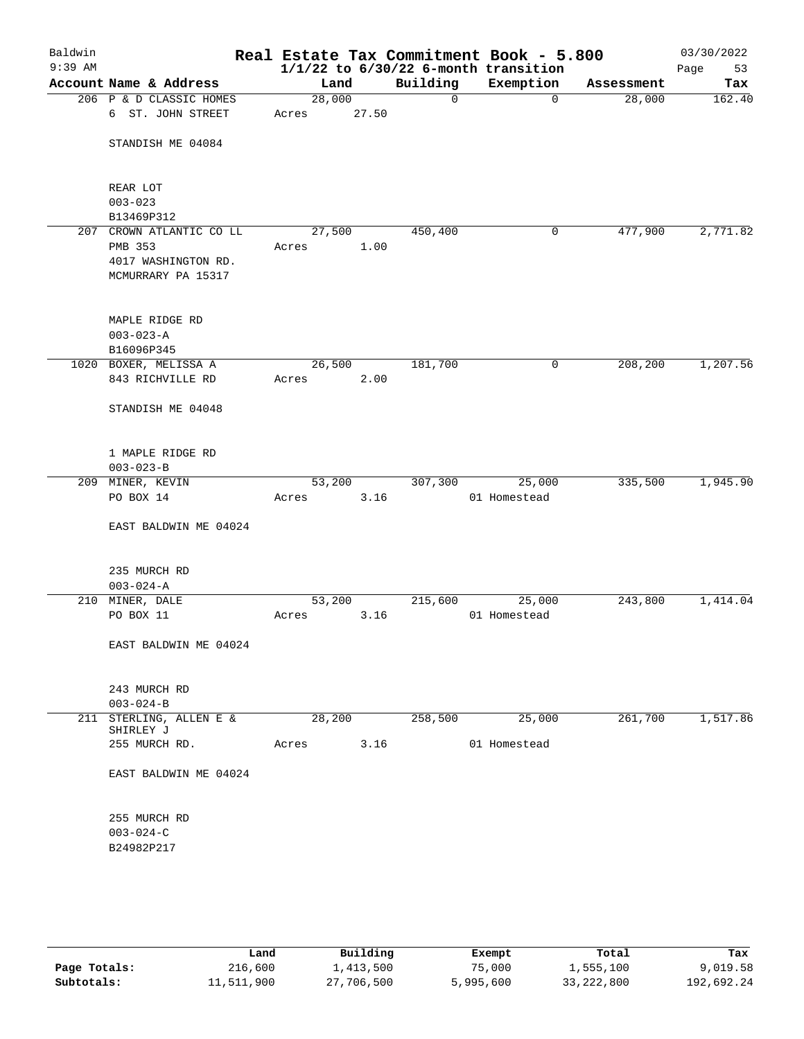# Baldwin — Real Estate Tax Commitment Book - 5.800

9:39 AM — 1/1/22 to 6/30/22 6-month transition — 03/30/2022

| Account Name & Address | Land | Building | Exemption | Assessment | Tax |
|---|---|---|---|---|---|
| 206 P & D CLASSIC HOMES<br>6 ST. JOHN STREET<br><br>STANDISH ME 04084<br><br>REAR LOT<br>003-023<br>B13469P312 | 28,000<br>Acres 27.50 | 0 | 0 | 28,000 | 162.40 |
| 207 CROWN ATLANTIC CO LL<br>PMB 353<br>4017 WASHINGTON RD.<br>MCMURRARY PA 15317<br><br>MAPLE RIDGE RD<br>003-023-A<br>B16096P345 | 27,500<br>Acres 1.00 | 450,400 | 0 | 477,900 | 2,771.82 |
| 1020 BOXER, MELISSA A<br>843 RICHVILLE RD<br><br>STANDISH ME 04048<br><br>1 MAPLE RIDGE RD<br>003-023-B | 26,500<br>Acres 2.00 | 181,700 | 0 | 208,200 | 1,207.56 |
| 209 MINER, KEVIN<br>PO BOX 14<br><br>EAST BALDWIN ME 04024<br><br>235 MURCH RD<br>003-024-A | 53,200<br>Acres 3.16 | 307,300 | 25,000<br>01 Homestead | 335,500 | 1,945.90 |
| 210 MINER, DALE<br>PO BOX 11<br><br>EAST BALDWIN ME 04024<br><br>243 MURCH RD<br>003-024-B | 53,200<br>Acres 3.16 | 215,600 | 25,000<br>01 Homestead | 243,800 | 1,414.04 |
| 211 STERLING, ALLEN E &<br>SHIRLEY J<br>255 MURCH RD.<br><br>EAST BALDWIN ME 04024<br><br>255 MURCH RD<br>003-024-C<br>B24982P217 | 28,200<br>Acres 3.16 | 258,500 | 25,000<br>01 Homestead | 261,700 | 1,517.86 |

| | Land | Building | Exempt | Total | Tax |
|---|---|---|---|---|---|
| Page Totals: | 216,600 | 1,413,500 | 75,000 | 1,555,100 | 9,019.58 |
| Subtotals: | 11,511,900 | 27,706,500 | 5,995,600 | 33,222,800 | 192,692.24 |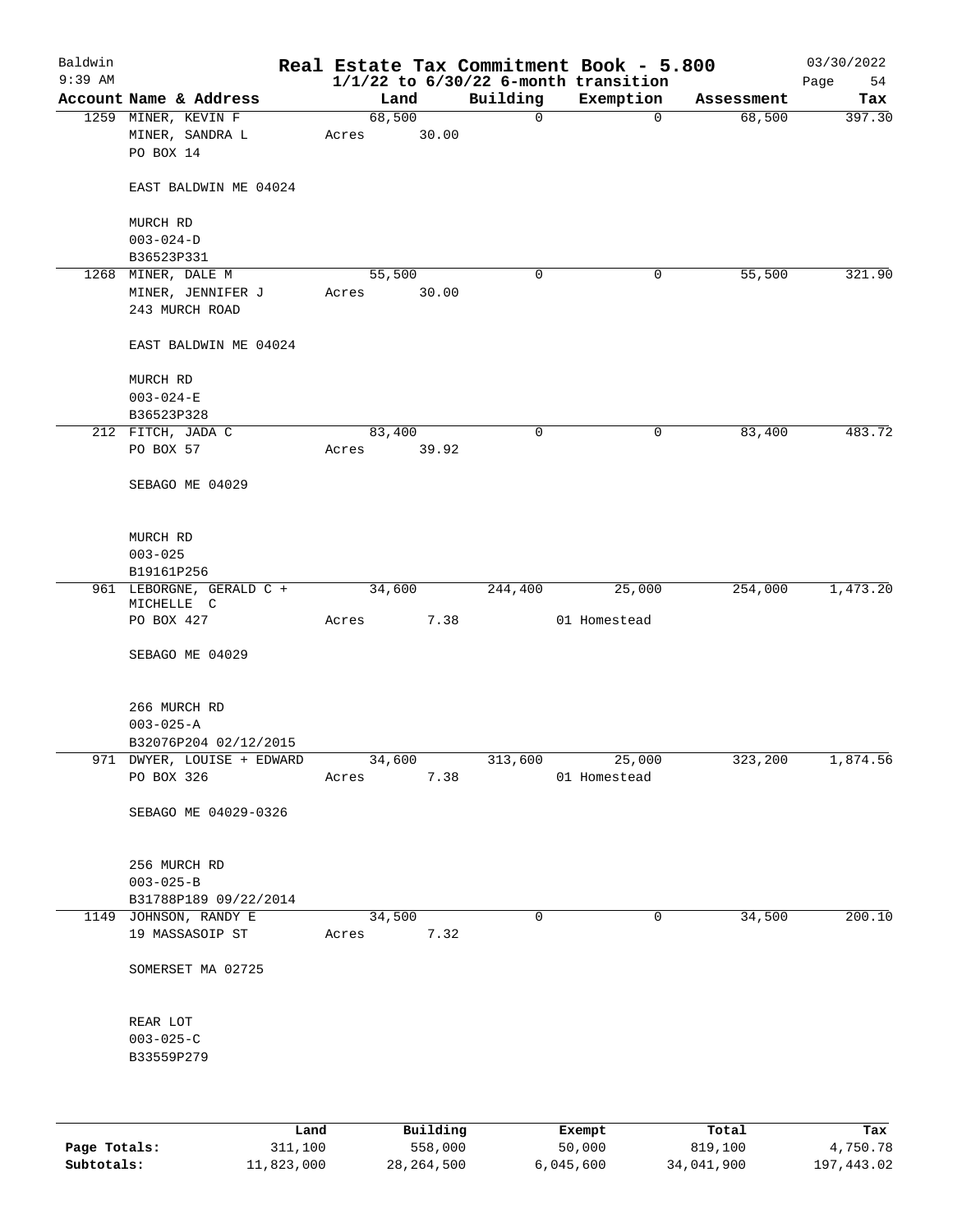Baldwin
9:39 AM

# Real Estate Tax Commitment Book - 5.800

1/1/22 to 6/30/22 6-month transition

03/30/2022

| Account | Name & Address | Land | Building | Exemption | Assessment | Tax |
|---|---|---|---|---|---|---|
| 1259 | MINER, KEVIN F<br>MINER, SANDRA L<br>PO BOX 14<br><br>EAST BALDWIN ME 04024<br><br>MURCH RD<br>003-024-D<br>B36523P331 | 68,500<br>Acres 30.00 | 0 | 0 | 68,500 | 397.30 |
| 1268 | MINER, DALE M<br>MINER, JENNIFER J<br>243 MURCH ROAD<br><br>EAST BALDWIN ME 04024<br><br>MURCH RD<br>003-024-E<br>B36523P328 | 55,500<br>Acres 30.00 | 0 | 0 | 55,500 | 321.90 |
| 212 | FITCH, JADA C<br>PO BOX 57<br><br>SEBAGO ME 04029<br><br>MURCH RD<br>003-025<br>B19161P256 | 83,400<br>Acres 39.92 | 0 | 0 | 83,400 | 483.72 |
| 961 | LEBORGNE, GERALD C + MICHELLE C<br>PO BOX 427<br><br>SEBAGO ME 04029<br><br>266 MURCH RD<br>003-025-A<br>B32076P204 02/12/2015 | 34,600<br>Acres 7.38 | 244,400 | 25,000<br>01 Homestead | 254,000 | 1,473.20 |
| 971 | DWYER, LOUISE + EDWARD<br>PO BOX 326<br><br>SEBAGO ME 04029-0326<br><br>256 MURCH RD<br>003-025-B<br>B31788P189 09/22/2014 | 34,600<br>Acres 7.38 | 313,600 | 25,000<br>01 Homestead | 323,200 | 1,874.56 |
| 1149 | JOHNSON, RANDY E<br>19 MASSASOIP ST<br><br>SOMERSET MA 02725<br><br>REAR LOT<br>003-025-C<br>B33559P279 | 34,500<br>Acres 7.32 | 0 | 0 | 34,500 | 200.10 |

| | Land | Building | Exempt | Total | Tax |
|---|---|---|---|---|---|
| Page Totals: | 311,100 | 558,000 | 50,000 | 819,100 | 4,750.78 |
| Subtotals: | 11,823,000 | 28,264,500 | 6,045,600 | 34,041,900 | 197,443.02 |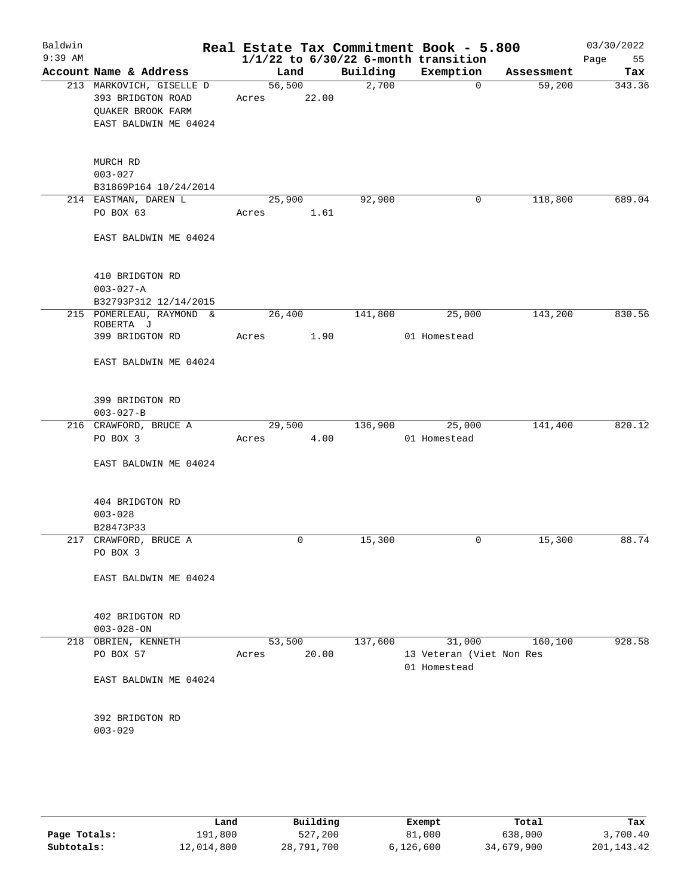Baldwin 9:39 AM

# Real Estate Tax Commitment Book - 5.800
## 1/1/22 to 6/30/22 6-month transition

03/30/2022 Page 55

| Account Name & Address | Land | Building | Exemption | Assessment | Tax |
|---|---|---|---|---|---|
| 213 MARKOVICH, GISELLE D<br>393 BRIDGTON ROAD<br>QUAKER BROOK FARM<br>EAST BALDWIN ME 04024<br><br>MURCH RD<br>003-027<br>B31869P164 10/24/2014 | 56,500<br>Acres 22.00 | 2,700 | 0 | 59,200 | 343.36 |
| 214 EASTMAN, DAREN L<br>PO BOX 63<br><br>EAST BALDWIN ME 04024<br><br>410 BRIDGTON RD<br>003-027-A<br>B32793P312 12/14/2015 | 25,900<br>Acres 1.61 | 92,900 | 0 | 118,800 | 689.04 |
| 215 POMERLEAU, RAYMOND & ROBERTA J<br>399 BRIDGTON RD<br><br>EAST BALDWIN ME 04024<br><br>399 BRIDGTON RD<br>003-027-B | 26,400<br>Acres 1.90 | 141,800 | 25,000<br>01 Homestead | 143,200 | 830.56 |
| 216 CRAWFORD, BRUCE A<br>PO BOX 3<br><br>EAST BALDWIN ME 04024<br><br>404 BRIDGTON RD<br>003-028<br>B28473P33 | 29,500<br>Acres 4.00 | 136,900 | 25,000<br>01 Homestead | 141,400 | 820.12 |
| 217 CRAWFORD, BRUCE A<br>PO BOX 3<br><br>EAST BALDWIN ME 04024<br><br>402 BRIDGTON RD<br>003-028-ON | 0 | 15,300 | 0 | 15,300 | 88.74 |
| 218 OBRIEN, KENNETH<br>PO BOX 57<br><br>EAST BALDWIN ME 04024<br><br>392 BRIDGTON RD<br>003-029 | 53,500<br>Acres 20.00 | 137,600 | 31,000<br>13 Veteran (Viet Non Res<br>01 Homestead | 160,100 | 928.58 |

| | Land | Building | Exempt | Total | Tax |
|---|---|---|---|---|---|
| Page Totals: | 191,800 | 527,200 | 81,000 | 638,000 | 3,700.40 |
| Subtotals: | 12,014,800 | 28,791,700 | 6,126,600 | 34,679,900 | 201,143.42 |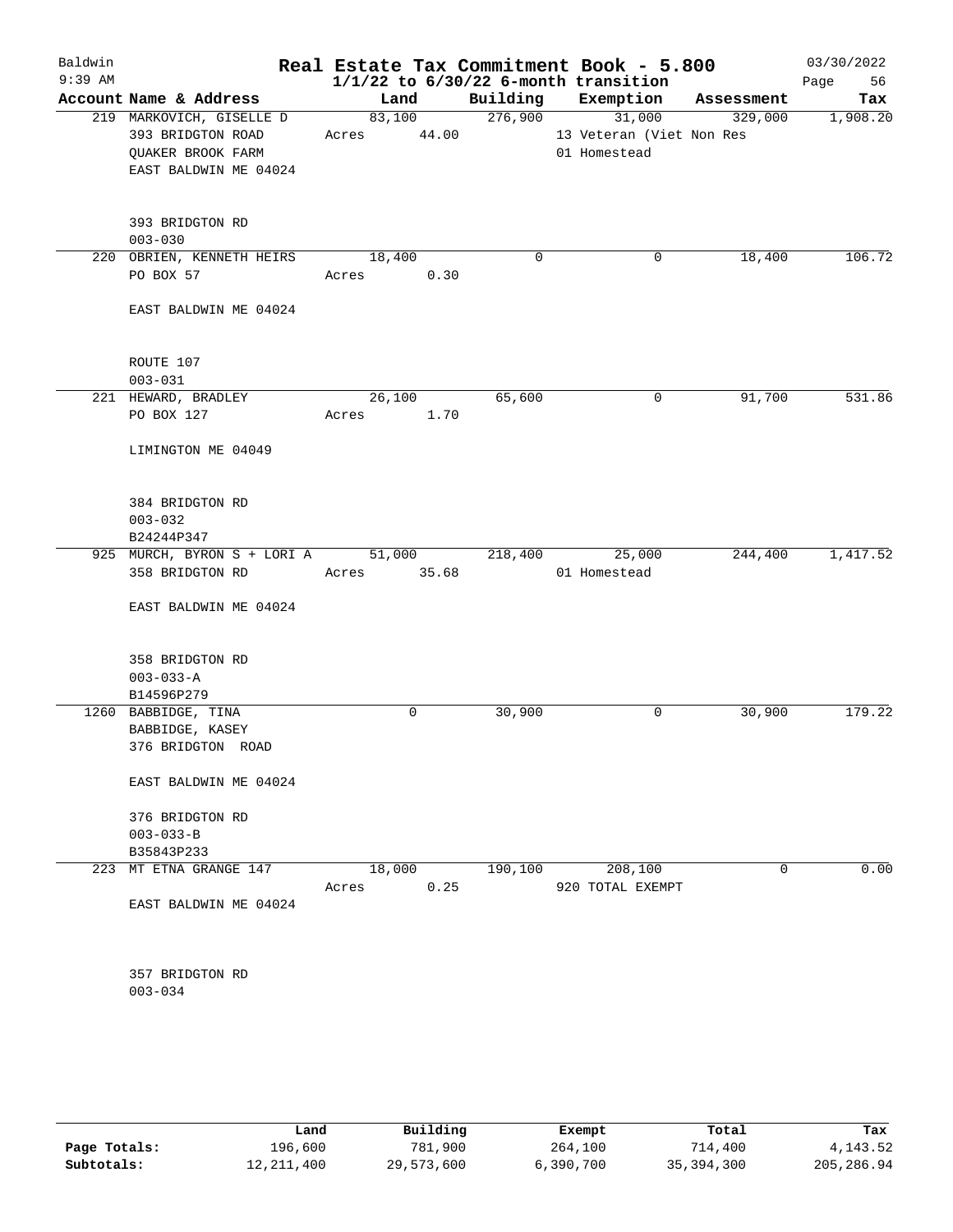Baldwin 9:39 AM

# Real Estate Tax Commitment Book - 5.800

## 1/1/22 to 6/30/22 6-month transition

03/30/2022

| Account | Name & Address | Land | Building | Exemption | Assessment | Tax |
|---|---|---|---|---|---|---|
| 219 | MARKOVICH, GISELLE D<br>393 BRIDGTON ROAD<br>QUAKER BROOK FARM<br>EAST BALDWIN ME 04024<br><br>393 BRIDGTON RD<br>003-030 | 83,100<br>Acres 44.00 | 276,900 | 31,000<br>13 Veteran (Viet Non Res<br>01 Homestead | 329,000 | 1,908.20 |
| 220 | OBRIEN, KENNETH HEIRS<br>PO BOX 57<br><br>EAST BALDWIN ME 04024<br><br>ROUTE 107<br>003-031 | 18,400<br>Acres 0.30 | 0 | 0 | 18,400 | 106.72 |
| 221 | HEWARD, BRADLEY<br>PO BOX 127<br><br>LIMINGTON ME 04049<br><br>384 BRIDGTON RD<br>003-032<br>B24244P347 | 26,100<br>Acres 1.70 | 65,600 | 0 | 91,700 | 531.86 |
| 925 | MURCH, BYRON S + LORI A<br>358 BRIDGTON RD<br><br>EAST BALDWIN ME 04024<br><br>358 BRIDGTON RD<br>003-033-A<br>B14596P279 | 51,000<br>Acres 35.68 | 218,400 | 25,000<br>01 Homestead | 244,400 | 1,417.52 |
| 1260 | BABBIDGE, TINA<br>BABBIDGE, KASEY<br>376 BRIDGTON ROAD<br><br>EAST BALDWIN ME 04024<br><br>376 BRIDGTON RD<br>003-033-B<br>B35843P233 | 0 | 30,900 | 0 | 30,900 | 179.22 |
| 223 | MT ETNA GRANGE 147<br><br>EAST BALDWIN ME 04024<br><br>357 BRIDGTON RD<br>003-034 | 18,000<br>Acres 0.25 | 190,100 | 208,100<br>920 TOTAL EXEMPT | 0 | 0.00 |

| | Land | Building | Exempt | Total | Tax |
|---|---|---|---|---|---|
| Page Totals: | 196,600 | 781,900 | 264,100 | 714,400 | 4,143.52 |
| Subtotals: | 12,211,400 | 29,573,600 | 6,390,700 | 35,394,300 | 205,286.94 |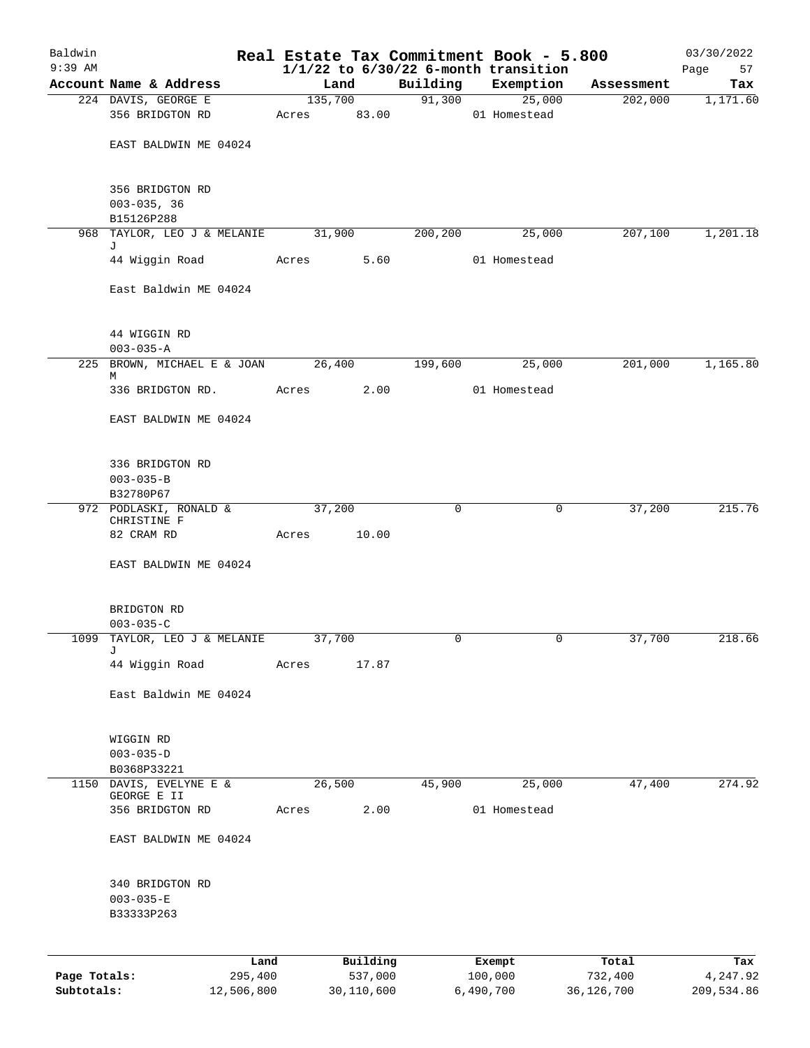# Real Estate Tax Commitment Book - 5.800

Baldwin
9:39 AM

1/1/22 to 6/30/22 6-month transition

03/30/2022

| Account | Name & Address | Land | Building | Exemption | Assessment | Tax |
|---|---|---|---|---|---|---|
| 224 | DAVIS, GEORGE E<br>356 BRIDGTON RD<br><br>EAST BALDWIN ME 04024<br><br>356 BRIDGTON RD<br>003-035, 36<br>B15126P288 | 135,700<br>Acres 83.00 | 91,300 | 25,000<br>01 Homestead | 202,000 | 1,171.60 |
| 968 | TAYLOR, LEO J & MELANIE J<br>44 Wiggin Road<br><br>East Baldwin ME 04024<br><br>44 WIGGIN RD<br>003-035-A | 31,900<br>Acres 5.60 | 200,200 | 25,000<br>01 Homestead | 207,100 | 1,201.18 |
| 225 | BROWN, MICHAEL E & JOAN M<br>336 BRIDGTON RD.<br><br>EAST BALDWIN ME 04024<br><br>336 BRIDGTON RD<br>003-035-B<br>B32780P67 | 26,400<br>Acres 2.00 | 199,600 | 25,000<br>01 Homestead | 201,000 | 1,165.80 |
| 972 | PODLASKI, RONALD & CHRISTINE F<br>82 CRAM RD<br><br>EAST BALDWIN ME 04024<br><br>BRIDGTON RD<br>003-035-C | 37,200<br>Acres 10.00 | 0 | 0 | 37,200 | 215.76 |
| 1099 | TAYLOR, LEO J & MELANIE J<br>44 Wiggin Road<br><br>East Baldwin ME 04024<br><br>WIGGIN RD<br>003-035-D<br>B0368P33221 | 37,700<br>Acres 17.87 | 0 | 0 | 37,700 | 218.66 |
| 1150 | DAVIS, EVELYNE E & GEORGE E II<br>356 BRIDGTON RD<br><br>EAST BALDWIN ME 04024<br><br>340 BRIDGTON RD<br>003-035-E<br>B33333P263 | 26,500<br>Acres 2.00 | 45,900 | 25,000<br>01 Homestead | 47,400 | 274.92 |

| | Land | Building | Exempt | Total | Tax |
|---|---|---|---|---|---|
| Page Totals: | 295,400 | 537,000 | 100,000 | 732,400 | 4,247.92 |
| Subtotals: | 12,506,800 | 30,110,600 | 6,490,700 | 36,126,700 | 209,534.86 |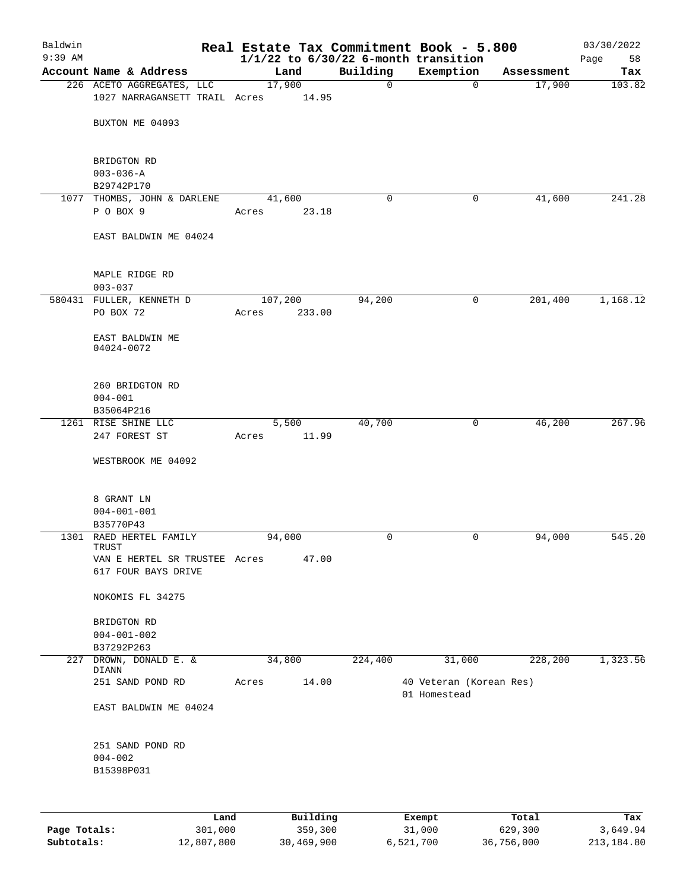# Baldwin Real Estate Tax Commitment Book - 5.800

9:39 AM — 1/1/22 to 6/30/22 6-month transition — 03/30/2022

| Account Name & Address | Land | Building | Exemption | Assessment | Tax |
|---|---|---|---|---|---|
| 226 ACETO AGGREGATES, LLC<br>1027 NARRAGANSETT TRAIL<br><br>BUXTON ME 04093<br><br>BRIDGTON RD<br>003-036-A<br>B29742P170 | 17,900<br>Acres 14.95 | 0 | 0 | 17,900 | 103.82 |
| 1077 THOMBS, JOHN & DARLENE<br>P O BOX 9<br><br>EAST BALDWIN ME 04024<br><br>MAPLE RIDGE RD<br>003-037 | 41,600<br>Acres 23.18 | 0 | 0 | 41,600 | 241.28 |
| 580431 FULLER, KENNETH D<br>PO BOX 72<br><br>EAST BALDWIN ME<br>04024-0072<br><br>260 BRIDGTON RD<br>004-001<br>B35064P216 | 107,200<br>Acres 233.00 | 94,200 | 0 | 201,400 | 1,168.12 |
| 1261 RISE SHINE LLC<br>247 FOREST ST<br><br>WESTBROOK ME 04092<br><br>8 GRANT LN<br>004-001-001<br>B35770P43 | 5,500<br>Acres 11.99 | 40,700 | 0 | 46,200 | 267.96 |
| 1301 RAED HERTEL FAMILY TRUST<br>VAN E HERTEL SR TRUSTEE<br>617 FOUR BAYS DRIVE<br><br>NOKOMIS FL 34275<br><br>BRIDGTON RD<br>004-001-002<br>B37292P263 | 94,000<br>Acres 47.00 | 0 | 0 | 94,000 | 545.20 |
| 227 DROWN, DONALD E. & DIANN<br>251 SAND POND RD<br><br>EAST BALDWIN ME 04024<br><br>251 SAND POND RD<br>004-002<br>B15398P031 | 34,800<br>Acres 14.00 | 224,400 | 31,000<br>40 Veteran (Korean Res)<br>01 Homestead | 228,200 | 1,323.56 |

| | Land | Building | Exempt | Total | Tax |
|---|---|---|---|---|---|
| Page Totals: | 301,000 | 359,300 | 31,000 | 629,300 | 3,649.94 |
| Subtotals: | 12,807,800 | 30,469,900 | 6,521,700 | 36,756,000 | 213,184.80 |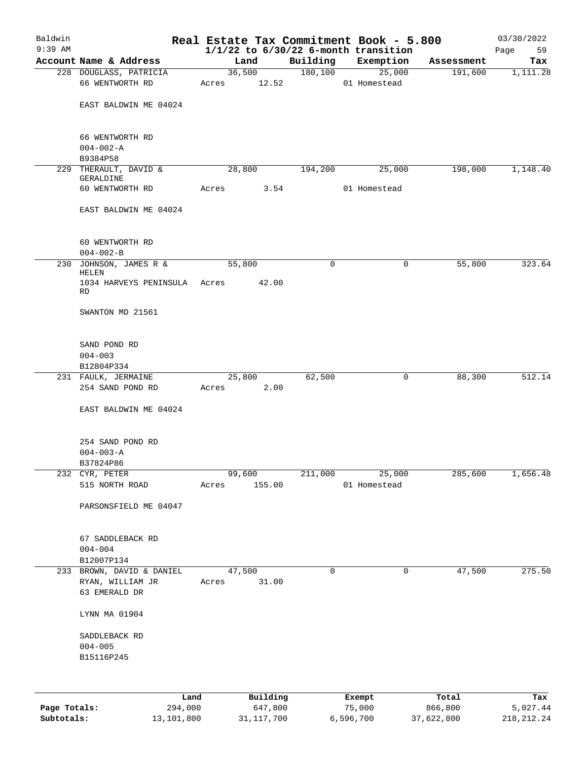# Real Estate Tax Commitment Book - 5.800

Baldwin
9:39 AM

$1/1/22$ to $6/30/22$ 6-month transition

03/30/2022

| Account Name & Address | Land | Building | Exemption | Assessment | Tax |
|---|---|---|---|---|---|
| 228 DOUGLASS, PATRICIA<br>66 WENTWORTH RD<br><br>EAST BALDWIN ME 04024<br><br>66 WENTWORTH RD<br>004-002-A<br>B9384P58 | 36,500<br>Acres 12.52 | 180,100 | 25,000<br>01 Homestead | 191,600 | 1,111.28 |
| 229 THERAULT, DAVID & GERALDINE<br>60 WENTWORTH RD<br><br>EAST BALDWIN ME 04024<br><br>60 WENTWORTH RD<br>004-002-B | 28,800<br>Acres 3.54 | 194,200 | 25,000<br>01 Homestead | 198,000 | 1,148.40 |
| 230 JOHNSON, JAMES R & HELEN<br>1034 HARVEYS PENINSULA RD<br><br>SWANTON MD 21561<br><br>SAND POND RD<br>004-003<br>B12804P334 | 55,800<br>Acres 42.00 | 0 | 0 | 55,800 | 323.64 |
| 231 FAULK, JERMAINE<br>254 SAND POND RD<br><br>EAST BALDWIN ME 04024<br><br>254 SAND POND RD<br>004-003-A<br>B37824P86 | 25,800<br>Acres 2.00 | 62,500 | 0 | 88,300 | 512.14 |
| 232 CYR, PETER<br>515 NORTH ROAD<br><br>PARSONSFIELD ME 04047<br><br>67 SADDLEBACK RD<br>004-004<br>B12007P134 | 99,600<br>Acres 155.00 | 211,000 | 25,000<br>01 Homestead | 285,600 | 1,656.48 |
| 233 BROWN, DAVID & DANIEL<br>RYAN, WILLIAM JR<br>63 EMERALD DR<br><br>LYNN MA 01904<br><br>SADDLEBACK RD<br>004-005<br>B15116P245 | 47,500<br>Acres 31.00 | 0 | 0 | 47,500 | 275.50 |

| | Land | Building | Exempt | Total | Tax |
|---|---|---|---|---|---|
| **Page Totals:** | 294,000 | 647,800 | 75,000 | 866,800 | 5,027.44 |
| **Subtotals:** | 13,101,800 | 31,117,700 | 6,596,700 | 37,622,800 | 218,212.24 |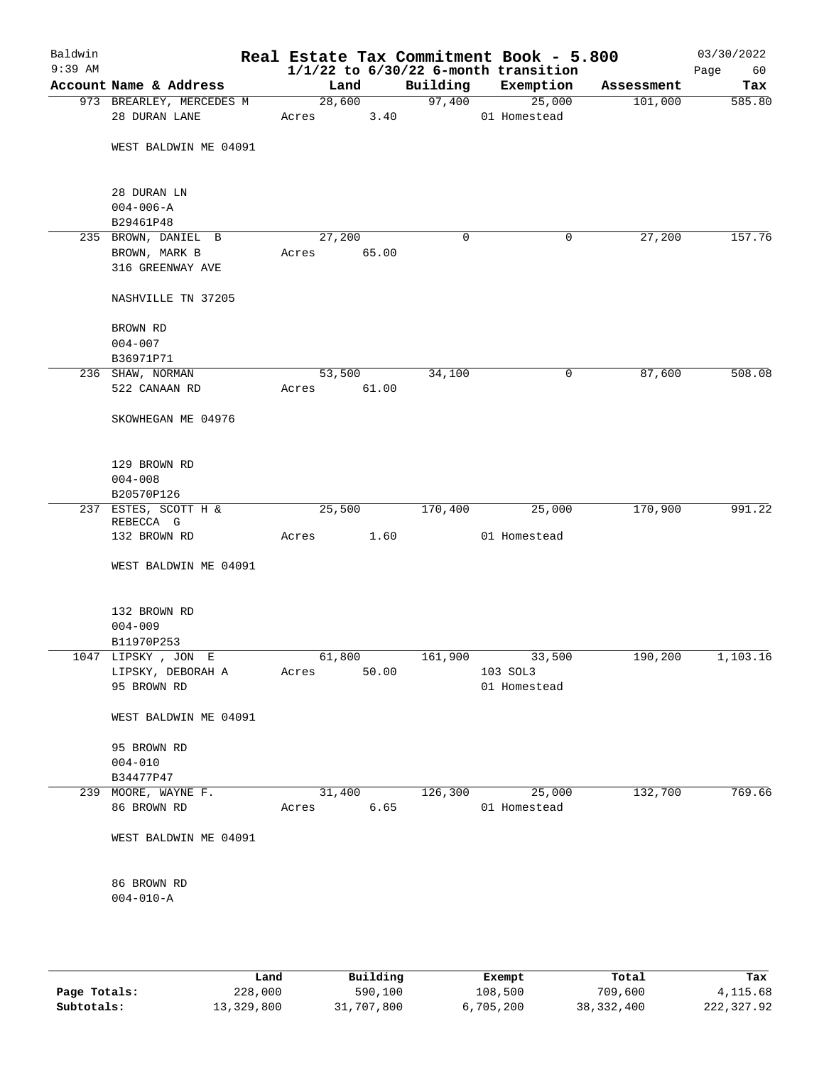Baldwin 9:39 AM

# Real Estate Tax Commitment Book - 5.800
## 1/1/22 to 6/30/22 6-month transition

03/30/2022 Page 60

| Account Name & Address | Land | Building | Exemption | Assessment | Tax |
|---|---|---|---|---|---|
| 973 BREARLEY, MERCEDES M<br>28 DURAN LANE<br><br>WEST BALDWIN ME 04091<br><br>28 DURAN LN<br>004-006-A<br>B29461P48 | 28,600<br>Acres 3.40 | 97,400 | 25,000<br>01 Homestead | 101,000 | 585.80 |
| 235 BROWN, DANIEL B<br>BROWN, MARK B<br>316 GREENWAY AVE<br><br>NASHVILLE TN 37205<br><br>BROWN RD<br>004-007<br>B36971P71 | 27,200<br>Acres 65.00 | 0 | 0 | 27,200 | 157.76 |
| 236 SHAW, NORMAN<br>522 CANAAN RD<br><br>SKOWHEGAN ME 04976<br><br>129 BROWN RD<br>004-008<br>B20570P126 | 53,500<br>Acres 61.00 | 34,100 | 0 | 87,600 | 508.08 |
| 237 ESTES, SCOTT H &<br>REBECCA G<br>132 BROWN RD<br><br>WEST BALDWIN ME 04091<br><br>132 BROWN RD<br>004-009<br>B11970P253 | 25,500<br>Acres 1.60 | 170,400 | 25,000<br>01 Homestead | 170,900 | 991.22 |
| 1047 LIPSKY , JON E<br>LIPSKY, DEBORAH A<br>95 BROWN RD<br><br>WEST BALDWIN ME 04091<br><br>95 BROWN RD<br>004-010<br>B34477P47 | 61,800<br>Acres 50.00 | 161,900 | 33,500<br>103 SOL3<br>01 Homestead | 190,200 | 1,103.16 |
| 239 MOORE, WAYNE F.<br>86 BROWN RD<br><br>WEST BALDWIN ME 04091<br><br>86 BROWN RD<br>004-010-A | 31,400<br>Acres 6.65 | 126,300 | 25,000<br>01 Homestead | 132,700 | 769.66 |

| | Land | Building | Exempt | Total | Tax |
|---|---|---|---|---|---|
| Page Totals: | 228,000 | 590,100 | 108,500 | 709,600 | 4,115.68 |
| Subtotals: | 13,329,800 | 31,707,800 | 6,705,200 | 38,332,400 | 222,327.92 |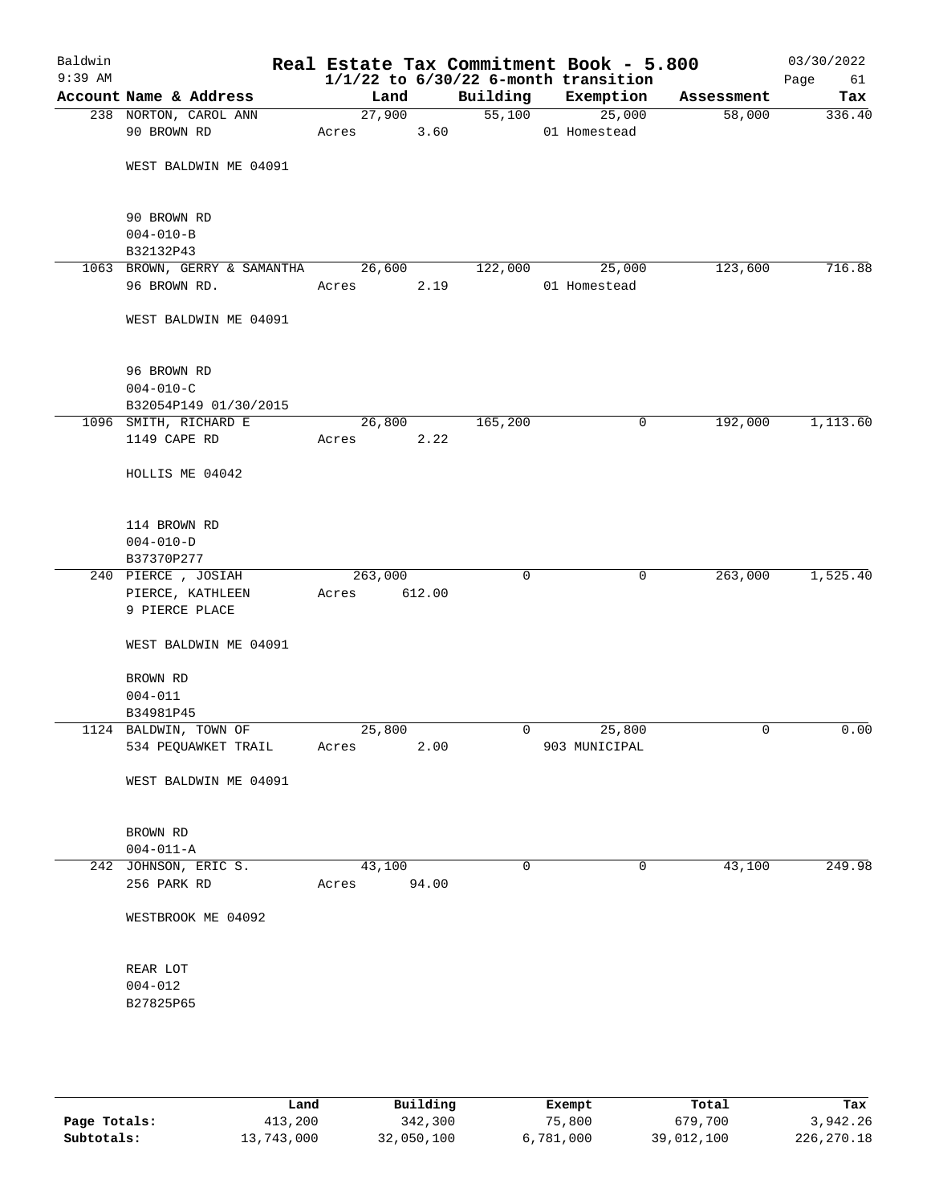# Real Estate Tax Commitment Book - 5.800

Baldwin 9:39 AM — 1/1/22 to 6/30/22 6-month transition — 03/30/2022

| Account Name & Address | Land | Building | Exemption | Assessment | Tax |
|---|---|---|---|---|---|
| 238 NORTON, CAROL ANN<br>90 BROWN RD<br><br>WEST BALDWIN ME 04091<br><br>90 BROWN RD<br>004-010-B<br>B32132P43 | 27,900<br>Acres 3.60 | 55,100 | 25,000<br>01 Homestead | 58,000 | 336.40 |
| 1063 BROWN, GERRY & SAMANTHA<br>96 BROWN RD.<br><br>WEST BALDWIN ME 04091<br><br>96 BROWN RD<br>004-010-C<br>B32054P149 01/30/2015 | 26,600<br>Acres 2.19 | 122,000 | 25,000<br>01 Homestead | 123,600 | 716.88 |
| 1096 SMITH, RICHARD E<br>1149 CAPE RD<br><br>HOLLIS ME 04042<br><br>114 BROWN RD<br>004-010-D<br>B37370P277 | 26,800<br>Acres 2.22 | 165,200 | 0 | 192,000 | 1,113.60 |
| 240 PIERCE , JOSIAH<br>PIERCE, KATHLEEN<br>9 PIERCE PLACE<br><br>WEST BALDWIN ME 04091<br><br>BROWN RD<br>004-011<br>B34981P45 | 263,000<br>Acres 612.00 | 0 | 0 | 263,000 | 1,525.40 |
| 1124 BALDWIN, TOWN OF<br>534 PEQUAWKET TRAIL<br><br>WEST BALDWIN ME 04091<br><br>BROWN RD<br>004-011-A | 25,800<br>Acres 2.00 | 0 | 25,800<br>903 MUNICIPAL | 0 | 0.00 |
| 242 JOHNSON, ERIC S.<br>256 PARK RD<br><br>WESTBROOK ME 04092<br><br>REAR LOT<br>004-012<br>B27825P65 | 43,100<br>Acres 94.00 | 0 | 0 | 43,100 | 249.98 |

| | Land | Building | Exempt | Total | Tax |
|---|---|---|---|---|---|
| Page Totals: | 413,200 | 342,300 | 75,800 | 679,700 | 3,942.26 |
| Subtotals: | 13,743,000 | 32,050,100 | 6,781,000 | 39,012,100 | 226,270.18 |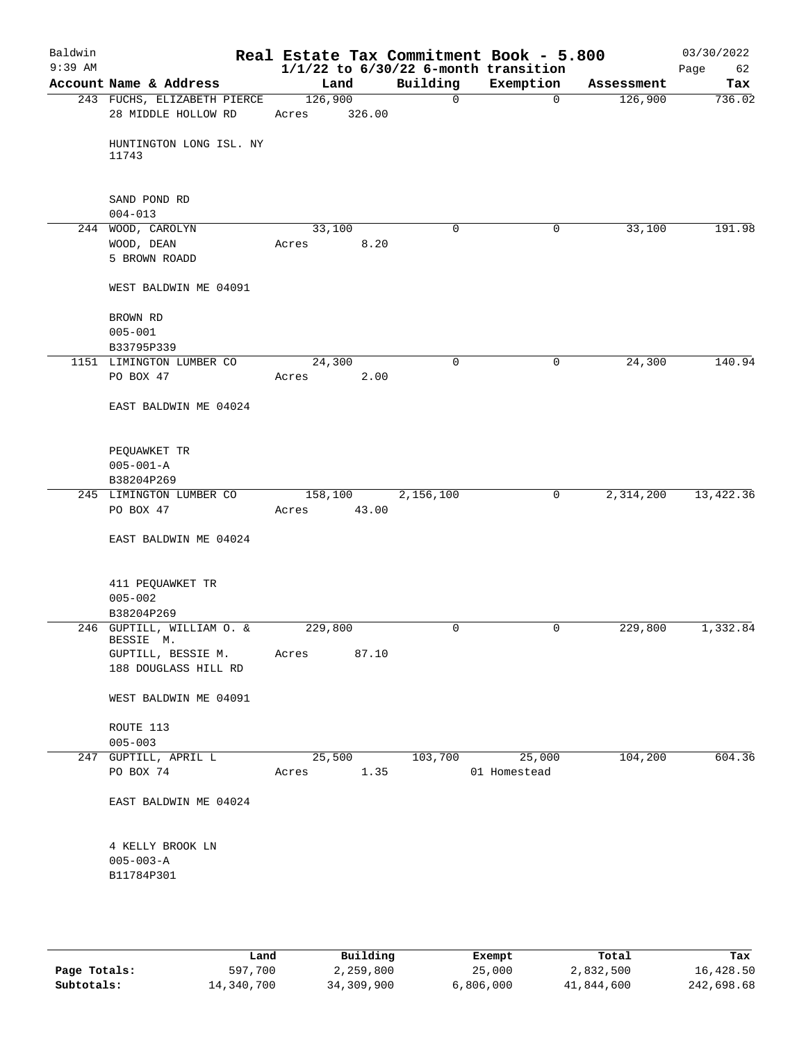Baldwin 9:39 AM

# Real Estate Tax Commitment Book - 5.800

1/1/22 to 6/30/22 6-month transition

03/30/2022

| Account | Name & Address | Land | Building | Exemption | Assessment | Tax |
|---|---|---|---|---|---|---|
| 243 | FUCHS, ELIZABETH PIERCE<br>28 MIDDLE HOLLOW RD<br><br>HUNTINGTON LONG ISL. NY 11743<br><br>SAND POND RD<br>004-013 | 126,900<br>Acres 326.00 | 0 | 0 | 126,900 | 736.02 |
| 244 | WOOD, CAROLYN<br>WOOD, DEAN<br>5 BROWN ROADD<br><br>WEST BALDWIN ME 04091<br><br>BROWN RD<br>005-001<br>B33795P339 | 33,100<br>Acres 8.20 | 0 | 0 | 33,100 | 191.98 |
| 1151 | LIMINGTON LUMBER CO<br>PO BOX 47<br><br>EAST BALDWIN ME 04024<br><br>PEQUAWKET TR<br>005-001-A<br>B38204P269 | 24,300<br>Acres 2.00 | 0 | 0 | 24,300 | 140.94 |
| 245 | LIMINGTON LUMBER CO<br>PO BOX 47<br><br>EAST BALDWIN ME 04024<br><br>411 PEQUAWKET TR<br>005-002<br>B38204P269 | 158,100<br>Acres 43.00 | 2,156,100 | 0 | 2,314,200 | 13,422.36 |
| 246 | GUPTILL, WILLIAM O. & BESSIE M.<br>GUPTILL, BESSIE M.<br>188 DOUGLASS HILL RD<br><br>WEST BALDWIN ME 04091<br><br>ROUTE 113<br>005-003 | 229,800<br>Acres 87.10 | 0 | 0 | 229,800 | 1,332.84 |
| 247 | GUPTILL, APRIL L<br>PO BOX 74<br><br>EAST BALDWIN ME 04024<br><br>4 KELLY BROOK LN<br>005-003-A<br>B11784P301 | 25,500<br>Acres 1.35 | 103,700 | 25,000<br>01 Homestead | 104,200 | 604.36 |

| | Land | Building | Exempt | Total | Tax |
|---|---|---|---|---|---|
| Page Totals: | 597,700 | 2,259,800 | 25,000 | 2,832,500 | 16,428.50 |
| Subtotals: | 14,340,700 | 34,309,900 | 6,806,000 | 41,844,600 | 242,698.68 |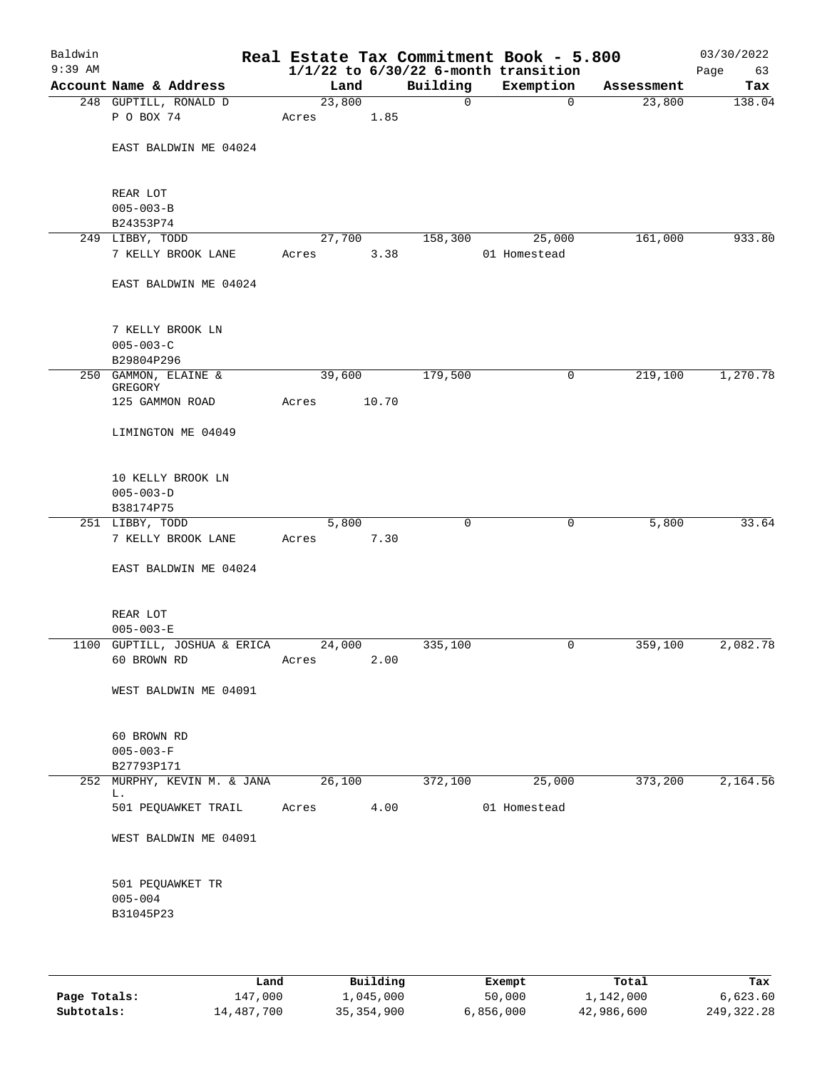# Real Estate Tax Commitment Book - 5.800

Baldwin
9:39 AM

03/30/2022

$1/1/22$ to $6/30/22$ 6-month transition

| Account Name & Address | Land | Building | Exemption | Assessment | Tax |
|---|---|---|---|---|---|
| 248 GUPTILL, RONALD D | 23,800 | 0 | 0 | 23,800 | 138.04 |
| P O BOX 74 | Acres 1.85 | | | | |
| EAST BALDWIN ME 04024 | | | | | |
| REAR LOT | | | | | |
| 005-003-B | | | | | |
| B24353P74 | | | | | |
| 249 LIBBY, TODD | 27,700 | 158,300 | 25,000 | 161,000 | 933.80 |
| 7 KELLY BROOK LANE | Acres 3.38 | | 01 Homestead | | |
| EAST BALDWIN ME 04024 | | | | | |
| 7 KELLY BROOK LN | | | | | |
| 005-003-C | | | | | |
| B29804P296 | | | | | |
| 250 GAMMON, ELAINE & GREGORY | 39,600 | 179,500 | 0 | 219,100 | 1,270.78 |
| 125 GAMMON ROAD | Acres 10.70 | | | | |
| LIMINGTON ME 04049 | | | | | |
| 10 KELLY BROOK LN | | | | | |
| 005-003-D | | | | | |
| B38174P75 | | | | | |
| 251 LIBBY, TODD | 5,800 | 0 | 0 | 5,800 | 33.64 |
| 7 KELLY BROOK LANE | Acres 7.30 | | | | |
| EAST BALDWIN ME 04024 | | | | | |
| REAR LOT | | | | | |
| 005-003-E | | | | | |
| 1100 GUPTILL, JOSHUA & ERICA | 24,000 | 335,100 | 0 | 359,100 | 2,082.78 |
| 60 BROWN RD | Acres 2.00 | | | | |
| WEST BALDWIN ME 04091 | | | | | |
| 60 BROWN RD | | | | | |
| 005-003-F | | | | | |
| B27793P171 | | | | | |
| 252 MURPHY, KEVIN M. & JANA L. | 26,100 | 372,100 | 25,000 | 373,200 | 2,164.56 |
| 501 PEQUAWKET TRAIL | Acres 4.00 | | 01 Homestead | | |
| WEST BALDWIN ME 04091 | | | | | |
| 501 PEQUAWKET TR | | | | | |
| 005-004 | | | | | |
| B31045P23 | | | | | |

| | Land | Building | Exempt | Total | Tax |
|---|---|---|---|---|---|
| Page Totals: | 147,000 | 1,045,000 | 50,000 | 1,142,000 | 6,623.60 |
| Subtotals: | 14,487,700 | 35,354,900 | 6,856,000 | 42,986,600 | 249,322.28 |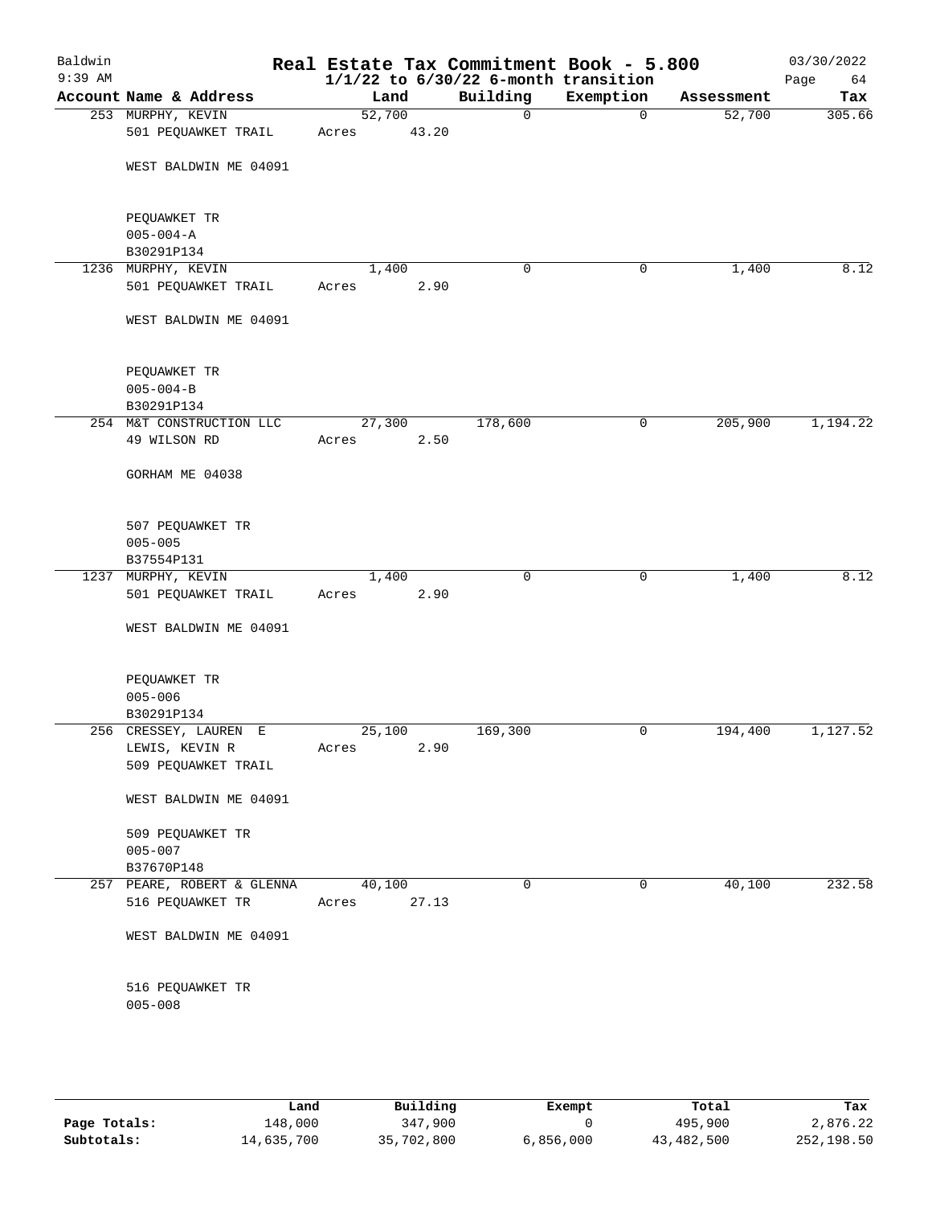# Real Estate Tax Commitment Book - 5.800

Baldwin
9:39 AM

$1/1/22$ to $6/30/22$ 6-month transition

03/30/2022

| Account Name & Address | Land | Building | Exemption | Assessment | Tax |
|---|---|---|---|---|---|
| 253 MURPHY, KEVIN<br>501 PEQUAWKET TRAIL<br><br>WEST BALDWIN ME 04091<br><br>PEQUAWKET TR<br>005-004-A<br>B30291P134 | 52,700<br>Acres 43.20 | 0 | 0 | 52,700 | 305.66 |
| 1236 MURPHY, KEVIN<br>501 PEQUAWKET TRAIL<br><br>WEST BALDWIN ME 04091<br><br>PEQUAWKET TR<br>005-004-B<br>B30291P134 | 1,400<br>Acres 2.90 | 0 | 0 | 1,400 | 8.12 |
| 254 M&T CONSTRUCTION LLC<br>49 WILSON RD<br><br>GORHAM ME 04038<br><br>507 PEQUAWKET TR<br>005-005<br>B37554P131 | 27,300<br>Acres 2.50 | 178,600 | 0 | 205,900 | 1,194.22 |
| 1237 MURPHY, KEVIN<br>501 PEQUAWKET TRAIL<br><br>WEST BALDWIN ME 04091<br><br>PEQUAWKET TR<br>005-006<br>B30291P134 | 1,400<br>Acres 2.90 | 0 | 0 | 1,400 | 8.12 |
| 256 CRESSEY, LAUREN E<br>LEWIS, KEVIN R<br>509 PEQUAWKET TRAIL<br><br>WEST BALDWIN ME 04091<br><br>509 PEQUAWKET TR<br>005-007<br>B37670P148 | 25,100<br>Acres 2.90 | 169,300 | 0 | 194,400 | 1,127.52 |
| 257 PEARE, ROBERT & GLENNA<br>516 PEQUAWKET TR<br><br>WEST BALDWIN ME 04091<br><br>516 PEQUAWKET TR<br>005-008 | 40,100<br>Acres 27.13 | 0 | 0 | 40,100 | 232.58 |

| | Land | Building | Exempt | Total | Tax |
|---|---|---|---|---|---|
| Page Totals: | 148,000 | 347,900 | 0 | 495,900 | 2,876.22 |
| Subtotals: | 14,635,700 | 35,702,800 | 6,856,000 | 43,482,500 | 252,198.50 |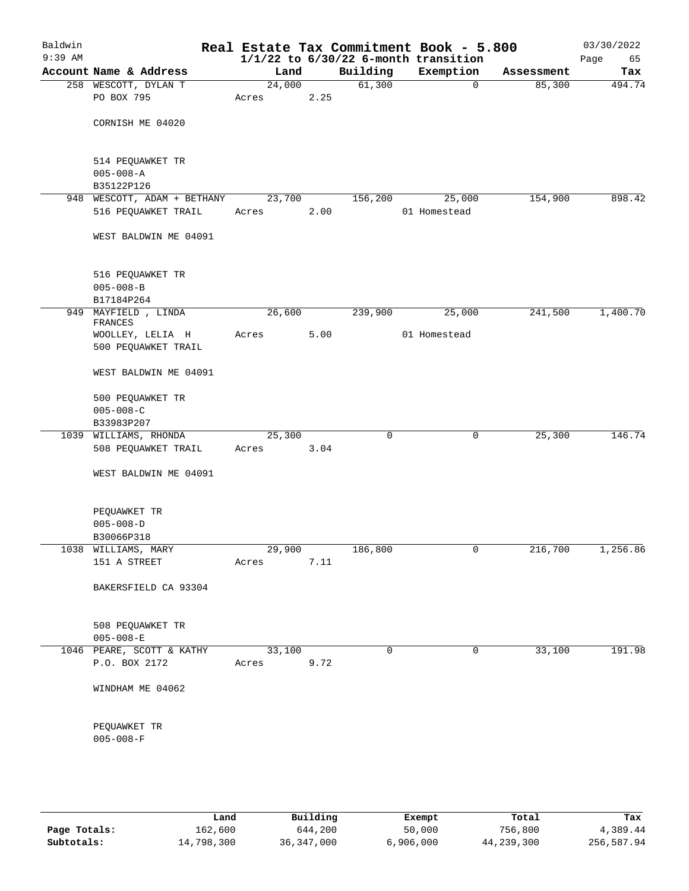# Real Estate Tax Commitment Book - 5.800

Baldwin
9:39 AM

$1/1/22$ to $6/30/22$ 6-month transition

03/30/2022

| Account Name & Address | Land | Building | Exemption | Assessment | Tax |
|---|---|---|---|---|---|
| 258 WESCOTT, DYLAN T | 24,000 | 61,300 | 0 | 85,300 | 494.74 |
| PO BOX 795 | Acres 2.25 | | | | |
| CORNISH ME 04020 | | | | | |
| 514 PEQUAWKET TR | | | | | |
| 005-008-A | | | | | |
| B35122P126 | | | | | |
| 948 WESCOTT, ADAM + BETHANY | 23,700 | 156,200 | 25,000 | 154,900 | 898.42 |
| 516 PEQUAWKET TRAIL | Acres 2.00 | | 01 Homestead | | |
| WEST BALDWIN ME 04091 | | | | | |
| 516 PEQUAWKET TR | | | | | |
| 005-008-B | | | | | |
| B17184P264 | | | | | |
| 949 MAYFIELD , LINDA FRANCES | 26,600 | 239,900 | 25,000 | 241,500 | 1,400.70 |
| WOOLLEY, LELIA H | Acres 5.00 | | 01 Homestead | | |
| 500 PEQUAWKET TRAIL | | | | | |
| WEST BALDWIN ME 04091 | | | | | |
| 500 PEQUAWKET TR | | | | | |
| 005-008-C | | | | | |
| B33983P207 | | | | | |
| 1039 WILLIAMS, RHONDA | 25,300 | 0 | 0 | 25,300 | 146.74 |
| 508 PEQUAWKET TRAIL | Acres 3.04 | | | | |
| WEST BALDWIN ME 04091 | | | | | |
| PEQUAWKET TR | | | | | |
| 005-008-D | | | | | |
| B30066P318 | | | | | |
| 1038 WILLIAMS, MARY | 29,900 | 186,800 | 0 | 216,700 | 1,256.86 |
| 151 A STREET | Acres 7.11 | | | | |
| BAKERSFIELD CA 93304 | | | | | |
| 508 PEQUAWKET TR | | | | | |
| 005-008-E | | | | | |
| 1046 PEARE, SCOTT & KATHY | 33,100 | 0 | 0 | 33,100 | 191.98 |
| P.O. BOX 2172 | Acres 9.72 | | | | |
| WINDHAM ME 04062 | | | | | |
| PEQUAWKET TR | | | | | |
| 005-008-F | | | | | |

| | Land | Building | Exempt | Total | Tax |
|---|---|---|---|---|---|
| Page Totals: | 162,600 | 644,200 | 50,000 | 756,800 | 4,389.44 |
| Subtotals: | 14,798,300 | 36,347,000 | 6,906,000 | 44,239,300 | 256,587.94 |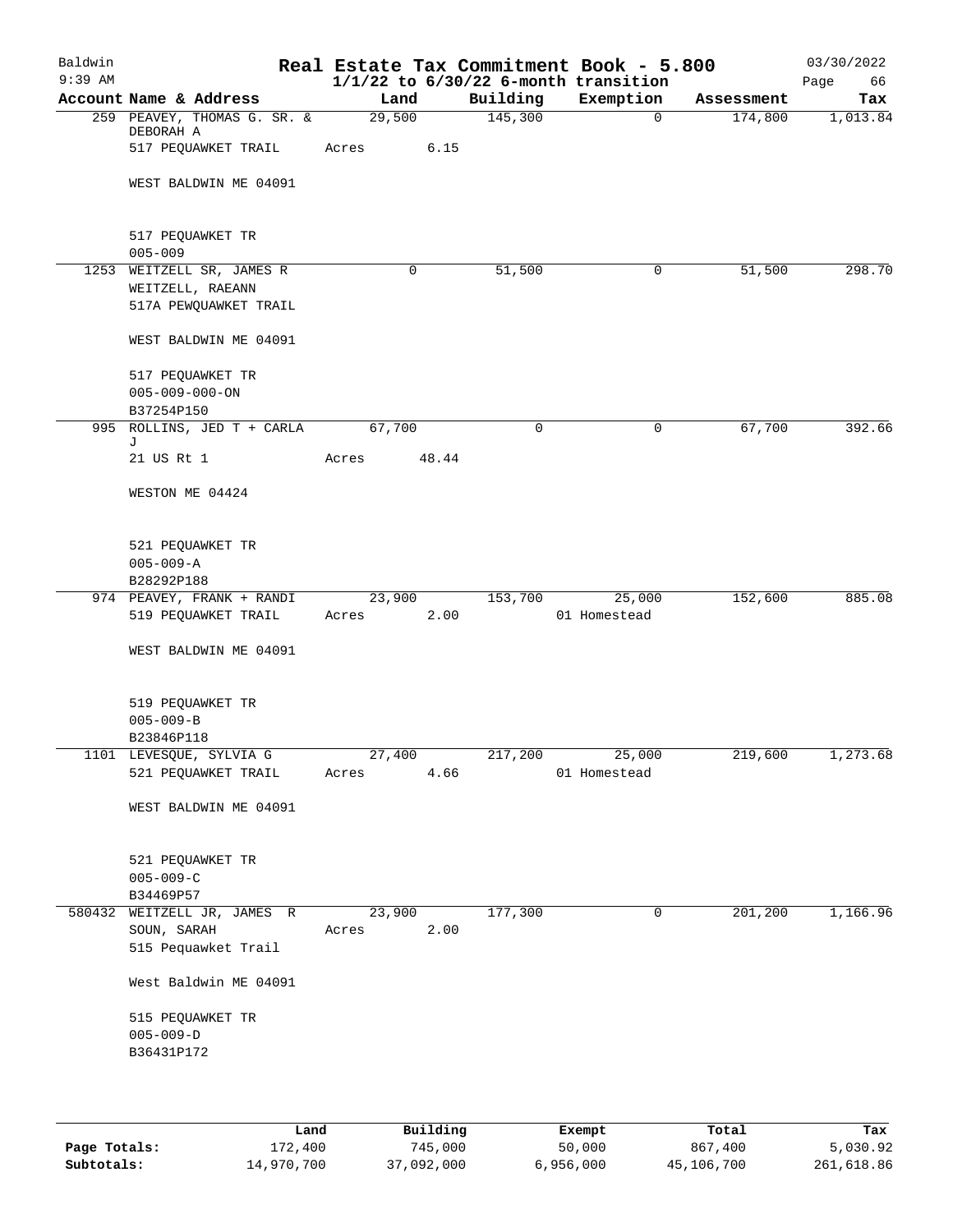# Real Estate Tax Commitment Book - 5.800

Baldwin 9:39 AM — 1/1/22 to 6/30/22 6-month transition — 03/30/2022

| Account | Name & Address | Land | Building | Exemption | Assessment | Tax |
|---|---|---|---|---|---|---|
| 259 | PEAVEY, THOMAS G. SR. & DEBORAH A<br>517 PEQUAWKET TRAIL<br>WEST BALDWIN ME 04091<br>517 PEQUAWKET TR<br>005-009 | 29,500<br>Acres 6.15 | 145,300 | 0 | 174,800 | 1,013.84 |
| 1253 | WEITZELL SR, JAMES R<br>WEITZELL, RAEANN<br>517A PEWQUAWKET TRAIL<br>WEST BALDWIN ME 04091<br>517 PEQUAWKET TR<br>005-009-000-ON<br>B37254P150 | 0 | 51,500 | 0 | 51,500 | 298.70 |
| 995 | ROLLINS, JED T + CARLA J<br>21 US Rt 1<br>WESTON ME 04424<br>521 PEQUAWKET TR<br>005-009-A<br>B28292P188 | 67,700<br>Acres 48.44 | 0 | 0 | 67,700 | 392.66 |
| 974 | PEAVEY, FRANK + RANDI<br>519 PEQUAWKET TRAIL<br>WEST BALDWIN ME 04091<br>519 PEQUAWKET TR<br>005-009-B<br>B23846P118 | 23,900<br>Acres 2.00 | 153,700 | 25,000<br>01 Homestead | 152,600 | 885.08 |
| 1101 | LEVESQUE, SYLVIA G<br>521 PEQUAWKET TRAIL<br>WEST BALDWIN ME 04091<br>521 PEQUAWKET TR<br>005-009-C<br>B34469P57 | 27,400<br>Acres 4.66 | 217,200 | 25,000<br>01 Homestead | 219,600 | 1,273.68 |
| 580432 | WEITZELL JR, JAMES R<br>SOUN, SARAH<br>515 Pequawket Trail<br>West Baldwin ME 04091<br>515 PEQUAWKET TR<br>005-009-D<br>B36431P172 | 23,900<br>Acres 2.00 | 177,300 | 0 | 201,200 | 1,166.96 |

| | Land | Building | Exempt | Total | Tax |
|---|---|---|---|---|---|
| Page Totals: | 172,400 | 745,000 | 50,000 | 867,400 | 5,030.92 |
| Subtotals: | 14,970,700 | 37,092,000 | 6,956,000 | 45,106,700 | 261,618.86 |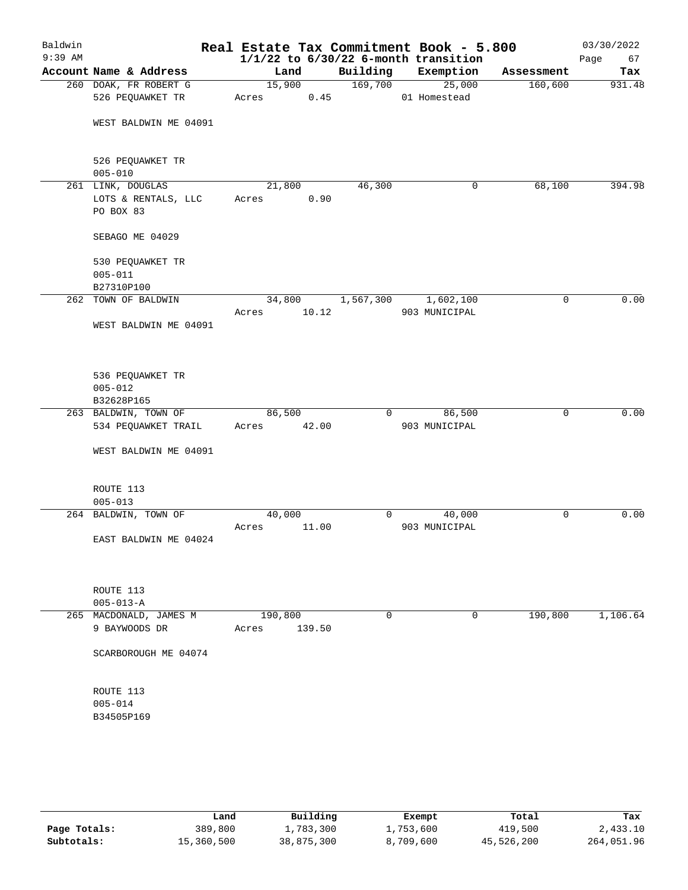# Real Estate Tax Commitment Book - 5.800

Baldwin 9:39 AM — 1/1/22 to 6/30/22 6-month transition — 03/30/2022

| Account Name & Address | Land | Building | Exemption | Assessment | Tax |
|---|---|---|---|---|---|
| 260 DOAK, FR ROBERT G<br>526 PEQUAWKET TR<br><br>WEST BALDWIN ME 04091<br><br>526 PEQUAWKET TR<br>005-010 | 15,900<br>Acres 0.45 | 169,700 | 25,000<br>01 Homestead | 160,600 | 931.48 |
| 261 LINK, DOUGLAS<br>LOTS & RENTALS, LLC<br>PO BOX 83<br><br>SEBAGO ME 04029<br><br>530 PEQUAWKET TR<br>005-011<br>B27310P100 | 21,800<br>Acres 0.90 | 46,300 | 0 | 68,100 | 394.98 |
| 262 TOWN OF BALDWIN<br><br>WEST BALDWIN ME 04091<br><br>536 PEQUAWKET TR<br>005-012<br>B32628P165 | 34,800<br>Acres 10.12 | 1,567,300 | 1,602,100<br>903 MUNICIPAL | 0 | 0.00 |
| 263 BALDWIN, TOWN OF<br>534 PEQUAWKET TRAIL<br><br>WEST BALDWIN ME 04091<br><br>ROUTE 113<br>005-013 | 86,500<br>Acres 42.00 | 0 | 86,500<br>903 MUNICIPAL | 0 | 0.00 |
| 264 BALDWIN, TOWN OF<br><br>EAST BALDWIN ME 04024<br><br>ROUTE 113<br>005-013-A | 40,000<br>Acres 11.00 | 0 | 40,000<br>903 MUNICIPAL | 0 | 0.00 |
| 265 MACDONALD, JAMES M<br>9 BAYWOODS DR<br><br>SCARBOROUGH ME 04074<br><br>ROUTE 113<br>005-014<br>B34505P169 | 190,800<br>Acres 139.50 | 0 | 0 | 190,800 | 1,106.64 |

| | Land | Building | Exempt | Total | Tax |
|---|---|---|---|---|---|
| **Page Totals:** | 389,800 | 1,783,300 | 1,753,600 | 419,500 | 2,433.10 |
| **Subtotals:** | 15,360,500 | 38,875,300 | 8,709,600 | 45,526,200 | 264,051.96 |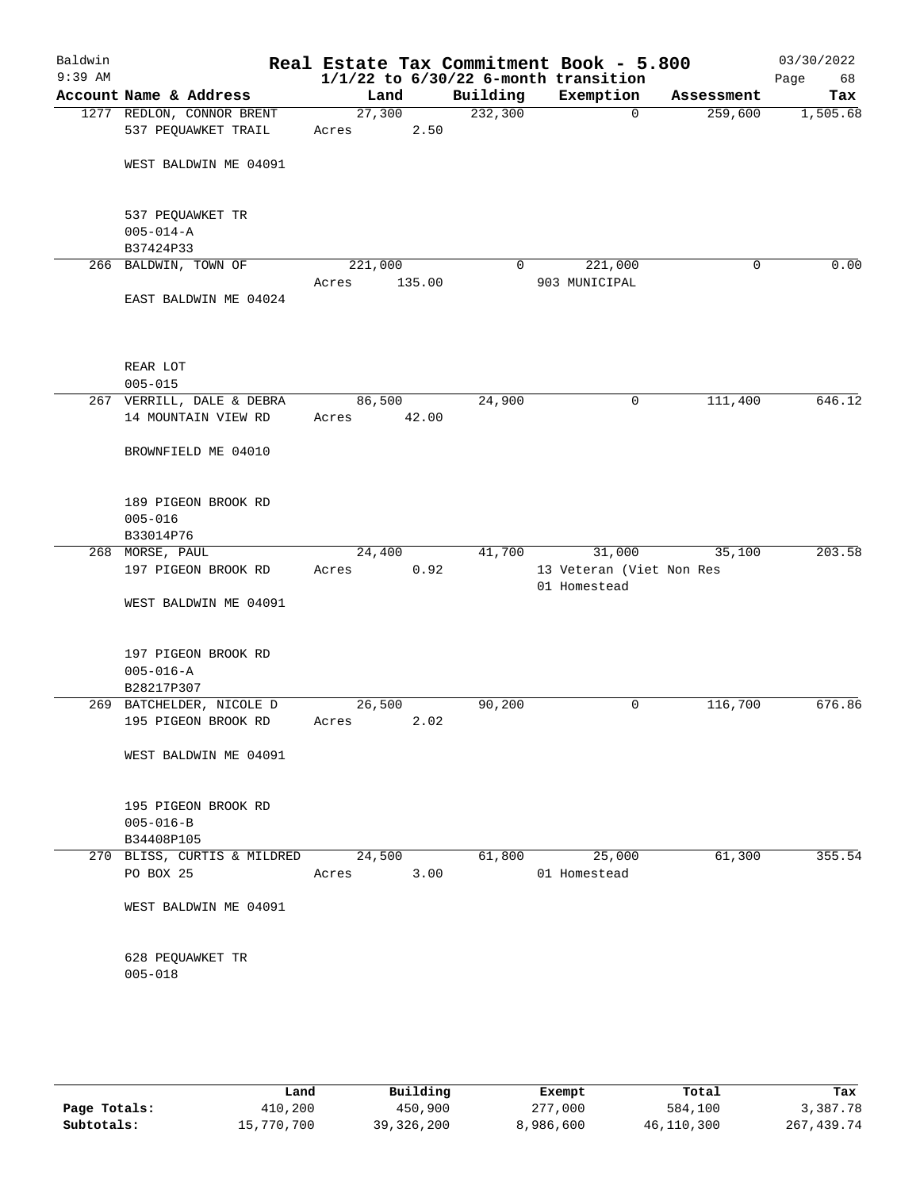Baldwin
9:39 AM

# Real Estate Tax Commitment Book - 5.800
## 1/1/22 to 6/30/22 6-month transition

03/30/2022

| Account Name & Address | Land | Building | Exemption | Assessment | Tax |
|---|---|---|---|---|---|
| 1277 REDLON, CONNOR BRENT<br>537 PEQUAWKET TRAIL<br><br>WEST BALDWIN ME 04091<br><br>537 PEQUAWKET TR<br>005-014-A<br>B37424P33 | 27,300<br>Acres 2.50 | 232,300 | 0 | 259,600 | 1,505.68 |
| 266 BALDWIN, TOWN OF<br><br>EAST BALDWIN ME 04024<br><br>REAR LOT<br>005-015 | 221,000<br>Acres 135.00 | 0 | 221,000<br>903 MUNICIPAL | 0 | 0.00 |
| 267 VERRILL, DALE & DEBRA<br>14 MOUNTAIN VIEW RD<br><br>BROWNFIELD ME 04010<br><br>189 PIGEON BROOK RD<br>005-016<br>B33014P76 | 86,500<br>Acres 42.00 | 24,900 | 0 | 111,400 | 646.12 |
| 268 MORSE, PAUL<br>197 PIGEON BROOK RD<br><br>WEST BALDWIN ME 04091<br><br>197 PIGEON BROOK RD<br>005-016-A<br>B28217P307 | 24,400<br>Acres 0.92 | 41,700 | 31,000<br>13 Veteran (Viet Non Res<br>01 Homestead | 35,100 | 203.58 |
| 269 BATCHELDER, NICOLE D<br>195 PIGEON BROOK RD<br><br>WEST BALDWIN ME 04091<br><br>195 PIGEON BROOK RD<br>005-016-B<br>B34408P105 | 26,500<br>Acres 2.02 | 90,200 | 0 | 116,700 | 676.86 |
| 270 BLISS, CURTIS & MILDRED<br>PO BOX 25<br><br>WEST BALDWIN ME 04091<br><br>628 PEQUAWKET TR<br>005-018 | 24,500<br>Acres 3.00 | 61,800 | 25,000<br>01 Homestead | 61,300 | 355.54 |

| | Land | Building | Exempt | Total | Tax |
|---|---|---|---|---|---|
| **Page Totals:** | 410,200 | 450,900 | 277,000 | 584,100 | 3,387.78 |
| **Subtotals:** | 15,770,700 | 39,326,200 | 8,986,600 | 46,110,300 | 267,439.74 |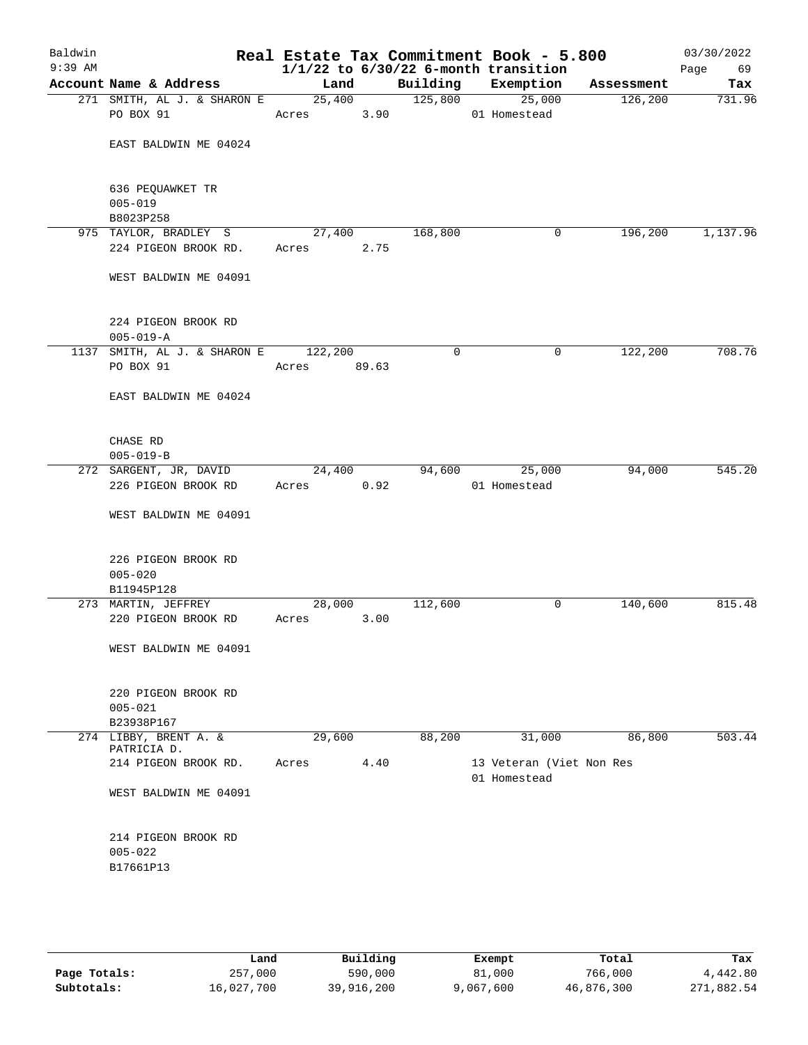# Real Estate Tax Commitment Book - 5.800

Baldwin 9:39 AM — 1/1/22 to 6/30/22 6-month transition — 03/30/2022

| Account | Name & Address | Land | Building | Exemption | Assessment | Tax |
|---|---|---|---|---|---|---|
| 271 | SMITH, AL J. & SHARON E<br>PO BOX 91<br>EAST BALDWIN ME 04024<br>636 PEQUAWKET TR<br>005-019<br>B8023P258 | 25,400<br>Acres 3.90 | 125,800 | 25,000<br>01 Homestead | 126,200 | 731.96 |
| 975 | TAYLOR, BRADLEY S<br>224 PIGEON BROOK RD.<br>WEST BALDWIN ME 04091<br>224 PIGEON BROOK RD<br>005-019-A | 27,400<br>Acres 2.75 | 168,800 | 0 | 196,200 | 1,137.96 |
| 1137 | SMITH, AL J. & SHARON E<br>PO BOX 91<br>EAST BALDWIN ME 04024<br>CHASE RD<br>005-019-B | 122,200<br>Acres 89.63 | 0 | 0 | 122,200 | 708.76 |
| 272 | SARGENT, JR, DAVID<br>226 PIGEON BROOK RD<br>WEST BALDWIN ME 04091<br>226 PIGEON BROOK RD<br>005-020<br>B11945P128 | 24,400<br>Acres 0.92 | 94,600 | 25,000<br>01 Homestead | 94,000 | 545.20 |
| 273 | MARTIN, JEFFREY<br>220 PIGEON BROOK RD<br>WEST BALDWIN ME 04091<br>220 PIGEON BROOK RD<br>005-021<br>B23938P167 | 28,000<br>Acres 3.00 | 112,600 | 0 | 140,600 | 815.48 |
| 274 | LIBBY, BRENT A. & PATRICIA D.<br>214 PIGEON BROOK RD.<br>WEST BALDWIN ME 04091<br>214 PIGEON BROOK RD<br>005-022<br>B17661P13 | 29,600<br>Acres 4.40 | 88,200 | 31,000<br>13 Veteran (Viet Non Res<br>01 Homestead | 86,800 | 503.44 |

| | Land | Building | Exempt | Total | Tax |
|---|---|---|---|---|---|
| Page Totals: | 257,000 | 590,000 | 81,000 | 766,000 | 4,442.80 |
| Subtotals: | 16,027,700 | 39,916,200 | 9,067,600 | 46,876,300 | 271,882.54 |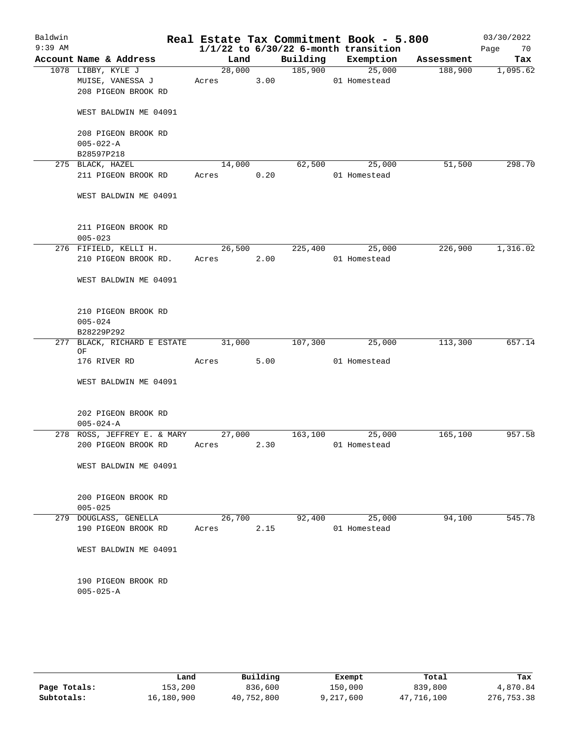# Real Estate Tax Commitment Book - 5.800

Baldwin
9:39 AM

1/1/22 to 6/30/22 6-month transition

03/30/2022

| Account Name & Address | Land | Building | Exemption | Assessment | Tax |
|---|---|---|---|---|---|
| 1078 LIBBY, KYLE J<br>MUISE, VANESSA J<br>208 PIGEON BROOK RD<br><br>WEST BALDWIN ME 04091<br><br>208 PIGEON BROOK RD<br>005-022-A<br>B28597P218 | 28,000<br>Acres 3.00 | 185,900 | 25,000<br>01 Homestead | 188,900 | 1,095.62 |
| 275 BLACK, HAZEL<br>211 PIGEON BROOK RD<br><br>WEST BALDWIN ME 04091<br><br>211 PIGEON BROOK RD<br>005-023 | 14,000<br>Acres 0.20 | 62,500 | 25,000<br>01 Homestead | 51,500 | 298.70 |
| 276 FIFIELD, KELLI H.<br>210 PIGEON BROOK RD.<br><br>WEST BALDWIN ME 04091<br><br>210 PIGEON BROOK RD<br>005-024<br>B28229P292 | 26,500<br>Acres 2.00 | 225,400 | 25,000<br>01 Homestead | 226,900 | 1,316.02 |
| 277 BLACK, RICHARD E ESTATE OF<br>176 RIVER RD<br><br>WEST BALDWIN ME 04091<br><br>202 PIGEON BROOK RD<br>005-024-A | 31,000<br>Acres 5.00 | 107,300 | 25,000<br>01 Homestead | 113,300 | 657.14 |
| 278 ROSS, JEFFREY E. & MARY<br>200 PIGEON BROOK RD<br><br>WEST BALDWIN ME 04091<br><br>200 PIGEON BROOK RD<br>005-025 | 27,000<br>Acres 2.30 | 163,100 | 25,000<br>01 Homestead | 165,100 | 957.58 |
| 279 DOUGLASS, GENELLA<br>190 PIGEON BROOK RD<br><br>WEST BALDWIN ME 04091<br><br>190 PIGEON BROOK RD<br>005-025-A | 26,700<br>Acres 2.15 | 92,400 | 25,000<br>01 Homestead | 94,100 | 545.78 |

| | Land | Building | Exempt | Total | Tax |
|---|---|---|---|---|---|
| Page Totals: | 153,200 | 836,600 | 150,000 | 839,800 | 4,870.84 |
| Subtotals: | 16,180,900 | 40,752,800 | 9,217,600 | 47,716,100 | 276,753.38 |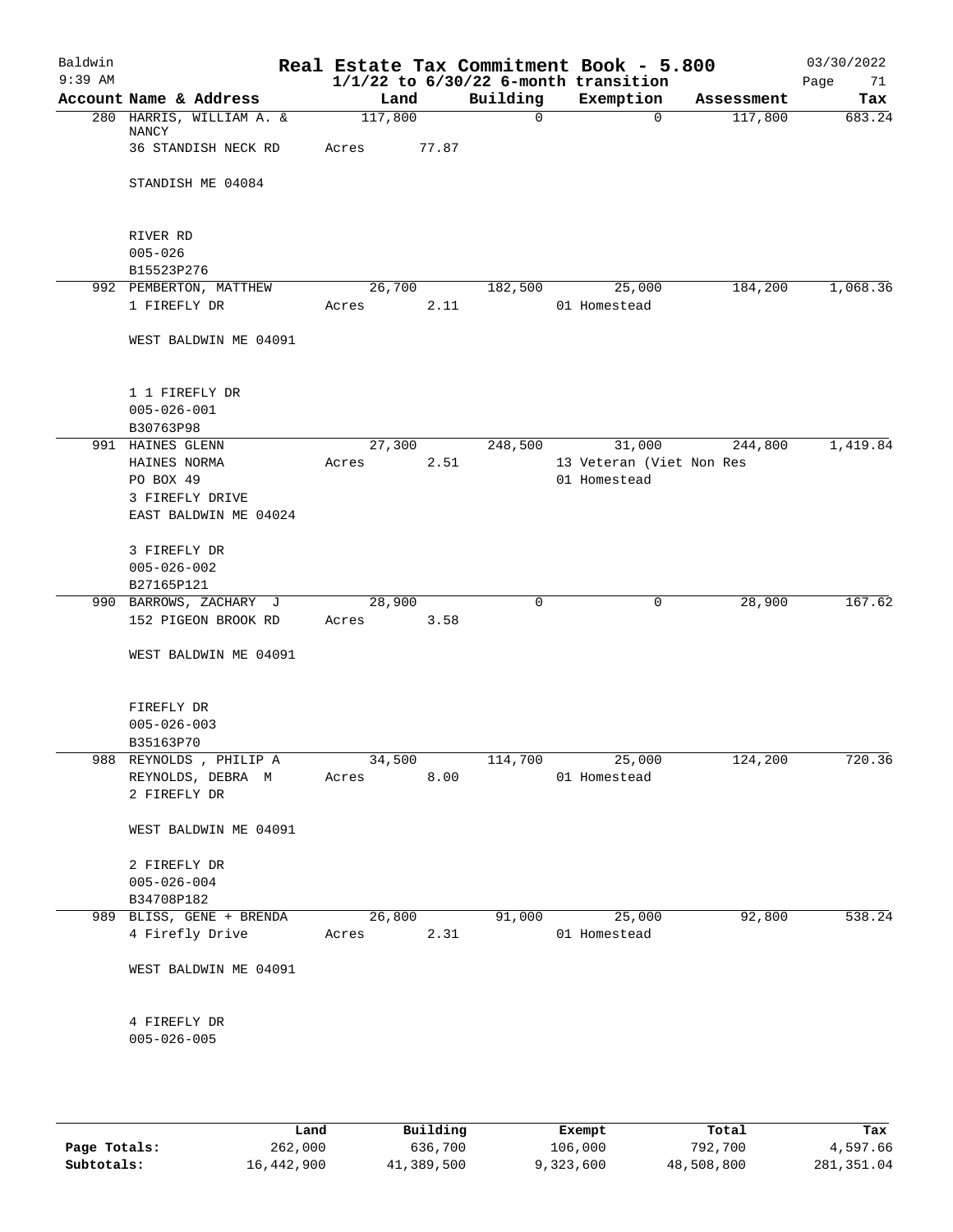# Real Estate Tax Commitment Book - 5.800

Baldwin
9:39 AM

$1/1/22$ to $6/30/22$ 6-month transition

03/30/2022

| Account Name & Address | Land | Building | Exemption | Assessment | Tax |
|---|---|---|---|---|---|
| 280 HARRIS, WILLIAM A. & NANCY | 117,800 | 0 | 0 | 117,800 | 683.24 |
| 36 STANDISH NECK RD | Acres 77.87 | | | | |
| STANDISH ME 04084 | | | | | |
| RIVER RD | | | | | |
| 005-026 | | | | | |
| B15523P276 | | | | | |
| 992 PEMBERTON, MATTHEW | 26,700 | 182,500 | 25,000 | 184,200 | 1,068.36 |
| 1 FIREFLY DR | Acres 2.11 | | 01 Homestead | | |
| WEST BALDWIN ME 04091 | | | | | |
| 1 1 FIREFLY DR | | | | | |
| 005-026-001 | | | | | |
| B30763P98 | | | | | |
| 991 HAINES GLENN | 27,300 | 248,500 | 31,000 | 244,800 | 1,419.84 |
| HAINES NORMA | Acres 2.51 | | 13 Veteran (Viet Non Res | | |
| PO BOX 49 | | | 01 Homestead | | |
| 3 FIREFLY DRIVE | | | | | |
| EAST BALDWIN ME 04024 | | | | | |
| 3 FIREFLY DR | | | | | |
| 005-026-002 | | | | | |
| B27165P121 | | | | | |
| 990 BARROWS, ZACHARY J | 28,900 | 0 | 0 | 28,900 | 167.62 |
| 152 PIGEON BROOK RD | Acres 3.58 | | | | |
| WEST BALDWIN ME 04091 | | | | | |
| FIREFLY DR | | | | | |
| 005-026-003 | | | | | |
| B35163P70 | | | | | |
| 988 REYNOLDS , PHILIP A | 34,500 | 114,700 | 25,000 | 124,200 | 720.36 |
| REYNOLDS, DEBRA M | Acres 8.00 | | 01 Homestead | | |
| 2 FIREFLY DR | | | | | |
| WEST BALDWIN ME 04091 | | | | | |
| 2 FIREFLY DR | | | | | |
| 005-026-004 | | | | | |
| B34708P182 | | | | | |
| 989 BLISS, GENE + BRENDA | 26,800 | 91,000 | 25,000 | 92,800 | 538.24 |
| 4 Firefly Drive | Acres 2.31 | | 01 Homestead | | |
| WEST BALDWIN ME 04091 | | | | | |
| 4 FIREFLY DR | | | | | |
| 005-026-005 | | | | | |

| | Land | Building | Exempt | Total | Tax |
|---|---|---|---|---|---|
| Page Totals: | 262,000 | 636,700 | 106,000 | 792,700 | 4,597.66 |
| Subtotals: | 16,442,900 | 41,389,500 | 9,323,600 | 48,508,800 | 281,351.04 |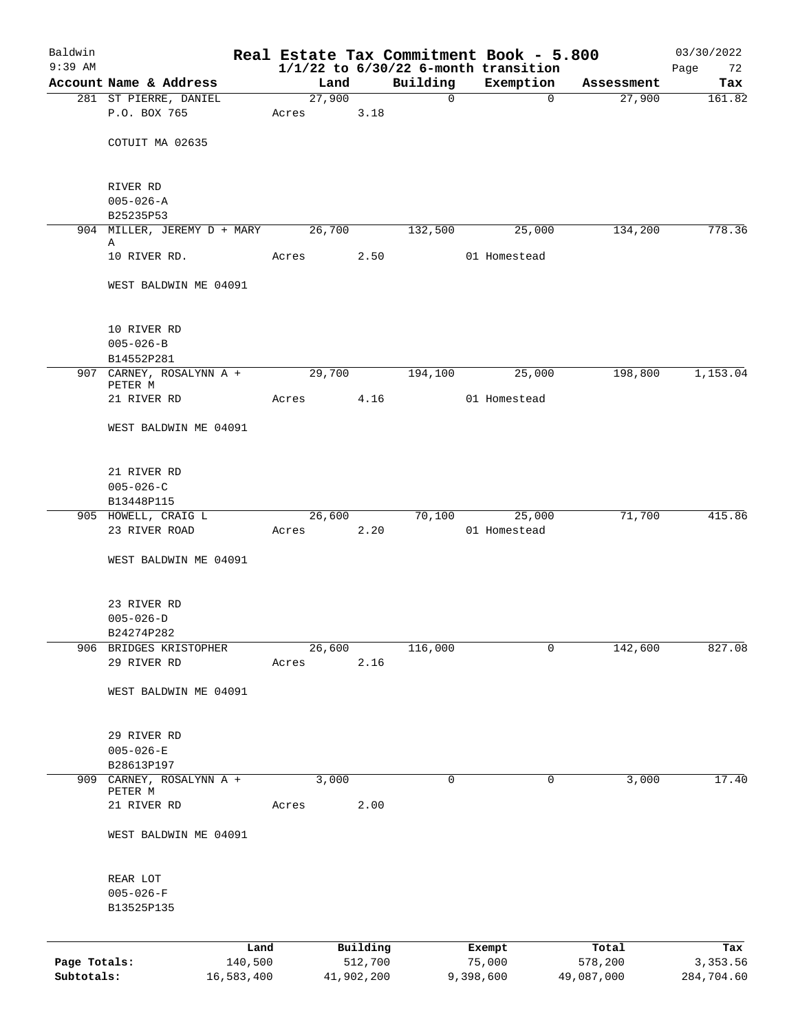# Real Estate Tax Commitment Book - 5.800

Baldwin
9:39 AM

$1/1/22$ to $6/30/22$ 6-month transition

03/30/2022

| Account | Name & Address | Land | Building | Exemption | Assessment | Tax |
|---|---|---|---|---|---|---|
| 281 | ST PIERRE, DANIEL<br>P.O. BOX 765<br>COTUIT MA 02635<br>RIVER RD<br>005-026-A<br>B25235P53 | 27,900<br>Acres 3.18 | 0 | 0 | 27,900 | 161.82 |
| 904 | MILLER, JEREMY D + MARY A<br>10 RIVER RD.<br>WEST BALDWIN ME 04091<br>10 RIVER RD<br>005-026-B<br>B14552P281 | 26,700<br>Acres 2.50 | 132,500 | 25,000<br>01 Homestead | 134,200 | 778.36 |
| 907 | CARNEY, ROSALYNN A + PETER M<br>21 RIVER RD<br>WEST BALDWIN ME 04091<br>21 RIVER RD<br>005-026-C<br>B13448P115 | 29,700<br>Acres 4.16 | 194,100 | 25,000<br>01 Homestead | 198,800 | 1,153.04 |
| 905 | HOWELL, CRAIG L<br>23 RIVER ROAD<br>WEST BALDWIN ME 04091<br>23 RIVER RD<br>005-026-D<br>B24274P282 | 26,600<br>Acres 2.20 | 70,100 | 25,000<br>01 Homestead | 71,700 | 415.86 |
| 906 | BRIDGES KRISTOPHER<br>29 RIVER RD<br>WEST BALDWIN ME 04091<br>29 RIVER RD<br>005-026-E<br>B28613P197 | 26,600<br>Acres 2.16 | 116,000 | 0 | 142,600 | 827.08 |
| 909 | CARNEY, ROSALYNN A + PETER M<br>21 RIVER RD<br>WEST BALDWIN ME 04091<br>REAR LOT<br>005-026-F<br>B13525P135 | 3,000<br>Acres 2.00 | 0 | 0 | 3,000 | 17.40 |

| | Land | Building | Exempt | Total | Tax |
|---|---|---|---|---|---|
| Page Totals: | 140,500 | 512,700 | 75,000 | 578,200 | 3,353.56 |
| Subtotals: | 16,583,400 | 41,902,200 | 9,398,600 | 49,087,000 | 284,704.60 |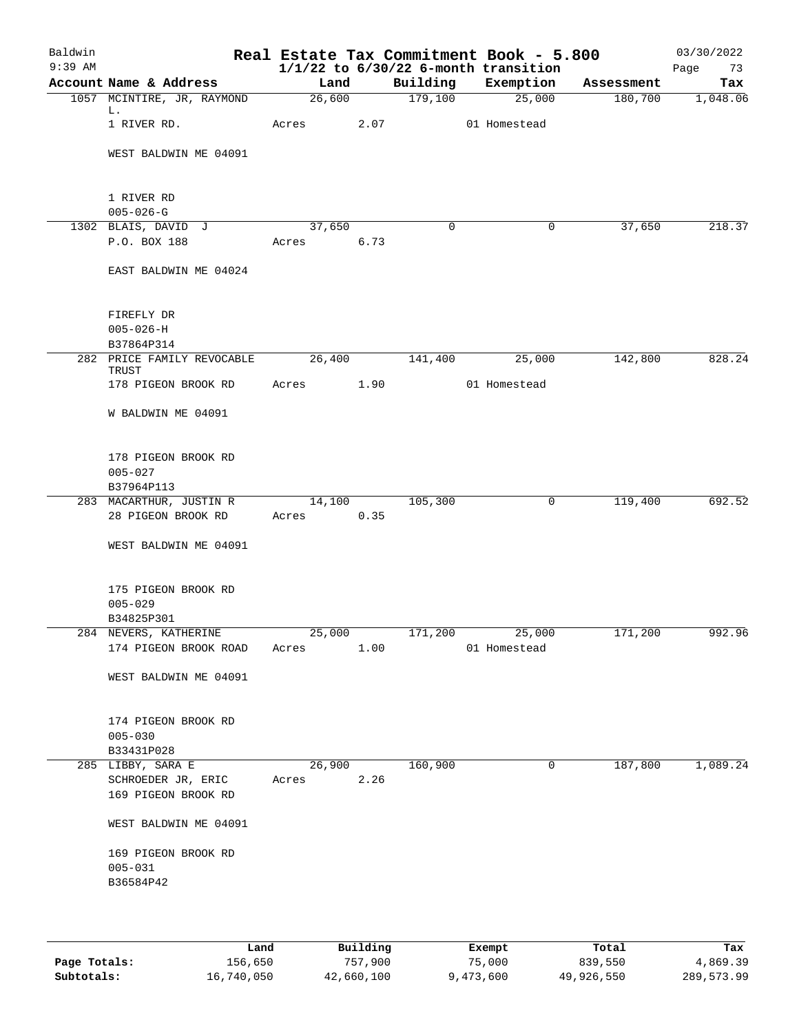# Baldwin Real Estate Tax Commitment Book - 5.800

9:39 AM — 1/1/22 to 6/30/22 6-month transition — 03/30/2022

| Account | Name & Address | Land | Building | Exemption | Assessment | Tax |
|---|---|---|---|---|---|---|
| 1057 | MCINTIRE, JR, RAYMOND L.<br>1 RIVER RD.<br><br>WEST BALDWIN ME 04091<br><br>1 RIVER RD<br>005-026-G | 26,600<br>Acres 2.07 | 179,100 | 25,000<br>01 Homestead | 180,700 | 1,048.06 |
| 1302 | BLAIS, DAVID J<br>P.O. BOX 188<br><br>EAST BALDWIN ME 04024<br><br>FIREFLY DR<br>005-026-H<br>B37864P314 | 37,650<br>Acres 6.73 | 0 | 0 | 37,650 | 218.37 |
| 282 | PRICE FAMILY REVOCABLE TRUST<br>178 PIGEON BROOK RD<br><br>W BALDWIN ME 04091<br><br>178 PIGEON BROOK RD<br>005-027<br>B37964P113 | 26,400<br>Acres 1.90 | 141,400 | 25,000<br>01 Homestead | 142,800 | 828.24 |
| 283 | MACARTHUR, JUSTIN R<br>28 PIGEON BROOK RD<br><br>WEST BALDWIN ME 04091<br><br>175 PIGEON BROOK RD<br>005-029<br>B34825P301 | 14,100<br>Acres 0.35 | 105,300 | 0 | 119,400 | 692.52 |
| 284 | NEVERS, KATHERINE<br>174 PIGEON BROOK ROAD<br><br>WEST BALDWIN ME 04091<br><br>174 PIGEON BROOK RD<br>005-030<br>B33431P028 | 25,000<br>Acres 1.00 | 171,200 | 25,000<br>01 Homestead | 171,200 | 992.96 |
| 285 | LIBBY, SARA E<br>SCHROEDER JR, ERIC<br>169 PIGEON BROOK RD<br><br>WEST BALDWIN ME 04091<br><br>169 PIGEON BROOK RD<br>005-031<br>B36584P42 | 26,900<br>Acres 2.26 | 160,900 | 0 | 187,800 | 1,089.24 |

| | Land | Building | Exempt | Total | Tax |
|---|---|---|---|---|---|
| Page Totals: | 156,650 | 757,900 | 75,000 | 839,550 | 4,869.39 |
| Subtotals: | 16,740,050 | 42,660,100 | 9,473,600 | 49,926,550 | 289,573.99 |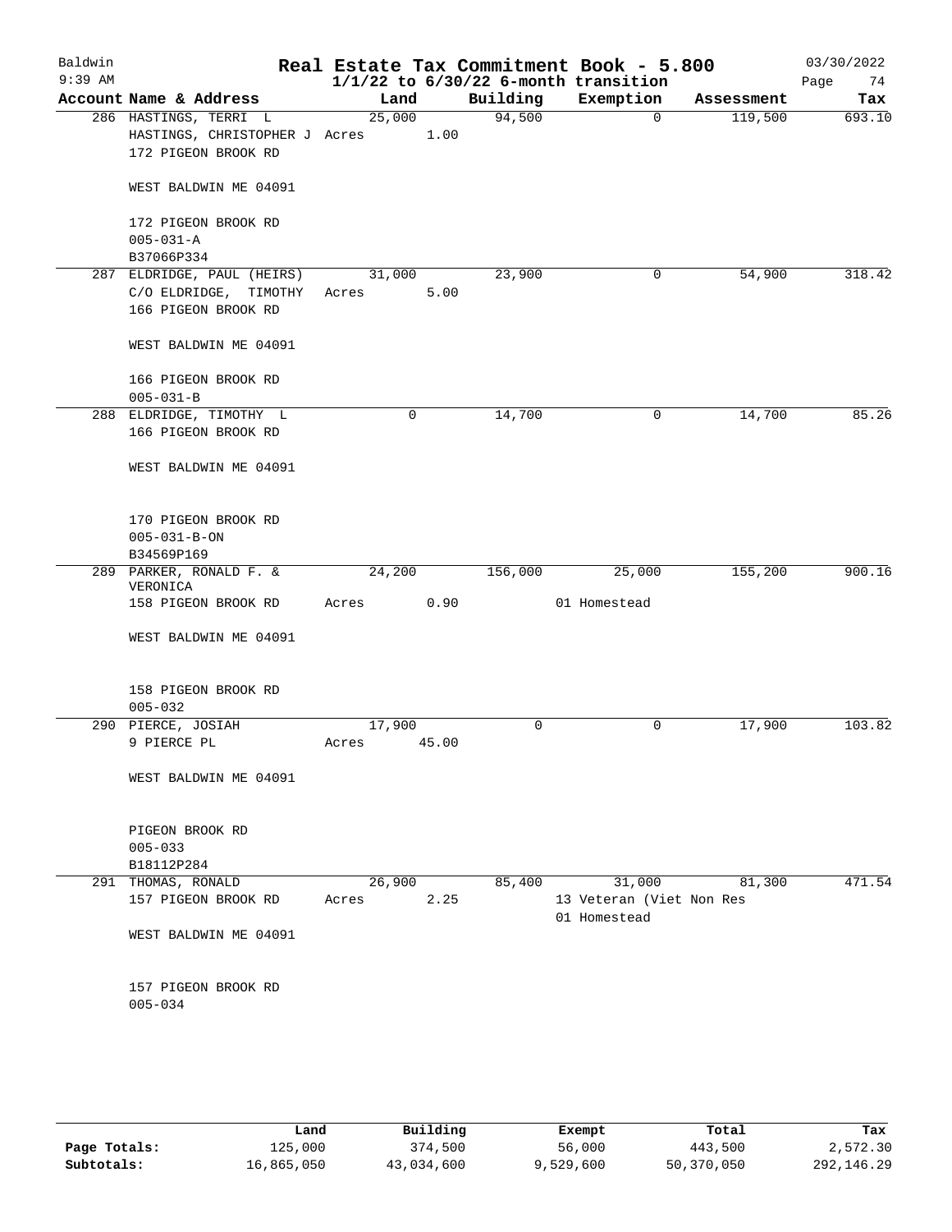Baldwin
9:39 AM

# Real Estate Tax Commitment Book - 5.800
## 1/1/22 to 6/30/22 6-month transition

03/30/2022

| Account Name & Address | Land | Building | Exemption | Assessment | Tax |
|---|---|---|---|---|---|
| 286 HASTINGS, TERRI L<br>HASTINGS, CHRISTOPHER J<br>172 PIGEON BROOK RD<br><br>WEST BALDWIN ME 04091<br><br>172 PIGEON BROOK RD<br>005-031-A<br>B37066P334 | 25,000<br>Acres 1.00 | 94,500 | 0 | 119,500 | 693.10 |
| 287 ELDRIDGE, PAUL (HEIRS)<br>C/O ELDRIDGE, TIMOTHY<br>166 PIGEON BROOK RD<br><br>WEST BALDWIN ME 04091<br><br>166 PIGEON BROOK RD<br>005-031-B | 31,000<br>Acres 5.00 | 23,900 | 0 | 54,900 | 318.42 |
| 288 ELDRIDGE, TIMOTHY L<br>166 PIGEON BROOK RD<br><br>WEST BALDWIN ME 04091<br><br>170 PIGEON BROOK RD<br>005-031-B-ON<br>B34569P169 | 0 | 14,700 | 0 | 14,700 | 85.26 |
| 289 PARKER, RONALD F. & VERONICA<br>158 PIGEON BROOK RD<br><br>WEST BALDWIN ME 04091<br><br>158 PIGEON BROOK RD<br>005-032 | 24,200<br>Acres 0.90 | 156,000 | 25,000<br>01 Homestead | 155,200 | 900.16 |
| 290 PIERCE, JOSIAH<br>9 PIERCE PL<br><br>WEST BALDWIN ME 04091<br><br>PIGEON BROOK RD<br>005-033<br>B18112P284 | 17,900<br>Acres 45.00 | 0 | 0 | 17,900 | 103.82 |
| 291 THOMAS, RONALD<br>157 PIGEON BROOK RD<br><br>WEST BALDWIN ME 04091<br><br>157 PIGEON BROOK RD<br>005-034 | 26,900<br>Acres 2.25 | 85,400 | 31,000<br>13 Veteran (Viet Non Res<br>01 Homestead | 81,300 | 471.54 |

| | Land | Building | Exempt | Total | Tax |
|---|---|---|---|---|---|
| Page Totals: | 125,000 | 374,500 | 56,000 | 443,500 | 2,572.30 |
| Subtotals: | 16,865,050 | 43,034,600 | 9,529,600 | 50,370,050 | 292,146.29 |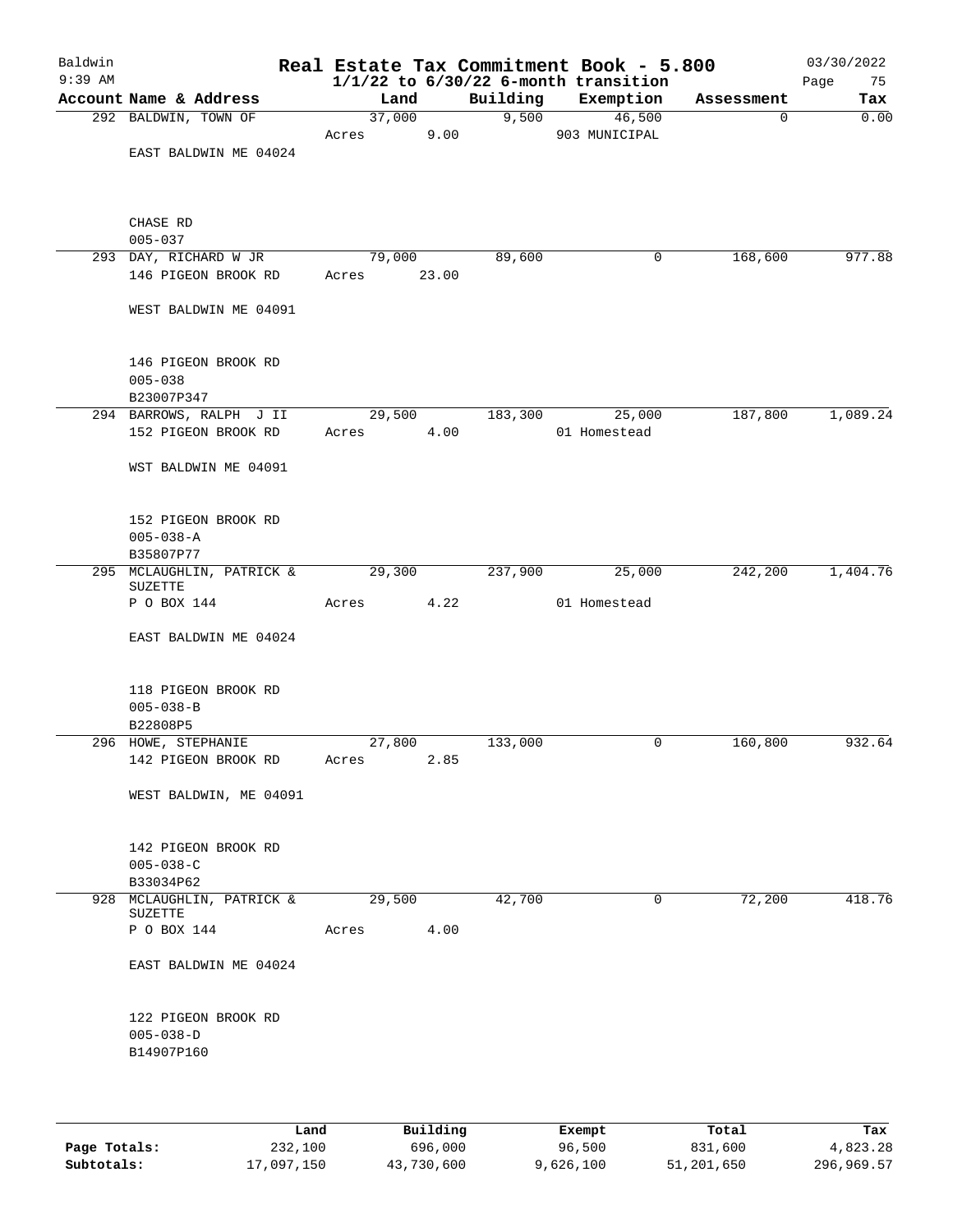Baldwin
9:39 AM

# Real Estate Tax Commitment Book - 5.800
## 1/1/22 to 6/30/22 6-month transition

03/30/2022
Page 75

| Account Name & Address | Land | Building | Exemption | Assessment | Tax |
|---|---|---|---|---|---|
| 292 BALDWIN, TOWN OF | 37,000 | 9,500 | 46,500 | 0 | 0.00 |
| | Acres 9.00 | | 903 MUNICIPAL | | |
| EAST BALDWIN ME 04024 | | | | | |
| CHASE RD | | | | | |
| 005-037 | | | | | |
| 293 DAY, RICHARD W JR | 79,000 | 89,600 | 0 | 168,600 | 977.88 |
| 146 PIGEON BROOK RD | Acres 23.00 | | | | |
| WEST BALDWIN ME 04091 | | | | | |
| 146 PIGEON BROOK RD | | | | | |
| 005-038 | | | | | |
| B23007P347 | | | | | |
| 294 BARROWS, RALPH J II | 29,500 | 183,300 | 25,000 | 187,800 | 1,089.24 |
| 152 PIGEON BROOK RD | Acres 4.00 | | 01 Homestead | | |
| WST BALDWIN ME 04091 | | | | | |
| 152 PIGEON BROOK RD | | | | | |
| 005-038-A | | | | | |
| B35807P77 | | | | | |
| 295 MCLAUGHLIN, PATRICK & SUZETTE | 29,300 | 237,900 | 25,000 | 242,200 | 1,404.76 |
| P O BOX 144 | Acres 4.22 | | 01 Homestead | | |
| EAST BALDWIN ME 04024 | | | | | |
| 118 PIGEON BROOK RD | | | | | |
| 005-038-B | | | | | |
| B22808P5 | | | | | |
| 296 HOWE, STEPHANIE | 27,800 | 133,000 | 0 | 160,800 | 932.64 |
| 142 PIGEON BROOK RD | Acres 2.85 | | | | |
| WEST BALDWIN, ME 04091 | | | | | |
| 142 PIGEON BROOK RD | | | | | |
| 005-038-C | | | | | |
| B33034P62 | | | | | |
| 928 MCLAUGHLIN, PATRICK & SUZETTE | 29,500 | 42,700 | 0 | 72,200 | 418.76 |
| P O BOX 144 | Acres 4.00 | | | | |
| EAST BALDWIN ME 04024 | | | | | |
| 122 PIGEON BROOK RD | | | | | |
| 005-038-D | | | | | |
| B14907P160 | | | | | |

| | Land | Building | Exempt | Total | Tax |
|---|---|---|---|---|---|
| Page Totals: | 232,100 | 696,000 | 96,500 | 831,600 | 4,823.28 |
| Subtotals: | 17,097,150 | 43,730,600 | 9,626,100 | 51,201,650 | 296,969.57 |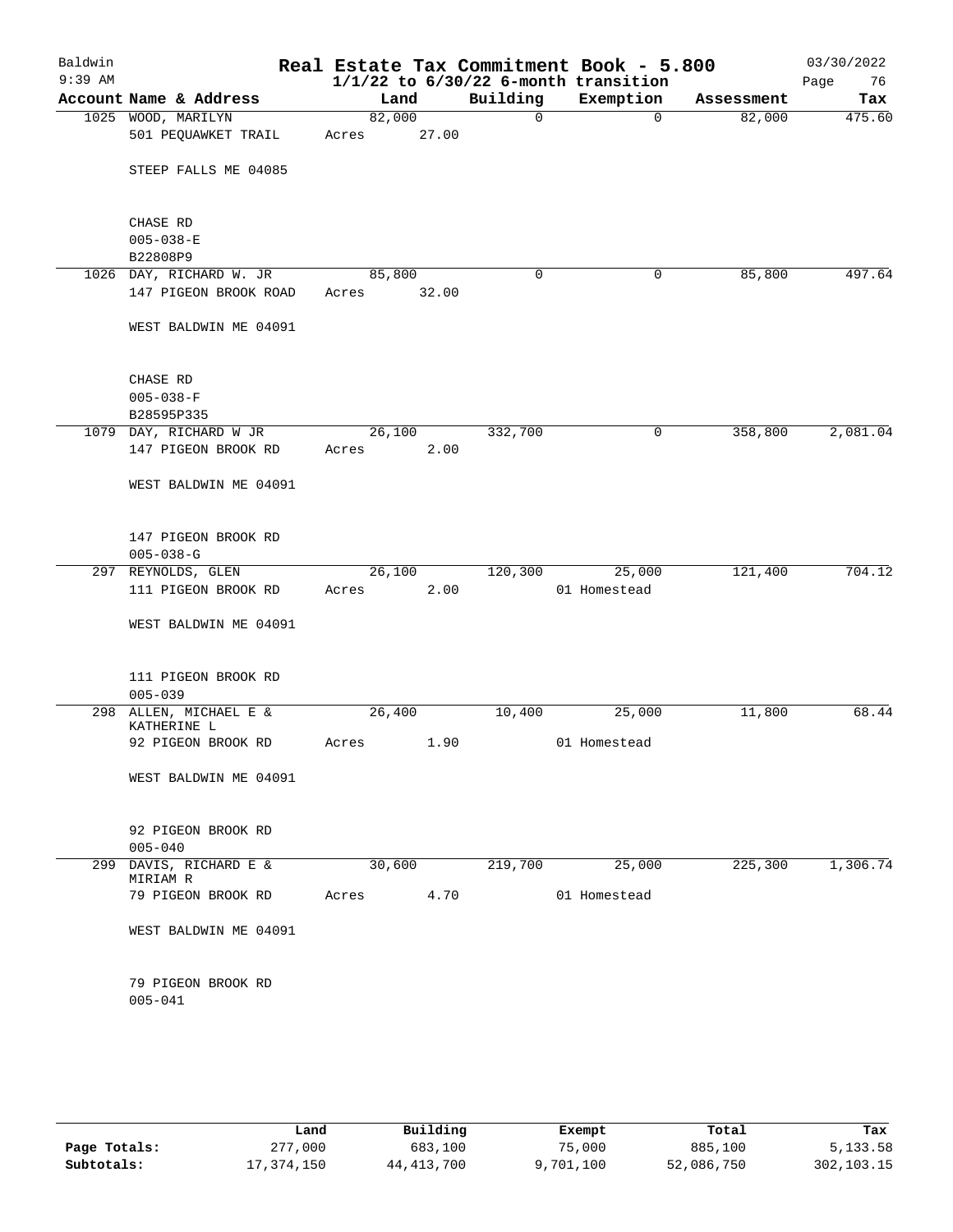Baldwin 9:39 AM

# Real Estate Tax Commitment Book - 5.800

## 1/1/22 to 6/30/22 6-month transition

03/30/2022

| Account Name & Address | Land | Building | Exemption | Assessment | Tax |
|---|---|---|---|---|---|
| 1025 WOOD, MARILYN<br>501 PEQUAWKET TRAIL<br><br>STEEP FALLS ME 04085<br><br>CHASE RD<br>005-038-E<br>B22808P9 | 82,000<br>Acres 27.00 | 0 | 0 | 82,000 | 475.60 |
| 1026 DAY, RICHARD W. JR<br>147 PIGEON BROOK ROAD<br><br>WEST BALDWIN ME 04091<br><br>CHASE RD<br>005-038-F<br>B28595P335 | 85,800<br>Acres 32.00 | 0 | 0 | 85,800 | 497.64 |
| 1079 DAY, RICHARD W JR<br>147 PIGEON BROOK RD<br><br>WEST BALDWIN ME 04091<br><br>147 PIGEON BROOK RD<br>005-038-G | 26,100<br>Acres 2.00 | 332,700 | 0 | 358,800 | 2,081.04 |
| 297 REYNOLDS, GLEN<br>111 PIGEON BROOK RD<br><br>WEST BALDWIN ME 04091<br><br>111 PIGEON BROOK RD<br>005-039 | 26,100<br>Acres 2.00 | 120,300 | 25,000<br>01 Homestead | 121,400 | 704.12 |
| 298 ALLEN, MICHAEL E &<br>KATHERINE L<br>92 PIGEON BROOK RD<br><br>WEST BALDWIN ME 04091<br><br>92 PIGEON BROOK RD<br>005-040 | 26,400<br>Acres 1.90 | 10,400 | 25,000<br>01 Homestead | 11,800 | 68.44 |
| 299 DAVIS, RICHARD E &<br>MIRIAM R<br>79 PIGEON BROOK RD<br><br>WEST BALDWIN ME 04091<br><br>79 PIGEON BROOK RD<br>005-041 | 30,600<br>Acres 4.70 | 219,700 | 25,000<br>01 Homestead | 225,300 | 1,306.74 |

| | Land | Building | Exempt | Total | Tax |
|---|---|---|---|---|---|
| Page Totals: | 277,000 | 683,100 | 75,000 | 885,100 | 5,133.58 |
| Subtotals: | 17,374,150 | 44,413,700 | 9,701,100 | 52,086,750 | 302,103.15 |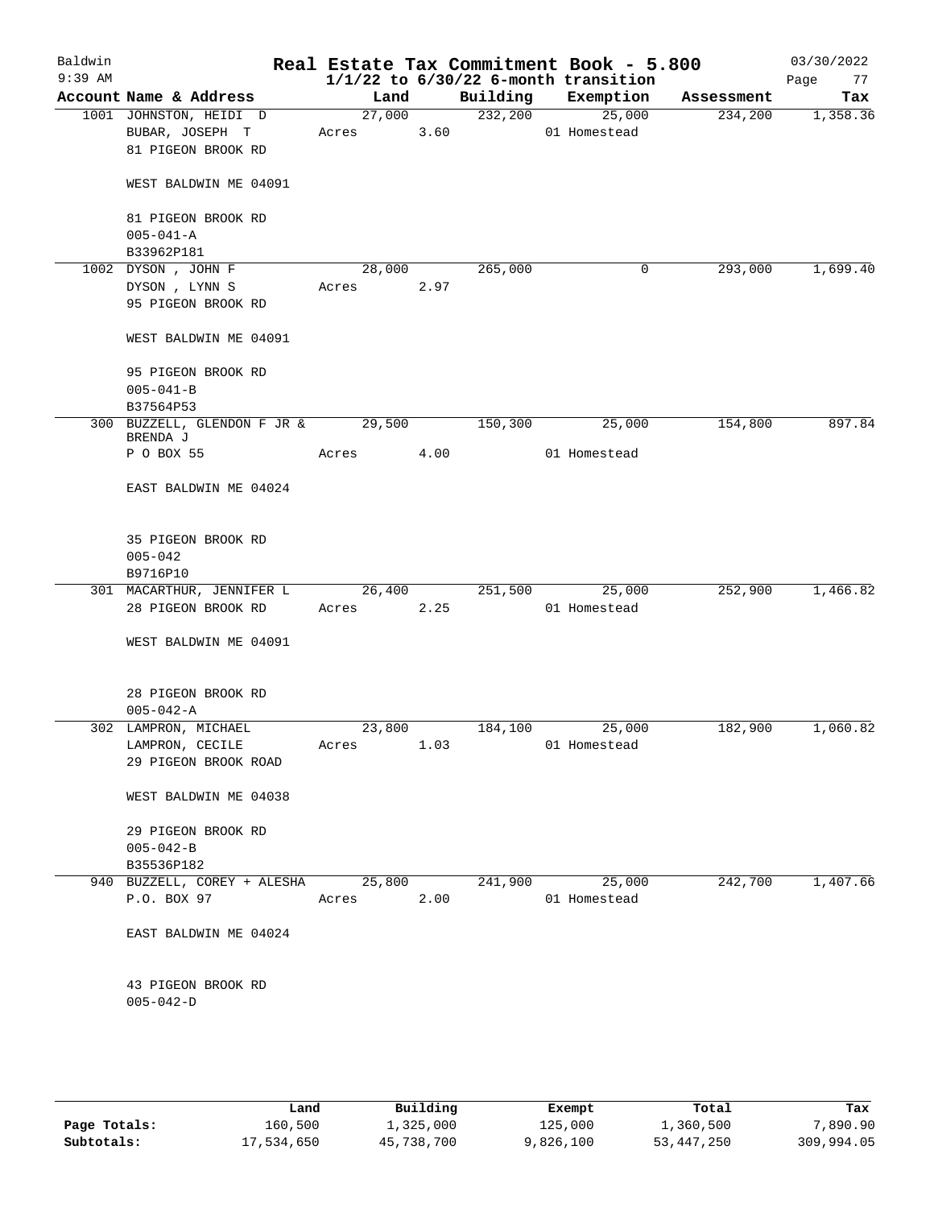# Real Estate Tax Commitment Book - 5.800

Baldwin
9:39 AM

$1/1/22$ to $6/30/22$ 6-month transition

03/30/2022

| Account | Name & Address | Land | Building | Exemption | Assessment | Tax |
|---|---|---|---|---|---|---|
| 1001 | JOHNSTON, HEIDI D<br>BUBAR, JOSEPH T<br>81 PIGEON BROOK RD<br><br>WEST BALDWIN ME 04091<br><br>81 PIGEON BROOK RD<br>005-041-A<br>B33962P181 | 27,000<br>Acres 3.60 | 232,200 | 25,000<br>01 Homestead | 234,200 | 1,358.36 |
| 1002 | DYSON , JOHN F<br>DYSON , LYNN S<br>95 PIGEON BROOK RD<br><br>WEST BALDWIN ME 04091<br><br>95 PIGEON BROOK RD<br>005-041-B<br>B37564P53 | 28,000<br>Acres 2.97 | 265,000 | 0 | 293,000 | 1,699.40 |
| 300 | BUZZELL, GLENDON F JR & BRENDA J<br>P O BOX 55<br><br>EAST BALDWIN ME 04024<br><br>35 PIGEON BROOK RD<br>005-042<br>B9716P10 | 29,500<br>Acres 4.00 | 150,300 | 25,000<br>01 Homestead | 154,800 | 897.84 |
| 301 | MACARTHUR, JENNIFER L<br>28 PIGEON BROOK RD<br><br>WEST BALDWIN ME 04091<br><br>28 PIGEON BROOK RD<br>005-042-A | 26,400<br>Acres 2.25 | 251,500 | 25,000<br>01 Homestead | 252,900 | 1,466.82 |
| 302 | LAMPRON, MICHAEL<br>LAMPRON, CECILE<br>29 PIGEON BROOK ROAD<br><br>WEST BALDWIN ME 04038<br><br>29 PIGEON BROOK RD<br>005-042-B<br>B35536P182 | 23,800<br>Acres 1.03 | 184,100 | 25,000<br>01 Homestead | 182,900 | 1,060.82 |
| 940 | BUZZELL, COREY + ALESHA<br>P.O. BOX 97<br><br>EAST BALDWIN ME 04024<br><br>43 PIGEON BROOK RD<br>005-042-D | 25,800<br>Acres 2.00 | 241,900 | 25,000<br>01 Homestead | 242,700 | 1,407.66 |

| | Land | Building | Exempt | Total | Tax |
|---|---|---|---|---|---|
| **Page Totals:** | 160,500 | 1,325,000 | 125,000 | 1,360,500 | 7,890.90 |
| **Subtotals:** | 17,534,650 | 45,738,700 | 9,826,100 | 53,447,250 | 309,994.05 |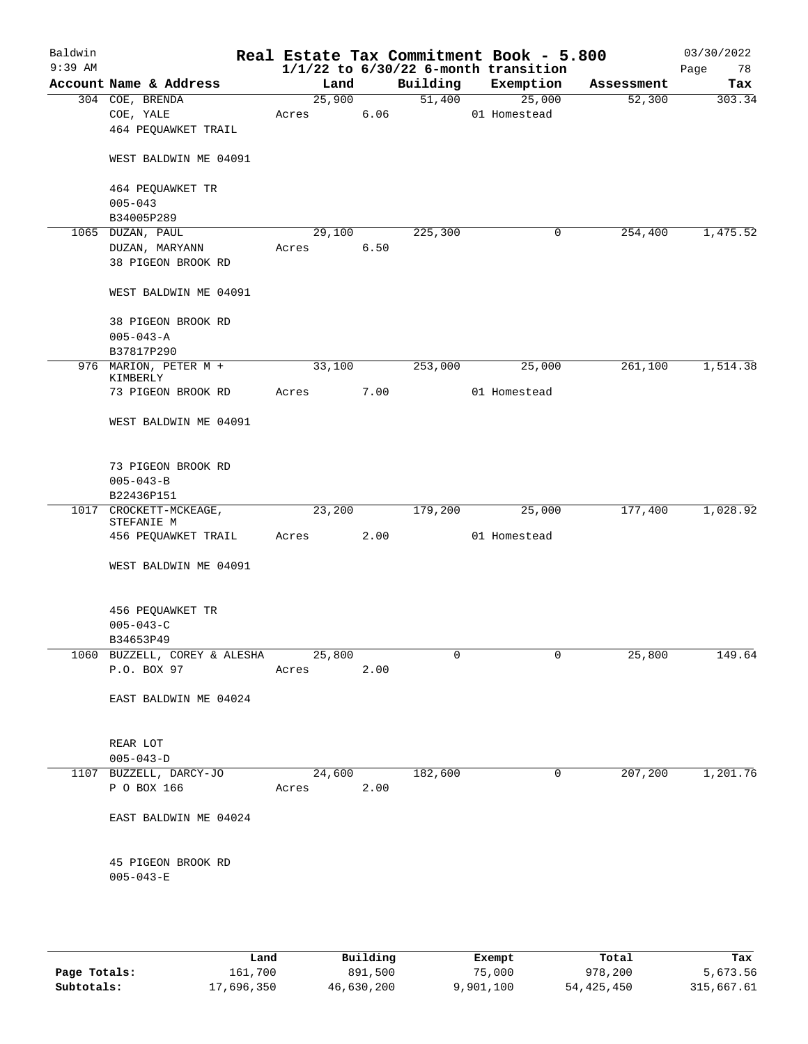# Real Estate Tax Commitment Book - 5.800

Baldwin
9:39 AM

1/1/22 to 6/30/22 6-month transition

03/30/2022

| Account Name & Address | Land | Building | Exemption | Assessment | Tax |
|---|---|---|---|---|---|
| 304 COE, BRENDA<br>COE, YALE<br>464 PEQUAWKET TRAIL<br><br>WEST BALDWIN ME 04091<br><br>464 PEQUAWKET TR<br>005-043<br>B34005P289 | 25,900<br>Acres 6.06 | 51,400 | 25,000<br>01 Homestead | 52,300 | 303.34 |
| 1065 DUZAN, PAUL<br>DUZAN, MARYANN<br>38 PIGEON BROOK RD<br><br>WEST BALDWIN ME 04091<br><br>38 PIGEON BROOK RD<br>005-043-A<br>B37817P290 | 29,100<br>Acres 6.50 | 225,300 | 0 | 254,400 | 1,475.52 |
| 976 MARION, PETER M + KIMBERLY<br>73 PIGEON BROOK RD<br><br>WEST BALDWIN ME 04091<br><br>73 PIGEON BROOK RD<br>005-043-B<br>B22436P151 | 33,100<br>Acres 7.00 | 253,000 | 25,000<br>01 Homestead | 261,100 | 1,514.38 |
| 1017 CROCKETT-MCKEAGE, STEFANIE M<br>456 PEQUAWKET TRAIL<br><br>WEST BALDWIN ME 04091<br><br>456 PEQUAWKET TR<br>005-043-C<br>B34653P49 | 23,200<br>Acres 2.00 | 179,200 | 25,000<br>01 Homestead | 177,400 | 1,028.92 |
| 1060 BUZZELL, COREY & ALESHA<br>P.O. BOX 97<br><br>EAST BALDWIN ME 04024<br><br>REAR LOT<br>005-043-D | 25,800<br>Acres 2.00 | 0 | 0 | 25,800 | 149.64 |
| 1107 BUZZELL, DARCY-JO<br>P O BOX 166<br><br>EAST BALDWIN ME 04024<br><br>45 PIGEON BROOK RD<br>005-043-E | 24,600<br>Acres 2.00 | 182,600 | 0 | 207,200 | 1,201.76 |

| | Land | Building | Exempt | Total | Tax |
|---|---|---|---|---|---|
| **Page Totals:** | 161,700 | 891,500 | 75,000 | 978,200 | 5,673.56 |
| **Subtotals:** | 17,696,350 | 46,630,200 | 9,901,100 | 54,425,450 | 315,667.61 |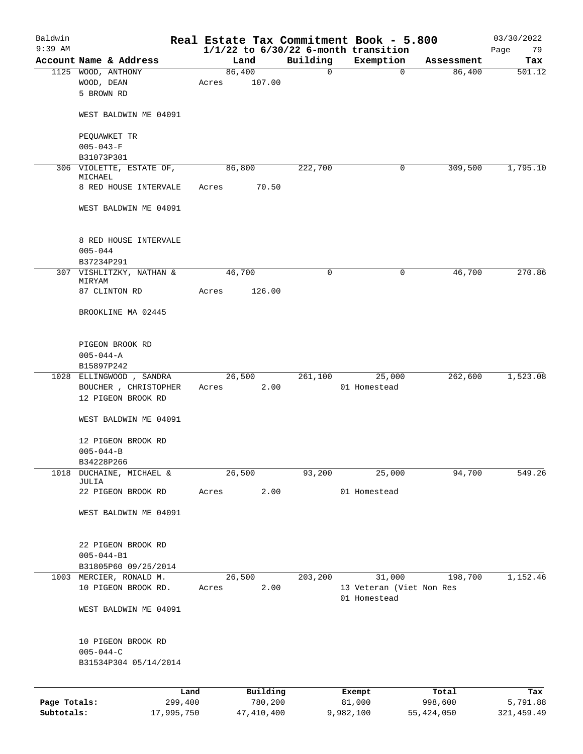# Real Estate Tax Commitment Book - 5.800

$1/1/22$ to $6/30/22$ 6-month transition

Baldwin 9:39 AM — 03/30/2022 — Page 79

| Account Name & Address | Land | Building | Exemption | Assessment | Tax |
|---|---|---|---|---|---|
| 1125 WOOD, ANTHONY<br>WOOD, DEAN<br>5 BROWN RD<br><br>WEST BALDWIN ME 04091<br><br>PEQUAWKET TR<br>005-043-F<br>B31073P301 | 86,400<br>Acres 107.00 | 0 | 0 | 86,400 | 501.12 |
| 306 VIOLETTE, ESTATE OF, MICHAEL<br>8 RED HOUSE INTERVALE<br><br>WEST BALDWIN ME 04091<br><br>8 RED HOUSE INTERVALE<br>005-044<br>B37234P291 | 86,800<br>Acres 70.50 | 222,700 | 0 | 309,500 | 1,795.10 |
| 307 VISHLITZKY, NATHAN & MIRYAM<br>87 CLINTON RD<br><br>BROOKLINE MA 02445<br><br>PIGEON BROOK RD<br>005-044-A<br>B15897P242 | 46,700<br>Acres 126.00 | 0 | 0 | 46,700 | 270.86 |
| 1028 ELLINGWOOD , SANDRA<br>BOUCHER , CHRISTOPHER<br>12 PIGEON BROOK RD<br><br>WEST BALDWIN ME 04091<br><br>12 PIGEON BROOK RD<br>005-044-B<br>B34228P266 | 26,500<br>Acres 2.00 | 261,100 | 25,000<br>01 Homestead | 262,600 | 1,523.08 |
| 1018 DUCHAINE, MICHAEL & JULIA<br>22 PIGEON BROOK RD<br><br>WEST BALDWIN ME 04091<br><br>22 PIGEON BROOK RD<br>005-044-B1<br>B31805P60 09/25/2014 | 26,500<br>Acres 2.00 | 93,200 | 25,000<br>01 Homestead | 94,700 | 549.26 |
| 1003 MERCIER, RONALD M.<br>10 PIGEON BROOK RD.<br><br>WEST BALDWIN ME 04091<br><br>10 PIGEON BROOK RD<br>005-044-C<br>B31534P304 05/14/2014 | 26,500<br>Acres 2.00 | 203,200 | 31,000<br>13 Veteran (Viet Non Res<br>01 Homestead | 198,700 | 1,152.46 |

| | Land | Building | Exempt | Total | Tax |
|---|---|---|---|---|---|
| Page Totals: | 299,400 | 780,200 | 81,000 | 998,600 | 5,791.88 |
| Subtotals: | 17,995,750 | 47,410,400 | 9,982,100 | 55,424,050 | 321,459.49 |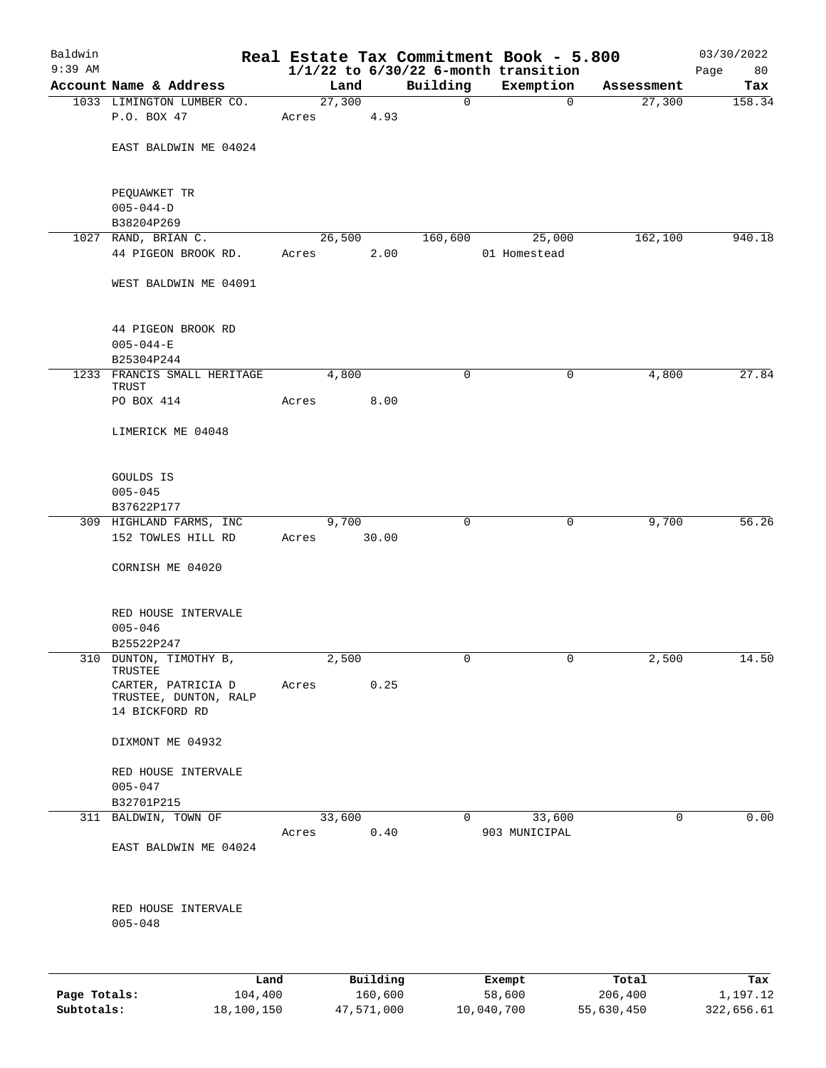# Real Estate Tax Commitment Book - 5.800

Baldwin
9:39 AM

$1/1/22$ to $6/30/22$ 6-month transition

03/30/2022

| Account | Name & Address | Land | Building | Exemption | Assessment | Tax |
|---|---|---|---|---|---|---|
| 1033 | LIMINGTON LUMBER CO.<br>P.O. BOX 47<br><br>EAST BALDWIN ME 04024<br><br>PEQUAWKET TR<br>005-044-D<br>B38204P269 | 27,300<br>Acres 4.93 | 0 | 0 | 27,300 | 158.34 |
| 1027 | RAND, BRIAN C.<br>44 PIGEON BROOK RD.<br><br>WEST BALDWIN ME 04091<br><br>44 PIGEON BROOK RD<br>005-044-E<br>B25304P244 | 26,500<br>Acres 2.00 | 160,600 | 25,000<br>01 Homestead | 162,100 | 940.18 |
| 1233 | FRANCIS SMALL HERITAGE TRUST<br>PO BOX 414<br><br>LIMERICK ME 04048<br><br>GOULDS IS<br>005-045<br>B37622P177 | 4,800<br>Acres 8.00 | 0 | 0 | 4,800 | 27.84 |
| 309 | HIGHLAND FARMS, INC<br>152 TOWLES HILL RD<br><br>CORNISH ME 04020<br><br>RED HOUSE INTERVALE<br>005-046<br>B25522P247 | 9,700<br>Acres 30.00 | 0 | 0 | 9,700 | 56.26 |
| 310 | DUNTON, TIMOTHY B, TRUSTEE<br>CARTER, PATRICIA D TRUSTEE, DUNTON, RALP<br>14 BICKFORD RD<br><br>DIXMONT ME 04932<br><br>RED HOUSE INTERVALE<br>005-047<br>B32701P215 | 2,500<br>Acres 0.25 | 0 | 0 | 2,500 | 14.50 |
| 311 | BALDWIN, TOWN OF<br><br>EAST BALDWIN ME 04024<br><br>RED HOUSE INTERVALE<br>005-048 | 33,600<br>Acres 0.40 | 0 | 33,600<br>903 MUNICIPAL | 0 | 0.00 |

| | Land | Building | Exempt | Total | Tax |
|---|---|---|---|---|---|
| Page Totals: | 104,400 | 160,600 | 58,600 | 206,400 | 1,197.12 |
| Subtotals: | 18,100,150 | 47,571,000 | 10,040,700 | 55,630,450 | 322,656.61 |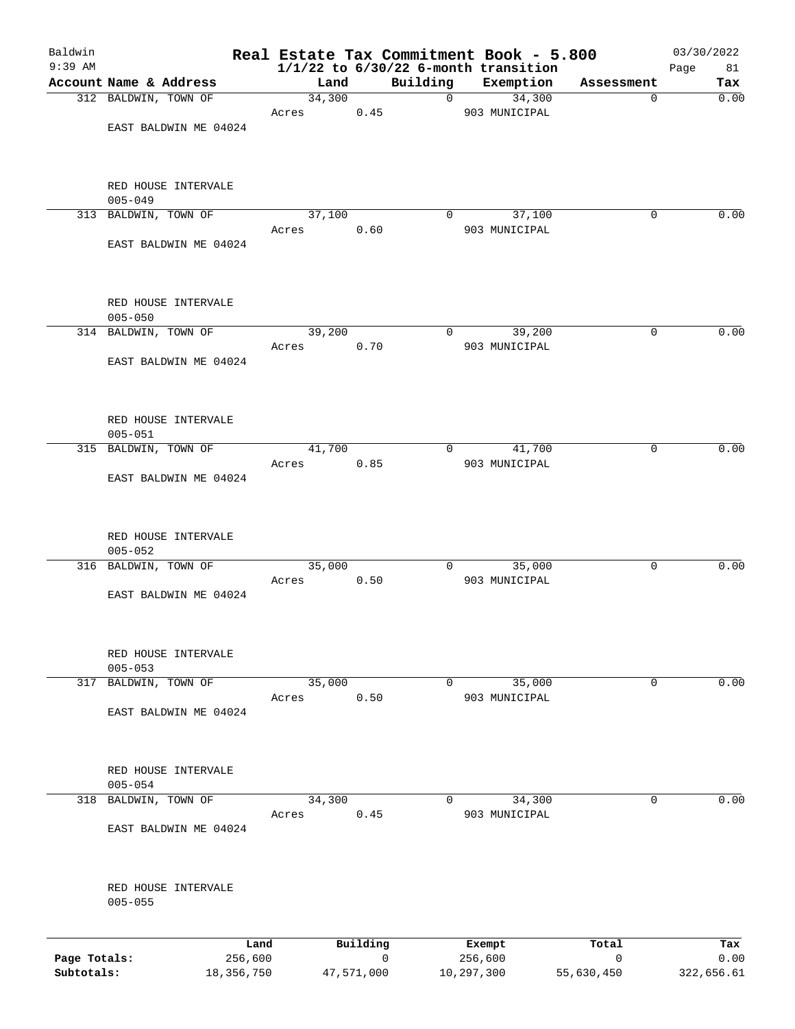# Real Estate Tax Commitment Book - 5.800

Baldwin
9:39 AM

**1/1/22 to 6/30/22 6-month transition**

03/30/2022

| Account Name & Address | Land | Building | Exemption | Assessment | Tax |
|---|---|---|---|---|---|
| 312 BALDWIN, TOWN OF<br>EAST BALDWIN ME 04024<br><br>RED HOUSE INTERVALE<br>005-049 | 34,300<br>Acres 0.45 | 0 | 34,300<br>903 MUNICIPAL | 0 | 0.00 |
| 313 BALDWIN, TOWN OF<br>EAST BALDWIN ME 04024<br><br>RED HOUSE INTERVALE<br>005-050 | 37,100<br>Acres 0.60 | 0 | 37,100<br>903 MUNICIPAL | 0 | 0.00 |
| 314 BALDWIN, TOWN OF<br>EAST BALDWIN ME 04024<br><br>RED HOUSE INTERVALE<br>005-051 | 39,200<br>Acres 0.70 | 0 | 39,200<br>903 MUNICIPAL | 0 | 0.00 |
| 315 BALDWIN, TOWN OF<br>EAST BALDWIN ME 04024<br><br>RED HOUSE INTERVALE<br>005-052 | 41,700<br>Acres 0.85 | 0 | 41,700<br>903 MUNICIPAL | 0 | 0.00 |
| 316 BALDWIN, TOWN OF<br>EAST BALDWIN ME 04024<br><br>RED HOUSE INTERVALE<br>005-053 | 35,000<br>Acres 0.50 | 0 | 35,000<br>903 MUNICIPAL | 0 | 0.00 |
| 317 BALDWIN, TOWN OF<br>EAST BALDWIN ME 04024<br><br>RED HOUSE INTERVALE<br>005-054 | 35,000<br>Acres 0.50 | 0 | 35,000<br>903 MUNICIPAL | 0 | 0.00 |
| 318 BALDWIN, TOWN OF<br>EAST BALDWIN ME 04024<br><br>RED HOUSE INTERVALE<br>005-055 | 34,300<br>Acres 0.45 | 0 | 34,300<br>903 MUNICIPAL | 0 | 0.00 |

| | Land | Building | Exempt | Total | Tax |
|---|---|---|---|---|---|
| **Page Totals:** | 256,600 | 0 | 256,600 | 0 | 0.00 |
| **Subtotals:** | 18,356,750 | 47,571,000 | 10,297,300 | 55,630,450 | 322,656.61 |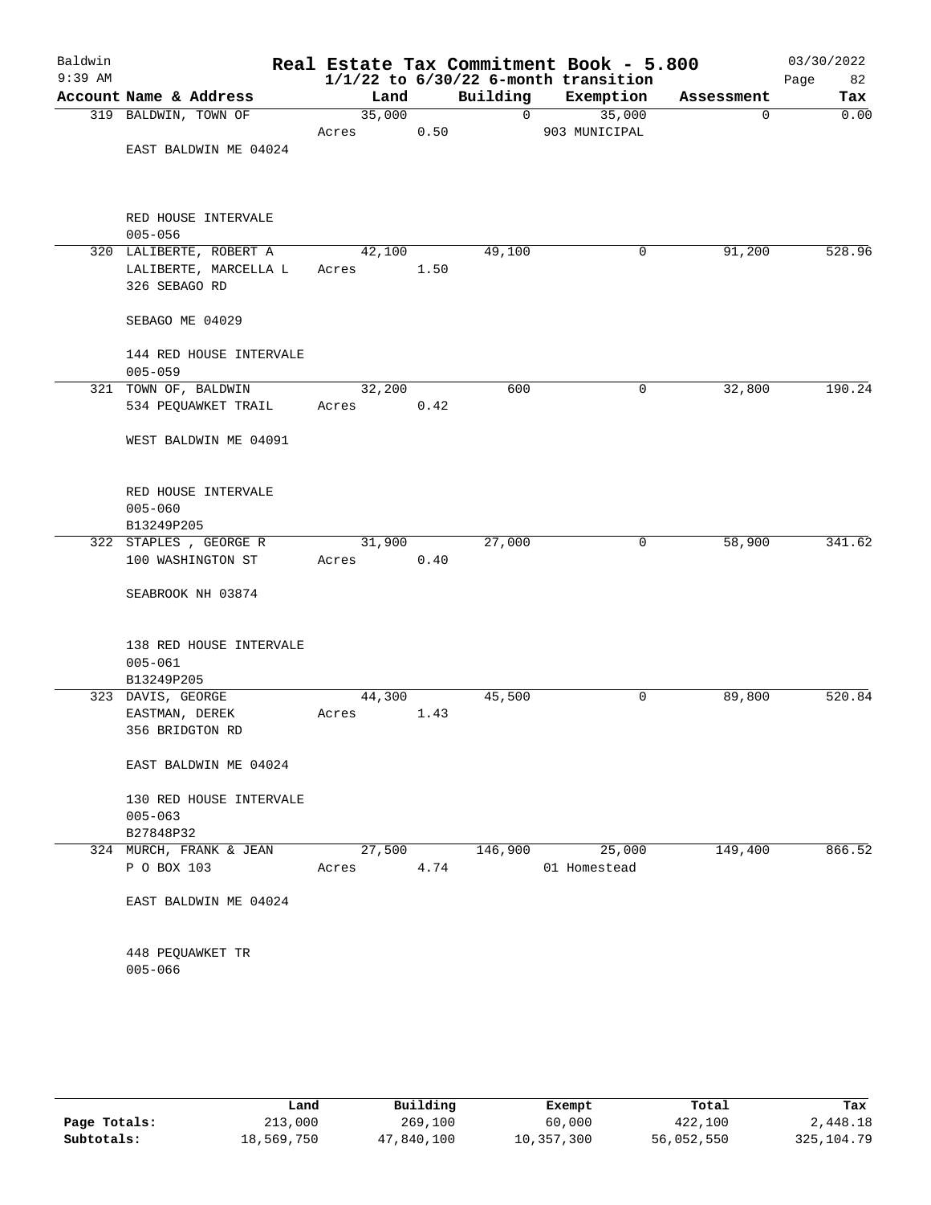# Real Estate Tax Commitment Book - 5.800

Baldwin
9:39 AM

03/30/2022

1/1/22 to 6/30/22 6-month transition

| Account Name & Address | Land | Building | Exemption | Assessment | Tax |
|---|---|---|---|---|---|
| 319 BALDWIN, TOWN OF<br>EAST BALDWIN ME 04024<br>RED HOUSE INTERVALE<br>005-056 | 35,000<br>Acres 0.50 | 0 | 35,000<br>903 MUNICIPAL | 0 | 0.00 |
| 320 LALIBERTE, ROBERT A<br>LALIBERTE, MARCELLA L<br>326 SEBAGO RD<br>SEBAGO ME 04029<br>144 RED HOUSE INTERVALE<br>005-059 | 42,100<br>Acres 1.50 | 49,100 | 0 | 91,200 | 528.96 |
| 321 TOWN OF, BALDWIN<br>534 PEQUAWKET TRAIL<br>WEST BALDWIN ME 04091<br>RED HOUSE INTERVALE<br>005-060<br>B13249P205 | 32,200<br>Acres 0.42 | 600 | 0 | 32,800 | 190.24 |
| 322 STAPLES , GEORGE R<br>100 WASHINGTON ST<br>SEABROOK NH 03874<br>138 RED HOUSE INTERVALE<br>005-061<br>B13249P205 | 31,900<br>Acres 0.40 | 27,000 | 0 | 58,900 | 341.62 |
| 323 DAVIS, GEORGE<br>EASTMAN, DEREK<br>356 BRIDGTON RD<br>EAST BALDWIN ME 04024<br>130 RED HOUSE INTERVALE<br>005-063<br>B27848P32 | 44,300<br>Acres 1.43 | 45,500 | 0 | 89,800 | 520.84 |
| 324 MURCH, FRANK & JEAN<br>P O BOX 103<br>EAST BALDWIN ME 04024<br>448 PEQUAWKET TR<br>005-066 | 27,500<br>Acres 4.74 | 146,900 | 25,000<br>01 Homestead | 149,400 | 866.52 |

| | Land | Building | Exempt | Total | Tax |
|---|---|---|---|---|---|
| Page Totals: | 213,000 | 269,100 | 60,000 | 422,100 | 2,448.18 |
| Subtotals: | 18,569,750 | 47,840,100 | 10,357,300 | 56,052,550 | 325,104.79 |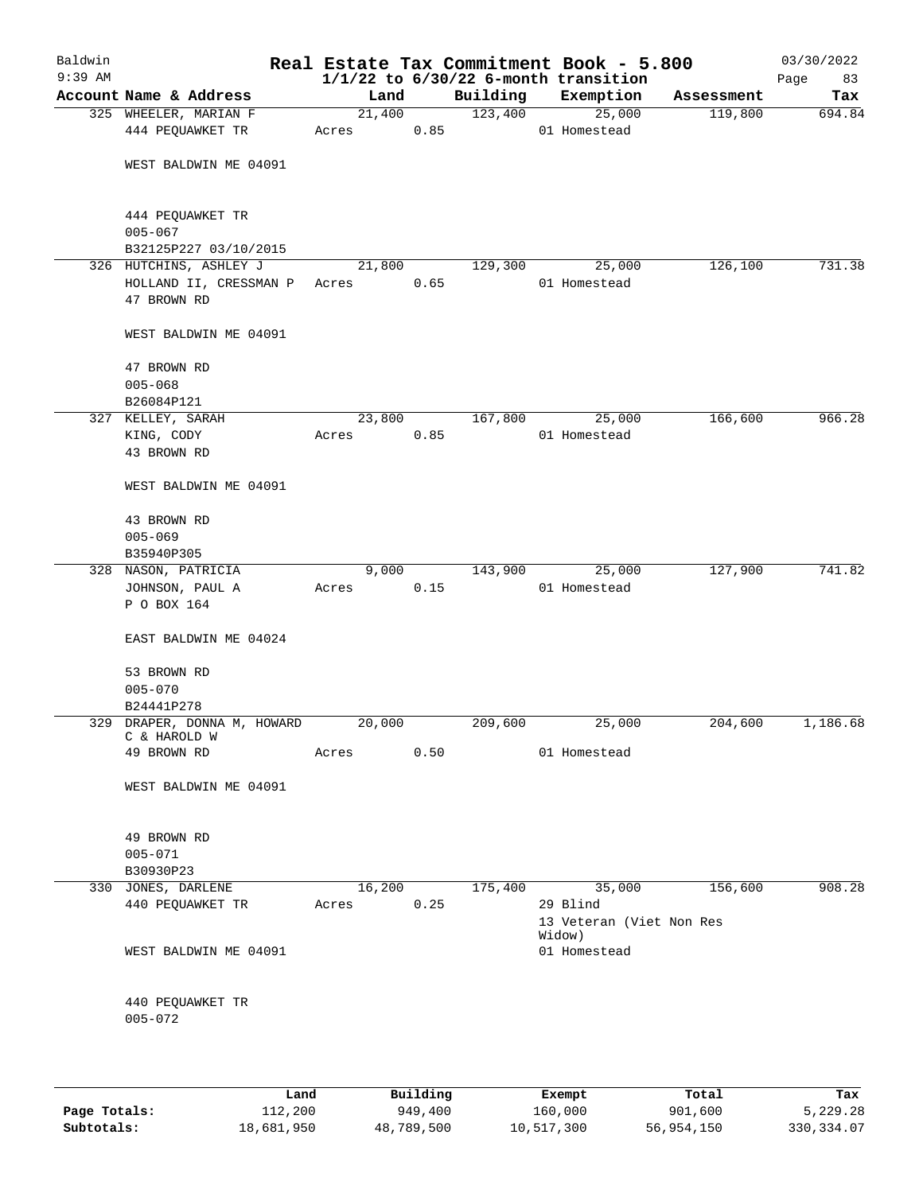Baldwin 9:39 AM

# Real Estate Tax Commitment Book - 5.800

## 1/1/22 to 6/30/22 6-month transition

03/30/2022 Page 83

| Account Name & Address | Land | Building | Exemption | Assessment | Tax |
|---|---|---|---|---|---|
| 325 WHEELER, MARIAN F<br>444 PEQUAWKET TR<br><br>WEST BALDWIN ME 04091<br><br>444 PEQUAWKET TR<br>005-067<br>B32125P227 03/10/2015 | 21,400<br>Acres 0.85 | 123,400 | 25,000<br>01 Homestead | 119,800 | 694.84 |
| 326 HUTCHINS, ASHLEY J<br>HOLLAND II, CRESSMAN P<br>47 BROWN RD<br><br>WEST BALDWIN ME 04091<br><br>47 BROWN RD<br>005-068<br>B26084P121 | 21,800<br>Acres 0.65 | 129,300 | 25,000<br>01 Homestead | 126,100 | 731.38 |
| 327 KELLEY, SARAH<br>KING, CODY<br>43 BROWN RD<br><br>WEST BALDWIN ME 04091<br><br>43 BROWN RD<br>005-069<br>B35940P305 | 23,800<br>Acres 0.85 | 167,800 | 25,000<br>01 Homestead | 166,600 | 966.28 |
| 328 NASON, PATRICIA<br>JOHNSON, PAUL A<br>P O BOX 164<br><br>EAST BALDWIN ME 04024<br><br>53 BROWN RD<br>005-070<br>B24441P278 | 9,000<br>Acres 0.15 | 143,900 | 25,000<br>01 Homestead | 127,900 | 741.82 |
| 329 DRAPER, DONNA M, HOWARD C & HAROLD W<br>49 BROWN RD<br><br>WEST BALDWIN ME 04091<br><br>49 BROWN RD<br>005-071<br>B30930P23 | 20,000<br>Acres 0.50 | 209,600 | 25,000<br>01 Homestead | 204,600 | 1,186.68 |
| 330 JONES, DARLENE<br>440 PEQUAWKET TR<br><br>WEST BALDWIN ME 04091<br><br>440 PEQUAWKET TR<br>005-072 | 16,200<br>Acres 0.25 | 175,400 | 35,000<br>29 Blind<br>13 Veteran (Viet Non Res Widow)<br>01 Homestead | 156,600 | 908.28 |

| | Land | Building | Exempt | Total | Tax |
|---|---|---|---|---|---|
| Page Totals: | 112,200 | 949,400 | 160,000 | 901,600 | 5,229.28 |
| Subtotals: | 18,681,950 | 48,789,500 | 10,517,300 | 56,954,150 | 330,334.07 |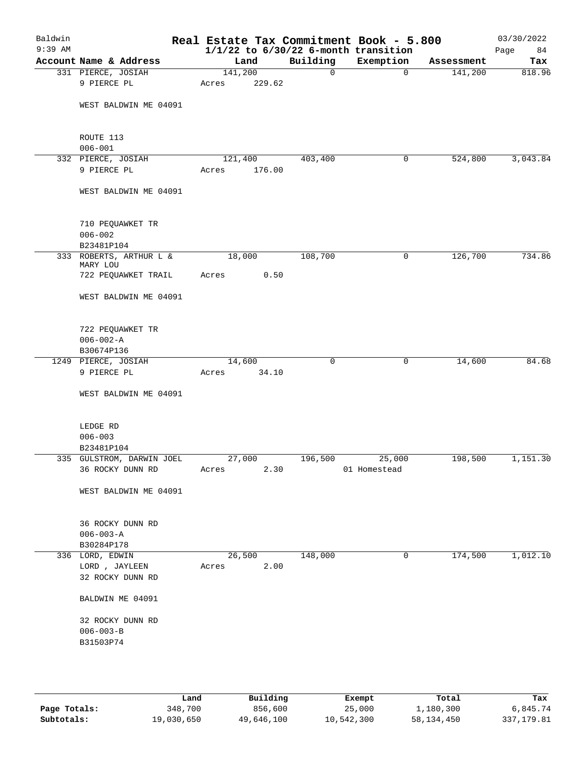Baldwin 9:39 AM

# Real Estate Tax Commitment Book - 5.800

$1/1/22$ to $6/30/22$ 6-month transition

03/30/2022

| Account | Name & Address | Land | Building | Exemption | Assessment | Tax |
|---|---|---|---|---|---|---|
| 331 | PIERCE, JOSIAH<br>9 PIERCE PL<br><br>WEST BALDWIN ME 04091<br><br>ROUTE 113<br>006-001 | 141,200<br>Acres 229.62 | 0 | 0 | 141,200 | 818.96 |
| 332 | PIERCE, JOSIAH<br>9 PIERCE PL<br><br>WEST BALDWIN ME 04091<br><br>710 PEQUAWKET TR<br>006-002<br>B23481P104 | 121,400<br>Acres 176.00 | 403,400 | 0 | 524,800 | 3,043.84 |
| 333 | ROBERTS, ARTHUR L &<br>MARY LOU<br>722 PEQUAWKET TRAIL<br><br>WEST BALDWIN ME 04091<br><br>722 PEQUAWKET TR<br>006-002-A<br>B30674P136 | 18,000<br>Acres 0.50 | 108,700 | 0 | 126,700 | 734.86 |
| 1249 | PIERCE, JOSIAH<br>9 PIERCE PL<br><br>WEST BALDWIN ME 04091<br><br>LEDGE RD<br>006-003<br>B23481P104 | 14,600<br>Acres 34.10 | 0 | 0 | 14,600 | 84.68 |
| 335 | GULSTROM, DARWIN JOEL<br>36 ROCKY DUNN RD<br><br>WEST BALDWIN ME 04091<br><br>36 ROCKY DUNN RD<br>006-003-A<br>B30284P178 | 27,000<br>Acres 2.30 | 196,500 | 25,000<br>01 Homestead | 198,500 | 1,151.30 |
| 336 | LORD, EDWIN<br>LORD , JAYLEEN<br>32 ROCKY DUNN RD<br><br>BALDWIN ME 04091<br><br>32 ROCKY DUNN RD<br>006-003-B<br>B31503P74 | 26,500<br>Acres 2.00 | 148,000 | 0 | 174,500 | 1,012.10 |

| | Land | Building | Exempt | Total | Tax |
|---|---|---|---|---|---|
| Page Totals: | 348,700 | 856,600 | 25,000 | 1,180,300 | 6,845.74 |
| Subtotals: | 19,030,650 | 49,646,100 | 10,542,300 | 58,134,450 | 337,179.81 |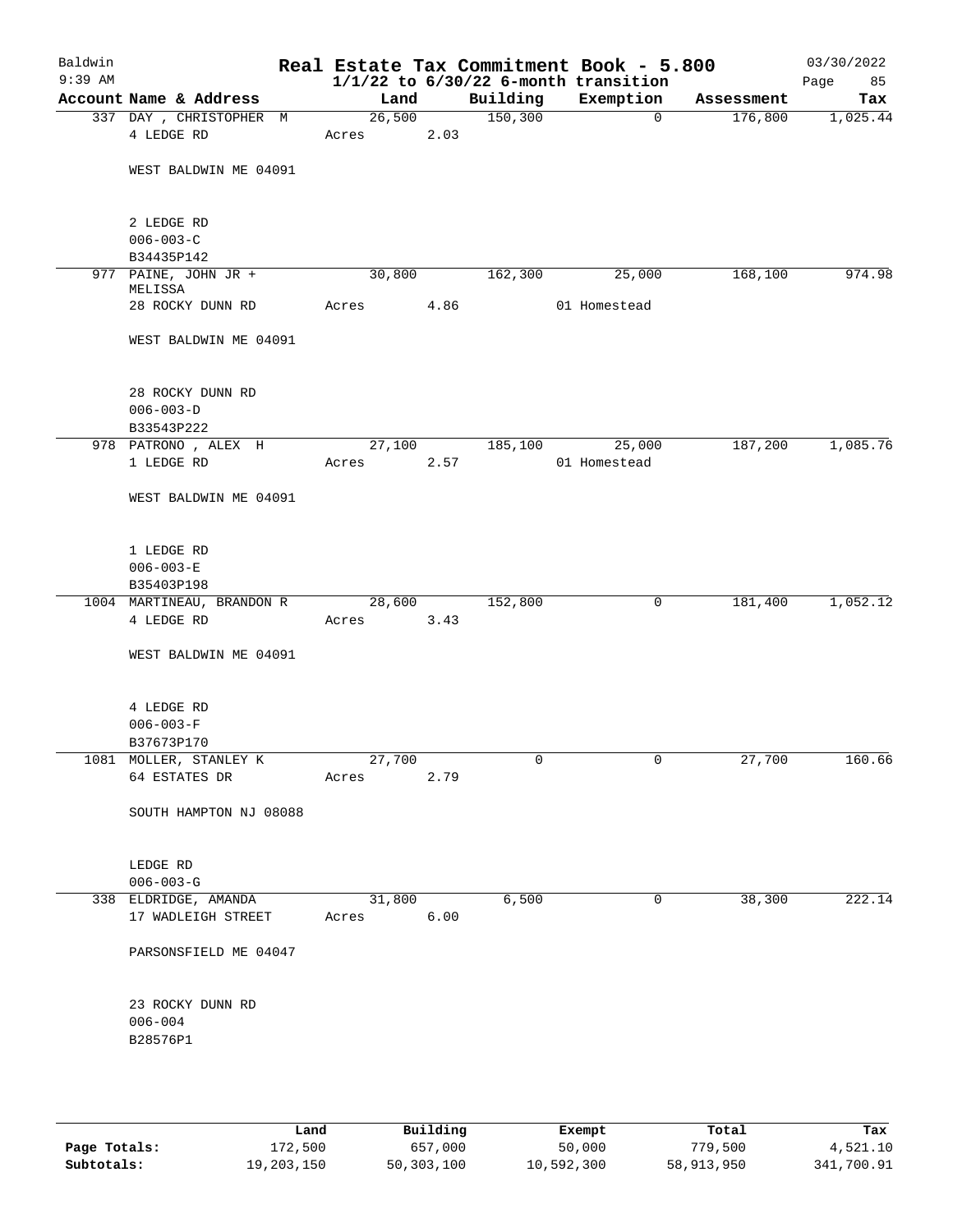Baldwin 9:39 AM

# Real Estate Tax Commitment Book - 5.800

1/1/22 to 6/30/22 6-month transition

03/30/2022

| Account Name & Address | Land | Building | Exemption | Assessment | Tax |
|---|---|---|---|---|---|
| 337 DAY , CHRISTOPHER M<br>4 LEDGE RD<br><br>WEST BALDWIN ME 04091<br><br>2 LEDGE RD<br>006-003-C<br>B34435P142 | 26,500<br>Acres 2.03 | 150,300 | 0 | 176,800 | 1,025.44 |
| 977 PAINE, JOHN JR + MELISSA<br>28 ROCKY DUNN RD<br><br>WEST BALDWIN ME 04091<br><br>28 ROCKY DUNN RD<br>006-003-D<br>B33543P222 | 30,800<br>Acres 4.86 | 162,300 | 25,000<br>01 Homestead | 168,100 | 974.98 |
| 978 PATRONO , ALEX H<br>1 LEDGE RD<br><br>WEST BALDWIN ME 04091<br><br>1 LEDGE RD<br>006-003-E<br>B35403P198 | 27,100<br>Acres 2.57 | 185,100 | 25,000<br>01 Homestead | 187,200 | 1,085.76 |
| 1004 MARTINEAU, BRANDON R<br>4 LEDGE RD<br><br>WEST BALDWIN ME 04091<br><br>4 LEDGE RD<br>006-003-F<br>B37673P170 | 28,600<br>Acres 3.43 | 152,800 | 0 | 181,400 | 1,052.12 |
| 1081 MOLLER, STANLEY K<br>64 ESTATES DR<br><br>SOUTH HAMPTON NJ 08088<br><br>LEDGE RD<br>006-003-G | 27,700<br>Acres 2.79 | 0 | 0 | 27,700 | 160.66 |
| 338 ELDRIDGE, AMANDA<br>17 WADLEIGH STREET<br><br>PARSONSFIELD ME 04047<br><br>23 ROCKY DUNN RD<br>006-004<br>B28576P1 | 31,800<br>Acres 6.00 | 6,500 | 0 | 38,300 | 222.14 |

| | Land | Building | Exempt | Total | Tax |
|---|---|---|---|---|---|
| Page Totals: | 172,500 | 657,000 | 50,000 | 779,500 | 4,521.10 |
| Subtotals: | 19,203,150 | 50,303,100 | 10,592,300 | 58,913,950 | 341,700.91 |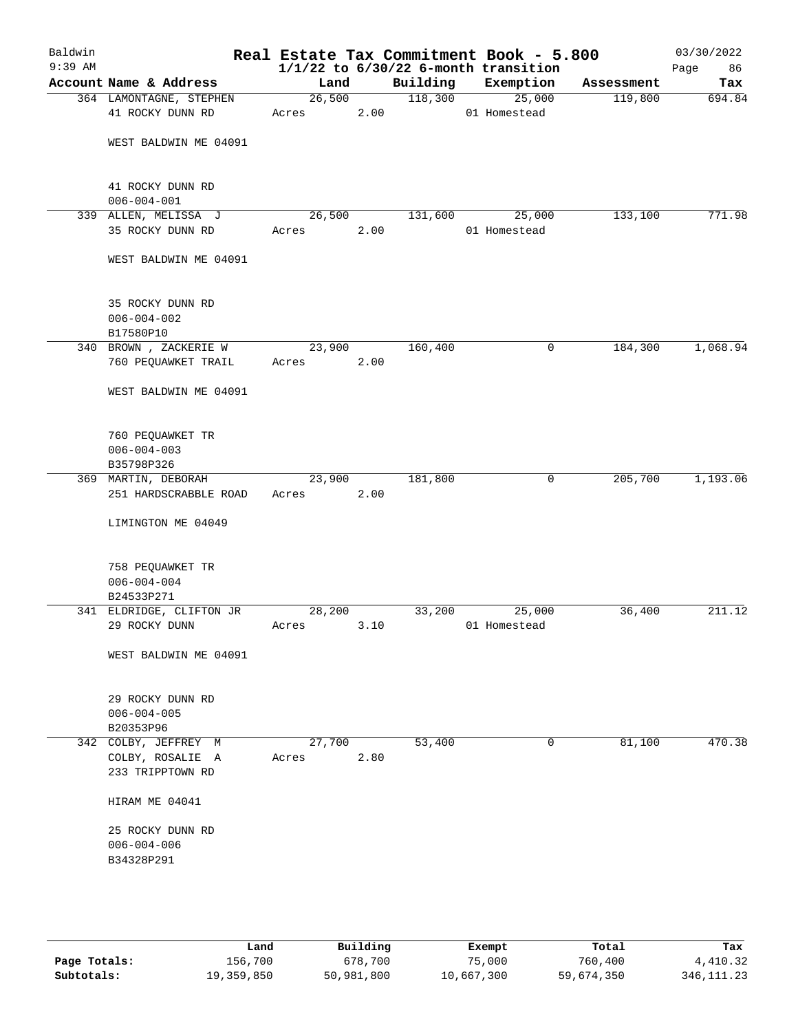# Real Estate Tax Commitment Book - 5.800

Baldwin
9:39 AM

$1/1/22$ to $6/30/22$ 6-month transition

03/30/2022

| Account Name & Address | Land | Building | Exemption | Assessment | Tax |
|---|---|---|---|---|---|
| 364 LAMONTAGNE, STEPHEN<br>41 ROCKY DUNN RD<br><br>WEST BALDWIN ME 04091<br><br>41 ROCKY DUNN RD<br>006-004-001 | 26,500<br>Acres 2.00 | 118,300 | 25,000<br>01 Homestead | 119,800 | 694.84 |
| 339 ALLEN, MELISSA J<br>35 ROCKY DUNN RD<br><br>WEST BALDWIN ME 04091<br><br>35 ROCKY DUNN RD<br>006-004-002<br>B17580P10 | 26,500<br>Acres 2.00 | 131,600 | 25,000<br>01 Homestead | 133,100 | 771.98 |
| 340 BROWN , ZACKERIE W<br>760 PEQUAWKET TRAIL<br><br>WEST BALDWIN ME 04091<br><br>760 PEQUAWKET TR<br>006-004-003<br>B35798P326 | 23,900<br>Acres 2.00 | 160,400 | 0 | 184,300 | 1,068.94 |
| 369 MARTIN, DEBORAH<br>251 HARDSCRABBLE ROAD<br><br>LIMINGTON ME 04049<br><br>758 PEQUAWKET TR<br>006-004-004<br>B24533P271 | 23,900<br>Acres 2.00 | 181,800 | 0 | 205,700 | 1,193.06 |
| 341 ELDRIDGE, CLIFTON JR<br>29 ROCKY DUNN<br><br>WEST BALDWIN ME 04091<br><br>29 ROCKY DUNN RD<br>006-004-005<br>B20353P96 | 28,200<br>Acres 3.10 | 33,200 | 25,000<br>01 Homestead | 36,400 | 211.12 |
| 342 COLBY, JEFFREY M<br>COLBY, ROSALIE A<br>233 TRIPPTOWN RD<br><br>HIRAM ME 04041<br><br>25 ROCKY DUNN RD<br>006-004-006<br>B34328P291 | 27,700<br>Acres 2.80 | 53,400 | 0 | 81,100 | 470.38 |

| | Land | Building | Exempt | Total | Tax |
|---|---|---|---|---|---|
| Page Totals: | 156,700 | 678,700 | 75,000 | 760,400 | 4,410.32 |
| Subtotals: | 19,359,850 | 50,981,800 | 10,667,300 | 59,674,350 | 346,111.23 |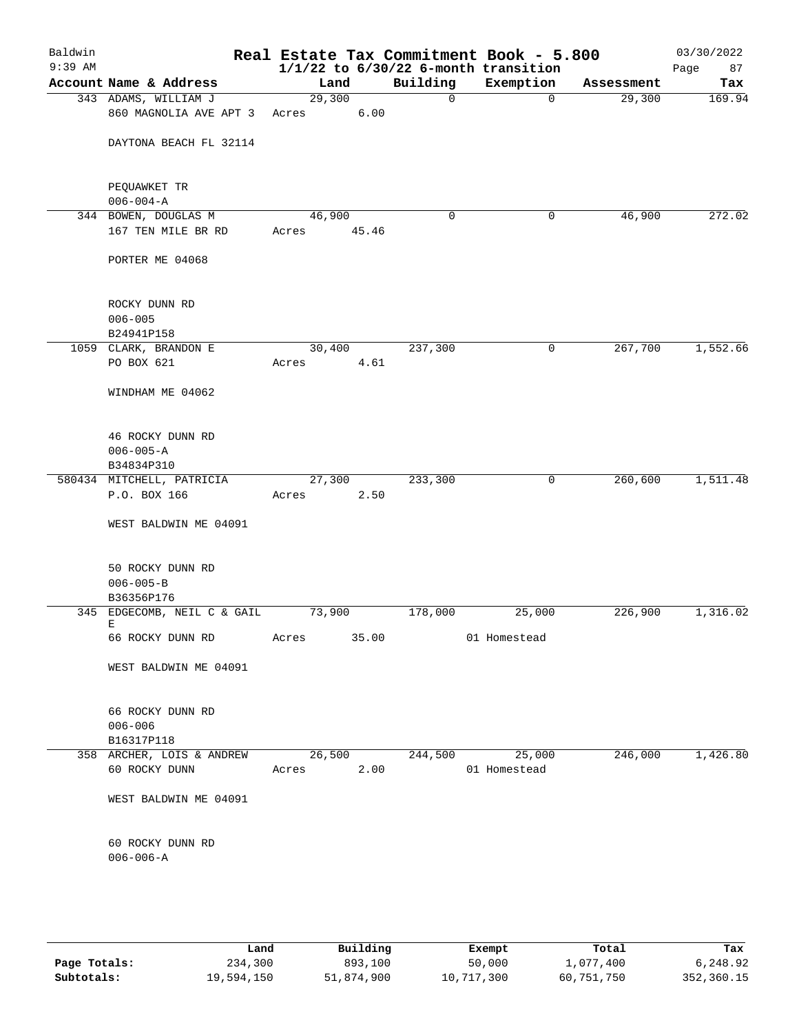# Baldwin — Real Estate Tax Commitment Book - 5.800

9:39 AM — 1/1/22 to 6/30/22 6-month transition — 03/30/2022

| Account | Name & Address | Land | Building | Exemption | Assessment | Tax |
|---|---|---|---|---|---|---|
| 343 | ADAMS, WILLIAM J<br>860 MAGNOLIA AVE APT 3<br>DAYTONA BEACH FL 32114<br><br>PEQUAWKET TR<br>006-004-A | 29,300<br>Acres 6.00 | 0 | 0 | 29,300 | 169.94 |
| 344 | BOWEN, DOUGLAS M<br>167 TEN MILE BR RD<br>PORTER ME 04068<br><br>ROCKY DUNN RD<br>006-005<br>B24941P158 | 46,900<br>Acres 45.46 | 0 | 0 | 46,900 | 272.02 |
| 1059 | CLARK, BRANDON E<br>PO BOX 621<br>WINDHAM ME 04062<br><br>46 ROCKY DUNN RD<br>006-005-A<br>B34834P310 | 30,400<br>Acres 4.61 | 237,300 | 0 | 267,700 | 1,552.66 |
| 580434 | MITCHELL, PATRICIA<br>P.O. BOX 166<br>WEST BALDWIN ME 04091<br><br>50 ROCKY DUNN RD<br>006-005-B<br>B36356P176 | 27,300<br>Acres 2.50 | 233,300 | 0 | 260,600 | 1,511.48 |
| 345 | EDGECOMB, NEIL C & GAIL E<br>66 ROCKY DUNN RD<br>WEST BALDWIN ME 04091<br><br>66 ROCKY DUNN RD<br>006-006<br>B16317P118 | 73,900<br>Acres 35.00 | 178,000 | 25,000<br>01 Homestead | 226,900 | 1,316.02 |
| 358 | ARCHER, LOIS & ANDREW<br>60 ROCKY DUNN<br>WEST BALDWIN ME 04091<br><br>60 ROCKY DUNN RD<br>006-006-A | 26,500<br>Acres 2.00 | 244,500 | 25,000<br>01 Homestead | 246,000 | 1,426.80 |

| | Land | Building | Exempt | Total | Tax |
|---|---|---|---|---|---|
| Page Totals: | 234,300 | 893,100 | 50,000 | 1,077,400 | 6,248.92 |
| Subtotals: | 19,594,150 | 51,874,900 | 10,717,300 | 60,751,750 | 352,360.15 |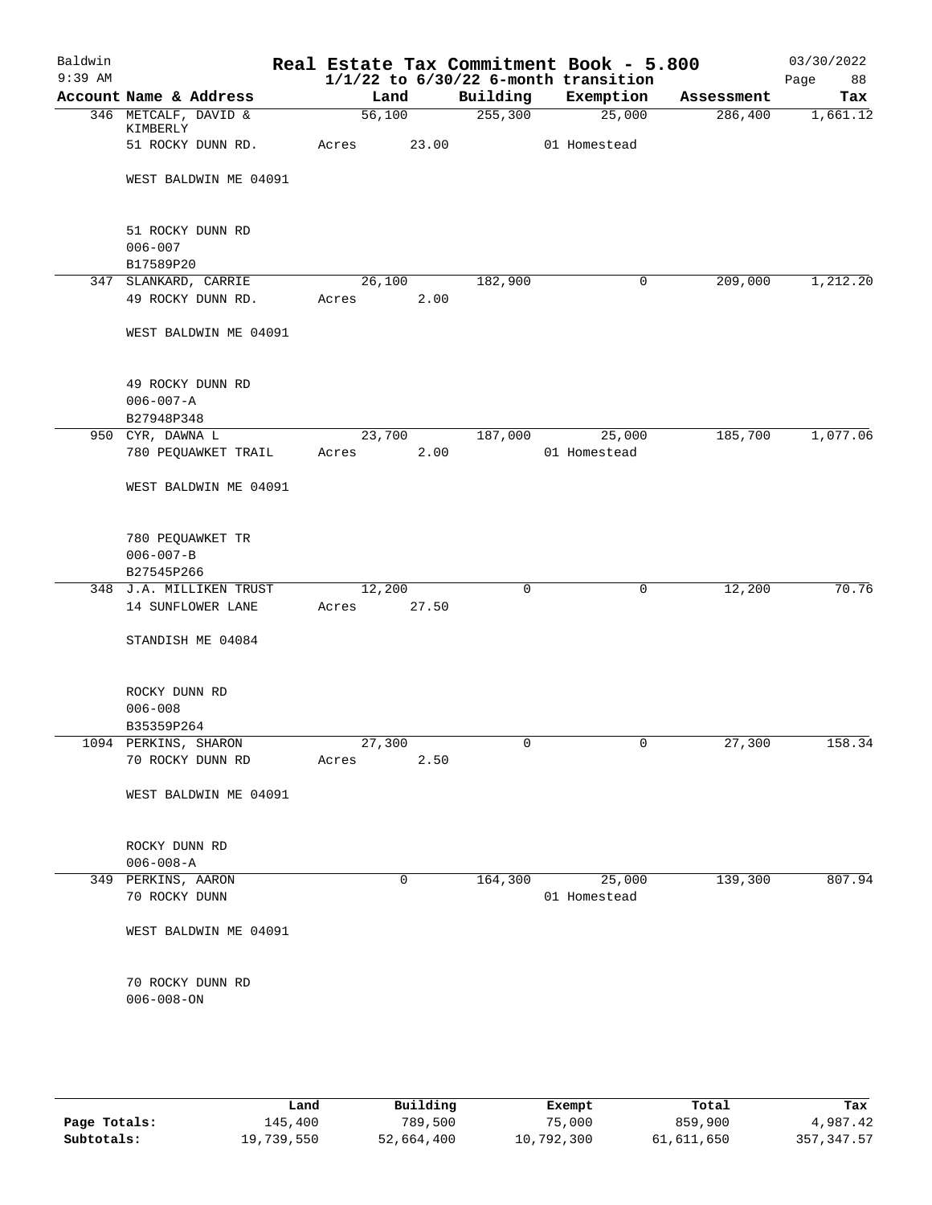Baldwin
9:39 AM

# Real Estate Tax Commitment Book - 5.800

## 1/1/22 to 6/30/22 6-month transition

03/30/2022

| Account | Name & Address | Land | Building | Exemption | Assessment | Tax |
|---|---|---|---|---|---|---|
| 346 | METCALF, DAVID & KIMBERLY<br>51 ROCKY DUNN RD.<br>WEST BALDWIN ME 04091<br>51 ROCKY DUNN RD<br>006-007<br>B17589P20 | 56,100<br>Acres 23.00 | 255,300 | 25,000<br>01 Homestead | 286,400 | 1,661.12 |
| 347 | SLANKARD, CARRIE<br>49 ROCKY DUNN RD.<br>WEST BALDWIN ME 04091<br>49 ROCKY DUNN RD<br>006-007-A<br>B27948P348 | 26,100<br>Acres 2.00 | 182,900 | 0 | 209,000 | 1,212.20 |
| 950 | CYR, DAWNA L<br>780 PEQUAWKET TRAIL<br>WEST BALDWIN ME 04091<br>780 PEQUAWKET TR<br>006-007-B<br>B27545P266 | 23,700<br>Acres 2.00 | 187,000 | 25,000<br>01 Homestead | 185,700 | 1,077.06 |
| 348 | J.A. MILLIKEN TRUST<br>14 SUNFLOWER LANE<br>STANDISH ME 04084<br>ROCKY DUNN RD<br>006-008<br>B35359P264 | 12,200<br>Acres 27.50 | 0 | 0 | 12,200 | 70.76 |
| 1094 | PERKINS, SHARON<br>70 ROCKY DUNN RD<br>WEST BALDWIN ME 04091<br>ROCKY DUNN RD<br>006-008-A | 27,300<br>Acres 2.50 | 0 | 0 | 27,300 | 158.34 |
| 349 | PERKINS, AARON<br>70 ROCKY DUNN<br>WEST BALDWIN ME 04091<br>70 ROCKY DUNN RD<br>006-008-ON | 0 | 164,300 | 25,000<br>01 Homestead | 139,300 | 807.94 |

| | Land | Building | Exempt | Total | Tax |
|---|---|---|---|---|---|
| **Page Totals:** | 145,400 | 789,500 | 75,000 | 859,900 | 4,987.42 |
| **Subtotals:** | 19,739,550 | 52,664,400 | 10,792,300 | 61,611,650 | 357,347.57 |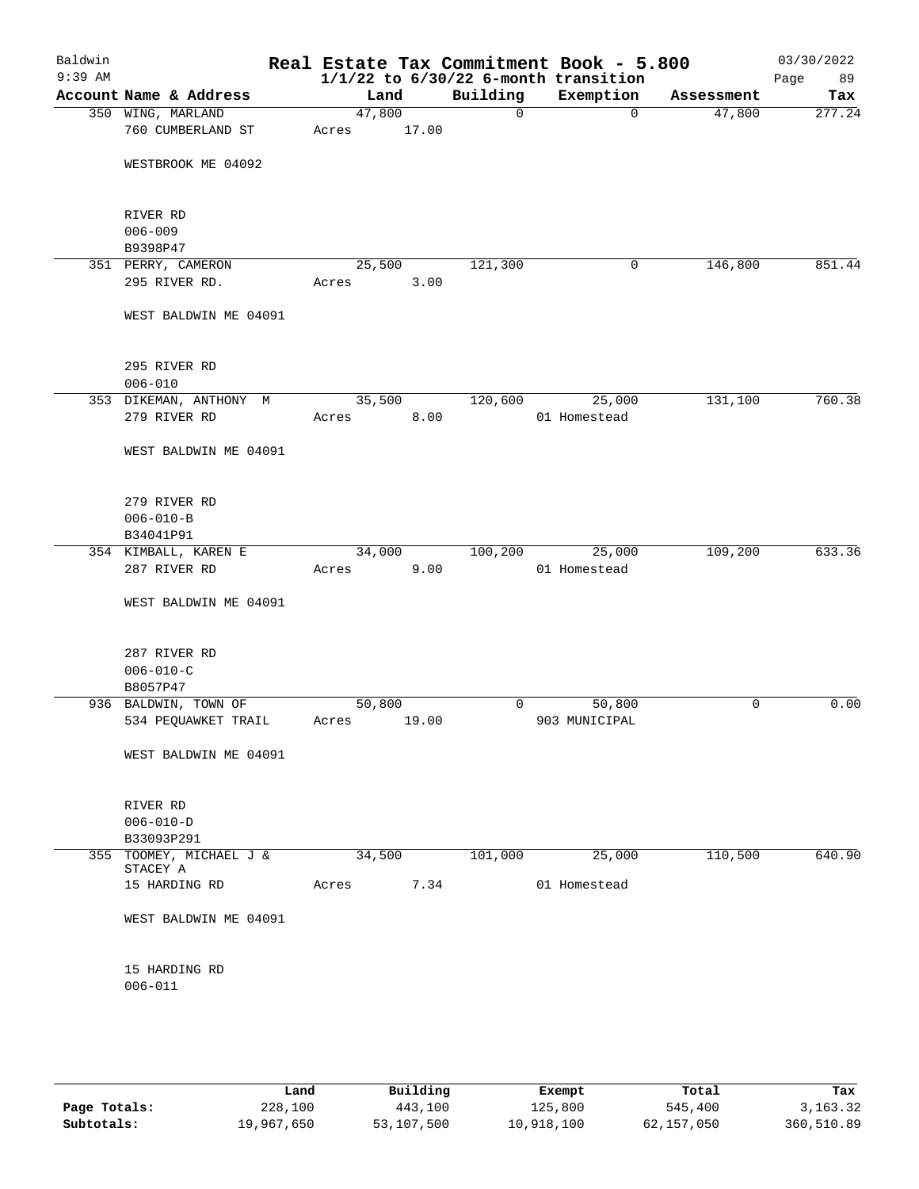# Real Estate Tax Commitment Book - 5.800

Baldwin 9:39 AM — 03/30/2022

1/1/22 to 6/30/22 6-month transition

| Account Name & Address | Land | Building | Exemption | Assessment | Tax |
|---|---|---|---|---|---|
| 350 WING, MARLAND<br>760 CUMBERLAND ST<br><br>WESTBROOK ME 04092<br><br>RIVER RD<br>006-009<br>B9398P47 | 47,800<br>Acres 17.00 | 0 | 0 | 47,800 | 277.24 |
| 351 PERRY, CAMERON<br>295 RIVER RD.<br><br>WEST BALDWIN ME 04091<br><br>295 RIVER RD<br>006-010 | 25,500<br>Acres 3.00 | 121,300 | 0 | 146,800 | 851.44 |
| 353 DIKEMAN, ANTHONY M<br>279 RIVER RD<br><br>WEST BALDWIN ME 04091<br><br>279 RIVER RD<br>006-010-B<br>B34041P91 | 35,500<br>Acres 8.00 | 120,600 | 25,000<br>01 Homestead | 131,100 | 760.38 |
| 354 KIMBALL, KAREN E<br>287 RIVER RD<br><br>WEST BALDWIN ME 04091<br><br>287 RIVER RD<br>006-010-C<br>B8057P47 | 34,000<br>Acres 9.00 | 100,200 | 25,000<br>01 Homestead | 109,200 | 633.36 |
| 936 BALDWIN, TOWN OF<br>534 PEQUAWKET TRAIL<br><br>WEST BALDWIN ME 04091<br><br>RIVER RD<br>006-010-D<br>B33093P291 | 50,800<br>Acres 19.00 | 0 | 50,800<br>903 MUNICIPAL | 0 | 0.00 |
| 355 TOOMEY, MICHAEL J &<br>STACEY A<br>15 HARDING RD<br><br>WEST BALDWIN ME 04091<br><br>15 HARDING RD<br>006-011 | 34,500<br>Acres 7.34 | 101,000 | 25,000<br>01 Homestead | 110,500 | 640.90 |

| | Land | Building | Exempt | Total | Tax |
|---|---|---|---|---|---|
| **Page Totals:** | 228,100 | 443,100 | 125,800 | 545,400 | 3,163.32 |
| **Subtotals:** | 19,967,650 | 53,107,500 | 10,918,100 | 62,157,050 | 360,510.89 |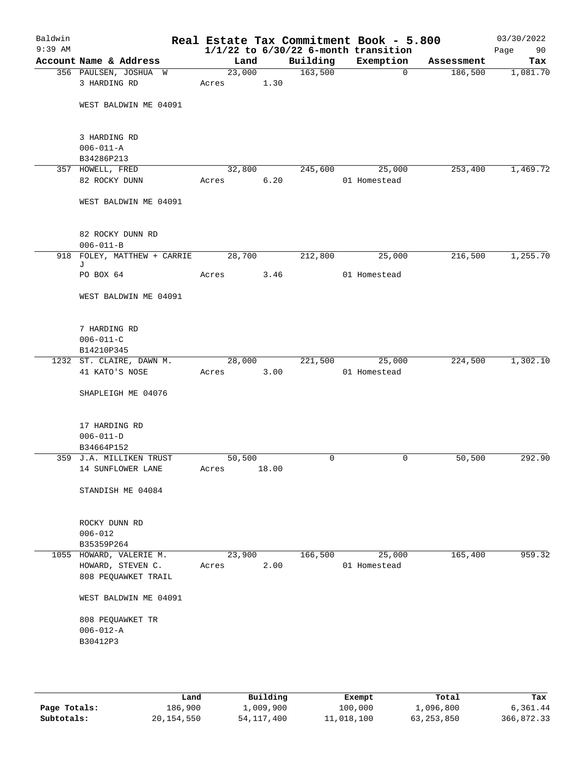Baldwin 9:39 AM

# Real Estate Tax Commitment Book - 5.800
## 1/1/22 to 6/30/22 6-month transition

03/30/2022 Page 90

| Account Name & Address | Land | Building | Exemption | Assessment | Tax |
|---|---|---|---|---|---|
| 356 PAULSEN, JOSHUA W<br>3 HARDING RD<br><br>WEST BALDWIN ME 04091<br><br>3 HARDING RD<br>006-011-A<br>B34286P213 | 23,000<br>Acres 1.30 | 163,500 | 0 | 186,500 | 1,081.70 |
| 357 HOWELL, FRED<br>82 ROCKY DUNN<br><br>WEST BALDWIN ME 04091<br><br>82 ROCKY DUNN RD<br>006-011-B | 32,800<br>Acres 6.20 | 245,600 | 25,000<br>01 Homestead | 253,400 | 1,469.72 |
| 918 FOLEY, MATTHEW + CARRIE J<br>PO BOX 64<br><br>WEST BALDWIN ME 04091<br><br>7 HARDING RD<br>006-011-C<br>B14210P345 | 28,700<br>Acres 3.46 | 212,800 | 25,000<br>01 Homestead | 216,500 | 1,255.70 |
| 1232 ST. CLAIRE, DAWN M.<br>41 KATO'S NOSE<br><br>SHAPLEIGH ME 04076<br><br>17 HARDING RD<br>006-011-D<br>B34664P152 | 28,000<br>Acres 3.00 | 221,500 | 25,000<br>01 Homestead | 224,500 | 1,302.10 |
| 359 J.A. MILLIKEN TRUST<br>14 SUNFLOWER LANE<br><br>STANDISH ME 04084<br><br>ROCKY DUNN RD<br>006-012<br>B35359P264 | 50,500<br>Acres 18.00 | 0 | 0 | 50,500 | 292.90 |
| 1055 HOWARD, VALERIE M.<br>HOWARD, STEVEN C.<br>808 PEQUAWKET TRAIL<br><br>WEST BALDWIN ME 04091<br><br>808 PEQUAWKET TR<br>006-012-A<br>B30412P3 | 23,900<br>Acres 2.00 | 166,500 | 25,000<br>01 Homestead | 165,400 | 959.32 |

| | Land | Building | Exempt | Total | Tax |
|---|---|---|---|---|---|
| Page Totals: | 186,900 | 1,009,900 | 100,000 | 1,096,800 | 6,361.44 |
| Subtotals: | 20,154,550 | 54,117,400 | 11,018,100 | 63,253,850 | 366,872.33 |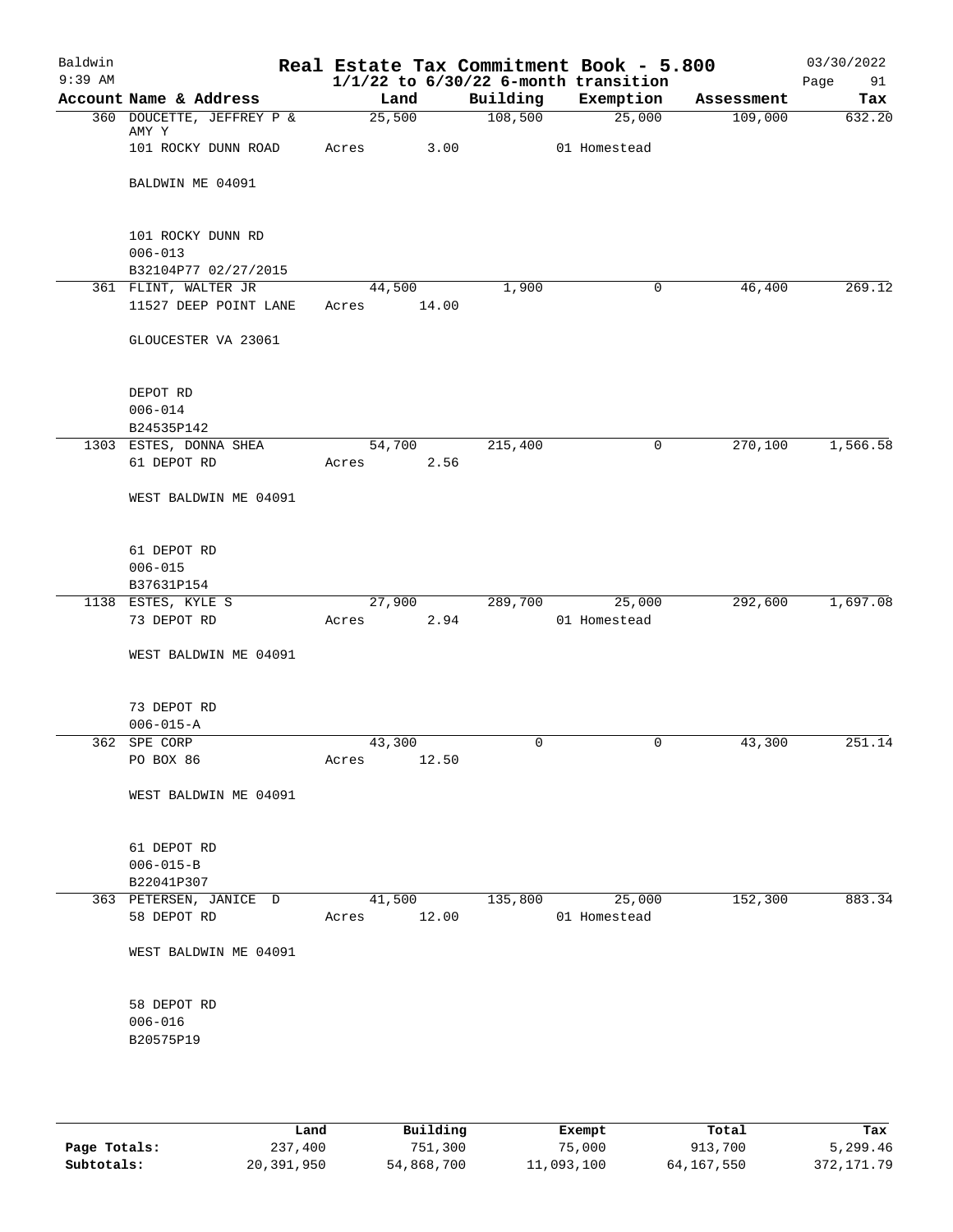Baldwin 9:39 AM

# Real Estate Tax Commitment Book - 5.800

1/1/22 to 6/30/22 6-month transition

03/30/2022

| Account | Name & Address | Land | Building | Exemption | Assessment | Tax |
|---|---|---|---|---|---|---|
| 360 | DOUCETTE, JEFFREY P & AMY Y | 25,500 | 108,500 | 25,000 | 109,000 | 632.20 |
| | 101 ROCKY DUNN ROAD | Acres 3.00 | | 01 Homestead | | |
| | BALDWIN ME 04091 | | | | | |
| | 101 ROCKY DUNN RD | | | | | |
| | 006-013 | | | | | |
| | B32104P77 02/27/2015 | | | | | |
| 361 | FLINT, WALTER JR | 44,500 | 1,900 | 0 | 46,400 | 269.12 |
| | 11527 DEEP POINT LANE | Acres 14.00 | | | | |
| | GLOUCESTER VA 23061 | | | | | |
| | DEPOT RD | | | | | |
| | 006-014 | | | | | |
| | B24535P142 | | | | | |
| 1303 | ESTES, DONNA SHEA | 54,700 | 215,400 | 0 | 270,100 | 1,566.58 |
| | 61 DEPOT RD | Acres 2.56 | | | | |
| | WEST BALDWIN ME 04091 | | | | | |
| | 61 DEPOT RD | | | | | |
| | 006-015 | | | | | |
| | B37631P154 | | | | | |
| 1138 | ESTES, KYLE S | 27,900 | 289,700 | 25,000 | 292,600 | 1,697.08 |
| | 73 DEPOT RD | Acres 2.94 | | 01 Homestead | | |
| | WEST BALDWIN ME 04091 | | | | | |
| | 73 DEPOT RD | | | | | |
| | 006-015-A | | | | | |
| 362 | SPE CORP | 43,300 | 0 | 0 | 43,300 | 251.14 |
| | PO BOX 86 | Acres 12.50 | | | | |
| | WEST BALDWIN ME 04091 | | | | | |
| | 61 DEPOT RD | | | | | |
| | 006-015-B | | | | | |
| | B22041P307 | | | | | |
| 363 | PETERSEN, JANICE D | 41,500 | 135,800 | 25,000 | 152,300 | 883.34 |
| | 58 DEPOT RD | Acres 12.00 | | 01 Homestead | | |
| | WEST BALDWIN ME 04091 | | | | | |
| | 58 DEPOT RD | | | | | |
| | 006-016 | | | | | |
| | B20575P19 | | | | | |

| | Land | Building | Exempt | Total | Tax |
|---|---|---|---|---|---|
| Page Totals: | 237,400 | 751,300 | 75,000 | 913,700 | 5,299.46 |
| Subtotals: | 20,391,950 | 54,868,700 | 11,093,100 | 64,167,550 | 372,171.79 |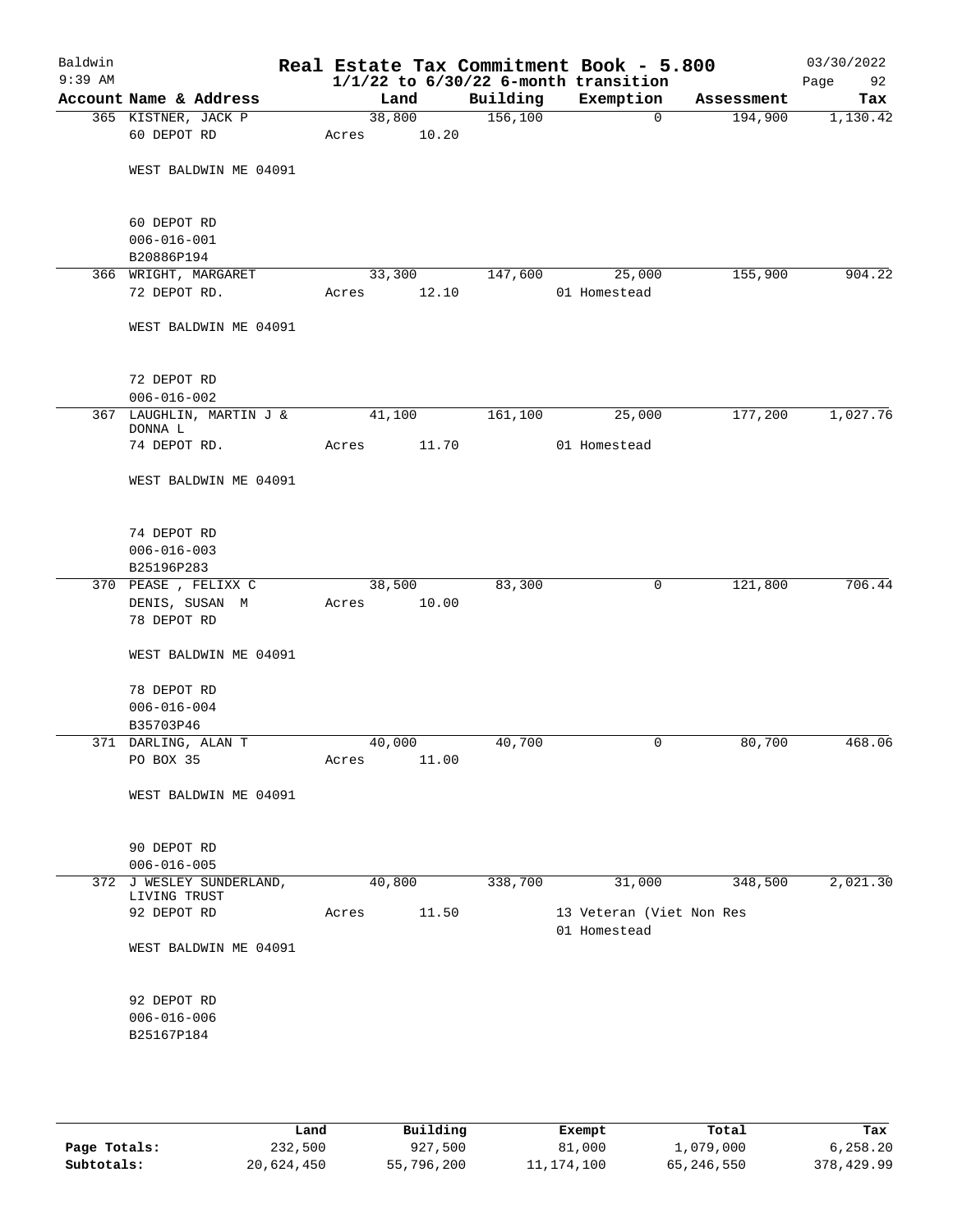# Real Estate Tax Commitment Book - 5.800

Baldwin
9:39 AM

$1/1/22$ to $6/30/22$ 6-month transition

03/30/2022

| Account Name & Address | Land | Building | Exemption | Assessment | Tax |
|---|---|---|---|---|---|
| 365 KISTNER, JACK P | 38,800 | 156,100 | 0 | 194,900 | 1,130.42 |
| 60 DEPOT RD | Acres 10.20 | | | | |
| WEST BALDWIN ME 04091 | | | | | |
| 60 DEPOT RD | | | | | |
| 006-016-001 | | | | | |
| B20886P194 | | | | | |
| 366 WRIGHT, MARGARET | 33,300 | 147,600 | 25,000 | 155,900 | 904.22 |
| 72 DEPOT RD. | Acres 12.10 | | 01 Homestead | | |
| WEST BALDWIN ME 04091 | | | | | |
| 72 DEPOT RD | | | | | |
| 006-016-002 | | | | | |
| 367 LAUGHLIN, MARTIN J & DONNA L | 41,100 | 161,100 | 25,000 | 177,200 | 1,027.76 |
| 74 DEPOT RD. | Acres 11.70 | | 01 Homestead | | |
| WEST BALDWIN ME 04091 | | | | | |
| 74 DEPOT RD | | | | | |
| 006-016-003 | | | | | |
| B25196P283 | | | | | |
| 370 PEASE , FELIXX C | 38,500 | 83,300 | 0 | 121,800 | 706.44 |
| DENIS, SUSAN M | Acres 10.00 | | | | |
| 78 DEPOT RD | | | | | |
| WEST BALDWIN ME 04091 | | | | | |
| 78 DEPOT RD | | | | | |
| 006-016-004 | | | | | |
| B35703P46 | | | | | |
| 371 DARLING, ALAN T | 40,000 | 40,700 | 0 | 80,700 | 468.06 |
| PO BOX 35 | Acres 11.00 | | | | |
| WEST BALDWIN ME 04091 | | | | | |
| 90 DEPOT RD | | | | | |
| 006-016-005 | | | | | |
| 372 J WESLEY SUNDERLAND, LIVING TRUST | 40,800 | 338,700 | 31,000 | 348,500 | 2,021.30 |
| 92 DEPOT RD | Acres 11.50 | | 13 Veteran (Viet Non Res | | |
| | | | 01 Homestead | | |
| WEST BALDWIN ME 04091 | | | | | |
| 92 DEPOT RD | | | | | |
| 006-016-006 | | | | | |
| B25167P184 | | | | | |

| | Land | Building | Exempt | Total | Tax |
|---|---|---|---|---|---|
| Page Totals: | 232,500 | 927,500 | 81,000 | 1,079,000 | 6,258.20 |
| Subtotals: | 20,624,450 | 55,796,200 | 11,174,100 | 65,246,550 | 378,429.99 |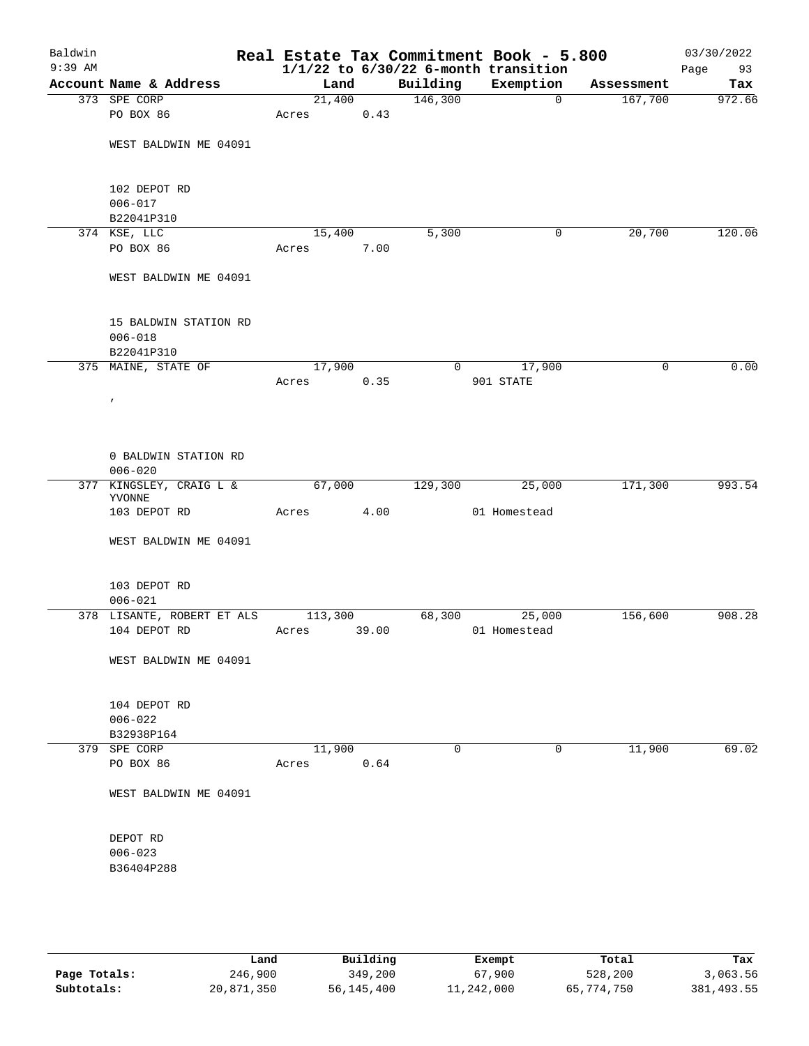Baldwin 9:39 AM

# Real Estate Tax Commitment Book - 5.800
## 1/1/22 to 6/30/22 6-month transition

03/30/2022

| Account Name & Address | Land | Building | Exemption | Assessment | Tax |
|---|---|---|---|---|---|
| 373 SPE CORP | 21,400 | 146,300 | 0 | 167,700 | 972.66 |
| PO BOX 86 | Acres 0.43 | | | | |
| WEST BALDWIN ME 04091 | | | | | |
| 102 DEPOT RD | | | | | |
| 006-017 | | | | | |
| B22041P310 | | | | | |
| 374 KSE, LLC | 15,400 | 5,300 | 0 | 20,700 | 120.06 |
| PO BOX 86 | Acres 7.00 | | | | |
| WEST BALDWIN ME 04091 | | | | | |
| 15 BALDWIN STATION RD | | | | | |
| 006-018 | | | | | |
| B22041P310 | | | | | |
| 375 MAINE, STATE OF | 17,900 | 0 | 17,900 | 0 | 0.00 |
| | Acres 0.35 | | 901 STATE | | |
| , | | | | | |
| 0 BALDWIN STATION RD | | | | | |
| 006-020 | | | | | |
| 377 KINGSLEY, CRAIG L & YVONNE | 67,000 | 129,300 | 25,000 | 171,300 | 993.54 |
| 103 DEPOT RD | Acres 4.00 | | 01 Homestead | | |
| WEST BALDWIN ME 04091 | | | | | |
| 103 DEPOT RD | | | | | |
| 006-021 | | | | | |
| 378 LISANTE, ROBERT ET ALS | 113,300 | 68,300 | 25,000 | 156,600 | 908.28 |
| 104 DEPOT RD | Acres 39.00 | | 01 Homestead | | |
| WEST BALDWIN ME 04091 | | | | | |
| 104 DEPOT RD | | | | | |
| 006-022 | | | | | |
| B32938P164 | | | | | |
| 379 SPE CORP | 11,900 | 0 | 0 | 11,900 | 69.02 |
| PO BOX 86 | Acres 0.64 | | | | |
| WEST BALDWIN ME 04091 | | | | | |
| DEPOT RD | | | | | |
| 006-023 | | | | | |
| B36404P288 | | | | | |

| | Land | Building | Exempt | Total | Tax |
|---|---|---|---|---|---|
| Page Totals: | 246,900 | 349,200 | 67,900 | 528,200 | 3,063.56 |
| Subtotals: | 20,871,350 | 56,145,400 | 11,242,000 | 65,774,750 | 381,493.55 |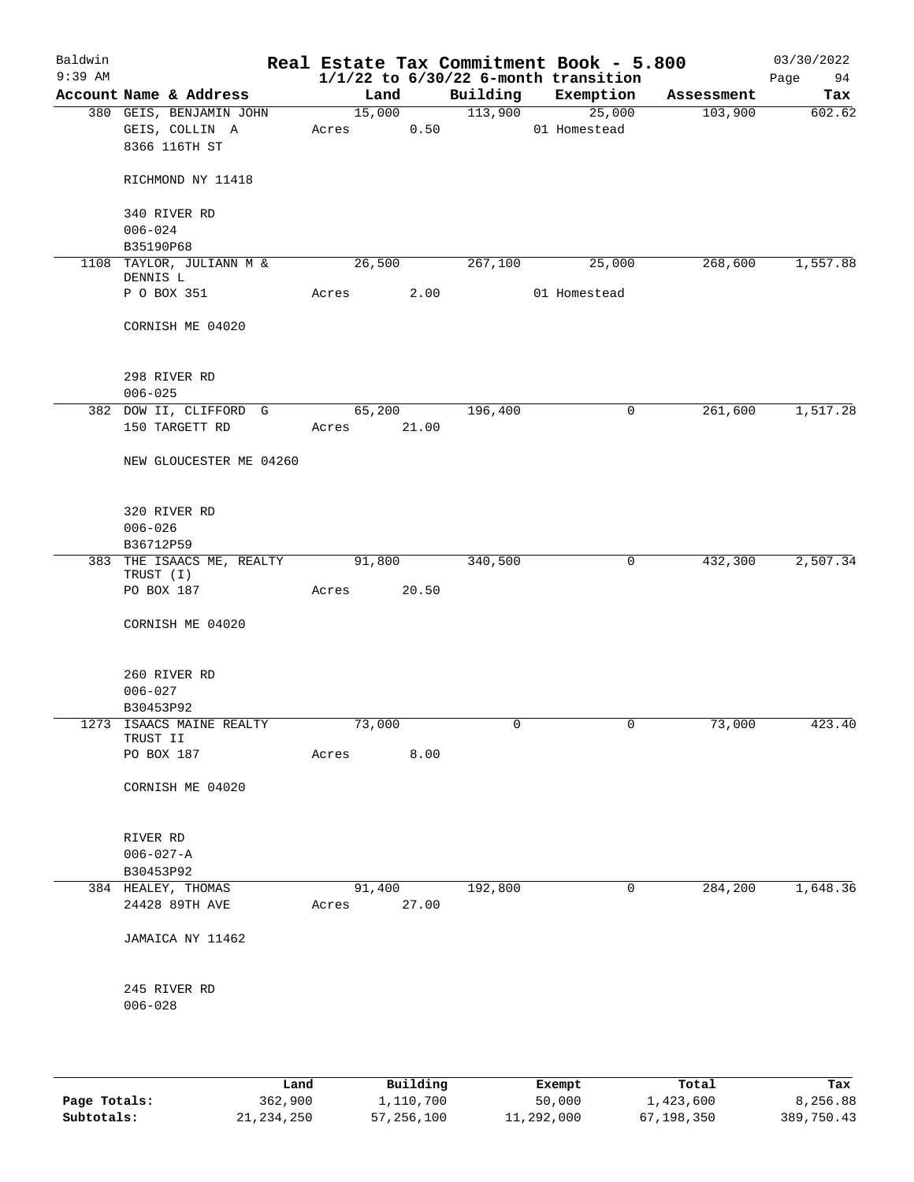# Baldwin Real Estate Tax Commitment Book - 5.800

9:39 AM — 1/1/22 to 6/30/22 6-month transition — 03/30/2022

| Account Name & Address | Land | Building | Exemption | Assessment | Tax |
|---|---|---|---|---|---|
| 380 GEIS, BENJAMIN JOHN<br>GEIS, COLLIN A<br>8366 116TH ST<br><br>RICHMOND NY 11418<br><br>340 RIVER RD<br>006-024<br>B35190P68 | 15,000<br>Acres 0.50 | 113,900 | 25,000<br>01 Homestead | 103,900 | 602.62 |
| 1108 TAYLOR, JULIANN M &<br>DENNIS L<br>P O BOX 351<br><br>CORNISH ME 04020<br><br>298 RIVER RD<br>006-025 | 26,500<br>Acres 2.00 | 267,100 | 25,000<br>01 Homestead | 268,600 | 1,557.88 |
| 382 DOW II, CLIFFORD G<br>150 TARGETT RD<br><br>NEW GLOUCESTER ME 04260<br><br>320 RIVER RD<br>006-026<br>B36712P59 | 65,200<br>Acres 21.00 | 196,400 | 0 | 261,600 | 1,517.28 |
| 383 THE ISAACS ME, REALTY<br>TRUST (I)<br>PO BOX 187<br><br>CORNISH ME 04020<br><br>260 RIVER RD<br>006-027<br>B30453P92 | 91,800<br>Acres 20.50 | 340,500 | 0 | 432,300 | 2,507.34 |
| 1273 ISAACS MAINE REALTY<br>TRUST II<br>PO BOX 187<br><br>CORNISH ME 04020<br><br>RIVER RD<br>006-027-A<br>B30453P92 | 73,000<br>Acres 8.00 | 0 | 0 | 73,000 | 423.40 |
| 384 HEALEY, THOMAS<br>24428 89TH AVE<br><br>JAMAICA NY 11462<br><br>245 RIVER RD<br>006-028 | 91,400<br>Acres 27.00 | 192,800 | 0 | 284,200 | 1,648.36 |

| | Land | Building | Exempt | Total | Tax |
|---|---|---|---|---|---|
| Page Totals: | 362,900 | 1,110,700 | 50,000 | 1,423,600 | 8,256.88 |
| Subtotals: | 21,234,250 | 57,256,100 | 11,292,000 | 67,198,350 | 389,750.43 |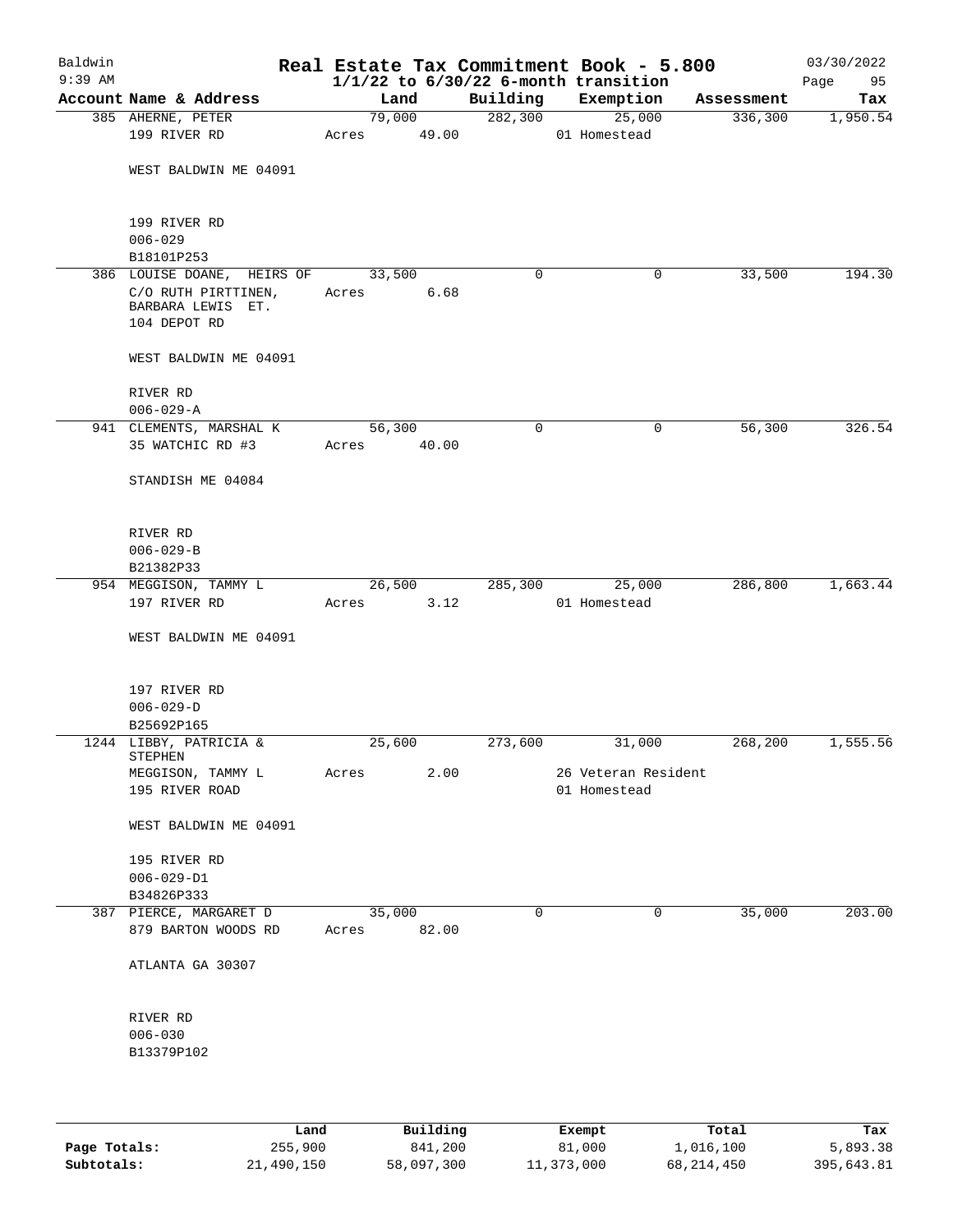Baldwin
9:39 AM

# Real Estate Tax Commitment Book - 5.800
## 1/1/22 to 6/30/22 6-month transition

03/30/2022

| Account | Name & Address | Land | Building | Exemption | Assessment | Tax |
|---|---|---|---|---|---|---|
| 385 | AHERNE, PETER<br>199 RIVER RD<br><br>WEST BALDWIN ME 04091<br><br>199 RIVER RD<br>006-029<br>B18101P253 | 79,000<br>Acres 49.00 | 282,300 | 25,000<br>01 Homestead | 336,300 | 1,950.54 |
| 386 | LOUISE DOANE, HEIRS OF<br>C/O RUTH PIRTTINEN, BARBARA LEWIS ET.<br>104 DEPOT RD<br><br>WEST BALDWIN ME 04091<br><br>RIVER RD<br>006-029-A | 33,500<br>Acres 6.68 | 0 | 0 | 33,500 | 194.30 |
| 941 | CLEMENTS, MARSHAL K<br>35 WATCHIC RD #3<br><br>STANDISH ME 04084<br><br>RIVER RD<br>006-029-B<br>B21382P33 | 56,300<br>Acres 40.00 | 0 | 0 | 56,300 | 326.54 |
| 954 | MEGGISON, TAMMY L<br>197 RIVER RD<br><br>WEST BALDWIN ME 04091<br><br>197 RIVER RD<br>006-029-D<br>B25692P165 | 26,500<br>Acres 3.12 | 285,300 | 25,000<br>01 Homestead | 286,800 | 1,663.44 |
| 1244 | LIBBY, PATRICIA & STEPHEN<br>MEGGISON, TAMMY L<br>195 RIVER ROAD<br><br>WEST BALDWIN ME 04091<br><br>195 RIVER RD<br>006-029-D1<br>B34826P333 | 25,600<br>Acres 2.00 | 273,600 | 31,000<br>26 Veteran Resident<br>01 Homestead | 268,200 | 1,555.56 |
| 387 | PIERCE, MARGARET D<br>879 BARTON WOODS RD<br><br>ATLANTA GA 30307<br><br>RIVER RD<br>006-030<br>B13379P102 | 35,000<br>Acres 82.00 | 0 | 0 | 35,000 | 203.00 |

| | Land | Building | Exempt | Total | Tax |
|---|---|---|---|---|---|
| Page Totals: | 255,900 | 841,200 | 81,000 | 1,016,100 | 5,893.38 |
| Subtotals: | 21,490,150 | 58,097,300 | 11,373,000 | 68,214,450 | 395,643.81 |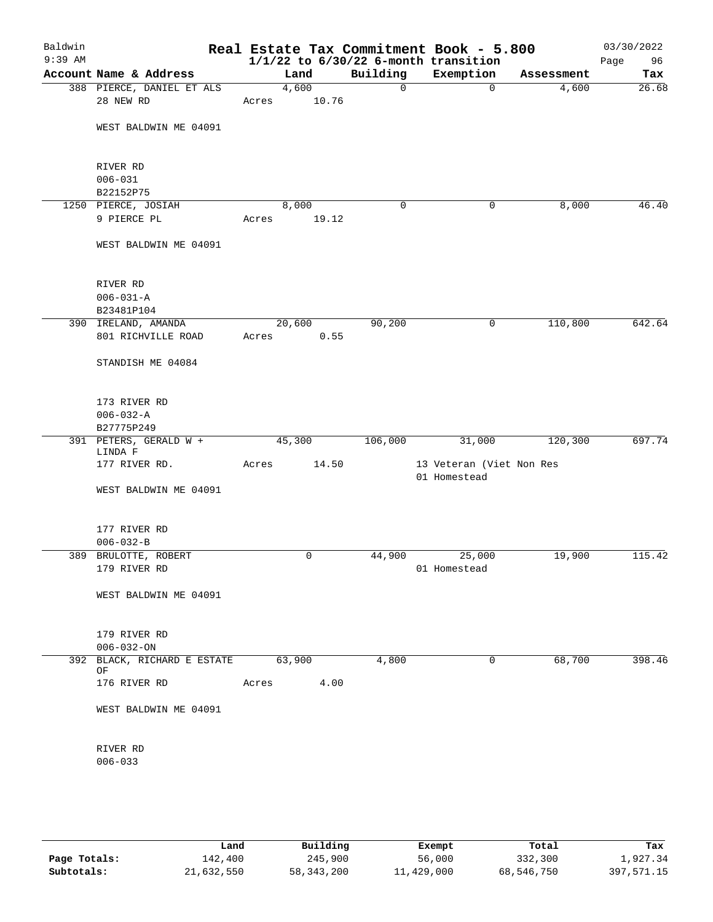Baldwin 9:39 AM

# Real Estate Tax Commitment Book - 5.800
## 1/1/22 to 6/30/22 6-month transition

03/30/2022

| Account Name & Address | Land | Building | Exemption | Assessment | Tax |
|---|---|---|---|---|---|
| 388 PIERCE, DANIEL ET ALS | 4,600 | 0 | 0 | 4,600 | 26.68 |
| 28 NEW RD | Acres 10.76 | | | | |
| WEST BALDWIN ME 04091 | | | | | |
| RIVER RD | | | | | |
| 006-031 | | | | | |
| B22152P75 | | | | | |
| 1250 PIERCE, JOSIAH | 8,000 | 0 | 0 | 8,000 | 46.40 |
| 9 PIERCE PL | Acres 19.12 | | | | |
| WEST BALDWIN ME 04091 | | | | | |
| RIVER RD | | | | | |
| 006-031-A | | | | | |
| B23481P104 | | | | | |
| 390 IRELAND, AMANDA | 20,600 | 90,200 | 0 | 110,800 | 642.64 |
| 801 RICHVILLE ROAD | Acres 0.55 | | | | |
| STANDISH ME 04084 | | | | | |
| 173 RIVER RD | | | | | |
| 006-032-A | | | | | |
| B27775P249 | | | | | |
| 391 PETERS, GERALD W + LINDA F | 45,300 | 106,000 | 31,000 | 120,300 | 697.74 |
| 177 RIVER RD. | Acres 14.50 | | 13 Veteran (Viet Non Res | | |
| | | | 01 Homestead | | |
| WEST BALDWIN ME 04091 | | | | | |
| 177 RIVER RD | | | | | |
| 006-032-B | | | | | |
| 389 BRULOTTE, ROBERT | 0 | 44,900 | 25,000 | 19,900 | 115.42 |
| 179 RIVER RD | | | 01 Homestead | | |
| WEST BALDWIN ME 04091 | | | | | |
| 179 RIVER RD | | | | | |
| 006-032-ON | | | | | |
| 392 BLACK, RICHARD E ESTATE OF | 63,900 | 4,800 | 0 | 68,700 | 398.46 |
| 176 RIVER RD | Acres 4.00 | | | | |
| WEST BALDWIN ME 04091 | | | | | |
| RIVER RD | | | | | |
| 006-033 | | | | | |

| | Land | Building | Exempt | Total | Tax |
|---|---|---|---|---|---|
| Page Totals: | 142,400 | 245,900 | 56,000 | 332,300 | 1,927.34 |
| Subtotals: | 21,632,550 | 58,343,200 | 11,429,000 | 68,546,750 | 397,571.15 |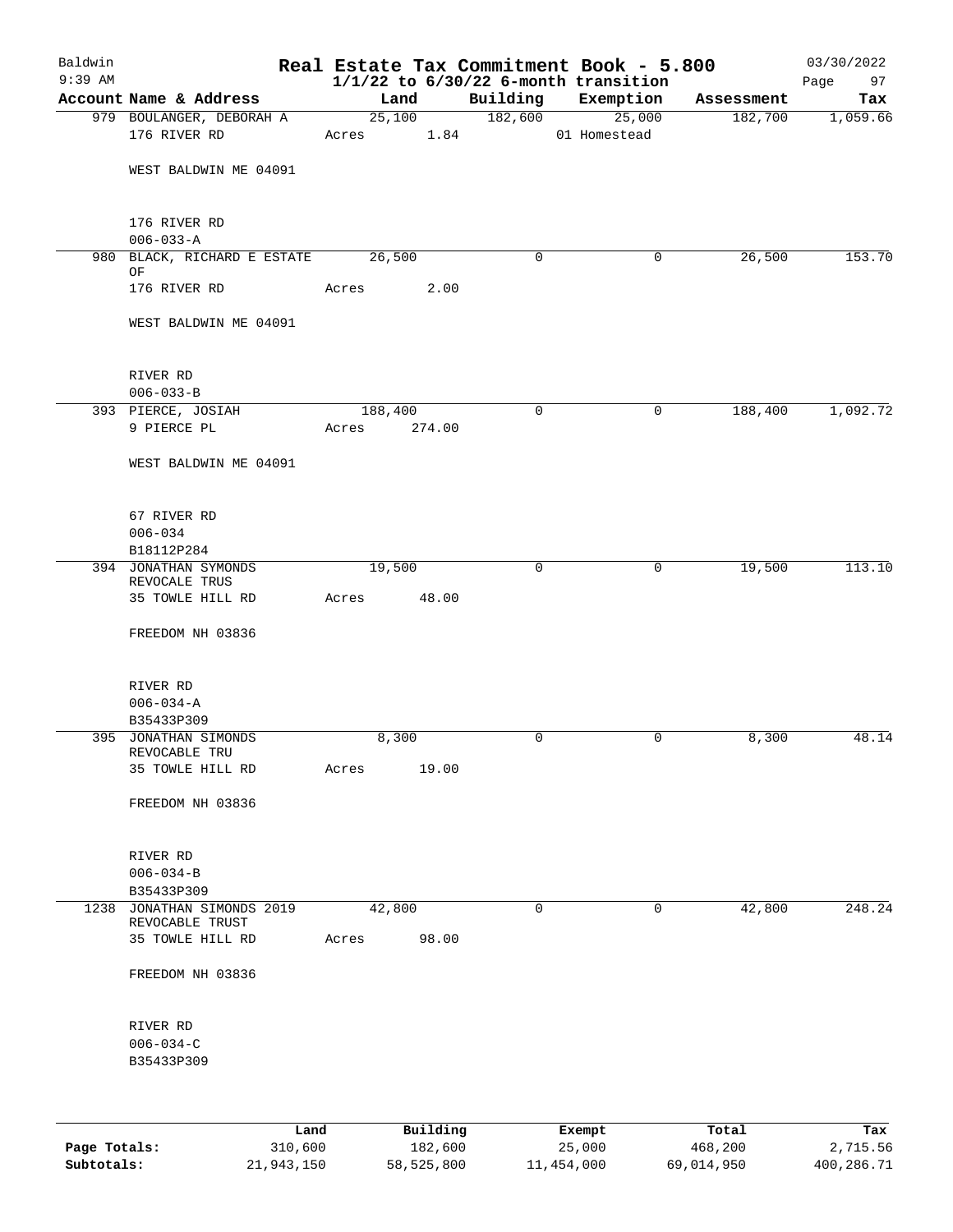# Real Estate Tax Commitment Book - 5.800

Baldwin
9:39 AM

$1/1/22$ to $6/30/22$ 6-month transition

03/30/2022

| Account | Name & Address | Land | Building | Exemption | Assessment | Tax |
|---|---|---|---|---|---|---|
| 979 | BOULANGER, DEBORAH A<br>176 RIVER RD<br><br>WEST BALDWIN ME 04091<br><br>176 RIVER RD<br>006-033-A | 25,100<br>Acres 1.84 | 182,600 | 25,000<br>01 Homestead | 182,700 | 1,059.66 |
| 980 | BLACK, RICHARD E ESTATE OF<br>176 RIVER RD<br><br>WEST BALDWIN ME 04091<br><br>RIVER RD<br>006-033-B | 26,500<br>Acres 2.00 | 0 | 0 | 26,500 | 153.70 |
| 393 | PIERCE, JOSIAH<br>9 PIERCE PL<br><br>WEST BALDWIN ME 04091<br><br>67 RIVER RD<br>006-034<br>B18112P284 | 188,400<br>Acres 274.00 | 0 | 0 | 188,400 | 1,092.72 |
| 394 | JONATHAN SYMONDS REVOCALE TRUS<br>35 TOWLE HILL RD<br><br>FREEDOM NH 03836<br><br>RIVER RD<br>006-034-A<br>B35433P309 | 19,500<br>Acres 48.00 | 0 | 0 | 19,500 | 113.10 |
| 395 | JONATHAN SIMONDS REVOCABLE TRU<br>35 TOWLE HILL RD<br><br>FREEDOM NH 03836<br><br>RIVER RD<br>006-034-B<br>B35433P309 | 8,300<br>Acres 19.00 | 0 | 0 | 8,300 | 48.14 |
| 1238 | JONATHAN SIMONDS 2019 REVOCABLE TRUST<br>35 TOWLE HILL RD<br><br>FREEDOM NH 03836<br><br>RIVER RD<br>006-034-C<br>B35433P309 | 42,800<br>Acres 98.00 | 0 | 0 | 42,800 | 248.24 |

| | Land | Building | Exempt | Total | Tax |
|---|---|---|---|---|---|
| Page Totals: | 310,600 | 182,600 | 25,000 | 468,200 | 2,715.56 |
| Subtotals: | 21,943,150 | 58,525,800 | 11,454,000 | 69,014,950 | 400,286.71 |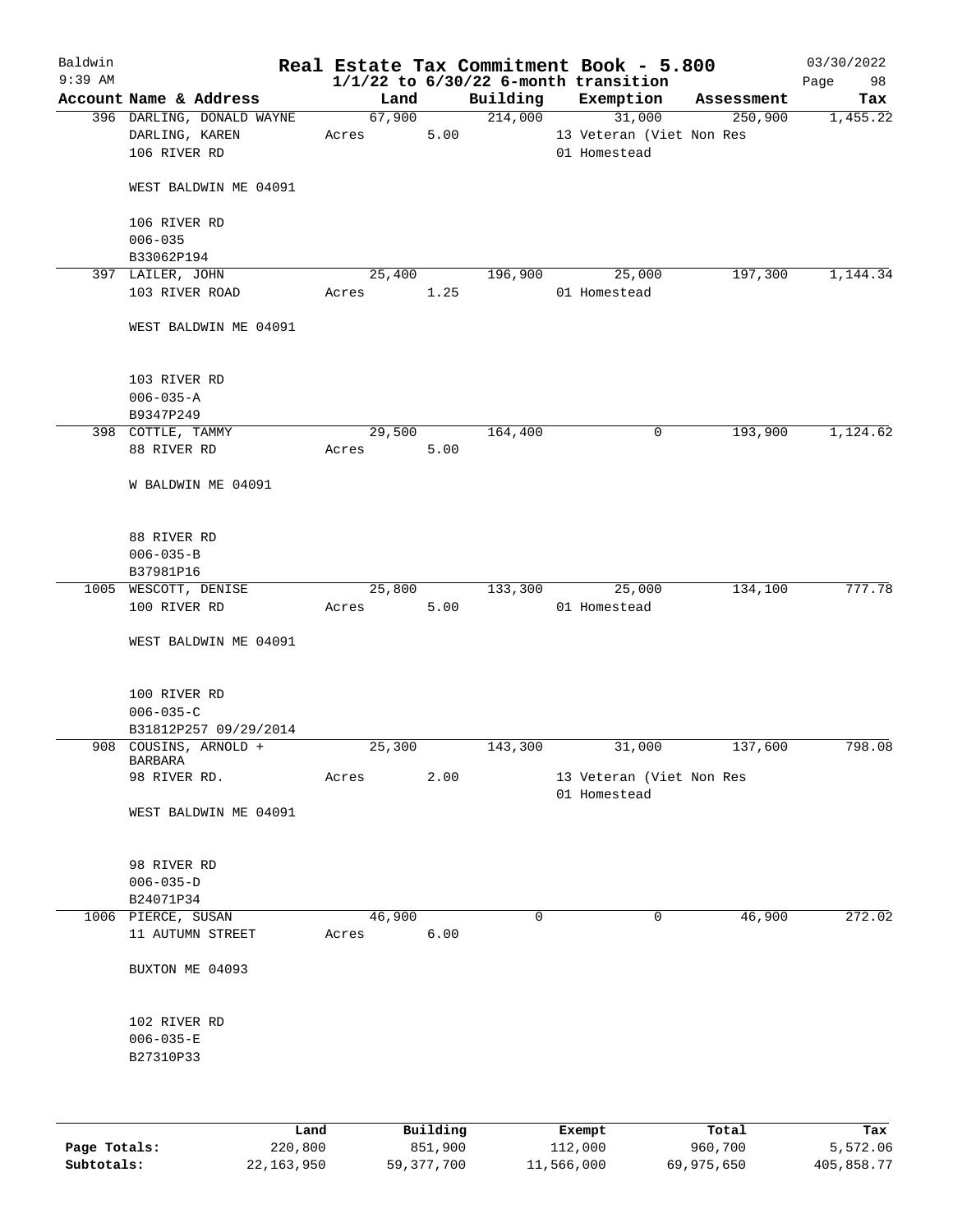Baldwin
9:39 AM

# Real Estate Tax Commitment Book - 5.800

1/1/22 to 6/30/22 6-month transition

03/30/2022

| Account | Name & Address | Land | Building | Exemption | Assessment | Tax |
|---|---|---|---|---|---|---|
| 396 | DARLING, DONALD WAYNE<br>DARLING, KAREN<br>106 RIVER RD<br><br>WEST BALDWIN ME 04091<br><br>106 RIVER RD<br>006-035<br>B33062P194 | 67,900<br>Acres 5.00 | 214,000 | 31,000<br>13 Veteran (Viet Non Res<br>01 Homestead | 250,900 | 1,455.22 |
| 397 | LAILER, JOHN<br>103 RIVER ROAD<br><br>WEST BALDWIN ME 04091<br><br>103 RIVER RD<br>006-035-A<br>B9347P249 | 25,400<br>Acres 1.25 | 196,900 | 25,000<br>01 Homestead | 197,300 | 1,144.34 |
| 398 | COTTLE, TAMMY<br>88 RIVER RD<br><br>W BALDWIN ME 04091<br><br>88 RIVER RD<br>006-035-B<br>B37981P16 | 29,500<br>Acres 5.00 | 164,400 | 0 | 193,900 | 1,124.62 |
| 1005 | WESCOTT, DENISE<br>100 RIVER RD<br><br>WEST BALDWIN ME 04091<br><br>100 RIVER RD<br>006-035-C<br>B31812P257 09/29/2014 | 25,800<br>Acres 5.00 | 133,300 | 25,000<br>01 Homestead | 134,100 | 777.78 |
| 908 | COUSINS, ARNOLD + BARBARA<br>98 RIVER RD.<br><br>WEST BALDWIN ME 04091<br><br>98 RIVER RD<br>006-035-D<br>B24071P34 | 25,300<br>Acres 2.00 | 143,300 | 31,000<br>13 Veteran (Viet Non Res<br>01 Homestead | 137,600 | 798.08 |
| 1006 | PIERCE, SUSAN<br>11 AUTUMN STREET<br><br>BUXTON ME 04093<br><br>102 RIVER RD<br>006-035-E<br>B27310P33 | 46,900<br>Acres 6.00 | 0 | 0 | 46,900 | 272.02 |

| | Land | Building | Exempt | Total | Tax |
|---|---|---|---|---|---|
| Page Totals: | 220,800 | 851,900 | 112,000 | 960,700 | 5,572.06 |
| Subtotals: | 22,163,950 | 59,377,700 | 11,566,000 | 69,975,650 | 405,858.77 |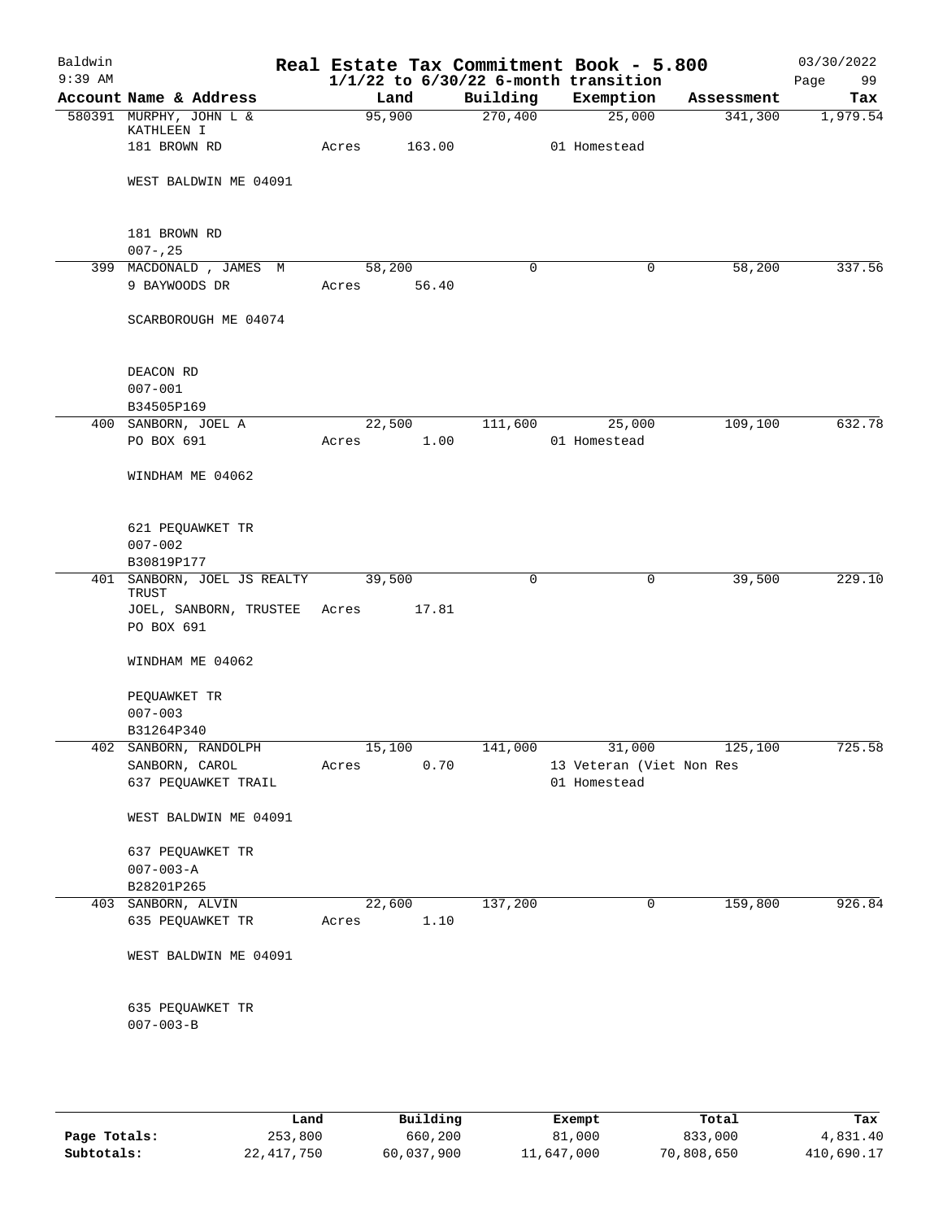# Baldwin — Real Estate Tax Commitment Book - 5.800

9:39 AM — 1/1/22 to 6/30/22 6-month transition — 03/30/2022 — Page 99

| Account | Name & Address | Land | Building | Exemption | Assessment | Tax |
|---|---|---|---|---|---|---|
| 580391 | MURPHY, JOHN L & KATHLEEN I<br>181 BROWN RD<br><br>WEST BALDWIN ME 04091<br><br>181 BROWN RD<br>007-,25 | 95,900<br>Acres 163.00 | 270,400 | 25,000<br>01 Homestead | 341,300 | 1,979.54 |
| 399 | MACDONALD , JAMES M<br>9 BAYWOODS DR<br><br>SCARBOROUGH ME 04074<br><br>DEACON RD<br>007-001<br>B34505P169 | 58,200<br>Acres 56.40 | 0 | 0 | 58,200 | 337.56 |
| 400 | SANBORN, JOEL A<br>PO BOX 691<br><br>WINDHAM ME 04062<br><br>621 PEQUAWKET TR<br>007-002<br>B30819P177 | 22,500<br>Acres 1.00 | 111,600 | 25,000<br>01 Homestead | 109,100 | 632.78 |
| 401 | SANBORN, JOEL JS REALTY TRUST<br>JOEL, SANBORN, TRUSTEE<br>PO BOX 691<br><br>WINDHAM ME 04062<br><br>PEQUAWKET TR<br>007-003<br>B31264P340 | 39,500<br>Acres 17.81 | 0 | 0 | 39,500 | 229.10 |
| 402 | SANBORN, RANDOLPH<br>SANBORN, CAROL<br>637 PEQUAWKET TRAIL<br><br>WEST BALDWIN ME 04091<br><br>637 PEQUAWKET TR<br>007-003-A<br>B28201P265 | 15,100<br>Acres 0.70 | 141,000 | 31,000<br>13 Veteran (Viet Non Res<br>01 Homestead | 125,100 | 725.58 |
| 403 | SANBORN, ALVIN<br>635 PEQUAWKET TR<br><br>WEST BALDWIN ME 04091<br><br>635 PEQUAWKET TR<br>007-003-B | 22,600<br>Acres 1.10 | 137,200 | 0 | 159,800 | 926.84 |

| | Land | Building | Exempt | Total | Tax |
|---|---|---|---|---|---|
| Page Totals: | 253,800 | 660,200 | 81,000 | 833,000 | 4,831.40 |
| Subtotals: | 22,417,750 | 60,037,900 | 11,647,000 | 70,808,650 | 410,690.17 |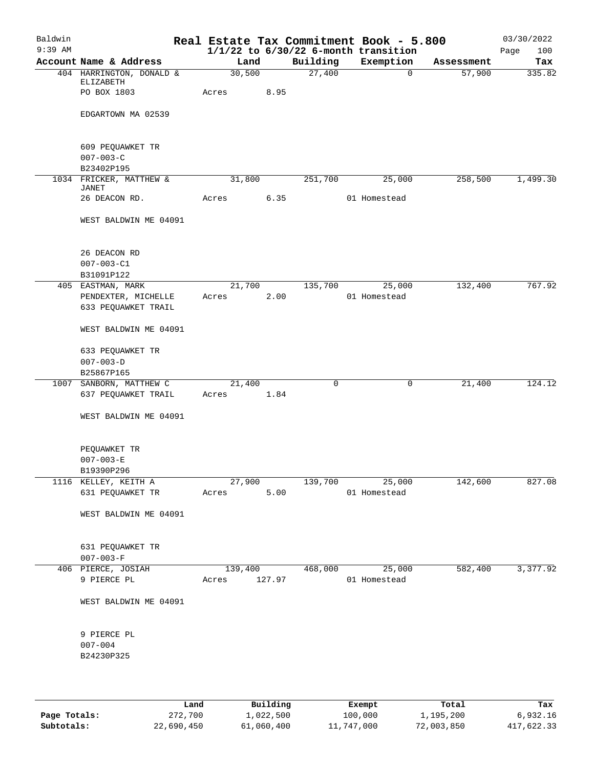# Real Estate Tax Commitment Book - 5.800

Baldwin
9:39 AM

$1/1/22$ to $6/30/22$ 6-month transition

03/30/2022

| Account Name & Address | Land | Building | Exemption | Assessment | Tax |
|---|---|---|---|---|---|
| 404 HARRINGTON, DONALD & ELIZABETH<br>PO BOX 1803<br>EDGARTOWN MA 02539<br><br>609 PEQUAWKET TR<br>007-003-C<br>B23402P195 | 30,500<br>Acres 8.95 | 27,400 | 0 | 57,900 | 335.82 |
| 1034 FRICKER, MATTHEW & JANET<br>26 DEACON RD.<br>WEST BALDWIN ME 04091<br><br>26 DEACON RD<br>007-003-C1<br>B31091P122 | 31,800<br>Acres 6.35 | 251,700 | 25,000<br>01 Homestead | 258,500 | 1,499.30 |
| 405 EASTMAN, MARK<br>PENDEXTER, MICHELLE<br>633 PEQUAWKET TRAIL<br>WEST BALDWIN ME 04091<br><br>633 PEQUAWKET TR<br>007-003-D<br>B25867P165 | 21,700<br>Acres 2.00 | 135,700 | 25,000<br>01 Homestead | 132,400 | 767.92 |
| 1007 SANBORN, MATTHEW C<br>637 PEQUAWKET TRAIL<br>WEST BALDWIN ME 04091<br><br>PEQUAWKET TR<br>007-003-E<br>B19390P296 | 21,400<br>Acres 1.84 | 0 | 0 | 21,400 | 124.12 |
| 1116 KELLEY, KEITH A<br>631 PEQUAWKET TR<br>WEST BALDWIN ME 04091<br><br>631 PEQUAWKET TR<br>007-003-F | 27,900<br>Acres 5.00 | 139,700 | 25,000<br>01 Homestead | 142,600 | 827.08 |
| 406 PIERCE, JOSIAH<br>9 PIERCE PL<br>WEST BALDWIN ME 04091<br><br>9 PIERCE PL<br>007-004<br>B24230P325 | 139,400<br>Acres 127.97 | 468,000 | 25,000<br>01 Homestead | 582,400 | 3,377.92 |

| | Land | Building | Exempt | Total | Tax |
|---|---|---|---|---|---|
| Page Totals: | 272,700 | 1,022,500 | 100,000 | 1,195,200 | 6,932.16 |
| Subtotals: | 22,690,450 | 61,060,400 | 11,747,000 | 72,003,850 | 417,622.33 |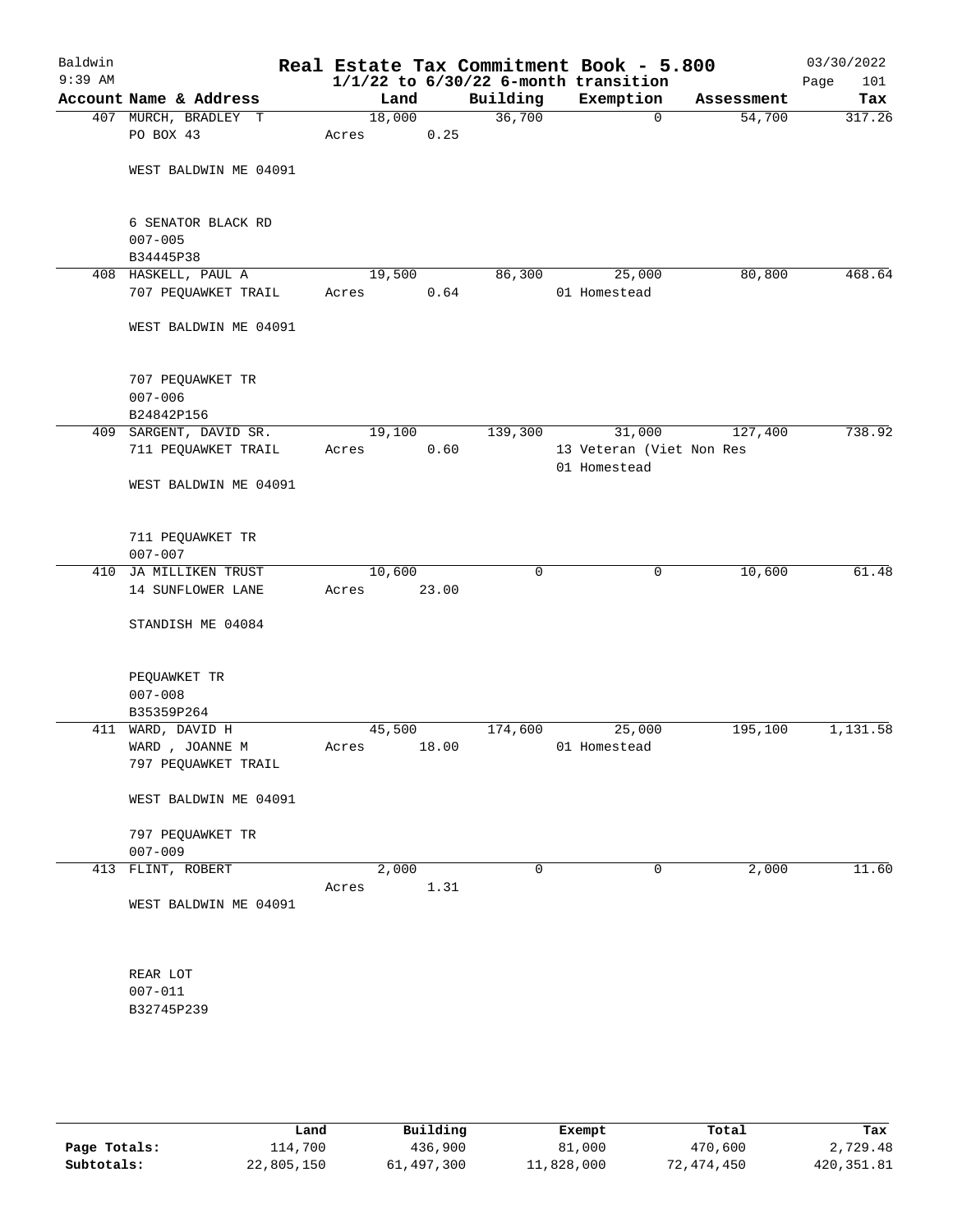# Real Estate Tax Commitment Book - 5.800

Baldwin
9:39 AM

1/1/22 to 6/30/22 6-month transition

03/30/2022

| Account Name & Address | Land | Building | Exemption | Assessment | Tax |
|---|---|---|---|---|---|
| 407 MURCH, BRADLEY T | 18,000 | 36,700 | 0 | 54,700 | 317.26 |
| PO BOX 43 | Acres 0.25 | | | | |
| WEST BALDWIN ME 04091 | | | | | |
| 6 SENATOR BLACK RD | | | | | |
| 007-005 | | | | | |
| B34445P38 | | | | | |
| 408 HASKELL, PAUL A | 19,500 | 86,300 | 25,000 | 80,800 | 468.64 |
| 707 PEQUAWKET TRAIL | Acres 0.64 | | 01 Homestead | | |
| WEST BALDWIN ME 04091 | | | | | |
| 707 PEQUAWKET TR | | | | | |
| 007-006 | | | | | |
| B24842P156 | | | | | |
| 409 SARGENT, DAVID SR. | 19,100 | 139,300 | 31,000 | 127,400 | 738.92 |
| 711 PEQUAWKET TRAIL | Acres 0.60 | | 13 Veteran (Viet Non Res | | |
| | | | 01 Homestead | | |
| WEST BALDWIN ME 04091 | | | | | |
| 711 PEQUAWKET TR | | | | | |
| 007-007 | | | | | |
| 410 JA MILLIKEN TRUST | 10,600 | 0 | 0 | 10,600 | 61.48 |
| 14 SUNFLOWER LANE | Acres 23.00 | | | | |
| STANDISH ME 04084 | | | | | |
| PEQUAWKET TR | | | | | |
| 007-008 | | | | | |
| B35359P264 | | | | | |
| 411 WARD, DAVID H | 45,500 | 174,600 | 25,000 | 195,100 | 1,131.58 |
| WARD , JOANNE M | Acres 18.00 | | 01 Homestead | | |
| 797 PEQUAWKET TRAIL | | | | | |
| WEST BALDWIN ME 04091 | | | | | |
| 797 PEQUAWKET TR | | | | | |
| 007-009 | | | | | |
| 413 FLINT, ROBERT | 2,000 | 0 | 0 | 2,000 | 11.60 |
| | Acres 1.31 | | | | |
| WEST BALDWIN ME 04091 | | | | | |
| REAR LOT | | | | | |
| 007-011 | | | | | |
| B32745P239 | | | | | |

| | Land | Building | Exempt | Total | Tax |
|---|---|---|---|---|---|
| Page Totals: | 114,700 | 436,900 | 81,000 | 470,600 | 2,729.48 |
| Subtotals: | 22,805,150 | 61,497,300 | 11,828,000 | 72,474,450 | 420,351.81 |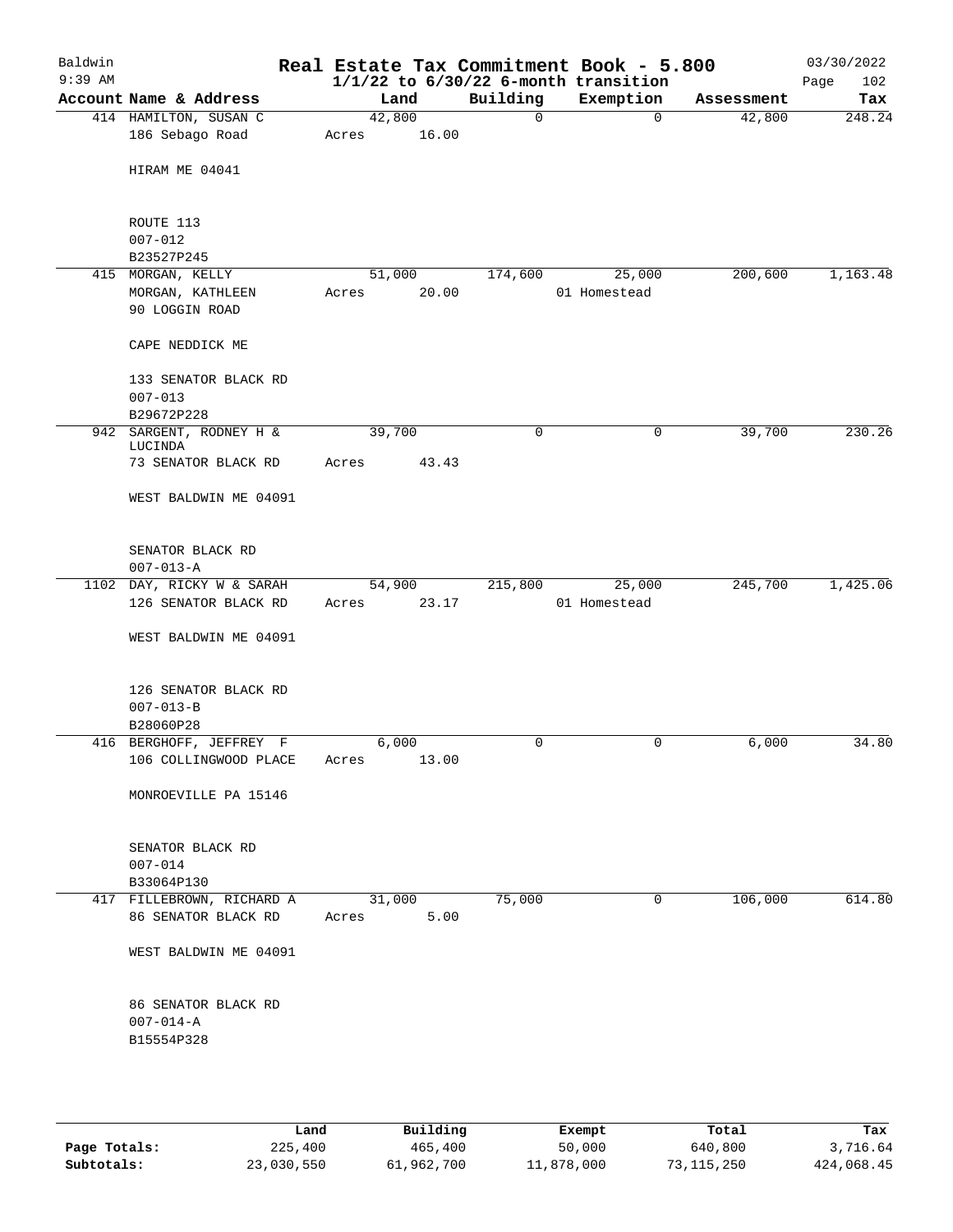Baldwin 9:39 AM

# Real Estate Tax Commitment Book - 5.800

## 1/1/22 to 6/30/22 6-month transition

03/30/2022 Page 102

| Account Name & Address | Land | Building | Exemption | Assessment | Tax |
|---|---|---|---|---|---|
| 414 HAMILTON, SUSAN C<br>186 Sebago Road<br><br>HIRAM ME 04041<br><br>ROUTE 113<br>007-012<br>B23527P245 | 42,800<br>Acres 16.00 | 0 | 0 | 42,800 | 248.24 |
| 415 MORGAN, KELLY<br>MORGAN, KATHLEEN<br>90 LOGGIN ROAD<br><br>CAPE NEDDICK ME<br><br>133 SENATOR BLACK RD<br>007-013<br>B29672P228 | 51,000<br>Acres 20.00 | 174,600 | 25,000<br>01 Homestead | 200,600 | 1,163.48 |
| 942 SARGENT, RODNEY H & LUCINDA<br>73 SENATOR BLACK RD<br><br>WEST BALDWIN ME 04091<br><br>SENATOR BLACK RD<br>007-013-A | 39,700<br>Acres 43.43 | 0 | 0 | 39,700 | 230.26 |
| 1102 DAY, RICKY W & SARAH<br>126 SENATOR BLACK RD<br><br>WEST BALDWIN ME 04091<br><br>126 SENATOR BLACK RD<br>007-013-B<br>B28060P28 | 54,900<br>Acres 23.17 | 215,800 | 25,000<br>01 Homestead | 245,700 | 1,425.06 |
| 416 BERGHOFF, JEFFREY F<br>106 COLLINGWOOD PLACE<br><br>MONROEVILLE PA 15146<br><br>SENATOR BLACK RD<br>007-014<br>B33064P130 | 6,000<br>Acres 13.00 | 0 | 0 | 6,000 | 34.80 |
| 417 FILLEBROWN, RICHARD A<br>86 SENATOR BLACK RD<br><br>WEST BALDWIN ME 04091<br><br>86 SENATOR BLACK RD<br>007-014-A<br>B15554P328 | 31,000<br>Acres 5.00 | 75,000 | 0 | 106,000 | 614.80 |

| | Land | Building | Exempt | Total | Tax |
|---|---|---|---|---|---|
| Page Totals: | 225,400 | 465,400 | 50,000 | 640,800 | 3,716.64 |
| Subtotals: | 23,030,550 | 61,962,700 | 11,878,000 | 73,115,250 | 424,068.45 |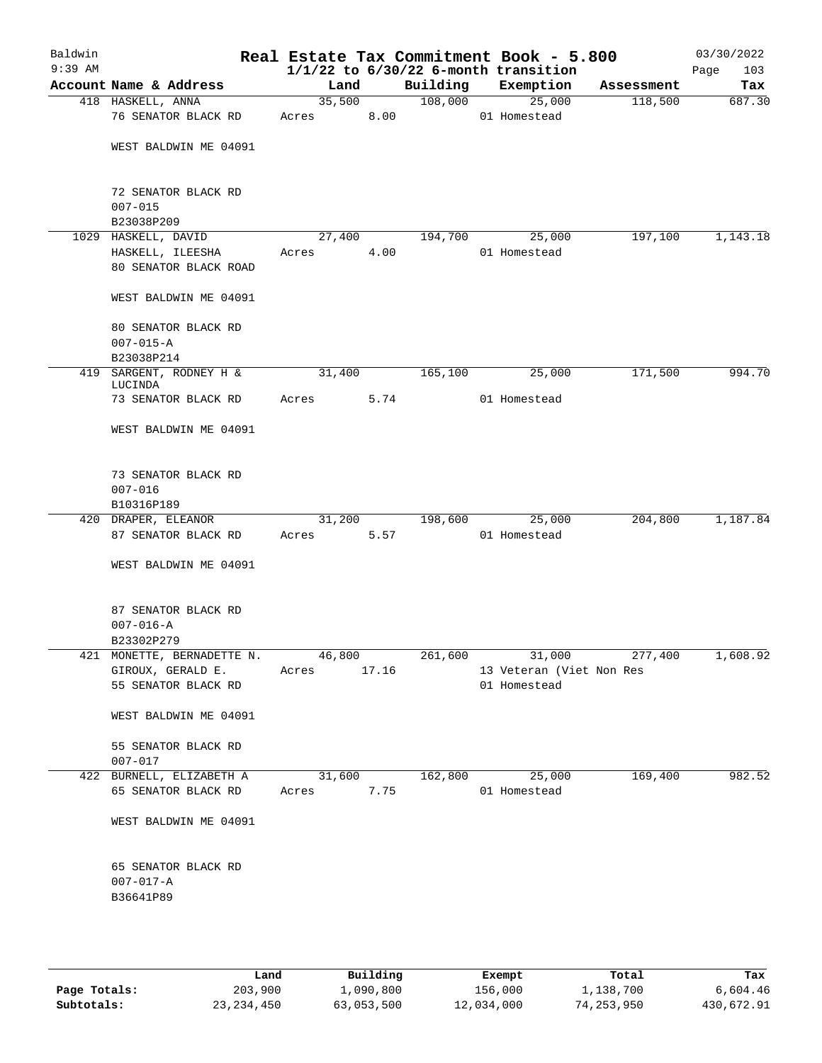# Real Estate Tax Commitment Book - 5.800

Baldwin 9:39 AM — 03/30/2022

$1/1/22$ to $6/30/22$ 6-month transition

| Account Name & Address | Land | Building | Exemption | Assessment | Tax |
|---|---|---|---|---|---|
| 418 HASKELL, ANNA<br>76 SENATOR BLACK RD<br><br>WEST BALDWIN ME 04091<br><br>72 SENATOR BLACK RD<br>007-015<br>B23038P209 | 35,500<br>Acres 8.00 | 108,000 | 25,000<br>01 Homestead | 118,500 | 687.30 |
| 1029 HASKELL, DAVID<br>HASKELL, ILEESHA<br>80 SENATOR BLACK ROAD<br><br>WEST BALDWIN ME 04091<br><br>80 SENATOR BLACK RD<br>007-015-A<br>B23038P214 | 27,400<br>Acres 4.00 | 194,700 | 25,000<br>01 Homestead | 197,100 | 1,143.18 |
| 419 SARGENT, RODNEY H & LUCINDA<br>73 SENATOR BLACK RD<br><br>WEST BALDWIN ME 04091<br><br>73 SENATOR BLACK RD<br>007-016<br>B10316P189 | 31,400<br>Acres 5.74 | 165,100 | 25,000<br>01 Homestead | 171,500 | 994.70 |
| 420 DRAPER, ELEANOR<br>87 SENATOR BLACK RD<br><br>WEST BALDWIN ME 04091<br><br>87 SENATOR BLACK RD<br>007-016-A<br>B23302P279 | 31,200<br>Acres 5.57 | 198,600 | 25,000<br>01 Homestead | 204,800 | 1,187.84 |
| 421 MONETTE, BERNADETTE N.<br>GIROUX, GERALD E.<br>55 SENATOR BLACK RD<br><br>WEST BALDWIN ME 04091<br><br>55 SENATOR BLACK RD<br>007-017 | 46,800<br>Acres 17.16 | 261,600 | 31,000<br>13 Veteran (Viet Non Res<br>01 Homestead | 277,400 | 1,608.92 |
| 422 BURNELL, ELIZABETH A<br>65 SENATOR BLACK RD<br><br>WEST BALDWIN ME 04091<br><br>65 SENATOR BLACK RD<br>007-017-A<br>B36641P89 | 31,600<br>Acres 7.75 | 162,800 | 25,000<br>01 Homestead | 169,400 | 982.52 |

| | Land | Building | Exempt | Total | Tax |
|---|---|---|---|---|---|
| Page Totals: | 203,900 | 1,090,800 | 156,000 | 1,138,700 | 6,604.46 |
| Subtotals: | 23,234,450 | 63,053,500 | 12,034,000 | 74,253,950 | 430,672.91 |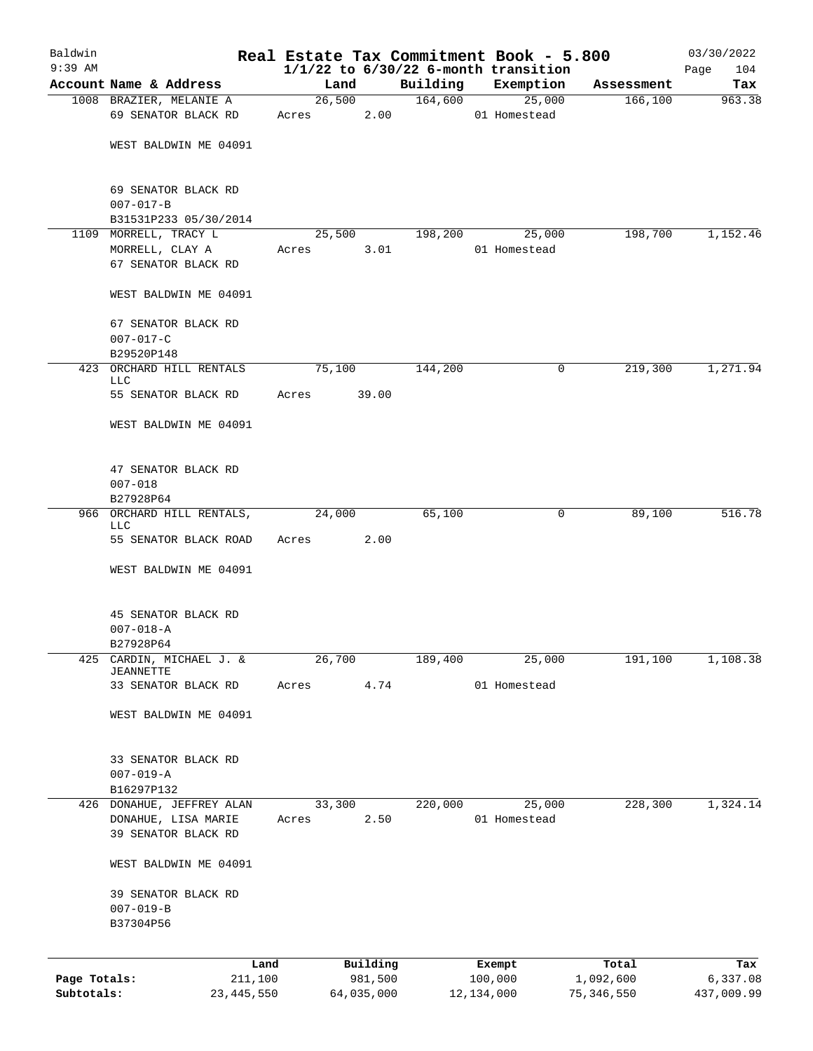# Real Estate Tax Commitment Book - 5.800

Baldwin
9:39 AM

$1/1/22$ to $6/30/22$ 6-month transition

03/30/2022

| Account | Name & Address | Land | Building | Exemption | Assessment | Tax |
|---|---|---|---|---|---|---|
| 1008 | BRAZIER, MELANIE A<br>69 SENATOR BLACK RD<br><br>WEST BALDWIN ME 04091<br><br>69 SENATOR BLACK RD<br>007-017-B<br>B31531P233 05/30/2014 | 26,500<br>Acres 2.00 | 164,600 | 25,000<br>01 Homestead | 166,100 | 963.38 |
| 1109 | MORRELL, TRACY L<br>MORRELL, CLAY A<br>67 SENATOR BLACK RD<br><br>WEST BALDWIN ME 04091<br><br>67 SENATOR BLACK RD<br>007-017-C<br>B29520P148 | 25,500<br>Acres 3.01 | 198,200 | 25,000<br>01 Homestead | 198,700 | 1,152.46 |
| 423 | ORCHARD HILL RENTALS LLC<br>55 SENATOR BLACK RD<br><br>WEST BALDWIN ME 04091<br><br>47 SENATOR BLACK RD<br>007-018<br>B27928P64 | 75,100<br>Acres 39.00 | 144,200 | 0 | 219,300 | 1,271.94 |
| 966 | ORCHARD HILL RENTALS, LLC<br>55 SENATOR BLACK ROAD<br><br>WEST BALDWIN ME 04091<br><br>45 SENATOR BLACK RD<br>007-018-A<br>B27928P64 | 24,000<br>Acres 2.00 | 65,100 | 0 | 89,100 | 516.78 |
| 425 | CARDIN, MICHAEL J. & JEANNETTE<br>33 SENATOR BLACK RD<br><br>WEST BALDWIN ME 04091<br><br>33 SENATOR BLACK RD<br>007-019-A<br>B16297P132 | 26,700<br>Acres 4.74 | 189,400 | 25,000<br>01 Homestead | 191,100 | 1,108.38 |
| 426 | DONAHUE, JEFFREY ALAN<br>DONAHUE, LISA MARIE<br>39 SENATOR BLACK RD<br><br>WEST BALDWIN ME 04091<br><br>39 SENATOR BLACK RD<br>007-019-B<br>B37304P56 | 33,300<br>Acres 2.50 | 220,000 | 25,000<br>01 Homestead | 228,300 | 1,324.14 |

| | Land | Building | Exempt | Total | Tax |
|---|---|---|---|---|---|
| Page Totals: | 211,100 | 981,500 | 100,000 | 1,092,600 | 6,337.08 |
| Subtotals: | 23,445,550 | 64,035,000 | 12,134,000 | 75,346,550 | 437,009.99 |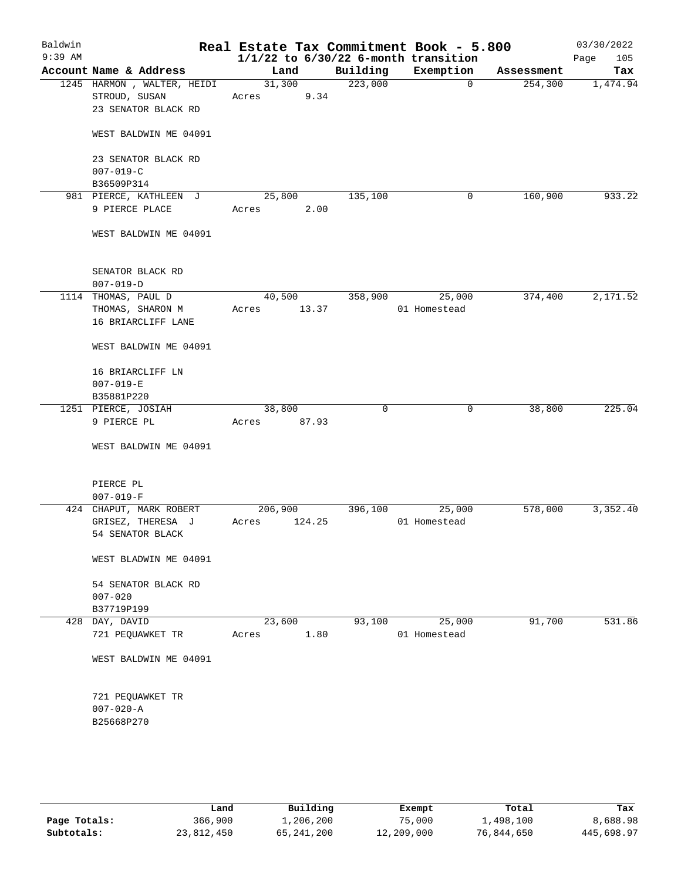Baldwin
9:39 AM

# Real Estate Tax Commitment Book - 5.800

## 1/1/22 to 6/30/22 6-month transition

03/30/2022
Page 105

| Account Name & Address | Land | Building | Exemption | Assessment | Tax |
|---|---|---|---|---|---|
| 1245 HARMON , WALTER, HEIDI<br>STROUD, SUSAN<br>23 SENATOR BLACK RD<br><br>WEST BALDWIN ME 04091<br><br>23 SENATOR BLACK RD<br>007-019-C<br>B36509P314 | 31,300<br>Acres 9.34 | 223,000 | 0 | 254,300 | 1,474.94 |
| 981 PIERCE, KATHLEEN J<br>9 PIERCE PLACE<br><br>WEST BALDWIN ME 04091<br><br>SENATOR BLACK RD<br>007-019-D | 25,800<br>Acres 2.00 | 135,100 | 0 | 160,900 | 933.22 |
| 1114 THOMAS, PAUL D<br>THOMAS, SHARON M<br>16 BRIARCLIFF LANE<br><br>WEST BALDWIN ME 04091<br><br>16 BRIARCLIFF LN<br>007-019-E<br>B35881P220 | 40,500<br>Acres 13.37 | 358,900 | 25,000<br>01 Homestead | 374,400 | 2,171.52 |
| 1251 PIERCE, JOSIAH<br>9 PIERCE PL<br><br>WEST BALDWIN ME 04091<br><br>PIERCE PL<br>007-019-F | 38,800<br>Acres 87.93 | 0 | 0 | 38,800 | 225.04 |
| 424 CHAPUT, MARK ROBERT<br>GRISEZ, THERESA J<br>54 SENATOR BLACK<br><br>WEST BLADWIN ME 04091<br><br>54 SENATOR BLACK RD<br>007-020<br>B37719P199 | 206,900<br>Acres 124.25 | 396,100 | 25,000<br>01 Homestead | 578,000 | 3,352.40 |
| 428 DAY, DAVID<br>721 PEQUAWKET TR<br><br>WEST BALDWIN ME 04091<br><br>721 PEQUAWKET TR<br>007-020-A<br>B25668P270 | 23,600<br>Acres 1.80 | 93,100 | 25,000<br>01 Homestead | 91,700 | 531.86 |

| | Land | Building | Exempt | Total | Tax |
|---|---|---|---|---|---|
| Page Totals: | 366,900 | 1,206,200 | 75,000 | 1,498,100 | 8,688.98 |
| Subtotals: | 23,812,450 | 65,241,200 | 12,209,000 | 76,844,650 | 445,698.97 |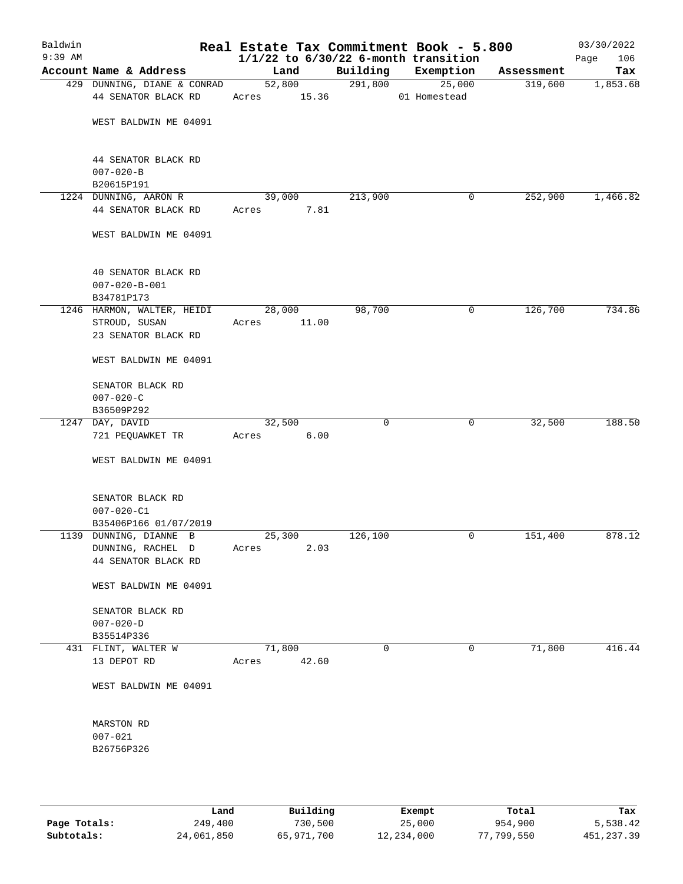Baldwin
9:39 AM

# Real Estate Tax Commitment Book - 5.800
## 1/1/22 to 6/30/22 6-month transition

03/30/2022
Page 106

| Account | Name & Address | Land | Building | Exemption | Assessment | Tax |
|---|---|---|---|---|---|---|
| 429 | DUNNING, DIANE & CONRAD<br>44 SENATOR BLACK RD<br><br>WEST BALDWIN ME 04091<br><br>44 SENATOR BLACK RD<br>007-020-B<br>B20615P191 | 52,800<br>Acres 15.36 | 291,800 | 25,000<br>01 Homestead | 319,600 | 1,853.68 |
| 1224 | DUNNING, AARON R<br>44 SENATOR BLACK RD<br><br>WEST BALDWIN ME 04091<br><br>40 SENATOR BLACK RD<br>007-020-B-001<br>B34781P173 | 39,000<br>Acres 7.81 | 213,900 | 0 | 252,900 | 1,466.82 |
| 1246 | HARMON, WALTER, HEIDI<br>STROUD, SUSAN<br>23 SENATOR BLACK RD<br><br>WEST BALDWIN ME 04091<br><br>SENATOR BLACK RD<br>007-020-C<br>B36509P292 | 28,000<br>Acres 11.00 | 98,700 | 0 | 126,700 | 734.86 |
| 1247 | DAY, DAVID<br>721 PEQUAWKET TR<br><br>WEST BALDWIN ME 04091<br><br>SENATOR BLACK RD<br>007-020-C1<br>B35406P166 01/07/2019 | 32,500<br>Acres 6.00 | 0 | 0 | 32,500 | 188.50 |
| 1139 | DUNNING, DIANNE B<br>DUNNING, RACHEL D<br>44 SENATOR BLACK RD<br><br>WEST BALDWIN ME 04091<br><br>SENATOR BLACK RD<br>007-020-D<br>B35514P336 | 25,300<br>Acres 2.03 | 126,100 | 0 | 151,400 | 878.12 |
| 431 | FLINT, WALTER W<br>13 DEPOT RD<br><br>WEST BALDWIN ME 04091<br><br>MARSTON RD<br>007-021<br>B26756P326 | 71,800<br>Acres 42.60 | 0 | 0 | 71,800 | 416.44 |

| | Land | Building | Exempt | Total | Tax |
|---|---|---|---|---|---|
| Page Totals: | 249,400 | 730,500 | 25,000 | 954,900 | 5,538.42 |
| Subtotals: | 24,061,850 | 65,971,700 | 12,234,000 | 77,799,550 | 451,237.39 |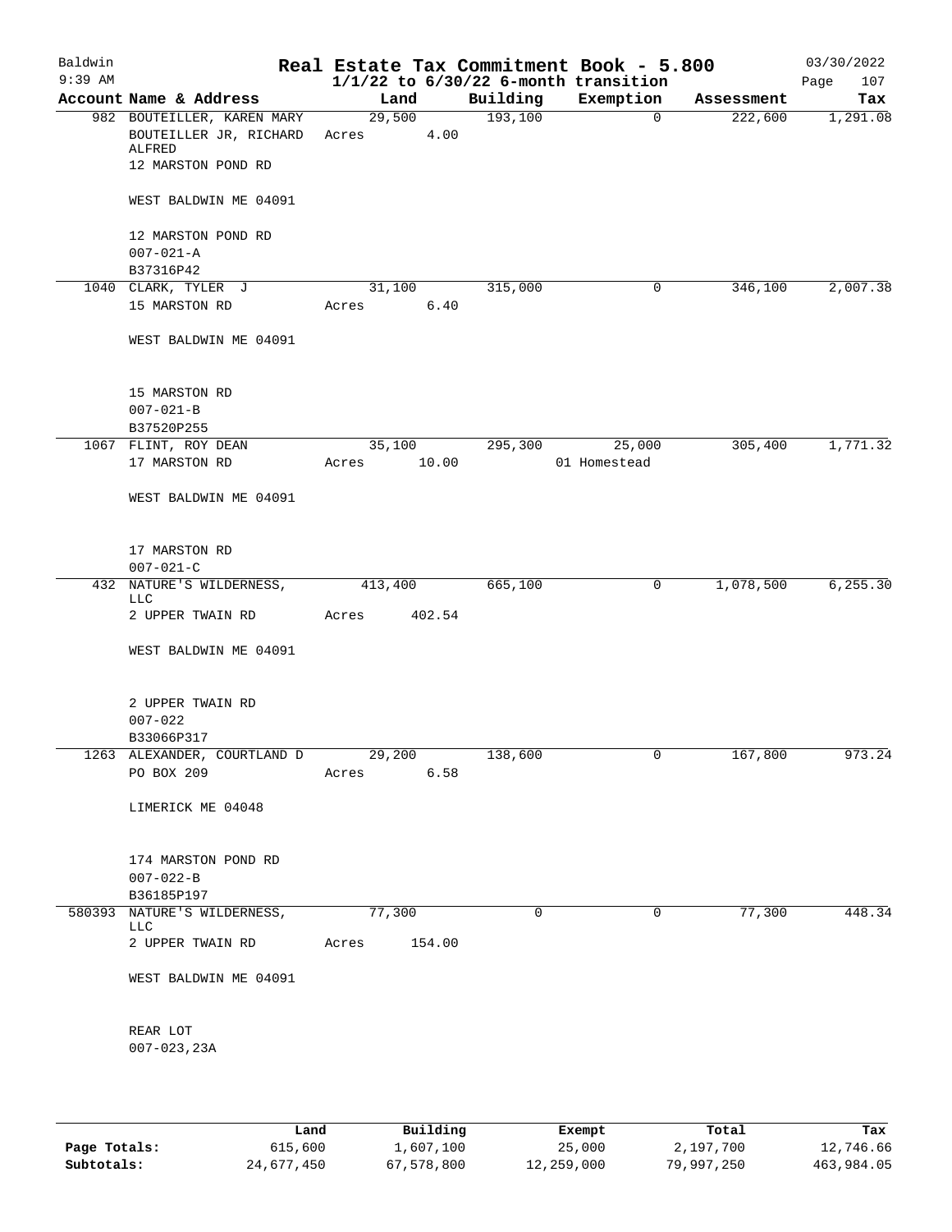# Baldwin — Real Estate Tax Commitment Book - 5.800

$1/1/22$ to $6/30/22$ 6-month transition

03/30/2022 9:39 AM

| Account | Name & Address | Land | Building | Exemption | Assessment | Tax |
|---|---|---|---|---|---|---|
| 982 | BOUTEILLER, KAREN MARY<br>BOUTEILLER JR, RICHARD ALFRED<br>12 MARSTON POND RD<br><br>WEST BALDWIN ME 04091<br><br>12 MARSTON POND RD<br>007-021-A<br>B37316P42 | 29,500<br>Acres 4.00 | 193,100 | 0 | 222,600 | 1,291.08 |
| 1040 | CLARK, TYLER J<br>15 MARSTON RD<br><br>WEST BALDWIN ME 04091<br><br>15 MARSTON RD<br>007-021-B<br>B37520P255 | 31,100<br>Acres 6.40 | 315,000 | 0 | 346,100 | 2,007.38 |
| 1067 | FLINT, ROY DEAN<br>17 MARSTON RD<br><br>WEST BALDWIN ME 04091<br><br>17 MARSTON RD<br>007-021-C | 35,100<br>Acres 10.00 | 295,300 | 25,000<br>01 Homestead | 305,400 | 1,771.32 |
| 432 | NATURE'S WILDERNESS, LLC<br>2 UPPER TWAIN RD<br><br>WEST BALDWIN ME 04091<br><br>2 UPPER TWAIN RD<br>007-022<br>B33066P317 | 413,400<br>Acres 402.54 | 665,100 | 0 | 1,078,500 | 6,255.30 |
| 1263 | ALEXANDER, COURTLAND D<br>PO BOX 209<br><br>LIMERICK ME 04048<br><br>174 MARSTON POND RD<br>007-022-B<br>B36185P197 | 29,200<br>Acres 6.58 | 138,600 | 0 | 167,800 | 973.24 |
| 580393 | NATURE'S WILDERNESS, LLC<br>2 UPPER TWAIN RD<br><br>WEST BALDWIN ME 04091<br><br>REAR LOT<br>007-023,23A | 77,300<br>Acres 154.00 | 0 | 0 | 77,300 | 448.34 |

| | Land | Building | Exempt | Total | Tax |
|---|---|---|---|---|---|
| Page Totals: | 615,600 | 1,607,100 | 25,000 | 2,197,700 | 12,746.66 |
| Subtotals: | 24,677,450 | 67,578,800 | 12,259,000 | 79,997,250 | 463,984.05 |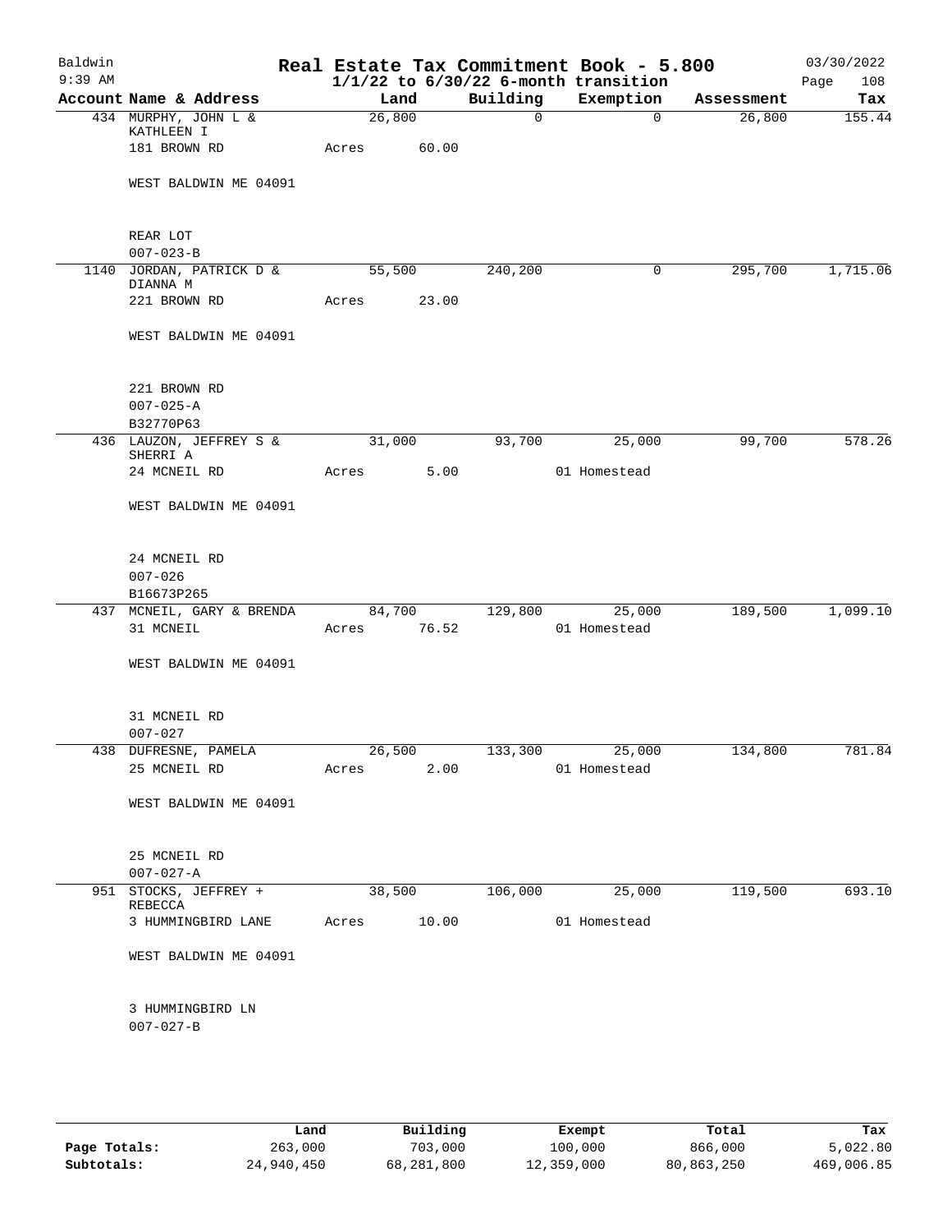Baldwin 9:39 AM

# Real Estate Tax Commitment Book - 5.800

1/1/22 to 6/30/22 6-month transition

03/30/2022

| Account | Name & Address | Land | Building | Exemption | Assessment | Tax |
|---|---|---|---|---|---|---|
| 434 | MURPHY, JOHN L & KATHLEEN I<br>181 BROWN RD<br>WEST BALDWIN ME 04091<br>REAR LOT<br>007-023-B | 26,800<br>Acres 60.00 | 0 | 0 | 26,800 | 155.44 |
| 1140 | JORDAN, PATRICK D & DIANNA M<br>221 BROWN RD<br>WEST BALDWIN ME 04091<br>221 BROWN RD<br>007-025-A<br>B32770P63 | 55,500<br>Acres 23.00 | 240,200 | 0 | 295,700 | 1,715.06 |
| 436 | LAUZON, JEFFREY S & SHERRI A<br>24 MCNEIL RD<br>WEST BALDWIN ME 04091<br>24 MCNEIL RD<br>007-026<br>B16673P265 | 31,000<br>Acres 5.00 | 93,700 | 25,000<br>01 Homestead | 99,700 | 578.26 |
| 437 | MCNEIL, GARY & BRENDA<br>31 MCNEIL<br>WEST BALDWIN ME 04091<br>31 MCNEIL RD<br>007-027 | 84,700<br>Acres 76.52 | 129,800 | 25,000<br>01 Homestead | 189,500 | 1,099.10 |
| 438 | DUFRESNE, PAMELA<br>25 MCNEIL RD<br>WEST BALDWIN ME 04091<br>25 MCNEIL RD<br>007-027-A | 26,500<br>Acres 2.00 | 133,300 | 25,000<br>01 Homestead | 134,800 | 781.84 |
| 951 | STOCKS, JEFFREY + REBECCA<br>3 HUMMINGBIRD LANE<br>WEST BALDWIN ME 04091<br>3 HUMMINGBIRD LN<br>007-027-B | 38,500<br>Acres 10.00 | 106,000 | 25,000<br>01 Homestead | 119,500 | 693.10 |

| | Land | Building | Exempt | Total | Tax |
|---|---|---|---|---|---|
| Page Totals: | 263,000 | 703,000 | 100,000 | 866,000 | 5,022.80 |
| Subtotals: | 24,940,450 | 68,281,800 | 12,359,000 | 80,863,250 | 469,006.85 |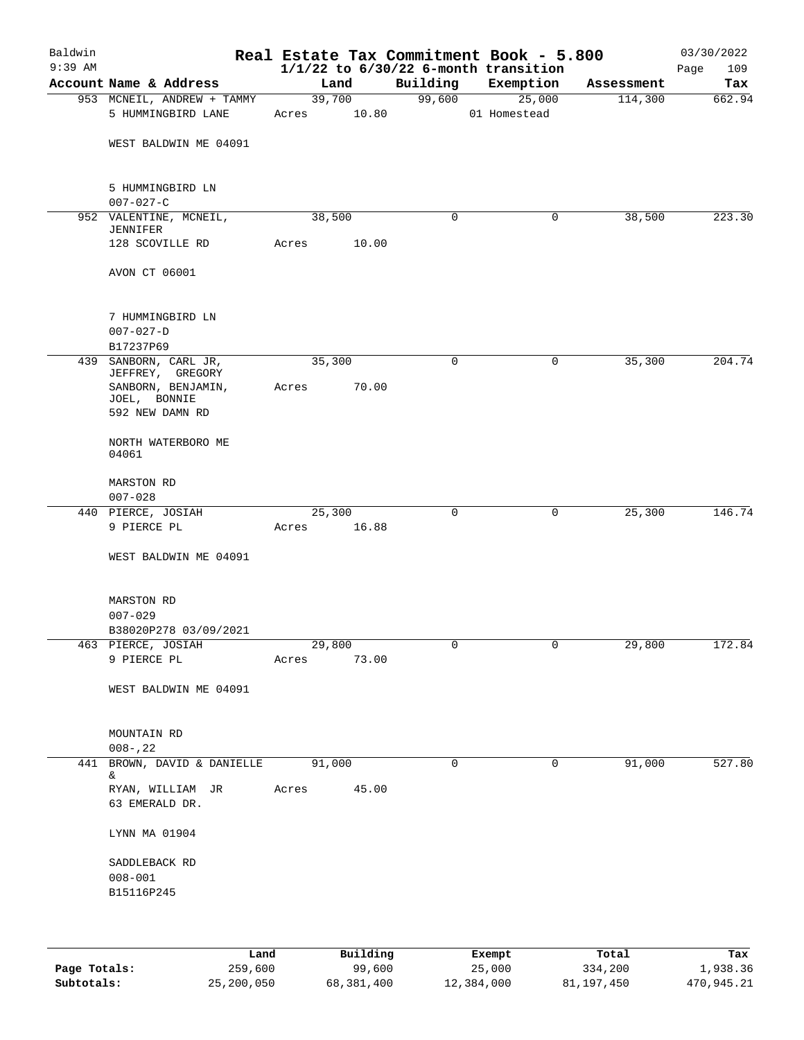# Real Estate Tax Commitment Book - 5.800

Baldwin 9:39 AM — 03/30/2022

$1/1/22$ to $6/30/22$ 6-month transition

| Account Name & Address | Land | Building | Exemption | Assessment | Tax |
|---|---|---|---|---|---|
| 953 MCNEIL, ANDREW + TAMMY<br>5 HUMMINGBIRD LANE<br><br>WEST BALDWIN ME 04091<br><br>5 HUMMINGBIRD LN<br>007-027-C | 39,700<br>Acres 10.80 | 99,600 | 25,000<br>01 Homestead | 114,300 | 662.94 |
| 952 VALENTINE, MCNEIL, JENNIFER<br>128 SCOVILLE RD<br><br>AVON CT 06001<br><br>7 HUMMINGBIRD LN<br>007-027-D<br>B17237P69 | 38,500<br>Acres 10.00 | 0 | 0 | 38,500 | 223.30 |
| 439 SANBORN, CARL JR, JEFFREY, GREGORY<br>SANBORN, BENJAMIN, JOEL, BONNIE<br>592 NEW DAMN RD<br><br>NORTH WATERBORO ME 04061<br><br>MARSTON RD<br>007-028 | 35,300<br>Acres 70.00 | 0 | 0 | 35,300 | 204.74 |
| 440 PIERCE, JOSIAH<br>9 PIERCE PL<br><br>WEST BALDWIN ME 04091<br><br>MARSTON RD<br>007-029<br>B38020P278 03/09/2021 | 25,300<br>Acres 16.88 | 0 | 0 | 25,300 | 146.74 |
| 463 PIERCE, JOSIAH<br>9 PIERCE PL<br><br>WEST BALDWIN ME 04091<br><br>MOUNTAIN RD<br>008-,22 | 29,800<br>Acres 73.00 | 0 | 0 | 29,800 | 172.84 |
| 441 BROWN, DAVID & DANIELLE &<br>RYAN, WILLIAM JR<br>63 EMERALD DR.<br><br>LYNN MA 01904<br><br>SADDLEBACK RD<br>008-001<br>B15116P245 | 91,000<br>Acres 45.00 | 0 | 0 | 91,000 | 527.80 |

| | Land | Building | Exempt | Total | Tax |
|---|---|---|---|---|---|
| Page Totals: | 259,600 | 99,600 | 25,000 | 334,200 | 1,938.36 |
| Subtotals: | 25,200,050 | 68,381,400 | 12,384,000 | 81,197,450 | 470,945.21 |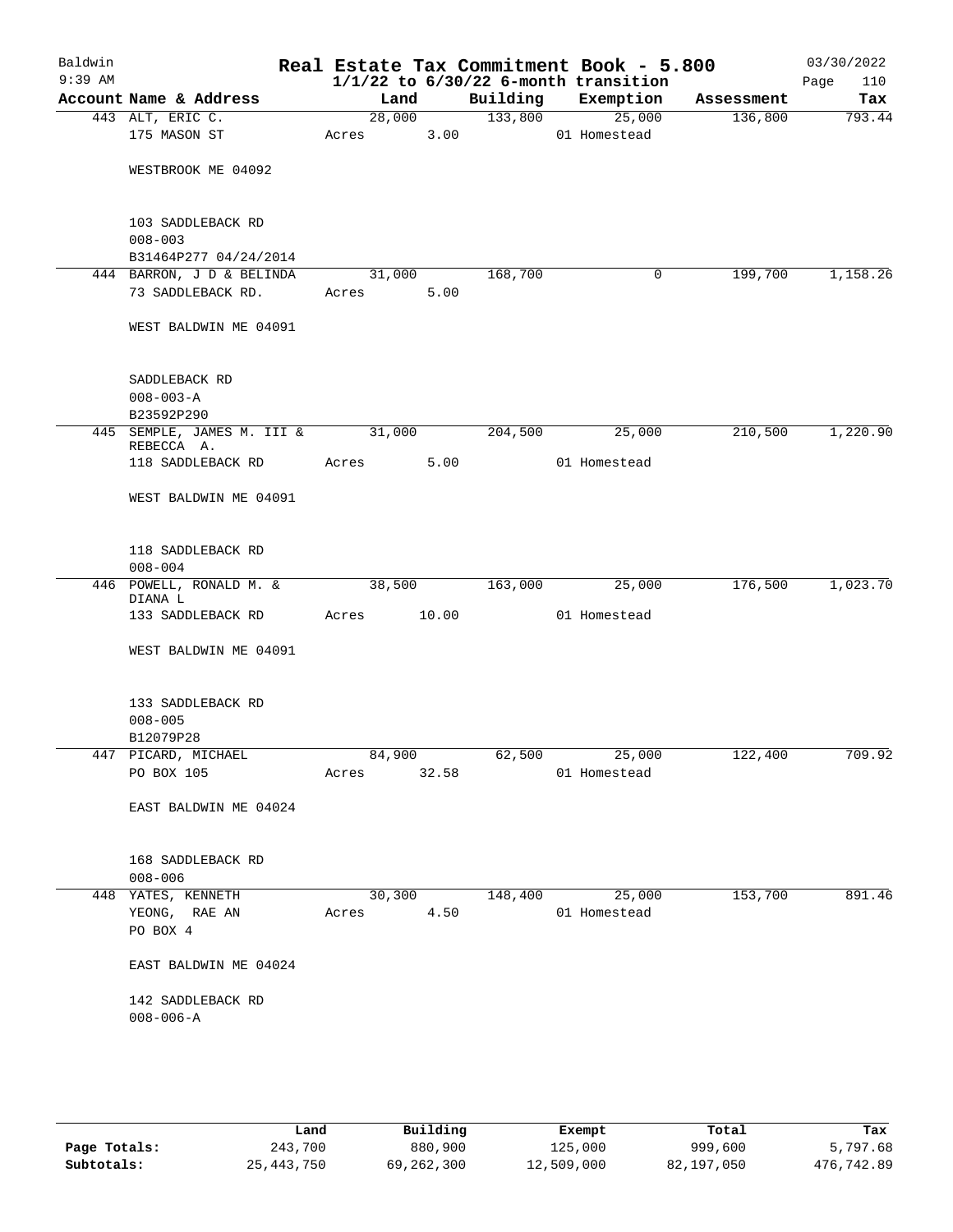# Real Estate Tax Commitment Book - 5.800

Baldwin
9:39 AM

$1/1/22$ to $6/30/22$ 6-month transition

03/30/2022

| Account | Name & Address | Land | | Building | Exemption | Assessment | Tax |
|---|---|---|---|---|---|---|---|
| 443 | ALT, ERIC C. | 28,000 | | 133,800 | 25,000 | 136,800 | 793.44 |
| | 175 MASON ST | Acres | 3.00 | | 01 Homestead | | |
| | WESTBROOK ME 04092 | | | | | | |
| | 103 SADDLEBACK RD | | | | | | |
| | 008-003 | | | | | | |
| | B31464P277 04/24/2014 | | | | | | |
| 444 | BARRON, J D & BELINDA | 31,000 | | 168,700 | 0 | 199,700 | 1,158.26 |
| | 73 SADDLEBACK RD. | Acres | 5.00 | | | | |
| | WEST BALDWIN ME 04091 | | | | | | |
| | SADDLEBACK RD | | | | | | |
| | 008-003-A | | | | | | |
| | B23592P290 | | | | | | |
| 445 | SEMPLE, JAMES M. III & REBECCA A. | 31,000 | | 204,500 | 25,000 | 210,500 | 1,220.90 |
| | 118 SADDLEBACK RD | Acres | 5.00 | | 01 Homestead | | |
| | WEST BALDWIN ME 04091 | | | | | | |
| | 118 SADDLEBACK RD | | | | | | |
| | 008-004 | | | | | | |
| 446 | POWELL, RONALD M. & DIANA L | 38,500 | | 163,000 | 25,000 | 176,500 | 1,023.70 |
| | 133 SADDLEBACK RD | Acres | 10.00 | | 01 Homestead | | |
| | WEST BALDWIN ME 04091 | | | | | | |
| | 133 SADDLEBACK RD | | | | | | |
| | 008-005 | | | | | | |
| | B12079P28 | | | | | | |
| 447 | PICARD, MICHAEL | 84,900 | | 62,500 | 25,000 | 122,400 | 709.92 |
| | PO BOX 105 | Acres | 32.58 | | 01 Homestead | | |
| | EAST BALDWIN ME 04024 | | | | | | |
| | 168 SADDLEBACK RD | | | | | | |
| | 008-006 | | | | | | |
| 448 | YATES, KENNETH | 30,300 | | 148,400 | 25,000 | 153,700 | 891.46 |
| | YEONG, RAE AN | Acres | 4.50 | | 01 Homestead | | |
| | PO BOX 4 | | | | | | |
| | EAST BALDWIN ME 04024 | | | | | | |
| | 142 SADDLEBACK RD | | | | | | |
| | 008-006-A | | | | | | |

| | Land | Building | Exempt | Total | Tax |
|---|---|---|---|---|---|
| Page Totals: | 243,700 | 880,900 | 125,000 | 999,600 | 5,797.68 |
| Subtotals: | 25,443,750 | 69,262,300 | 12,509,000 | 82,197,050 | 476,742.89 |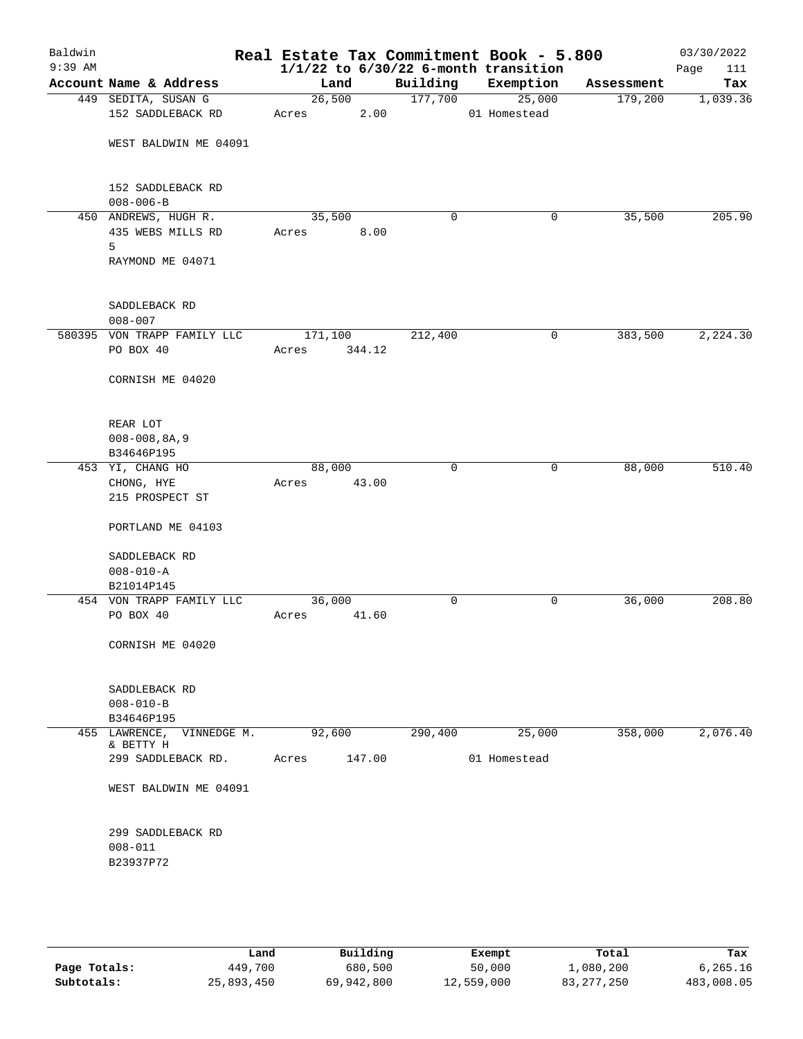# Real Estate Tax Commitment Book - 5.800

Baldwin 9:39 AM — 1/1/22 to 6/30/22 6-month transition — 03/30/2022

| Account | Name & Address | Land | Building | Exemption | Assessment | Tax |
|---|---|---|---|---|---|---|
| 449 | SEDITA, SUSAN G<br>152 SADDLEBACK RD<br><br>WEST BALDWIN ME 04091<br><br>152 SADDLEBACK RD<br>008-006-B | 26,500<br>Acres 2.00 | 177,700 | 25,000<br>01 Homestead | 179,200 | 1,039.36 |
| 450 | ANDREWS, HUGH R.<br>435 WEBS MILLS RD<br>5<br>RAYMOND ME 04071<br><br>SADDLEBACK RD<br>008-007 | 35,500<br>Acres 8.00 | 0 | 0 | 35,500 | 205.90 |
| 580395 | VON TRAPP FAMILY LLC<br>PO BOX 40<br><br>CORNISH ME 04020<br><br>REAR LOT<br>008-008,8A,9<br>B34646P195 | 171,100<br>Acres 344.12 | 212,400 | 0 | 383,500 | 2,224.30 |
| 453 | YI, CHANG HO<br>CHONG, HYE<br>215 PROSPECT ST<br><br>PORTLAND ME 04103<br><br>SADDLEBACK RD<br>008-010-A<br>B21014P145 | 88,000<br>Acres 43.00 | 0 | 0 | 88,000 | 510.40 |
| 454 | VON TRAPP FAMILY LLC<br>PO BOX 40<br><br>CORNISH ME 04020<br><br>SADDLEBACK RD<br>008-010-B<br>B34646P195 | 36,000<br>Acres 41.60 | 0 | 0 | 36,000 | 208.80 |
| 455 | LAWRENCE, VINNEDGE M. & BETTY H<br>299 SADDLEBACK RD.<br><br>WEST BALDWIN ME 04091<br><br>299 SADDLEBACK RD<br>008-011<br>B23937P72 | 92,600<br>Acres 147.00 | 290,400 | 25,000<br>01 Homestead | 358,000 | 2,076.40 |

| | Land | Building | Exempt | Total | Tax |
|---|---|---|---|---|---|
| Page Totals: | 449,700 | 680,500 | 50,000 | 1,080,200 | 6,265.16 |
| Subtotals: | 25,893,450 | 69,942,800 | 12,559,000 | 83,277,250 | 483,008.05 |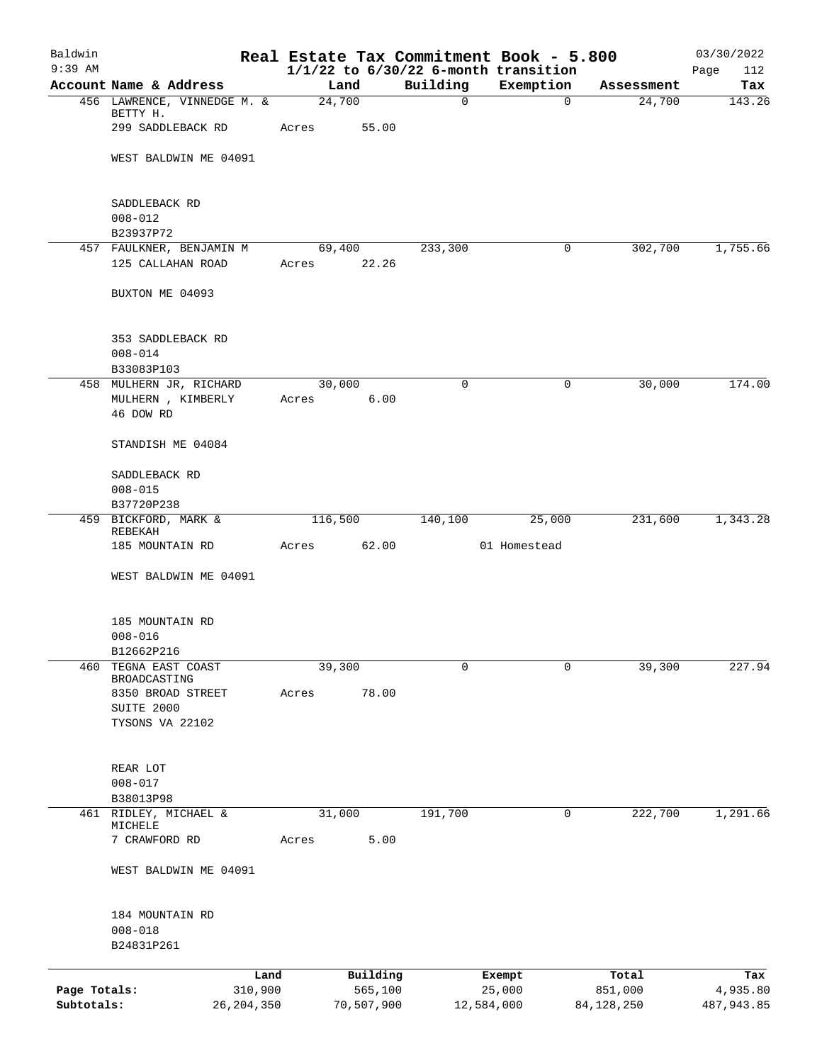# Baldwin Real Estate Tax Commitment Book - 5.800

9:39 AM — 1/1/22 to 6/30/22 6-month transition — 03/30/2022

| Account Name & Address | Land | Building | Exemption | Assessment | Tax |
|---|---|---|---|---|---|
| 456 LAWRENCE, VINNEDGE M. & BETTY H. | 24,700 | 0 | 0 | 24,700 | 143.26 |
| 299 SADDLEBACK RD | Acres 55.00 | | | | |
| WEST BALDWIN ME 04091 | | | | | |
| SADDLEBACK RD | | | | | |
| 008-012 | | | | | |
| B23937P72 | | | | | |
| 457 FAULKNER, BENJAMIN M | 69,400 | 233,300 | 0 | 302,700 | 1,755.66 |
| 125 CALLAHAN ROAD | Acres 22.26 | | | | |
| BUXTON ME 04093 | | | | | |
| 353 SADDLEBACK RD | | | | | |
| 008-014 | | | | | |
| B33083P103 | | | | | |
| 458 MULHERN JR, RICHARD | 30,000 | 0 | 0 | 30,000 | 174.00 |
| MULHERN , KIMBERLY | Acres 6.00 | | | | |
| 46 DOW RD | | | | | |
| STANDISH ME 04084 | | | | | |
| SADDLEBACK RD | | | | | |
| 008-015 | | | | | |
| B37720P238 | | | | | |
| 459 BICKFORD, MARK & REBEKAH | 116,500 | 140,100 | 25,000 | 231,600 | 1,343.28 |
| 185 MOUNTAIN RD | Acres 62.00 | | 01 Homestead | | |
| WEST BALDWIN ME 04091 | | | | | |
| 185 MOUNTAIN RD | | | | | |
| 008-016 | | | | | |
| B12662P216 | | | | | |
| 460 TEGNA EAST COAST BROADCASTING | 39,300 | 0 | 0 | 39,300 | 227.94 |
| 8350 BROAD STREET | Acres 78.00 | | | | |
| SUITE 2000 | | | | | |
| TYSONS VA 22102 | | | | | |
| REAR LOT | | | | | |
| 008-017 | | | | | |
| B38013P98 | | | | | |
| 461 RIDLEY, MICHAEL & MICHELE | 31,000 | 191,700 | 0 | 222,700 | 1,291.66 |
| 7 CRAWFORD RD | Acres 5.00 | | | | |
| WEST BALDWIN ME 04091 | | | | | |
| 184 MOUNTAIN RD | | | | | |
| 008-018 | | | | | |
| B24831P261 | | | | | |

| | Land | Building | Exempt | Total | Tax |
|---|---|---|---|---|---|
| Page Totals: | 310,900 | 565,100 | 25,000 | 851,000 | 4,935.80 |
| Subtotals: | 26,204,350 | 70,507,900 | 12,584,000 | 84,128,250 | 487,943.85 |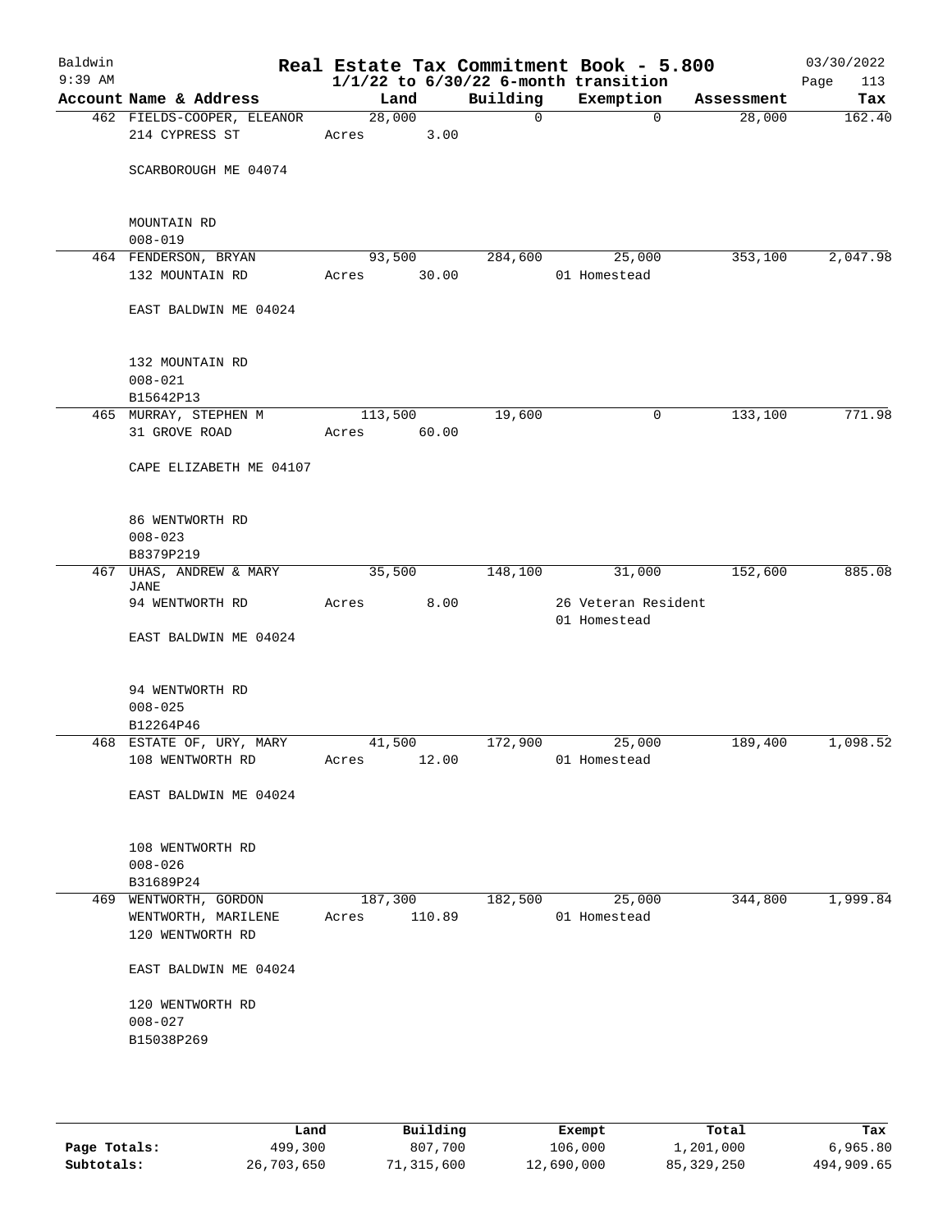# Real Estate Tax Commitment Book - 5.800

Baldwin 9:39 AM — 1/1/22 to 6/30/22 6-month transition — 03/30/2022

| Account Name & Address | Land | Building | Exemption | Assessment | Tax |
|---|---|---|---|---|---|
| 462 FIELDS-COOPER, ELEANOR<br>214 CYPRESS ST<br><br>SCARBOROUGH ME 04074<br><br>MOUNTAIN RD<br>008-019 | 28,000<br>Acres 3.00 | 0 | 0 | 28,000 | 162.40 |
| 464 FENDERSON, BRYAN<br>132 MOUNTAIN RD<br><br>EAST BALDWIN ME 04024<br><br>132 MOUNTAIN RD<br>008-021<br>B15642P13 | 93,500<br>Acres 30.00 | 284,600 | 25,000<br>01 Homestead | 353,100 | 2,047.98 |
| 465 MURRAY, STEPHEN M<br>31 GROVE ROAD<br><br>CAPE ELIZABETH ME 04107<br><br>86 WENTWORTH RD<br>008-023<br>B8379P219 | 113,500<br>Acres 60.00 | 19,600 | 0 | 133,100 | 771.98 |
| 467 UHAS, ANDREW & MARY JANE<br>94 WENTWORTH RD<br><br>EAST BALDWIN ME 04024<br><br>94 WENTWORTH RD<br>008-025<br>B12264P46 | 35,500<br>Acres 8.00 | 148,100 | 31,000<br>26 Veteran Resident<br>01 Homestead | 152,600 | 885.08 |
| 468 ESTATE OF, URY, MARY<br>108 WENTWORTH RD<br><br>EAST BALDWIN ME 04024<br><br>108 WENTWORTH RD<br>008-026<br>B31689P24 | 41,500<br>Acres 12.00 | 172,900 | 25,000<br>01 Homestead | 189,400 | 1,098.52 |
| 469 WENTWORTH, GORDON<br>WENTWORTH, MARILENE<br>120 WENTWORTH RD<br><br>EAST BALDWIN ME 04024<br><br>120 WENTWORTH RD<br>008-027<br>B15038P269 | 187,300<br>Acres 110.89 | 182,500 | 25,000<br>01 Homestead | 344,800 | 1,999.84 |

| | Land | Building | Exempt | Total | Tax |
|---|---|---|---|---|---|
| Page Totals: | 499,300 | 807,700 | 106,000 | 1,201,000 | 6,965.80 |
| Subtotals: | 26,703,650 | 71,315,600 | 12,690,000 | 85,329,250 | 494,909.65 |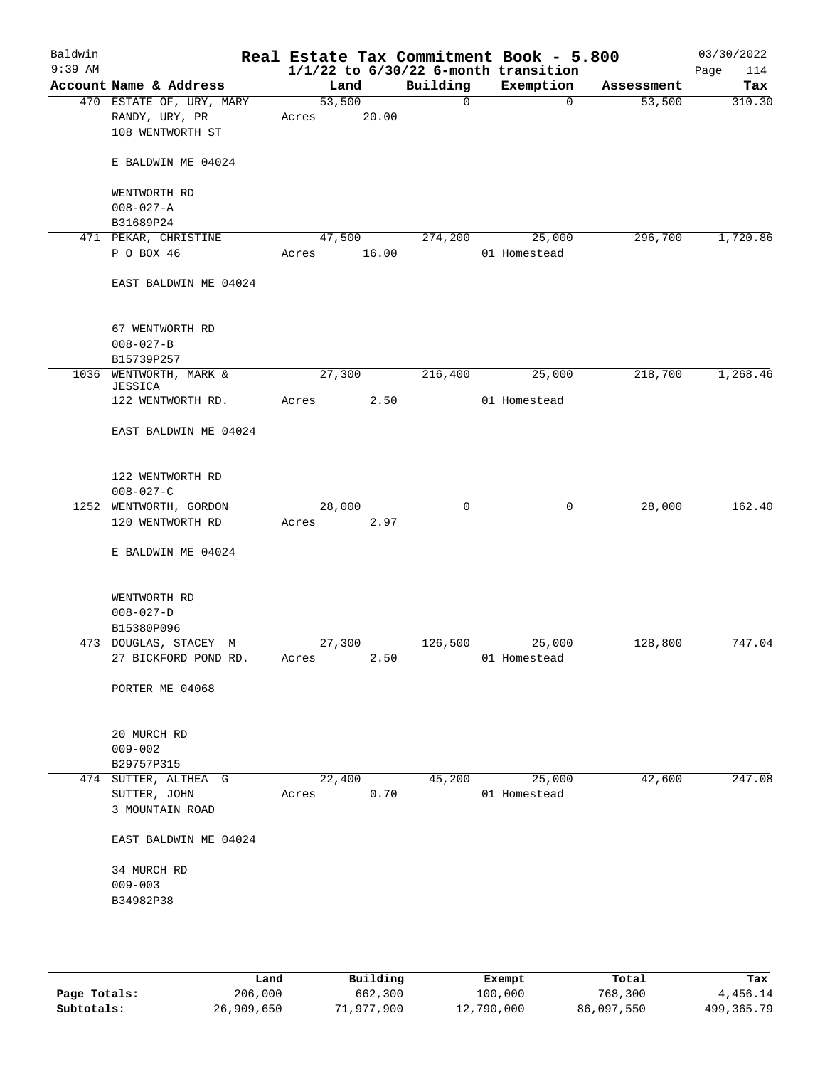Baldwin
9:39 AM

# Real Estate Tax Commitment Book - 5.800
## 1/1/22 to 6/30/22 6-month transition

03/30/2022
Page 114

| Account Name & Address | Land | Building | Exemption | Assessment | Tax |
|---|---|---|---|---|---|
| 470 ESTATE OF, URY, MARY<br>RANDY, URY, PR<br>108 WENTWORTH ST<br><br>E BALDWIN ME 04024<br><br>WENTWORTH RD<br>008-027-A<br>B31689P24 | 53,500<br>Acres 20.00 | 0 | 0 | 53,500 | 310.30 |
| 471 PEKAR, CHRISTINE<br>P O BOX 46<br><br>EAST BALDWIN ME 04024<br><br>67 WENTWORTH RD<br>008-027-B<br>B15739P257 | 47,500<br>Acres 16.00 | 274,200 | 25,000<br>01 Homestead | 296,700 | 1,720.86 |
| 1036 WENTWORTH, MARK & JESSICA<br>122 WENTWORTH RD.<br><br>EAST BALDWIN ME 04024<br><br>122 WENTWORTH RD<br>008-027-C | 27,300<br>Acres 2.50 | 216,400 | 25,000<br>01 Homestead | 218,700 | 1,268.46 |
| 1252 WENTWORTH, GORDON<br>120 WENTWORTH RD<br><br>E BALDWIN ME 04024<br><br>WENTWORTH RD<br>008-027-D<br>B15380P096 | 28,000<br>Acres 2.97 | 0 | 0 | 28,000 | 162.40 |
| 473 DOUGLAS, STACEY M<br>27 BICKFORD POND RD.<br><br>PORTER ME 04068<br><br>20 MURCH RD<br>009-002<br>B29757P315 | 27,300<br>Acres 2.50 | 126,500 | 25,000<br>01 Homestead | 128,800 | 747.04 |
| 474 SUTTER, ALTHEA G<br>SUTTER, JOHN<br>3 MOUNTAIN ROAD<br><br>EAST BALDWIN ME 04024<br><br>34 MURCH RD<br>009-003<br>B34982P38 | 22,400<br>Acres 0.70 | 45,200 | 25,000<br>01 Homestead | 42,600 | 247.08 |

| | Land | Building | Exempt | Total | Tax |
|---|---|---|---|---|---|
| Page Totals: | 206,000 | 662,300 | 100,000 | 768,300 | 4,456.14 |
| Subtotals: | 26,909,650 | 71,977,900 | 12,790,000 | 86,097,550 | 499,365.79 |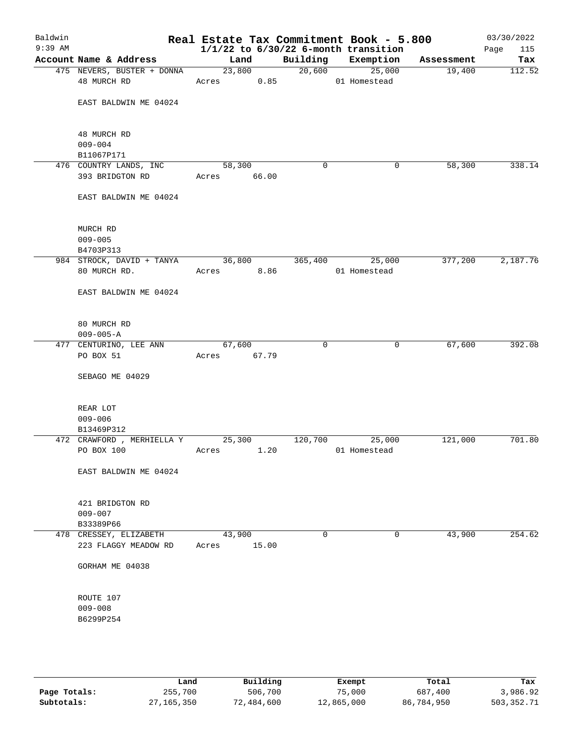# Real Estate Tax Commitment Book - 5.800

Baldwin
9:39 AM

**1/1/22 to 6/30/22 6-month transition**

03/30/2022

| Account Name & Address | Land | Building | Exemption | Assessment | Tax |
|---|---|---|---|---|---|
| 475 NEVERS, BUSTER + DONNA | 23,800 | 20,600 | 25,000 | 19,400 | 112.52 |
| 48 MURCH RD | Acres 0.85 | | 01 Homestead | | |
| EAST BALDWIN ME 04024 | | | | | |
| 48 MURCH RD | | | | | |
| 009-004 | | | | | |
| B11067P171 | | | | | |
| 476 COUNTRY LANDS, INC | 58,300 | 0 | 0 | 58,300 | 338.14 |
| 393 BRIDGTON RD | Acres 66.00 | | | | |
| EAST BALDWIN ME 04024 | | | | | |
| MURCH RD | | | | | |
| 009-005 | | | | | |
| B4703P313 | | | | | |
| 984 STROCK, DAVID + TANYA | 36,800 | 365,400 | 25,000 | 377,200 | 2,187.76 |
| 80 MURCH RD. | Acres 8.86 | | 01 Homestead | | |
| EAST BALDWIN ME 04024 | | | | | |
| 80 MURCH RD | | | | | |
| 009-005-A | | | | | |
| 477 CENTURINO, LEE ANN | 67,600 | 0 | 0 | 67,600 | 392.08 |
| PO BOX 51 | Acres 67.79 | | | | |
| SEBAGO ME 04029 | | | | | |
| REAR LOT | | | | | |
| 009-006 | | | | | |
| B13469P312 | | | | | |
| 472 CRAWFORD , MERHIELLA Y | 25,300 | 120,700 | 25,000 | 121,000 | 701.80 |
| PO BOX 100 | Acres 1.20 | | 01 Homestead | | |
| EAST BALDWIN ME 04024 | | | | | |
| 421 BRIDGTON RD | | | | | |
| 009-007 | | | | | |
| B33389P66 | | | | | |
| 478 CRESSEY, ELIZABETH | 43,900 | 0 | 0 | 43,900 | 254.62 |
| 223 FLAGGY MEADOW RD | Acres 15.00 | | | | |
| GORHAM ME 04038 | | | | | |
| ROUTE 107 | | | | | |
| 009-008 | | | | | |
| B6299P254 | | | | | |

| | Land | Building | Exempt | Total | Tax |
|---|---|---|---|---|---|
| **Page Totals:** | 255,700 | 506,700 | 75,000 | 687,400 | 3,986.92 |
| **Subtotals:** | 27,165,350 | 72,484,600 | 12,865,000 | 86,784,950 | 503,352.71 |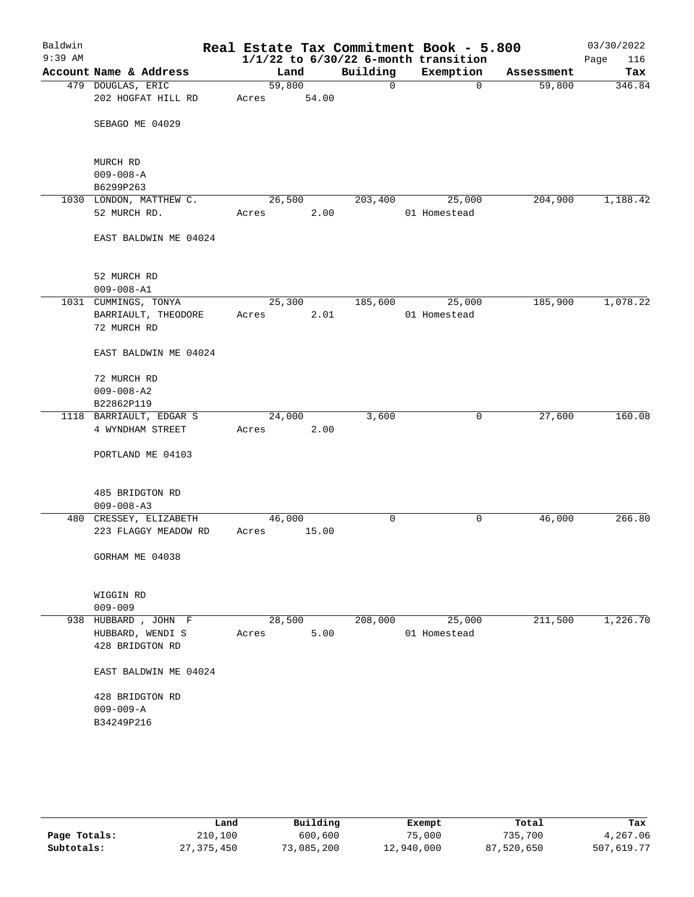# Baldwin — Real Estate Tax Commitment Book - 5.800

9:39 AM — 1/1/22 to 6/30/22 6-month transition — 03/30/2022

| Account Name & Address | Land | Building | Exemption | Assessment | Tax |
|---|---|---|---|---|---|
| 479 DOUGLAS, ERIC<br>202 HOGFAT HILL RD<br><br>SEBAGO ME 04029<br><br>MURCH RD<br>009-008-A<br>B6299P263 | 59,800<br>Acres 54.00 | 0 | 0 | 59,800 | 346.84 |
| 1030 LONDON, MATTHEW C.<br>52 MURCH RD.<br><br>EAST BALDWIN ME 04024<br><br>52 MURCH RD<br>009-008-A1 | 26,500<br>Acres 2.00 | 203,400 | 25,000<br>01 Homestead | 204,900 | 1,188.42 |
| 1031 CUMMINGS, TONYA<br>BARRIAULT, THEODORE<br>72 MURCH RD<br><br>EAST BALDWIN ME 04024<br><br>72 MURCH RD<br>009-008-A2<br>B22862P119 | 25,300<br>Acres 2.01 | 185,600 | 25,000<br>01 Homestead | 185,900 | 1,078.22 |
| 1118 BARRIAULT, EDGAR S<br>4 WYNDHAM STREET<br><br>PORTLAND ME 04103<br><br>485 BRIDGTON RD<br>009-008-A3 | 24,000<br>Acres 2.00 | 3,600 | 0 | 27,600 | 160.08 |
| 480 CRESSEY, ELIZABETH<br>223 FLAGGY MEADOW RD<br><br>GORHAM ME 04038<br><br>WIGGIN RD<br>009-009 | 46,000<br>Acres 15.00 | 0 | 0 | 46,000 | 266.80 |
| 938 HUBBARD , JOHN F<br>HUBBARD, WENDI S<br>428 BRIDGTON RD<br><br>EAST BALDWIN ME 04024<br><br>428 BRIDGTON RD<br>009-009-A<br>B34249P216 | 28,500<br>Acres 5.00 | 208,000 | 25,000<br>01 Homestead | 211,500 | 1,226.70 |

| | Land | Building | Exempt | Total | Tax |
|---|---|---|---|---|---|
| Page Totals: | 210,100 | 600,600 | 75,000 | 735,700 | 4,267.06 |
| Subtotals: | 27,375,450 | 73,085,200 | 12,940,000 | 87,520,650 | 507,619.77 |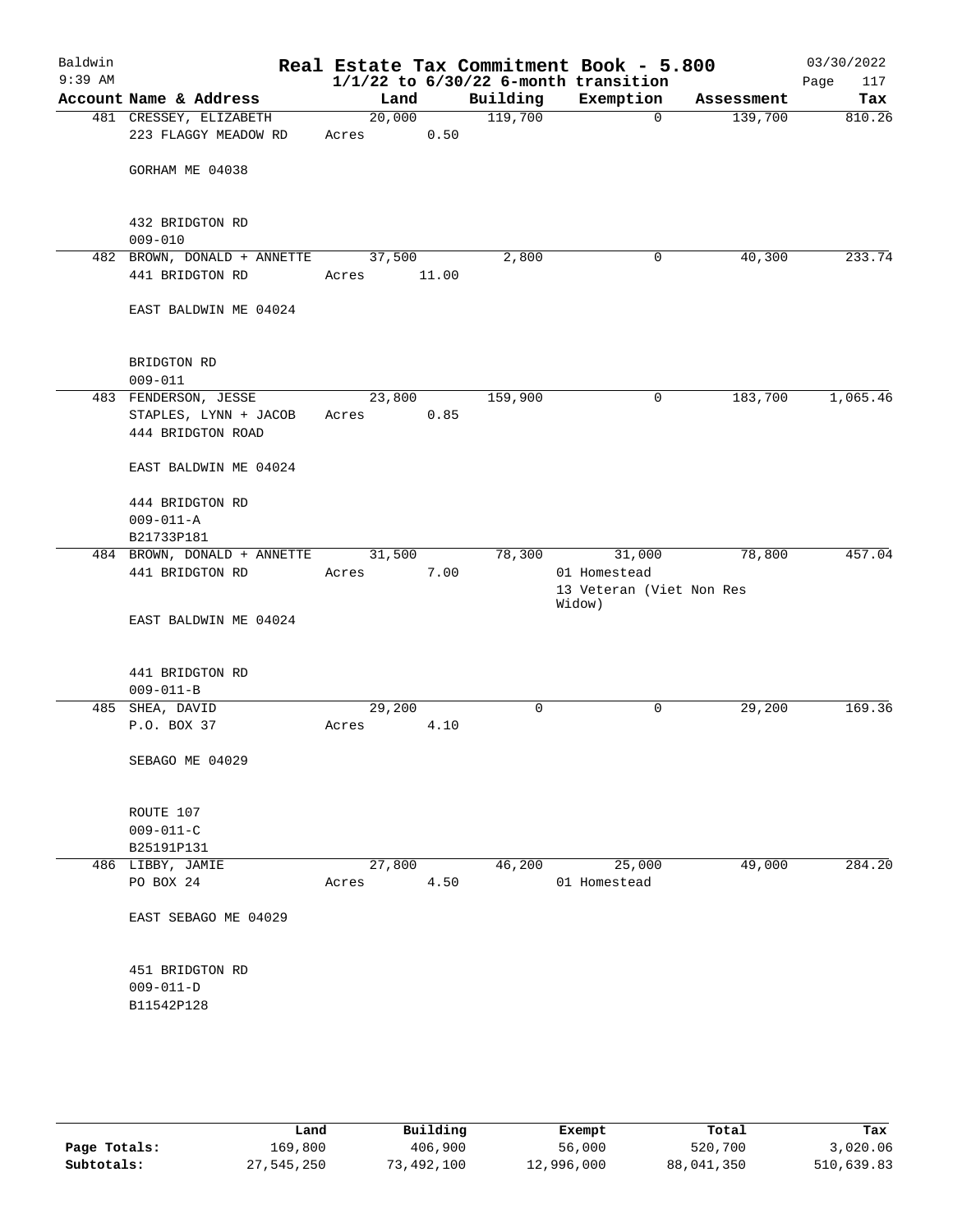Baldwin 9:39 AM

# Real Estate Tax Commitment Book - 5.800
## 1/1/22 to 6/30/22 6-month transition

03/30/2022

| Account Name & Address | Land | Building | Exemption | Assessment | Tax |
|---|---|---|---|---|---|
| 481 CRESSEY, ELIZABETH<br>223 FLAGGY MEADOW RD<br><br>GORHAM ME 04038<br><br>432 BRIDGTON RD<br>009-010 | 20,000<br>Acres 0.50 | 119,700 | 0 | 139,700 | 810.26 |
| 482 BROWN, DONALD + ANNETTE<br>441 BRIDGTON RD<br><br>EAST BALDWIN ME 04024<br><br>BRIDGTON RD<br>009-011 | 37,500<br>Acres 11.00 | 2,800 | 0 | 40,300 | 233.74 |
| 483 FENDERSON, JESSE<br>STAPLES, LYNN + JACOB<br>444 BRIDGTON ROAD<br><br>EAST BALDWIN ME 04024<br><br>444 BRIDGTON RD<br>009-011-A<br>B21733P181 | 23,800<br>Acres 0.85 | 159,900 | 0 | 183,700 | 1,065.46 |
| 484 BROWN, DONALD + ANNETTE<br>441 BRIDGTON RD<br><br>EAST BALDWIN ME 04024<br><br>441 BRIDGTON RD<br>009-011-B | 31,500<br>Acres 7.00 | 78,300 | 31,000<br>01 Homestead<br>13 Veteran (Viet Non Res Widow) | 78,800 | 457.04 |
| 485 SHEA, DAVID<br>P.O. BOX 37<br><br>SEBAGO ME 04029<br><br>ROUTE 107<br>009-011-C<br>B25191P131 | 29,200<br>Acres 4.10 | 0 | 0 | 29,200 | 169.36 |
| 486 LIBBY, JAMIE<br>PO BOX 24<br><br>EAST SEBAGO ME 04029<br><br>451 BRIDGTON RD<br>009-011-D<br>B11542P128 | 27,800<br>Acres 4.50 | 46,200 | 25,000<br>01 Homestead | 49,000 | 284.20 |

| | Land | Building | Exempt | Total | Tax |
|---|---|---|---|---|---|
| **Page Totals:** | 169,800 | 406,900 | 56,000 | 520,700 | 3,020.06 |
| **Subtotals:** | 27,545,250 | 73,492,100 | 12,996,000 | 88,041,350 | 510,639.83 |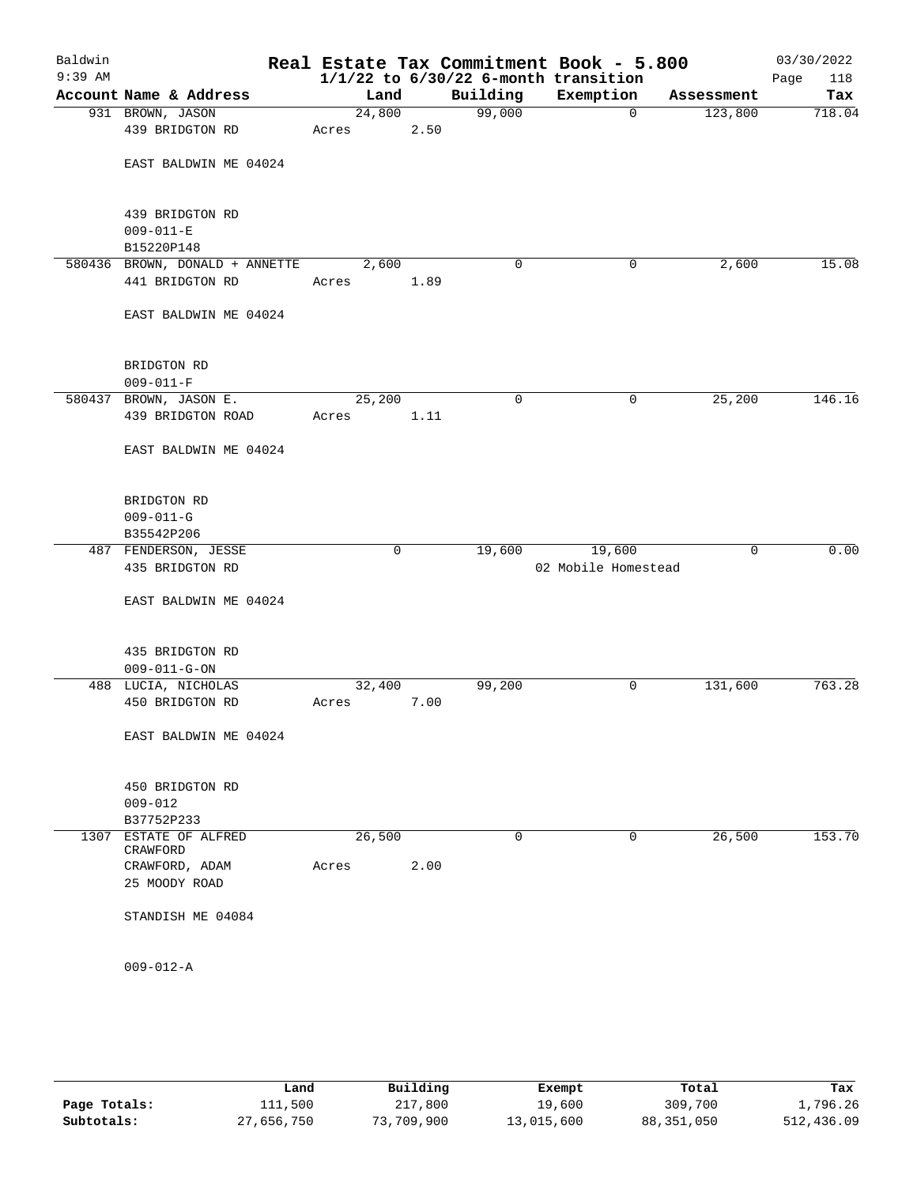Baldwin 9:39 AM

# Real Estate Tax Commitment Book - 5.800
## 1/1/22 to 6/30/22 6-month transition

03/30/2022

| Account | Name & Address | Land | Building | Exemption | Assessment | Tax |
|---|---|---|---|---|---|---|
| 931 | BROWN, JASON<br>439 BRIDGTON RD<br><br>EAST BALDWIN ME 04024<br><br>439 BRIDGTON RD<br>009-011-E<br>B15220P148 | 24,800<br>Acres 2.50 | 99,000 | 0 | 123,800 | 718.04 |
| 580436 | BROWN, DONALD + ANNETTE<br>441 BRIDGTON RD<br><br>EAST BALDWIN ME 04024<br><br>BRIDGTON RD<br>009-011-F | 2,600<br>Acres 1.89 | 0 | 0 | 2,600 | 15.08 |
| 580437 | BROWN, JASON E.<br>439 BRIDGTON ROAD<br><br>EAST BALDWIN ME 04024<br><br>BRIDGTON RD<br>009-011-G<br>B35542P206 | 25,200<br>Acres 1.11 | 0 | 0 | 25,200 | 146.16 |
| 487 | FENDERSON, JESSE<br>435 BRIDGTON RD<br><br>EAST BALDWIN ME 04024<br><br>435 BRIDGTON RD<br>009-011-G-ON | 0 | 19,600 | 19,600<br>02 Mobile Homestead | 0 | 0.00 |
| 488 | LUCIA, NICHOLAS<br>450 BRIDGTON RD<br><br>EAST BALDWIN ME 04024<br><br>450 BRIDGTON RD<br>009-012<br>B37752P233 | 32,400<br>Acres 7.00 | 99,200 | 0 | 131,600 | 763.28 |
| 1307 | ESTATE OF ALFRED CRAWFORD<br>CRAWFORD, ADAM<br>25 MOODY ROAD<br><br>STANDISH ME 04084<br><br>009-012-A | 26,500<br>Acres 2.00 | 0 | 0 | 26,500 | 153.70 |

| | Land | Building | Exempt | Total | Tax |
|---|---|---|---|---|---|
| Page Totals: | 111,500 | 217,800 | 19,600 | 309,700 | 1,796.26 |
| Subtotals: | 27,656,750 | 73,709,900 | 13,015,600 | 88,351,050 | 512,436.09 |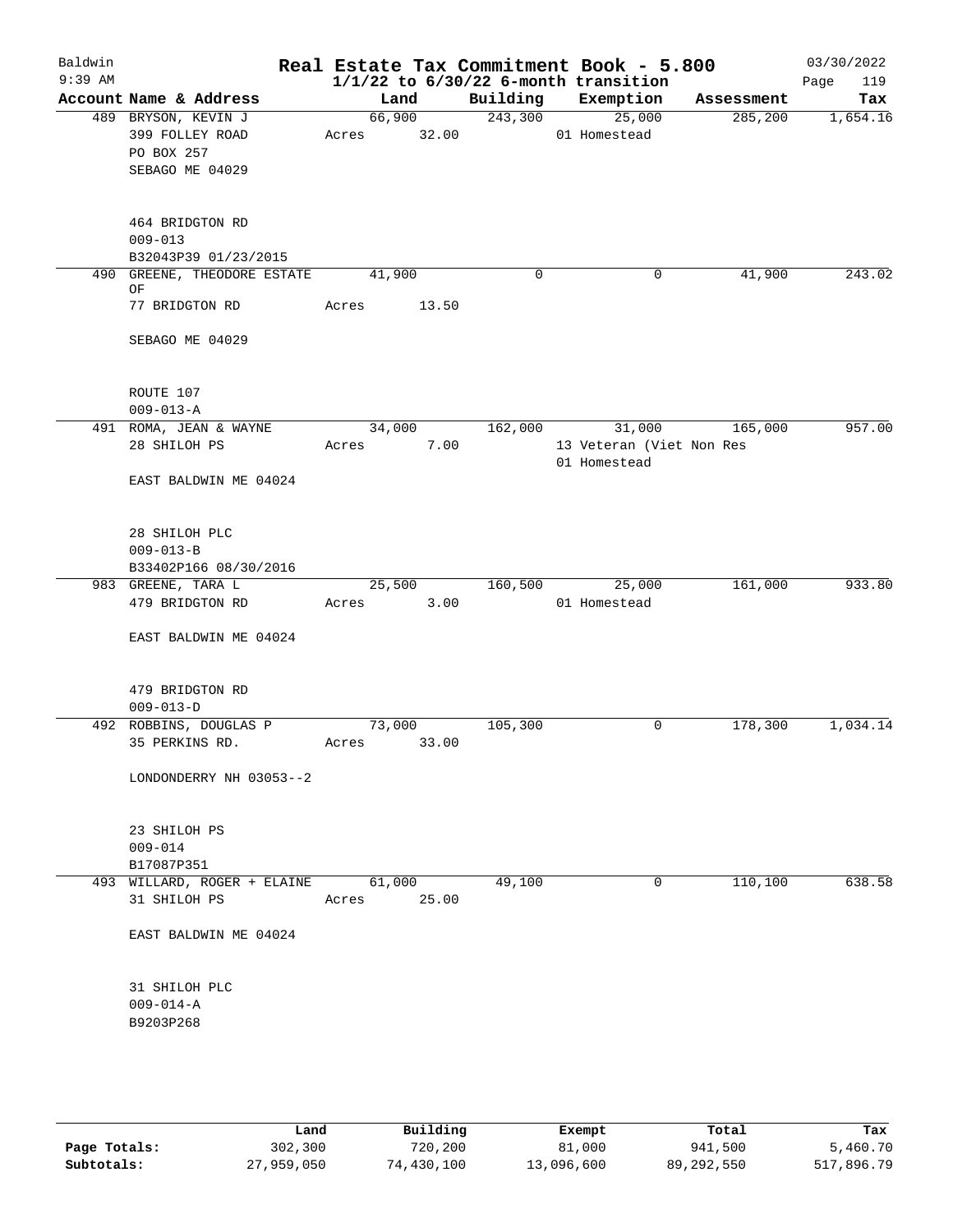# Real Estate Tax Commitment Book - 5.800

Baldwin 9:39 AM — 03/30/2022

$1/1/22$ to $6/30/22$ 6-month transition

| Account | Name & Address | Land | Building | Exemption | Assessment | Tax |
|---|---|---|---|---|---|---|
| 489 | BRYSON, KEVIN J<br>399 FOLLEY ROAD<br>PO BOX 257<br>SEBAGO ME 04029<br><br>464 BRIDGTON RD<br>009-013<br>B32043P39 01/23/2015 | 66,900<br>Acres 32.00 | 243,300 | 25,000<br>01 Homestead | 285,200 | 1,654.16 |
| 490 | GREENE, THEODORE ESTATE OF<br>77 BRIDGTON RD<br><br>SEBAGO ME 04029<br><br>ROUTE 107<br>009-013-A | 41,900<br>Acres 13.50 | 0 | 0 | 41,900 | 243.02 |
| 491 | ROMA, JEAN & WAYNE<br>28 SHILOH PS<br><br>EAST BALDWIN ME 04024<br><br>28 SHILOH PLC<br>009-013-B<br>B33402P166 08/30/2016 | 34,000<br>Acres 7.00 | 162,000 | 31,000<br>13 Veteran (Viet Non Res<br>01 Homestead | 165,000 | 957.00 |
| 983 | GREENE, TARA L<br>479 BRIDGTON RD<br><br>EAST BALDWIN ME 04024<br><br>479 BRIDGTON RD<br>009-013-D | 25,500<br>Acres 3.00 | 160,500 | 25,000<br>01 Homestead | 161,000 | 933.80 |
| 492 | ROBBINS, DOUGLAS P<br>35 PERKINS RD.<br><br>LONDONDERRY NH 03053--2<br><br>23 SHILOH PS<br>009-014<br>B17087P351 | 73,000<br>Acres 33.00 | 105,300 | 0 | 178,300 | 1,034.14 |
| 493 | WILLARD, ROGER + ELAINE<br>31 SHILOH PS<br><br>EAST BALDWIN ME 04024<br><br>31 SHILOH PLC<br>009-014-A<br>B9203P268 | 61,000<br>Acres 25.00 | 49,100 | 0 | 110,100 | 638.58 |

| | Land | Building | Exempt | Total | Tax |
|---|---|---|---|---|---|
| Page Totals: | 302,300 | 720,200 | 81,000 | 941,500 | 5,460.70 |
| Subtotals: | 27,959,050 | 74,430,100 | 13,096,600 | 89,292,550 | 517,896.79 |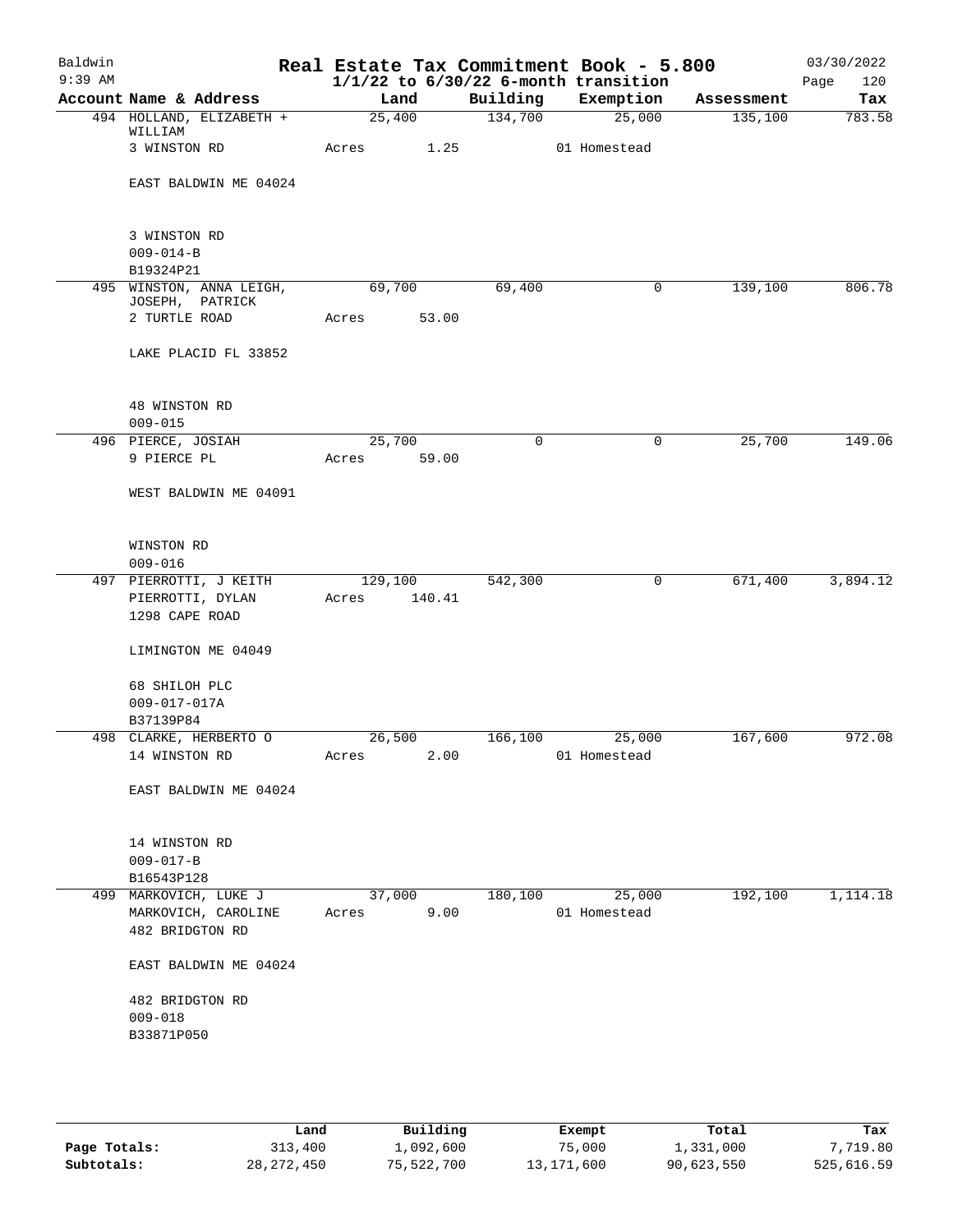# Real Estate Tax Commitment Book - 5.800

Baldwin
9:39 AM

$1/1/22$ to $6/30/22$ 6-month transition

03/30/2022

| Account Name & Address | Land | Building | Exemption | Assessment | Tax |
|---|---|---|---|---|---|
| 494 HOLLAND, ELIZABETH + WILLIAM | 25,400 | 134,700 | 25,000 | 135,100 | 783.58 |
| 3 WINSTON RD | Acres 1.25 | | 01 Homestead | | |
| EAST BALDWIN ME 04024 | | | | | |
| 3 WINSTON RD | | | | | |
| 009-014-B | | | | | |
| B19324P21 | | | | | |
| 495 WINSTON, ANNA LEIGH, JOSEPH, PATRICK | 69,700 | 69,400 | 0 | 139,100 | 806.78 |
| 2 TURTLE ROAD | Acres 53.00 | | | | |
| LAKE PLACID FL 33852 | | | | | |
| 48 WINSTON RD | | | | | |
| 009-015 | | | | | |
| 496 PIERCE, JOSIAH | 25,700 | 0 | 0 | 25,700 | 149.06 |
| 9 PIERCE PL | Acres 59.00 | | | | |
| WEST BALDWIN ME 04091 | | | | | |
| WINSTON RD | | | | | |
| 009-016 | | | | | |
| 497 PIERROTTI, J KEITH | 129,100 | 542,300 | 0 | 671,400 | 3,894.12 |
| PIERROTTI, DYLAN | Acres 140.41 | | | | |
| 1298 CAPE ROAD | | | | | |
| LIMINGTON ME 04049 | | | | | |
| 68 SHILOH PLC | | | | | |
| 009-017-017A | | | | | |
| B37139P84 | | | | | |
| 498 CLARKE, HERBERTO O | 26,500 | 166,100 | 25,000 | 167,600 | 972.08 |
| 14 WINSTON RD | Acres 2.00 | | 01 Homestead | | |
| EAST BALDWIN ME 04024 | | | | | |
| 14 WINSTON RD | | | | | |
| 009-017-B | | | | | |
| B16543P128 | | | | | |
| 499 MARKOVICH, LUKE J | 37,000 | 180,100 | 25,000 | 192,100 | 1,114.18 |
| MARKOVICH, CAROLINE | Acres 9.00 | | 01 Homestead | | |
| 482 BRIDGTON RD | | | | | |
| EAST BALDWIN ME 04024 | | | | | |
| 482 BRIDGTON RD | | | | | |
| 009-018 | | | | | |
| B33871P050 | | | | | |

| | Land | Building | Exempt | Total | Tax |
|---|---|---|---|---|---|
| Page Totals: | 313,400 | 1,092,600 | 75,000 | 1,331,000 | 7,719.80 |
| Subtotals: | 28,272,450 | 75,522,700 | 13,171,600 | 90,623,550 | 525,616.59 |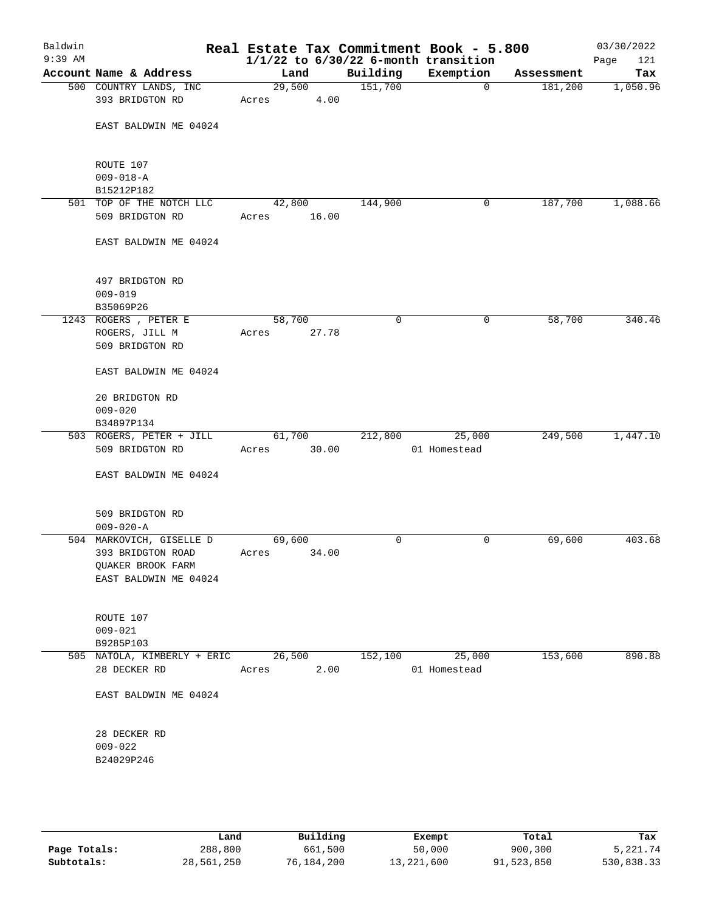Baldwin
9:39 AM

# Real Estate Tax Commitment Book - 5.800
## 1/1/22 to 6/30/22 6-month transition

03/30/2022
Page 121

| Account | Name & Address | Land | Building | Exemption | Assessment | Tax |
|---|---|---|---|---|---|---|
| 500 | COUNTRY LANDS, INC<br>393 BRIDGTON RD<br><br>EAST BALDWIN ME 04024<br><br>ROUTE 107<br>009-018-A<br>B15212P182 | 29,500<br>Acres 4.00 | 151,700 | 0 | 181,200 | 1,050.96 |
| 501 | TOP OF THE NOTCH LLC<br>509 BRIDGTON RD<br><br>EAST BALDWIN ME 04024<br><br>497 BRIDGTON RD<br>009-019<br>B35069P26 | 42,800<br>Acres 16.00 | 144,900 | 0 | 187,700 | 1,088.66 |
| 1243 | ROGERS , PETER E<br>ROGERS, JILL M<br>509 BRIDGTON RD<br><br>EAST BALDWIN ME 04024<br><br>20 BRIDGTON RD<br>009-020<br>B34897P134 | 58,700<br>Acres 27.78 | 0 | 0 | 58,700 | 340.46 |
| 503 | ROGERS, PETER + JILL<br>509 BRIDGTON RD<br><br>EAST BALDWIN ME 04024<br><br>509 BRIDGTON RD<br>009-020-A | 61,700<br>Acres 30.00 | 212,800 | 25,000<br>01 Homestead | 249,500 | 1,447.10 |
| 504 | MARKOVICH, GISELLE D<br>393 BRIDGTON ROAD<br>QUAKER BROOK FARM<br>EAST BALDWIN ME 04024<br><br>ROUTE 107<br>009-021<br>B9285P103 | 69,600<br>Acres 34.00 | 0 | 0 | 69,600 | 403.68 |
| 505 | NATOLA, KIMBERLY + ERIC<br>28 DECKER RD<br><br>EAST BALDWIN ME 04024<br><br>28 DECKER RD<br>009-022<br>B24029P246 | 26,500<br>Acres 2.00 | 152,100 | 25,000<br>01 Homestead | 153,600 | 890.88 |

| | Land | Building | Exempt | Total | Tax |
|---|---|---|---|---|---|
| Page Totals: | 288,800 | 661,500 | 50,000 | 900,300 | 5,221.74 |
| Subtotals: | 28,561,250 | 76,184,200 | 13,221,600 | 91,523,850 | 530,838.33 |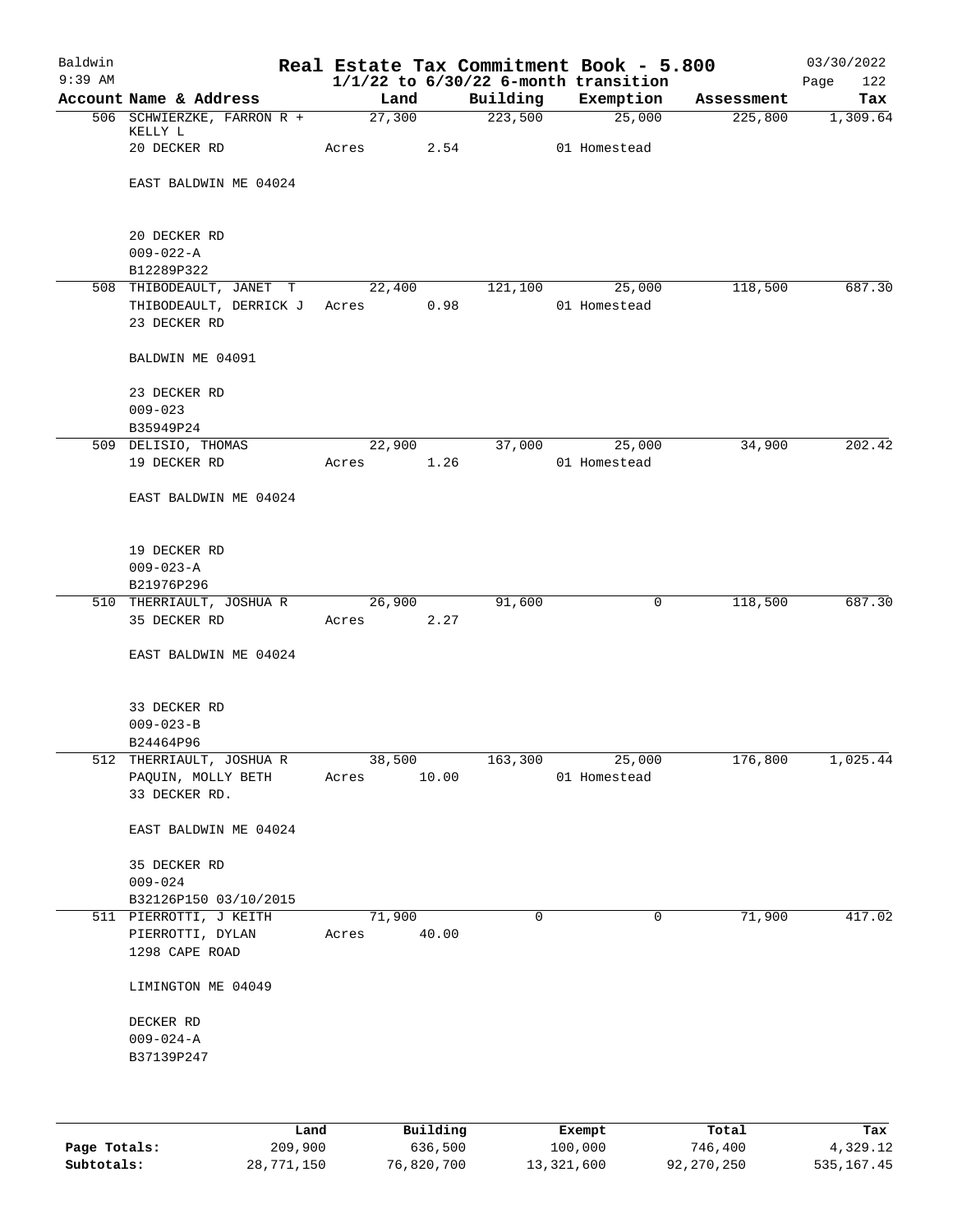# Real Estate Tax Commitment Book - 5.800

Baldwin
9:39 AM

## 1/1/22 to 6/30/22 6-month transition

03/30/2022

| Account | Name & Address | Land | Building | Exemption | Assessment | Tax |
|---|---|---|---|---|---|---|
| 506 | SCHWIERZKE, FARRON R + KELLY L<br>20 DECKER RD<br><br>EAST BALDWIN ME 04024<br><br>20 DECKER RD<br>009-022-A<br>B12289P322 | 27,300<br>Acres 2.54 | 223,500 | 25,000<br>01 Homestead | 225,800 | 1,309.64 |
| 508 | THIBODEAULT, JANET T<br>THIBODEAULT, DERRICK J<br>23 DECKER RD<br><br>BALDWIN ME 04091<br><br>23 DECKER RD<br>009-023<br>B35949P24 | 22,400<br>Acres 0.98 | 121,100 | 25,000<br>01 Homestead | 118,500 | 687.30 |
| 509 | DELISIO, THOMAS<br>19 DECKER RD<br><br>EAST BALDWIN ME 04024<br><br>19 DECKER RD<br>009-023-A<br>B21976P296 | 22,900<br>Acres 1.26 | 37,000 | 25,000<br>01 Homestead | 34,900 | 202.42 |
| 510 | THERRIAULT, JOSHUA R<br>35 DECKER RD<br><br>EAST BALDWIN ME 04024<br><br>33 DECKER RD<br>009-023-B<br>B24464P96 | 26,900<br>Acres 2.27 | 91,600 | 0 | 118,500 | 687.30 |
| 512 | THERRIAULT, JOSHUA R<br>PAQUIN, MOLLY BETH<br>33 DECKER RD.<br><br>EAST BALDWIN ME 04024<br><br>35 DECKER RD<br>009-024<br>B32126P150 03/10/2015 | 38,500<br>Acres 10.00 | 163,300 | 25,000<br>01 Homestead | 176,800 | 1,025.44 |
| 511 | PIERROTTI, J KEITH<br>PIERROTTI, DYLAN<br>1298 CAPE ROAD<br><br>LIMINGTON ME 04049<br><br>DECKER RD<br>009-024-A<br>B37139P247 | 71,900<br>Acres 40.00 | 0 | 0 | 71,900 | 417.02 |

| | Land | Building | Exempt | Total | Tax |
|---|---|---|---|---|---|
| **Page Totals:** | 209,900 | 636,500 | 100,000 | 746,400 | 4,329.12 |
| **Subtotals:** | 28,771,150 | 76,820,700 | 13,321,600 | 92,270,250 | 535,167.45 |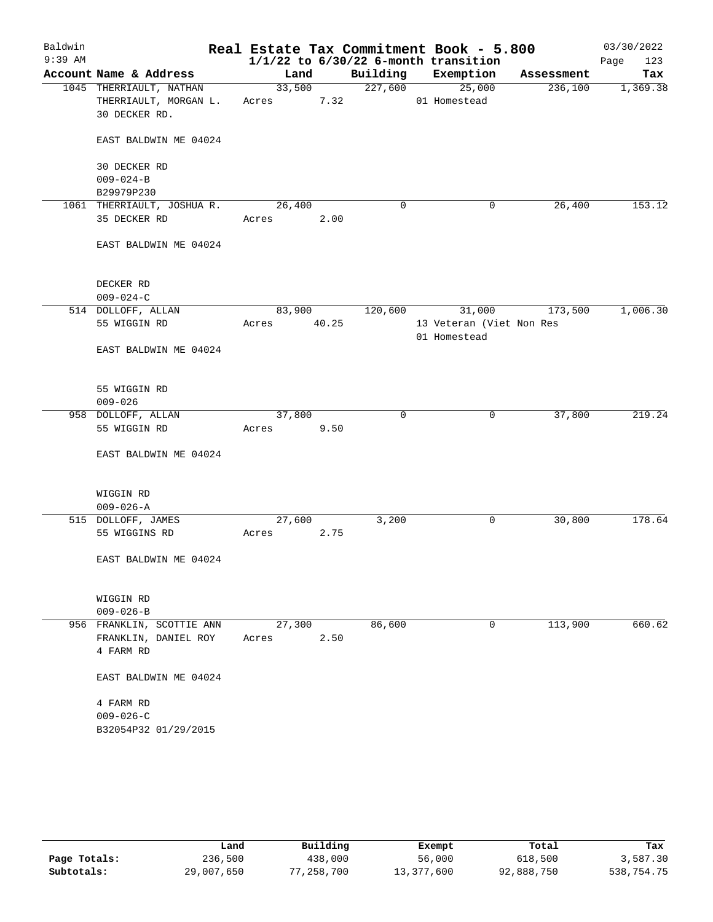# Real Estate Tax Commitment Book - 5.800

Baldwin 9:39 AM — 03/30/2022

$1/1/22$ to $6/30/22$ 6-month transition

| Account Name & Address | Land | Building | Exemption | Assessment | Tax |
|---|---|---|---|---|---|
| 1045 THERRIAULT, NATHAN<br>THERRIAULT, MORGAN L.<br>30 DECKER RD.<br><br>EAST BALDWIN ME 04024<br><br>30 DECKER RD<br>009-024-B<br>B29979P230 | 33,500<br>Acres 7.32 | 227,600 | 25,000<br>01 Homestead | 236,100 | 1,369.38 |
| 1061 THERRIAULT, JOSHUA R.<br>35 DECKER RD<br><br>EAST BALDWIN ME 04024<br><br>DECKER RD<br>009-024-C | 26,400<br>Acres 2.00 | 0 | 0 | 26,400 | 153.12 |
| 514 DOLLOFF, ALLAN<br>55 WIGGIN RD<br><br>EAST BALDWIN ME 04024<br><br>55 WIGGIN RD<br>009-026 | 83,900<br>Acres 40.25 | 120,600 | 31,000<br>13 Veteran (Viet Non Res<br>01 Homestead | 173,500 | 1,006.30 |
| 958 DOLLOFF, ALLAN<br>55 WIGGIN RD<br><br>EAST BALDWIN ME 04024<br><br>WIGGIN RD<br>009-026-A | 37,800<br>Acres 9.50 | 0 | 0 | 37,800 | 219.24 |
| 515 DOLLOFF, JAMES<br>55 WIGGINS RD<br><br>EAST BALDWIN ME 04024<br><br>WIGGIN RD<br>009-026-B | 27,600<br>Acres 2.75 | 3,200 | 0 | 30,800 | 178.64 |
| 956 FRANKLIN, SCOTTIE ANN<br>FRANKLIN, DANIEL ROY<br>4 FARM RD<br><br>EAST BALDWIN ME 04024<br><br>4 FARM RD<br>009-026-C<br>B32054P32 01/29/2015 | 27,300<br>Acres 2.50 | 86,600 | 0 | 113,900 | 660.62 |

| | Land | Building | Exempt | Total | Tax |
|---|---|---|---|---|---|
| Page Totals: | 236,500 | 438,000 | 56,000 | 618,500 | 3,587.30 |
| Subtotals: | 29,007,650 | 77,258,700 | 13,377,600 | 92,888,750 | 538,754.75 |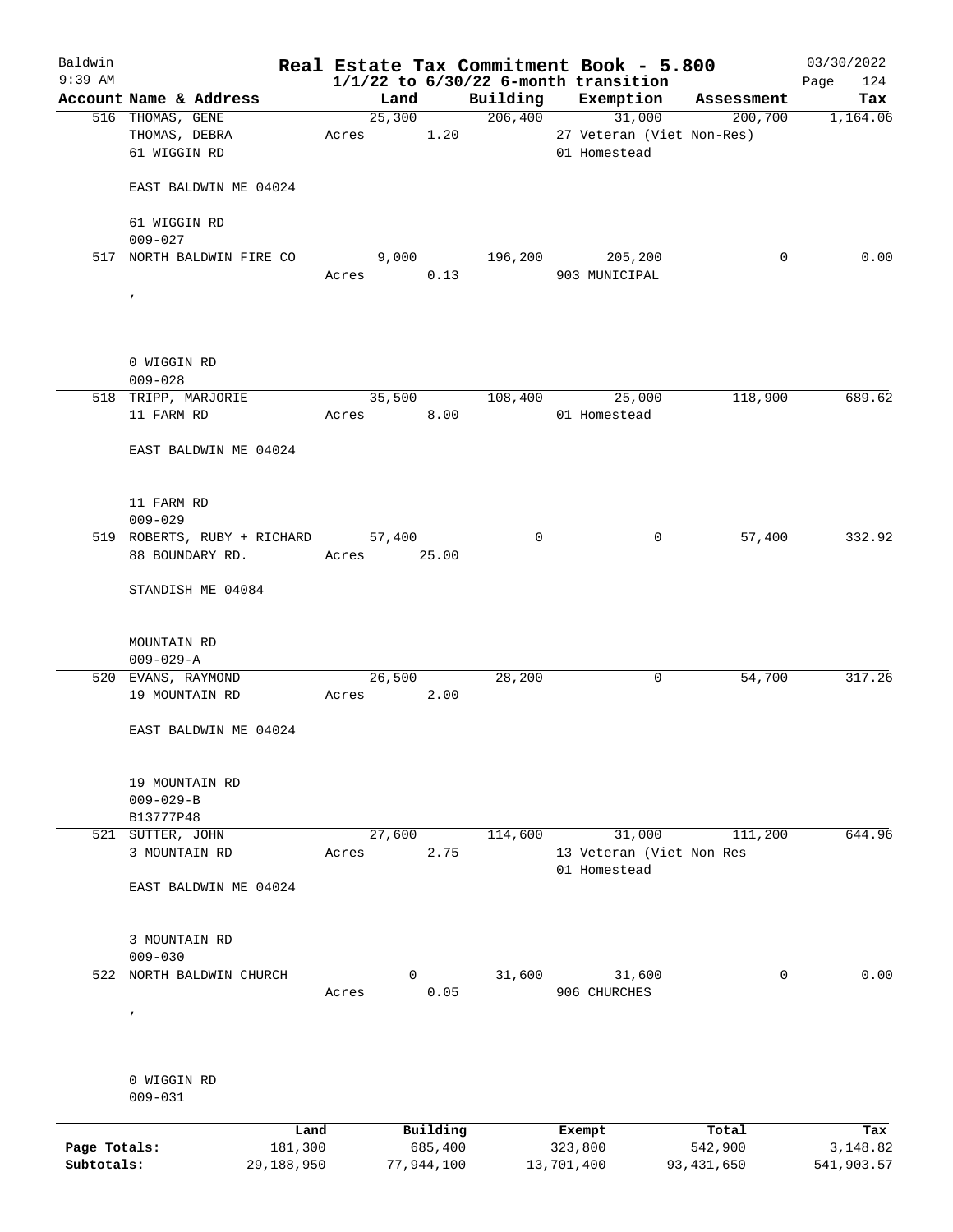# Real Estate Tax Commitment Book - 5.800

Baldwin 9:39 AM — $1/1/22$ to $6/30/22$ 6-month transition — 03/30/2022

| Account | Name & Address | Land | Building | Exemption | Assessment | Tax |
|---|---|---|---|---|---|---|
| 516 | THOMAS, GENE<br>THOMAS, DEBRA<br>61 WIGGIN RD<br><br>EAST BALDWIN ME 04024<br><br>61 WIGGIN RD<br>009-027 | 25,300<br>Acres 1.20 | 206,400 | 31,000<br>27 Veteran (Viet Non-Res)<br>01 Homestead | 200,700 | 1,164.06 |
| 517 | NORTH BALDWIN FIRE CO<br>,<br><br>0 WIGGIN RD<br>009-028 | 9,000<br>Acres 0.13 | 196,200 | 205,200<br>903 MUNICIPAL | 0 | 0.00 |
| 518 | TRIPP, MARJORIE<br>11 FARM RD<br><br>EAST BALDWIN ME 04024<br><br>11 FARM RD<br>009-029 | 35,500<br>Acres 8.00 | 108,400 | 25,000<br>01 Homestead | 118,900 | 689.62 |
| 519 | ROBERTS, RUBY + RICHARD<br>88 BOUNDARY RD.<br><br>STANDISH ME 04084<br><br>MOUNTAIN RD<br>009-029-A | 57,400<br>Acres 25.00 | 0 | 0 | 57,400 | 332.92 |
| 520 | EVANS, RAYMOND<br>19 MOUNTAIN RD<br><br>EAST BALDWIN ME 04024<br><br>19 MOUNTAIN RD<br>009-029-B<br>B13777P48 | 26,500<br>Acres 2.00 | 28,200 | 0 | 54,700 | 317.26 |
| 521 | SUTTER, JOHN<br>3 MOUNTAIN RD<br><br>EAST BALDWIN ME 04024<br><br>3 MOUNTAIN RD<br>009-030 | 27,600<br>Acres 2.75 | 114,600 | 31,000<br>13 Veteran (Viet Non Res<br>01 Homestead | 111,200 | 644.96 |
| 522 | NORTH BALDWIN CHURCH<br>,<br><br>0 WIGGIN RD<br>009-031 | 0<br>Acres 0.05 | 31,600 | 31,600<br>906 CHURCHES | 0 | 0.00 |

| | Land | Building | Exempt | Total | Tax |
|---|---|---|---|---|---|
| Page Totals: | 181,300 | 685,400 | 323,800 | 542,900 | 3,148.82 |
| Subtotals: | 29,188,950 | 77,944,100 | 13,701,400 | 93,431,650 | 541,903.57 |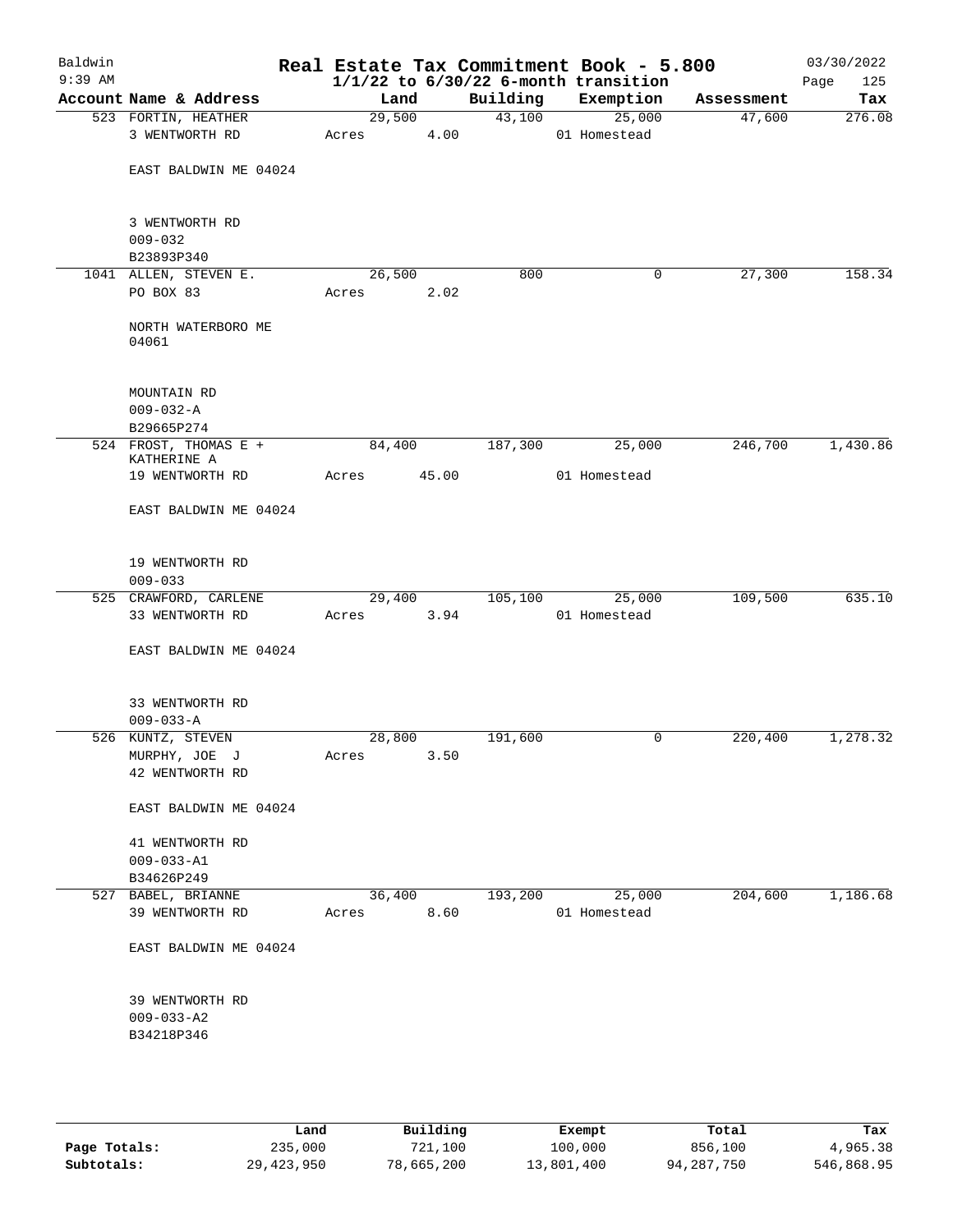# Real Estate Tax Commitment Book - 5.800

Baldwin
9:39 AM

$1/1/22$ to $6/30/22$ 6-month transition

03/30/2022
Page 125

| Account | Name & Address | Land | Building | Exemption | Assessment | Tax |
|---|---|---|---|---|---|---|
| 523 | FORTIN, HEATHER | 29,500 | 43,100 | 25,000 | 47,600 | 276.08 |
| | 3 WENTWORTH RD | Acres 4.00 | | 01 Homestead | | |
| | EAST BALDWIN ME 04024 | | | | | |
| | 3 WENTWORTH RD | | | | | |
| | 009-032 | | | | | |
| | B23893P340 | | | | | |
| 1041 | ALLEN, STEVEN E. | 26,500 | 800 | 0 | 27,300 | 158.34 |
| | PO BOX 83 | Acres 2.02 | | | | |
| | NORTH WATERBORO ME 04061 | | | | | |
| | MOUNTAIN RD | | | | | |
| | 009-032-A | | | | | |
| | B29665P274 | | | | | |
| 524 | FROST, THOMAS E + KATHERINE A | 84,400 | 187,300 | 25,000 | 246,700 | 1,430.86 |
| | 19 WENTWORTH RD | Acres 45.00 | | 01 Homestead | | |
| | EAST BALDWIN ME 04024 | | | | | |
| | 19 WENTWORTH RD | | | | | |
| | 009-033 | | | | | |
| 525 | CRAWFORD, CARLENE | 29,400 | 105,100 | 25,000 | 109,500 | 635.10 |
| | 33 WENTWORTH RD | Acres 3.94 | | 01 Homestead | | |
| | EAST BALDWIN ME 04024 | | | | | |
| | 33 WENTWORTH RD | | | | | |
| | 009-033-A | | | | | |
| 526 | KUNTZ, STEVEN | 28,800 | 191,600 | 0 | 220,400 | 1,278.32 |
| | MURPHY, JOE J | Acres 3.50 | | | | |
| | 42 WENTWORTH RD | | | | | |
| | EAST BALDWIN ME 04024 | | | | | |
| | 41 WENTWORTH RD | | | | | |
| | 009-033-A1 | | | | | |
| | B34626P249 | | | | | |
| 527 | BABEL, BRIANNE | 36,400 | 193,200 | 25,000 | 204,600 | 1,186.68 |
| | 39 WENTWORTH RD | Acres 8.60 | | 01 Homestead | | |
| | EAST BALDWIN ME 04024 | | | | | |
| | 39 WENTWORTH RD | | | | | |
| | 009-033-A2 | | | | | |
| | B34218P346 | | | | | |

| | Land | Building | Exempt | Total | Tax |
|---|---|---|---|---|---|
| Page Totals: | 235,000 | 721,100 | 100,000 | 856,100 | 4,965.38 |
| Subtotals: | 29,423,950 | 78,665,200 | 13,801,400 | 94,287,750 | 546,868.95 |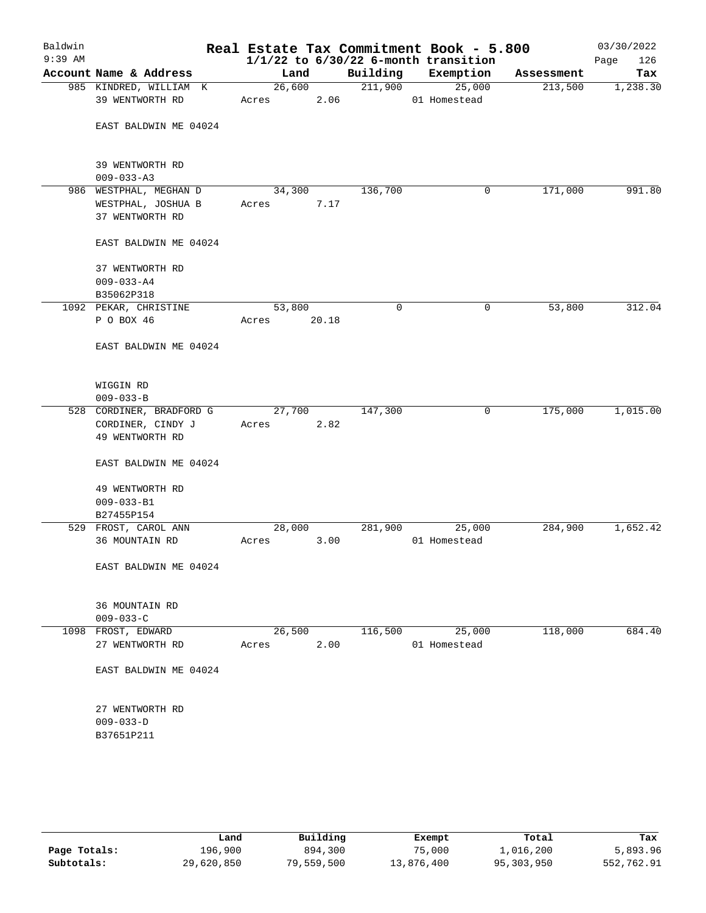Baldwin 9:39 AM

# Real Estate Tax Commitment Book - 5.800
## 1/1/22 to 6/30/22 6-month transition

03/30/2022

| Account | Name & Address | Land | Building | Exemption | Assessment | Tax |
|---|---|---|---|---|---|---|
| 985 | KINDRED, WILLIAM K<br>39 WENTWORTH RD<br><br>EAST BALDWIN ME 04024<br><br>39 WENTWORTH RD<br>009-033-A3 | 26,600<br>Acres 2.06 | 211,900 | 25,000<br>01 Homestead | 213,500 | 1,238.30 |
| 986 | WESTPHAL, MEGHAN D<br>WESTPHAL, JOSHUA B<br>37 WENTWORTH RD<br><br>EAST BALDWIN ME 04024<br><br>37 WENTWORTH RD<br>009-033-A4<br>B35062P318 | 34,300<br>Acres 7.17 | 136,700 | 0 | 171,000 | 991.80 |
| 1092 | PEKAR, CHRISTINE<br>P O BOX 46<br><br>EAST BALDWIN ME 04024<br><br>WIGGIN RD<br>009-033-B | 53,800<br>Acres 20.18 | 0 | 0 | 53,800 | 312.04 |
| 528 | CORDINER, BRADFORD G<br>CORDINER, CINDY J<br>49 WENTWORTH RD<br><br>EAST BALDWIN ME 04024<br><br>49 WENTWORTH RD<br>009-033-B1<br>B27455P154 | 27,700<br>Acres 2.82 | 147,300 | 0 | 175,000 | 1,015.00 |
| 529 | FROST, CAROL ANN<br>36 MOUNTAIN RD<br><br>EAST BALDWIN ME 04024<br><br>36 MOUNTAIN RD<br>009-033-C | 28,000<br>Acres 3.00 | 281,900 | 25,000<br>01 Homestead | 284,900 | 1,652.42 |
| 1098 | FROST, EDWARD<br>27 WENTWORTH RD<br><br>EAST BALDWIN ME 04024<br><br>27 WENTWORTH RD<br>009-033-D<br>B37651P211 | 26,500<br>Acres 2.00 | 116,500 | 25,000<br>01 Homestead | 118,000 | 684.40 |

| | Land | Building | Exempt | Total | Tax |
|---|---|---|---|---|---|
| Page Totals: | 196,900 | 894,300 | 75,000 | 1,016,200 | 5,893.96 |
| Subtotals: | 29,620,850 | 79,559,500 | 13,876,400 | 95,303,950 | 552,762.91 |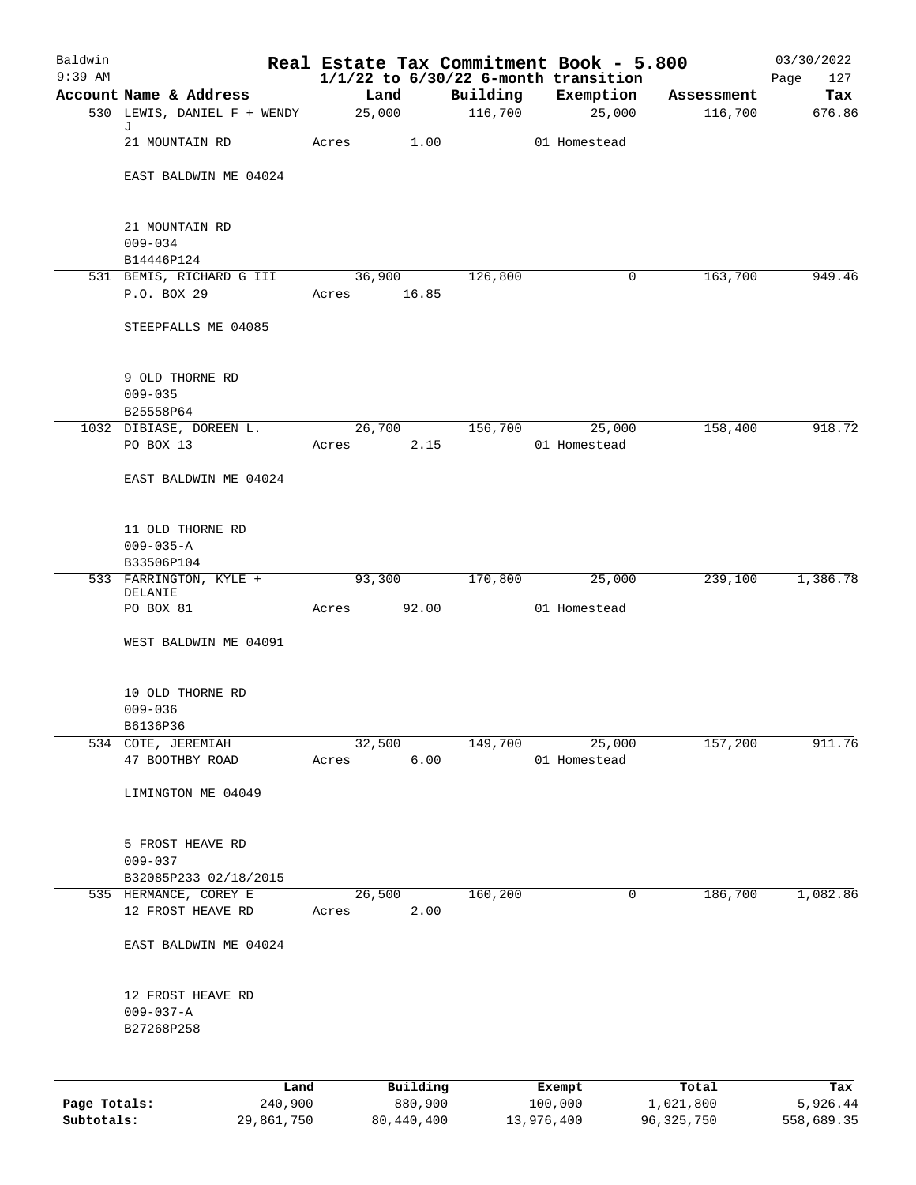Baldwin 9:39 AM

# Real Estate Tax Commitment Book - 5.800
## 1/1/22 to 6/30/22 6-month transition

03/30/2022

| Account | Name & Address | Land | Building | Exemption | Assessment | Tax |
|---|---|---|---|---|---|---|
| 530 | LEWIS, DANIEL F + WENDY J<br>21 MOUNTAIN RD<br>EAST BALDWIN ME 04024<br><br>21 MOUNTAIN RD<br>009-034<br>B14446P124 | 25,000<br>Acres 1.00 | 116,700 | 25,000<br>01 Homestead | 116,700 | 676.86 |
| 531 | BEMIS, RICHARD G III<br>P.O. BOX 29<br>STEEPFALLS ME 04085<br><br>9 OLD THORNE RD<br>009-035<br>B25558P64 | 36,900<br>Acres 16.85 | 126,800 | 0 | 163,700 | 949.46 |
| 1032 | DIBIASE, DOREEN L.<br>PO BOX 13<br>EAST BALDWIN ME 04024<br><br>11 OLD THORNE RD<br>009-035-A<br>B33506P104 | 26,700<br>Acres 2.15 | 156,700 | 25,000<br>01 Homestead | 158,400 | 918.72 |
| 533 | FARRINGTON, KYLE + DELANIE<br>PO BOX 81<br>WEST BALDWIN ME 04091<br><br>10 OLD THORNE RD<br>009-036<br>B6136P36 | 93,300<br>Acres 92.00 | 170,800 | 25,000<br>01 Homestead | 239,100 | 1,386.78 |
| 534 | COTE, JEREMIAH<br>47 BOOTHBY ROAD<br>LIMINGTON ME 04049<br><br>5 FROST HEAVE RD<br>009-037<br>B32085P233 02/18/2015 | 32,500<br>Acres 6.00 | 149,700 | 25,000<br>01 Homestead | 157,200 | 911.76 |
| 535 | HERMANCE, COREY E<br>12 FROST HEAVE RD<br>EAST BALDWIN ME 04024<br><br>12 FROST HEAVE RD<br>009-037-A<br>B27268P258 | 26,500<br>Acres 2.00 | 160,200 | 0 | 186,700 | 1,082.86 |

| | Land | Building | Exempt | Total | Tax |
|---|---|---|---|---|---|
| Page Totals: | 240,900 | 880,900 | 100,000 | 1,021,800 | 5,926.44 |
| Subtotals: | 29,861,750 | 80,440,400 | 13,976,400 | 96,325,750 | 558,689.35 |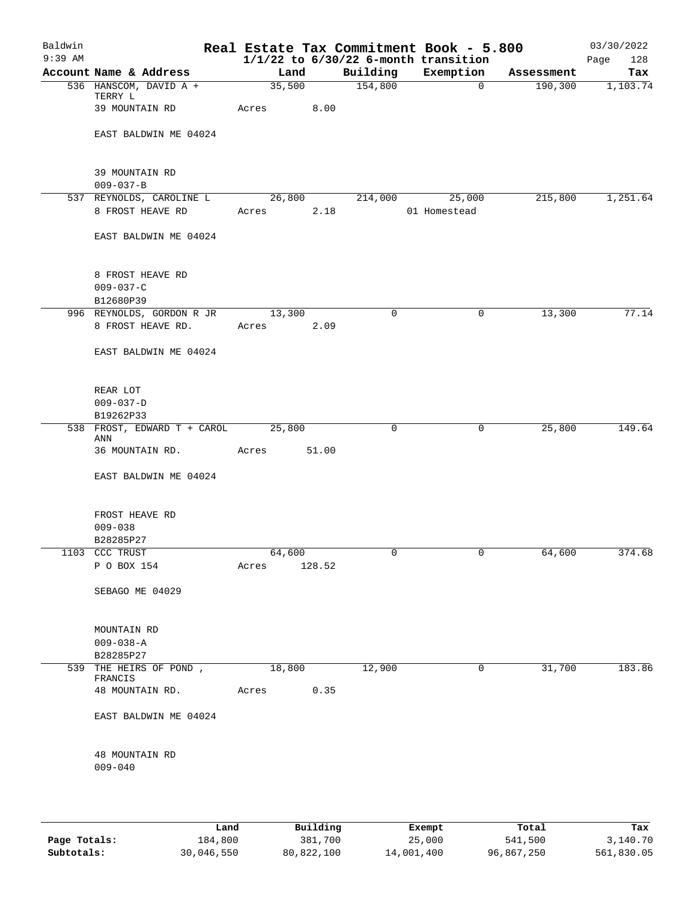Baldwin 9:39 AM

# Real Estate Tax Commitment Book - 5.800

## 1/1/22 to 6/30/22 6-month transition

03/30/2022

| Account Name & Address | Land | Building | Exemption | Assessment | Tax |
|---|---|---|---|---|---|
| 536 HANSCOM, DAVID A + TERRY L | 35,500 | 154,800 | 0 | 190,300 | 1,103.74 |
| 39 MOUNTAIN RD | Acres 8.00 | | | | |
| EAST BALDWIN ME 04024 | | | | | |
| 39 MOUNTAIN RD | | | | | |
| 009-037-B | | | | | |
| 537 REYNOLDS, CAROLINE L | 26,800 | 214,000 | 25,000 | 215,800 | 1,251.64 |
| 8 FROST HEAVE RD | Acres 2.18 | | 01 Homestead | | |
| EAST BALDWIN ME 04024 | | | | | |
| 8 FROST HEAVE RD | | | | | |
| 009-037-C | | | | | |
| B12680P39 | | | | | |
| 996 REYNOLDS, GORDON R JR | 13,300 | 0 | 0 | 13,300 | 77.14 |
| 8 FROST HEAVE RD. | Acres 2.09 | | | | |
| EAST BALDWIN ME 04024 | | | | | |
| REAR LOT | | | | | |
| 009-037-D | | | | | |
| B19262P33 | | | | | |
| 538 FROST, EDWARD T + CAROL ANN | 25,800 | 0 | 0 | 25,800 | 149.64 |
| 36 MOUNTAIN RD. | Acres 51.00 | | | | |
| EAST BALDWIN ME 04024 | | | | | |
| FROST HEAVE RD | | | | | |
| 009-038 | | | | | |
| B28285P27 | | | | | |
| 1103 CCC TRUST | 64,600 | 0 | 0 | 64,600 | 374.68 |
| P O BOX 154 | Acres 128.52 | | | | |
| SEBAGO ME 04029 | | | | | |
| MOUNTAIN RD | | | | | |
| 009-038-A | | | | | |
| B28285P27 | | | | | |
| 539 THE HEIRS OF POND , FRANCIS | 18,800 | 12,900 | 0 | 31,700 | 183.86 |
| 48 MOUNTAIN RD. | Acres 0.35 | | | | |
| EAST BALDWIN ME 04024 | | | | | |
| 48 MOUNTAIN RD | | | | | |
| 009-040 | | | | | |

| | Land | Building | Exempt | Total | Tax |
|---|---|---|---|---|---|
| Page Totals: | 184,800 | 381,700 | 25,000 | 541,500 | 3,140.70 |
| Subtotals: | 30,046,550 | 80,822,100 | 14,001,400 | 96,867,250 | 561,830.05 |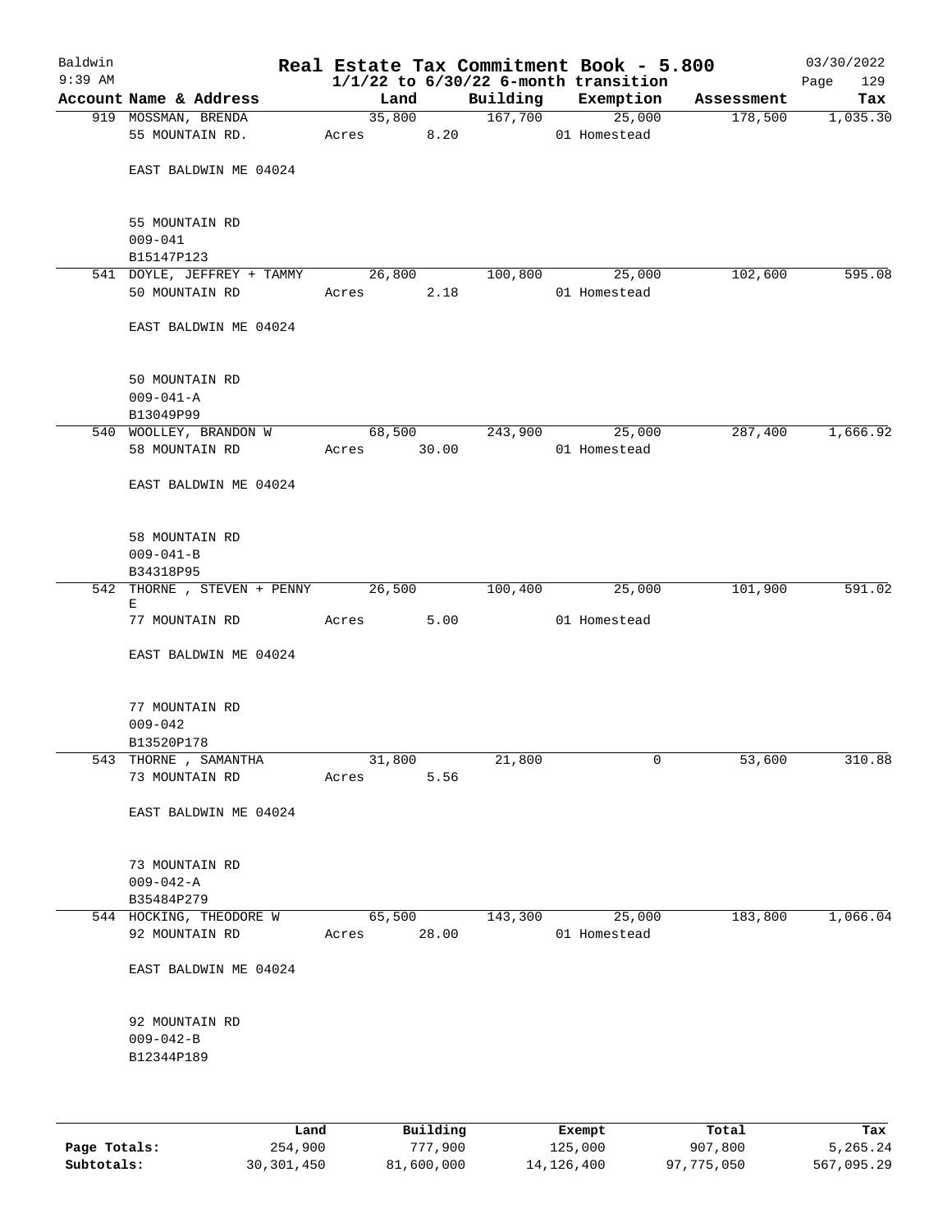# Real Estate Tax Commitment Book - 5.800

Baldwin
9:39 AM

$1/1/22$ to $6/30/22$ 6-month transition

03/30/2022

| Account Name & Address | Land | Building | Exemption | Assessment | Tax |
|---|---|---|---|---|---|
| 919 MOSSMAN, BRENDA | 35,800 | 167,700 | 25,000 | 178,500 | 1,035.30 |
| 55 MOUNTAIN RD. | Acres 8.20 | | 01 Homestead | | |
| EAST BALDWIN ME 04024 | | | | | |
| 55 MOUNTAIN RD | | | | | |
| 009-041 | | | | | |
| B15147P123 | | | | | |
| 541 DOYLE, JEFFREY + TAMMY | 26,800 | 100,800 | 25,000 | 102,600 | 595.08 |
| 50 MOUNTAIN RD | Acres 2.18 | | 01 Homestead | | |
| EAST BALDWIN ME 04024 | | | | | |
| 50 MOUNTAIN RD | | | | | |
| 009-041-A | | | | | |
| B13049P99 | | | | | |
| 540 WOOLLEY, BRANDON W | 68,500 | 243,900 | 25,000 | 287,400 | 1,666.92 |
| 58 MOUNTAIN RD | Acres 30.00 | | 01 Homestead | | |
| EAST BALDWIN ME 04024 | | | | | |
| 58 MOUNTAIN RD | | | | | |
| 009-041-B | | | | | |
| B34318P95 | | | | | |
| 542 THORNE , STEVEN + PENNY E | 26,500 | 100,400 | 25,000 | 101,900 | 591.02 |
| 77 MOUNTAIN RD | Acres 5.00 | | 01 Homestead | | |
| EAST BALDWIN ME 04024 | | | | | |
| 77 MOUNTAIN RD | | | | | |
| 009-042 | | | | | |
| B13520P178 | | | | | |
| 543 THORNE , SAMANTHA | 31,800 | 21,800 | 0 | 53,600 | 310.88 |
| 73 MOUNTAIN RD | Acres 5.56 | | | | |
| EAST BALDWIN ME 04024 | | | | | |
| 73 MOUNTAIN RD | | | | | |
| 009-042-A | | | | | |
| B35484P279 | | | | | |
| 544 HOCKING, THEODORE W | 65,500 | 143,300 | 25,000 | 183,800 | 1,066.04 |
| 92 MOUNTAIN RD | Acres 28.00 | | 01 Homestead | | |
| EAST BALDWIN ME 04024 | | | | | |
| 92 MOUNTAIN RD | | | | | |
| 009-042-B | | | | | |
| B12344P189 | | | | | |

| | Land | Building | Exempt | Total | Tax |
|---|---|---|---|---|---|
| Page Totals: | 254,900 | 777,900 | 125,000 | 907,800 | 5,265.24 |
| Subtotals: | 30,301,450 | 81,600,000 | 14,126,400 | 97,775,050 | 567,095.29 |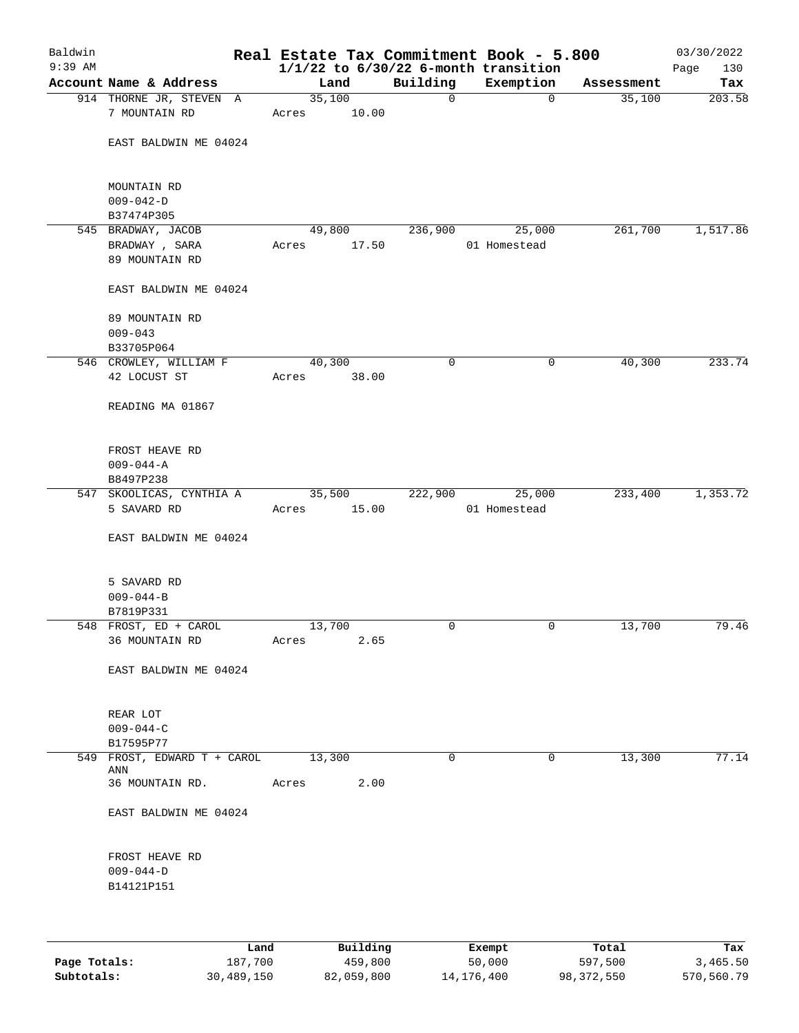# Real Estate Tax Commitment Book - 5.800

Baldwin
9:39 AM

03/30/2022

$1/1/22$ to $6/30/22$ 6-month transition

| Account Name & Address | Land | Building | Exemption | Assessment | Tax |
|---|---|---|---|---|---|
| 914 THORNE JR, STEVEN A<br>7 MOUNTAIN RD<br><br>EAST BALDWIN ME 04024<br><br>MOUNTAIN RD<br>009-042-D<br>B37474P305 | 35,100<br>Acres 10.00 | 0 | 0 | 35,100 | 203.58 |
| 545 BRADWAY, JACOB<br>BRADWAY , SARA<br>89 MOUNTAIN RD<br><br>EAST BALDWIN ME 04024<br><br>89 MOUNTAIN RD<br>009-043<br>B33705P064 | 49,800<br>Acres 17.50 | 236,900 | 25,000<br>01 Homestead | 261,700 | 1,517.86 |
| 546 CROWLEY, WILLIAM F<br>42 LOCUST ST<br><br>READING MA 01867<br><br>FROST HEAVE RD<br>009-044-A<br>B8497P238 | 40,300<br>Acres 38.00 | 0 | 0 | 40,300 | 233.74 |
| 547 SKOOLICAS, CYNTHIA A<br>5 SAVARD RD<br><br>EAST BALDWIN ME 04024<br><br>5 SAVARD RD<br>009-044-B<br>B7819P331 | 35,500<br>Acres 15.00 | 222,900 | 25,000<br>01 Homestead | 233,400 | 1,353.72 |
| 548 FROST, ED + CAROL<br>36 MOUNTAIN RD<br><br>EAST BALDWIN ME 04024<br><br>REAR LOT<br>009-044-C<br>B17595P77 | 13,700<br>Acres 2.65 | 0 | 0 | 13,700 | 79.46 |
| 549 FROST, EDWARD T + CAROL ANN<br>36 MOUNTAIN RD.<br><br>EAST BALDWIN ME 04024<br><br>FROST HEAVE RD<br>009-044-D<br>B14121P151 | 13,300<br>Acres 2.00 | 0 | 0 | 13,300 | 77.14 |

| | Land | Building | Exempt | Total | Tax |
|---|---|---|---|---|---|
| Page Totals: | 187,700 | 459,800 | 50,000 | 597,500 | 3,465.50 |
| Subtotals: | 30,489,150 | 82,059,800 | 14,176,400 | 98,372,550 | 570,560.79 |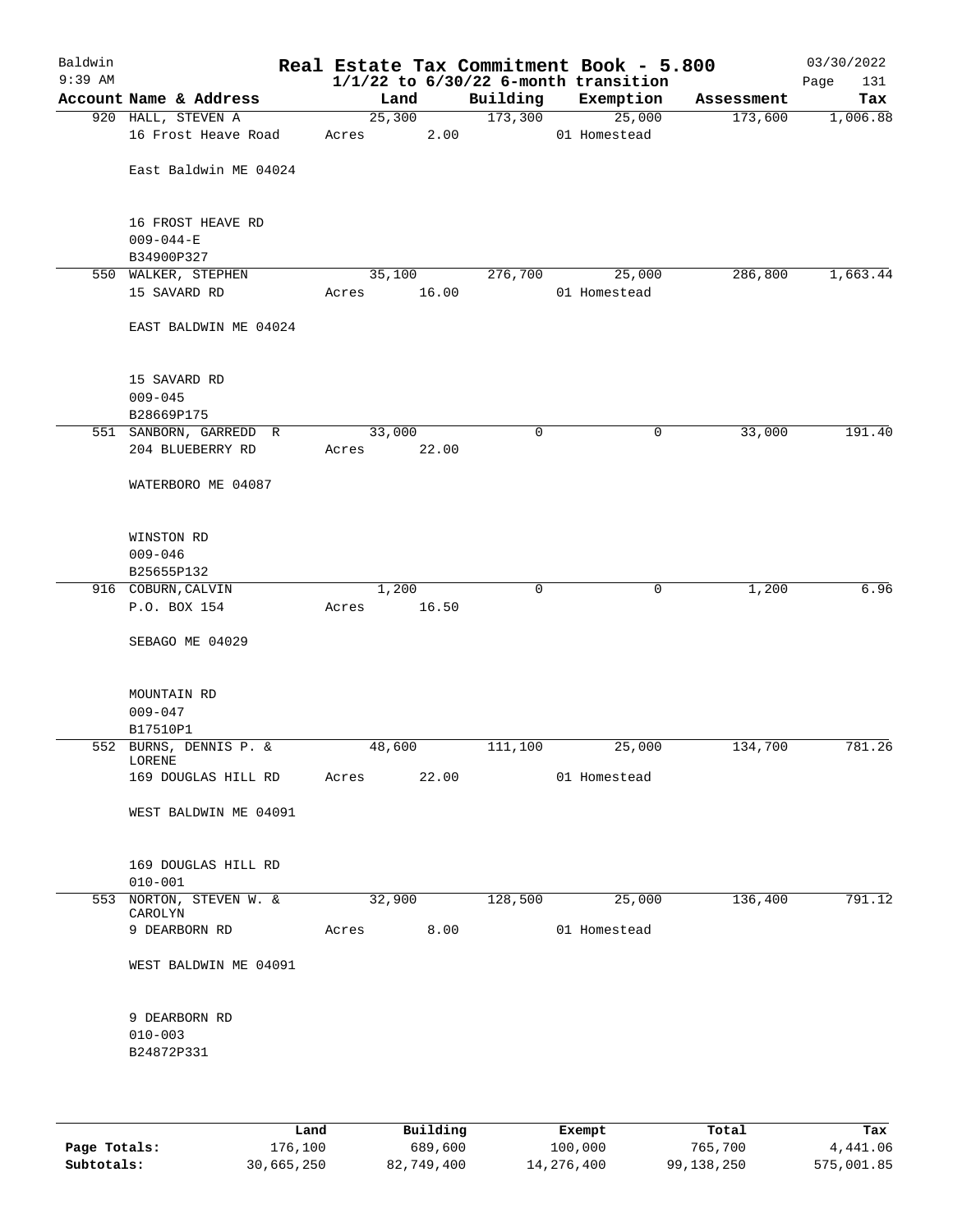Baldwin
9:39 AM

# Real Estate Tax Commitment Book - 5.800
## 1/1/22 to 6/30/22 6-month transition

03/30/2022

| Account Name & Address | Land | Building | Exemption | Assessment | Tax |
|---|---|---|---|---|---|
| 920 HALL, STEVEN A | 25,300 | 173,300 | 25,000 | 173,600 | 1,006.88 |
| 16 Frost Heave Road | Acres 2.00 | | 01 Homestead | | |
| East Baldwin ME 04024 | | | | | |
| 16 FROST HEAVE RD | | | | | |
| 009-044-E | | | | | |
| B34900P327 | | | | | |
| 550 WALKER, STEPHEN | 35,100 | 276,700 | 25,000 | 286,800 | 1,663.44 |
| 15 SAVARD RD | Acres 16.00 | | 01 Homestead | | |
| EAST BALDWIN ME 04024 | | | | | |
| 15 SAVARD RD | | | | | |
| 009-045 | | | | | |
| B28669P175 | | | | | |
| 551 SANBORN, GARREDD R | 33,000 | 0 | 0 | 33,000 | 191.40 |
| 204 BLUEBERRY RD | Acres 22.00 | | | | |
| WATERBORO ME 04087 | | | | | |
| WINSTON RD | | | | | |
| 009-046 | | | | | |
| B25655P132 | | | | | |
| 916 COBURN, CALVIN | 1,200 | 0 | 0 | 1,200 | 6.96 |
| P.O. BOX 154 | Acres 16.50 | | | | |
| SEBAGO ME 04029 | | | | | |
| MOUNTAIN RD | | | | | |
| 009-047 | | | | | |
| B17510P1 | | | | | |
| 552 BURNS, DENNIS P. & LORENE | 48,600 | 111,100 | 25,000 | 134,700 | 781.26 |
| 169 DOUGLAS HILL RD | Acres 22.00 | | 01 Homestead | | |
| WEST BALDWIN ME 04091 | | | | | |
| 169 DOUGLAS HILL RD | | | | | |
| 010-001 | | | | | |
| 553 NORTON, STEVEN W. & CAROLYN | 32,900 | 128,500 | 25,000 | 136,400 | 791.12 |
| 9 DEARBORN RD | Acres 8.00 | | 01 Homestead | | |
| WEST BALDWIN ME 04091 | | | | | |
| 9 DEARBORN RD | | | | | |
| 010-003 | | | | | |
| B24872P331 | | | | | |

| | Land | Building | Exempt | Total | Tax |
|---|---|---|---|---|---|
| Page Totals: | 176,100 | 689,600 | 100,000 | 765,700 | 4,441.06 |
| Subtotals: | 30,665,250 | 82,749,400 | 14,276,400 | 99,138,250 | 575,001.85 |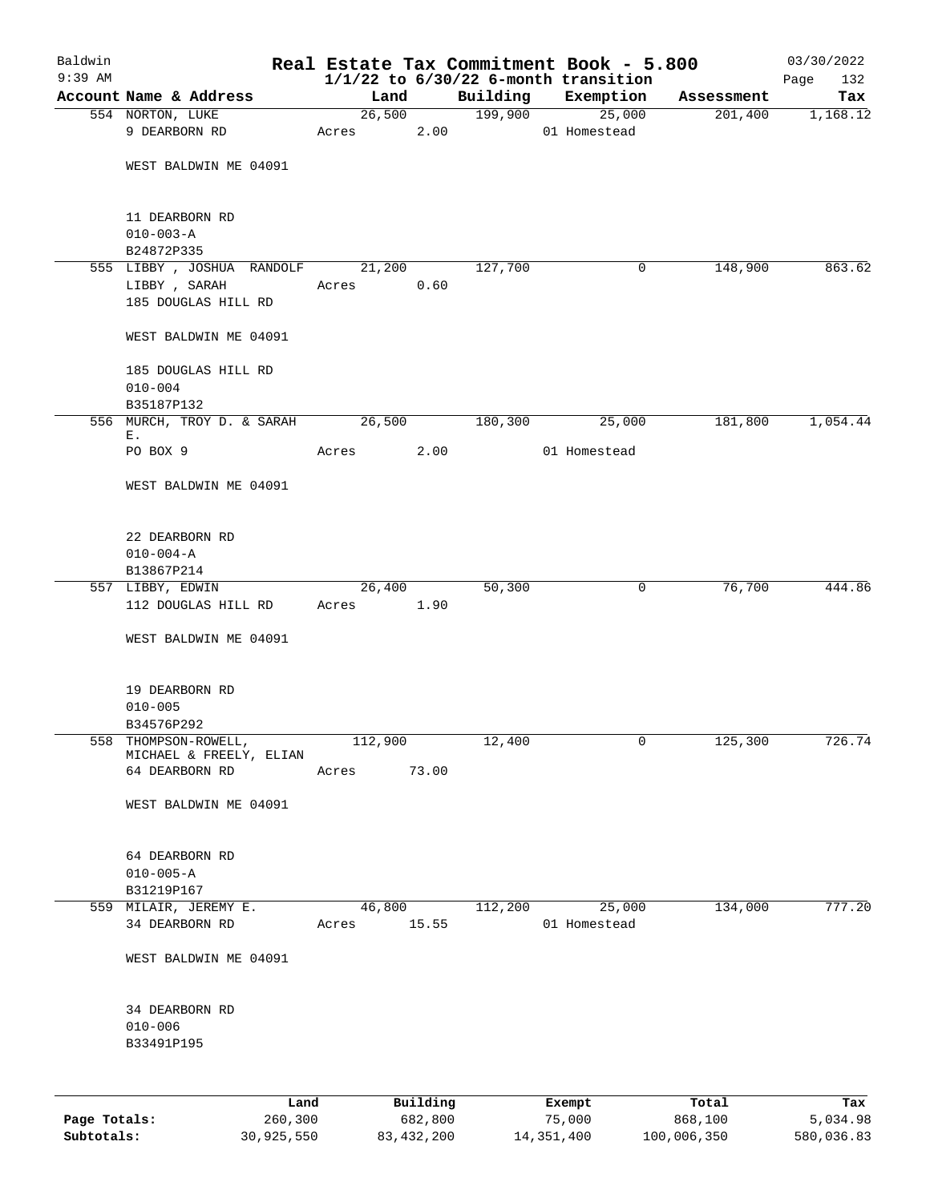# Baldwin — Real Estate Tax Commitment Book - 5.800

9:39 AM — 1/1/22 to 6/30/22 6-month transition — 03/30/2022

| Account | Name & Address | Land | Building | Exemption | Assessment | Tax |
|---|---|---|---|---|---|---|
| 554 | NORTON, LUKE<br>9 DEARBORN RD<br><br>WEST BALDWIN ME 04091<br><br>11 DEARBORN RD<br>010-003-A<br>B24872P335 | 26,500<br>Acres 2.00 | 199,900 | 25,000<br>01 Homestead | 201,400 | 1,168.12 |
| 555 | LIBBY , JOSHUA RANDOLF<br>LIBBY , SARAH<br>185 DOUGLAS HILL RD<br><br>WEST BALDWIN ME 04091<br><br>185 DOUGLAS HILL RD<br>010-004<br>B35187P132 | 21,200<br>Acres 0.60 | 127,700 | 0 | 148,900 | 863.62 |
| 556 | MURCH, TROY D. & SARAH E.<br>PO BOX 9<br><br>WEST BALDWIN ME 04091<br><br>22 DEARBORN RD<br>010-004-A<br>B13867P214 | 26,500<br>Acres 2.00 | 180,300 | 25,000<br>01 Homestead | 181,800 | 1,054.44 |
| 557 | LIBBY, EDWIN<br>112 DOUGLAS HILL RD<br><br>WEST BALDWIN ME 04091<br><br>19 DEARBORN RD<br>010-005<br>B34576P292 | 26,400<br>Acres 1.90 | 50,300 | 0 | 76,700 | 444.86 |
| 558 | THOMPSON-ROWELL, MICHAEL & FREELY, ELIAN<br>64 DEARBORN RD<br><br>WEST BALDWIN ME 04091<br><br>64 DEARBORN RD<br>010-005-A<br>B31219P167 | 112,900<br>Acres 73.00 | 12,400 | 0 | 125,300 | 726.74 |
| 559 | MILAIR, JEREMY E.<br>34 DEARBORN RD<br><br>WEST BALDWIN ME 04091<br><br>34 DEARBORN RD<br>010-006<br>B33491P195 | 46,800<br>Acres 15.55 | 112,200 | 25,000<br>01 Homestead | 134,000 | 777.20 |

| | Land | Building | Exempt | Total | Tax |
|---|---|---|---|---|---|
| Page Totals: | 260,300 | 682,800 | 75,000 | 868,100 | 5,034.98 |
| Subtotals: | 30,925,550 | 83,432,200 | 14,351,400 | 100,006,350 | 580,036.83 |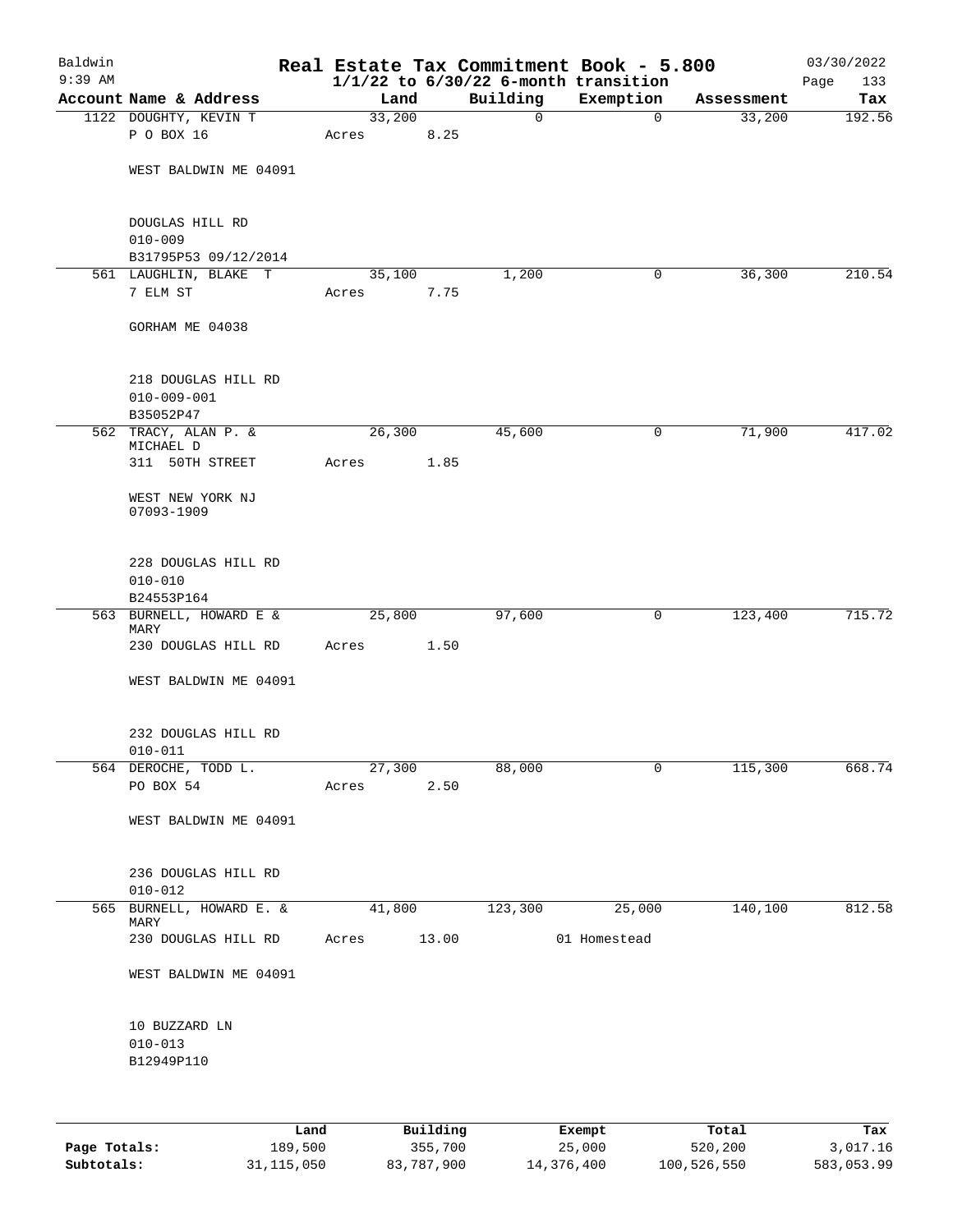Baldwin 9:39 AM

# Real Estate Tax Commitment Book - 5.800

1/1/22 to 6/30/22 6-month transition

03/30/2022

| Account Name & Address | Land | Building | Exemption | Assessment | Tax |
|---|---|---|---|---|---|
| 1122 DOUGHTY, KEVIN T<br>P O BOX 16<br><br>WEST BALDWIN ME 04091<br><br>DOUGLAS HILL RD<br>010-009<br>B31795P53 09/12/2014 | 33,200<br>Acres 8.25 | 0 | 0 | 33,200 | 192.56 |
| 561 LAUGHLIN, BLAKE T<br>7 ELM ST<br><br>GORHAM ME 04038<br><br>218 DOUGLAS HILL RD<br>010-009-001<br>B35052P47 | 35,100<br>Acres 7.75 | 1,200 | 0 | 36,300 | 210.54 |
| 562 TRACY, ALAN P. & MICHAEL D<br>311 50TH STREET<br><br>WEST NEW YORK NJ 07093-1909<br><br>228 DOUGLAS HILL RD<br>010-010<br>B24553P164 | 26,300<br>Acres 1.85 | 45,600 | 0 | 71,900 | 417.02 |
| 563 BURNELL, HOWARD E & MARY<br>230 DOUGLAS HILL RD<br><br>WEST BALDWIN ME 04091<br><br>232 DOUGLAS HILL RD<br>010-011 | 25,800<br>Acres 1.50 | 97,600 | 0 | 123,400 | 715.72 |
| 564 DEROCHE, TODD L.<br>PO BOX 54<br><br>WEST BALDWIN ME 04091<br><br>236 DOUGLAS HILL RD<br>010-012 | 27,300<br>Acres 2.50 | 88,000 | 0 | 115,300 | 668.74 |
| 565 BURNELL, HOWARD E. & MARY<br>230 DOUGLAS HILL RD<br><br>WEST BALDWIN ME 04091<br><br>10 BUZZARD LN<br>010-013<br>B12949P110 | 41,800<br>Acres 13.00 | 123,300 | 25,000<br>01 Homestead | 140,100 | 812.58 |

| | Land | Building | Exempt | Total | Tax |
|---|---|---|---|---|---|
| Page Totals: | 189,500 | 355,700 | 25,000 | 520,200 | 3,017.16 |
| Subtotals: | 31,115,050 | 83,787,900 | 14,376,400 | 100,526,550 | 583,053.99 |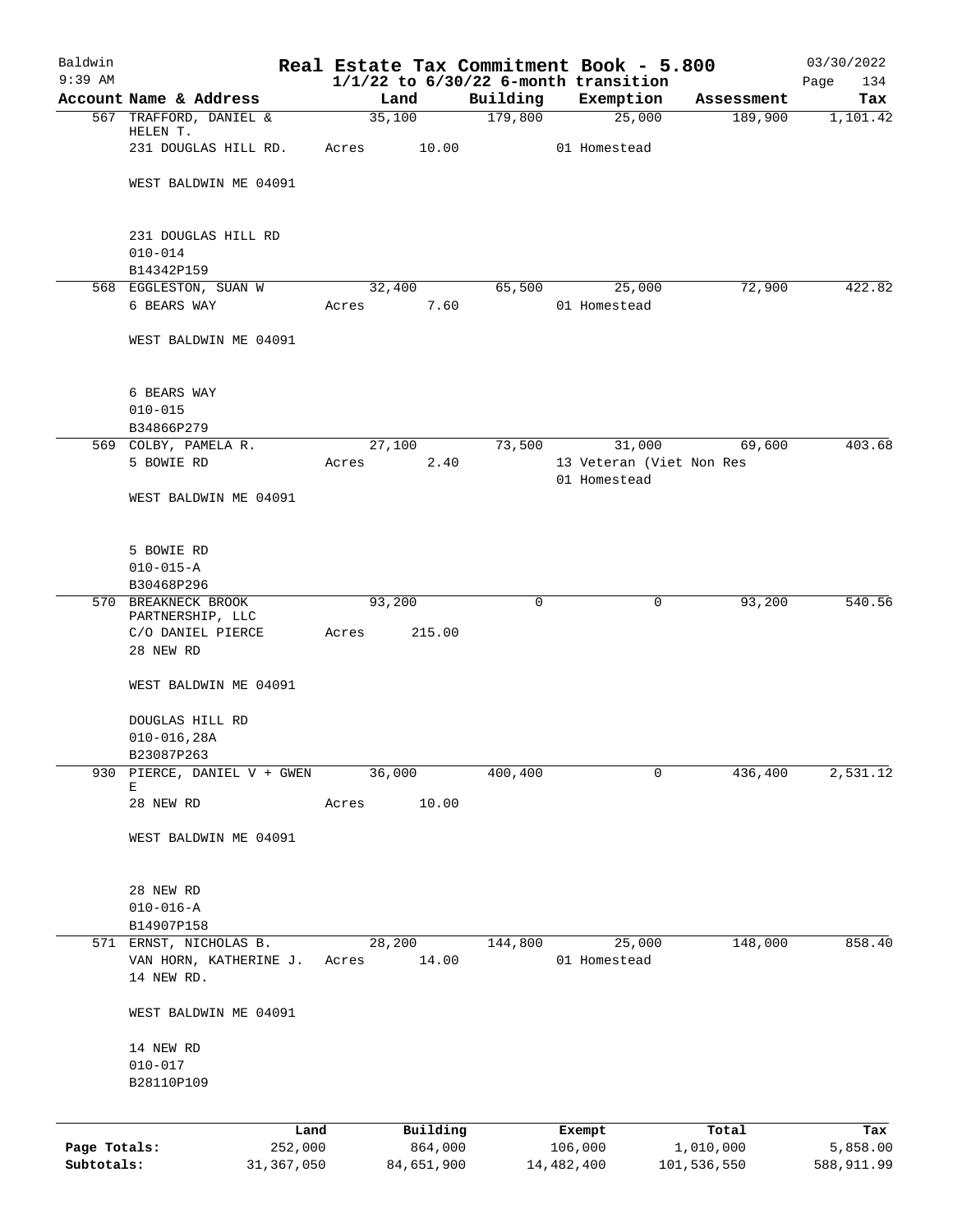# Real Estate Tax Commitment Book - 5.800

Baldwin
9:39 AM

$1/1/22$ to $6/30/22$ 6-month transition

03/30/2022

| Account Name & Address | Land | Building | Exemption | Assessment | Tax |
|---|---|---|---|---|---|
| 567 TRAFFORD, DANIEL & HELEN T. | 35,100 | 179,800 | 25,000 | 189,900 | 1,101.42 |
| 231 DOUGLAS HILL RD. | Acres 10.00 | | 01 Homestead | | |
| WEST BALDWIN ME 04091 | | | | | |
| 231 DOUGLAS HILL RD | | | | | |
| 010-014 | | | | | |
| B14342P159 | | | | | |
| 568 EGGLESTON, SUAN W | 32,400 | 65,500 | 25,000 | 72,900 | 422.82 |
| 6 BEARS WAY | Acres 7.60 | | 01 Homestead | | |
| WEST BALDWIN ME 04091 | | | | | |
| 6 BEARS WAY | | | | | |
| 010-015 | | | | | |
| B34866P279 | | | | | |
| 569 COLBY, PAMELA R. | 27,100 | 73,500 | 31,000 | 69,600 | 403.68 |
| 5 BOWIE RD | Acres 2.40 | | 13 Veteran (Viet Non Res | | |
| | | | 01 Homestead | | |
| WEST BALDWIN ME 04091 | | | | | |
| 5 BOWIE RD | | | | | |
| 010-015-A | | | | | |
| B30468P296 | | | | | |
| 570 BREAKNECK BROOK PARTNERSHIP, LLC | 93,200 | 0 | 0 | 93,200 | 540.56 |
| C/O DANIEL PIERCE | Acres 215.00 | | | | |
| 28 NEW RD | | | | | |
| WEST BALDWIN ME 04091 | | | | | |
| DOUGLAS HILL RD | | | | | |
| 010-016,28A | | | | | |
| B23087P263 | | | | | |
| 930 PIERCE, DANIEL V + GWEN E | 36,000 | 400,400 | 0 | 436,400 | 2,531.12 |
| 28 NEW RD | Acres 10.00 | | | | |
| WEST BALDWIN ME 04091 | | | | | |
| 28 NEW RD | | | | | |
| 010-016-A | | | | | |
| B14907P158 | | | | | |
| 571 ERNST, NICHOLAS B. | 28,200 | 144,800 | 25,000 | 148,000 | 858.40 |
| VAN HORN, KATHERINE J. | Acres 14.00 | | 01 Homestead | | |
| 14 NEW RD. | | | | | |
| WEST BALDWIN ME 04091 | | | | | |
| 14 NEW RD | | | | | |
| 010-017 | | | | | |
| B28110P109 | | | | | |

| | Land | Building | Exempt | Total | Tax |
|---|---|---|---|---|---|
| Page Totals: | 252,000 | 864,000 | 106,000 | 1,010,000 | 5,858.00 |
| Subtotals: | 31,367,050 | 84,651,900 | 14,482,400 | 101,536,550 | 588,911.99 |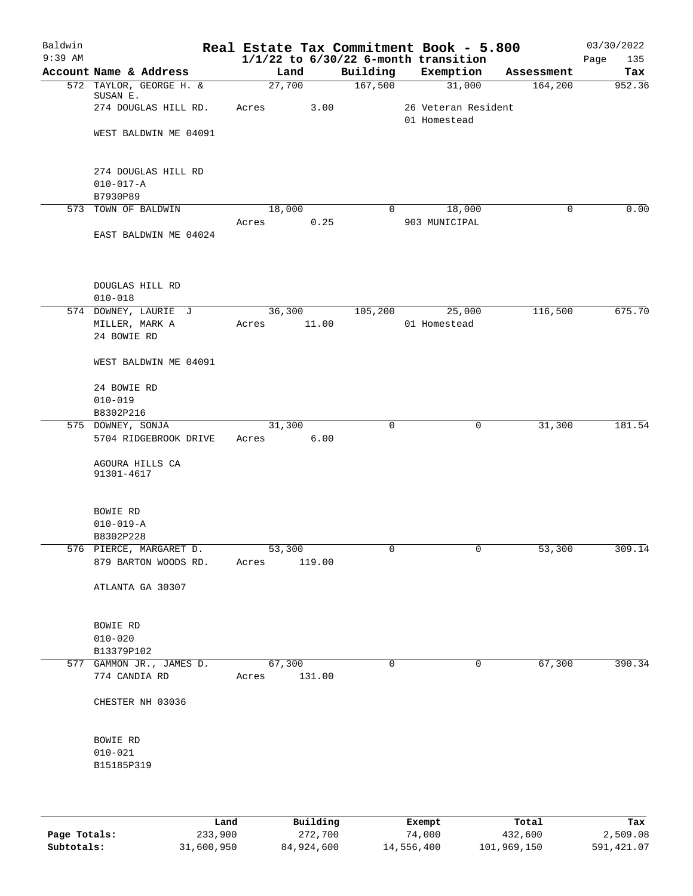# Baldwin Real Estate Tax Commitment Book - 5.800

$1/1/22$ to $6/30/22$ 6-month transition

03/30/2022

| Account Name & Address | Land | Building | Exemption | Assessment | Tax |
|---|---|---|---|---|---|
| 572 TAYLOR, GEORGE H. & SUSAN E. | 27,700 | 167,500 | 31,000 | 164,200 | 952.36 |
| 274 DOUGLAS HILL RD. | Acres 3.00 | | 26 Veteran Resident | | |
| | | | 01 Homestead | | |
| WEST BALDWIN ME 04091 | | | | | |
| 274 DOUGLAS HILL RD | | | | | |
| 010-017-A | | | | | |
| B7930P89 | | | | | |
| 573 TOWN OF BALDWIN | 18,000 | 0 | 18,000 | 0 | 0.00 |
| | Acres 0.25 | | 903 MUNICIPAL | | |
| EAST BALDWIN ME 04024 | | | | | |
| DOUGLAS HILL RD | | | | | |
| 010-018 | | | | | |
| 574 DOWNEY, LAURIE J | 36,300 | 105,200 | 25,000 | 116,500 | 675.70 |
| MILLER, MARK A | Acres 11.00 | | 01 Homestead | | |
| 24 BOWIE RD | | | | | |
| WEST BALDWIN ME 04091 | | | | | |
| 24 BOWIE RD | | | | | |
| 010-019 | | | | | |
| B8302P216 | | | | | |
| 575 DOWNEY, SONJA | 31,300 | 0 | 0 | 31,300 | 181.54 |
| 5704 RIDGEBROOK DRIVE | Acres 6.00 | | | | |
| AGOURA HILLS CA 91301-4617 | | | | | |
| BOWIE RD | | | | | |
| 010-019-A | | | | | |
| B8302P228 | | | | | |
| 576 PIERCE, MARGARET D. | 53,300 | 0 | 0 | 53,300 | 309.14 |
| 879 BARTON WOODS RD. | Acres 119.00 | | | | |
| ATLANTA GA 30307 | | | | | |
| BOWIE RD | | | | | |
| 010-020 | | | | | |
| B13379P102 | | | | | |
| 577 GAMMON JR., JAMES D. | 67,300 | 0 | 0 | 67,300 | 390.34 |
| 774 CANDIA RD | Acres 131.00 | | | | |
| CHESTER NH 03036 | | | | | |
| BOWIE RD | | | | | |
| 010-021 | | | | | |
| B15185P319 | | | | | |

| | Land | Building | Exempt | Total | Tax |
|---|---|---|---|---|---|
| Page Totals: | 233,900 | 272,700 | 74,000 | 432,600 | 2,509.08 |
| Subtotals: | 31,600,950 | 84,924,600 | 14,556,400 | 101,969,150 | 591,421.07 |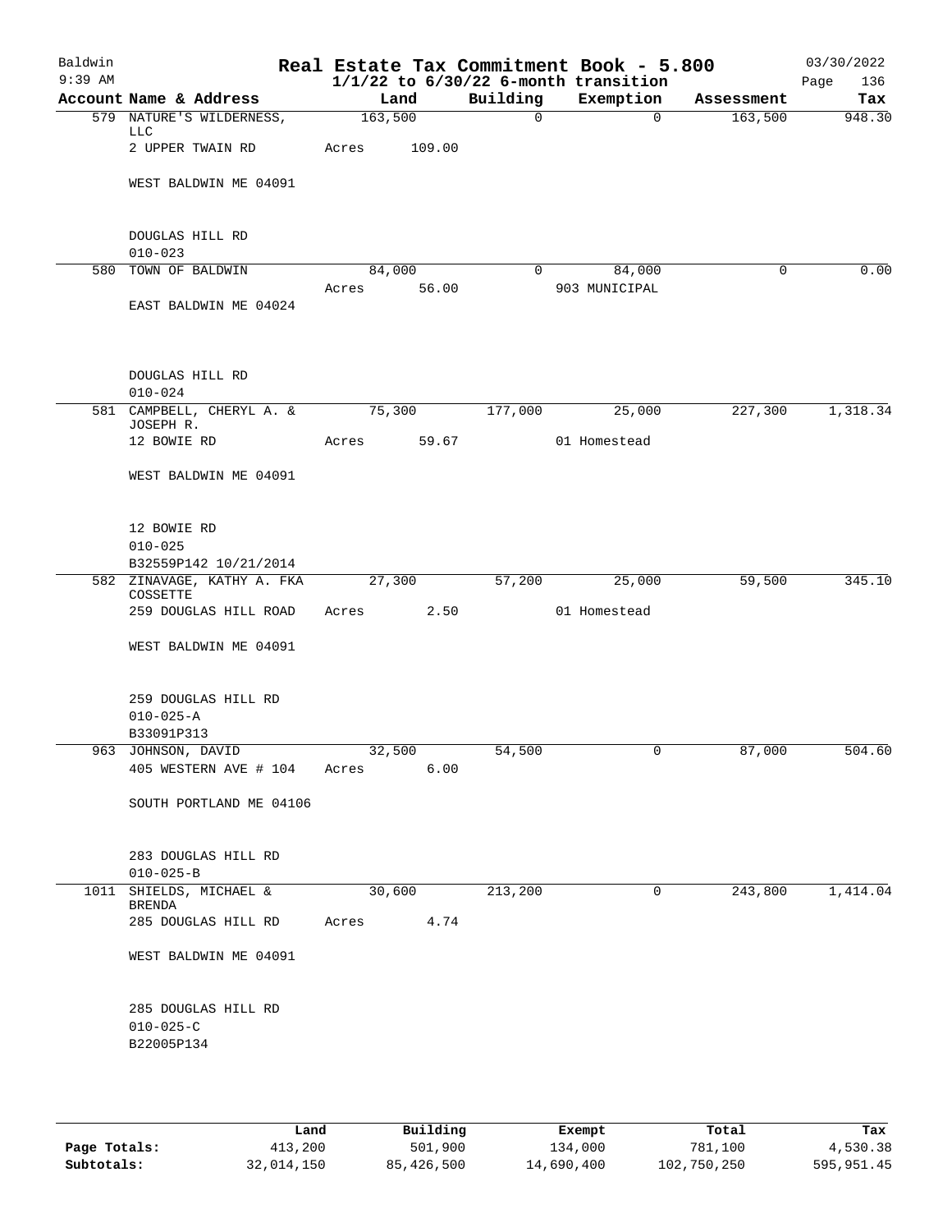# Real Estate Tax Commitment Book - 5.800

Baldwin
9:39 AM

$1/1/22$ to $6/30/22$ 6-month transition

03/30/2022

| Account Name & Address | Land | Building | Exemption | Assessment | Tax |
|---|---|---|---|---|---|
| 579 NATURE'S WILDERNESS, LLC | 163,500 | 0 | 0 | 163,500 | 948.30 |
| 2 UPPER TWAIN RD | Acres 109.00 | | | | |
| WEST BALDWIN ME 04091 | | | | | |
| DOUGLAS HILL RD | | | | | |
| 010-023 | | | | | |
| 580 TOWN OF BALDWIN | 84,000 | 0 | 84,000 | 0 | 0.00 |
| | Acres 56.00 | | 903 MUNICIPAL | | |
| EAST BALDWIN ME 04024 | | | | | |
| DOUGLAS HILL RD | | | | | |
| 010-024 | | | | | |
| 581 CAMPBELL, CHERYL A. & JOSEPH R. | 75,300 | 177,000 | 25,000 | 227,300 | 1,318.34 |
| 12 BOWIE RD | Acres 59.67 | | 01 Homestead | | |
| WEST BALDWIN ME 04091 | | | | | |
| 12 BOWIE RD | | | | | |
| 010-025 | | | | | |
| B32559P142 10/21/2014 | | | | | |
| 582 ZINAVAGE, KATHY A. FKA COSSETTE | 27,300 | 57,200 | 25,000 | 59,500 | 345.10 |
| 259 DOUGLAS HILL ROAD | Acres 2.50 | | 01 Homestead | | |
| WEST BALDWIN ME 04091 | | | | | |
| 259 DOUGLAS HILL RD | | | | | |
| 010-025-A | | | | | |
| B33091P313 | | | | | |
| 963 JOHNSON, DAVID | 32,500 | 54,500 | 0 | 87,000 | 504.60 |
| 405 WESTERN AVE # 104 | Acres 6.00 | | | | |
| SOUTH PORTLAND ME 04106 | | | | | |
| 283 DOUGLAS HILL RD | | | | | |
| 010-025-B | | | | | |
| 1011 SHIELDS, MICHAEL & BRENDA | 30,600 | 213,200 | 0 | 243,800 | 1,414.04 |
| 285 DOUGLAS HILL RD | Acres 4.74 | | | | |
| WEST BALDWIN ME 04091 | | | | | |
| 285 DOUGLAS HILL RD | | | | | |
| 010-025-C | | | | | |
| B22005P134 | | | | | |

| | Land | Building | Exempt | Total | Tax |
|---|---|---|---|---|---|
| Page Totals: | 413,200 | 501,900 | 134,000 | 781,100 | 4,530.38 |
| Subtotals: | 32,014,150 | 85,426,500 | 14,690,400 | 102,750,250 | 595,951.45 |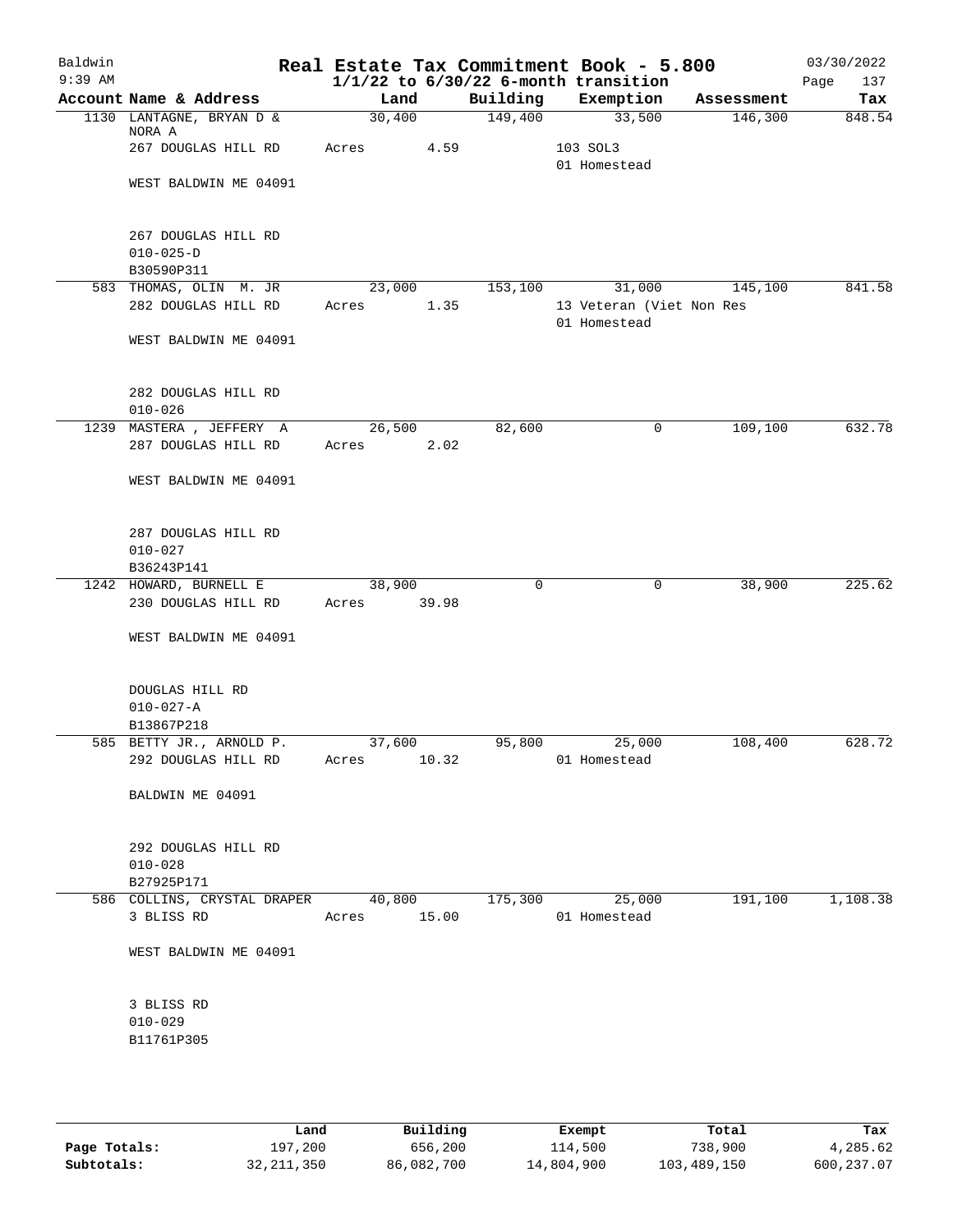Baldwin
9:39 AM

# Real Estate Tax Commitment Book - 5.800

1/1/22 to 6/30/22 6-month transition

03/30/2022

| Account | Name & Address | Land | Building | Exemption | Assessment | Tax |
|---|---|---|---|---|---|---|
| 1130 | LANTAGNE, BRYAN D & NORA A | 30,400 | 149,400 | 33,500 | 146,300 | 848.54 |
| | 267 DOUGLAS HILL RD | Acres 4.59 | | 103 SOL3 | | |
| | | | | 01 Homestead | | |
| | WEST BALDWIN ME 04091 | | | | | |
| | 267 DOUGLAS HILL RD | | | | | |
| | 010-025-D | | | | | |
| | B30590P311 | | | | | |
| 583 | THOMAS, OLIN M. JR | 23,000 | 153,100 | 31,000 | 145,100 | 841.58 |
| | 282 DOUGLAS HILL RD | Acres 1.35 | | 13 Veteran (Viet Non Res | | |
| | | | | 01 Homestead | | |
| | WEST BALDWIN ME 04091 | | | | | |
| | 282 DOUGLAS HILL RD | | | | | |
| | 010-026 | | | | | |
| 1239 | MASTERA , JEFFERY A | 26,500 | 82,600 | 0 | 109,100 | 632.78 |
| | 287 DOUGLAS HILL RD | Acres 2.02 | | | | |
| | WEST BALDWIN ME 04091 | | | | | |
| | 287 DOUGLAS HILL RD | | | | | |
| | 010-027 | | | | | |
| | B36243P141 | | | | | |
| 1242 | HOWARD, BURNELL E | 38,900 | 0 | 0 | 38,900 | 225.62 |
| | 230 DOUGLAS HILL RD | Acres 39.98 | | | | |
| | WEST BALDWIN ME 04091 | | | | | |
| | DOUGLAS HILL RD | | | | | |
| | 010-027-A | | | | | |
| | B13867P218 | | | | | |
| 585 | BETTY JR., ARNOLD P. | 37,600 | 95,800 | 25,000 | 108,400 | 628.72 |
| | 292 DOUGLAS HILL RD | Acres 10.32 | | 01 Homestead | | |
| | BALDWIN ME 04091 | | | | | |
| | 292 DOUGLAS HILL RD | | | | | |
| | 010-028 | | | | | |
| | B27925P171 | | | | | |
| 586 | COLLINS, CRYSTAL DRAPER | 40,800 | 175,300 | 25,000 | 191,100 | 1,108.38 |
| | 3 BLISS RD | Acres 15.00 | | 01 Homestead | | |
| | WEST BALDWIN ME 04091 | | | | | |
| | 3 BLISS RD | | | | | |
| | 010-029 | | | | | |
| | B11761P305 | | | | | |

| | Land | Building | Exempt | Total | Tax |
|---|---|---|---|---|---|
| Page Totals: | 197,200 | 656,200 | 114,500 | 738,900 | 4,285.62 |
| Subtotals: | 32,211,350 | 86,082,700 | 14,804,900 | 103,489,150 | 600,237.07 |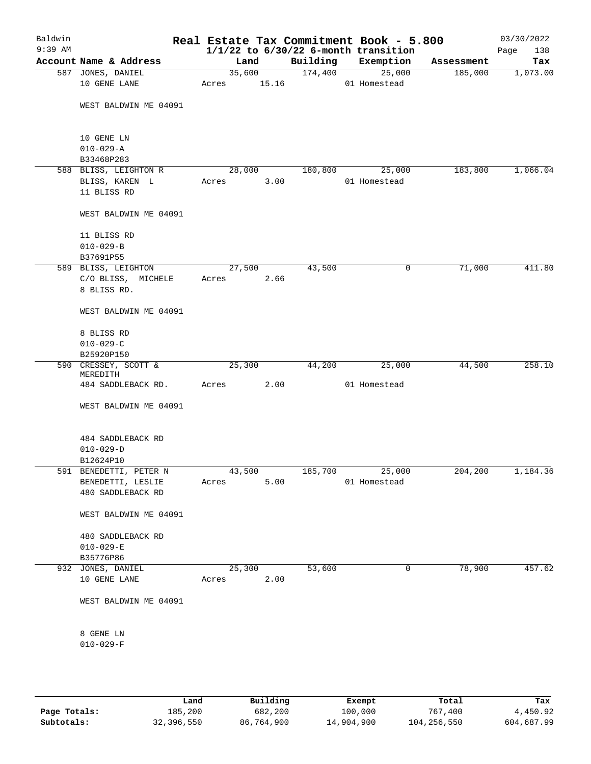Baldwin 9:39 AM

# Real Estate Tax Commitment Book - 5.800
## 1/1/22 to 6/30/22 6-month transition

03/30/2022

| Account Name & Address | Land | Building | Exemption | Assessment | Tax |
|---|---|---|---|---|---|
| 587 JONES, DANIEL<br>10 GENE LANE<br><br>WEST BALDWIN ME 04091<br><br>10 GENE LN<br>010-029-A<br>B33468P283 | 35,600<br>Acres 15.16 | 174,400 | 25,000<br>01 Homestead | 185,000 | 1,073.00 |
| 588 BLISS, LEIGHTON R<br>BLISS, KAREN L<br>11 BLISS RD<br><br>WEST BALDWIN ME 04091<br><br>11 BLISS RD<br>010-029-B<br>B37691P55 | 28,000<br>Acres 3.00 | 180,800 | 25,000<br>01 Homestead | 183,800 | 1,066.04 |
| 589 BLISS, LEIGHTON<br>C/O BLISS, MICHELE<br>8 BLISS RD.<br><br>WEST BALDWIN ME 04091<br><br>8 BLISS RD<br>010-029-C<br>B25920P150 | 27,500<br>Acres 2.66 | 43,500 | 0 | 71,000 | 411.80 |
| 590 CRESSEY, SCOTT &<br>MEREDITH<br>484 SADDLEBACK RD.<br><br>WEST BALDWIN ME 04091<br><br>484 SADDLEBACK RD<br>010-029-D<br>B12624P10 | 25,300<br>Acres 2.00 | 44,200 | 25,000<br>01 Homestead | 44,500 | 258.10 |
| 591 BENEDETTI, PETER N<br>BENEDETTI, LESLIE<br>480 SADDLEBACK RD<br><br>WEST BALDWIN ME 04091<br><br>480 SADDLEBACK RD<br>010-029-E<br>B35776P86 | 43,500<br>Acres 5.00 | 185,700 | 25,000<br>01 Homestead | 204,200 | 1,184.36 |
| 932 JONES, DANIEL<br>10 GENE LANE<br><br>WEST BALDWIN ME 04091<br><br>8 GENE LN<br>010-029-F | 25,300<br>Acres 2.00 | 53,600 | 0 | 78,900 | 457.62 |

| | Land | Building | Exempt | Total | Tax |
|---|---|---|---|---|---|
| **Page Totals:** | 185,200 | 682,200 | 100,000 | 767,400 | 4,450.92 |
| **Subtotals:** | 32,396,550 | 86,764,900 | 14,904,900 | 104,256,550 | 604,687.99 |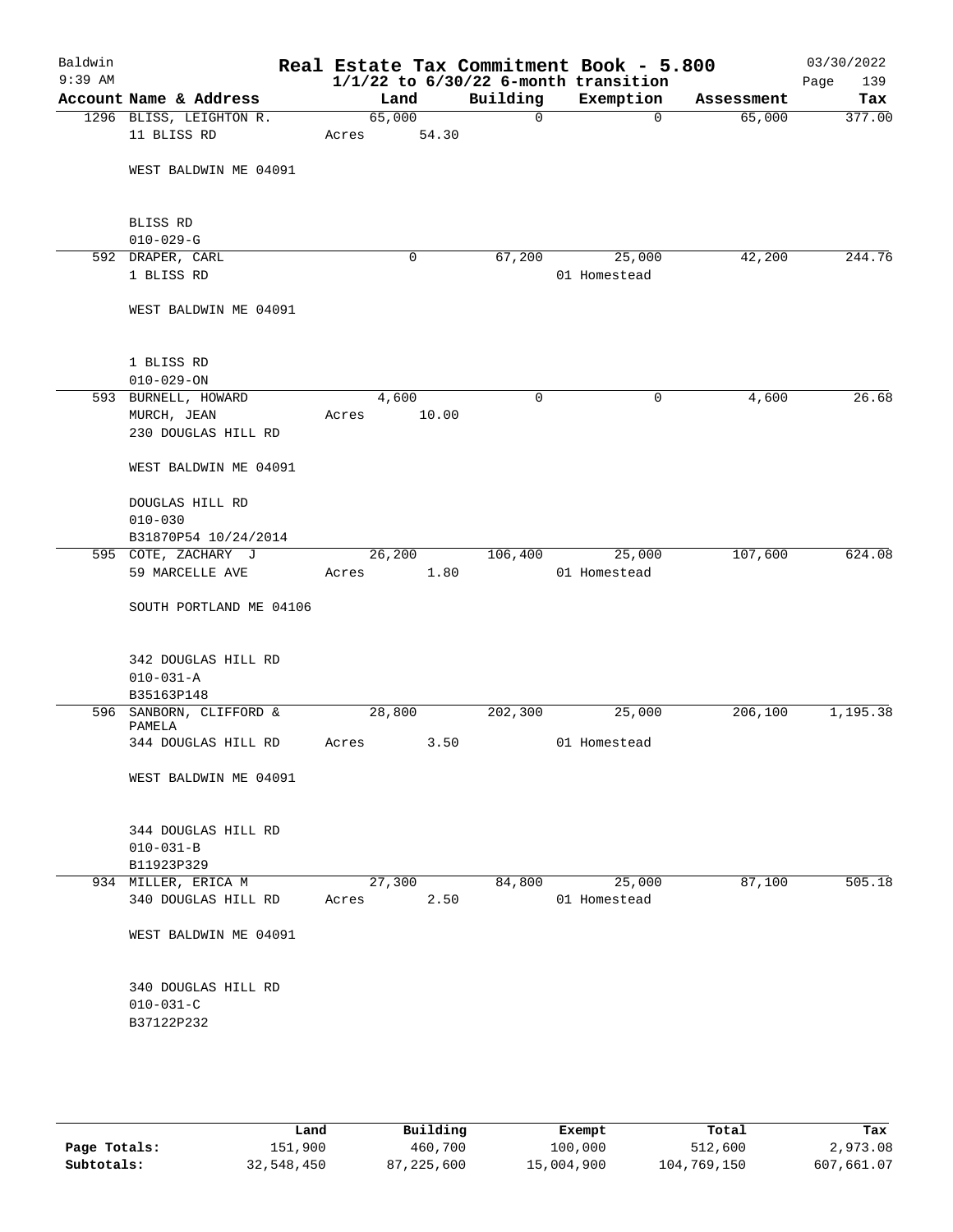# Real Estate Tax Commitment Book - 5.800

Baldwin 9:39 AM — 03/30/2022

$1/1/22$ to $6/30/22$ 6-month transition

| Account Name & Address | Land | Building | Exemption | Assessment | Tax |
|---|---|---|---|---|---|
| 1296 BLISS, LEIGHTON R.<br>11 BLISS RD<br><br>WEST BALDWIN ME 04091<br><br>BLISS RD<br>010-029-G | 65,000<br>Acres 54.30 | 0 | 0 | 65,000 | 377.00 |
| 592 DRAPER, CARL<br>1 BLISS RD<br><br>WEST BALDWIN ME 04091<br><br>1 BLISS RD<br>010-029-ON | 0 | 67,200 | 25,000<br>01 Homestead | 42,200 | 244.76 |
| 593 BURNELL, HOWARD<br>MURCH, JEAN<br>230 DOUGLAS HILL RD<br><br>WEST BALDWIN ME 04091<br><br>DOUGLAS HILL RD<br>010-030<br>B31870P54 10/24/2014 | 4,600<br>Acres 10.00 | 0 | 0 | 4,600 | 26.68 |
| 595 COTE, ZACHARY J<br>59 MARCELLE AVE<br><br>SOUTH PORTLAND ME 04106<br><br>342 DOUGLAS HILL RD<br>010-031-A<br>B35163P148 | 26,200<br>Acres 1.80 | 106,400 | 25,000<br>01 Homestead | 107,600 | 624.08 |
| 596 SANBORN, CLIFFORD & PAMELA<br>344 DOUGLAS HILL RD<br><br>WEST BALDWIN ME 04091<br><br>344 DOUGLAS HILL RD<br>010-031-B<br>B11923P329 | 28,800<br>Acres 3.50 | 202,300 | 25,000<br>01 Homestead | 206,100 | 1,195.38 |
| 934 MILLER, ERICA M<br>340 DOUGLAS HILL RD<br><br>WEST BALDWIN ME 04091<br><br>340 DOUGLAS HILL RD<br>010-031-C<br>B37122P232 | 27,300<br>Acres 2.50 | 84,800 | 25,000<br>01 Homestead | 87,100 | 505.18 |

| | Land | Building | Exempt | Total | Tax |
|---|---|---|---|---|---|
| Page Totals: | 151,900 | 460,700 | 100,000 | 512,600 | 2,973.08 |
| Subtotals: | 32,548,450 | 87,225,600 | 15,004,900 | 104,769,150 | 607,661.07 |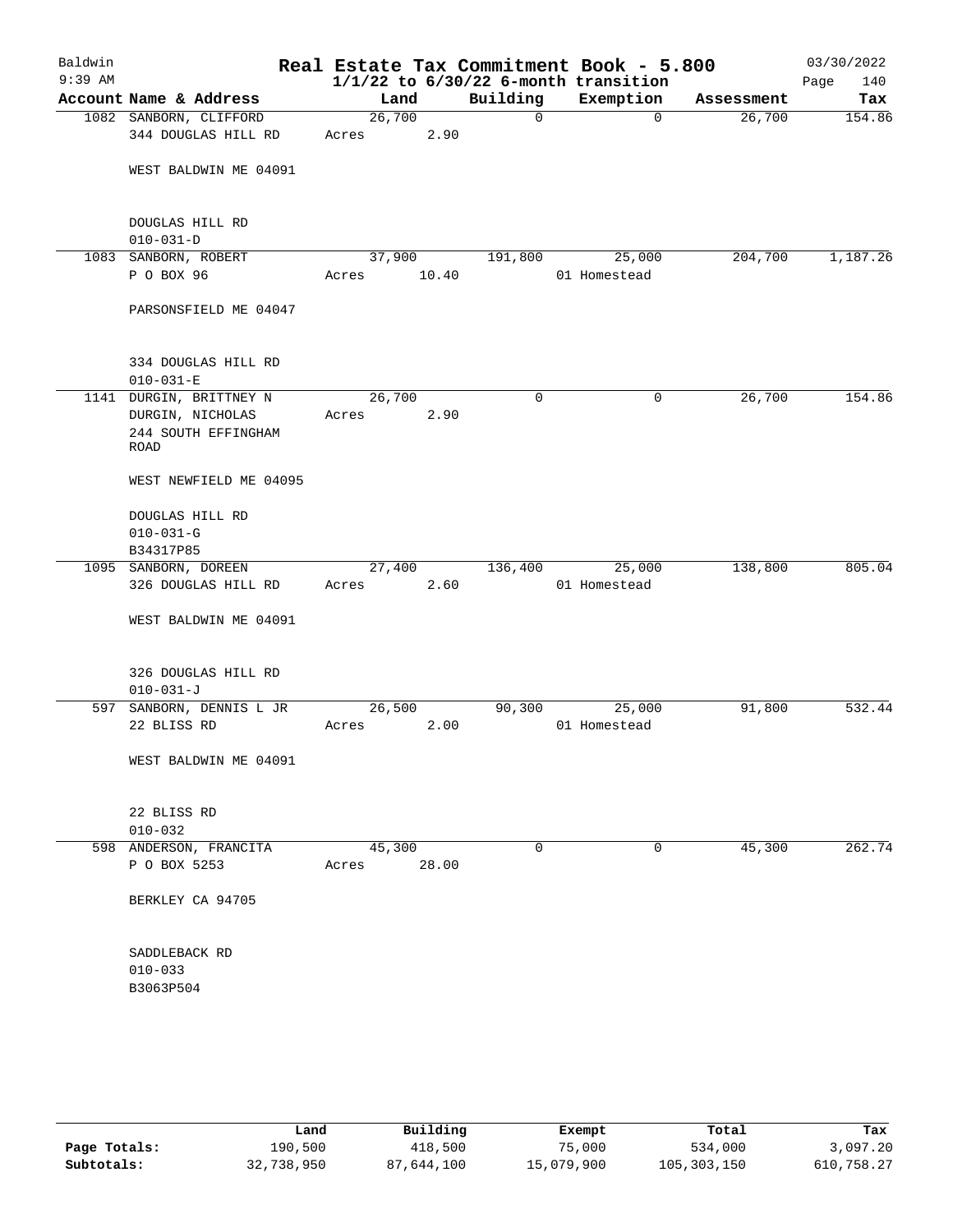# Real Estate Tax Commitment Book - 5.800

Baldwin
9:39 AM

$1/1/22$ to $6/30/22$ 6-month transition

03/30/2022

| Account Name & Address | Land | Building | Exemption | Assessment | Tax |
|---|---|---|---|---|---|
| 1082 SANBORN, CLIFFORD<br>344 DOUGLAS HILL RD<br><br>WEST BALDWIN ME 04091<br><br>DOUGLAS HILL RD<br>010-031-D | 26,700<br>Acres 2.90 | 0 | 0 | 26,700 | 154.86 |
| 1083 SANBORN, ROBERT<br>P O BOX 96<br><br>PARSONSFIELD ME 04047<br><br>334 DOUGLAS HILL RD<br>010-031-E | 37,900<br>Acres 10.40 | 191,800 | 25,000<br>01 Homestead | 204,700 | 1,187.26 |
| 1141 DURGIN, BRITTNEY N<br>DURGIN, NICHOLAS<br>244 SOUTH EFFINGHAM ROAD<br><br>WEST NEWFIELD ME 04095<br><br>DOUGLAS HILL RD<br>010-031-G<br>B34317P85 | 26,700<br>Acres 2.90 | 0 | 0 | 26,700 | 154.86 |
| 1095 SANBORN, DOREEN<br>326 DOUGLAS HILL RD<br><br>WEST BALDWIN ME 04091<br><br>326 DOUGLAS HILL RD<br>010-031-J | 27,400<br>Acres 2.60 | 136,400 | 25,000<br>01 Homestead | 138,800 | 805.04 |
| 597 SANBORN, DENNIS L JR<br>22 BLISS RD<br><br>WEST BALDWIN ME 04091<br><br>22 BLISS RD<br>010-032 | 26,500<br>Acres 2.00 | 90,300 | 25,000<br>01 Homestead | 91,800 | 532.44 |
| 598 ANDERSON, FRANCITA<br>P O BOX 5253<br><br>BERKLEY CA 94705<br><br>SADDLEBACK RD<br>010-033<br>B3063P504 | 45,300<br>Acres 28.00 | 0 | 0 | 45,300 | 262.74 |

| | Land | Building | Exempt | Total | Tax |
|---|---|---|---|---|---|
| **Page Totals:** | 190,500 | 418,500 | 75,000 | 534,000 | 3,097.20 |
| **Subtotals:** | 32,738,950 | 87,644,100 | 15,079,900 | 105,303,150 | 610,758.27 |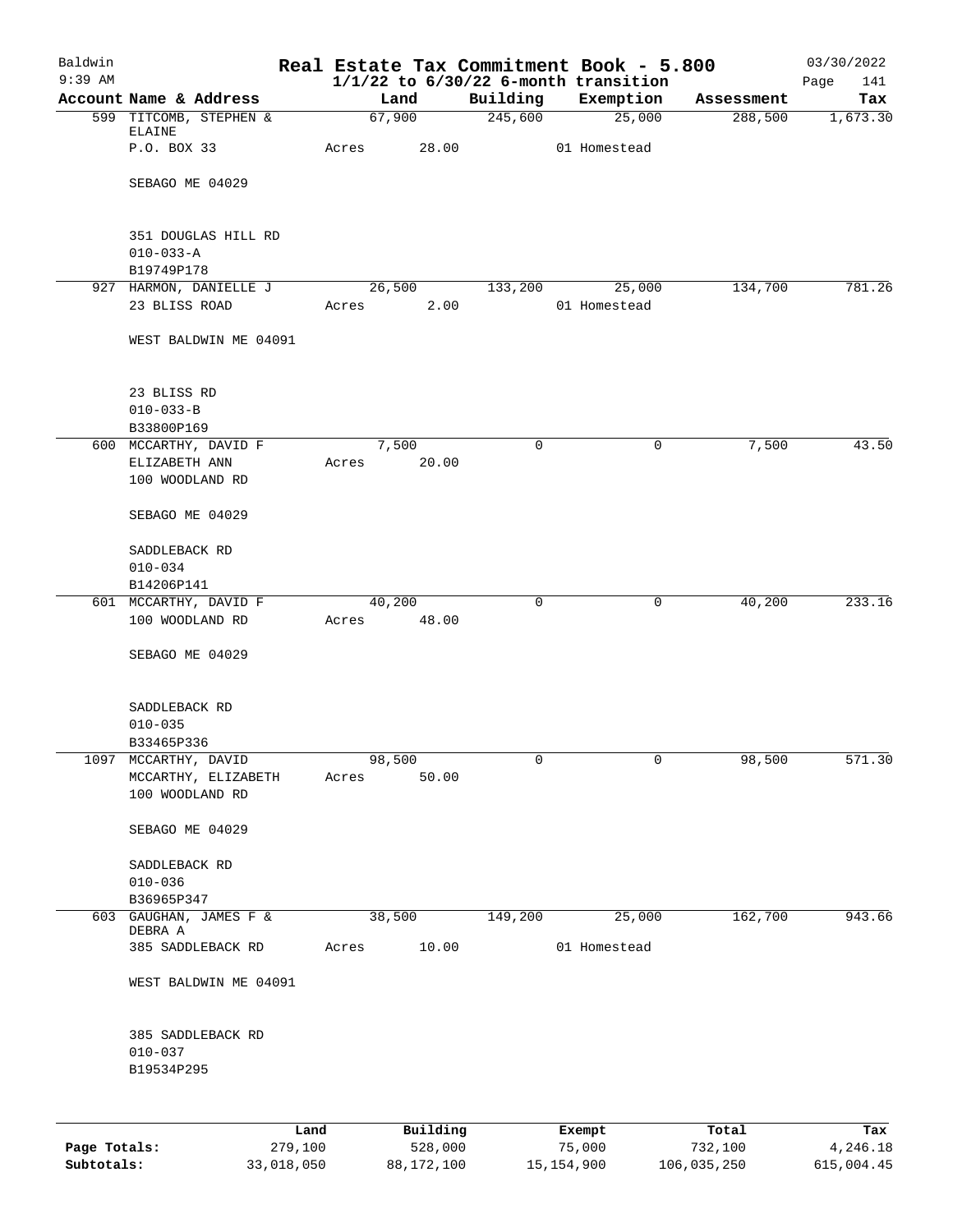Baldwin 9:39 AM

# Real Estate Tax Commitment Book - 5.800

1/1/22 to 6/30/22 6-month transition

03/30/2022 Page 141

| Account | Name & Address | Land | Building | Exemption | Assessment | Tax |
|---|---|---|---|---|---|---|
| 599 | TITCOMB, STEPHEN & ELAINE<br>P.O. BOX 33<br>SEBAGO ME 04029<br>351 DOUGLAS HILL RD<br>010-033-A<br>B19749P178 | 67,900<br>Acres 28.00 | 245,600 | 25,000<br>01 Homestead | 288,500 | 1,673.30 |
| 927 | HARMON, DANIELLE J<br>23 BLISS ROAD<br>WEST BALDWIN ME 04091<br>23 BLISS RD<br>010-033-B<br>B33800P169 | 26,500<br>Acres 2.00 | 133,200 | 25,000<br>01 Homestead | 134,700 | 781.26 |
| 600 | MCCARTHY, DAVID F<br>ELIZABETH ANN<br>100 WOODLAND RD<br>SEBAGO ME 04029<br>SADDLEBACK RD<br>010-034<br>B14206P141 | 7,500<br>Acres 20.00 | 0 | 0 | 7,500 | 43.50 |
| 601 | MCCARTHY, DAVID F<br>100 WOODLAND RD<br>SEBAGO ME 04029<br>SADDLEBACK RD<br>010-035<br>B33465P336 | 40,200<br>Acres 48.00 | 0 | 0 | 40,200 | 233.16 |
| 1097 | MCCARTHY, DAVID<br>MCCARTHY, ELIZABETH<br>100 WOODLAND RD<br>SEBAGO ME 04029<br>SADDLEBACK RD<br>010-036<br>B36965P347 | 98,500<br>Acres 50.00 | 0 | 0 | 98,500 | 571.30 |
| 603 | GAUGHAN, JAMES F & DEBRA A<br>385 SADDLEBACK RD<br>WEST BALDWIN ME 04091<br>385 SADDLEBACK RD<br>010-037<br>B19534P295 | 38,500<br>Acres 10.00 | 149,200 | 25,000<br>01 Homestead | 162,700 | 943.66 |

| | Land | Building | Exempt | Total | Tax |
|---|---|---|---|---|---|
| Page Totals: | 279,100 | 528,000 | 75,000 | 732,100 | 4,246.18 |
| Subtotals: | 33,018,050 | 88,172,100 | 15,154,900 | 106,035,250 | 615,004.45 |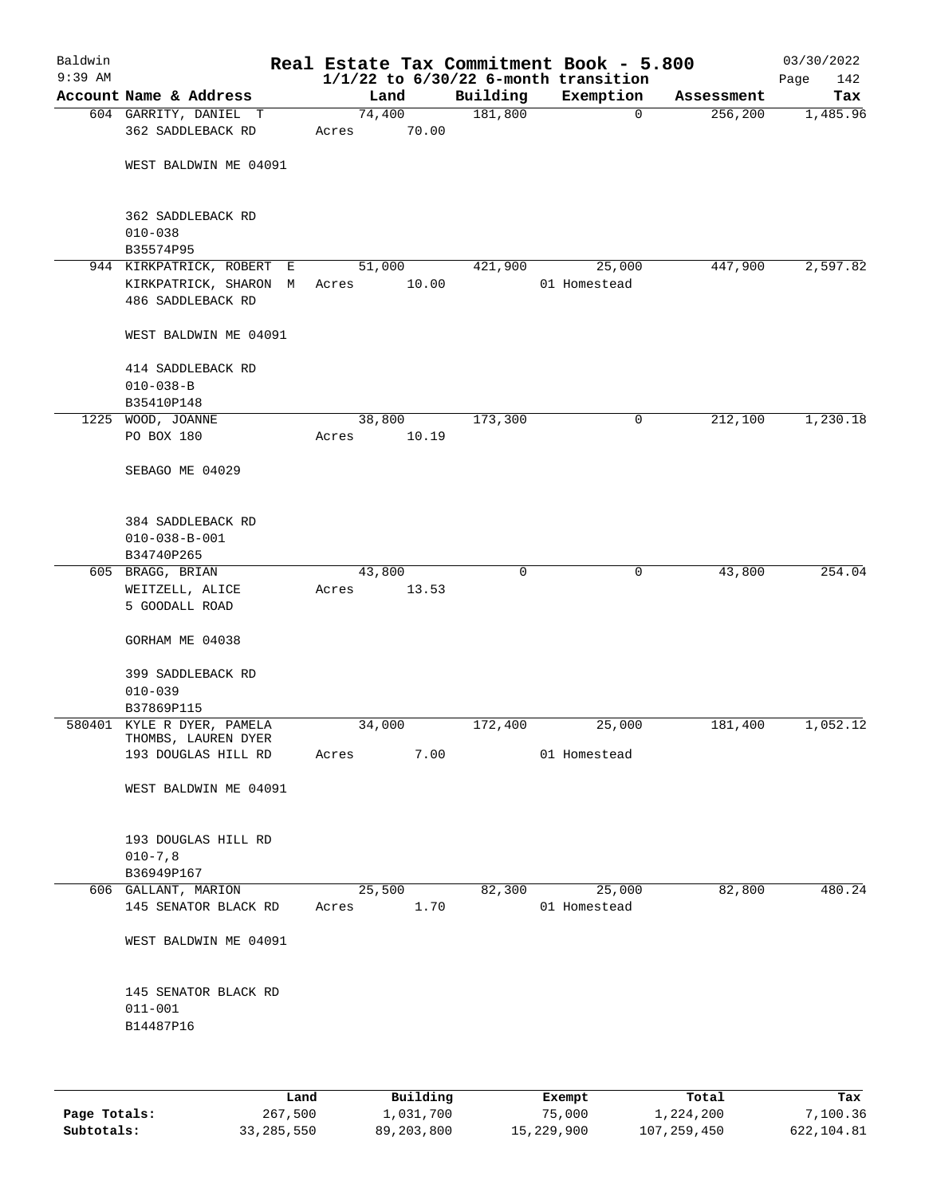Baldwin 9:39 AM

# Real Estate Tax Commitment Book - 5.800

## 1/1/22 to 6/30/22 6-month transition

03/30/2022 Page 142

| Account | Name & Address | Land | Building | Exemption | Assessment | Tax |
|---|---|---|---|---|---|---|
| 604 | GARRITY, DANIEL T<br>362 SADDLEBACK RD<br><br>WEST BALDWIN ME 04091<br><br>362 SADDLEBACK RD<br>010-038<br>B35574P95 | 74,400<br>Acres 70.00 | 181,800 | 0 | 256,200 | 1,485.96 |
| 944 | KIRKPATRICK, ROBERT E<br>KIRKPATRICK, SHARON M<br>486 SADDLEBACK RD<br><br>WEST BALDWIN ME 04091<br><br>414 SADDLEBACK RD<br>010-038-B<br>B35410P148 | 51,000<br>Acres 10.00 | 421,900 | 25,000<br>01 Homestead | 447,900 | 2,597.82 |
| 1225 | WOOD, JOANNE<br>PO BOX 180<br><br>SEBAGO ME 04029<br><br>384 SADDLEBACK RD<br>010-038-B-001<br>B34740P265 | 38,800<br>Acres 10.19 | 173,300 | 0 | 212,100 | 1,230.18 |
| 605 | BRAGG, BRIAN<br>WEITZELL, ALICE<br>5 GOODALL ROAD<br><br>GORHAM ME 04038<br><br>399 SADDLEBACK RD<br>010-039<br>B37869P115 | 43,800<br>Acres 13.53 | 0 | 0 | 43,800 | 254.04 |
| 580401 | KYLE R DYER, PAMELA<br>THOMBS, LAUREN DYER<br>193 DOUGLAS HILL RD<br><br>WEST BALDWIN ME 04091<br><br>193 DOUGLAS HILL RD<br>010-7,8<br>B36949P167 | 34,000<br>Acres 7.00 | 172,400 | 25,000<br>01 Homestead | 181,400 | 1,052.12 |
| 606 | GALLANT, MARION<br>145 SENATOR BLACK RD<br><br>WEST BALDWIN ME 04091<br><br>145 SENATOR BLACK RD<br>011-001<br>B14487P16 | 25,500<br>Acres 1.70 | 82,300 | 25,000<br>01 Homestead | 82,800 | 480.24 |

| | Land | Building | Exempt | Total | Tax |
|---|---|---|---|---|---|
| Page Totals: | 267,500 | 1,031,700 | 75,000 | 1,224,200 | 7,100.36 |
| Subtotals: | 33,285,550 | 89,203,800 | 15,229,900 | 107,259,450 | 622,104.81 |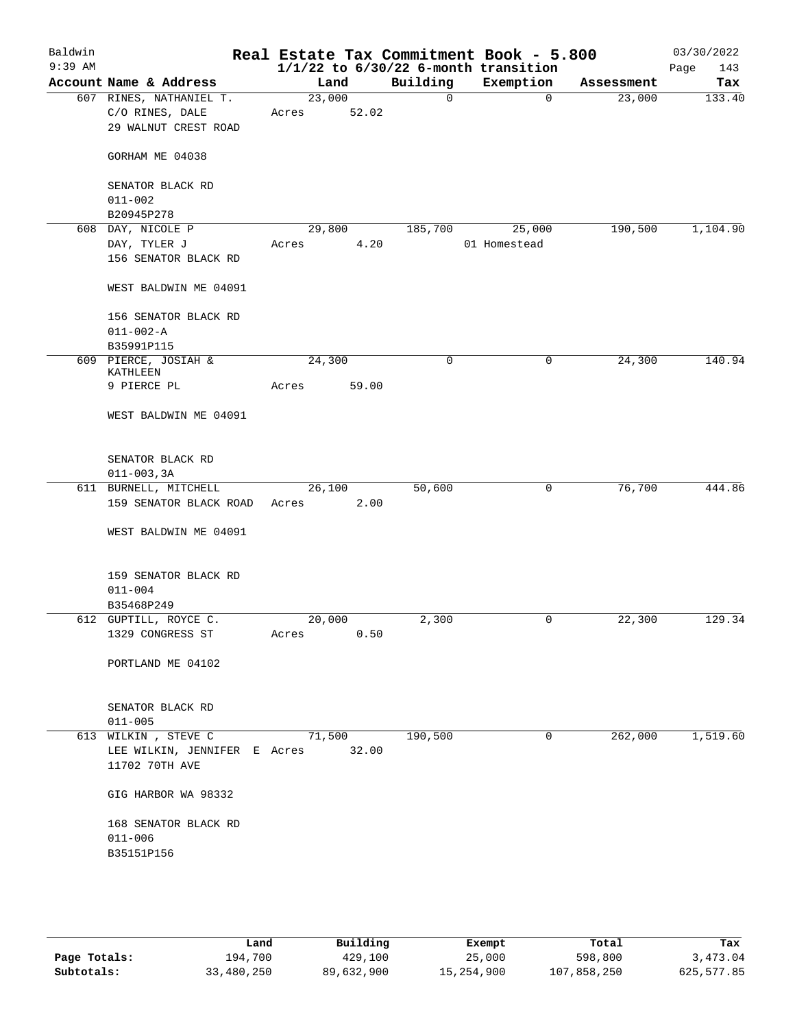Baldwin 9:39 AM

# Real Estate Tax Commitment Book - 5.800

1/1/22 to 6/30/22 6-month transition

03/30/2022

| Account Name & Address | Land | Building | Exemption | Assessment | Tax |
|---|---|---|---|---|---|
| 607 RINES, NATHANIEL T.<br>C/O RINES, DALE<br>29 WALNUT CREST ROAD<br><br>GORHAM ME 04038<br><br>SENATOR BLACK RD<br>011-002<br>B20945P278 | 23,000<br>Acres 52.02 | 0 | 0 | 23,000 | 133.40 |
| 608 DAY, NICOLE P<br>DAY, TYLER J<br>156 SENATOR BLACK RD<br><br>WEST BALDWIN ME 04091<br><br>156 SENATOR BLACK RD<br>011-002-A<br>B35991P115 | 29,800<br>Acres 4.20 | 185,700 | 25,000<br>01 Homestead | 190,500 | 1,104.90 |
| 609 PIERCE, JOSIAH & KATHLEEN<br>9 PIERCE PL<br><br>WEST BALDWIN ME 04091<br><br>SENATOR BLACK RD<br>011-003,3A | 24,300<br>Acres 59.00 | 0 | 0 | 24,300 | 140.94 |
| 611 BURNELL, MITCHELL<br>159 SENATOR BLACK ROAD<br><br>WEST BALDWIN ME 04091<br><br>159 SENATOR BLACK RD<br>011-004<br>B35468P249 | 26,100<br>Acres 2.00 | 50,600 | 0 | 76,700 | 444.86 |
| 612 GUPTILL, ROYCE C.<br>1329 CONGRESS ST<br><br>PORTLAND ME 04102<br><br>SENATOR BLACK RD<br>011-005 | 20,000<br>Acres 0.50 | 2,300 | 0 | 22,300 | 129.34 |
| 613 WILKIN , STEVE C<br>LEE WILKIN, JENNIFER E<br>11702 70TH AVE<br><br>GIG HARBOR WA 98332<br><br>168 SENATOR BLACK RD<br>011-006<br>B35151P156 | 71,500<br>Acres 32.00 | 190,500 | 0 | 262,000 | 1,519.60 |

| | Land | Building | Exempt | Total | Tax |
|---|---|---|---|---|---|
| Page Totals: | 194,700 | 429,100 | 25,000 | 598,800 | 3,473.04 |
| Subtotals: | 33,480,250 | 89,632,900 | 15,254,900 | 107,858,250 | 625,577.85 |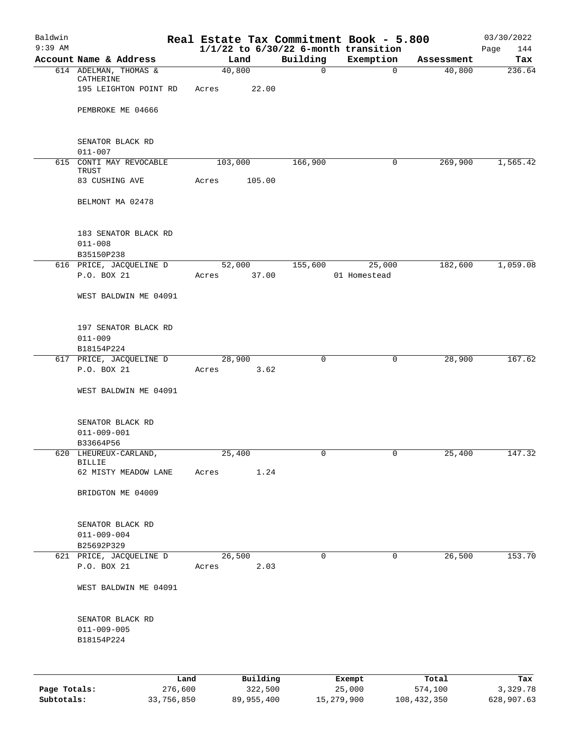# Baldwin Real Estate Tax Commitment Book - 5.800

9:39 AM — 1/1/22 to 6/30/22 6-month transition — 03/30/2022

| Account Name & Address | Land | Building | Exemption | Assessment | Tax |
|---|---|---|---|---|---|
| 614 ADELMAN, THOMAS & CATHERINE<br>195 LEIGHTON POINT RD<br>PEMBROKE ME 04666<br><br>SENATOR BLACK RD<br>011-007 | 40,800<br>Acres 22.00 | 0 | 0 | 40,800 | 236.64 |
| 615 CONTI MAY REVOCABLE TRUST<br>83 CUSHING AVE<br>BELMONT MA 02478<br><br>183 SENATOR BLACK RD<br>011-008<br>B35150P238 | 103,000<br>Acres 105.00 | 166,900 | 0 | 269,900 | 1,565.42 |
| 616 PRICE, JACQUELINE D<br>P.O. BOX 21<br>WEST BALDWIN ME 04091<br><br>197 SENATOR BLACK RD<br>011-009<br>B18154P224 | 52,000<br>Acres 37.00 | 155,600 | 25,000<br>01 Homestead | 182,600 | 1,059.08 |
| 617 PRICE, JACQUELINE D<br>P.O. BOX 21<br>WEST BALDWIN ME 04091<br><br>SENATOR BLACK RD<br>011-009-001<br>B33664P56 | 28,900<br>Acres 3.62 | 0 | 0 | 28,900 | 167.62 |
| 620 LHEUREUX-CARLAND, BILLIE<br>62 MISTY MEADOW LANE<br>BRIDGTON ME 04009<br><br>SENATOR BLACK RD<br>011-009-004<br>B25692P329 | 25,400<br>Acres 1.24 | 0 | 0 | 25,400 | 147.32 |
| 621 PRICE, JACQUELINE D<br>P.O. BOX 21<br>WEST BALDWIN ME 04091<br><br>SENATOR BLACK RD<br>011-009-005<br>B18154P224 | 26,500<br>Acres 2.03 | 0 | 0 | 26,500 | 153.70 |

| | Land | Building | Exempt | Total | Tax |
|---|---|---|---|---|---|
| Page Totals: | 276,600 | 322,500 | 25,000 | 574,100 | 3,329.78 |
| Subtotals: | 33,756,850 | 89,955,400 | 15,279,900 | 108,432,350 | 628,907.63 |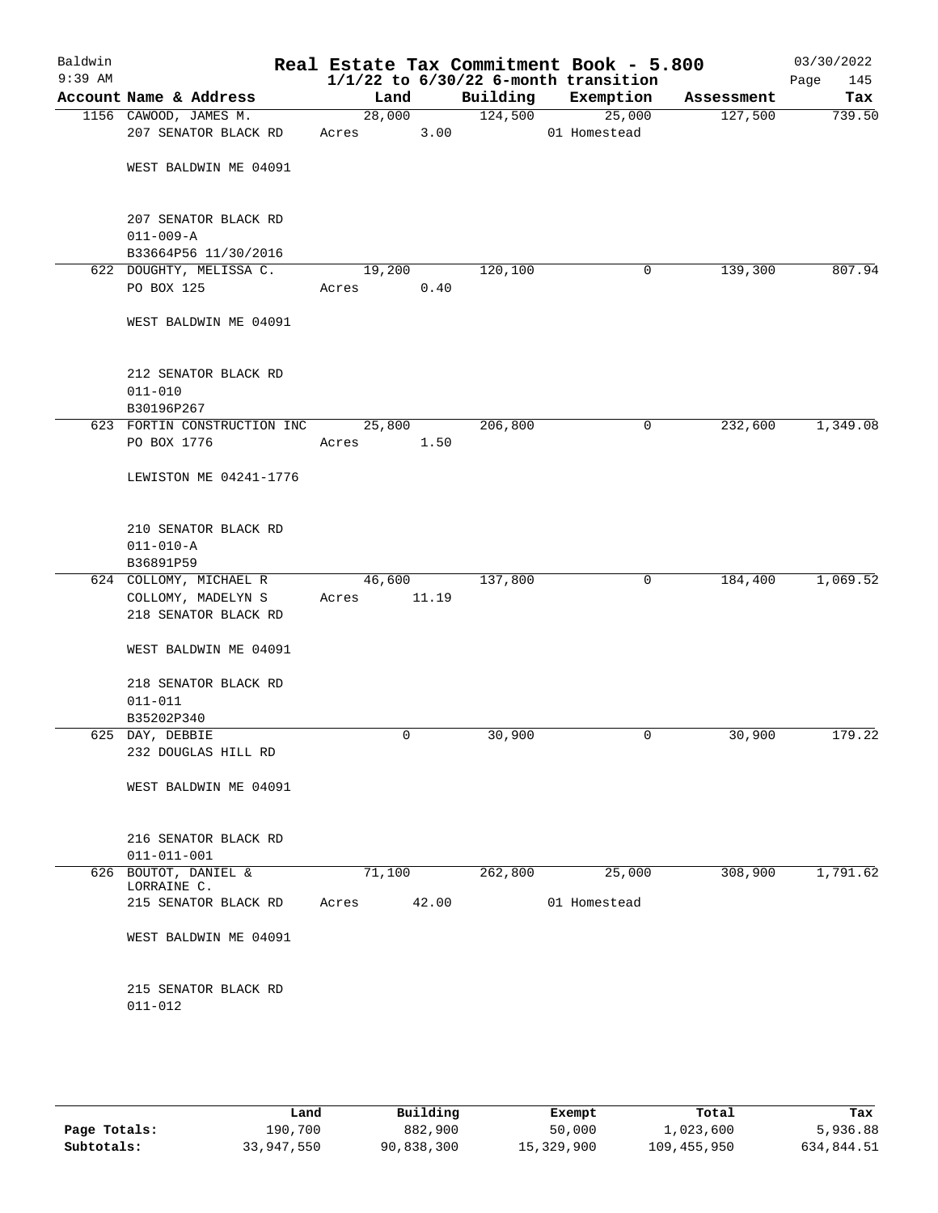# Real Estate Tax Commitment Book - 5.800

Baldwin
9:39 AM

$1/1/22$ to $6/30/22$ 6-month transition

03/30/2022

| Account | Name & Address | Land | Building | Exemption | Assessment | Tax |
|---|---|---|---|---|---|---|
| 1156 | CAWOOD, JAMES M.<br>207 SENATOR BLACK RD<br><br>WEST BALDWIN ME 04091<br><br>207 SENATOR BLACK RD<br>011-009-A<br>B33664P56 11/30/2016 | 28,000<br>Acres 3.00 | 124,500 | 25,000<br>01 Homestead | 127,500 | 739.50 |
| 622 | DOUGHTY, MELISSA C.<br>PO BOX 125<br><br>WEST BALDWIN ME 04091<br><br>212 SENATOR BLACK RD<br>011-010<br>B30196P267 | 19,200<br>Acres 0.40 | 120,100 | 0 | 139,300 | 807.94 |
| 623 | FORTIN CONSTRUCTION INC<br>PO BOX 1776<br><br>LEWISTON ME 04241-1776<br><br>210 SENATOR BLACK RD<br>011-010-A<br>B36891P59 | 25,800<br>Acres 1.50 | 206,800 | 0 | 232,600 | 1,349.08 |
| 624 | COLLOMY, MICHAEL R<br>COLLOMY, MADELYN S<br>218 SENATOR BLACK RD<br><br>WEST BALDWIN ME 04091<br><br>218 SENATOR BLACK RD<br>011-011<br>B35202P340 | 46,600<br>Acres 11.19 | 137,800 | 0 | 184,400 | 1,069.52 |
| 625 | DAY, DEBBIE<br>232 DOUGLAS HILL RD<br><br>WEST BALDWIN ME 04091<br><br>216 SENATOR BLACK RD<br>011-011-001 | 0 | 30,900 | 0 | 30,900 | 179.22 |
| 626 | BOUTOT, DANIEL &<br>LORRAINE C.<br>215 SENATOR BLACK RD<br><br>WEST BALDWIN ME 04091<br><br>215 SENATOR BLACK RD<br>011-012 | 71,100<br>Acres 42.00 | 262,800 | 25,000<br>01 Homestead | 308,900 | 1,791.62 |

| | Land | Building | Exempt | Total | Tax |
|---|---|---|---|---|---|
| Page Totals: | 190,700 | 882,900 | 50,000 | 1,023,600 | 5,936.88 |
| Subtotals: | 33,947,550 | 90,838,300 | 15,329,900 | 109,455,950 | 634,844.51 |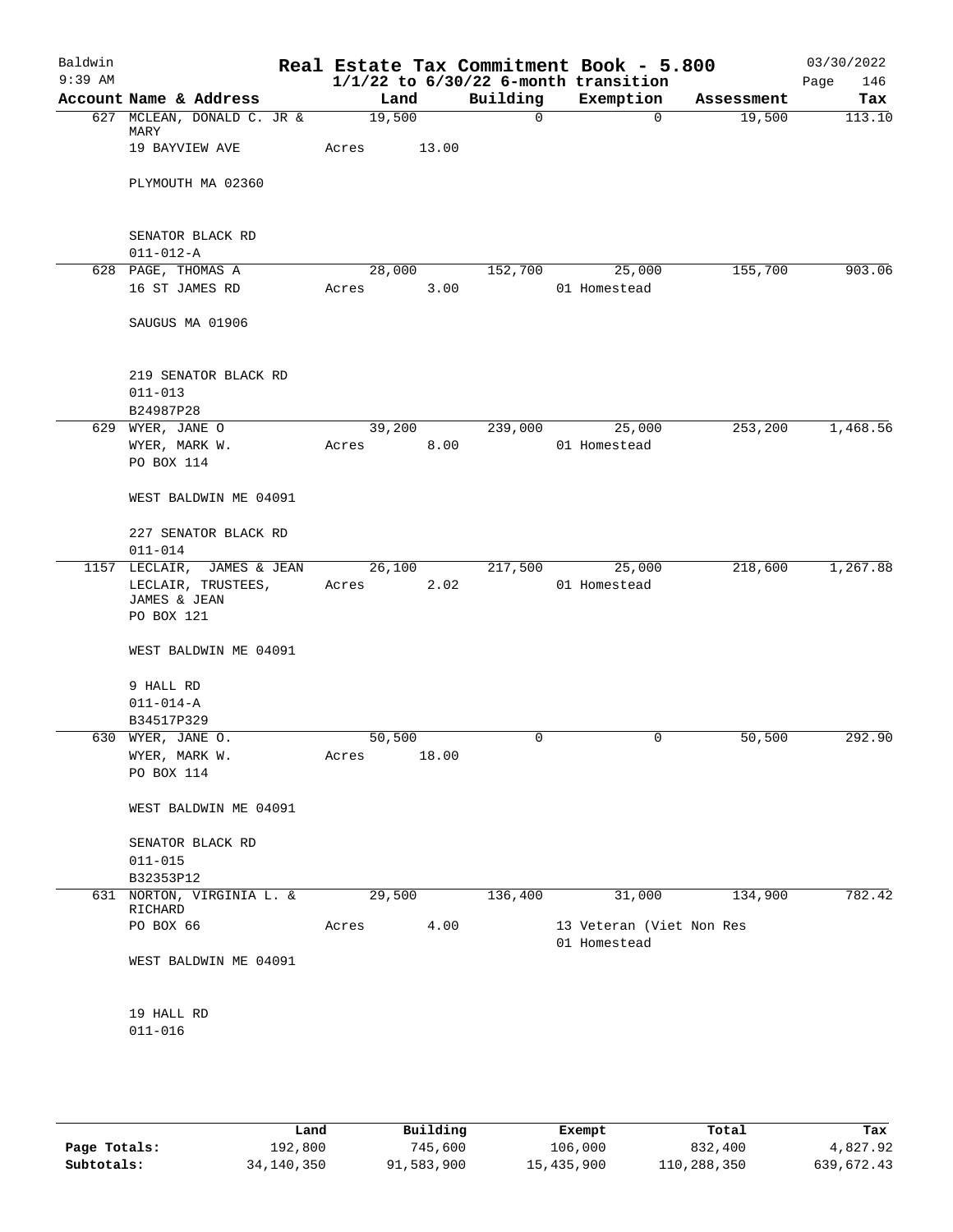# Real Estate Tax Commitment Book - 5.800

Baldwin 9:39 AM — 03/30/2022

$1/1/22$ to $6/30/22$ 6-month transition

| Account Name & Address | Land | Building | Exemption | Assessment | Tax |
|---|---|---|---|---|---|
| 627 MCLEAN, DONALD C. JR & MARY<br>19 BAYVIEW AVE<br><br>PLYMOUTH MA 02360<br><br>SENATOR BLACK RD<br>011-012-A | 19,500<br>Acres 13.00 | 0 | 0 | 19,500 | 113.10 |
| 628 PAGE, THOMAS A<br>16 ST JAMES RD<br><br>SAUGUS MA 01906<br><br>219 SENATOR BLACK RD<br>011-013<br>B24987P28 | 28,000<br>Acres 3.00 | 152,700 | 25,000<br>01 Homestead | 155,700 | 903.06 |
| 629 WYER, JANE O<br>WYER, MARK W.<br>PO BOX 114<br><br>WEST BALDWIN ME 04091<br><br>227 SENATOR BLACK RD<br>011-014 | 39,200<br>Acres 8.00 | 239,000 | 25,000<br>01 Homestead | 253,200 | 1,468.56 |
| 1157 LECLAIR, JAMES & JEAN<br>LECLAIR, TRUSTEES, JAMES & JEAN<br>PO BOX 121<br><br>WEST BALDWIN ME 04091<br><br>9 HALL RD<br>011-014-A<br>B34517P329 | 26,100<br>Acres 2.02 | 217,500 | 25,000<br>01 Homestead | 218,600 | 1,267.88 |
| 630 WYER, JANE O.<br>WYER, MARK W.<br>PO BOX 114<br><br>WEST BALDWIN ME 04091<br><br>SENATOR BLACK RD<br>011-015<br>B32353P12 | 50,500<br>Acres 18.00 | 0 | 0 | 50,500 | 292.90 |
| 631 NORTON, VIRGINIA L. & RICHARD<br>PO BOX 66<br><br>WEST BALDWIN ME 04091<br><br>19 HALL RD<br>011-016 | 29,500<br>Acres 4.00 | 136,400 | 31,000<br>13 Veteran (Viet Non Res<br>01 Homestead | 134,900 | 782.42 |

| | Land | Building | Exempt | Total | Tax |
|---|---|---|---|---|---|
| Page Totals: | 192,800 | 745,600 | 106,000 | 832,400 | 4,827.92 |
| Subtotals: | 34,140,350 | 91,583,900 | 15,435,900 | 110,288,350 | 639,672.43 |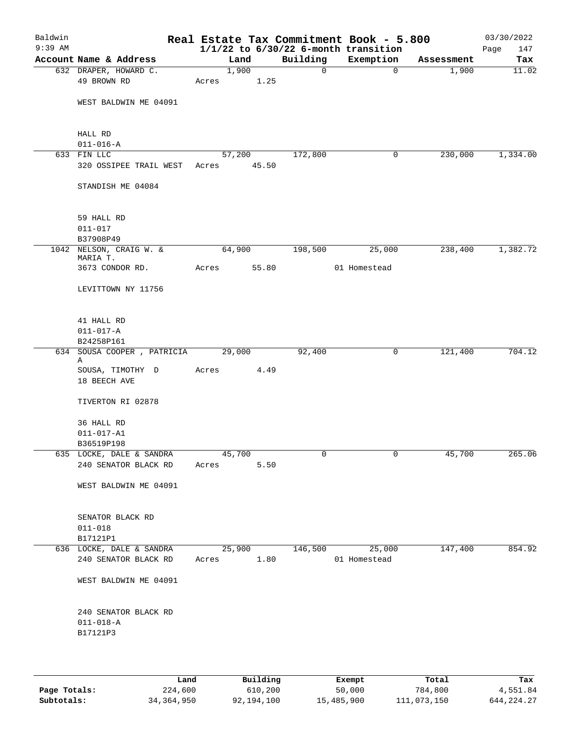# Real Estate Tax Commitment Book - 5.800

Baldwin
9:39 AM

1/1/22 to 6/30/22 6-month transition

03/30/2022

| Account | Name & Address | Land | Building | Exemption | Assessment | Tax |
|---|---|---|---|---|---|---|
| 632 | DRAPER, HOWARD C.<br>49 BROWN RD<br><br>WEST BALDWIN ME 04091<br><br>HALL RD<br>011-016-A | 1,900<br>Acres 1.25 | 0 | 0 | 1,900 | 11.02 |
| 633 | FIN LLC<br>320 OSSIPEE TRAIL WEST<br><br>STANDISH ME 04084<br><br>59 HALL RD<br>011-017<br>B37908P49 | 57,200<br>Acres 45.50 | 172,800 | 0 | 230,000 | 1,334.00 |
| 1042 | NELSON, CRAIG W. & MARIA T.<br>3673 CONDOR RD.<br><br>LEVITTOWN NY 11756<br><br>41 HALL RD<br>011-017-A<br>B24258P161 | 64,900<br>Acres 55.80 | 198,500 | 25,000<br>01 Homestead | 238,400 | 1,382.72 |
| 634 | SOUSA COOPER , PATRICIA A<br>SOUSA, TIMOTHY D<br>18 BEECH AVE<br><br>TIVERTON RI 02878<br><br>36 HALL RD<br>011-017-A1<br>B36519P198 | 29,000<br>Acres 4.49 | 92,400 | 0 | 121,400 | 704.12 |
| 635 | LOCKE, DALE & SANDRA<br>240 SENATOR BLACK RD<br><br>WEST BALDWIN ME 04091<br><br>SENATOR BLACK RD<br>011-018<br>B17121P1 | 45,700<br>Acres 5.50 | 0 | 0 | 45,700 | 265.06 |
| 636 | LOCKE, DALE & SANDRA<br>240 SENATOR BLACK RD<br><br>WEST BALDWIN ME 04091<br><br>240 SENATOR BLACK RD<br>011-018-A<br>B17121P3 | 25,900<br>Acres 1.80 | 146,500 | 25,000<br>01 Homestead | 147,400 | 854.92 |

| | Land | Building | Exempt | Total | Tax |
|---|---|---|---|---|---|
| **Page Totals:** | 224,600 | 610,200 | 50,000 | 784,800 | 4,551.84 |
| **Subtotals:** | 34,364,950 | 92,194,100 | 15,485,900 | 111,073,150 | 644,224.27 |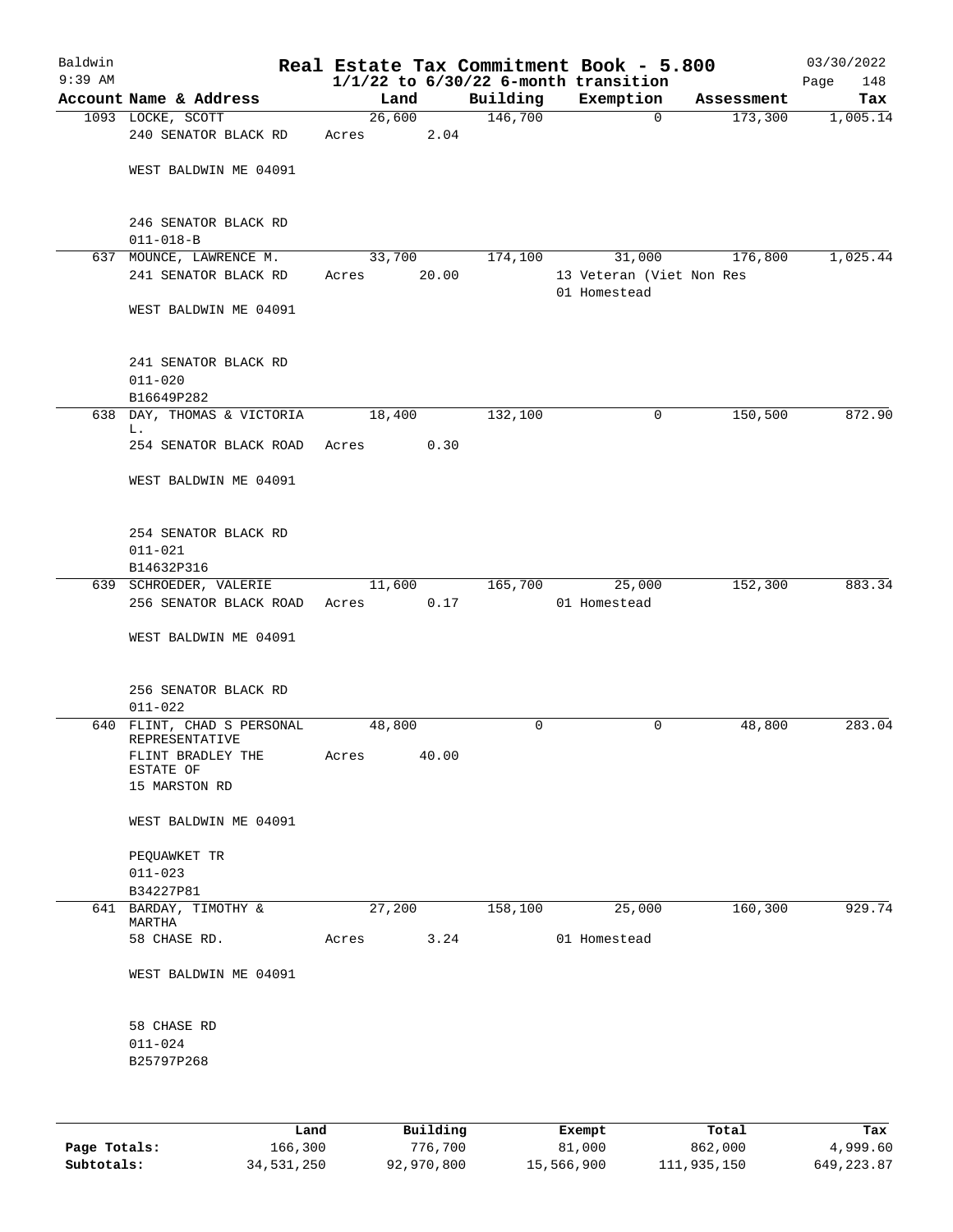# Real Estate Tax Commitment Book - 5.800

Baldwin 9:39 AM — 03/30/2022

$1/1/22$ to $6/30/22$ 6-month transition

| Account Name & Address | Land | Building | Exemption | Assessment | Tax |
|---|---|---|---|---|---|
| 1093 LOCKE, SCOTT<br>240 SENATOR BLACK RD<br><br>WEST BALDWIN ME 04091<br><br>246 SENATOR BLACK RD<br>011-018-B | 26,600<br>Acres 2.04 | 146,700 | 0 | 173,300 | 1,005.14 |
| 637 MOUNCE, LAWRENCE M.<br>241 SENATOR BLACK RD<br><br>WEST BALDWIN ME 04091<br><br>241 SENATOR BLACK RD<br>011-020<br>B16649P282 | 33,700<br>Acres 20.00 | 174,100 | 31,000<br>13 Veteran (Viet Non Res<br>01 Homestead | 176,800 | 1,025.44 |
| 638 DAY, THOMAS & VICTORIA L.<br>254 SENATOR BLACK ROAD<br><br>WEST BALDWIN ME 04091<br><br>254 SENATOR BLACK RD<br>011-021<br>B14632P316 | 18,400<br>Acres 0.30 | 132,100 | 0 | 150,500 | 872.90 |
| 639 SCHROEDER, VALERIE<br>256 SENATOR BLACK ROAD<br><br>WEST BALDWIN ME 04091<br><br>256 SENATOR BLACK RD<br>011-022 | 11,600<br>Acres 0.17 | 165,700 | 25,000<br>01 Homestead | 152,300 | 883.34 |
| 640 FLINT, CHAD S PERSONAL REPRESENTATIVE<br>FLINT BRADLEY THE ESTATE OF<br>15 MARSTON RD<br><br>WEST BALDWIN ME 04091<br><br>PEQUAWKET TR<br>011-023<br>B34227P81 | 48,800<br>Acres 40.00 | 0 | 0 | 48,800 | 283.04 |
| 641 BARDAY, TIMOTHY & MARTHA<br>58 CHASE RD.<br><br>WEST BALDWIN ME 04091<br><br>58 CHASE RD<br>011-024<br>B25797P268 | 27,200<br>Acres 3.24 | 158,100 | 25,000<br>01 Homestead | 160,300 | 929.74 |

| | Land | Building | Exempt | Total | Tax |
|---|---|---|---|---|---|
| Page Totals: | 166,300 | 776,700 | 81,000 | 862,000 | 4,999.60 |
| Subtotals: | 34,531,250 | 92,970,800 | 15,566,900 | 111,935,150 | 649,223.87 |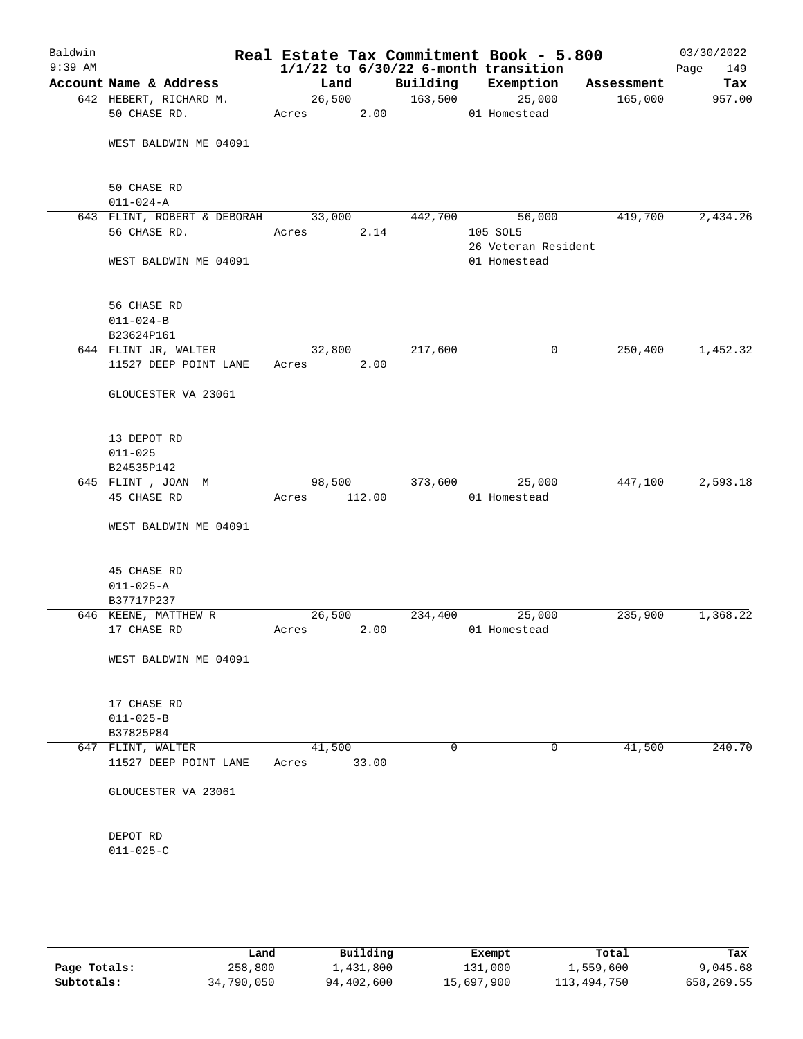# Real Estate Tax Commitment Book - 5.800

Baldwin
9:39 AM

1/1/22 to 6/30/22 6-month transition

03/30/2022

| Account Name & Address | Land | Building | Exemption | Assessment | Tax |
|---|---|---|---|---|---|
| 642 HEBERT, RICHARD M. | 26,500 | 163,500 | 25,000 | 165,000 | 957.00 |
| 50 CHASE RD. | Acres 2.00 | | 01 Homestead | | |
| WEST BALDWIN ME 04091 | | | | | |
| 50 CHASE RD | | | | | |
| 011-024-A | | | | | |
| 643 FLINT, ROBERT & DEBORAH | 33,000 | 442,700 | 56,000 | 419,700 | 2,434.26 |
| 56 CHASE RD. | Acres 2.14 | | 105 SOL5 | | |
| | | | 26 Veteran Resident | | |
| WEST BALDWIN ME 04091 | | | 01 Homestead | | |
| 56 CHASE RD | | | | | |
| 011-024-B | | | | | |
| B23624P161 | | | | | |
| 644 FLINT JR, WALTER | 32,800 | 217,600 | 0 | 250,400 | 1,452.32 |
| 11527 DEEP POINT LANE | Acres 2.00 | | | | |
| GLOUCESTER VA 23061 | | | | | |
| 13 DEPOT RD | | | | | |
| 011-025 | | | | | |
| B24535P142 | | | | | |
| 645 FLINT , JOAN M | 98,500 | 373,600 | 25,000 | 447,100 | 2,593.18 |
| 45 CHASE RD | Acres 112.00 | | 01 Homestead | | |
| WEST BALDWIN ME 04091 | | | | | |
| 45 CHASE RD | | | | | |
| 011-025-A | | | | | |
| B37717P237 | | | | | |
| 646 KEENE, MATTHEW R | 26,500 | 234,400 | 25,000 | 235,900 | 1,368.22 |
| 17 CHASE RD | Acres 2.00 | | 01 Homestead | | |
| WEST BALDWIN ME 04091 | | | | | |
| 17 CHASE RD | | | | | |
| 011-025-B | | | | | |
| B37825P84 | | | | | |
| 647 FLINT, WALTER | 41,500 | 0 | 0 | 41,500 | 240.70 |
| 11527 DEEP POINT LANE | Acres 33.00 | | | | |
| GLOUCESTER VA 23061 | | | | | |
| DEPOT RD | | | | | |
| 011-025-C | | | | | |

| | Land | Building | Exempt | Total | Tax |
|---|---|---|---|---|---|
| Page Totals: | 258,800 | 1,431,800 | 131,000 | 1,559,600 | 9,045.68 |
| Subtotals: | 34,790,050 | 94,402,600 | 15,697,900 | 113,494,750 | 658,269.55 |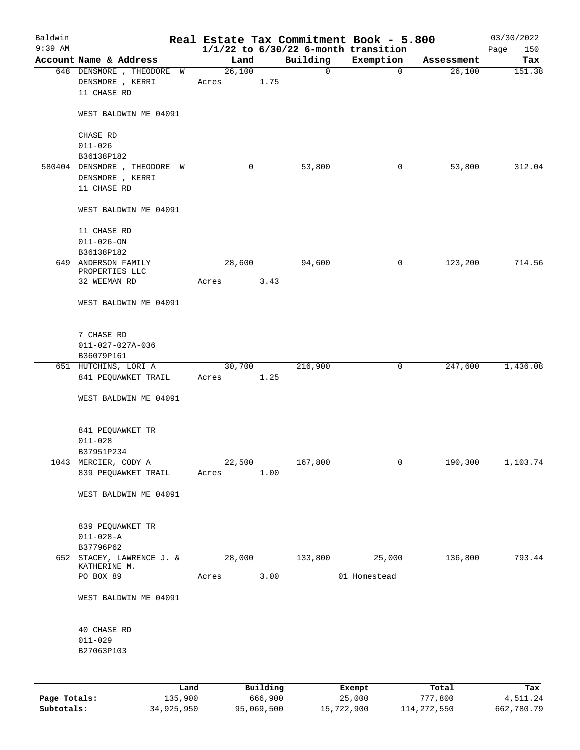Baldwin 9:39 AM

# Real Estate Tax Commitment Book - 5.800
## 1/1/22 to 6/30/22 6-month transition

03/30/2022 Page 150

| Account | Name & Address | Land | Building | Exemption | Assessment | Tax |
|---|---|---|---|---|---|---|
| 648 | DENSMORE , THEODORE W<br>DENSMORE , KERRI<br>11 CHASE RD<br><br>WEST BALDWIN ME 04091<br><br>CHASE RD<br>011-026<br>B36138P182 | 26,100<br>Acres 1.75 | 0 | 0 | 26,100 | 151.38 |
| 580404 | DENSMORE , THEODORE W<br>DENSMORE , KERRI<br>11 CHASE RD<br><br>WEST BALDWIN ME 04091<br><br>11 CHASE RD<br>011-026-ON<br>B36138P182 | 0 | 53,800 | 0 | 53,800 | 312.04 |
| 649 | ANDERSON FAMILY PROPERTIES LLC<br>32 WEEMAN RD<br><br>WEST BALDWIN ME 04091<br><br>7 CHASE RD<br>011-027-027A-036<br>B36079P161 | 28,600<br>Acres 3.43 | 94,600 | 0 | 123,200 | 714.56 |
| 651 | HUTCHINS, LORI A<br>841 PEQUAWKET TRAIL<br><br>WEST BALDWIN ME 04091<br><br>841 PEQUAWKET TR<br>011-028<br>B37951P234 | 30,700<br>Acres 1.25 | 216,900 | 0 | 247,600 | 1,436.08 |
| 1043 | MERCIER, CODY A<br>839 PEQUAWKET TRAIL<br><br>WEST BALDWIN ME 04091<br><br>839 PEQUAWKET TR<br>011-028-A<br>B37796P62 | 22,500<br>Acres 1.00 | 167,800 | 0 | 190,300 | 1,103.74 |
| 652 | STACEY, LAWRENCE J. & KATHERINE M.<br>PO BOX 89<br><br>WEST BALDWIN ME 04091<br><br>40 CHASE RD<br>011-029<br>B27063P103 | 28,000<br>Acres 3.00 | 133,800 | 25,000<br>01 Homestead | 136,800 | 793.44 |

| | Land | Building | Exempt | Total | Tax |
|---|---|---|---|---|---|
| **Page Totals:** | 135,900 | 666,900 | 25,000 | 777,800 | 4,511.24 |
| **Subtotals:** | 34,925,950 | 95,069,500 | 15,722,900 | 114,272,550 | 662,780.79 |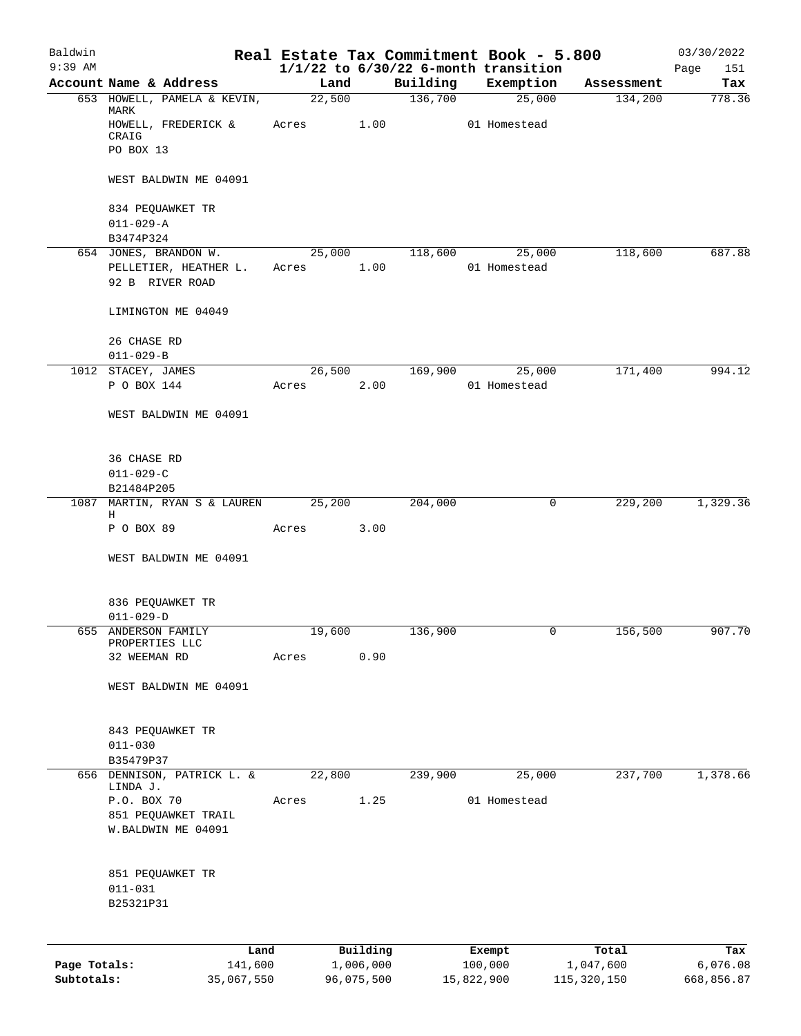# Baldwin — Real Estate Tax Commitment Book - 5.800

9:39 AM — 1/1/22 to 6/30/22 6-month transition — 03/30/2022

| Account Name & Address | Land | Building | Exemption | Assessment | Tax |
|---|---|---|---|---|---|
| 653 HOWELL, PAMELA & KEVIN, MARK<br>HOWELL, FREDERICK & CRAIG<br>PO BOX 13<br><br>WEST BALDWIN ME 04091<br><br>834 PEQUAWKET TR<br>011-029-A<br>B3474P324 | 22,500<br>Acres 1.00 | 136,700 | 25,000<br>01 Homestead | 134,200 | 778.36 |
| 654 JONES, BRANDON W.<br>PELLETIER, HEATHER L.<br>92 B RIVER ROAD<br><br>LIMINGTON ME 04049<br><br>26 CHASE RD<br>011-029-B | 25,000<br>Acres 1.00 | 118,600 | 25,000<br>01 Homestead | 118,600 | 687.88 |
| 1012 STACEY, JAMES<br>P O BOX 144<br><br>WEST BALDWIN ME 04091<br><br>36 CHASE RD<br>011-029-C<br>B21484P205 | 26,500<br>Acres 2.00 | 169,900 | 25,000<br>01 Homestead | 171,400 | 994.12 |
| 1087 MARTIN, RYAN S & LAUREN H<br>P O BOX 89<br><br>WEST BALDWIN ME 04091<br><br>836 PEQUAWKET TR<br>011-029-D | 25,200<br>Acres 3.00 | 204,000 | 0 | 229,200 | 1,329.36 |
| 655 ANDERSON FAMILY PROPERTIES LLC<br>32 WEEMAN RD<br><br>WEST BALDWIN ME 04091<br><br>843 PEQUAWKET TR<br>011-030<br>B35479P37 | 19,600<br>Acres 0.90 | 136,900 | 0 | 156,500 | 907.70 |
| 656 DENNISON, PATRICK L. & LINDA J.<br>P.O. BOX 70<br>851 PEQUAWKET TRAIL<br>W.BALDWIN ME 04091<br><br>851 PEQUAWKET TR<br>011-031<br>B25321P31 | 22,800<br>Acres 1.25 | 239,900 | 25,000<br>01 Homestead | 237,700 | 1,378.66 |

| | Land | Building | Exempt | Total | Tax |
|---|---|---|---|---|---|
| Page Totals: | 141,600 | 1,006,000 | 100,000 | 1,047,600 | 6,076.08 |
| Subtotals: | 35,067,550 | 96,075,500 | 15,822,900 | 115,320,150 | 668,856.87 |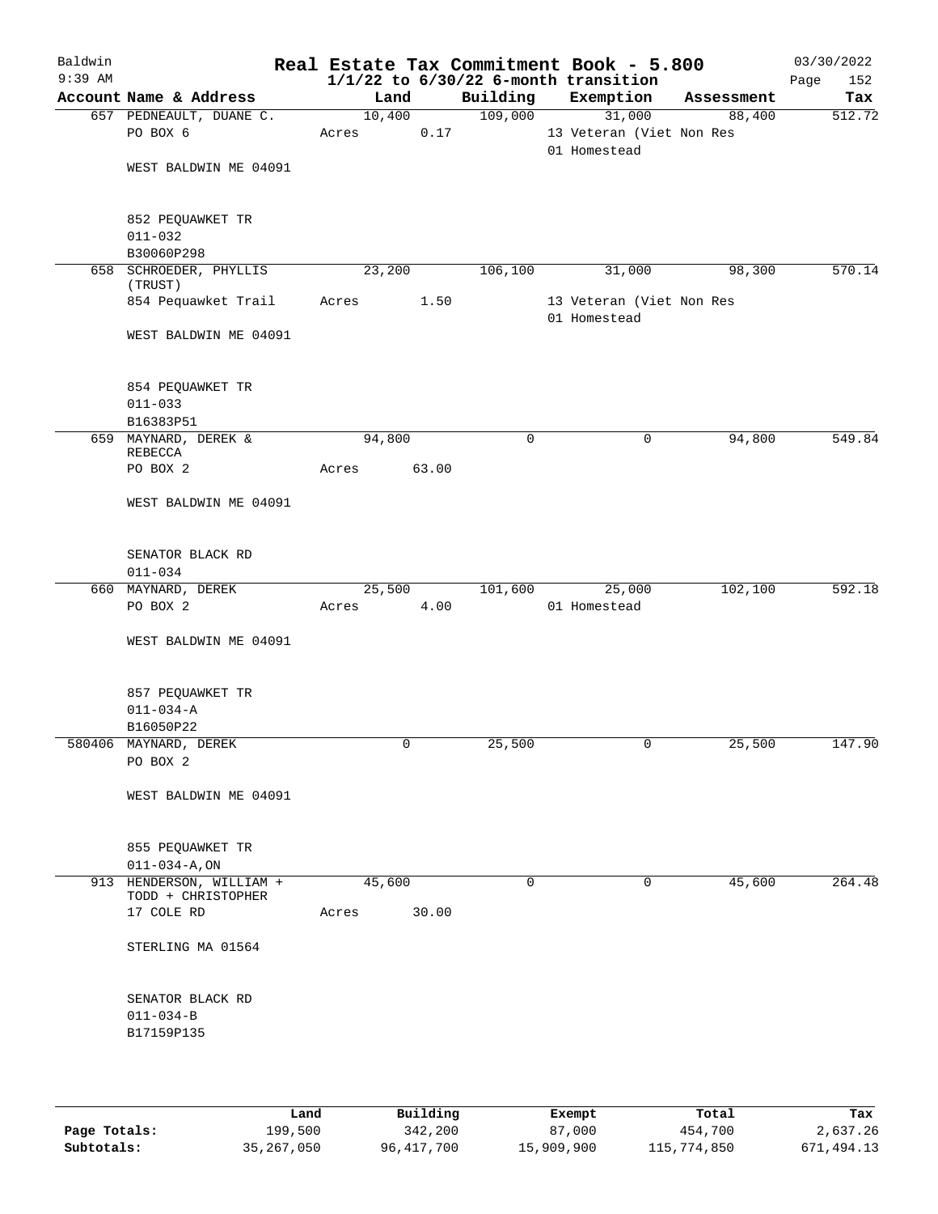# Real Estate Tax Commitment Book - 5.800

**1/1/22 to 6/30/22 6-month transition**

Baldwin 9:39 AM — 03/30/2022

| Account | Name & Address | Land | Building | Exemption | Assessment | Tax |
|---|---|---|---|---|---|---|
| 657 | PEDNEAULT, DUANE C.<br>PO BOX 6<br>WEST BALDWIN ME 04091<br><br>852 PEQUAWKET TR<br>011-032<br>B30060P298 | 10,400<br>Acres 0.17 | 109,000 | 31,000<br>13 Veteran (Viet Non Res<br>01 Homestead | 88,400 | 512.72 |
| 658 | SCHROEDER, PHYLLIS (TRUST)<br>854 Pequawket Trail<br>WEST BALDWIN ME 04091<br><br>854 PEQUAWKET TR<br>011-033<br>B16383P51 | 23,200<br>Acres 1.50 | 106,100 | 31,000<br>13 Veteran (Viet Non Res<br>01 Homestead | 98,300 | 570.14 |
| 659 | MAYNARD, DEREK & REBECCA<br>PO BOX 2<br>WEST BALDWIN ME 04091<br><br>SENATOR BLACK RD<br>011-034 | 94,800<br>Acres 63.00 | 0 | 0 | 94,800 | 549.84 |
| 660 | MAYNARD, DEREK<br>PO BOX 2<br>WEST BALDWIN ME 04091<br><br>857 PEQUAWKET TR<br>011-034-A<br>B16050P22 | 25,500<br>Acres 4.00 | 101,600 | 25,000<br>01 Homestead | 102,100 | 592.18 |
| 580406 | MAYNARD, DEREK<br>PO BOX 2<br>WEST BALDWIN ME 04091<br><br>855 PEQUAWKET TR<br>011-034-A,ON | 0 | 25,500 | 0 | 25,500 | 147.90 |
| 913 | HENDERSON, WILLIAM + TODD + CHRISTOPHER<br>17 COLE RD<br>STERLING MA 01564<br><br>SENATOR BLACK RD<br>011-034-B<br>B17159P135 | 45,600<br>Acres 30.00 | 0 | 0 | 45,600 | 264.48 |

| | Land | Building | Exempt | Total | Tax |
|---|---|---|---|---|---|
| **Page Totals:** | 199,500 | 342,200 | 87,000 | 454,700 | 2,637.26 |
| **Subtotals:** | 35,267,050 | 96,417,700 | 15,909,900 | 115,774,850 | 671,494.13 |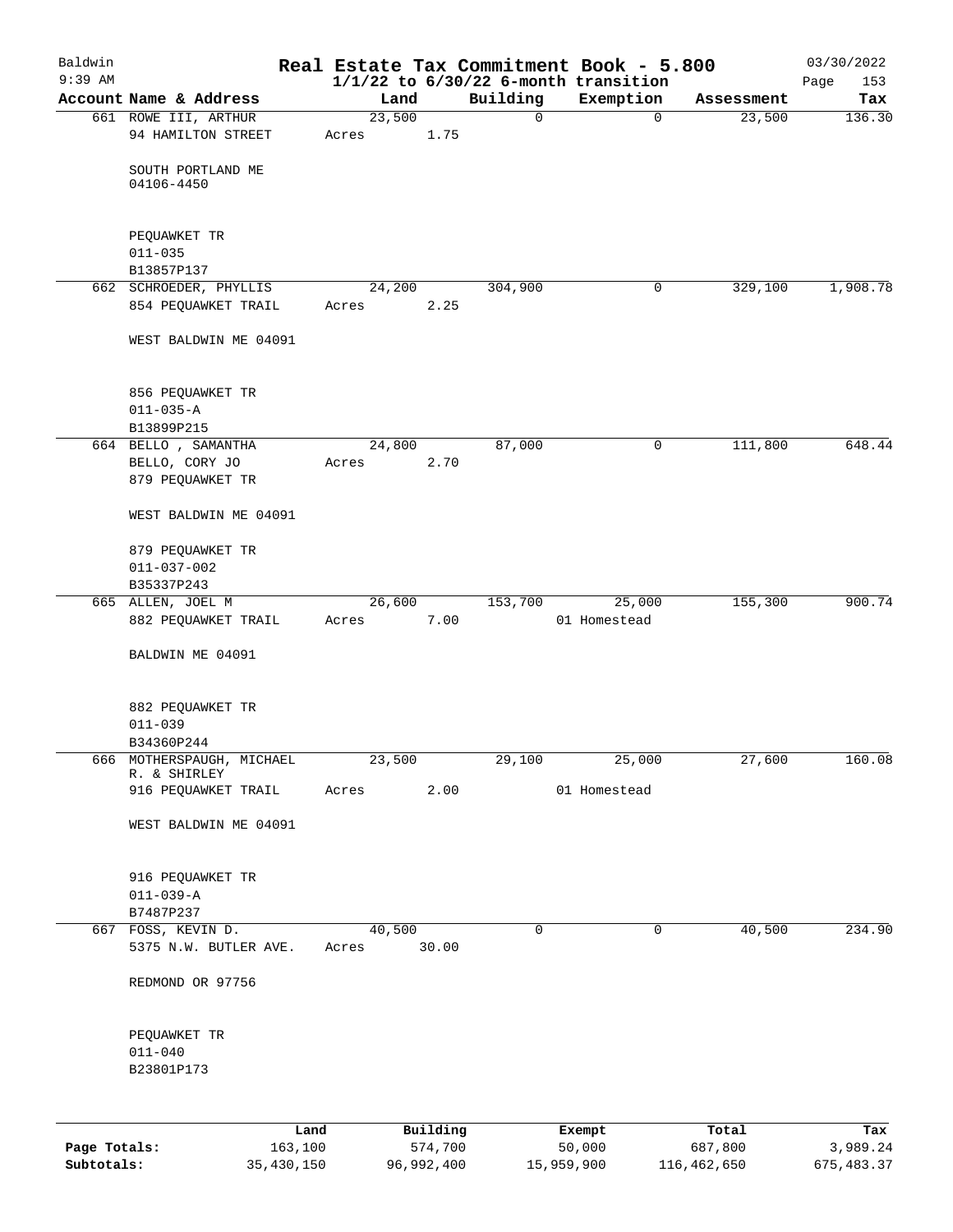# Baldwin — Real Estate Tax Commitment Book - 5.800

9:39 AM — 1/1/22 to 6/30/22 6-month transition — 03/30/2022

| Account Name & Address | Land | Building | Exemption | Assessment | Tax |
|---|---|---|---|---|---|
| 661 ROWE III, ARTHUR<br>94 HAMILTON STREET<br><br>SOUTH PORTLAND ME<br>04106-4450<br><br>PEQUAWKET TR<br>011-035<br>B13857P137 | 23,500<br>Acres 1.75 | 0 | 0 | 23,500 | 136.30 |
| 662 SCHROEDER, PHYLLIS<br>854 PEQUAWKET TRAIL<br><br>WEST BALDWIN ME 04091<br><br>856 PEQUAWKET TR<br>011-035-A<br>B13899P215 | 24,200<br>Acres 2.25 | 304,900 | 0 | 329,100 | 1,908.78 |
| 664 BELLO , SAMANTHA<br>BELLO, CORY JO<br>879 PEQUAWKET TR<br><br>WEST BALDWIN ME 04091<br><br>879 PEQUAWKET TR<br>011-037-002<br>B35337P243 | 24,800<br>Acres 2.70 | 87,000 | 0 | 111,800 | 648.44 |
| 665 ALLEN, JOEL M<br>882 PEQUAWKET TRAIL<br><br>BALDWIN ME 04091<br><br>882 PEQUAWKET TR<br>011-039<br>B34360P244 | 26,600<br>Acres 7.00 | 153,700 | 25,000<br>01 Homestead | 155,300 | 900.74 |
| 666 MOTHERSPAUGH, MICHAEL<br>R. & SHIRLEY<br>916 PEQUAWKET TRAIL<br><br>WEST BALDWIN ME 04091<br><br>916 PEQUAWKET TR<br>011-039-A<br>B7487P237 | 23,500<br>Acres 2.00 | 29,100 | 25,000<br>01 Homestead | 27,600 | 160.08 |
| 667 FOSS, KEVIN D.<br>5375 N.W. BUTLER AVE.<br><br>REDMOND OR 97756<br><br>PEQUAWKET TR<br>011-040<br>B23801P173 | 40,500<br>Acres 30.00 | 0 | 0 | 40,500 | 234.90 |

| | Land | Building | Exempt | Total | Tax |
|---|---|---|---|---|---|
| Page Totals: | 163,100 | 574,700 | 50,000 | 687,800 | 3,989.24 |
| Subtotals: | 35,430,150 | 96,992,400 | 15,959,900 | 116,462,650 | 675,483.37 |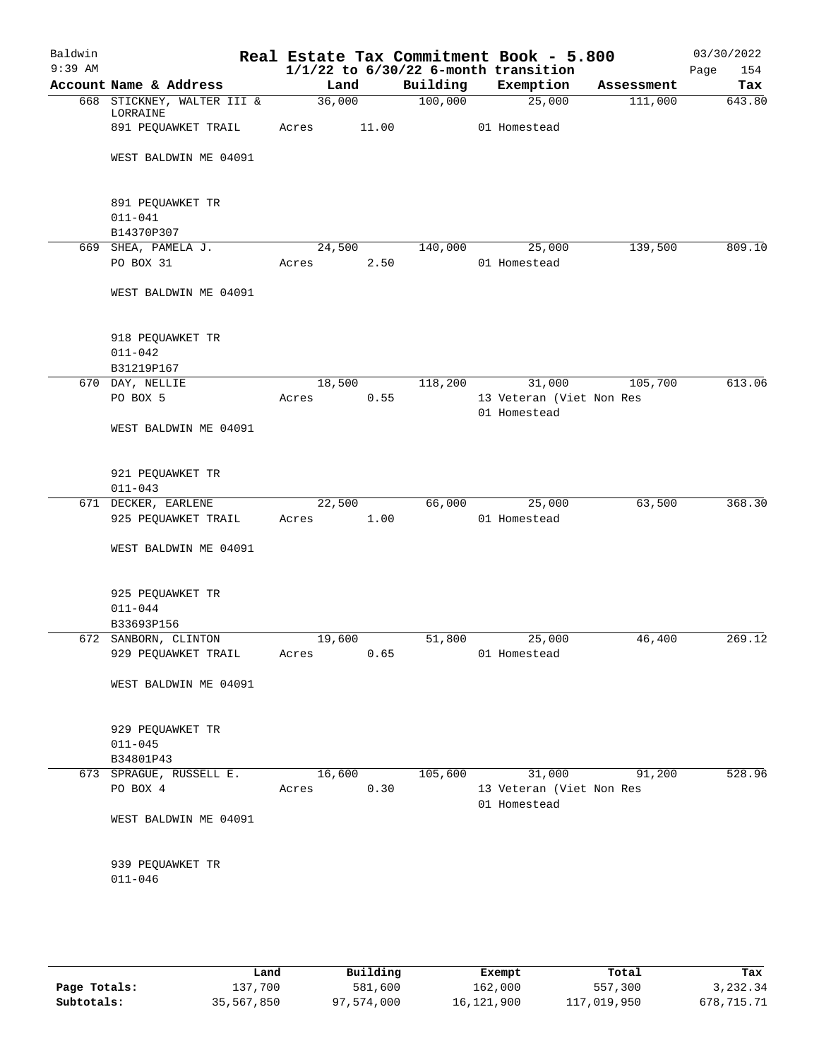Baldwin 9:39 AM

# Real Estate Tax Commitment Book - 5.800

## 1/1/22 to 6/30/22 6-month transition

03/30/2022

| Account Name & Address | Land | Building | Exemption | Assessment | Tax |
|---|---|---|---|---|---|
| 668 STICKNEY, WALTER III & LORRAINE | 36,000 | 100,000 | 25,000 | 111,000 | 643.80 |
| 891 PEQUAWKET TRAIL | Acres 11.00 | | 01 Homestead | | |
| WEST BALDWIN ME 04091 | | | | | |
| 891 PEQUAWKET TR | | | | | |
| 011-041 | | | | | |
| B14370P307 | | | | | |
| 669 SHEA, PAMELA J. | 24,500 | 140,000 | 25,000 | 139,500 | 809.10 |
| PO BOX 31 | Acres 2.50 | | 01 Homestead | | |
| WEST BALDWIN ME 04091 | | | | | |
| 918 PEQUAWKET TR | | | | | |
| 011-042 | | | | | |
| B31219P167 | | | | | |
| 670 DAY, NELLIE | 18,500 | 118,200 | 31,000 | 105,700 | 613.06 |
| PO BOX 5 | Acres 0.55 | | 13 Veteran (Viet Non Res | | |
| | | | 01 Homestead | | |
| WEST BALDWIN ME 04091 | | | | | |
| 921 PEQUAWKET TR | | | | | |
| 011-043 | | | | | |
| 671 DECKER, EARLENE | 22,500 | 66,000 | 25,000 | 63,500 | 368.30 |
| 925 PEQUAWKET TRAIL | Acres 1.00 | | 01 Homestead | | |
| WEST BALDWIN ME 04091 | | | | | |
| 925 PEQUAWKET TR | | | | | |
| 011-044 | | | | | |
| B33693P156 | | | | | |
| 672 SANBORN, CLINTON | 19,600 | 51,800 | 25,000 | 46,400 | 269.12 |
| 929 PEQUAWKET TRAIL | Acres 0.65 | | 01 Homestead | | |
| WEST BALDWIN ME 04091 | | | | | |
| 929 PEQUAWKET TR | | | | | |
| 011-045 | | | | | |
| B34801P43 | | | | | |
| 673 SPRAGUE, RUSSELL E. | 16,600 | 105,600 | 31,000 | 91,200 | 528.96 |
| PO BOX 4 | Acres 0.30 | | 13 Veteran (Viet Non Res | | |
| | | | 01 Homestead | | |
| WEST BALDWIN ME 04091 | | | | | |
| 939 PEQUAWKET TR | | | | | |
| 011-046 | | | | | |

| | Land | Building | Exempt | Total | Tax |
|---|---|---|---|---|---|
| Page Totals: | 137,700 | 581,600 | 162,000 | 557,300 | 3,232.34 |
| Subtotals: | 35,567,850 | 97,574,000 | 16,121,900 | 117,019,950 | 678,715.71 |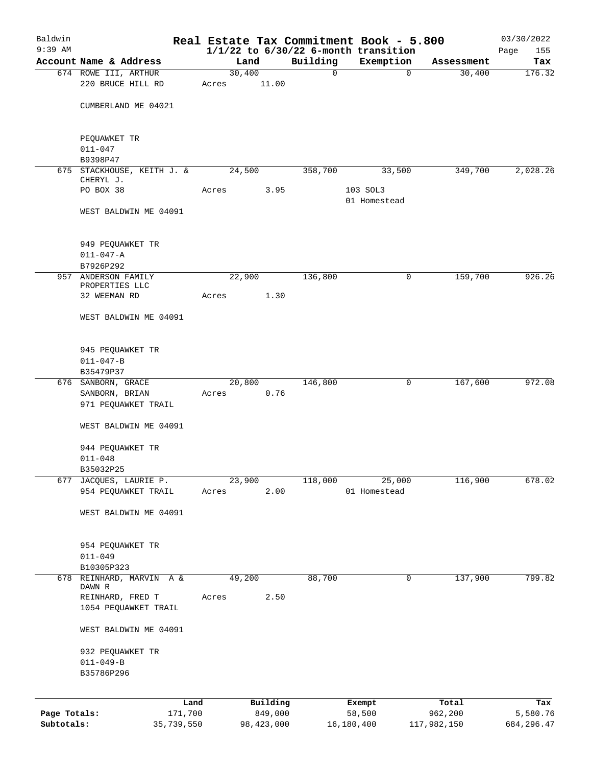Baldwin
9:39 AM

# Real Estate Tax Commitment Book - 5.800
## 1/1/22 to 6/30/22 6-month transition

03/30/2022

| Account Name & Address | Land | Building | Exemption | Assessment | Tax |
|---|---|---|---|---|---|
| 674 ROWE III, ARTHUR<br>220 BRUCE HILL RD<br><br>CUMBERLAND ME 04021<br><br>PEQUAWKET TR<br>011-047<br>B9398P47 | 30,400<br>Acres 11.00 | 0 | 0 | 30,400 | 176.32 |
| 675 STACKHOUSE, KEITH J. & CHERYL J.<br>PO BOX 38<br><br>WEST BALDWIN ME 04091<br><br>949 PEQUAWKET TR<br>011-047-A<br>B7926P292 | 24,500<br>Acres 3.95 | 358,700 | 33,500<br>103 SOL3<br>01 Homestead | 349,700 | 2,028.26 |
| 957 ANDERSON FAMILY PROPERTIES LLC<br>32 WEEMAN RD<br><br>WEST BALDWIN ME 04091<br><br>945 PEQUAWKET TR<br>011-047-B<br>B35479P37 | 22,900<br>Acres 1.30 | 136,800 | 0 | 159,700 | 926.26 |
| 676 SANBORN, GRACE<br>SANBORN, BRIAN<br>971 PEQUAWKET TRAIL<br><br>WEST BALDWIN ME 04091<br><br>944 PEQUAWKET TR<br>011-048<br>B35032P25 | 20,800<br>Acres 0.76 | 146,800 | 0 | 167,600 | 972.08 |
| 677 JACQUES, LAURIE P.<br>954 PEQUAWKET TRAIL<br><br>WEST BALDWIN ME 04091<br><br>954 PEQUAWKET TR<br>011-049<br>B10305P323 | 23,900<br>Acres 2.00 | 118,000 | 25,000<br>01 Homestead | 116,900 | 678.02 |
| 678 REINHARD, MARVIN A & DAWN R<br>REINHARD, FRED T<br>1054 PEQUAWKET TRAIL<br><br>WEST BALDWIN ME 04091<br><br>932 PEQUAWKET TR<br>011-049-B<br>B35786P296 | 49,200<br>Acres 2.50 | 88,700 | 0 | 137,900 | 799.82 |

| | Land | Building | Exempt | Total | Tax |
|---|---|---|---|---|---|
| Page Totals: | 171,700 | 849,000 | 58,500 | 962,200 | 5,580.76 |
| Subtotals: | 35,739,550 | 98,423,000 | 16,180,400 | 117,982,150 | 684,296.47 |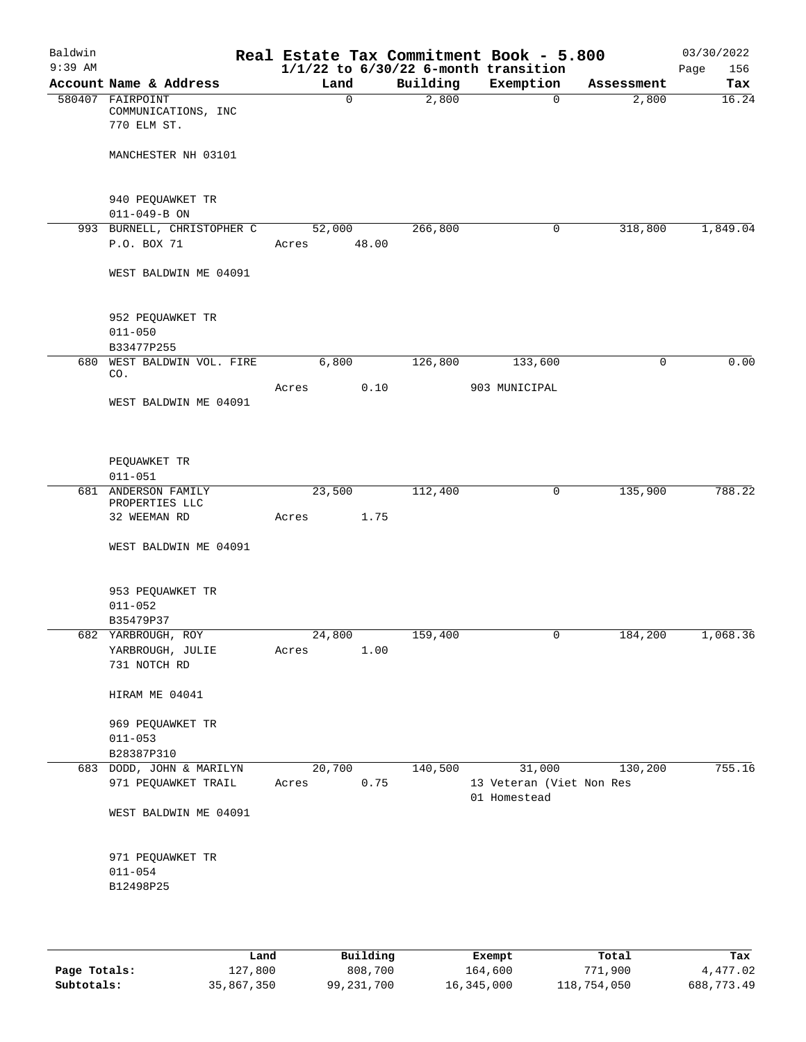# Baldwin Real Estate Tax Commitment Book - 5.800

9:39 AM — 1/1/22 to 6/30/22 6-month transition — 03/30/2022

| Account | Name & Address | Land | Building | Exemption | Assessment | Tax |
|---|---|---|---|---|---|---|
| 580407 | FAIRPOINT COMMUNICATIONS, INC<br>770 ELM ST.<br>MANCHESTER NH 03101<br>940 PEQUAWKET TR<br>011-049-B ON | 0 | 2,800 | 0 | 2,800 | 16.24 |
| 993 | BURNELL, CHRISTOPHER C<br>P.O. BOX 71<br>WEST BALDWIN ME 04091<br>952 PEQUAWKET TR<br>011-050<br>B33477P255 | 52,000<br>Acres 48.00 | 266,800 | 0 | 318,800 | 1,849.04 |
| 680 | WEST BALDWIN VOL. FIRE CO.<br>WEST BALDWIN ME 04091<br>PEQUAWKET TR<br>011-051 | 6,800<br>Acres 0.10 | 126,800 | 133,600<br>903 MUNICIPAL | 0 | 0.00 |
| 681 | ANDERSON FAMILY PROPERTIES LLC<br>32 WEEMAN RD<br>WEST BALDWIN ME 04091<br>953 PEQUAWKET TR<br>011-052<br>B35479P37 | 23,500<br>Acres 1.75 | 112,400 | 0 | 135,900 | 788.22 |
| 682 | YARBROUGH, ROY<br>YARBROUGH, JULIE<br>731 NOTCH RD<br>HIRAM ME 04041<br>969 PEQUAWKET TR<br>011-053<br>B28387P310 | 24,800<br>Acres 1.00 | 159,400 | 0 | 184,200 | 1,068.36 |
| 683 | DODD, JOHN & MARILYN<br>971 PEQUAWKET TRAIL<br>WEST BALDWIN ME 04091<br>971 PEQUAWKET TR<br>011-054<br>B12498P25 | 20,700<br>Acres 0.75 | 140,500 | 31,000<br>13 Veteran (Viet Non Res<br>01 Homestead | 130,200 | 755.16 |

| | Land | Building | Exempt | Total | Tax |
|---|---|---|---|---|---|
| Page Totals: | 127,800 | 808,700 | 164,600 | 771,900 | 4,477.02 |
| Subtotals: | 35,867,350 | 99,231,700 | 16,345,000 | 118,754,050 | 688,773.49 |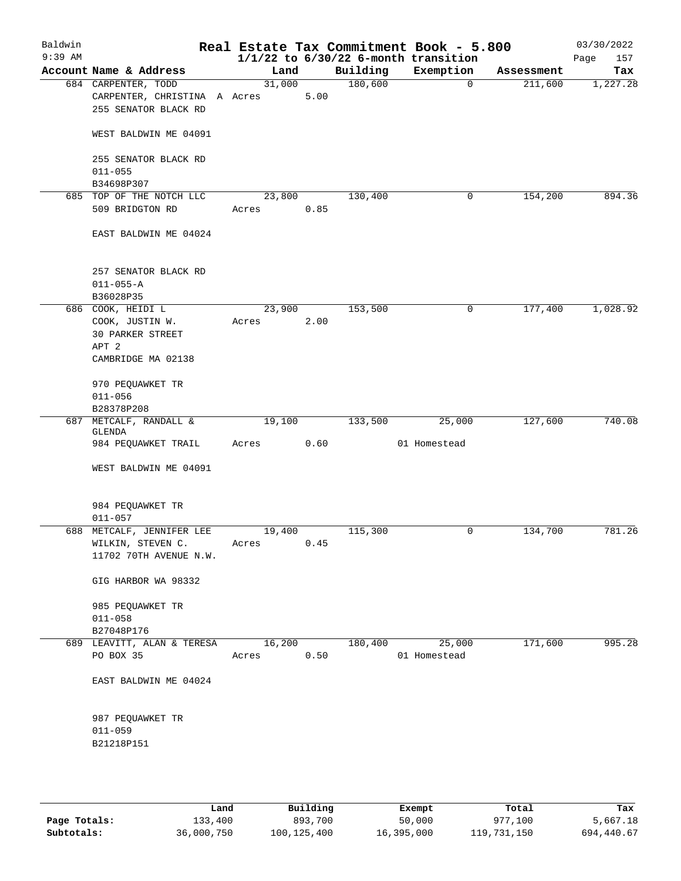# Real Estate Tax Commitment Book - 5.800

Baldwin 9:39 AM — 1/1/22 to 6/30/22 6-month transition — 03/30/2022

| Account Name & Address | Land | Building | Exemption | Assessment | Tax |
|---|---|---|---|---|---|
| 684 CARPENTER, TODD<br>CARPENTER, CHRISTINA A<br>255 SENATOR BLACK RD<br><br>WEST BALDWIN ME 04091<br><br>255 SENATOR BLACK RD<br>011-055<br>B34698P307 | 31,000<br>Acres 5.00 | 180,600 | 0 | 211,600 | 1,227.28 |
| 685 TOP OF THE NOTCH LLC<br>509 BRIDGTON RD<br><br>EAST BALDWIN ME 04024<br><br>257 SENATOR BLACK RD<br>011-055-A<br>B36028P35 | 23,800<br>Acres 0.85 | 130,400 | 0 | 154,200 | 894.36 |
| 686 COOK, HEIDI L<br>COOK, JUSTIN W.<br>30 PARKER STREET<br>APT 2<br>CAMBRIDGE MA 02138<br><br>970 PEQUAWKET TR<br>011-056<br>B28378P208 | 23,900<br>Acres 2.00 | 153,500 | 0 | 177,400 | 1,028.92 |
| 687 METCALF, RANDALL & GLENDA<br>984 PEQUAWKET TRAIL<br><br>WEST BALDWIN ME 04091<br><br>984 PEQUAWKET TR<br>011-057 | 19,100<br>Acres 0.60 | 133,500 | 25,000<br>01 Homestead | 127,600 | 740.08 |
| 688 METCALF, JENNIFER LEE<br>WILKIN, STEVEN C.<br>11702 70TH AVENUE N.W.<br><br>GIG HARBOR WA 98332<br><br>985 PEQUAWKET TR<br>011-058<br>B27048P176 | 19,400<br>Acres 0.45 | 115,300 | 0 | 134,700 | 781.26 |
| 689 LEAVITT, ALAN & TERESA<br>PO BOX 35<br><br>EAST BALDWIN ME 04024<br><br>987 PEQUAWKET TR<br>011-059<br>B21218P151 | 16,200<br>Acres 0.50 | 180,400 | 25,000<br>01 Homestead | 171,600 | 995.28 |

| | Land | Building | Exempt | Total | Tax |
|---|---|---|---|---|---|
| Page Totals: | 133,400 | 893,700 | 50,000 | 977,100 | 5,667.18 |
| Subtotals: | 36,000,750 | 100,125,400 | 16,395,000 | 119,731,150 | 694,440.67 |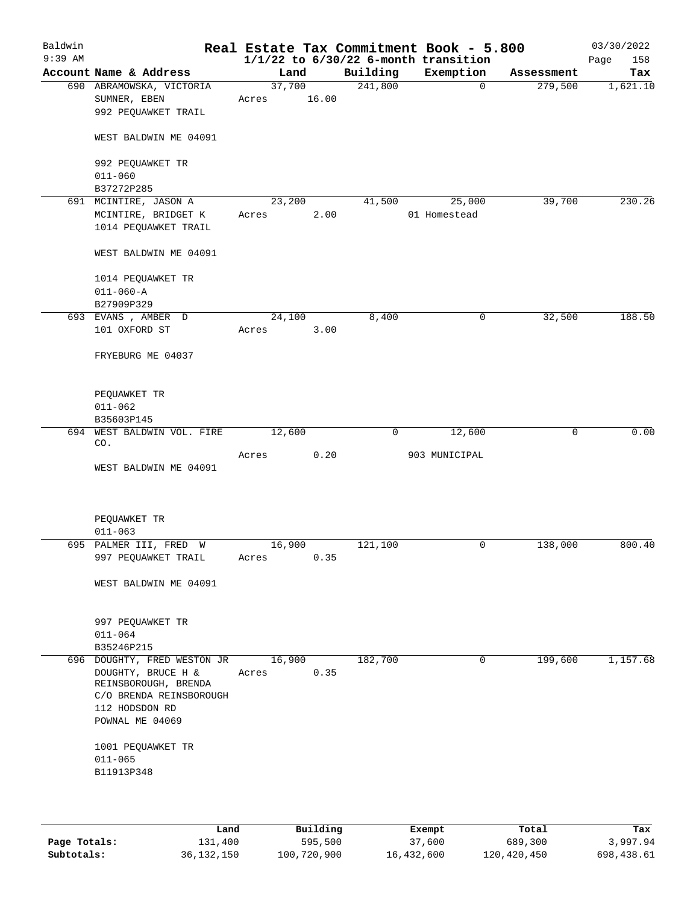# Real Estate Tax Commitment Book - 5.800

Baldwin
9:39 AM

$1/1/22$ to $6/30/22$ 6-month transition

03/30/2022

| Account Name & Address | Land | Building | Exemption | Assessment | Tax |
|---|---|---|---|---|---|
| 690 ABRAMOWSKA, VICTORIA<br>SUMNER, EBEN<br>992 PEQUAWKET TRAIL<br><br>WEST BALDWIN ME 04091<br><br>992 PEQUAWKET TR<br>011-060<br>B37272P285 | 37,700<br>Acres 16.00 | 241,800 | 0 | 279,500 | 1,621.10 |
| 691 MCINTIRE, JASON A<br>MCINTIRE, BRIDGET K<br>1014 PEQUAWKET TRAIL<br><br>WEST BALDWIN ME 04091<br><br>1014 PEQUAWKET TR<br>011-060-A<br>B27909P329 | 23,200<br>Acres 2.00 | 41,500 | 25,000<br>01 Homestead | 39,700 | 230.26 |
| 693 EVANS , AMBER D<br>101 OXFORD ST<br><br>FRYEBURG ME 04037<br><br>PEQUAWKET TR<br>011-062<br>B35603P145 | 24,100<br>Acres 3.00 | 8,400 | 0 | 32,500 | 188.50 |
| 694 WEST BALDWIN VOL. FIRE CO.<br><br>WEST BALDWIN ME 04091<br><br>PEQUAWKET TR<br>011-063 | 12,600<br>Acres 0.20 | 0 | 12,600<br>903 MUNICIPAL | 0 | 0.00 |
| 695 PALMER III, FRED W<br>997 PEQUAWKET TRAIL<br><br>WEST BALDWIN ME 04091<br><br>997 PEQUAWKET TR<br>011-064<br>B35246P215 | 16,900<br>Acres 0.35 | 121,100 | 0 | 138,000 | 800.40 |
| 696 DOUGHTY, FRED WESTON JR<br>DOUGHTY, BRUCE H &<br>REINSBOROUGH, BRENDA<br>C/O BRENDA REINSBOROUGH<br>112 HODSDON RD<br>POWNAL ME 04069<br><br>1001 PEQUAWKET TR<br>011-065<br>B11913P348 | 16,900<br>Acres 0.35 | 182,700 | 0 | 199,600 | 1,157.68 |

| | Land | Building | Exempt | Total | Tax |
|---|---|---|---|---|---|
| Page Totals: | 131,400 | 595,500 | 37,600 | 689,300 | 3,997.94 |
| Subtotals: | 36,132,150 | 100,720,900 | 16,432,600 | 120,420,450 | 698,438.61 |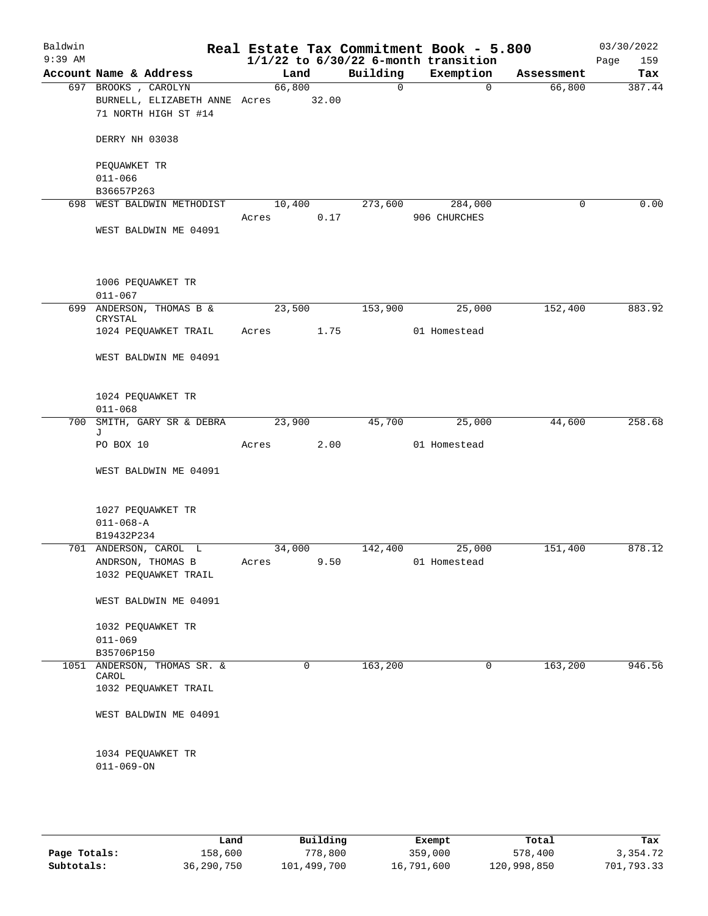# Real Estate Tax Commitment Book - 5.800

Baldwin
9:39 AM

1/1/22 to 6/30/22 6-month transition

03/30/2022

| Account | Name & Address | Land | Building | Exemption | Assessment | Tax |
|---|---|---|---|---|---|---|
| 697 | BROOKS , CAROLYN<br>BURNELL, ELIZABETH ANNE<br>71 NORTH HIGH ST #14<br><br>DERRY NH 03038<br><br>PEQUAWKET TR<br>011-066<br>B36657P263 | 66,800<br>Acres 32.00 | 0 | 0 | 66,800 | 387.44 |
| 698 | WEST BALDWIN METHODIST<br><br>WEST BALDWIN ME 04091<br><br>1006 PEQUAWKET TR<br>011-067 | 10,400<br>Acres 0.17 | 273,600 | 284,000<br>906 CHURCHES | 0 | 0.00 |
| 699 | ANDERSON, THOMAS B & CRYSTAL<br>1024 PEQUAWKET TRAIL<br><br>WEST BALDWIN ME 04091<br><br>1024 PEQUAWKET TR<br>011-068 | 23,500<br>Acres 1.75 | 153,900 | 25,000<br>01 Homestead | 152,400 | 883.92 |
| 700 | SMITH, GARY SR & DEBRA J<br>PO BOX 10<br><br>WEST BALDWIN ME 04091<br><br>1027 PEQUAWKET TR<br>011-068-A<br>B19432P234 | 23,900<br>Acres 2.00 | 45,700 | 25,000<br>01 Homestead | 44,600 | 258.68 |
| 701 | ANDERSON, CAROL L<br>ANDRSON, THOMAS B<br>1032 PEQUAWKET TRAIL<br><br>WEST BALDWIN ME 04091<br><br>1032 PEQUAWKET TR<br>011-069<br>B35706P150 | 34,000<br>Acres 9.50 | 142,400 | 25,000<br>01 Homestead | 151,400 | 878.12 |
| 1051 | ANDERSON, THOMAS SR. & CAROL<br>1032 PEQUAWKET TRAIL<br><br>WEST BALDWIN ME 04091<br><br>1034 PEQUAWKET TR<br>011-069-ON | 0 | 163,200 | 0 | 163,200 | 946.56 |

| | Land | Building | Exempt | Total | Tax |
|---|---|---|---|---|---|
| **Page Totals:** | 158,600 | 778,800 | 359,000 | 578,400 | 3,354.72 |
| **Subtotals:** | 36,290,750 | 101,499,700 | 16,791,600 | 120,998,850 | 701,793.33 |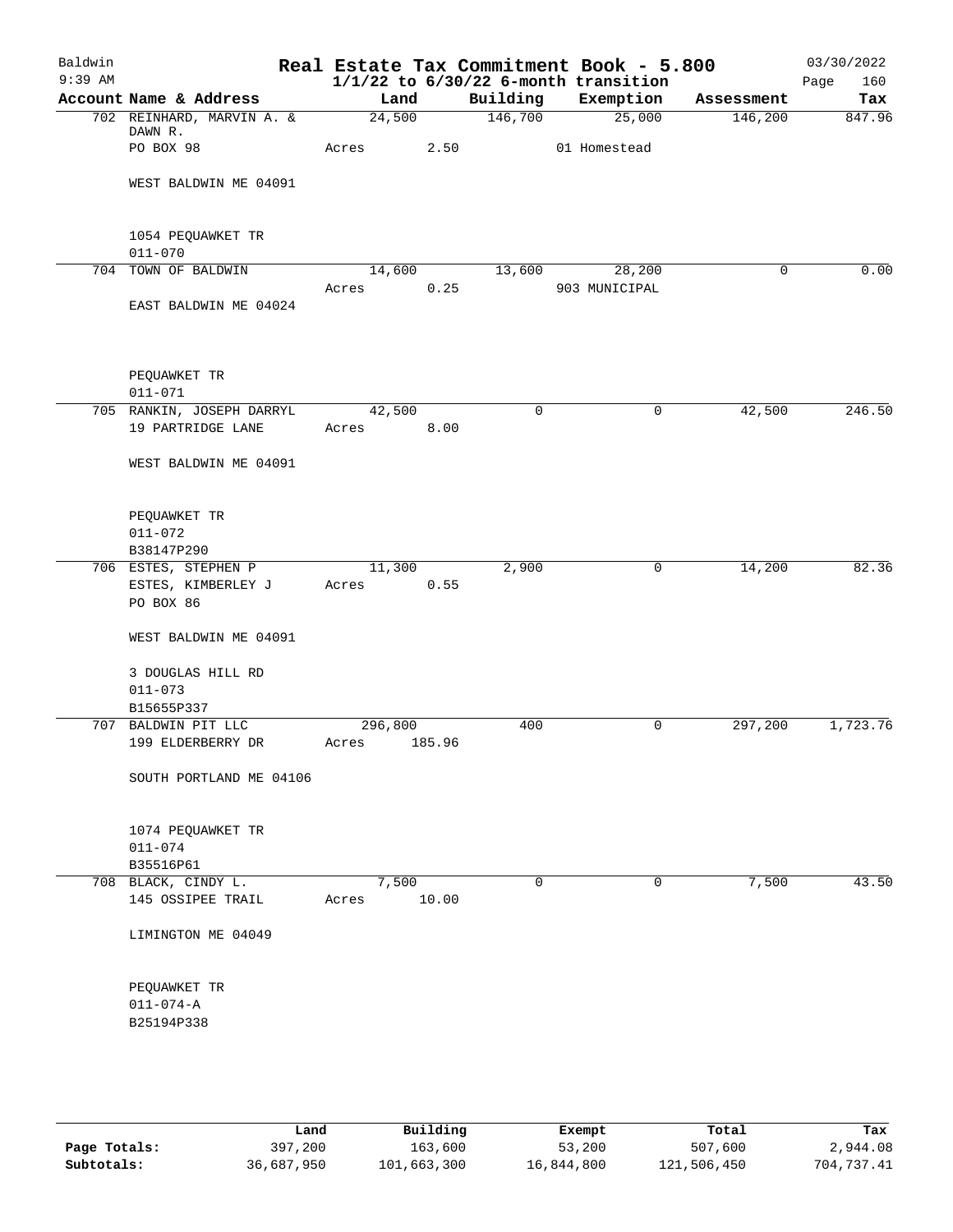Baldwin
9:39 AM

# Real Estate Tax Commitment Book - 5.800

1/1/22 to 6/30/22 6-month transition

03/30/2022

| Account Name & Address | Land | Building | Exemption | Assessment | Tax |
|---|---|---|---|---|---|
| 702 REINHARD, MARVIN A. & DAWN R. | 24,500 | 146,700 | 25,000 | 146,200 | 847.96 |
| PO BOX 98 | Acres 2.50 | | 01 Homestead | | |
| WEST BALDWIN ME 04091 | | | | | |
| 1054 PEQUAWKET TR | | | | | |
| 011-070 | | | | | |
| 704 TOWN OF BALDWIN | 14,600 | 13,600 | 28,200 | 0 | 0.00 |
| | Acres 0.25 | | 903 MUNICIPAL | | |
| EAST BALDWIN ME 04024 | | | | | |
| PEQUAWKET TR | | | | | |
| 011-071 | | | | | |
| 705 RANKIN, JOSEPH DARRYL | 42,500 | 0 | 0 | 42,500 | 246.50 |
| 19 PARTRIDGE LANE | Acres 8.00 | | | | |
| WEST BALDWIN ME 04091 | | | | | |
| PEQUAWKET TR | | | | | |
| 011-072 | | | | | |
| B38147P290 | | | | | |
| 706 ESTES, STEPHEN P | 11,300 | 2,900 | 0 | 14,200 | 82.36 |
| ESTES, KIMBERLEY J | Acres 0.55 | | | | |
| PO BOX 86 | | | | | |
| WEST BALDWIN ME 04091 | | | | | |
| 3 DOUGLAS HILL RD | | | | | |
| 011-073 | | | | | |
| B15655P337 | | | | | |
| 707 BALDWIN PIT LLC | 296,800 | 400 | 0 | 297,200 | 1,723.76 |
| 199 ELDERBERRY DR | Acres 185.96 | | | | |
| SOUTH PORTLAND ME 04106 | | | | | |
| 1074 PEQUAWKET TR | | | | | |
| 011-074 | | | | | |
| B35516P61 | | | | | |
| 708 BLACK, CINDY L. | 7,500 | 0 | 0 | 7,500 | 43.50 |
| 145 OSSIPEE TRAIL | Acres 10.00 | | | | |
| LIMINGTON ME 04049 | | | | | |
| PEQUAWKET TR | | | | | |
| 011-074-A | | | | | |
| B25194P338 | | | | | |

| | Land | Building | Exempt | Total | Tax |
|---|---|---|---|---|---|
| Page Totals: | 397,200 | 163,600 | 53,200 | 507,600 | 2,944.08 |
| Subtotals: | 36,687,950 | 101,663,300 | 16,844,800 | 121,506,450 | 704,737.41 |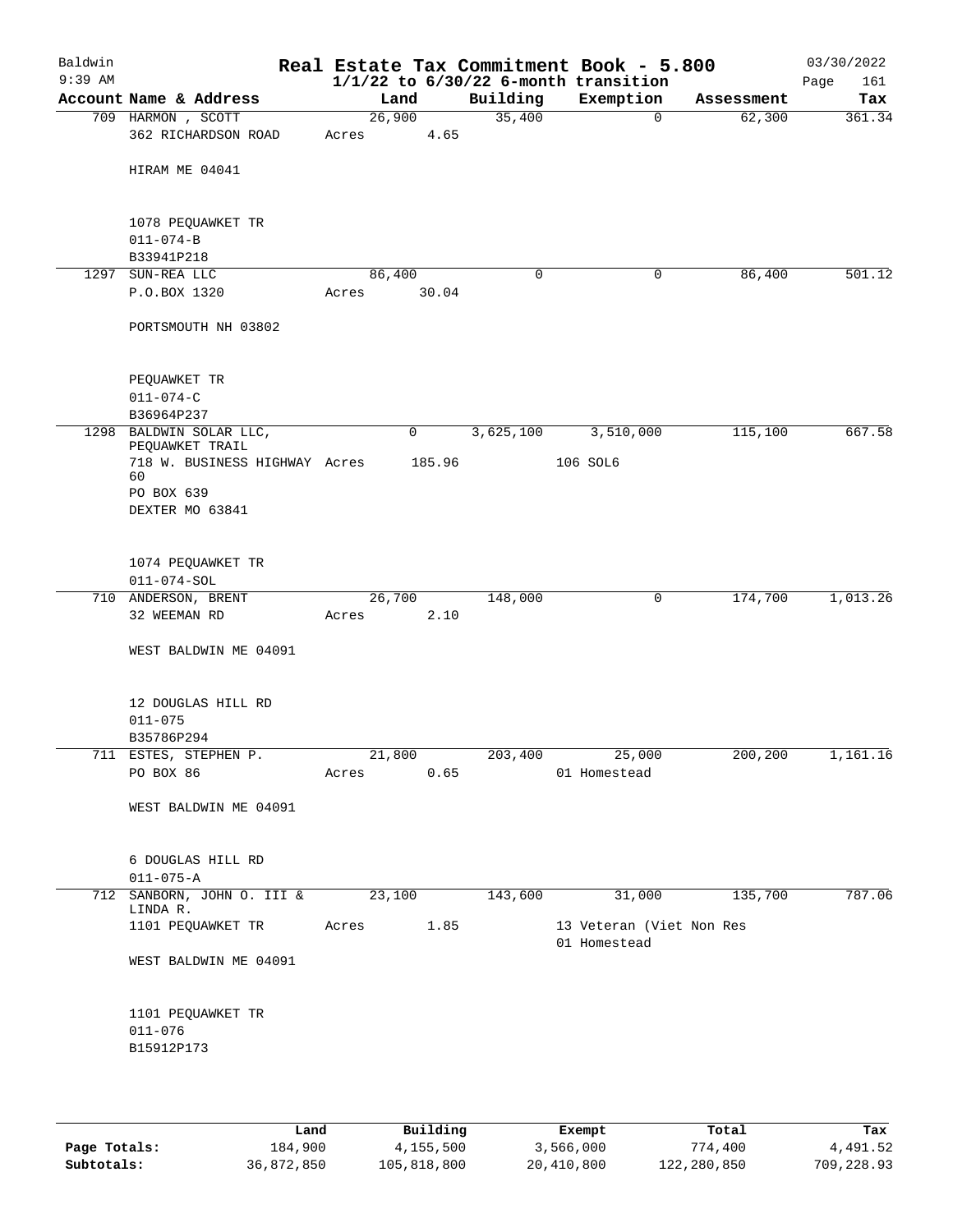# Real Estate Tax Commitment Book - 5.800

Baldwin 9:39 AM — $1/1/22$ to $6/30/22$ 6-month transition — 03/30/2022

| Account Name & Address | Land | Building | Exemption | Assessment | Tax |
|---|---|---|---|---|---|
| 709 HARMON , SCOTT<br>362 RICHARDSON ROAD<br>HIRAM ME 04041<br><br>1078 PEQUAWKET TR<br>011-074-B<br>B33941P218 | 26,900<br>Acres 4.65 | 35,400 | 0 | 62,300 | 361.34 |
| 1297 SUN-REA LLC<br>P.O.BOX 1320<br>PORTSMOUTH NH 03802<br><br>PEQUAWKET TR<br>011-074-C<br>B36964P237 | 86,400<br>Acres 30.04 | 0 | 0 | 86,400 | 501.12 |
| 1298 BALDWIN SOLAR LLC, PEQUAWKET TRAIL<br>718 W. BUSINESS HIGHWAY 60<br>PO BOX 639<br>DEXTER MO 63841<br><br>1074 PEQUAWKET TR<br>011-074-SOL | 0<br>Acres 185.96 | 3,625,100 | 3,510,000<br>106 SOL6 | 115,100 | 667.58 |
| 710 ANDERSON, BRENT<br>32 WEEMAN RD<br>WEST BALDWIN ME 04091<br><br>12 DOUGLAS HILL RD<br>011-075<br>B35786P294 | 26,700<br>Acres 2.10 | 148,000 | 0 | 174,700 | 1,013.26 |
| 711 ESTES, STEPHEN P.<br>PO BOX 86<br>WEST BALDWIN ME 04091<br><br>6 DOUGLAS HILL RD<br>011-075-A | 21,800<br>Acres 0.65 | 203,400 | 25,000<br>01 Homestead | 200,200 | 1,161.16 |
| 712 SANBORN, JOHN O. III & LINDA R.<br>1101 PEQUAWKET TR<br>WEST BALDWIN ME 04091<br><br>1101 PEQUAWKET TR<br>011-076<br>B15912P173 | 23,100<br>Acres 1.85 | 143,600 | 31,000<br>13 Veteran (Viet Non Res<br>01 Homestead | 135,700 | 787.06 |

| | Land | Building | Exempt | Total | Tax |
|---|---|---|---|---|---|
| Page Totals: | 184,900 | 4,155,500 | 3,566,000 | 774,400 | 4,491.52 |
| Subtotals: | 36,872,850 | 105,818,800 | 20,410,800 | 122,280,850 | 709,228.93 |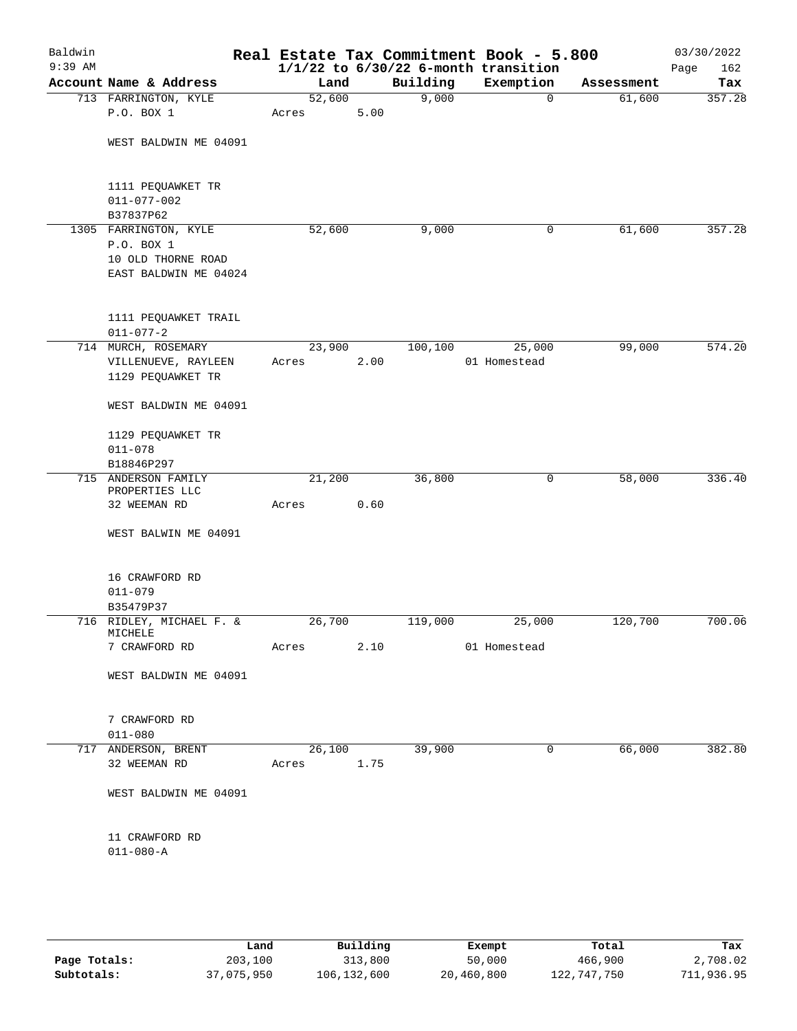Baldwin 9:39 AM

# Real Estate Tax Commitment Book - 5.800
## 1/1/22 to 6/30/22 6-month transition

03/30/2022 Page 162

| Account Name & Address | Land | Building | Exemption | Assessment | Tax |
|---|---|---|---|---|---|
| 713 FARRINGTON, KYLE | 52,600 | 9,000 | 0 | 61,600 | 357.28 |
| P.O. BOX 1 | Acres 5.00 | | | | |
| WEST BALDWIN ME 04091 | | | | | |
| 1111 PEQUAWKET TR | | | | | |
| 011-077-002 | | | | | |
| B37837P62 | | | | | |
| 1305 FARRINGTON, KYLE | 52,600 | 9,000 | 0 | 61,600 | 357.28 |
| P.O. BOX 1 | | | | | |
| 10 OLD THORNE ROAD | | | | | |
| EAST BALDWIN ME 04024 | | | | | |
| 1111 PEQUAWKET TRAIL | | | | | |
| 011-077-2 | | | | | |
| 714 MURCH, ROSEMARY | 23,900 | 100,100 | 25,000 | 99,000 | 574.20 |
| VILLENUEVE, RAYLEEN | Acres 2.00 | | 01 Homestead | | |
| 1129 PEQUAWKET TR | | | | | |
| WEST BALDWIN ME 04091 | | | | | |
| 1129 PEQUAWKET TR | | | | | |
| 011-078 | | | | | |
| B18846P297 | | | | | |
| 715 ANDERSON FAMILY PROPERTIES LLC | 21,200 | 36,800 | 0 | 58,000 | 336.40 |
| 32 WEEMAN RD | Acres 0.60 | | | | |
| WEST BALWIN ME 04091 | | | | | |
| 16 CRAWFORD RD | | | | | |
| 011-079 | | | | | |
| B35479P37 | | | | | |
| 716 RIDLEY, MICHAEL F. & MICHELE | 26,700 | 119,000 | 25,000 | 120,700 | 700.06 |
| 7 CRAWFORD RD | Acres 2.10 | | 01 Homestead | | |
| WEST BALDWIN ME 04091 | | | | | |
| 7 CRAWFORD RD | | | | | |
| 011-080 | | | | | |
| 717 ANDERSON, BRENT | 26,100 | 39,900 | 0 | 66,000 | 382.80 |
| 32 WEEMAN RD | Acres 1.75 | | | | |
| WEST BALDWIN ME 04091 | | | | | |
| 11 CRAWFORD RD | | | | | |
| 011-080-A | | | | | |

| | Land | Building | Exempt | Total | Tax |
|---|---|---|---|---|---|
| Page Totals: | 203,100 | 313,800 | 50,000 | 466,900 | 2,708.02 |
| Subtotals: | 37,075,950 | 106,132,600 | 20,460,800 | 122,747,750 | 711,936.95 |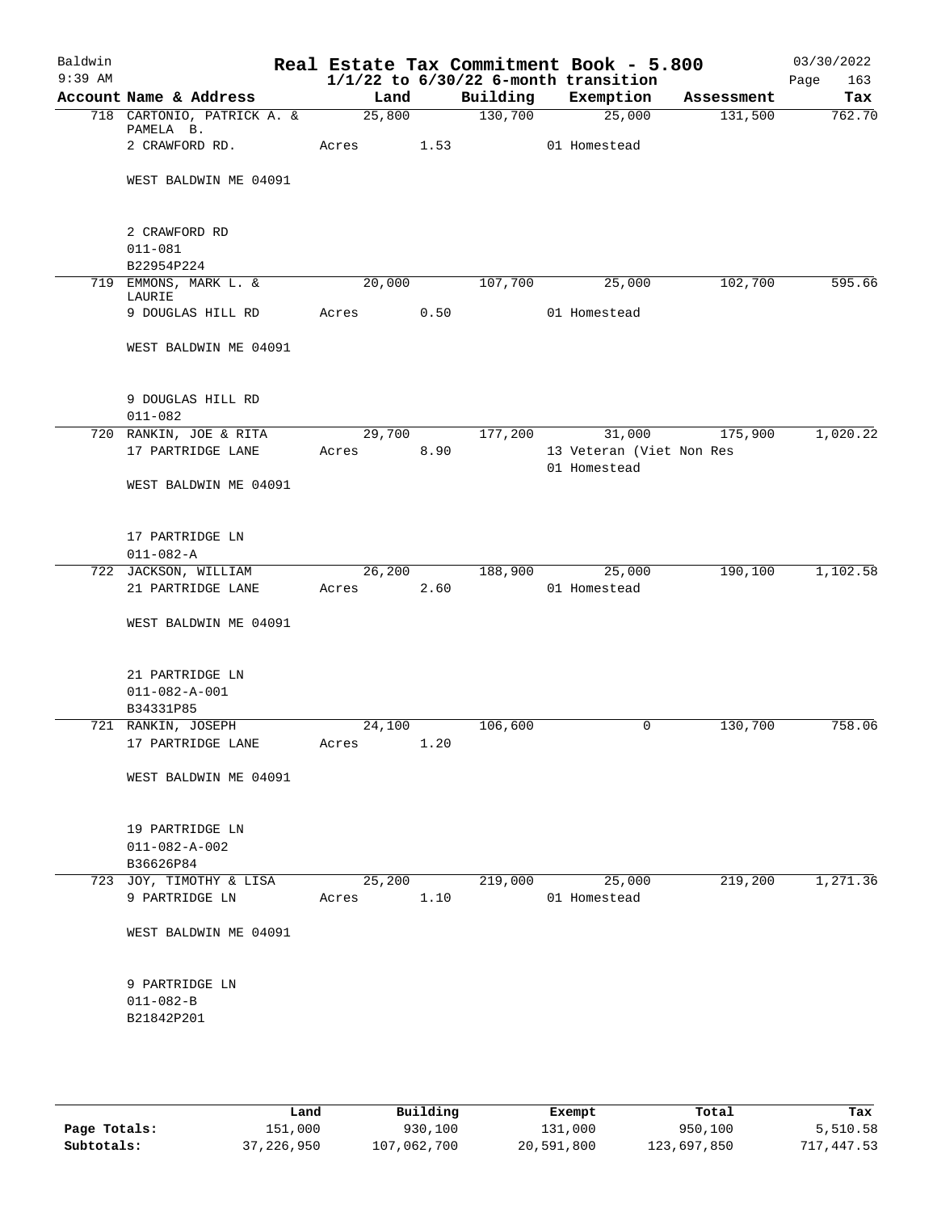# Real Estate Tax Commitment Book - 5.800

Baldwin
9:39 AM

$1/1/22$ to $6/30/22$ 6-month transition

03/30/2022

| Account | Name & Address | Land | Building | Exemption | Assessment | Tax |
|---|---|---|---|---|---|---|
| 718 | CARTONIO, PATRICK A. & PAMELA B. | 25,800 | 130,700 | 25,000 | 131,500 | 762.70 |
| | 2 CRAWFORD RD. | Acres 1.53 | | 01 Homestead | | |
| | WEST BALDWIN ME 04091 | | | | | |
| | 2 CRAWFORD RD | | | | | |
| | 011-081 | | | | | |
| | B22954P224 | | | | | |
| 719 | EMMONS, MARK L. & LAURIE | 20,000 | 107,700 | 25,000 | 102,700 | 595.66 |
| | 9 DOUGLAS HILL RD | Acres 0.50 | | 01 Homestead | | |
| | WEST BALDWIN ME 04091 | | | | | |
| | 9 DOUGLAS HILL RD | | | | | |
| | 011-082 | | | | | |
| 720 | RANKIN, JOE & RITA | 29,700 | 177,200 | 31,000 | 175,900 | 1,020.22 |
| | 17 PARTRIDGE LANE | Acres 8.90 | | 13 Veteran (Viet Non Res | | |
| | | | | 01 Homestead | | |
| | WEST BALDWIN ME 04091 | | | | | |
| | 17 PARTRIDGE LN | | | | | |
| | 011-082-A | | | | | |
| 722 | JACKSON, WILLIAM | 26,200 | 188,900 | 25,000 | 190,100 | 1,102.58 |
| | 21 PARTRIDGE LANE | Acres 2.60 | | 01 Homestead | | |
| | WEST BALDWIN ME 04091 | | | | | |
| | 21 PARTRIDGE LN | | | | | |
| | 011-082-A-001 | | | | | |
| | B34331P85 | | | | | |
| 721 | RANKIN, JOSEPH | 24,100 | 106,600 | 0 | 130,700 | 758.06 |
| | 17 PARTRIDGE LANE | Acres 1.20 | | | | |
| | WEST BALDWIN ME 04091 | | | | | |
| | 19 PARTRIDGE LN | | | | | |
| | 011-082-A-002 | | | | | |
| | B36626P84 | | | | | |
| 723 | JOY, TIMOTHY & LISA | 25,200 | 219,000 | 25,000 | 219,200 | 1,271.36 |
| | 9 PARTRIDGE LN | Acres 1.10 | | 01 Homestead | | |
| | WEST BALDWIN ME 04091 | | | | | |
| | 9 PARTRIDGE LN | | | | | |
| | 011-082-B | | | | | |
| | B21842P201 | | | | | |

| | Land | Building | Exempt | Total | Tax |
|---|---|---|---|---|---|
| Page Totals: | 151,000 | 930,100 | 131,000 | 950,100 | 5,510.58 |
| Subtotals: | 37,226,950 | 107,062,700 | 20,591,800 | 123,697,850 | 717,447.53 |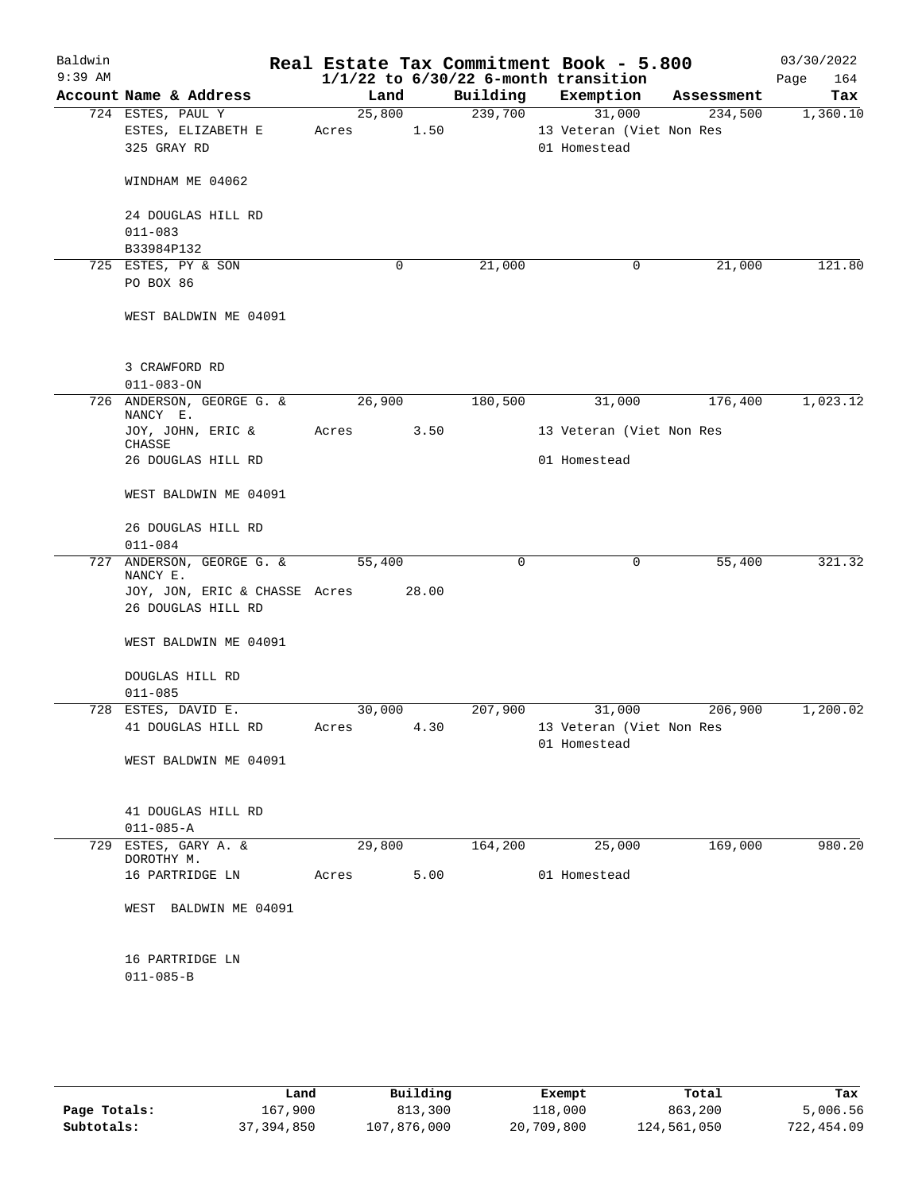# Real Estate Tax Commitment Book - 5.800

Baldwin 9:39 AM — 1/1/22 to 6/30/22 6-month transition — 03/30/2022

| Account Name & Address | Land | Building | Exemption | Assessment | Tax |
|---|---|---|---|---|---|
| 724 ESTES, PAUL Y | 25,800 | 239,700 | 31,000 | 234,500 | 1,360.10 |
| ESTES, ELIZABETH E | Acres 1.50 | | 13 Veteran (Viet Non Res | | |
| 325 GRAY RD | | | 01 Homestead | | |
| WINDHAM ME 04062 | | | | | |
| 24 DOUGLAS HILL RD | | | | | |
| 011-083 | | | | | |
| B33984P132 | | | | | |
| 725 ESTES, PY & SON | 0 | 21,000 | 0 | 21,000 | 121.80 |
| PO BOX 86 | | | | | |
| WEST BALDWIN ME 04091 | | | | | |
| 3 CRAWFORD RD | | | | | |
| 011-083-ON | | | | | |
| 726 ANDERSON, GEORGE G. & NANCY E. | 26,900 | 180,500 | 31,000 | 176,400 | 1,023.12 |
| JOY, JOHN, ERIC & CHASSE | Acres 3.50 | | 13 Veteran (Viet Non Res | | |
| 26 DOUGLAS HILL RD | | | 01 Homestead | | |
| WEST BALDWIN ME 04091 | | | | | |
| 26 DOUGLAS HILL RD | | | | | |
| 011-084 | | | | | |
| 727 ANDERSON, GEORGE G. & NANCY E. | 55,400 | 0 | 0 | 55,400 | 321.32 |
| JOY, JON, ERIC & CHASSE | Acres 28.00 | | | | |
| 26 DOUGLAS HILL RD | | | | | |
| WEST BALDWIN ME 04091 | | | | | |
| DOUGLAS HILL RD | | | | | |
| 011-085 | | | | | |
| 728 ESTES, DAVID E. | 30,000 | 207,900 | 31,000 | 206,900 | 1,200.02 |
| 41 DOUGLAS HILL RD | Acres 4.30 | | 13 Veteran (Viet Non Res | | |
| | | | 01 Homestead | | |
| WEST BALDWIN ME 04091 | | | | | |
| 41 DOUGLAS HILL RD | | | | | |
| 011-085-A | | | | | |
| 729 ESTES, GARY A. & DOROTHY M. | 29,800 | 164,200 | 25,000 | 169,000 | 980.20 |
| 16 PARTRIDGE LN | Acres 5.00 | | 01 Homestead | | |
| WEST BALDWIN ME 04091 | | | | | |
| 16 PARTRIDGE LN | | | | | |
| 011-085-B | | | | | |

| | Land | Building | Exempt | Total | Tax |
|---|---|---|---|---|---|
| Page Totals: | 167,900 | 813,300 | 118,000 | 863,200 | 5,006.56 |
| Subtotals: | 37,394,850 | 107,876,000 | 20,709,800 | 124,561,050 | 722,454.09 |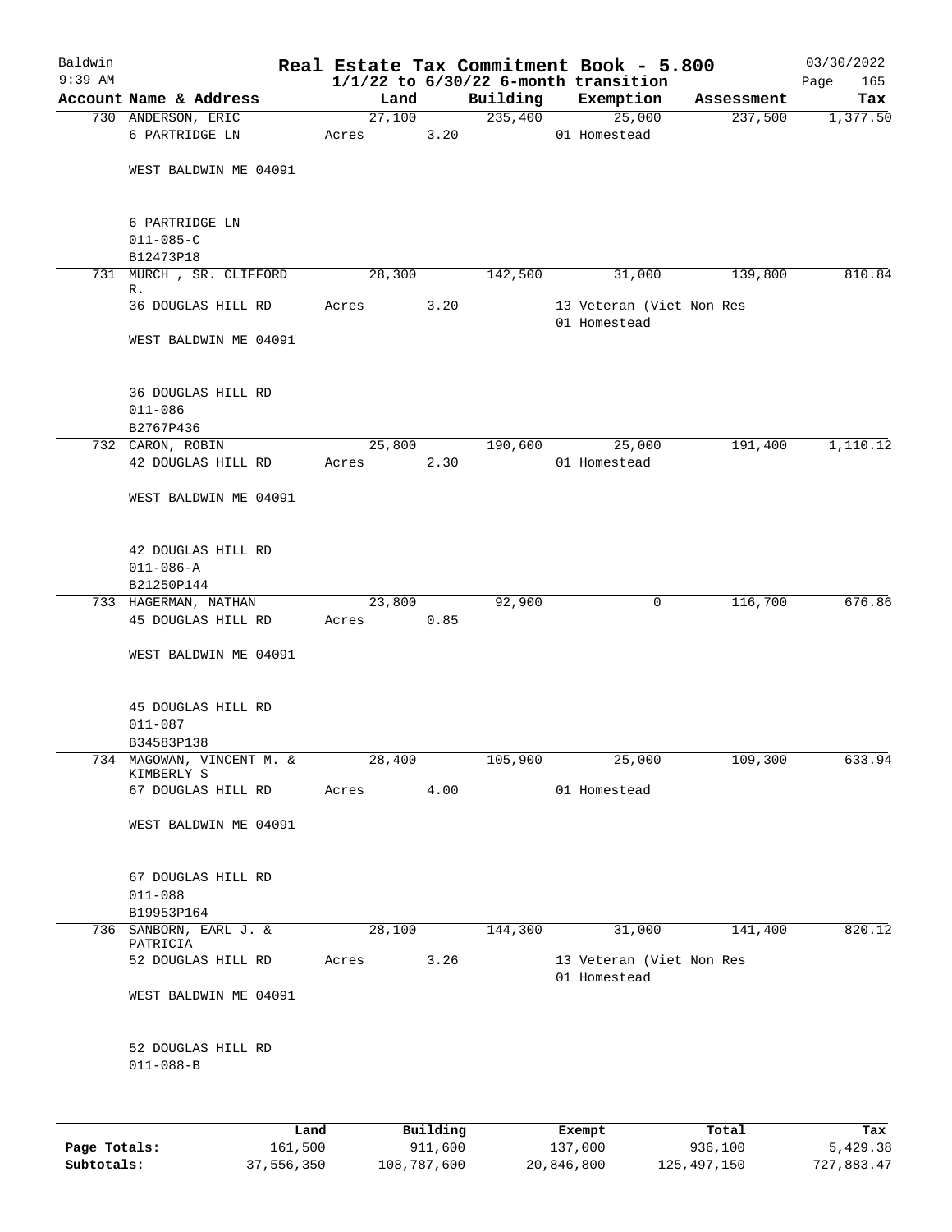# Real Estate Tax Commitment Book - 5.800

Baldwin
9:39 AM

**1/1/22 to 6/30/22 6-month transition**

03/30/2022

| Account Name & Address | Land | Building | Exemption | Assessment | Tax |
|---|---|---|---|---|---|
| 730 ANDERSON, ERIC | 27,100 | 235,400 | 25,000 | 237,500 | 1,377.50 |
| 6 PARTRIDGE LN | Acres 3.20 | | 01 Homestead | | |
| WEST BALDWIN ME 04091 | | | | | |
| 6 PARTRIDGE LN | | | | | |
| 011-085-C | | | | | |
| B12473P18 | | | | | |
| 731 MURCH , SR. CLIFFORD R. | 28,300 | 142,500 | 31,000 | 139,800 | 810.84 |
| 36 DOUGLAS HILL RD | Acres 3.20 | | 13 Veteran (Viet Non Res | | |
| | | | 01 Homestead | | |
| WEST BALDWIN ME 04091 | | | | | |
| 36 DOUGLAS HILL RD | | | | | |
| 011-086 | | | | | |
| B2767P436 | | | | | |
| 732 CARON, ROBIN | 25,800 | 190,600 | 25,000 | 191,400 | 1,110.12 |
| 42 DOUGLAS HILL RD | Acres 2.30 | | 01 Homestead | | |
| WEST BALDWIN ME 04091 | | | | | |
| 42 DOUGLAS HILL RD | | | | | |
| 011-086-A | | | | | |
| B21250P144 | | | | | |
| 733 HAGERMAN, NATHAN | 23,800 | 92,900 | 0 | 116,700 | 676.86 |
| 45 DOUGLAS HILL RD | Acres 0.85 | | | | |
| WEST BALDWIN ME 04091 | | | | | |
| 45 DOUGLAS HILL RD | | | | | |
| 011-087 | | | | | |
| B34583P138 | | | | | |
| 734 MAGOWAN, VINCENT M. & KIMBERLY S | 28,400 | 105,900 | 25,000 | 109,300 | 633.94 |
| 67 DOUGLAS HILL RD | Acres 4.00 | | 01 Homestead | | |
| WEST BALDWIN ME 04091 | | | | | |
| 67 DOUGLAS HILL RD | | | | | |
| 011-088 | | | | | |
| B19953P164 | | | | | |
| 736 SANBORN, EARL J. & PATRICIA | 28,100 | 144,300 | 31,000 | 141,400 | 820.12 |
| 52 DOUGLAS HILL RD | Acres 3.26 | | 13 Veteran (Viet Non Res | | |
| | | | 01 Homestead | | |
| WEST BALDWIN ME 04091 | | | | | |
| 52 DOUGLAS HILL RD | | | | | |
| 011-088-B | | | | | |

| | Land | Building | Exempt | Total | Tax |
|---|---|---|---|---|---|
| Page Totals: | 161,500 | 911,600 | 137,000 | 936,100 | 5,429.38 |
| Subtotals: | 37,556,350 | 108,787,600 | 20,846,800 | 125,497,150 | 727,883.47 |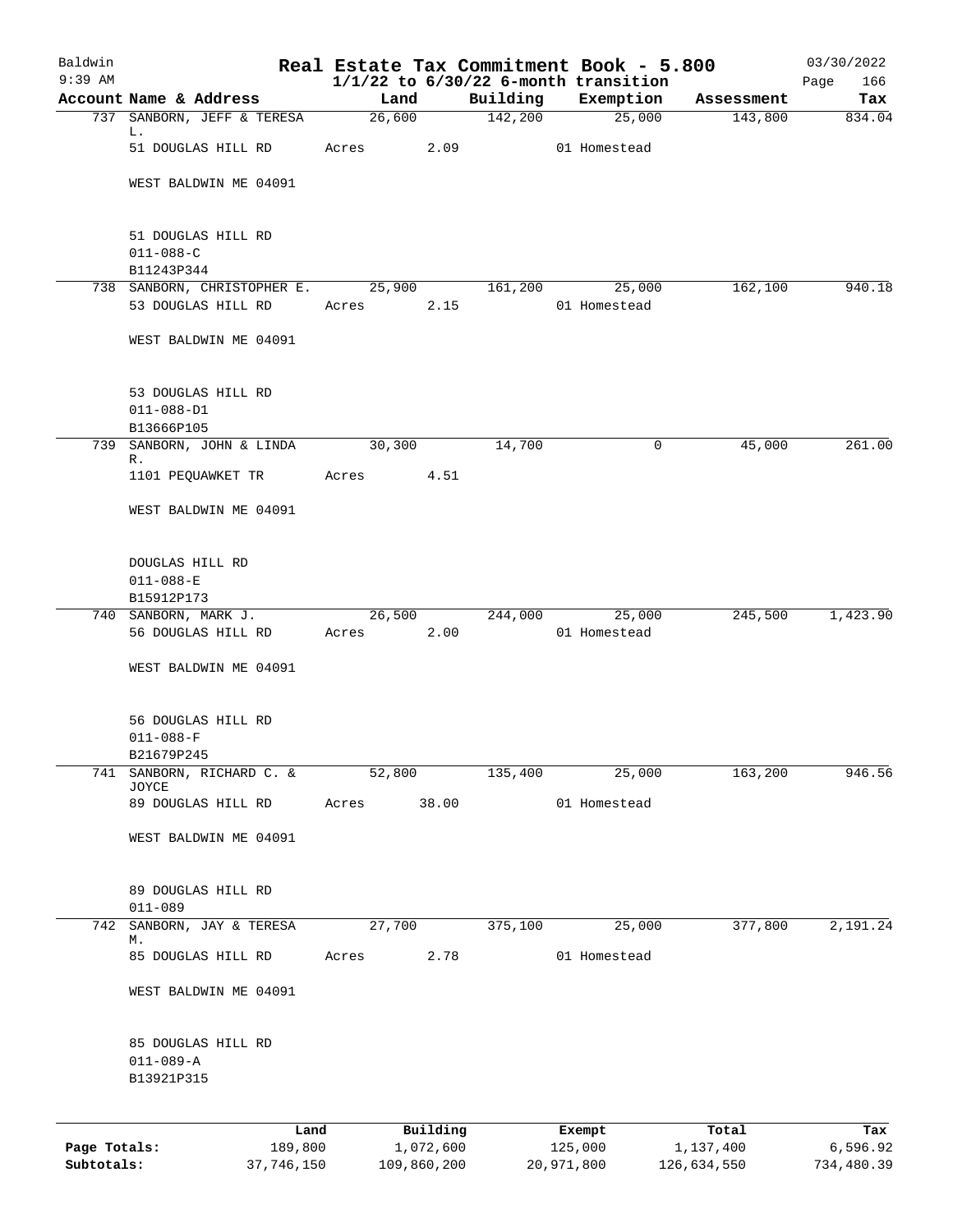Baldwin 9:39 AM

# Real Estate Tax Commitment Book - 5.800

1/1/22 to 6/30/22 6-month transition

03/30/2022 Page 166

| Account | Name & Address | Land | Building | Exemption | Assessment | Tax |
|---|---|---|---|---|---|---|
| 737 | SANBORN, JEFF & TERESA L. | 26,600 | 142,200 | 25,000 | 143,800 | 834.04 |
| | 51 DOUGLAS HILL RD | Acres 2.09 | | 01 Homestead | | |
| | WEST BALDWIN ME 04091 | | | | | |
| | 51 DOUGLAS HILL RD | | | | | |
| | 011-088-C | | | | | |
| | B11243P344 | | | | | |
| 738 | SANBORN, CHRISTOPHER E. | 25,900 | 161,200 | 25,000 | 162,100 | 940.18 |
| | 53 DOUGLAS HILL RD | Acres 2.15 | | 01 Homestead | | |
| | WEST BALDWIN ME 04091 | | | | | |
| | 53 DOUGLAS HILL RD | | | | | |
| | 011-088-D1 | | | | | |
| | B13666P105 | | | | | |
| 739 | SANBORN, JOHN & LINDA R. | 30,300 | 14,700 | 0 | 45,000 | 261.00 |
| | 1101 PEQUAWKET TR | Acres 4.51 | | | | |
| | WEST BALDWIN ME 04091 | | | | | |
| | DOUGLAS HILL RD | | | | | |
| | 011-088-E | | | | | |
| | B15912P173 | | | | | |
| 740 | SANBORN, MARK J. | 26,500 | 244,000 | 25,000 | 245,500 | 1,423.90 |
| | 56 DOUGLAS HILL RD | Acres 2.00 | | 01 Homestead | | |
| | WEST BALDWIN ME 04091 | | | | | |
| | 56 DOUGLAS HILL RD | | | | | |
| | 011-088-F | | | | | |
| | B21679P245 | | | | | |
| 741 | SANBORN, RICHARD C. & JOYCE | 52,800 | 135,400 | 25,000 | 163,200 | 946.56 |
| | 89 DOUGLAS HILL RD | Acres 38.00 | | 01 Homestead | | |
| | WEST BALDWIN ME 04091 | | | | | |
| | 89 DOUGLAS HILL RD | | | | | |
| | 011-089 | | | | | |
| 742 | SANBORN, JAY & TERESA M. | 27,700 | 375,100 | 25,000 | 377,800 | 2,191.24 |
| | 85 DOUGLAS HILL RD | Acres 2.78 | | 01 Homestead | | |
| | WEST BALDWIN ME 04091 | | | | | |
| | 85 DOUGLAS HILL RD | | | | | |
| | 011-089-A | | | | | |
| | B13921P315 | | | | | |

| | Land | Building | Exempt | Total | Tax |
|---|---|---|---|---|---|
| Page Totals: | 189,800 | 1,072,600 | 125,000 | 1,137,400 | 6,596.92 |
| Subtotals: | 37,746,150 | 109,860,200 | 20,971,800 | 126,634,550 | 734,480.39 |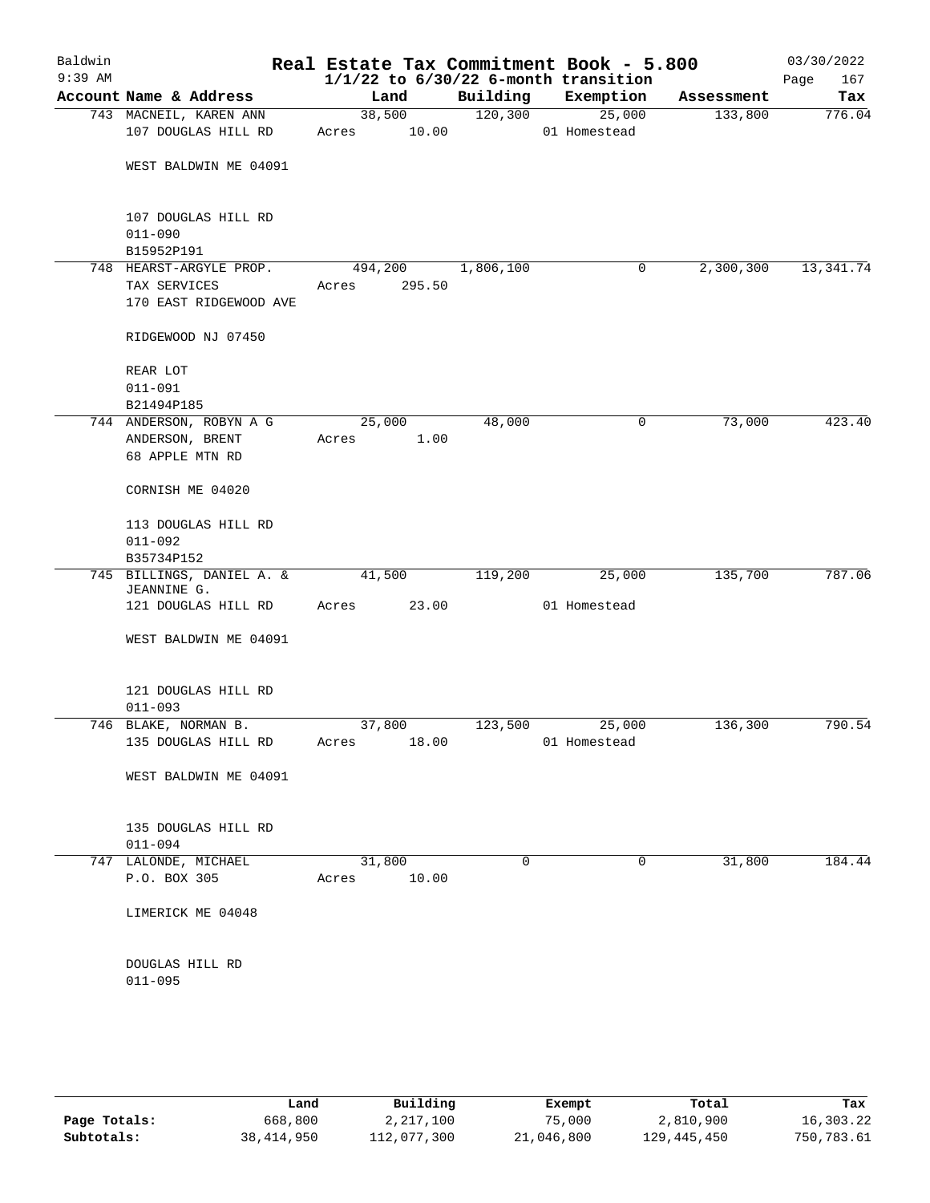# Real Estate Tax Commitment Book - 5.800

Baldwin
9:39 AM

1/1/22 to 6/30/22 6-month transition

03/30/2022

| Account Name & Address | Land | Building | Exemption | Assessment | Tax |
|---|---|---|---|---|---|
| 743 MACNEIL, KAREN ANN<br>107 DOUGLAS HILL RD<br><br>WEST BALDWIN ME 04091<br><br>107 DOUGLAS HILL RD<br>011-090<br>B15952P191 | 38,500<br>Acres 10.00 | 120,300 | 25,000<br>01 Homestead | 133,800 | 776.04 |
| 748 HEARST-ARGYLE PROP.<br>TAX SERVICES<br>170 EAST RIDGEWOOD AVE<br><br>RIDGEWOOD NJ 07450<br><br>REAR LOT<br>011-091<br>B21494P185 | 494,200<br>Acres 295.50 | 1,806,100 | 0 | 2,300,300 | 13,341.74 |
| 744 ANDERSON, ROBYN A G<br>ANDERSON, BRENT<br>68 APPLE MTN RD<br><br>CORNISH ME 04020<br><br>113 DOUGLAS HILL RD<br>011-092<br>B35734P152 | 25,000<br>Acres 1.00 | 48,000 | 0 | 73,000 | 423.40 |
| 745 BILLINGS, DANIEL A. &<br>JEANNINE G.<br>121 DOUGLAS HILL RD<br><br>WEST BALDWIN ME 04091<br><br>121 DOUGLAS HILL RD<br>011-093 | 41,500<br>Acres 23.00 | 119,200 | 25,000<br>01 Homestead | 135,700 | 787.06 |
| 746 BLAKE, NORMAN B.<br>135 DOUGLAS HILL RD<br><br>WEST BALDWIN ME 04091<br><br>135 DOUGLAS HILL RD<br>011-094 | 37,800<br>Acres 18.00 | 123,500 | 25,000<br>01 Homestead | 136,300 | 790.54 |
| 747 LALONDE, MICHAEL<br>P.O. BOX 305<br><br>LIMERICK ME 04048<br><br>DOUGLAS HILL RD<br>011-095 | 31,800<br>Acres 10.00 | 0 | 0 | 31,800 | 184.44 |

| | Land | Building | Exempt | Total | Tax |
|---|---|---|---|---|---|
| **Page Totals:** | 668,800 | 2,217,100 | 75,000 | 2,810,900 | 16,303.22 |
| **Subtotals:** | 38,414,950 | 112,077,300 | 21,046,800 | 129,445,450 | 750,783.61 |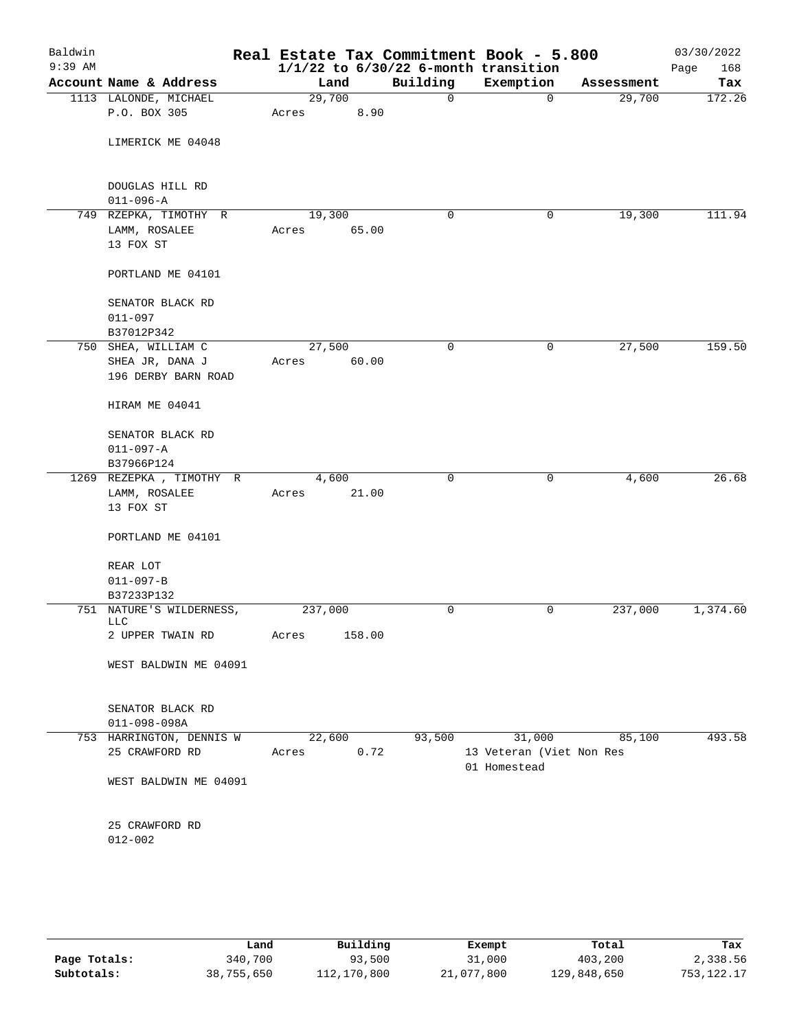# Real Estate Tax Commitment Book - 5.800

Baldwin
9:39 AM

1/1/22 to 6/30/22 6-month transition

03/30/2022

| Account Name & Address | Land | Building | Exemption | Assessment | Tax |
|---|---|---|---|---|---|
| 1113 LALONDE, MICHAEL<br>P.O. BOX 305<br><br>LIMERICK ME 04048<br><br>DOUGLAS HILL RD<br>011-096-A | 29,700<br>Acres 8.90 | 0 | 0 | 29,700 | 172.26 |
| 749 RZEPKA, TIMOTHY R<br>LAMM, ROSALEE<br>13 FOX ST<br><br>PORTLAND ME 04101<br><br>SENATOR BLACK RD<br>011-097<br>B37012P342 | 19,300<br>Acres 65.00 | 0 | 0 | 19,300 | 111.94 |
| 750 SHEA, WILLIAM C<br>SHEA JR, DANA J<br>196 DERBY BARN ROAD<br><br>HIRAM ME 04041<br><br>SENATOR BLACK RD<br>011-097-A<br>B37966P124 | 27,500<br>Acres 60.00 | 0 | 0 | 27,500 | 159.50 |
| 1269 REZEPKA , TIMOTHY R<br>LAMM, ROSALEE<br>13 FOX ST<br><br>PORTLAND ME 04101<br><br>REAR LOT<br>011-097-B<br>B37233P132 | 4,600<br>Acres 21.00 | 0 | 0 | 4,600 | 26.68 |
| 751 NATURE'S WILDERNESS, LLC<br>2 UPPER TWAIN RD<br><br>WEST BALDWIN ME 04091<br><br>SENATOR BLACK RD<br>011-098-098A | 237,000<br>Acres 158.00 | 0 | 0 | 237,000 | 1,374.60 |
| 753 HARRINGTON, DENNIS W<br>25 CRAWFORD RD<br><br>WEST BALDWIN ME 04091<br><br>25 CRAWFORD RD<br>012-002 | 22,600<br>Acres 0.72 | 93,500 | 31,000<br>13 Veteran (Viet Non Res<br>01 Homestead | 85,100 | 493.58 |

| | Land | Building | Exempt | Total | Tax |
|---|---|---|---|---|---|
| **Page Totals:** | 340,700 | 93,500 | 31,000 | 403,200 | 2,338.56 |
| **Subtotals:** | 38,755,650 | 112,170,800 | 21,077,800 | 129,848,650 | 753,122.17 |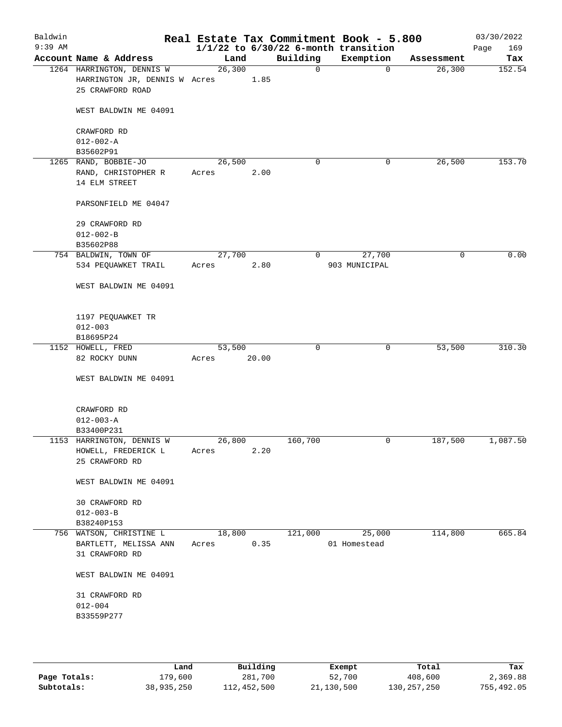Baldwin
9:39 AM

# Real Estate Tax Commitment Book - 5.800
## 1/1/22 to 6/30/22 6-month transition

03/30/2022

| Account | Name & Address | Land | Building | Exemption | Assessment | Tax |
|---|---|---|---|---|---|---|
| 1264 | HARRINGTON, DENNIS W<br>HARRINGTON JR, DENNIS W<br>25 CRAWFORD ROAD<br><br>WEST BALDWIN ME 04091<br><br>CRAWFORD RD<br>012-002-A<br>B35602P91 | 26,300<br>Acres 1.85 | 0 | 0 | 26,300 | 152.54 |
| 1265 | RAND, BOBBIE-JO<br>RAND, CHRISTOPHER R<br>14 ELM STREET<br><br>PARSONFIELD ME 04047<br><br>29 CRAWFORD RD<br>012-002-B<br>B35602P88 | 26,500<br>Acres 2.00 | 0 | 0 | 26,500 | 153.70 |
| 754 | BALDWIN, TOWN OF<br>534 PEQUAWKET TRAIL<br><br>WEST BALDWIN ME 04091<br><br>1197 PEQUAWKET TR<br>012-003<br>B18695P24 | 27,700<br>Acres 2.80 | 0 | 27,700<br>903 MUNICIPAL | 0 | 0.00 |
| 1152 | HOWELL, FRED<br>82 ROCKY DUNN<br><br>WEST BALDWIN ME 04091<br><br>CRAWFORD RD<br>012-003-A<br>B33400P231 | 53,500<br>Acres 20.00 | 0 | 0 | 53,500 | 310.30 |
| 1153 | HARRINGTON, DENNIS W<br>HOWELL, FREDERICK L<br>25 CRAWFORD RD<br><br>WEST BALDWIN ME 04091<br><br>30 CRAWFORD RD<br>012-003-B<br>B38240P153 | 26,800<br>Acres 2.20 | 160,700 | 0 | 187,500 | 1,087.50 |
| 756 | WATSON, CHRISTINE L<br>BARTLETT, MELISSA ANN<br>31 CRAWFORD RD<br><br>WEST BALDWIN ME 04091<br><br>31 CRAWFORD RD<br>012-004<br>B33559P277 | 18,800<br>Acres 0.35 | 121,000 | 25,000<br>01 Homestead | 114,800 | 665.84 |

| | Land | Building | Exempt | Total | Tax |
|---|---|---|---|---|---|
| **Page Totals:** | 179,600 | 281,700 | 52,700 | 408,600 | 2,369.88 |
| **Subtotals:** | 38,935,250 | 112,452,500 | 21,130,500 | 130,257,250 | 755,492.05 |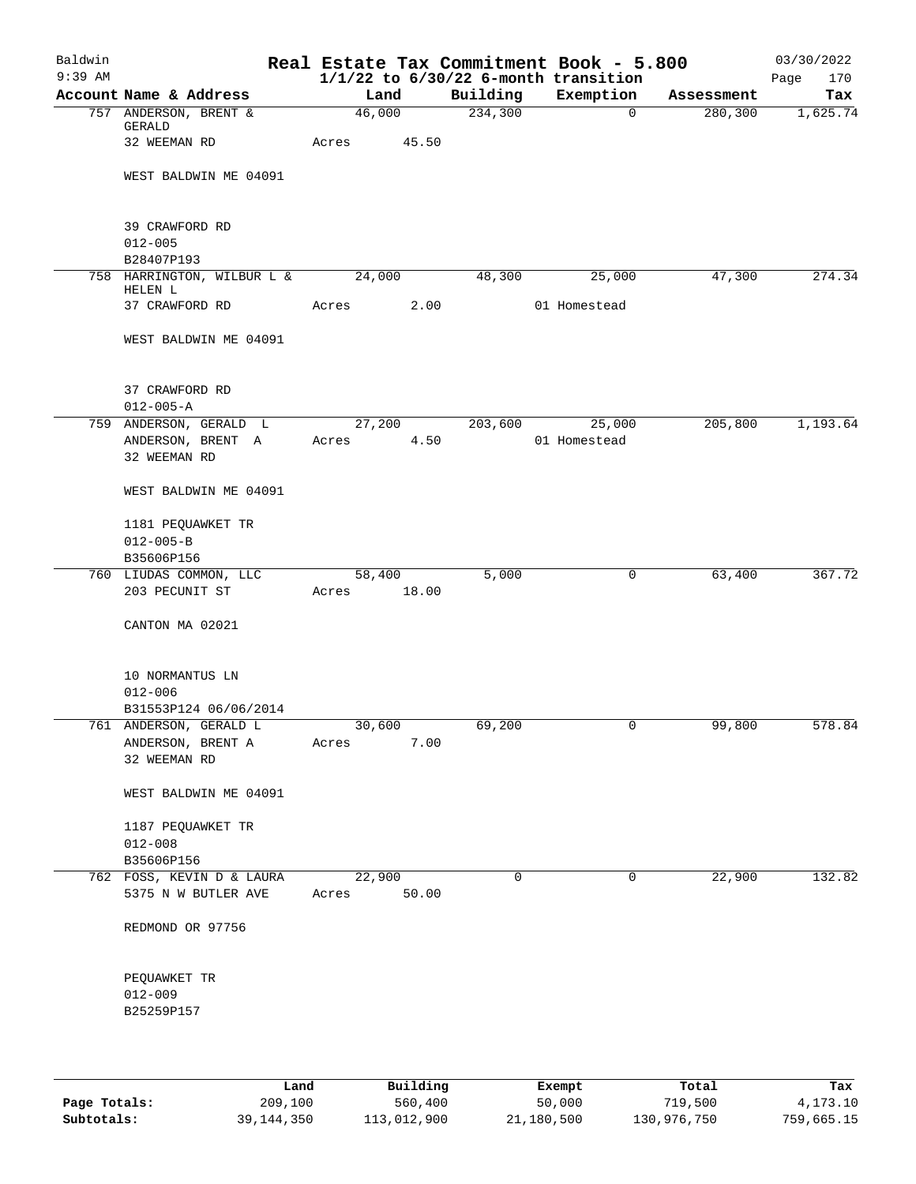# Real Estate Tax Commitment Book - 5.800

**1/1/22 to 6/30/22 6-month transition**

Baldwin 9:39 AM — 03/30/2022

| Account Name & Address | Land | Building | Exemption | Assessment | Tax |
|---|---|---|---|---|---|
| 757 ANDERSON, BRENT & GERALD<br>32 WEEMAN RD<br><br>WEST BALDWIN ME 04091<br><br>39 CRAWFORD RD<br>012-005<br>B28407P193 | 46,000<br>Acres 45.50 | 234,300 | 0 | 280,300 | 1,625.74 |
| 758 HARRINGTON, WILBUR L & HELEN L<br>37 CRAWFORD RD<br><br>WEST BALDWIN ME 04091<br><br>37 CRAWFORD RD<br>012-005-A | 24,000<br>Acres 2.00 | 48,300 | 25,000<br>01 Homestead | 47,300 | 274.34 |
| 759 ANDERSON, GERALD L<br>ANDERSON, BRENT A<br>32 WEEMAN RD<br><br>WEST BALDWIN ME 04091<br><br>1181 PEQUAWKET TR<br>012-005-B<br>B35606P156 | 27,200<br>Acres 4.50 | 203,600 | 25,000<br>01 Homestead | 205,800 | 1,193.64 |
| 760 LIUDAS COMMON, LLC<br>203 PECUNIT ST<br><br>CANTON MA 02021<br><br>10 NORMANTUS LN<br>012-006<br>B31553P124 06/06/2014 | 58,400<br>Acres 18.00 | 5,000 | 0 | 63,400 | 367.72 |
| 761 ANDERSON, GERALD L<br>ANDERSON, BRENT A<br>32 WEEMAN RD<br><br>WEST BALDWIN ME 04091<br><br>1187 PEQUAWKET TR<br>012-008<br>B35606P156 | 30,600<br>Acres 7.00 | 69,200 | 0 | 99,800 | 578.84 |
| 762 FOSS, KEVIN D & LAURA<br>5375 N W BUTLER AVE<br><br>REDMOND OR 97756<br><br>PEQUAWKET TR<br>012-009<br>B25259P157 | 22,900<br>Acres 50.00 | 0 | 0 | 22,900 | 132.82 |

| | Land | Building | Exempt | Total | Tax |
|---|---|---|---|---|---|
| **Page Totals:** | 209,100 | 560,400 | 50,000 | 719,500 | 4,173.10 |
| **Subtotals:** | 39,144,350 | 113,012,900 | 21,180,500 | 130,976,750 | 759,665.15 |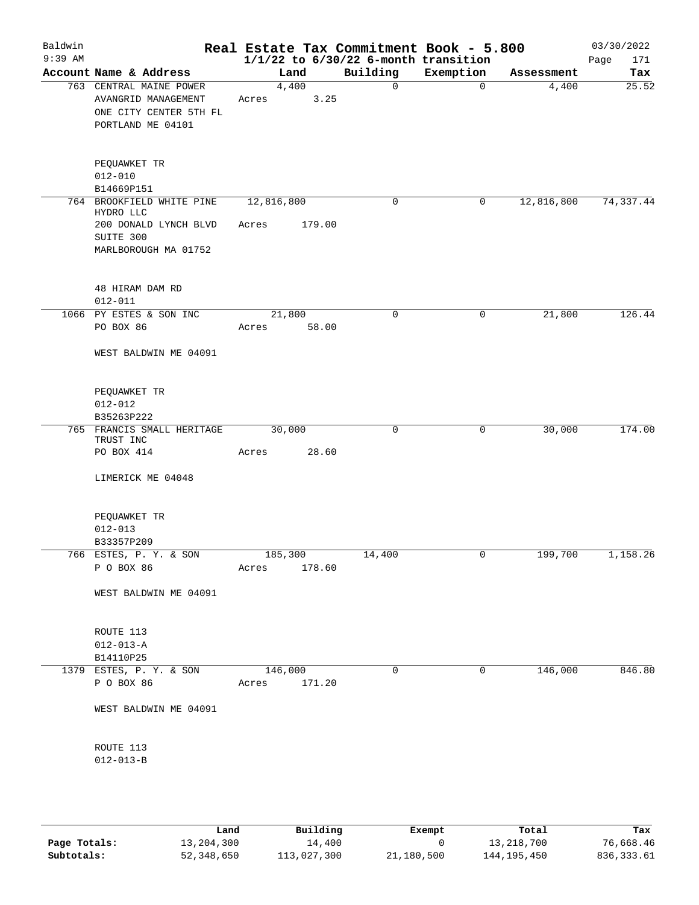# Real Estate Tax Commitment Book - 5.800

Baldwin
9:39 AM

$1/1/22$ to $6/30/22$ 6-month transition

03/30/2022

| Account Name & Address | Land | Building | Exemption | Assessment | Tax |
|---|---|---|---|---|---|
| 763 CENTRAL MAINE POWER<br>AVANGRID MANAGEMENT<br>ONE CITY CENTER 5TH FL<br>PORTLAND ME 04101<br><br>PEQUAWKET TR<br>012-010<br>B14669P151 | 4,400<br>Acres 3.25 | 0 | 0 | 4,400 | 25.52 |
| 764 BROOKFIELD WHITE PINE HYDRO LLC<br>200 DONALD LYNCH BLVD SUITE 300<br>MARLBOROUGH MA 01752<br><br>48 HIRAM DAM RD<br>012-011 | 12,816,800<br>Acres 179.00 | 0 | 0 | 12,816,800 | 74,337.44 |
| 1066 PY ESTES & SON INC<br>PO BOX 86<br><br>WEST BALDWIN ME 04091<br><br>PEQUAWKET TR<br>012-012<br>B35263P222 | 21,800<br>Acres 58.00 | 0 | 0 | 21,800 | 126.44 |
| 765 FRANCIS SMALL HERITAGE TRUST INC<br>PO BOX 414<br><br>LIMERICK ME 04048<br><br>PEQUAWKET TR<br>012-013<br>B33357P209 | 30,000<br>Acres 28.60 | 0 | 0 | 30,000 | 174.00 |
| 766 ESTES, P. Y. & SON<br>P O BOX 86<br><br>WEST BALDWIN ME 04091<br><br>ROUTE 113<br>012-013-A<br>B14110P25 | 185,300<br>Acres 178.60 | 14,400 | 0 | 199,700 | 1,158.26 |
| 1379 ESTES, P. Y. & SON<br>P O BOX 86<br><br>WEST BALDWIN ME 04091<br><br>ROUTE 113<br>012-013-B | 146,000<br>Acres 171.20 | 0 | 0 | 146,000 | 846.80 |

| | Land | Building | Exempt | Total | Tax |
|---|---|---|---|---|---|
| Page Totals: | 13,204,300 | 14,400 | 0 | 13,218,700 | 76,668.46 |
| Subtotals: | 52,348,650 | 113,027,300 | 21,180,500 | 144,195,450 | 836,333.61 |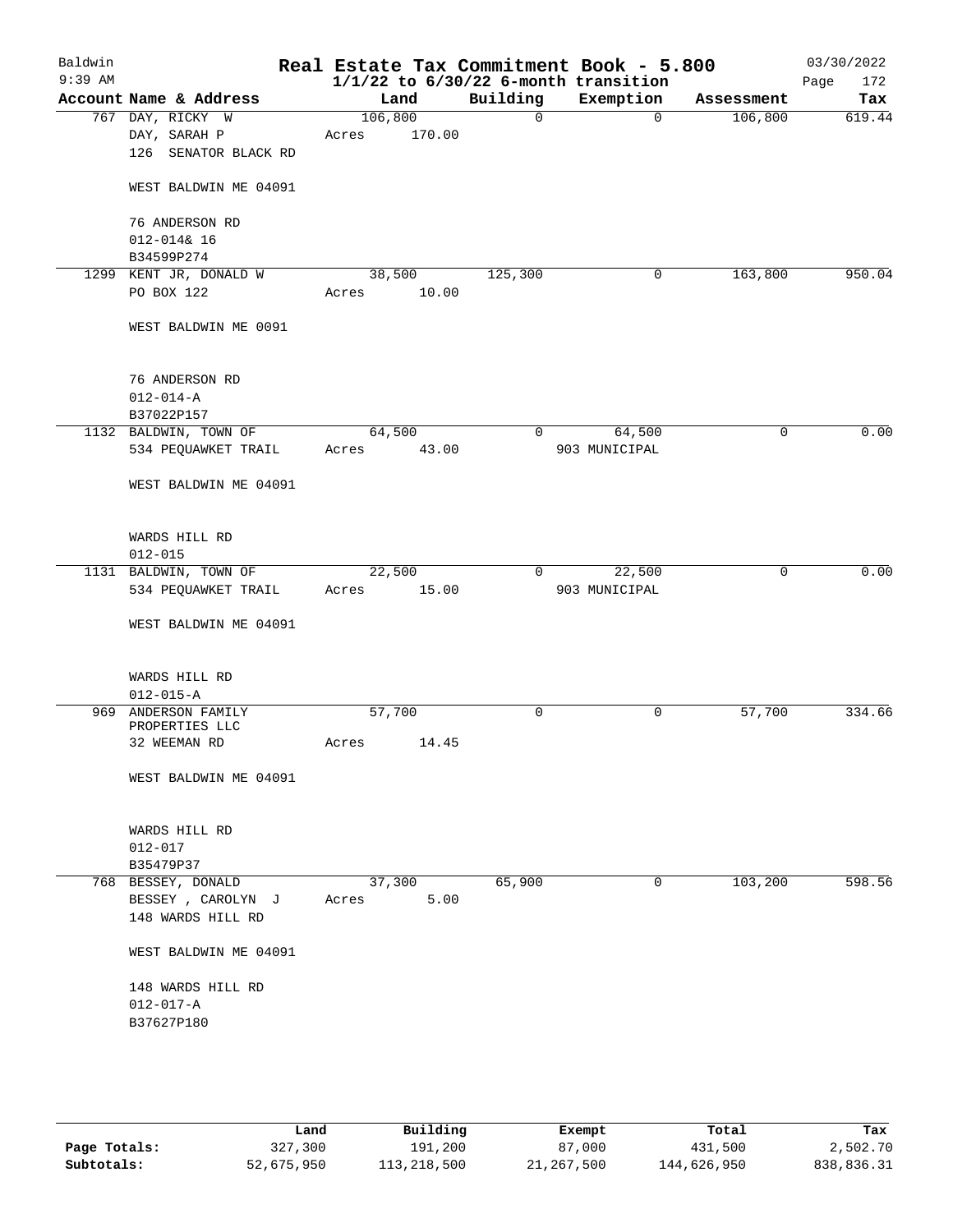# Real Estate Tax Commitment Book - 5.800

Baldwin
9:39 AM

**1/1/22 to 6/30/22 6-month transition**

03/30/2022

| Account Name & Address | Land | Building | Exemption | Assessment | Tax |
|---|---|---|---|---|---|
| 767 DAY, RICKY W<br>DAY, SARAH P<br>126 SENATOR BLACK RD<br><br>WEST BALDWIN ME 04091<br><br>76 ANDERSON RD<br>012-014& 16<br>B34599P274 | 106,800<br>Acres 170.00 | 0 | 0 | 106,800 | 619.44 |
| 1299 KENT JR, DONALD W<br>PO BOX 122<br><br>WEST BALDWIN ME 0091<br><br>76 ANDERSON RD<br>012-014-A<br>B37022P157 | 38,500<br>Acres 10.00 | 125,300 | 0 | 163,800 | 950.04 |
| 1132 BALDWIN, TOWN OF<br>534 PEQUAWKET TRAIL<br><br>WEST BALDWIN ME 04091<br><br>WARDS HILL RD<br>012-015 | 64,500<br>Acres 43.00 | 0 | 64,500<br>903 MUNICIPAL | 0 | 0.00 |
| 1131 BALDWIN, TOWN OF<br>534 PEQUAWKET TRAIL<br><br>WEST BALDWIN ME 04091<br><br>WARDS HILL RD<br>012-015-A | 22,500<br>Acres 15.00 | 0 | 22,500<br>903 MUNICIPAL | 0 | 0.00 |
| 969 ANDERSON FAMILY PROPERTIES LLC<br>32 WEEMAN RD<br><br>WEST BALDWIN ME 04091<br><br>WARDS HILL RD<br>012-017<br>B35479P37 | 57,700<br>Acres 14.45 | 0 | 0 | 57,700 | 334.66 |
| 768 BESSEY, DONALD<br>BESSEY , CAROLYN J<br>148 WARDS HILL RD<br><br>WEST BALDWIN ME 04091<br><br>148 WARDS HILL RD<br>012-017-A<br>B37627P180 | 37,300<br>Acres 5.00 | 65,900 | 0 | 103,200 | 598.56 |

| | Land | Building | Exempt | Total | Tax |
|---|---|---|---|---|---|
| **Page Totals:** | 327,300 | 191,200 | 87,000 | 431,500 | 2,502.70 |
| **Subtotals:** | 52,675,950 | 113,218,500 | 21,267,500 | 144,626,950 | 838,836.31 |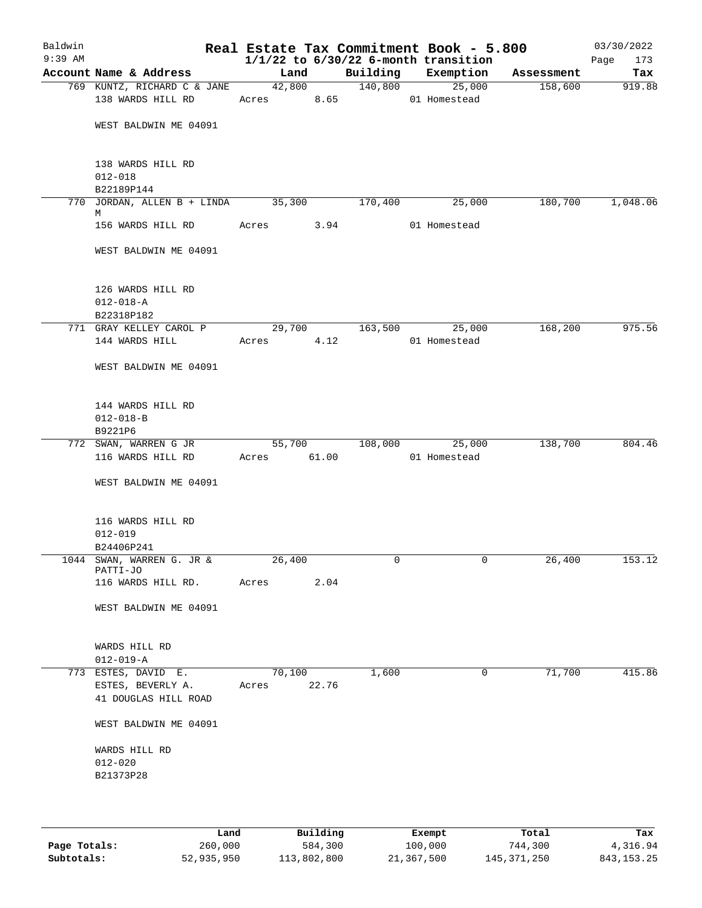# Baldwin Real Estate Tax Commitment Book - 5.800

9:39 AM — 1/1/22 to 6/30/22 6-month transition — 03/30/2022

| Account Name & Address | Land | Building | Exemption | Assessment | Tax |
|---|---|---|---|---|---|
| 769 KUNTZ, RICHARD C & JANE<br>138 WARDS HILL RD<br><br>WEST BALDWIN ME 04091<br><br>138 WARDS HILL RD<br>012-018<br>B22189P144 | 42,800<br>Acres 8.65 | 140,800 | 25,000<br>01 Homestead | 158,600 | 919.88 |
| 770 JORDAN, ALLEN B + LINDA M<br>156 WARDS HILL RD<br><br>WEST BALDWIN ME 04091<br><br>126 WARDS HILL RD<br>012-018-A<br>B22318P182 | 35,300<br>Acres 3.94 | 170,400 | 25,000<br>01 Homestead | 180,700 | 1,048.06 |
| 771 GRAY KELLEY CAROL P<br>144 WARDS HILL<br><br>WEST BALDWIN ME 04091<br><br>144 WARDS HILL RD<br>012-018-B<br>B9221P6 | 29,700<br>Acres 4.12 | 163,500 | 25,000<br>01 Homestead | 168,200 | 975.56 |
| 772 SWAN, WARREN G JR<br>116 WARDS HILL RD<br><br>WEST BALDWIN ME 04091<br><br>116 WARDS HILL RD<br>012-019<br>B24406P241 | 55,700<br>Acres 61.00 | 108,000 | 25,000<br>01 Homestead | 138,700 | 804.46 |
| 1044 SWAN, WARREN G. JR & PATTI-JO<br>116 WARDS HILL RD.<br><br>WEST BALDWIN ME 04091<br><br>WARDS HILL RD<br>012-019-A | 26,400<br>Acres 2.04 | 0 | 0 | 26,400 | 153.12 |
| 773 ESTES, DAVID E.<br>ESTES, BEVERLY A.<br>41 DOUGLAS HILL ROAD<br><br>WEST BALDWIN ME 04091<br><br>WARDS HILL RD<br>012-020<br>B21373P28 | 70,100<br>Acres 22.76 | 1,600 | 0 | 71,700 | 415.86 |

| | Land | Building | Exempt | Total | Tax |
|---|---|---|---|---|---|
| **Page Totals:** | 260,000 | 584,300 | 100,000 | 744,300 | 4,316.94 |
| **Subtotals:** | 52,935,950 | 113,802,800 | 21,367,500 | 145,371,250 | 843,153.25 |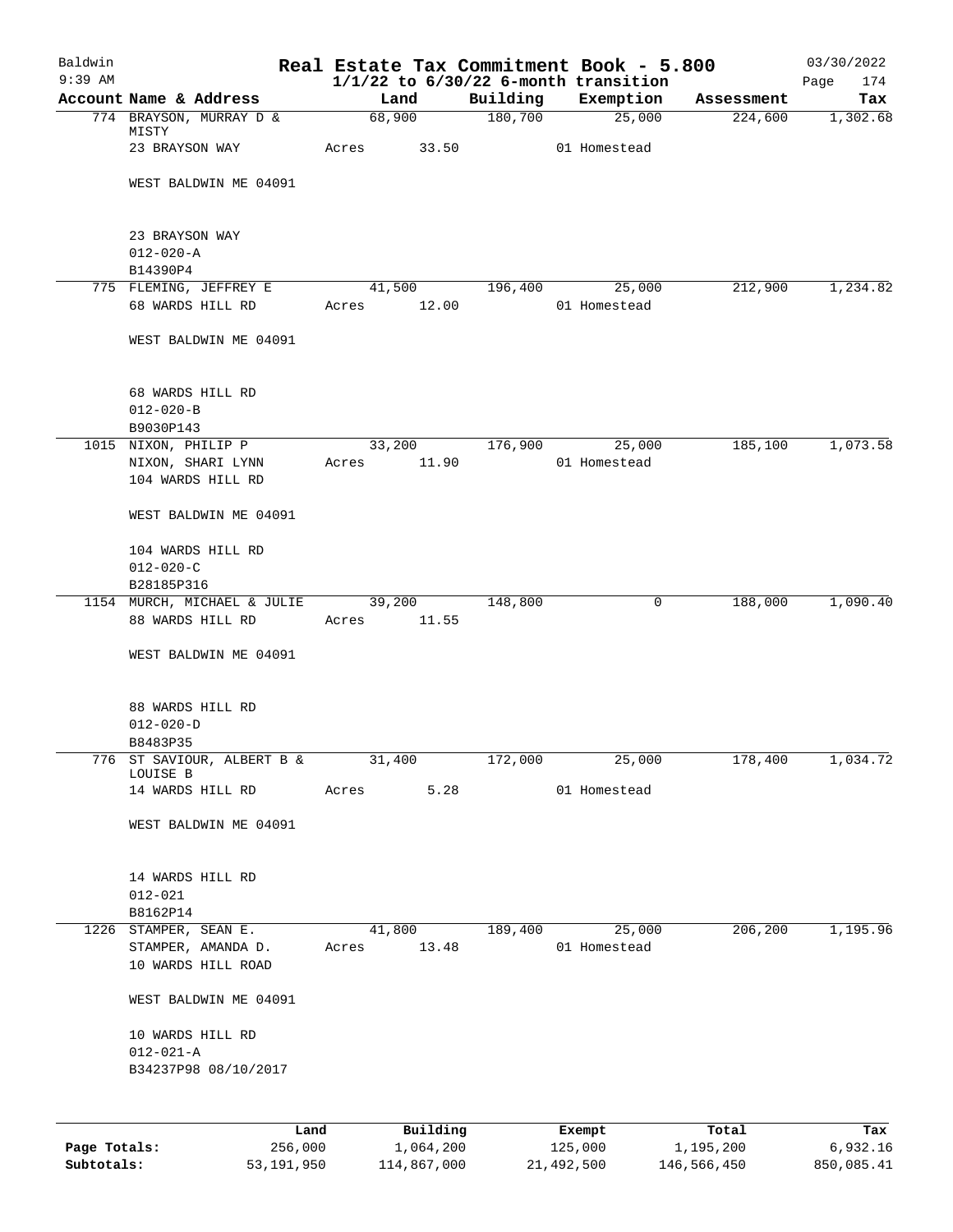# Real Estate Tax Commitment Book - 5.800

Baldwin
9:39 AM

$1/1/22$ to $6/30/22$ 6-month transition

03/30/2022

| Account Name & Address | Land | Building | Exemption | Assessment | Tax |
|---|---|---|---|---|---|
| 774 BRAYSON, MURRAY D & MISTY | 68,900 | 180,700 | 25,000 | 224,600 | 1,302.68 |
| 23 BRAYSON WAY | Acres 33.50 | | 01 Homestead | | |
| WEST BALDWIN ME 04091 | | | | | |
| 23 BRAYSON WAY | | | | | |
| 012-020-A | | | | | |
| B14390P4 | | | | | |
| 775 FLEMING, JEFFREY E | 41,500 | 196,400 | 25,000 | 212,900 | 1,234.82 |
| 68 WARDS HILL RD | Acres 12.00 | | 01 Homestead | | |
| WEST BALDWIN ME 04091 | | | | | |
| 68 WARDS HILL RD | | | | | |
| 012-020-B | | | | | |
| B9030P143 | | | | | |
| 1015 NIXON, PHILIP P | 33,200 | 176,900 | 25,000 | 185,100 | 1,073.58 |
| NIXON, SHARI LYNN | Acres 11.90 | | 01 Homestead | | |
| 104 WARDS HILL RD | | | | | |
| WEST BALDWIN ME 04091 | | | | | |
| 104 WARDS HILL RD | | | | | |
| 012-020-C | | | | | |
| B28185P316 | | | | | |
| 1154 MURCH, MICHAEL & JULIE | 39,200 | 148,800 | 0 | 188,000 | 1,090.40 |
| 88 WARDS HILL RD | Acres 11.55 | | | | |
| WEST BALDWIN ME 04091 | | | | | |
| 88 WARDS HILL RD | | | | | |
| 012-020-D | | | | | |
| B8483P35 | | | | | |
| 776 ST SAVIOUR, ALBERT B & LOUISE B | 31,400 | 172,000 | 25,000 | 178,400 | 1,034.72 |
| 14 WARDS HILL RD | Acres 5.28 | | 01 Homestead | | |
| WEST BALDWIN ME 04091 | | | | | |
| 14 WARDS HILL RD | | | | | |
| 012-021 | | | | | |
| B8162P14 | | | | | |
| 1226 STAMPER, SEAN E. | 41,800 | 189,400 | 25,000 | 206,200 | 1,195.96 |
| STAMPER, AMANDA D. | Acres 13.48 | | 01 Homestead | | |
| 10 WARDS HILL ROAD | | | | | |
| WEST BALDWIN ME 04091 | | | | | |
| 10 WARDS HILL RD | | | | | |
| 012-021-A | | | | | |
| B34237P98 08/10/2017 | | | | | |

| | Land | Building | Exempt | Total | Tax |
|---|---|---|---|---|---|
| Page Totals: | 256,000 | 1,064,200 | 125,000 | 1,195,200 | 6,932.16 |
| Subtotals: | 53,191,950 | 114,867,000 | 21,492,500 | 146,566,450 | 850,085.41 |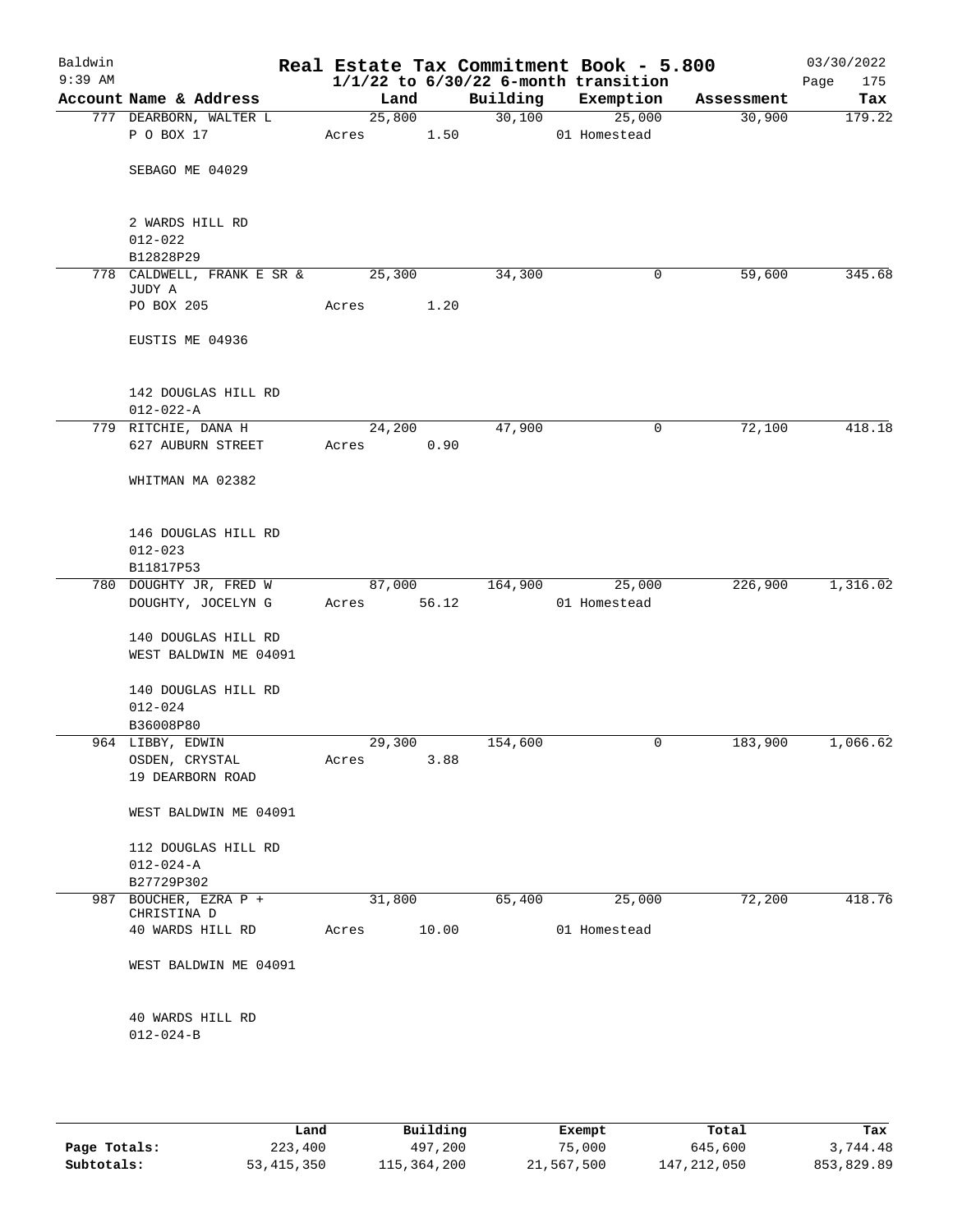# Real Estate Tax Commitment Book - 5.800

Baldwin 9:39 AM — $1/1/22$ to $6/30/22$ 6-month transition — 03/30/2022

| Account Name & Address | Land | Building | Exemption | Assessment | Tax |
|---|---|---|---|---|---|
| 777 DEARBORN, WALTER L<br>P O BOX 17<br><br>SEBAGO ME 04029<br><br>2 WARDS HILL RD<br>012-022<br>B12828P29 | 25,800<br>Acres 1.50 | 30,100 | 25,000<br>01 Homestead | 30,900 | 179.22 |
| 778 CALDWELL, FRANK E SR & JUDY A<br>PO BOX 205<br><br>EUSTIS ME 04936<br><br>142 DOUGLAS HILL RD<br>012-022-A | 25,300<br>Acres 1.20 | 34,300 | 0 | 59,600 | 345.68 |
| 779 RITCHIE, DANA H<br>627 AUBURN STREET<br><br>WHITMAN MA 02382<br><br>146 DOUGLAS HILL RD<br>012-023<br>B11817P53 | 24,200<br>Acres 0.90 | 47,900 | 0 | 72,100 | 418.18 |
| 780 DOUGHTY JR, FRED W<br>DOUGHTY, JOCELYN G<br><br>140 DOUGLAS HILL RD<br>WEST BALDWIN ME 04091<br><br>140 DOUGLAS HILL RD<br>012-024<br>B36008P80 | 87,000<br>Acres 56.12 | 164,900 | 25,000<br>01 Homestead | 226,900 | 1,316.02 |
| 964 LIBBY, EDWIN<br>OSDEN, CRYSTAL<br>19 DEARBORN ROAD<br><br>WEST BALDWIN ME 04091<br><br>112 DOUGLAS HILL RD<br>012-024-A<br>B27729P302 | 29,300<br>Acres 3.88 | 154,600 | 0 | 183,900 | 1,066.62 |
| 987 BOUCHER, EZRA P + CHRISTINA D<br>40 WARDS HILL RD<br><br>WEST BALDWIN ME 04091<br><br>40 WARDS HILL RD<br>012-024-B | 31,800<br>Acres 10.00 | 65,400 | 25,000<br>01 Homestead | 72,200 | 418.76 |

| | Land | Building | Exempt | Total | Tax |
|---|---|---|---|---|---|
| Page Totals: | 223,400 | 497,200 | 75,000 | 645,600 | 3,744.48 |
| Subtotals: | 53,415,350 | 115,364,200 | 21,567,500 | 147,212,050 | 853,829.89 |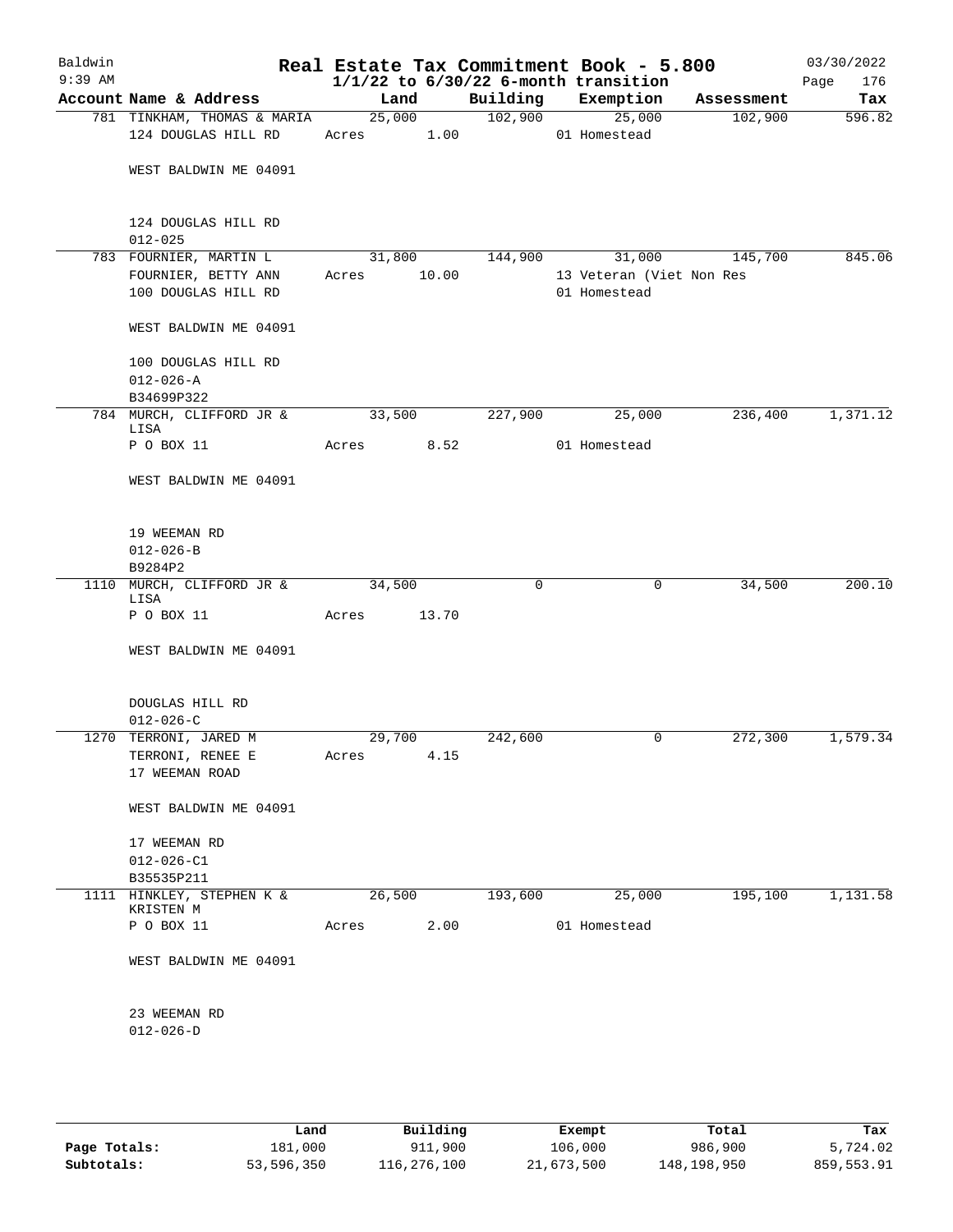# Real Estate Tax Commitment Book - 5.800

Baldwin
9:39 AM

$1/1/22$ to $6/30/22$ 6-month transition

03/30/2022

| Account Name & Address | Land | Building | Exemption | Assessment | Tax |
|---|---|---|---|---|---|
| 781 TINKHAM, THOMAS & MARIA | 25,000 | 102,900 | 25,000 | 102,900 | 596.82 |
| 124 DOUGLAS HILL RD | Acres 1.00 | | 01 Homestead | | |
| WEST BALDWIN ME 04091 | | | | | |
| 124 DOUGLAS HILL RD | | | | | |
| 012-025 | | | | | |
| 783 FOURNIER, MARTIN L | 31,800 | 144,900 | 31,000 | 145,700 | 845.06 |
| FOURNIER, BETTY ANN | Acres 10.00 | | 13 Veteran (Viet Non Res | | |
| 100 DOUGLAS HILL RD | | | 01 Homestead | | |
| WEST BALDWIN ME 04091 | | | | | |
| 100 DOUGLAS HILL RD | | | | | |
| 012-026-A | | | | | |
| B34699P322 | | | | | |
| 784 MURCH, CLIFFORD JR & LISA | 33,500 | 227,900 | 25,000 | 236,400 | 1,371.12 |
| P O BOX 11 | Acres 8.52 | | 01 Homestead | | |
| WEST BALDWIN ME 04091 | | | | | |
| 19 WEEMAN RD | | | | | |
| 012-026-B | | | | | |
| B9284P2 | | | | | |
| 1110 MURCH, CLIFFORD JR & LISA | 34,500 | 0 | 0 | 34,500 | 200.10 |
| P O BOX 11 | Acres 13.70 | | | | |
| WEST BALDWIN ME 04091 | | | | | |
| DOUGLAS HILL RD | | | | | |
| 012-026-C | | | | | |
| 1270 TERRONI, JARED M | 29,700 | 242,600 | 0 | 272,300 | 1,579.34 |
| TERRONI, RENEE E | Acres 4.15 | | | | |
| 17 WEEMAN ROAD | | | | | |
| WEST BALDWIN ME 04091 | | | | | |
| 17 WEEMAN RD | | | | | |
| 012-026-C1 | | | | | |
| B35535P211 | | | | | |
| 1111 HINKLEY, STEPHEN K & KRISTEN M | 26,500 | 193,600 | 25,000 | 195,100 | 1,131.58 |
| P O BOX 11 | Acres 2.00 | | 01 Homestead | | |
| WEST BALDWIN ME 04091 | | | | | |
| 23 WEEMAN RD | | | | | |
| 012-026-D | | | | | |

| | Land | Building | Exempt | Total | Tax |
|---|---|---|---|---|---|
| Page Totals: | 181,000 | 911,900 | 106,000 | 986,900 | 5,724.02 |
| Subtotals: | 53,596,350 | 116,276,100 | 21,673,500 | 148,198,950 | 859,553.91 |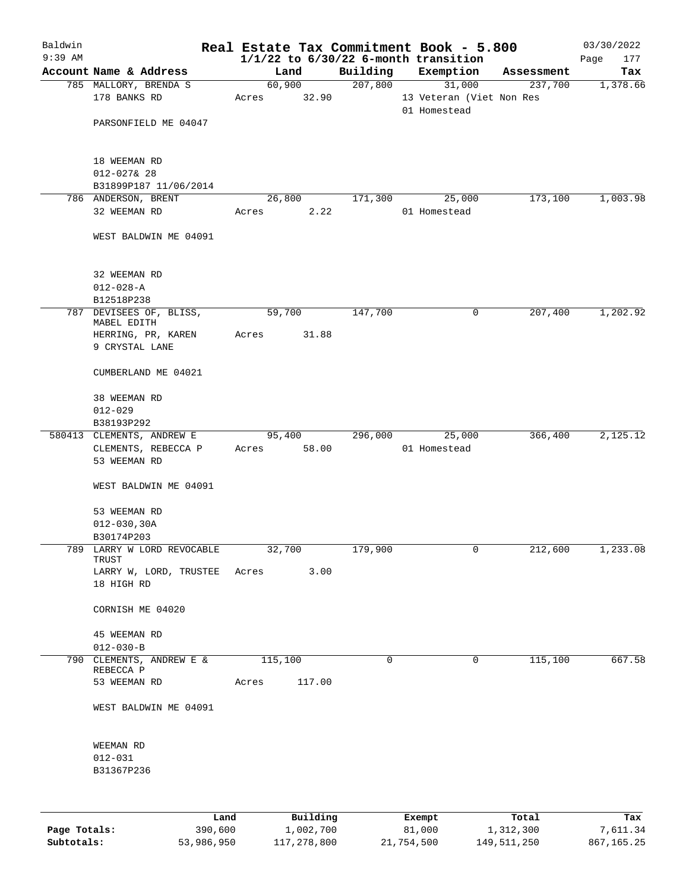# Baldwin — Real Estate Tax Commitment Book - 5.800

9:39 AM — 1/1/22 to 6/30/22 6-month transition — 03/30/2022

| Account | Name & Address | Land | Building | Exemption | Assessment | Tax |
|---|---|---|---|---|---|---|
| 785 | MALLORY, BRENDA S<br>178 BANKS RD<br><br>PARSONFIELD ME 04047<br><br>18 WEEMAN RD<br>012-027& 28<br>B31899P187 11/06/2014 | 60,900<br>Acres 32.90 | 207,800 | 31,000<br>13 Veteran (Viet Non Res<br>01 Homestead | 237,700 | 1,378.66 |
| 786 | ANDERSON, BRENT<br>32 WEEMAN RD<br><br>WEST BALDWIN ME 04091<br><br>32 WEEMAN RD<br>012-028-A<br>B12518P238 | 26,800<br>Acres 2.22 | 171,300 | 25,000<br>01 Homestead | 173,100 | 1,003.98 |
| 787 | DEVISEES OF, BLISS, MABEL EDITH<br>HERRING, PR, KAREN<br>9 CRYSTAL LANE<br><br>CUMBERLAND ME 04021<br><br>38 WEEMAN RD<br>012-029<br>B38193P292 | 59,700<br>Acres 31.88 | 147,700 | 0 | 207,400 | 1,202.92 |
| 580413 | CLEMENTS, ANDREW E<br>CLEMENTS, REBECCA P<br>53 WEEMAN RD<br><br>WEST BALDWIN ME 04091<br><br>53 WEEMAN RD<br>012-030,30A<br>B30174P203 | 95,400<br>Acres 58.00 | 296,000 | 25,000<br>01 Homestead | 366,400 | 2,125.12 |
| 789 | LARRY W LORD REVOCABLE TRUST<br>LARRY W, LORD, TRUSTEE<br>18 HIGH RD<br><br>CORNISH ME 04020<br><br>45 WEEMAN RD<br>012-030-B | 32,700<br>Acres 3.00 | 179,900 | 0 | 212,600 | 1,233.08 |
| 790 | CLEMENTS, ANDREW E & REBECCA P<br>53 WEEMAN RD<br><br>WEST BALDWIN ME 04091<br><br>WEEMAN RD<br>012-031<br>B31367P236 | 115,100<br>Acres 117.00 | 0 | 0 | 115,100 | 667.58 |

| | Land | Building | Exempt | Total | Tax |
|---|---|---|---|---|---|
| Page Totals: | 390,600 | 1,002,700 | 81,000 | 1,312,300 | 7,611.34 |
| Subtotals: | 53,986,950 | 117,278,800 | 21,754,500 | 149,511,250 | 867,165.25 |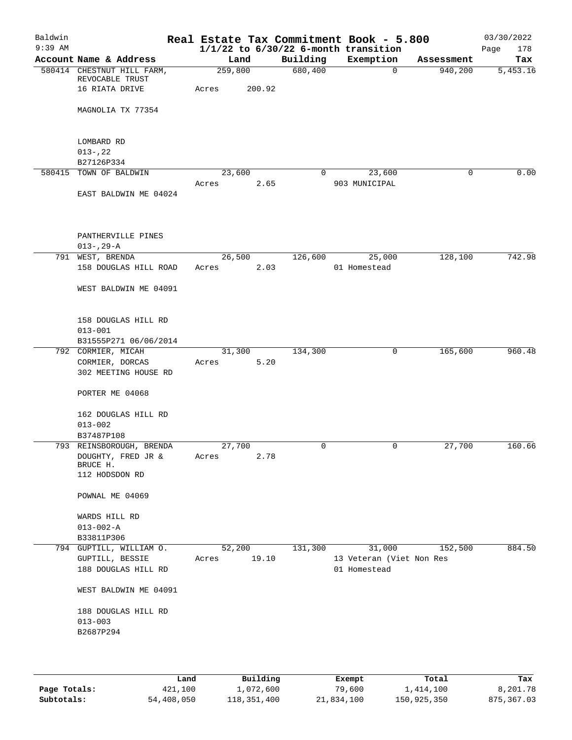# Real Estate Tax Commitment Book - 5.800

Baldwin
9:39 AM

$1/1/22$ to $6/30/22$ 6-month transition

03/30/2022

| Account | Name & Address | Land | Building | Exemption | Assessment | Tax |
|---|---|---|---|---|---|---|
| 580414 | CHESTNUT HILL FARM, REVOCABLE TRUST<br>16 RIATA DRIVE<br><br>MAGNOLIA TX 77354<br><br>LOMBARD RD<br>013-,22<br>B27126P334 | 259,800<br>Acres 200.92 | 680,400 | 0 | 940,200 | 5,453.16 |
| 580415 | TOWN OF BALDWIN<br><br>EAST BALDWIN ME 04024<br><br>PANTHERVILLE PINES<br>013-,29-A | 23,600<br>Acres 2.65 | 0 | 23,600<br>903 MUNICIPAL | 0 | 0.00 |
| 791 | WEST, BRENDA<br>158 DOUGLAS HILL ROAD<br><br>WEST BALDWIN ME 04091<br><br>158 DOUGLAS HILL RD<br>013-001<br>B31555P271 06/06/2014 | 26,500<br>Acres 2.03 | 126,600 | 25,000<br>01 Homestead | 128,100 | 742.98 |
| 792 | CORMIER, MICAH<br>CORMIER, DORCAS<br>302 MEETING HOUSE RD<br><br>PORTER ME 04068<br><br>162 DOUGLAS HILL RD<br>013-002<br>B37487P108 | 31,300<br>Acres 5.20 | 134,300 | 0 | 165,600 | 960.48 |
| 793 | REINSBOROUGH, BRENDA<br>DOUGHTY, FRED JR & BRUCE H.<br>112 HODSDON RD<br><br>POWNAL ME 04069<br><br>WARDS HILL RD<br>013-002-A<br>B33811P306 | 27,700<br>Acres 2.78 | 0 | 0 | 27,700 | 160.66 |
| 794 | GUPTILL, WILLIAM O.<br>GUPTILL, BESSIE<br>188 DOUGLAS HILL RD<br><br>WEST BALDWIN ME 04091<br><br>188 DOUGLAS HILL RD<br>013-003<br>B2687P294 | 52,200<br>Acres 19.10 | 131,300 | 31,000<br>13 Veteran (Viet Non Res<br>01 Homestead | 152,500 | 884.50 |

| | Land | Building | Exempt | Total | Tax |
|---|---|---|---|---|---|
| **Page Totals:** | 421,100 | 1,072,600 | 79,600 | 1,414,100 | 8,201.78 |
| **Subtotals:** | 54,408,050 | 118,351,400 | 21,834,100 | 150,925,350 | 875,367.03 |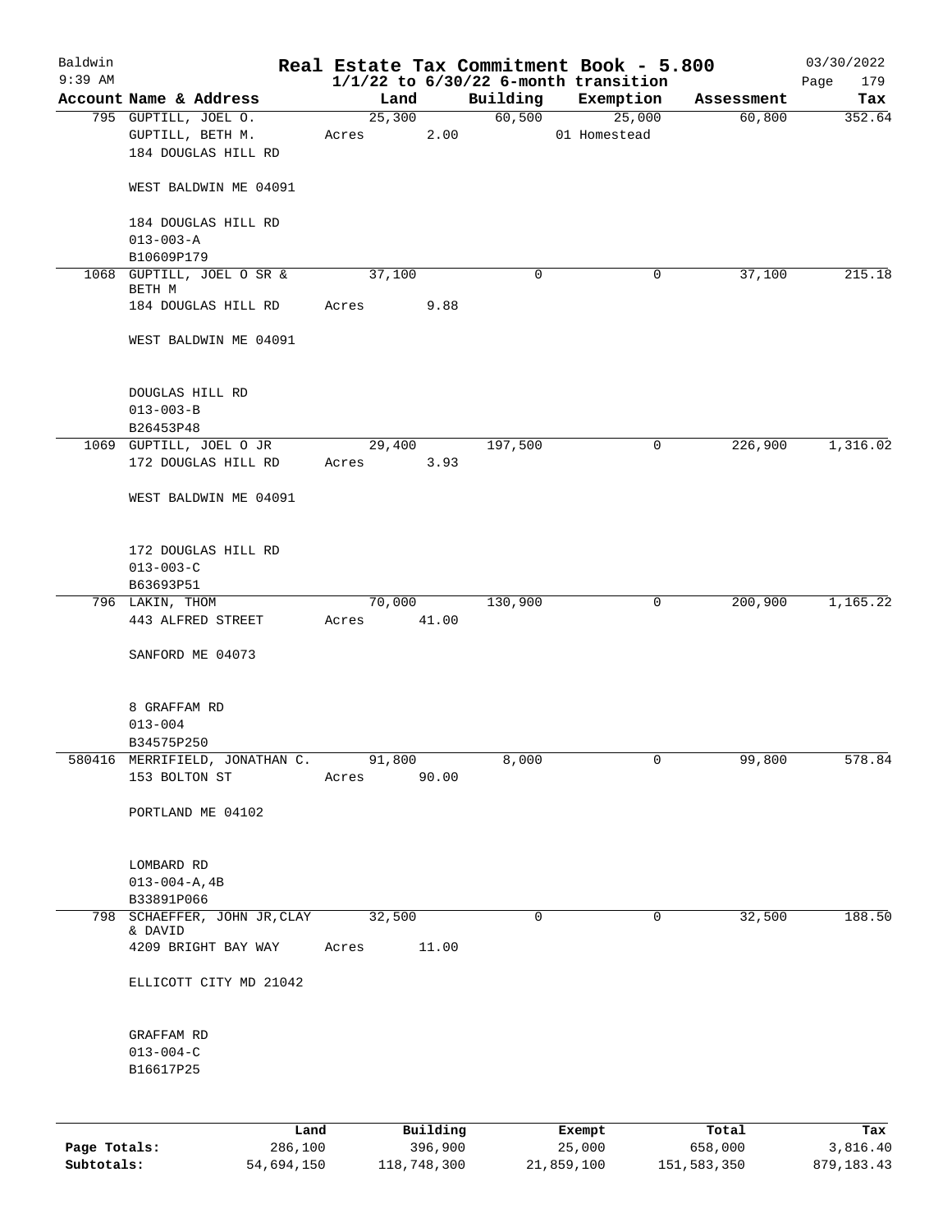Baldwin
9:39 AM

# Real Estate Tax Commitment Book - 5.800
## 1/1/22 to 6/30/22 6-month transition

03/30/2022
Page 179

| Account | Name & Address | Land | Building | Exemption | Assessment | Tax |
|---|---|---|---|---|---|---|
| 795 | GUPTILL, JOEL O.<br>GUPTILL, BETH M.<br>184 DOUGLAS HILL RD<br><br>WEST BALDWIN ME 04091<br><br>184 DOUGLAS HILL RD<br>013-003-A<br>B10609P179 | 25,300<br>Acres 2.00 | 60,500 | 25,000<br>01 Homestead | 60,800 | 352.64 |
| 1068 | GUPTILL, JOEL O SR & BETH M<br>184 DOUGLAS HILL RD<br><br>WEST BALDWIN ME 04091<br><br>DOUGLAS HILL RD<br>013-003-B<br>B26453P48 | 37,100<br>Acres 9.88 | 0 | 0 | 37,100 | 215.18 |
| 1069 | GUPTILL, JOEL O JR<br>172 DOUGLAS HILL RD<br><br>WEST BALDWIN ME 04091<br><br>172 DOUGLAS HILL RD<br>013-003-C<br>B63693P51 | 29,400<br>Acres 3.93 | 197,500 | 0 | 226,900 | 1,316.02 |
| 796 | LAKIN, THOM<br>443 ALFRED STREET<br><br>SANFORD ME 04073<br><br>8 GRAFFAM RD<br>013-004<br>B34575P250 | 70,000<br>Acres 41.00 | 130,900 | 0 | 200,900 | 1,165.22 |
| 580416 | MERRIFIELD, JONATHAN C.<br>153 BOLTON ST<br><br>PORTLAND ME 04102<br><br>LOMBARD RD<br>013-004-A,4B<br>B33891P066 | 91,800<br>Acres 90.00 | 8,000 | 0 | 99,800 | 578.84 |
| 798 | SCHAEFFER, JOHN JR,CLAY & DAVID<br>4209 BRIGHT BAY WAY<br><br>ELLICOTT CITY MD 21042<br><br>GRAFFAM RD<br>013-004-C<br>B16617P25 | 32,500<br>Acres 11.00 | 0 | 0 | 32,500 | 188.50 |

| | Land | Building | Exempt | Total | Tax |
|---|---|---|---|---|---|
| **Page Totals:** | 286,100 | 396,900 | 25,000 | 658,000 | 3,816.40 |
| **Subtotals:** | 54,694,150 | 118,748,300 | 21,859,100 | 151,583,350 | 879,183.43 |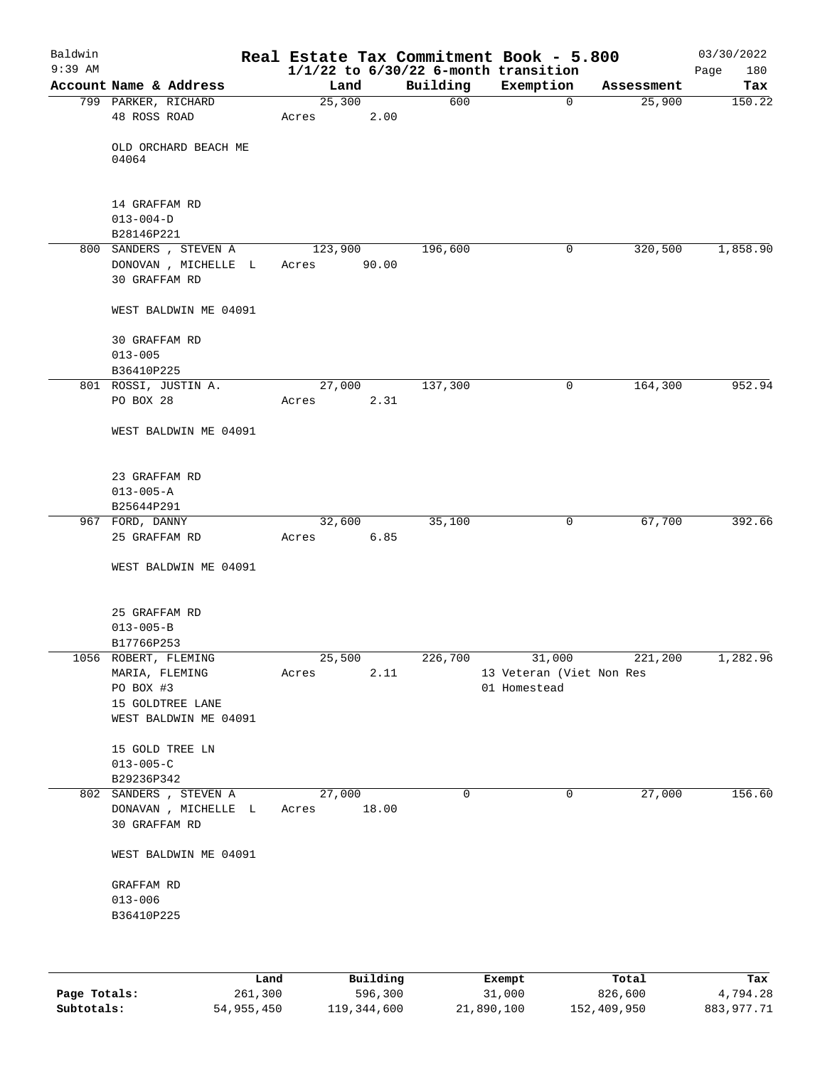# Real Estate Tax Commitment Book - 5.800

Baldwin 9:39 AM — 1/1/22 to 6/30/22 6-month transition — 03/30/2022

| Account Name & Address | Land | Building | Exemption | Assessment | Tax |
|---|---|---|---|---|---|
| 799 PARKER, RICHARD<br>48 ROSS ROAD<br><br>OLD ORCHARD BEACH ME 04064<br><br>14 GRAFFAM RD<br>013-004-D<br>B28146P221 | 25,300<br>Acres 2.00 | 600 | 0 | 25,900 | 150.22 |
| 800 SANDERS , STEVEN A<br>DONOVAN , MICHELLE L<br>30 GRAFFAM RD<br><br>WEST BALDWIN ME 04091<br><br>30 GRAFFAM RD<br>013-005<br>B36410P225 | 123,900<br>Acres 90.00 | 196,600 | 0 | 320,500 | 1,858.90 |
| 801 ROSSI, JUSTIN A.<br>PO BOX 28<br><br>WEST BALDWIN ME 04091<br><br>23 GRAFFAM RD<br>013-005-A<br>B25644P291 | 27,000<br>Acres 2.31 | 137,300 | 0 | 164,300 | 952.94 |
| 967 FORD, DANNY<br>25 GRAFFAM RD<br><br>WEST BALDWIN ME 04091<br><br>25 GRAFFAM RD<br>013-005-B<br>B17766P253 | 32,600<br>Acres 6.85 | 35,100 | 0 | 67,700 | 392.66 |
| 1056 ROBERT, FLEMING<br>MARIA, FLEMING<br>PO BOX #3<br>15 GOLDTREE LANE<br>WEST BALDWIN ME 04091<br><br>15 GOLD TREE LN<br>013-005-C<br>B29236P342 | 25,500<br>Acres 2.11 | 226,700 | 31,000<br>13 Veteran (Viet Non Res<br>01 Homestead | 221,200 | 1,282.96 |
| 802 SANDERS , STEVEN A<br>DONOVAN , MICHELLE L<br>30 GRAFFAM RD<br><br>WEST BALDWIN ME 04091<br><br>GRAFFAM RD<br>013-006<br>B36410P225 | 27,000<br>Acres 18.00 | 0 | 0 | 27,000 | 156.60 |

| | Land | Building | Exempt | Total | Tax |
|---|---|---|---|---|---|
| Page Totals: | 261,300 | 596,300 | 31,000 | 826,600 | 4,794.28 |
| Subtotals: | 54,955,450 | 119,344,600 | 21,890,100 | 152,409,950 | 883,977.71 |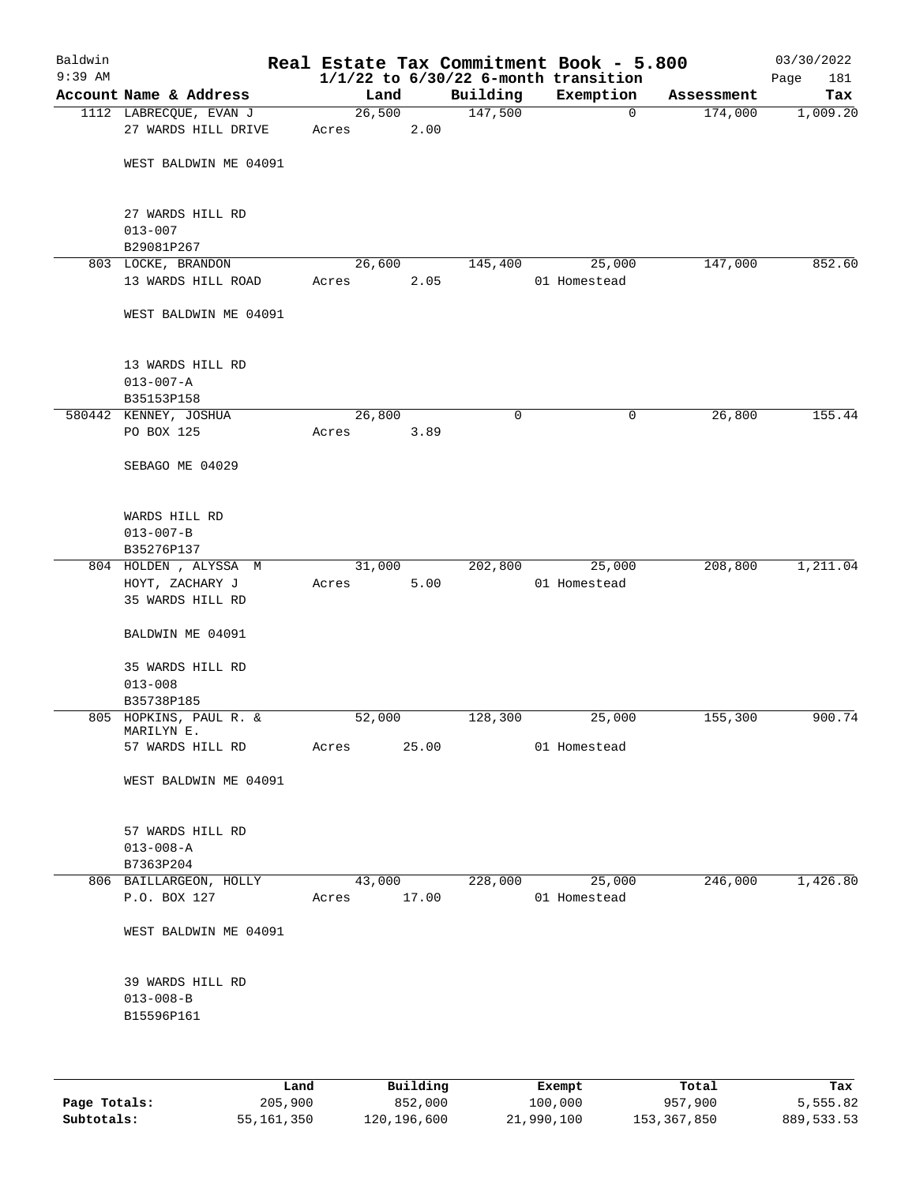Baldwin 9:39 AM

# Real Estate Tax Commitment Book - 5.800
## 1/1/22 to 6/30/22 6-month transition

03/30/2022

| Account Name & Address | Land | Building | Exemption | Assessment | Tax |
|---|---|---|---|---|---|
| 1112 LABRECQUE, EVAN J<br>27 WARDS HILL DRIVE<br><br>WEST BALDWIN ME 04091<br><br>27 WARDS HILL RD<br>013-007<br>B29081P267 | 26,500<br>Acres 2.00 | 147,500 | 0 | 174,000 | 1,009.20 |
| 803 LOCKE, BRANDON<br>13 WARDS HILL ROAD<br><br>WEST BALDWIN ME 04091<br><br>13 WARDS HILL RD<br>013-007-A<br>B35153P158 | 26,600<br>Acres 2.05 | 145,400 | 25,000<br>01 Homestead | 147,000 | 852.60 |
| 580442 KENNEY, JOSHUA<br>PO BOX 125<br><br>SEBAGO ME 04029<br><br>WARDS HILL RD<br>013-007-B<br>B35276P137 | 26,800<br>Acres 3.89 | 0 | 0 | 26,800 | 155.44 |
| 804 HOLDEN , ALYSSA M<br>HOYT, ZACHARY J<br>35 WARDS HILL RD<br><br>BALDWIN ME 04091<br><br>35 WARDS HILL RD<br>013-008<br>B35738P185 | 31,000<br>Acres 5.00 | 202,800 | 25,000<br>01 Homestead | 208,800 | 1,211.04 |
| 805 HOPKINS, PAUL R. &<br>MARILYN E.<br>57 WARDS HILL RD<br><br>WEST BALDWIN ME 04091<br><br>57 WARDS HILL RD<br>013-008-A<br>B7363P204 | 52,000<br>Acres 25.00 | 128,300 | 25,000<br>01 Homestead | 155,300 | 900.74 |
| 806 BAILLARGEON, HOLLY<br>P.O. BOX 127<br><br>WEST BALDWIN ME 04091<br><br>39 WARDS HILL RD<br>013-008-B<br>B15596P161 | 43,000<br>Acres 17.00 | 228,000 | 25,000<br>01 Homestead | 246,000 | 1,426.80 |

| | Land | Building | Exempt | Total | Tax |
|---|---|---|---|---|---|
| Page Totals: | 205,900 | 852,000 | 100,000 | 957,900 | 5,555.82 |
| Subtotals: | 55,161,350 | 120,196,600 | 21,990,100 | 153,367,850 | 889,533.53 |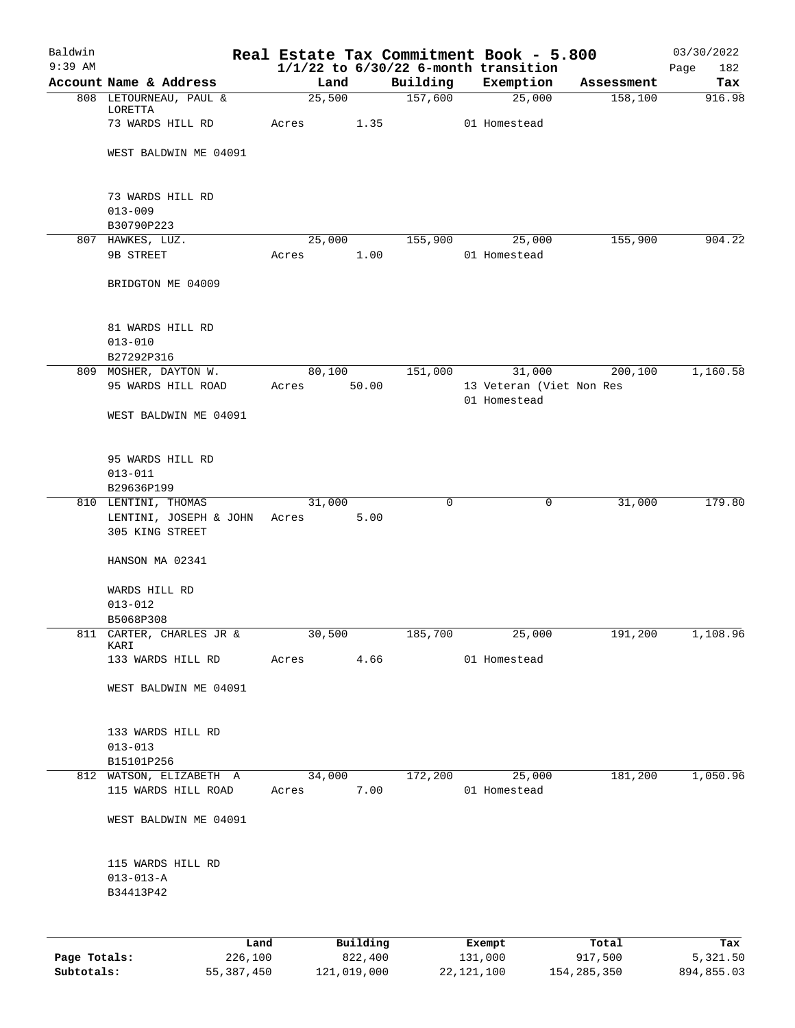Baldwin 9:39 AM

# Real Estate Tax Commitment Book - 5.800

1/1/22 to 6/30/22 6-month transition

03/30/2022

| Account Name & Address | Land | Building | Exemption | Assessment | Tax |
|---|---|---|---|---|---|
| 808 LETOURNEAU, PAUL & LORETTA | 25,500 | 157,600 | 25,000 | 158,100 | 916.98 |
| 73 WARDS HILL RD | Acres 1.35 | | 01 Homestead | | |
| WEST BALDWIN ME 04091 | | | | | |
| 73 WARDS HILL RD | | | | | |
| 013-009 | | | | | |
| B30790P223 | | | | | |
| 807 HAWKES, LUZ. | 25,000 | 155,900 | 25,000 | 155,900 | 904.22 |
| 9B STREET | Acres 1.00 | | 01 Homestead | | |
| BRIDGTON ME 04009 | | | | | |
| 81 WARDS HILL RD | | | | | |
| 013-010 | | | | | |
| B27292P316 | | | | | |
| 809 MOSHER, DAYTON W. | 80,100 | 151,000 | 31,000 | 200,100 | 1,160.58 |
| 95 WARDS HILL ROAD | Acres 50.00 | | 13 Veteran (Viet Non Res | | |
| | | | 01 Homestead | | |
| WEST BALDWIN ME 04091 | | | | | |
| 95 WARDS HILL RD | | | | | |
| 013-011 | | | | | |
| B29636P199 | | | | | |
| 810 LENTINI, THOMAS | 31,000 | 0 | 0 | 31,000 | 179.80 |
| LENTINI, JOSEPH & JOHN | Acres 5.00 | | | | |
| 305 KING STREET | | | | | |
| HANSON MA 02341 | | | | | |
| WARDS HILL RD | | | | | |
| 013-012 | | | | | |
| B5068P308 | | | | | |
| 811 CARTER, CHARLES JR & KARI | 30,500 | 185,700 | 25,000 | 191,200 | 1,108.96 |
| 133 WARDS HILL RD | Acres 4.66 | | 01 Homestead | | |
| WEST BALDWIN ME 04091 | | | | | |
| 133 WARDS HILL RD | | | | | |
| 013-013 | | | | | |
| B15101P256 | | | | | |
| 812 WATSON, ELIZABETH A | 34,000 | 172,200 | 25,000 | 181,200 | 1,050.96 |
| 115 WARDS HILL ROAD | Acres 7.00 | | 01 Homestead | | |
| WEST BALDWIN ME 04091 | | | | | |
| 115 WARDS HILL RD | | | | | |
| 013-013-A | | | | | |
| B34413P42 | | | | | |

| | Land | Building | Exempt | Total | Tax |
|---|---|---|---|---|---|
| Page Totals: | 226,100 | 822,400 | 131,000 | 917,500 | 5,321.50 |
| Subtotals: | 55,387,450 | 121,019,000 | 22,121,100 | 154,285,350 | 894,855.03 |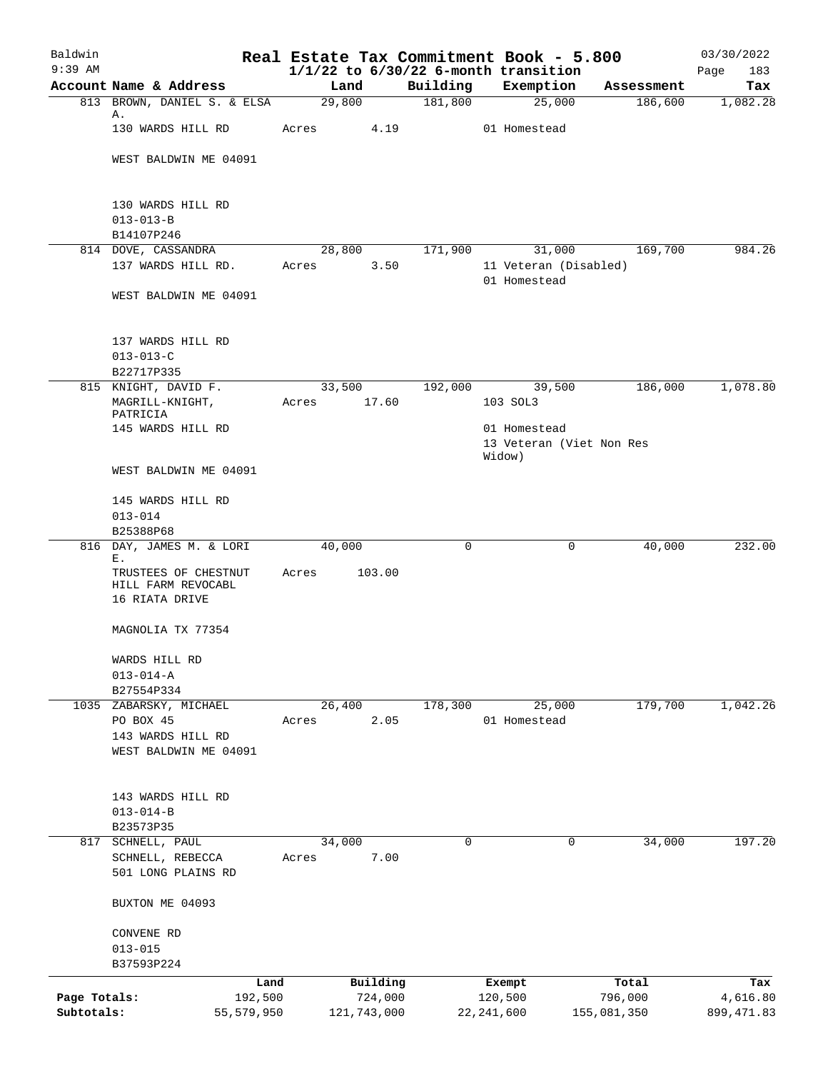Baldwin 9:39 AM

# Real Estate Tax Commitment Book - 5.800

## 1/1/22 to 6/30/22 6-month transition

03/30/2022 Page 183

| Account | Name & Address | Land | Building | Exemption | Assessment | Tax |
|---|---|---|---|---|---|---|
| 813 | BROWN, DANIEL S. & ELSA A. | 29,800 | 181,800 | 25,000 | 186,600 | 1,082.28 |
| | 130 WARDS HILL RD | Acres 4.19 | | 01 Homestead | | |
| | WEST BALDWIN ME 04091 | | | | | |
| | 130 WARDS HILL RD | | | | | |
| | 013-013-B | | | | | |
| | B14107P246 | | | | | |
| 814 | DOVE, CASSANDRA | 28,800 | 171,900 | 31,000 | 169,700 | 984.26 |
| | 137 WARDS HILL RD. | Acres 3.50 | | 11 Veteran (Disabled) | | |
| | | | | 01 Homestead | | |
| | WEST BALDWIN ME 04091 | | | | | |
| | 137 WARDS HILL RD | | | | | |
| | 013-013-C | | | | | |
| | B22717P335 | | | | | |
| 815 | KNIGHT, DAVID F. | 33,500 | 192,000 | 39,500 | 186,000 | 1,078.80 |
| | MAGRILL-KNIGHT, PATRICIA | Acres 17.60 | | 103 SOL3 | | |
| | 145 WARDS HILL RD | | | 01 Homestead | | |
| | | | | 13 Veteran (Viet Non Res Widow) | | |
| | WEST BALDWIN ME 04091 | | | | | |
| | 145 WARDS HILL RD | | | | | |
| | 013-014 | | | | | |
| | B25388P68 | | | | | |
| 816 | DAY, JAMES M. & LORI E. | 40,000 | 0 | 0 | 40,000 | 232.00 |
| | TRUSTEES OF CHESTNUT HILL FARM REVOCABL | Acres 103.00 | | | | |
| | 16 RIATA DRIVE | | | | | |
| | MAGNOLIA TX 77354 | | | | | |
| | WARDS HILL RD | | | | | |
| | 013-014-A | | | | | |
| | B27554P334 | | | | | |
| 1035 | ZABARSKY, MICHAEL | 26,400 | 178,300 | 25,000 | 179,700 | 1,042.26 |
| | PO BOX 45 | Acres 2.05 | | 01 Homestead | | |
| | 143 WARDS HILL RD | | | | | |
| | WEST BALDWIN ME 04091 | | | | | |
| | 143 WARDS HILL RD | | | | | |
| | 013-014-B | | | | | |
| | B23573P35 | | | | | |
| 817 | SCHNELL, PAUL | 34,000 | 0 | 0 | 34,000 | 197.20 |
| | SCHNELL, REBECCA | Acres 7.00 | | | | |
| | 501 LONG PLAINS RD | | | | | |
| | BUXTON ME 04093 | | | | | |
| | CONVENE RD | | | | | |
| | 013-015 | | | | | |
| | B37593P224 | | | | | |

| | Land | Building | Exempt | Total | Tax |
|---|---|---|---|---|---|
| Page Totals: | 192,500 | 724,000 | 120,500 | 796,000 | 4,616.80 |
| Subtotals: | 55,579,950 | 121,743,000 | 22,241,600 | 155,081,350 | 899,471.83 |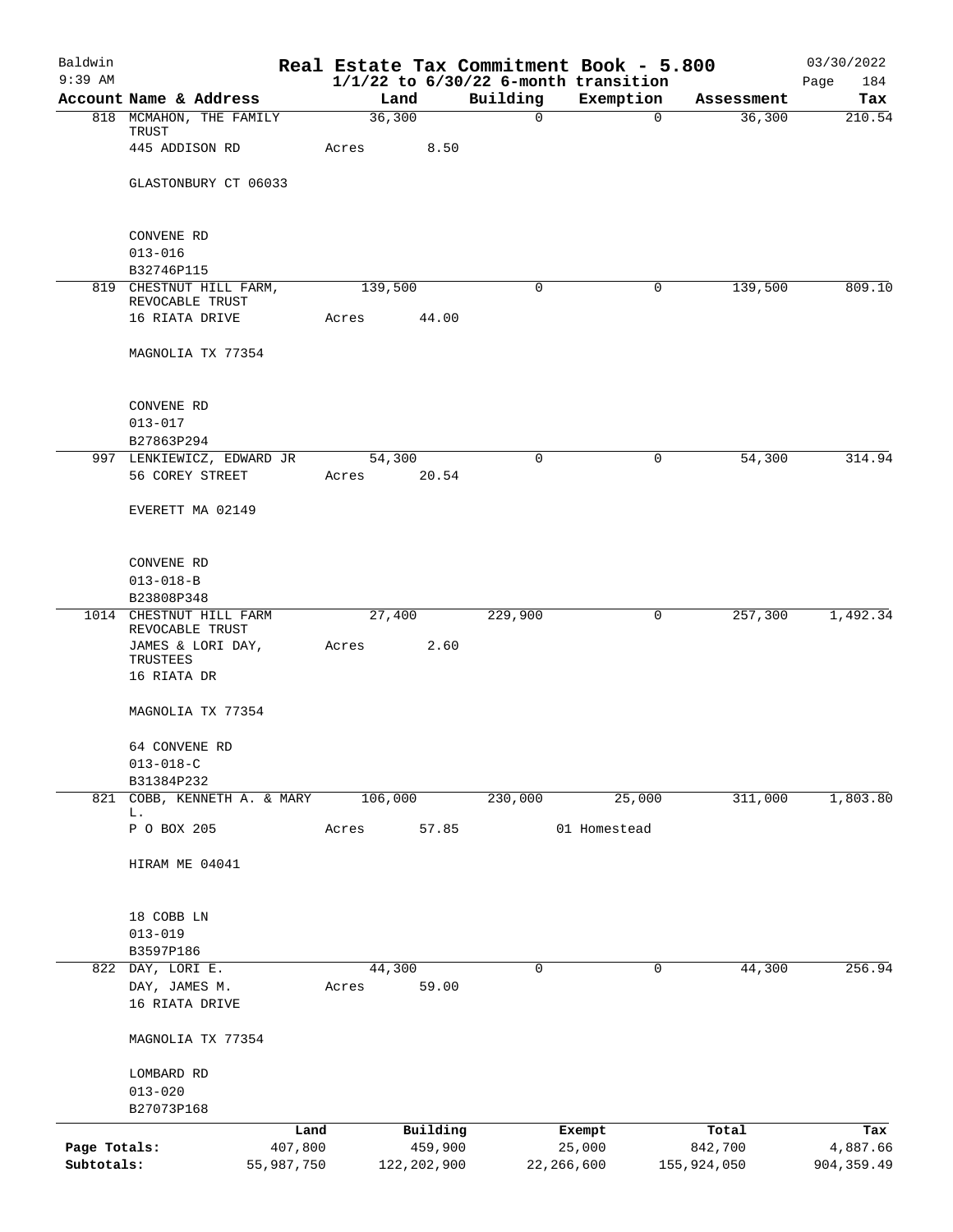# Real Estate Tax Commitment Book - 5.800

Baldwin 9:39 AM — 1/1/22 to 6/30/22 6-month transition — 03/30/2022

| Account Name & Address | Land | Building | Exemption | Assessment | Tax |
|---|---|---|---|---|---|
| 818 MCMAHON, THE FAMILY TRUST<br>445 ADDISON RD<br><br>GLASTONBURY CT 06033<br><br>CONVENE RD<br>013-016<br>B32746P115 | 36,300<br>Acres 8.50 | 0 | 0 | 36,300 | 210.54 |
| 819 CHESTNUT HILL FARM, REVOCABLE TRUST<br>16 RIATA DRIVE<br><br>MAGNOLIA TX 77354<br><br>CONVENE RD<br>013-017<br>B27863P294 | 139,500<br>Acres 44.00 | 0 | 0 | 139,500 | 809.10 |
| 997 LENKIEWICZ, EDWARD JR<br>56 COREY STREET<br><br>EVERETT MA 02149<br><br>CONVENE RD<br>013-018-B<br>B23808P348 | 54,300<br>Acres 20.54 | 0 | 0 | 54,300 | 314.94 |
| 1014 CHESTNUT HILL FARM REVOCABLE TRUST<br>JAMES & LORI DAY, TRUSTEES<br>16 RIATA DR<br><br>MAGNOLIA TX 77354<br><br>64 CONVENE RD<br>013-018-C<br>B31384P232 | 27,400<br>Acres 2.60 | 229,900 | 0 | 257,300 | 1,492.34 |
| 821 COBB, KENNETH A. & MARY L.<br>P O BOX 205<br><br>HIRAM ME 04041<br><br>18 COBB LN<br>013-019<br>B3597P186 | 106,000<br>Acres 57.85 | 230,000 | 25,000<br>01 Homestead | 311,000 | 1,803.80 |
| 822 DAY, LORI E.<br>DAY, JAMES M.<br>16 RIATA DRIVE<br><br>MAGNOLIA TX 77354<br><br>LOMBARD RD<br>013-020<br>B27073P168 | 44,300<br>Acres 59.00 | 0 | 0 | 44,300 | 256.94 |

| | Land | Building | Exempt | Total | Tax |
|---|---|---|---|---|---|
| Page Totals: | 407,800 | 459,900 | 25,000 | 842,700 | 4,887.66 |
| Subtotals: | 55,987,750 | 122,202,900 | 22,266,600 | 155,924,050 | 904,359.49 |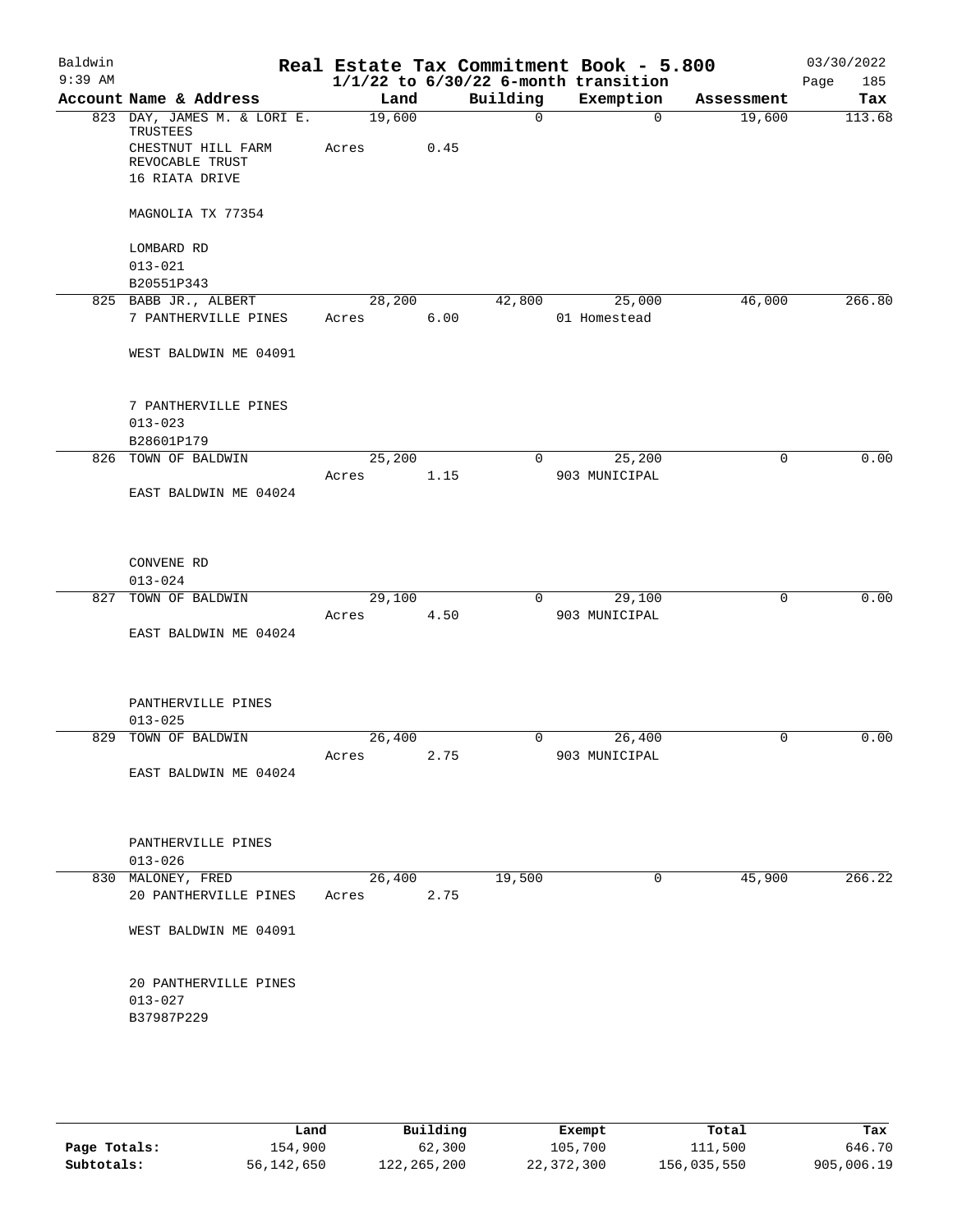# Real Estate Tax Commitment Book - 5.800

Baldwin
9:39 AM

1/1/22 to 6/30/22 6-month transition

03/30/2022

| Account Name & Address | Land | Building | Exemption | Assessment | Tax |
|---|---|---|---|---|---|
| 823 DAY, JAMES M. & LORI E. TRUSTEES<br>CHESTNUT HILL FARM REVOCABLE TRUST<br>16 RIATA DRIVE<br><br>MAGNOLIA TX 77354<br><br>LOMBARD RD<br>013-021<br>B20551P343 | 19,600<br>Acres 0.45 | 0 | 0 | 19,600 | 113.68 |
| 825 BABB JR., ALBERT<br>7 PANTHERVILLE PINES<br><br>WEST BALDWIN ME 04091<br><br>7 PANTHERVILLE PINES<br>013-023<br>B28601P179 | 28,200<br>Acres 6.00 | 42,800 | 25,000<br>01 Homestead | 46,000 | 266.80 |
| 826 TOWN OF BALDWIN<br><br>EAST BALDWIN ME 04024<br><br>CONVENE RD<br>013-024 | 25,200<br>Acres 1.15 | 0 | 25,200<br>903 MUNICIPAL | 0 | 0.00 |
| 827 TOWN OF BALDWIN<br><br>EAST BALDWIN ME 04024<br><br>PANTHERVILLE PINES<br>013-025 | 29,100<br>Acres 4.50 | 0 | 29,100<br>903 MUNICIPAL | 0 | 0.00 |
| 829 TOWN OF BALDWIN<br><br>EAST BALDWIN ME 04024<br><br>PANTHERVILLE PINES<br>013-026 | 26,400<br>Acres 2.75 | 0 | 26,400<br>903 MUNICIPAL | 0 | 0.00 |
| 830 MALONEY, FRED<br>20 PANTHERVILLE PINES<br><br>WEST BALDWIN ME 04091<br><br>20 PANTHERVILLE PINES<br>013-027<br>B37987P229 | 26,400<br>Acres 2.75 | 19,500 | 0 | 45,900 | 266.22 |

| | Land | Building | Exempt | Total | Tax |
|---|---|---|---|---|---|
| Page Totals: | 154,900 | 62,300 | 105,700 | 111,500 | 646.70 |
| Subtotals: | 56,142,650 | 122,265,200 | 22,372,300 | 156,035,550 | 905,006.19 |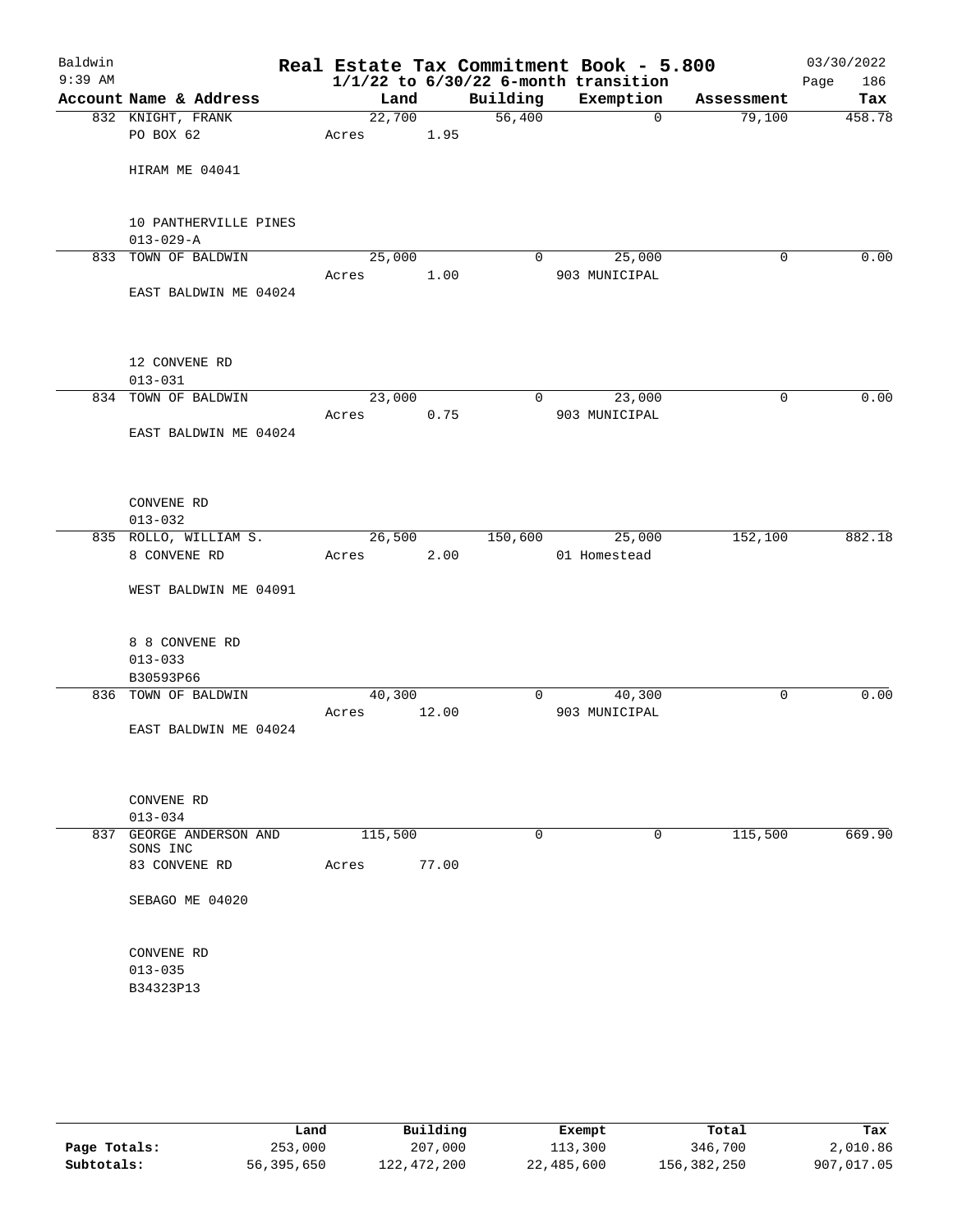Baldwin
9:39 AM

# Real Estate Tax Commitment Book - 5.800

## 1/1/22 to 6/30/22 6-month transition

03/30/2022

| Account Name & Address | Land | Building | Exemption | Assessment | Tax |
|---|---|---|---|---|---|
| 832 KNIGHT, FRANK<br>PO BOX 62<br><br>HIRAM ME 04041<br><br>10 PANTHERVILLE PINES<br>013-029-A | 22,700<br>Acres 1.95 | 56,400 | 0 | 79,100 | 458.78 |
| 833 TOWN OF BALDWIN<br><br>EAST BALDWIN ME 04024<br><br>12 CONVENE RD<br>013-031 | 25,000<br>Acres 1.00 | 0 | 25,000<br>903 MUNICIPAL | 0 | 0.00 |
| 834 TOWN OF BALDWIN<br><br>EAST BALDWIN ME 04024<br><br>CONVENE RD<br>013-032 | 23,000<br>Acres 0.75 | 0 | 23,000<br>903 MUNICIPAL | 0 | 0.00 |
| 835 ROLLO, WILLIAM S.<br>8 CONVENE RD<br><br>WEST BALDWIN ME 04091<br><br>8 8 CONVENE RD<br>013-033<br>B30593P66 | 26,500<br>Acres 2.00 | 150,600 | 25,000<br>01 Homestead | 152,100 | 882.18 |
| 836 TOWN OF BALDWIN<br><br>EAST BALDWIN ME 04024<br><br>CONVENE RD<br>013-034 | 40,300<br>Acres 12.00 | 0 | 40,300<br>903 MUNICIPAL | 0 | 0.00 |
| 837 GEORGE ANDERSON AND SONS INC<br>83 CONVENE RD<br><br>SEBAGO ME 04020<br><br>CONVENE RD<br>013-035<br>B34323P13 | 115,500<br>Acres 77.00 | 0 | 0 | 115,500 | 669.90 |

| | Land | Building | Exempt | Total | Tax |
|---|---|---|---|---|---|
| Page Totals: | 253,000 | 207,000 | 113,300 | 346,700 | 2,010.86 |
| Subtotals: | 56,395,650 | 122,472,200 | 22,485,600 | 156,382,250 | 907,017.05 |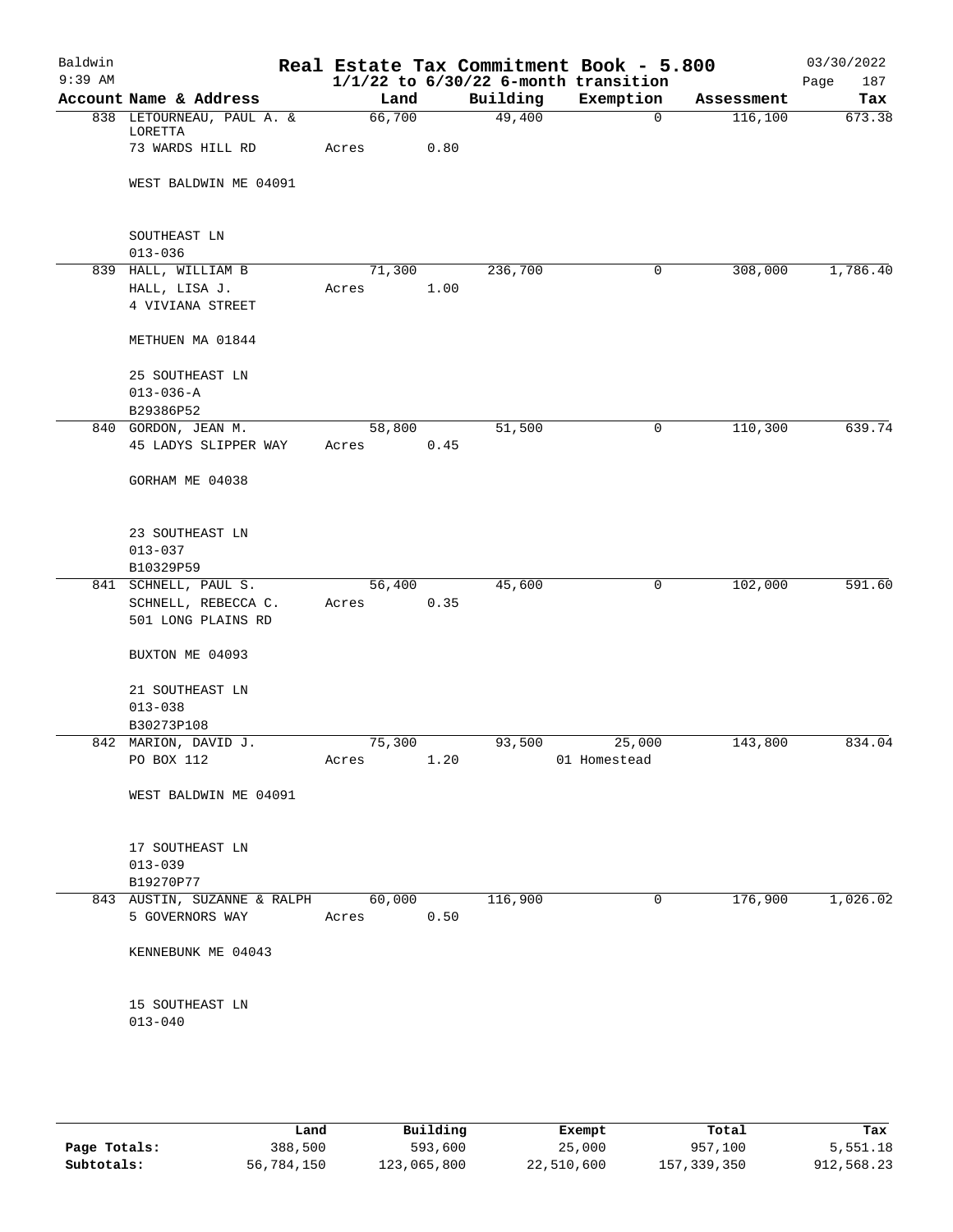Baldwin 9:39 AM

# Real Estate Tax Commitment Book - 5.800

## 1/1/22 to 6/30/22 6-month transition

03/30/2022 Page 187

| Account Name & Address | Land | Building | Exemption | Assessment | Tax |
|---|---|---|---|---|---|
| 838 LETOURNEAU, PAUL A. & LORETTA<br>73 WARDS HILL RD<br><br>WEST BALDWIN ME 04091<br><br>SOUTHEAST LN<br>013-036 | 66,700<br>Acres 0.80 | 49,400 | 0 | 116,100 | 673.38 |
| 839 HALL, WILLIAM B<br>HALL, LISA J.<br>4 VIVIANA STREET<br><br>METHUEN MA 01844<br><br>25 SOUTHEAST LN<br>013-036-A<br>B29386P52 | 71,300<br>Acres 1.00 | 236,700 | 0 | 308,000 | 1,786.40 |
| 840 GORDON, JEAN M.<br>45 LADYS SLIPPER WAY<br><br>GORHAM ME 04038<br><br>23 SOUTHEAST LN<br>013-037<br>B10329P59 | 58,800<br>Acres 0.45 | 51,500 | 0 | 110,300 | 639.74 |
| 841 SCHNELL, PAUL S.<br>SCHNELL, REBECCA C.<br>501 LONG PLAINS RD<br><br>BUXTON ME 04093<br><br>21 SOUTHEAST LN<br>013-038<br>B30273P108 | 56,400<br>Acres 0.35 | 45,600 | 0 | 102,000 | 591.60 |
| 842 MARION, DAVID J.<br>PO BOX 112<br><br>WEST BALDWIN ME 04091<br><br>17 SOUTHEAST LN<br>013-039<br>B19270P77 | 75,300<br>Acres 1.20 | 93,500 | 25,000<br>01 Homestead | 143,800 | 834.04 |
| 843 AUSTIN, SUZANNE & RALPH<br>5 GOVERNORS WAY<br><br>KENNEBUNK ME 04043<br><br>15 SOUTHEAST LN<br>013-040 | 60,000<br>Acres 0.50 | 116,900 | 0 | 176,900 | 1,026.02 |

| | Land | Building | Exempt | Total | Tax |
|---|---|---|---|---|---|
| Page Totals: | 388,500 | 593,600 | 25,000 | 957,100 | 5,551.18 |
| Subtotals: | 56,784,150 | 123,065,800 | 22,510,600 | 157,339,350 | 912,568.23 |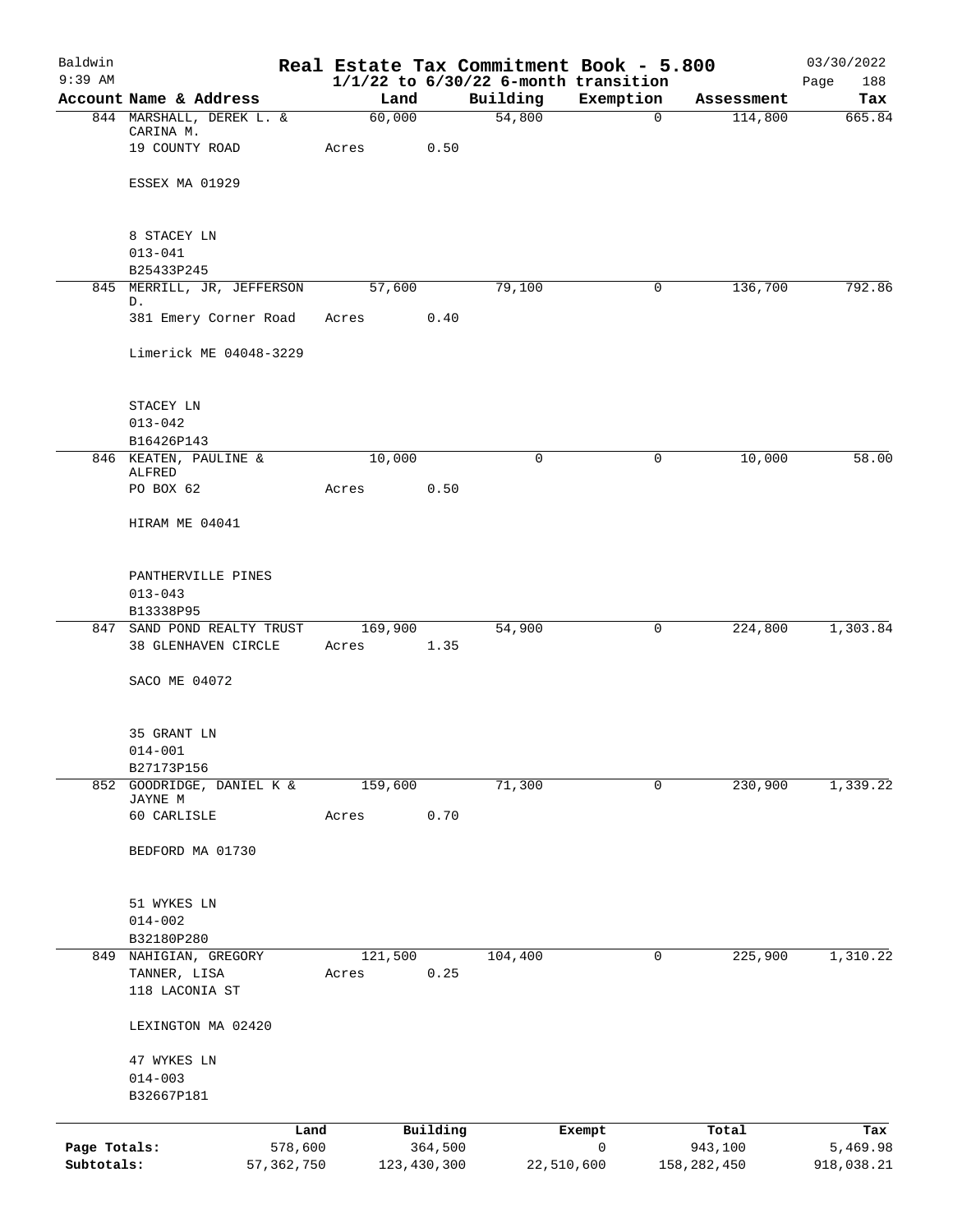# Real Estate Tax Commitment Book - 5.800

Baldwin
9:39 AM

$1/1/22$ to $6/30/22$ 6-month transition

03/30/2022

| Account Name & Address | Land | Building | Exemption | Assessment | Tax |
|---|---|---|---|---|---|
| 844 MARSHALL, DEREK L. & CARINA M.<br>19 COUNTY ROAD<br><br>ESSEX MA 01929<br><br>8 STACEY LN<br>013-041<br>B25433P245 | 60,000<br>Acres 0.50 | 54,800 | 0 | 114,800 | 665.84 |
| 845 MERRILL, JR, JEFFERSON D.<br>381 Emery Corner Road<br><br>Limerick ME 04048-3229<br><br>STACEY LN<br>013-042<br>B16426P143 | 57,600<br>Acres 0.40 | 79,100 | 0 | 136,700 | 792.86 |
| 846 KEATEN, PAULINE & ALFRED<br>PO BOX 62<br><br>HIRAM ME 04041<br><br>PANTHERVILLE PINES<br>013-043<br>B13338P95 | 10,000<br>Acres 0.50 | 0 | 0 | 10,000 | 58.00 |
| 847 SAND POND REALTY TRUST<br>38 GLENHAVEN CIRCLE<br><br>SACO ME 04072<br><br>35 GRANT LN<br>014-001<br>B27173P156 | 169,900<br>Acres 1.35 | 54,900 | 0 | 224,800 | 1,303.84 |
| 852 GOODRIDGE, DANIEL K & JAYNE M<br>60 CARLISLE<br><br>BEDFORD MA 01730<br><br>51 WYKES LN<br>014-002<br>B32180P280 | 159,600<br>Acres 0.70 | 71,300 | 0 | 230,900 | 1,339.22 |
| 849 NAHIGIAN, GREGORY<br>TANNER, LISA<br>118 LACONIA ST<br><br>LEXINGTON MA 02420<br><br>47 WYKES LN<br>014-003<br>B32667P181 | 121,500<br>Acres 0.25 | 104,400 | 0 | 225,900 | 1,310.22 |

| | Land | Building | Exempt | Total | Tax |
|---|---|---|---|---|---|
| Page Totals: | 578,600 | 364,500 | 0 | 943,100 | 5,469.98 |
| Subtotals: | 57,362,750 | 123,430,300 | 22,510,600 | 158,282,450 | 918,038.21 |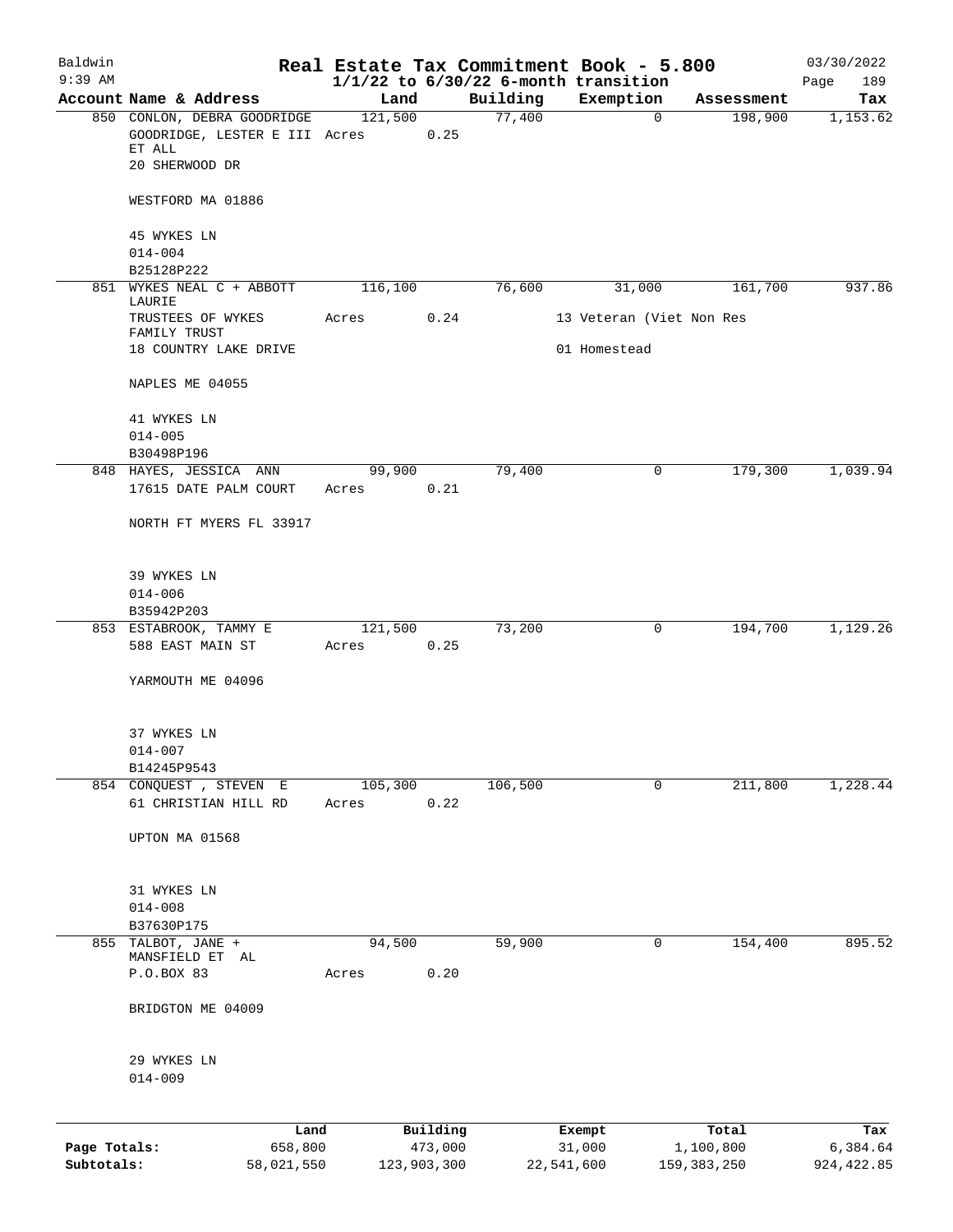Baldwin  
9:39 AM

# Real Estate Tax Commitment Book - 5.800

## 1/1/22 to 6/30/22 6-month transition

03/30/2022  
Page 189

| Account Name & Address | Land | Building | Exemption | Assessment | Tax |
|---|---|---|---|---|---|
| 850 CONLON, DEBRA GOODRIDGE | 121,500 | 77,400 | 0 | 198,900 | 1,153.62 |
| GOODRIDGE, LESTER E III ET ALL | Acres 0.25 | | | | |
| 20 SHERWOOD DR | | | | | |
| WESTFORD MA 01886 | | | | | |
| 45 WYKES LN | | | | | |
| 014-004 | | | | | |
| B25128P222 | | | | | |
| 851 WYKES NEAL C + ABBOTT LAURIE | 116,100 | 76,600 | 31,000 | 161,700 | 937.86 |
| TRUSTEES OF WYKES FAMILY TRUST | Acres 0.24 | | 13 Veteran (Viet Non Res | | |
| 18 COUNTRY LAKE DRIVE | | | 01 Homestead | | |
| NAPLES ME 04055 | | | | | |
| 41 WYKES LN | | | | | |
| 014-005 | | | | | |
| B30498P196 | | | | | |
| 848 HAYES, JESSICA ANN | 99,900 | 79,400 | 0 | 179,300 | 1,039.94 |
| 17615 DATE PALM COURT | Acres 0.21 | | | | |
| NORTH FT MYERS FL 33917 | | | | | |
| 39 WYKES LN | | | | | |
| 014-006 | | | | | |
| B35942P203 | | | | | |
| 853 ESTABROOK, TAMMY E | 121,500 | 73,200 | 0 | 194,700 | 1,129.26 |
| 588 EAST MAIN ST | Acres 0.25 | | | | |
| YARMOUTH ME 04096 | | | | | |
| 37 WYKES LN | | | | | |
| 014-007 | | | | | |
| B14245P9543 | | | | | |
| 854 CONQUEST , STEVEN E | 105,300 | 106,500 | 0 | 211,800 | 1,228.44 |
| 61 CHRISTIAN HILL RD | Acres 0.22 | | | | |
| UPTON MA 01568 | | | | | |
| 31 WYKES LN | | | | | |
| 014-008 | | | | | |
| B37630P175 | | | | | |
| 855 TALBOT, JANE + MANSFIELD ET AL | 94,500 | 59,900 | 0 | 154,400 | 895.52 |
| P.O.BOX 83 | Acres 0.20 | | | | |
| BRIDGTON ME 04009 | | | | | |
| 29 WYKES LN | | | | | |
| 014-009 | | | | | |

| | Land | Building | Exempt | Total | Tax |
|---|---|---|---|---|---|
| Page Totals: | 658,800 | 473,000 | 31,000 | 1,100,800 | 6,384.64 |
| Subtotals: | 58,021,550 | 123,903,300 | 22,541,600 | 159,383,250 | 924,422.85 |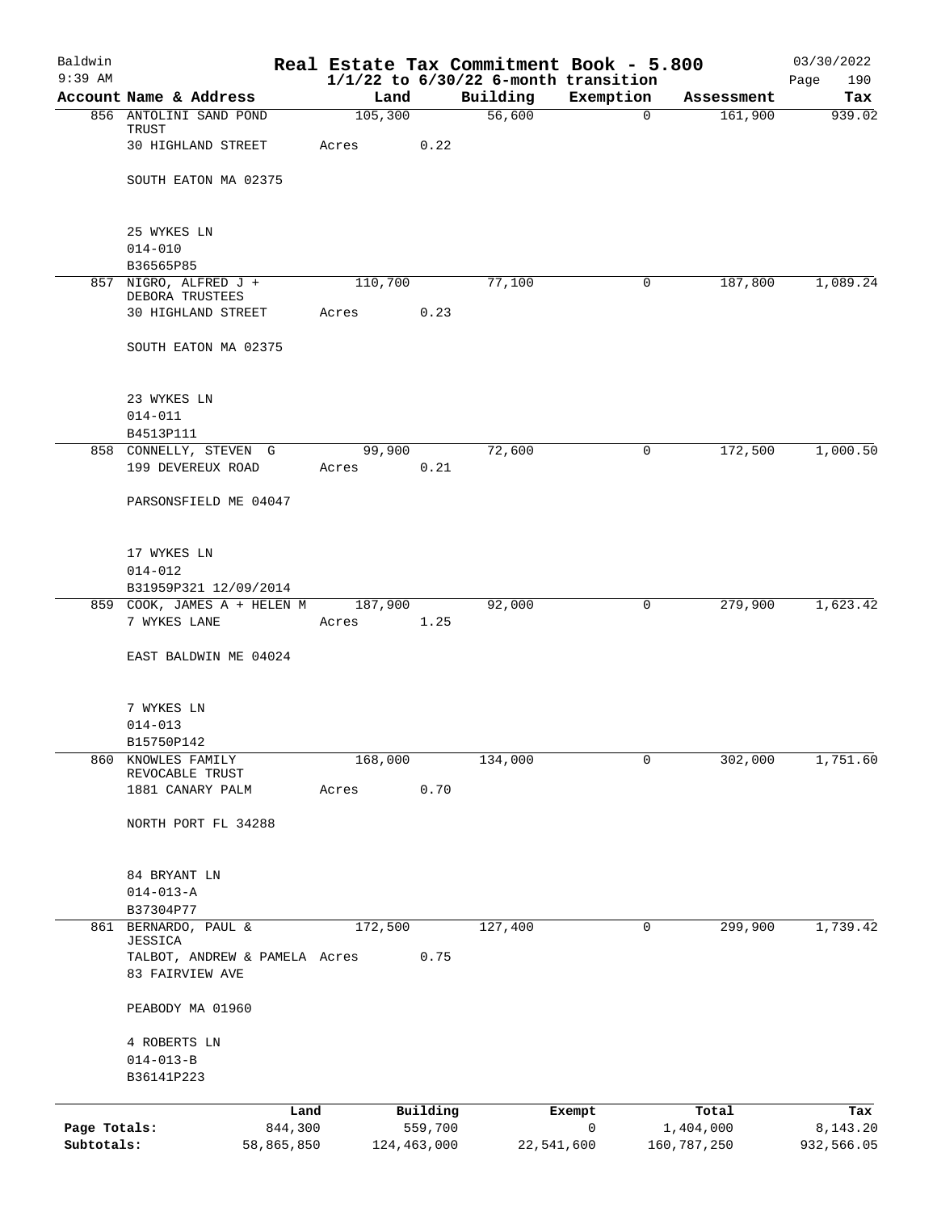# Real Estate Tax Commitment Book - 5.800

Baldwin
9:39 AM

$1/1/22$ to $6/30/22$ 6-month transition

03/30/2022

| Account Name & Address | Land | Building | Exemption | Assessment | Tax |
|---|---|---|---|---|---|
| 856 ANTOLINI SAND POND TRUST<br>30 HIGHLAND STREET<br>SOUTH EATON MA 02375<br><br>25 WYKES LN<br>014-010<br>B36565P85 | 105,300<br>Acres 0.22 | 56,600 | 0 | 161,900 | 939.02 |
| 857 NIGRO, ALFRED J + DEBORA TRUSTEES<br>30 HIGHLAND STREET<br>SOUTH EATON MA 02375<br><br>23 WYKES LN<br>014-011<br>B4513P111 | 110,700<br>Acres 0.23 | 77,100 | 0 | 187,800 | 1,089.24 |
| 858 CONNELLY, STEVEN G<br>199 DEVEREUX ROAD<br>PARSONSFIELD ME 04047<br><br>17 WYKES LN<br>014-012<br>B31959P321 12/09/2014 | 99,900<br>Acres 0.21 | 72,600 | 0 | 172,500 | 1,000.50 |
| 859 COOK, JAMES A + HELEN M<br>7 WYKES LANE<br>EAST BALDWIN ME 04024<br><br>7 WYKES LN<br>014-013<br>B15750P142 | 187,900<br>Acres 1.25 | 92,000 | 0 | 279,900 | 1,623.42 |
| 860 KNOWLES FAMILY REVOCABLE TRUST<br>1881 CANARY PALM<br>NORTH PORT FL 34288<br><br>84 BRYANT LN<br>014-013-A<br>B37304P77 | 168,000<br>Acres 0.70 | 134,000 | 0 | 302,000 | 1,751.60 |
| 861 BERNARDO, PAUL & JESSICA<br>TALBOT, ANDREW & PAMELA<br>83 FAIRVIEW AVE<br>PEABODY MA 01960<br><br>4 ROBERTS LN<br>014-013-B<br>B36141P223 | 172,500<br>Acres 0.75 | 127,400 | 0 | 299,900 | 1,739.42 |

| | Land | Building | Exempt | Total | Tax |
|---|---|---|---|---|---|
| Page Totals: | 844,300 | 559,700 | 0 | 1,404,000 | 8,143.20 |
| Subtotals: | 58,865,850 | 124,463,000 | 22,541,600 | 160,787,250 | 932,566.05 |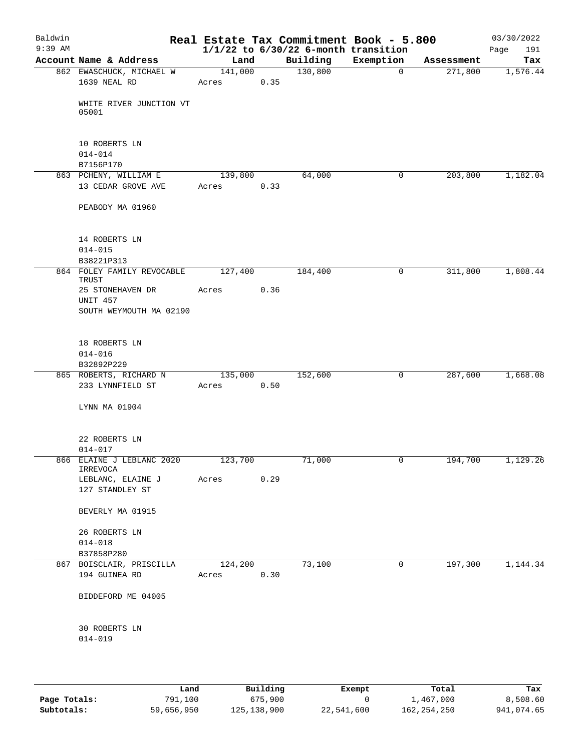# Real Estate Tax Commitment Book - 5.800

Baldwin 9:39 AM — 03/30/2022

$1/1/22$ to $6/30/22$ 6-month transition

| Account Name & Address | Land | Building | Exemption | Assessment | Tax |
|---|---|---|---|---|---|
| 862 EWASCHUCK, MICHAEL W<br>1639 NEAL RD<br><br>WHITE RIVER JUNCTION VT 05001<br><br>10 ROBERTS LN<br>014-014<br>B7156P170 | 141,000<br>Acres 0.35 | 130,800 | 0 | 271,800 | 1,576.44 |
| 863 PCHENY, WILLIAM E<br>13 CEDAR GROVE AVE<br><br>PEABODY MA 01960<br><br>14 ROBERTS LN<br>014-015<br>B38221P313 | 139,800<br>Acres 0.33 | 64,000 | 0 | 203,800 | 1,182.04 |
| 864 FOLEY FAMILY REVOCABLE TRUST<br>25 STONEHAVEN DR<br>UNIT 457<br>SOUTH WEYMOUTH MA 02190<br><br>18 ROBERTS LN<br>014-016<br>B32892P229 | 127,400<br>Acres 0.36 | 184,400 | 0 | 311,800 | 1,808.44 |
| 865 ROBERTS, RICHARD N<br>233 LYNNFIELD ST<br><br>LYNN MA 01904<br><br>22 ROBERTS LN<br>014-017 | 135,000<br>Acres 0.50 | 152,600 | 0 | 287,600 | 1,668.08 |
| 866 ELAINE J LEBLANC 2020 IRREVOCA<br>LEBLANC, ELAINE J<br>127 STANDLEY ST<br><br>BEVERLY MA 01915<br><br>26 ROBERTS LN<br>014-018<br>B37858P280 | 123,700<br>Acres 0.29 | 71,000 | 0 | 194,700 | 1,129.26 |
| 867 BOISCLAIR, PRISCILLA<br>194 GUINEA RD<br><br>BIDDEFORD ME 04005<br><br>30 ROBERTS LN<br>014-019 | 124,200<br>Acres 0.30 | 73,100 | 0 | 197,300 | 1,144.34 |

| | Land | Building | Exempt | Total | Tax |
|---|---|---|---|---|---|
| Page Totals: | 791,100 | 675,900 | 0 | 1,467,000 | 8,508.60 |
| Subtotals: | 59,656,950 | 125,138,900 | 22,541,600 | 162,254,250 | 941,074.65 |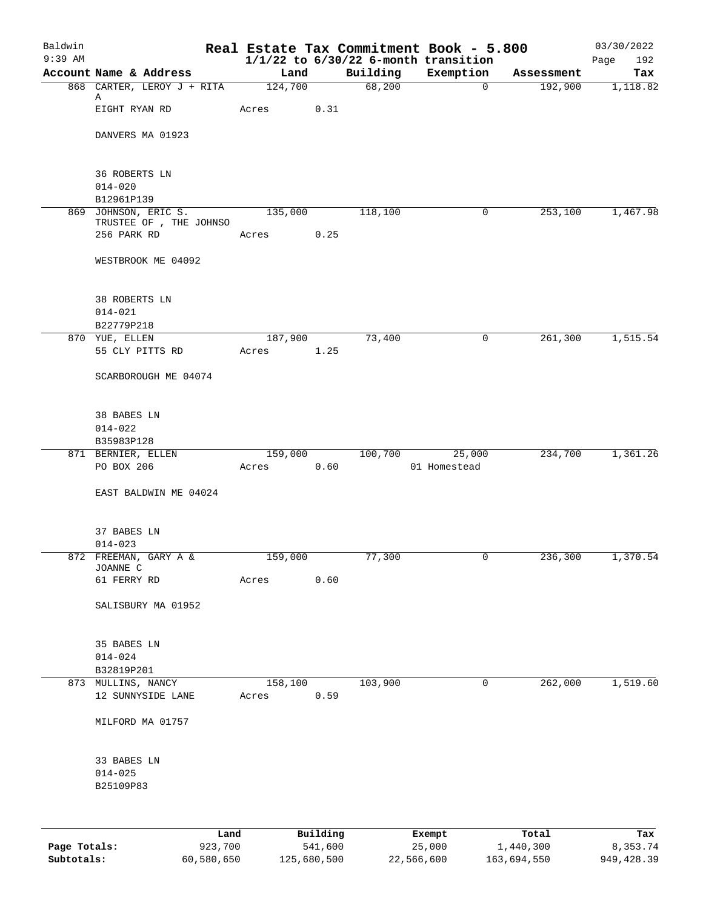Baldwin 9:39 AM

# Real Estate Tax Commitment Book - 5.800
## 1/1/22 to 6/30/22 6-month transition

03/30/2022 Page 192

| Account Name & Address | Land | Building | Exemption | Assessment | Tax |
|---|---|---|---|---|---|
| 868 CARTER, LEROY J + RITA A<br>EIGHT RYAN RD<br><br>DANVERS MA 01923<br><br>36 ROBERTS LN<br>014-020<br>B12961P139 | 124,700<br>Acres 0.31 | 68,200 | 0 | 192,900 | 1,118.82 |
| 869 JOHNSON, ERIC S. TRUSTEE OF , THE JOHNSO<br>256 PARK RD<br><br>WESTBROOK ME 04092<br><br>38 ROBERTS LN<br>014-021<br>B22779P218 | 135,000<br>Acres 0.25 | 118,100 | 0 | 253,100 | 1,467.98 |
| 870 YUE, ELLEN<br>55 CLY PITTS RD<br><br>SCARBOROUGH ME 04074<br><br>38 BABES LN<br>014-022<br>B35983P128 | 187,900<br>Acres 1.25 | 73,400 | 0 | 261,300 | 1,515.54 |
| 871 BERNIER, ELLEN<br>PO BOX 206<br><br>EAST BALDWIN ME 04024<br><br>37 BABES LN<br>014-023 | 159,000<br>Acres 0.60 | 100,700 | 25,000<br>01 Homestead | 234,700 | 1,361.26 |
| 872 FREEMAN, GARY A & JOANNE C<br>61 FERRY RD<br><br>SALISBURY MA 01952<br><br>35 BABES LN<br>014-024<br>B32819P201 | 159,000<br>Acres 0.60 | 77,300 | 0 | 236,300 | 1,370.54 |
| 873 MULLINS, NANCY<br>12 SUNNYSIDE LANE<br><br>MILFORD MA 01757<br><br>33 BABES LN<br>014-025<br>B25109P83 | 158,100<br>Acres 0.59 | 103,900 | 0 | 262,000 | 1,519.60 |

| | Land | Building | Exempt | Total | Tax |
|---|---|---|---|---|---|
| Page Totals: | 923,700 | 541,600 | 25,000 | 1,440,300 | 8,353.74 |
| Subtotals: | 60,580,650 | 125,680,500 | 22,566,600 | 163,694,550 | 949,428.39 |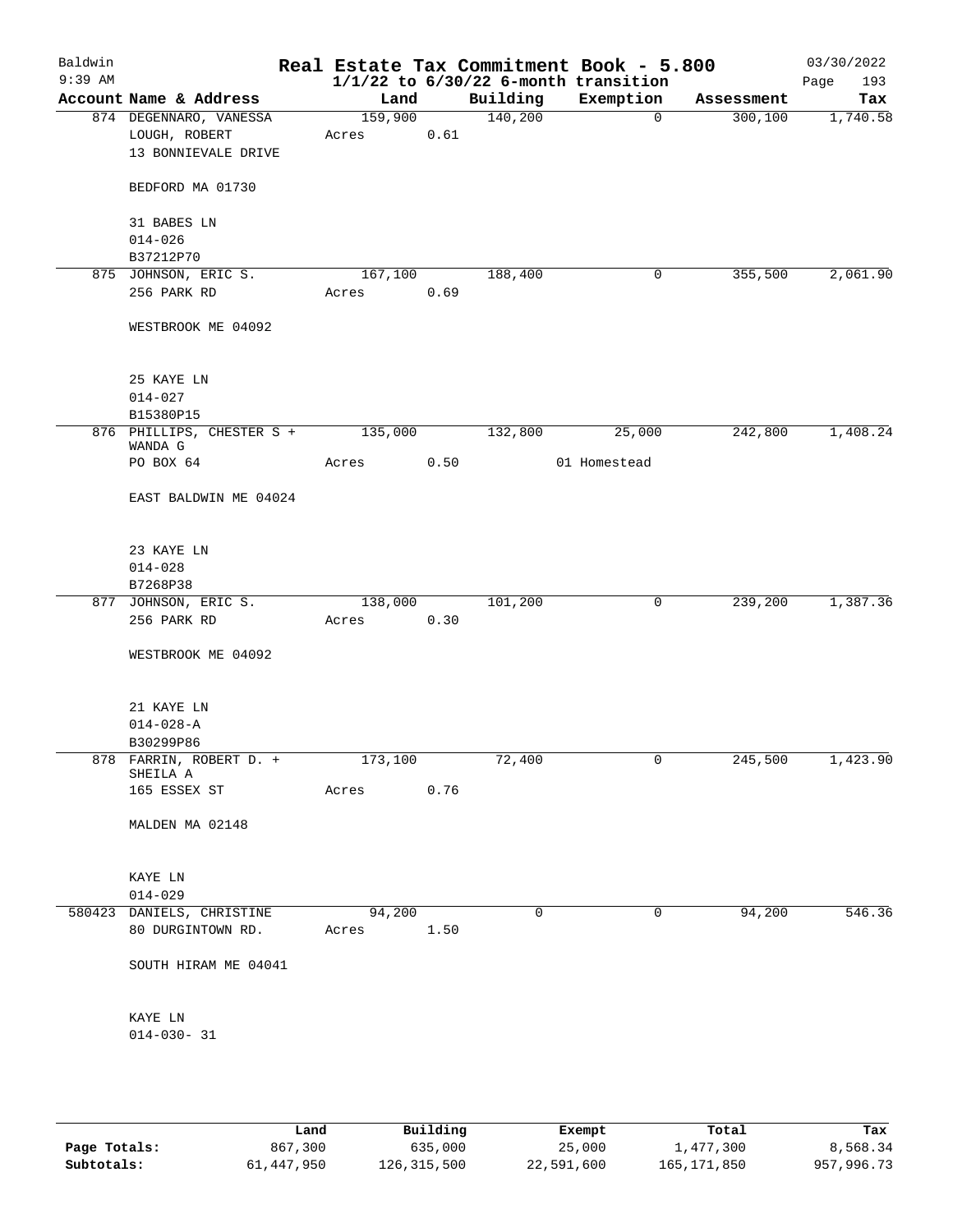# Baldwin — Real Estate Tax Commitment Book - 5.800

9:39 AM — 1/1/22 to 6/30/22 6-month transition — 03/30/2022

| Account | Name & Address | Land | Building | Exemption | Assessment | Tax |
|---|---|---|---|---|---|---|
| 874 | DEGENNARO, VANESSA<br>LOUGH, ROBERT<br>13 BONNIEVALE DRIVE<br><br>BEDFORD MA 01730<br><br>31 BABES LN<br>014-026<br>B37212P70 | 159,900<br>Acres 0.61 | 140,200 | 0 | 300,100 | 1,740.58 |
| 875 | JOHNSON, ERIC S.<br>256 PARK RD<br><br>WESTBROOK ME 04092<br><br>25 KAYE LN<br>014-027<br>B15380P15 | 167,100<br>Acres 0.69 | 188,400 | 0 | 355,500 | 2,061.90 |
| 876 | PHILLIPS, CHESTER S + WANDA G<br>PO BOX 64<br><br>EAST BALDWIN ME 04024<br><br>23 KAYE LN<br>014-028<br>B7268P38 | 135,000<br>Acres 0.50 | 132,800 | 25,000<br>01 Homestead | 242,800 | 1,408.24 |
| 877 | JOHNSON, ERIC S.<br>256 PARK RD<br><br>WESTBROOK ME 04092<br><br>21 KAYE LN<br>014-028-A<br>B30299P86 | 138,000<br>Acres 0.30 | 101,200 | 0 | 239,200 | 1,387.36 |
| 878 | FARRIN, ROBERT D. + SHEILA A<br>165 ESSEX ST<br><br>MALDEN MA 02148<br><br>KAYE LN<br>014-029 | 173,100<br>Acres 0.76 | 72,400 | 0 | 245,500 | 1,423.90 |
| 580423 | DANIELS, CHRISTINE<br>80 DURGINTOWN RD.<br><br>SOUTH HIRAM ME 04041<br><br>KAYE LN<br>014-030- 31 | 94,200<br>Acres 1.50 | 0 | 0 | 94,200 | 546.36 |

| | Land | Building | Exempt | Total | Tax |
|---|---|---|---|---|---|
| Page Totals: | 867,300 | 635,000 | 25,000 | 1,477,300 | 8,568.34 |
| Subtotals: | 61,447,950 | 126,315,500 | 22,591,600 | 165,171,850 | 957,996.73 |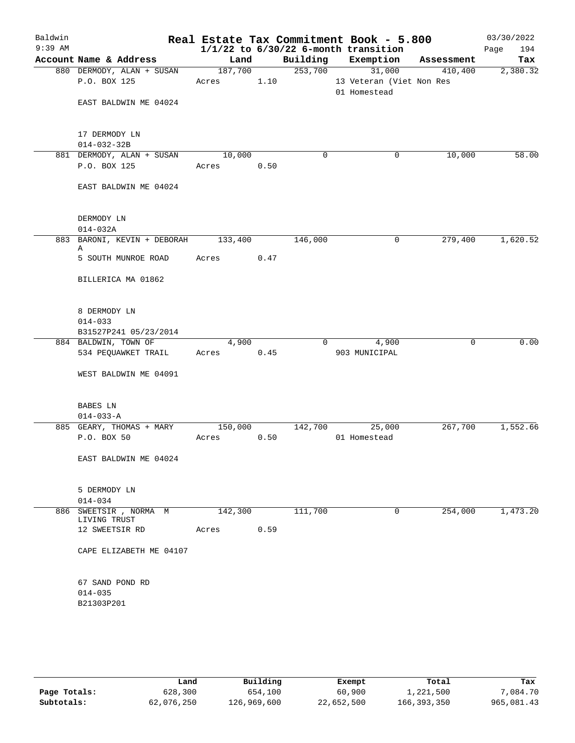# Real Estate Tax Commitment Book - 5.800

Baldwin
9:39 AM

$1/1/22$ to $6/30/22$ 6-month transition

03/30/2022

| Account Name & Address | Land | Building | Exemption | Assessment | Tax |
|---|---|---|---|---|---|
| 880 DERMODY, ALAN + SUSAN | 187,700 | 253,700 | 31,000 | 410,400 | 2,380.32 |
| P.O. BOX 125 | Acres 1.10 | | 13 Veteran (Viet Non Res | | |
| | | | 01 Homestead | | |
| EAST BALDWIN ME 04024 | | | | | |
| 17 DERMODY LN | | | | | |
| 014-032-32B | | | | | |
| 881 DERMODY, ALAN + SUSAN | 10,000 | 0 | 0 | 10,000 | 58.00 |
| P.O. BOX 125 | Acres 0.50 | | | | |
| EAST BALDWIN ME 04024 | | | | | |
| DERMODY LN | | | | | |
| 014-032A | | | | | |
| 883 BARONI, KEVIN + DEBORAH A | 133,400 | 146,000 | 0 | 279,400 | 1,620.52 |
| 5 SOUTH MUNROE ROAD | Acres 0.47 | | | | |
| BILLERICA MA 01862 | | | | | |
| 8 DERMODY LN | | | | | |
| 014-033 | | | | | |
| B31527P241 05/23/2014 | | | | | |
| 884 BALDWIN, TOWN OF | 4,900 | 0 | 4,900 | 0 | 0.00 |
| 534 PEQUAWKET TRAIL | Acres 0.45 | | 903 MUNICIPAL | | |
| WEST BALDWIN ME 04091 | | | | | |
| BABES LN | | | | | |
| 014-033-A | | | | | |
| 885 GEARY, THOMAS + MARY | 150,000 | 142,700 | 25,000 | 267,700 | 1,552.66 |
| P.O. BOX 50 | Acres 0.50 | | 01 Homestead | | |
| EAST BALDWIN ME 04024 | | | | | |
| 5 DERMODY LN | | | | | |
| 014-034 | | | | | |
| 886 SWEETSIR , NORMA M LIVING TRUST | 142,300 | 111,700 | 0 | 254,000 | 1,473.20 |
| 12 SWEETSIR RD | Acres 0.59 | | | | |
| CAPE ELIZABETH ME 04107 | | | | | |
| 67 SAND POND RD | | | | | |
| 014-035 | | | | | |
| B21303P201 | | | | | |

| | Land | Building | Exempt | Total | Tax |
|---|---|---|---|---|---|
| Page Totals: | 628,300 | 654,100 | 60,900 | 1,221,500 | 7,084.70 |
| Subtotals: | 62,076,250 | 126,969,600 | 22,652,500 | 166,393,350 | 965,081.43 |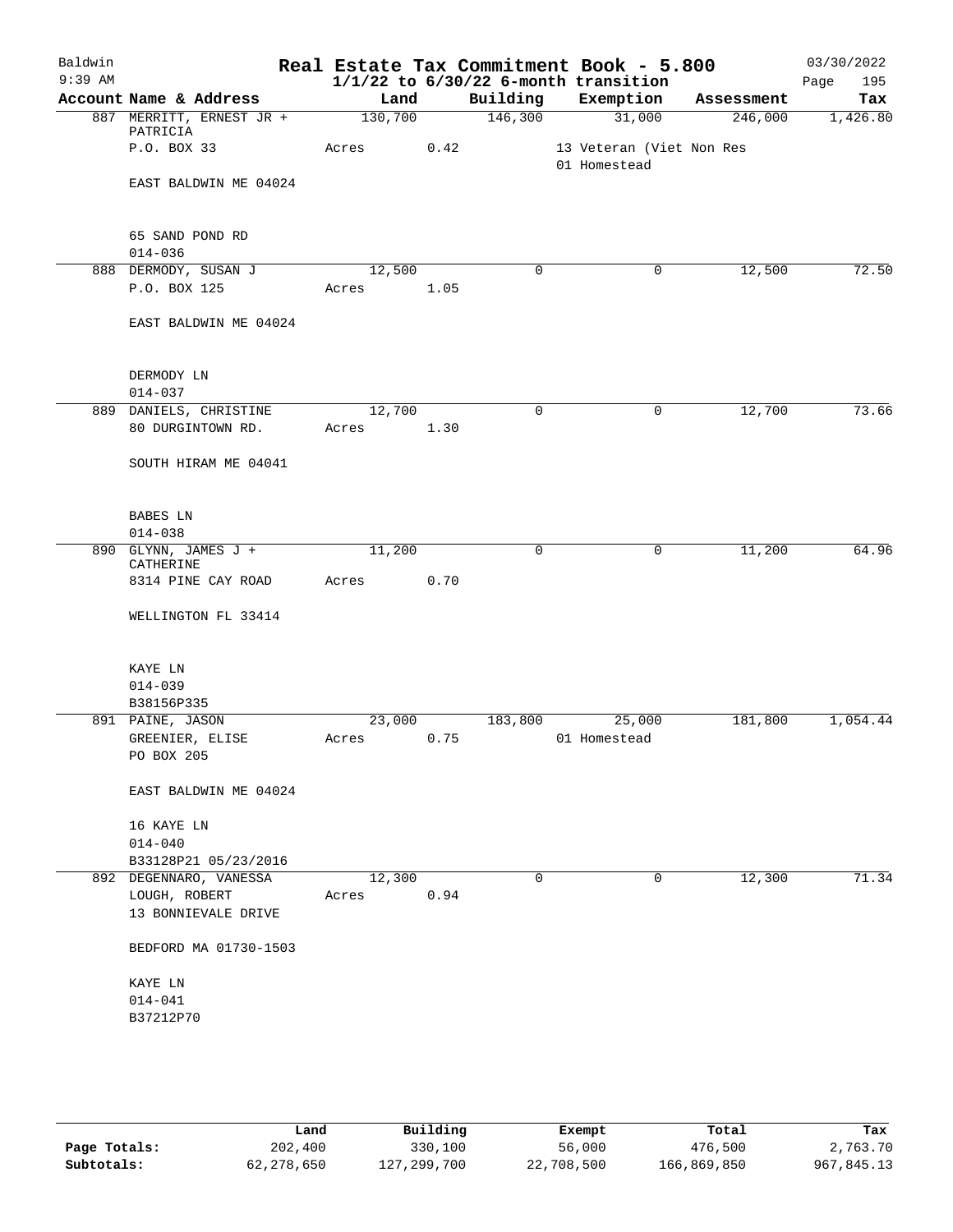# Baldwin — Real Estate Tax Commitment Book - 5.800

9:39 AM — 1/1/22 to 6/30/22 6-month transition — 03/30/2022

| Account Name & Address | Land | Building | Exemption | Assessment | Tax |
|---|---|---|---|---|---|
| 887 MERRITT, ERNEST JR + PATRICIA | 130,700 | 146,300 | 31,000 | 246,000 | 1,426.80 |
| P.O. BOX 33 | Acres 0.42 | | 13 Veteran (Viet Non Res | | |
| | | | 01 Homestead | | |
| EAST BALDWIN ME 04024 | | | | | |
| 65 SAND POND RD | | | | | |
| 014-036 | | | | | |
| 888 DERMODY, SUSAN J | 12,500 | 0 | 0 | 12,500 | 72.50 |
| P.O. BOX 125 | Acres 1.05 | | | | |
| EAST BALDWIN ME 04024 | | | | | |
| DERMODY LN | | | | | |
| 014-037 | | | | | |
| 889 DANIELS, CHRISTINE | 12,700 | 0 | 0 | 12,700 | 73.66 |
| 80 DURGINTOWN RD. | Acres 1.30 | | | | |
| SOUTH HIRAM ME 04041 | | | | | |
| BABES LN | | | | | |
| 014-038 | | | | | |
| 890 GLYNN, JAMES J + CATHERINE | 11,200 | 0 | 0 | 11,200 | 64.96 |
| 8314 PINE CAY ROAD | Acres 0.70 | | | | |
| WELLINGTON FL 33414 | | | | | |
| KAYE LN | | | | | |
| 014-039 | | | | | |
| B38156P335 | | | | | |
| 891 PAINE, JASON | 23,000 | 183,800 | 25,000 | 181,800 | 1,054.44 |
| GREENIER, ELISE | Acres 0.75 | | 01 Homestead | | |
| PO BOX 205 | | | | | |
| EAST BALDWIN ME 04024 | | | | | |
| 16 KAYE LN | | | | | |
| 014-040 | | | | | |
| B33128P21 05/23/2016 | | | | | |
| 892 DEGENNARO, VANESSA | 12,300 | 0 | 0 | 12,300 | 71.34 |
| LOUGH, ROBERT | Acres 0.94 | | | | |
| 13 BONNIEVALE DRIVE | | | | | |
| BEDFORD MA 01730-1503 | | | | | |
| KAYE LN | | | | | |
| 014-041 | | | | | |
| B37212P70 | | | | | |

| | Land | Building | Exempt | Total | Tax |
|---|---|---|---|---|---|
| Page Totals: | 202,400 | 330,100 | 56,000 | 476,500 | 2,763.70 |
| Subtotals: | 62,278,650 | 127,299,700 | 22,708,500 | 166,869,850 | 967,845.13 |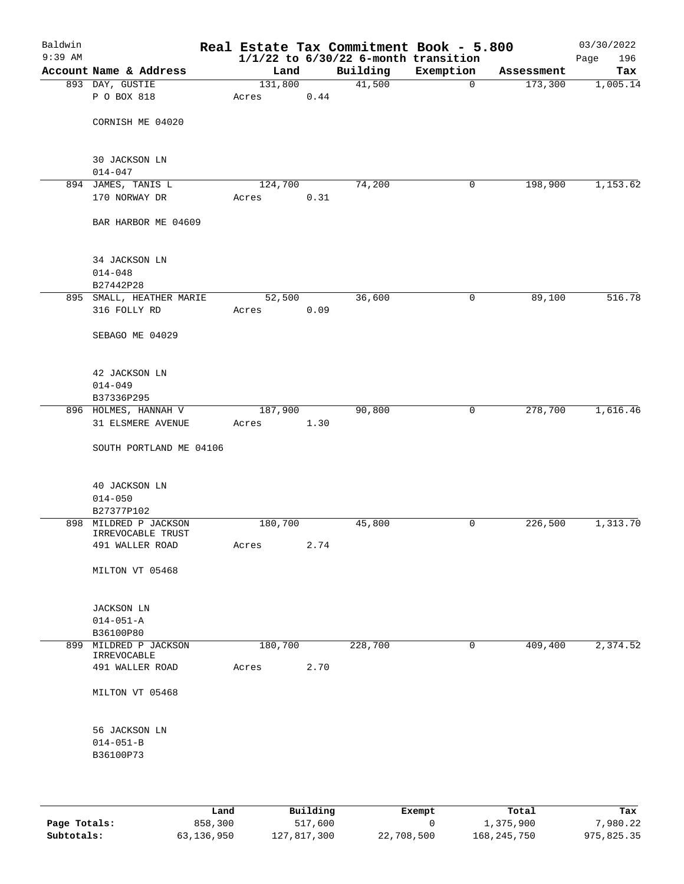Baldwin 9:39 AM

# Real Estate Tax Commitment Book - 5.800
## 1/1/22 to 6/30/22 6-month transition

03/30/2022 Page 196

| Account Name & Address | Land | Building | Exemption | Assessment | Tax |
|---|---|---|---|---|---|
| 893 DAY, GUSTIE<br>P O BOX 818<br>CORNISH ME 04020<br>30 JACKSON LN<br>014-047 | 131,800<br>Acres 0.44 | 41,500 | 0 | 173,300 | 1,005.14 |
| 894 JAMES, TANIS L<br>170 NORWAY DR<br>BAR HARBOR ME 04609<br>34 JACKSON LN<br>014-048<br>B27442P28 | 124,700<br>Acres 0.31 | 74,200 | 0 | 198,900 | 1,153.62 |
| 895 SMALL, HEATHER MARIE<br>316 FOLLY RD<br>SEBAGO ME 04029<br>42 JACKSON LN<br>014-049<br>B37336P295 | 52,500<br>Acres 0.09 | 36,600 | 0 | 89,100 | 516.78 |
| 896 HOLMES, HANNAH V<br>31 ELSMERE AVENUE<br>SOUTH PORTLAND ME 04106<br>40 JACKSON LN<br>014-050<br>B27377P102 | 187,900<br>Acres 1.30 | 90,800 | 0 | 278,700 | 1,616.46 |
| 898 MILDRED P JACKSON IRREVOCABLE TRUST<br>491 WALLER ROAD<br>MILTON VT 05468<br>JACKSON LN<br>014-051-A<br>B36100P80 | 180,700<br>Acres 2.74 | 45,800 | 0 | 226,500 | 1,313.70 |
| 899 MILDRED P JACKSON IRREVOCABLE<br>491 WALLER ROAD<br>MILTON VT 05468<br>56 JACKSON LN<br>014-051-B<br>B36100P73 | 180,700<br>Acres 2.70 | 228,700 | 0 | 409,400 | 2,374.52 |

| | Land | Building | Exempt | Total | Tax |
|---|---|---|---|---|---|
| Page Totals: | 858,300 | 517,600 | 0 | 1,375,900 | 7,980.22 |
| Subtotals: | 63,136,950 | 127,817,300 | 22,708,500 | 168,245,750 | 975,825.35 |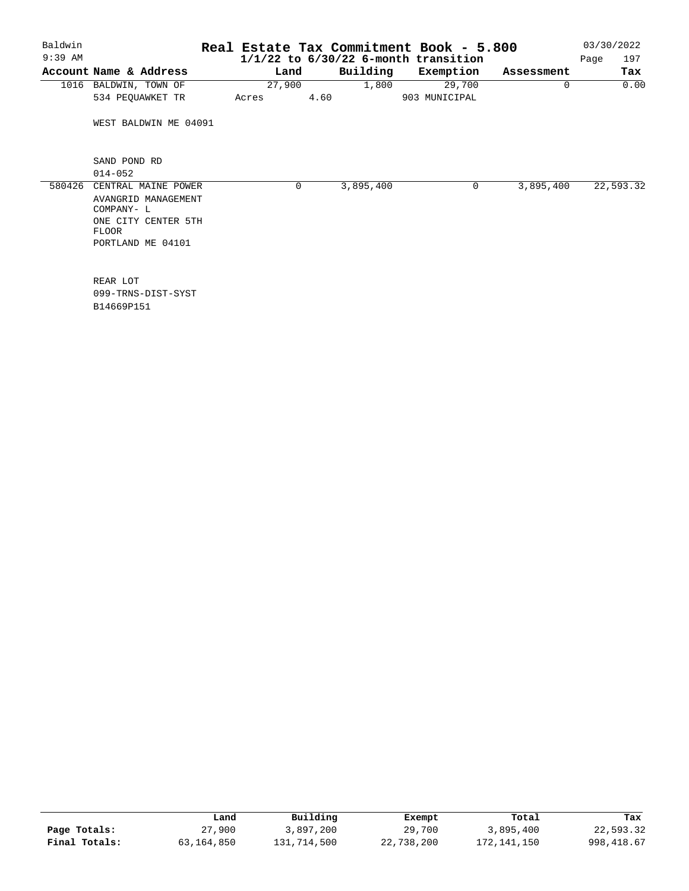Baldwin
9:39 AM

# Real Estate Tax Commitment Book - 5.800
**1/1/22 to 6/30/22 6-month transition**

03/30/2022
Page 197

| Account | Name & Address | Land | Building | Exemption | Assessment | Tax |
|---|---|---|---|---|---|---|
| 1016 | BALDWIN, TOWN OF | 27,900 | 1,800 | 29,700 | 0 | 0.00 |
| | 534 PEQUAWKET TR | Acres 4.60 | | 903 MUNICIPAL | | |
| | WEST BALDWIN ME 04091 | | | | | |
| | SAND POND RD | | | | | |
| | 014-052 | | | | | |
| 580426 | CENTRAL MAINE POWER | 0 | 3,895,400 | 0 | 3,895,400 | 22,593.32 |
| | AVANGRID MANAGEMENT COMPANY- L | | | | | |
| | ONE CITY CENTER 5TH FLOOR | | | | | |
| | PORTLAND ME 04101 | | | | | |
| | REAR LOT | | | | | |
| | 099-TRNS-DIST-SYST | | | | | |
| | B14669P151 | | | | | |

| | Land | Building | Exempt | Total | Tax |
|---|---|---|---|---|---|
| **Page Totals:** | 27,900 | 3,897,200 | 29,700 | 3,895,400 | 22,593.32 |
| **Final Totals:** | 63,164,850 | 131,714,500 | 22,738,200 | 172,141,150 | 998,418.67 |